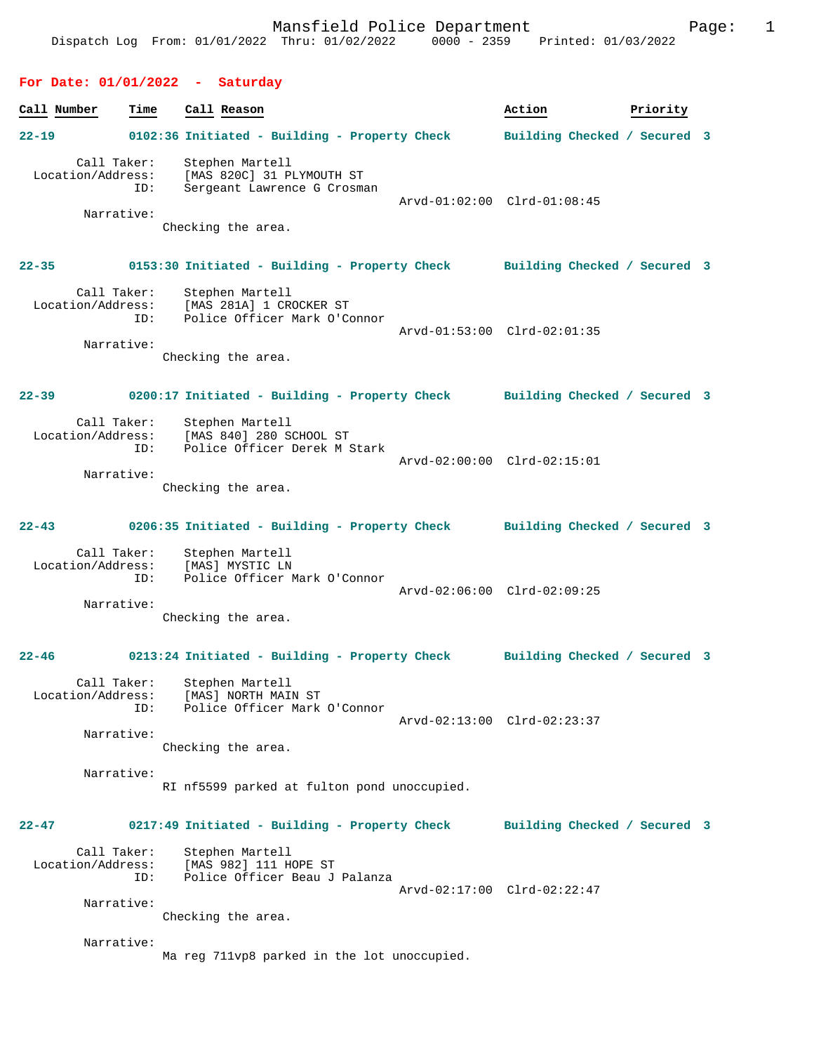Mansfield Police Department

Dispatch Log From: 01/01/2022 Thru: 01/02/2022 0000 - 2359 Printed: 01/03/2022

## For Date: 01/01/2022 - Saturday

| Call Number | Time | Call Reason | Action | Priority |
|---|---|---|---|---|

**22-19** 0102:36 Initiated - Building - Property Check — Building Checked / Secured 3

Call Taker: Stephen Martell
Location/Address: [MAS 820C] 31 PLYMOUTH ST
ID: Sergeant Lawrence G Crosman
Arvd-01:02:00 Clrd-01:08:45

Narrative:
Checking the area.

**22-35** 0153:30 Initiated - Building - Property Check — Building Checked / Secured 3

Call Taker: Stephen Martell
Location/Address: [MAS 281A] 1 CROCKER ST
ID: Police Officer Mark O'Connor
Arvd-01:53:00 Clrd-02:01:35

Narrative:
Checking the area.

**22-39** 0200:17 Initiated - Building - Property Check — Building Checked / Secured 3

Call Taker: Stephen Martell
Location/Address: [MAS 840] 280 SCHOOL ST
ID: Police Officer Derek M Stark
Arvd-02:00:00 Clrd-02:15:01

Narrative:
Checking the area.

**22-43** 0206:35 Initiated - Building - Property Check — Building Checked / Secured 3

Call Taker: Stephen Martell
Location/Address: [MAS] MYSTIC LN
ID: Police Officer Mark O'Connor
Arvd-02:06:00 Clrd-02:09:25

Narrative:
Checking the area.

**22-46** 0213:24 Initiated - Building - Property Check — Building Checked / Secured 3

Call Taker: Stephen Martell
Location/Address: [MAS] NORTH MAIN ST
ID: Police Officer Mark O'Connor
Arvd-02:13:00 Clrd-02:23:37

Narrative:
Checking the area.

Narrative:
RI nf5599 parked at fulton pond unoccupied.

**22-47** 0217:49 Initiated - Building - Property Check — Building Checked / Secured 3

Call Taker: Stephen Martell
Location/Address: [MAS 982] 111 HOPE ST
ID: Police Officer Beau J Palanza
Arvd-02:17:00 Clrd-02:22:47

Narrative:
Checking the area.

Narrative:
Ma reg 711vp8 parked in the lot unoccupied.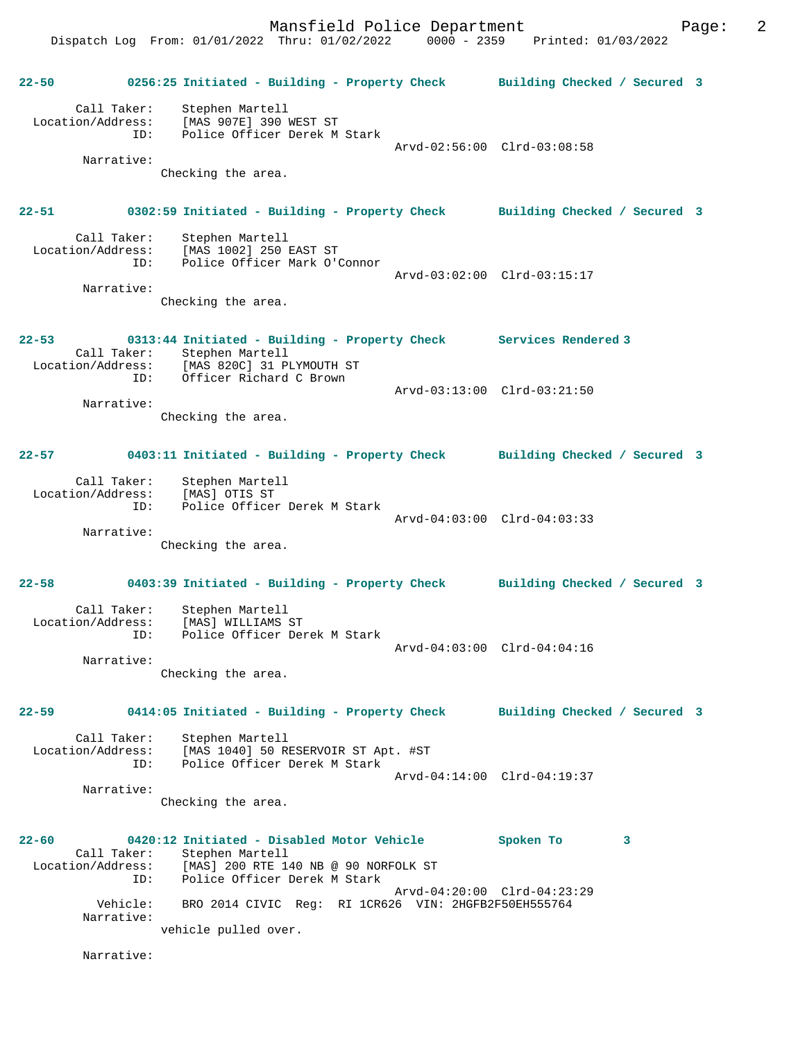**22-50** 0256:25 Initiated - Building - Property Check Building Checked / Secured 3

Call Taker: Stephen Martell
Location/Address: [MAS 907E] 390 WEST ST
ID: Police Officer Derek M Stark
Arvd-02:56:00 Clrd-03:08:58
Narrative:
Checking the area.

**22-51** 0302:59 Initiated - Building - Property Check Building Checked / Secured 3

Call Taker: Stephen Martell
Location/Address: [MAS 1002] 250 EAST ST
ID: Police Officer Mark O'Connor
Arvd-03:02:00 Clrd-03:15:17
Narrative:
Checking the area.

**22-53** 0313:44 Initiated - Building - Property Check Services Rendered 3

Call Taker: Stephen Martell
Location/Address: [MAS 820C] 31 PLYMOUTH ST
ID: Officer Richard C Brown
Arvd-03:13:00 Clrd-03:21:50
Narrative:
Checking the area.

**22-57** 0403:11 Initiated - Building - Property Check Building Checked / Secured 3

Call Taker: Stephen Martell
Location/Address: [MAS] OTIS ST
ID: Police Officer Derek M Stark
Arvd-04:03:00 Clrd-04:03:33
Narrative:
Checking the area.

**22-58** 0403:39 Initiated - Building - Property Check Building Checked / Secured 3

Call Taker: Stephen Martell
Location/Address: [MAS] WILLIAMS ST
ID: Police Officer Derek M Stark
Arvd-04:03:00 Clrd-04:04:16
Narrative:
Checking the area.

**22-59** 0414:05 Initiated - Building - Property Check Building Checked / Secured 3

Call Taker: Stephen Martell
Location/Address: [MAS 1040] 50 RESERVOIR ST Apt. #ST
ID: Police Officer Derek M Stark
Arvd-04:14:00 Clrd-04:19:37
Narrative:
Checking the area.

**22-60** 0420:12 Initiated - Disabled Motor Vehicle Spoken To 3

Call Taker: Stephen Martell
Location/Address: [MAS] 200 RTE 140 NB @ 90 NORFOLK ST
ID: Police Officer Derek M Stark
Arvd-04:20:00 Clrd-04:23:29
Vehicle: BRO 2014 CIVIC Reg: RI 1CR626 VIN: 2HGFB2F50EH555764
Narrative:
vehicle pulled over.

Narrative: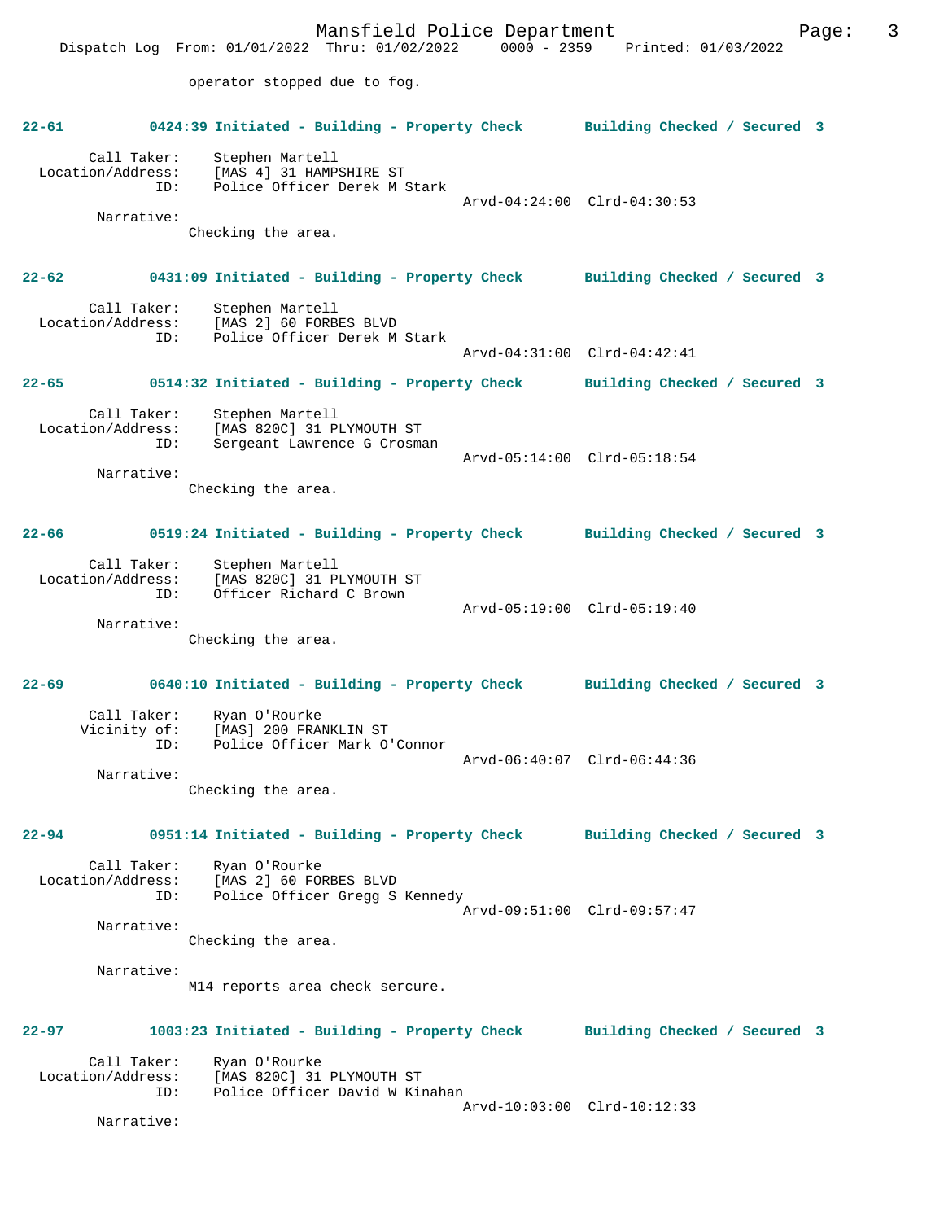operator stopped due to fog.

**22-61 0424:39 Initiated - Building - Property Check Building Checked / Secured 3**

Call Taker: Stephen Martell
Location/Address: [MAS 4] 31 HAMPSHIRE ST
ID: Police Officer Derek M Stark
Arvd-04:24:00 Clrd-04:30:53

Narrative:
Checking the area.

**22-62 0431:09 Initiated - Building - Property Check Building Checked / Secured 3**

Call Taker: Stephen Martell
Location/Address: [MAS 2] 60 FORBES BLVD
ID: Police Officer Derek M Stark
Arvd-04:31:00 Clrd-04:42:41

**22-65 0514:32 Initiated - Building - Property Check Building Checked / Secured 3**

Call Taker: Stephen Martell
Location/Address: [MAS 820C] 31 PLYMOUTH ST
ID: Sergeant Lawrence G Crosman
Arvd-05:14:00 Clrd-05:18:54

Narrative:
Checking the area.

**22-66 0519:24 Initiated - Building - Property Check Building Checked / Secured 3**

Call Taker: Stephen Martell
Location/Address: [MAS 820C] 31 PLYMOUTH ST
ID: Officer Richard C Brown
Arvd-05:19:00 Clrd-05:19:40

Narrative:
Checking the area.

**22-69 0640:10 Initiated - Building - Property Check Building Checked / Secured 3**

Call Taker: Ryan O'Rourke
Vicinity of: [MAS] 200 FRANKLIN ST
ID: Police Officer Mark O'Connor
Arvd-06:40:07 Clrd-06:44:36

Narrative:
Checking the area.

**22-94 0951:14 Initiated - Building - Property Check Building Checked / Secured 3**

Call Taker: Ryan O'Rourke
Location/Address: [MAS 2] 60 FORBES BLVD
ID: Police Officer Gregg S Kennedy
Arvd-09:51:00 Clrd-09:57:47

Narrative:
Checking the area.

Narrative:
M14 reports area check sercure.

**22-97 1003:23 Initiated - Building - Property Check Building Checked / Secured 3**

Call Taker: Ryan O'Rourke
Location/Address: [MAS 820C] 31 PLYMOUTH ST
ID: Police Officer David W Kinahan
Arvd-10:03:00 Clrd-10:12:33

Narrative: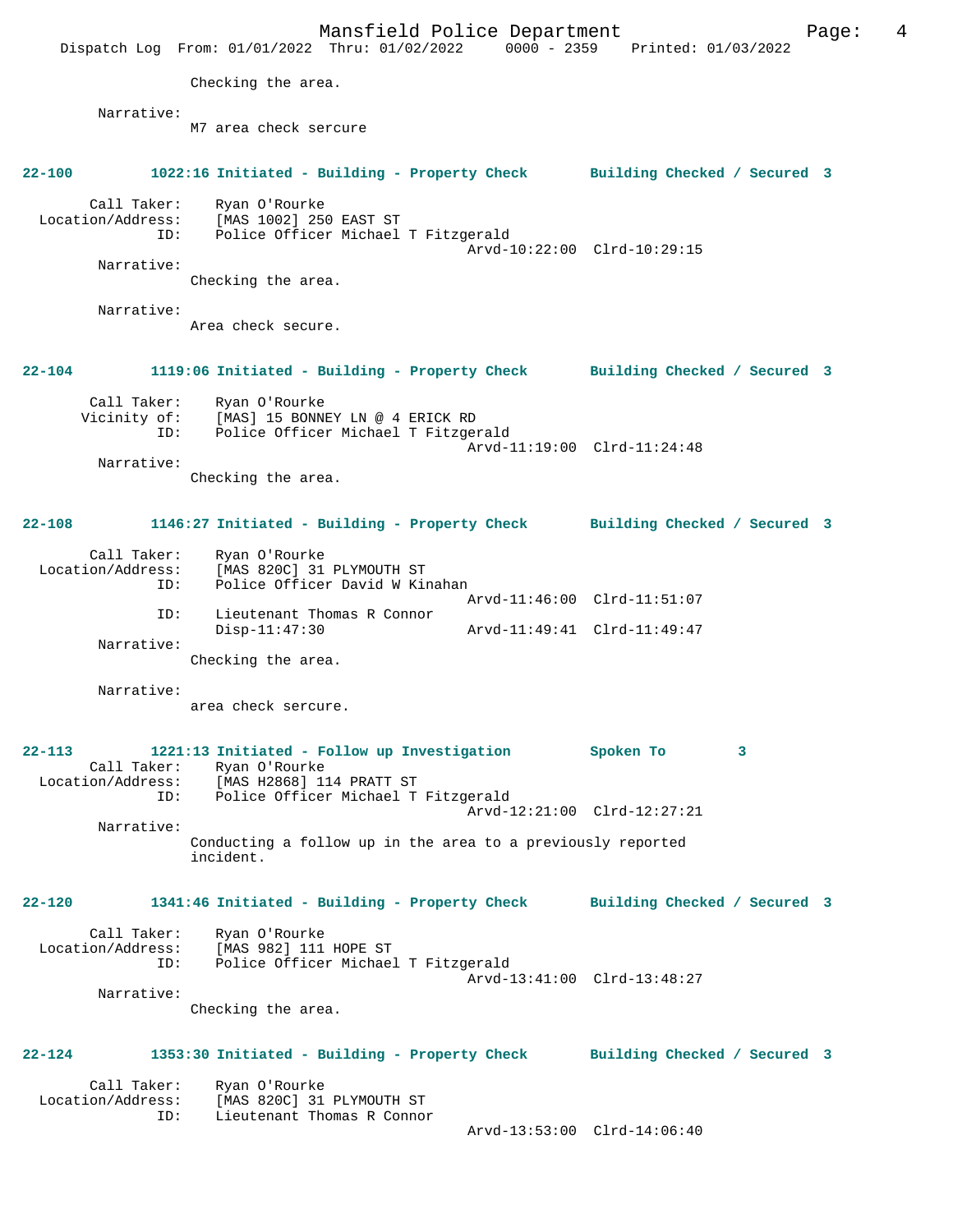Checking the area.

Narrative:
M7 area check sercure

**22-100** 1022:16 Initiated - Building - Property Check — Building Checked / Secured 3

Call Taker: Ryan O'Rourke
Location/Address: [MAS 1002] 250 EAST ST
ID: Police Officer Michael T Fitzgerald
Arvd-10:22:00 Clrd-10:29:15

Narrative:
Checking the area.

Narrative:
Area check secure.

**22-104** 1119:06 Initiated - Building - Property Check — Building Checked / Secured 3

Call Taker: Ryan O'Rourke
Vicinity of: [MAS] 15 BONNEY LN @ 4 ERICK RD
ID: Police Officer Michael T Fitzgerald
Arvd-11:19:00 Clrd-11:24:48

Narrative:
Checking the area.

**22-108** 1146:27 Initiated - Building - Property Check — Building Checked / Secured 3

Call Taker: Ryan O'Rourke
Location/Address: [MAS 820C] 31 PLYMOUTH ST
ID: Police Officer David W Kinahan
Arvd-11:46:00 Clrd-11:51:07
ID: Lieutenant Thomas R Connor
Disp-11:47:30 Arvd-11:49:41 Clrd-11:49:47

Narrative:
Checking the area.

Narrative:
area check sercure.

**22-113** 1221:13 Initiated - Follow up Investigation — Spoken To 3

Call Taker: Ryan O'Rourke
Location/Address: [MAS H2868] 114 PRATT ST
ID: Police Officer Michael T Fitzgerald
Arvd-12:21:00 Clrd-12:27:21

Narrative:
Conducting a follow up in the area to a previously reported incident.

**22-120** 1341:46 Initiated - Building - Property Check — Building Checked / Secured 3

Call Taker: Ryan O'Rourke
Location/Address: [MAS 982] 111 HOPE ST
ID: Police Officer Michael T Fitzgerald
Arvd-13:41:00 Clrd-13:48:27

Narrative:
Checking the area.

**22-124** 1353:30 Initiated - Building - Property Check — Building Checked / Secured 3

Call Taker: Ryan O'Rourke
Location/Address: [MAS 820C] 31 PLYMOUTH ST
ID: Lieutenant Thomas R Connor
Arvd-13:53:00 Clrd-14:06:40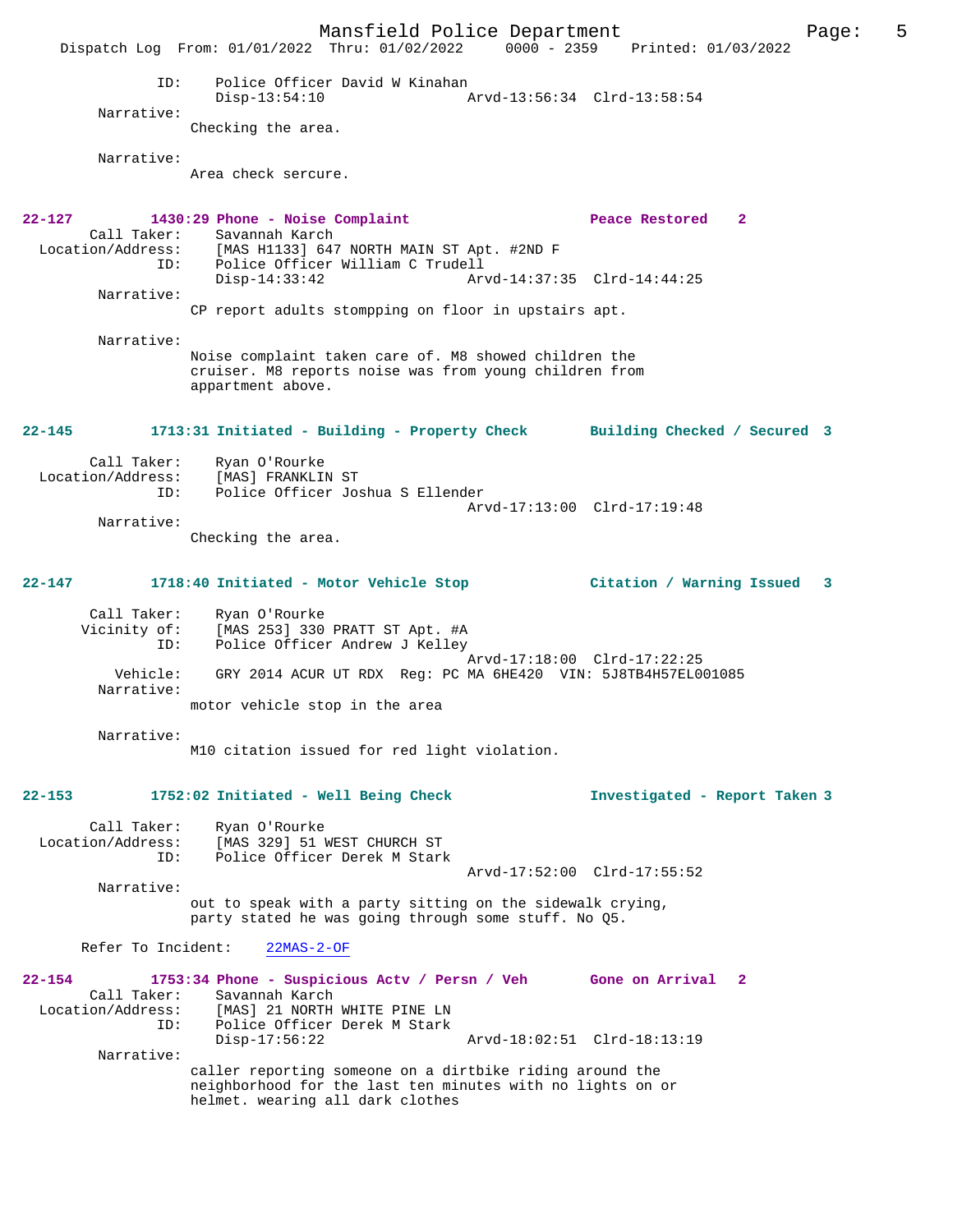```
            ID:     Police Officer David W Kinahan
                    Disp-13:54:10                Arvd-13:56:34  Clrd-13:58:54
        Narrative:
                  Checking the area.

        Narrative:
                  Area check sercure.


22-127         1430:29 Phone - Noise Complaint                    Peace Restored    2
        Call Taker:     Savannah Karch
  Location/Address:     [MAS H1133] 647 NORTH MAIN ST Apt. #2ND F
               ID:     Police Officer William C Trudell
                    Disp-14:33:42                Arvd-14:37:35  Clrd-14:44:25
        Narrative:
                  CP report adults stompping on floor in upstairs apt.

        Narrative:
                  Noise complaint taken care of. M8 showed children the
                  cruiser. M8 reports noise was from young children from
                  appartment above.


22-145         1713:31 Initiated - Building - Property Check      Building Checked / Secured  3

        Call Taker:     Ryan O'Rourke
  Location/Address:     [MAS] FRANKLIN ST
               ID:     Police Officer Joshua S Ellender
                                                 Arvd-17:13:00  Clrd-17:19:48
        Narrative:
                  Checking the area.


22-147         1718:40 Initiated - Motor Vehicle Stop             Citation / Warning Issued   3

        Call Taker:     Ryan O'Rourke
       Vicinity of:     [MAS 253] 330 PRATT ST Apt. #A
               ID:     Police Officer Andrew J Kelley
                                                 Arvd-17:18:00  Clrd-17:22:25
          Vehicle:     GRY 2014 ACUR UT RDX  Reg: PC MA 6HE420  VIN: 5J8TB4H57EL001085
        Narrative:
                  motor vehicle stop in the area

        Narrative:
                  M10 citation issued for red light violation.


22-153         1752:02 Initiated - Well Being Check               Investigated - Report Taken 3

        Call Taker:     Ryan O'Rourke
  Location/Address:     [MAS 329] 51 WEST CHURCH ST
               ID:     Police Officer Derek M Stark
                                                 Arvd-17:52:00  Clrd-17:55:52
        Narrative:
                  out to speak with a party sitting on the sidewalk crying,
                  party stated he was going through some stuff. No Q5.

      Refer To Incident:     22MAS-2-OF

22-154         1753:34 Phone - Suspicious Actv / Persn / Veh      Gone on Arrival   2
        Call Taker:     Savannah Karch
  Location/Address:     [MAS] 21 NORTH WHITE PINE LN
               ID:     Police Officer Derek M Stark
                    Disp-17:56:22                Arvd-18:02:51  Clrd-18:13:19
        Narrative:
                  caller reporting someone on a dirtbike riding around the
                  neighborhood for the last ten minutes with no lights on or
                  helmet. wearing all dark clothes
```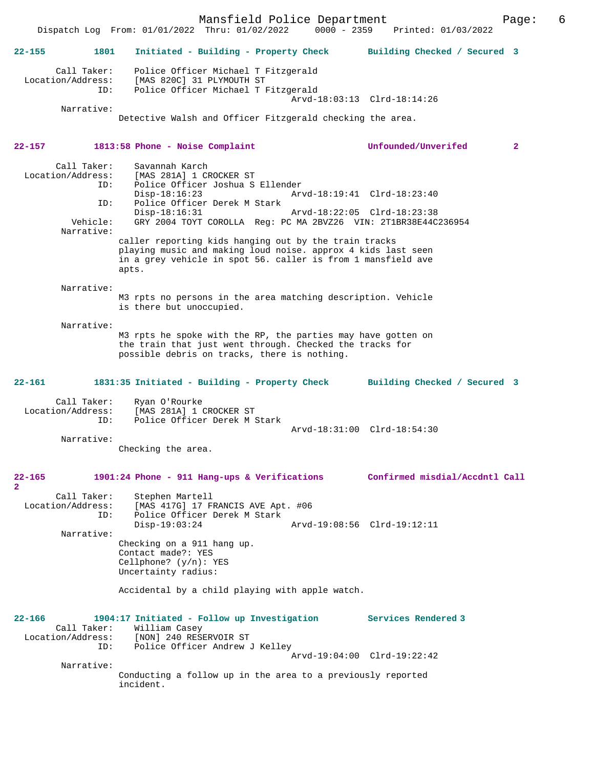**22-155** 1801 **Initiated - Building - Property Check** **Building Checked / Secured 3**

Call Taker: Police Officer Michael T Fitzgerald
Location/Address: [MAS 820C] 31 PLYMOUTH ST
ID: Police Officer Michael T Fitzgerald
Arvd-18:03:13 Clrd-18:14:26
Narrative:
Detective Walsh and Officer Fitzgerald checking the area.

**22-157** 1813:58 **Phone - Noise Complaint** **Unfounded/Unverifed 2**

Call Taker: Savannah Karch
Location/Address: [MAS 281A] 1 CROCKER ST
ID: Police Officer Joshua S Ellender
Disp-18:16:23 Arvd-18:19:41 Clrd-18:23:40
ID: Police Officer Derek M Stark
Disp-18:16:31 Arvd-18:22:05 Clrd-18:23:38
Vehicle: GRY 2004 TOYT COROLLA Reg: PC MA 2BVZ26 VIN: 2T1BR38E44C236954
Narrative:
caller reporting kids hanging out by the train tracks playing music and making loud noise. approx 4 kids last seen in a grey vehicle in spot 56. caller is from 1 mansfield ave apts.

Narrative:
M3 rpts no persons in the area matching description. Vehicle is there but unoccupied.

Narrative:
M3 rpts he spoke with the RP, the parties may have gotten on the train that just went through. Checked the tracks for possible debris on tracks, there is nothing.

**22-161** 1831:35 **Initiated - Building - Property Check** **Building Checked / Secured 3**

Call Taker: Ryan O'Rourke
Location/Address: [MAS 281A] 1 CROCKER ST
ID: Police Officer Derek M Stark
Arvd-18:31:00 Clrd-18:54:30
Narrative:
Checking the area.

**22-165** 1901:24 **Phone - 911 Hang-ups & Verifications** **Confirmed misdial/Accdntl Call 2**

Call Taker: Stephen Martell
Location/Address: [MAS 417G] 17 FRANCIS AVE Apt. #06
ID: Police Officer Derek M Stark
Disp-19:03:24 Arvd-19:08:56 Clrd-19:12:11
Narrative:
Checking on a 911 hang up.
Contact made?: YES
Cellphone? (y/n): YES
Uncertainty radius:

Accidental by a child playing with apple watch.

**22-166** 1904:17 **Initiated - Follow up Investigation** **Services Rendered 3**

Call Taker: William Casey
Location/Address: [NON] 240 RESERVOIR ST
ID: Police Officer Andrew J Kelley
Arvd-19:04:00 Clrd-19:22:42
Narrative:
Conducting a follow up in the area to a previously reported incident.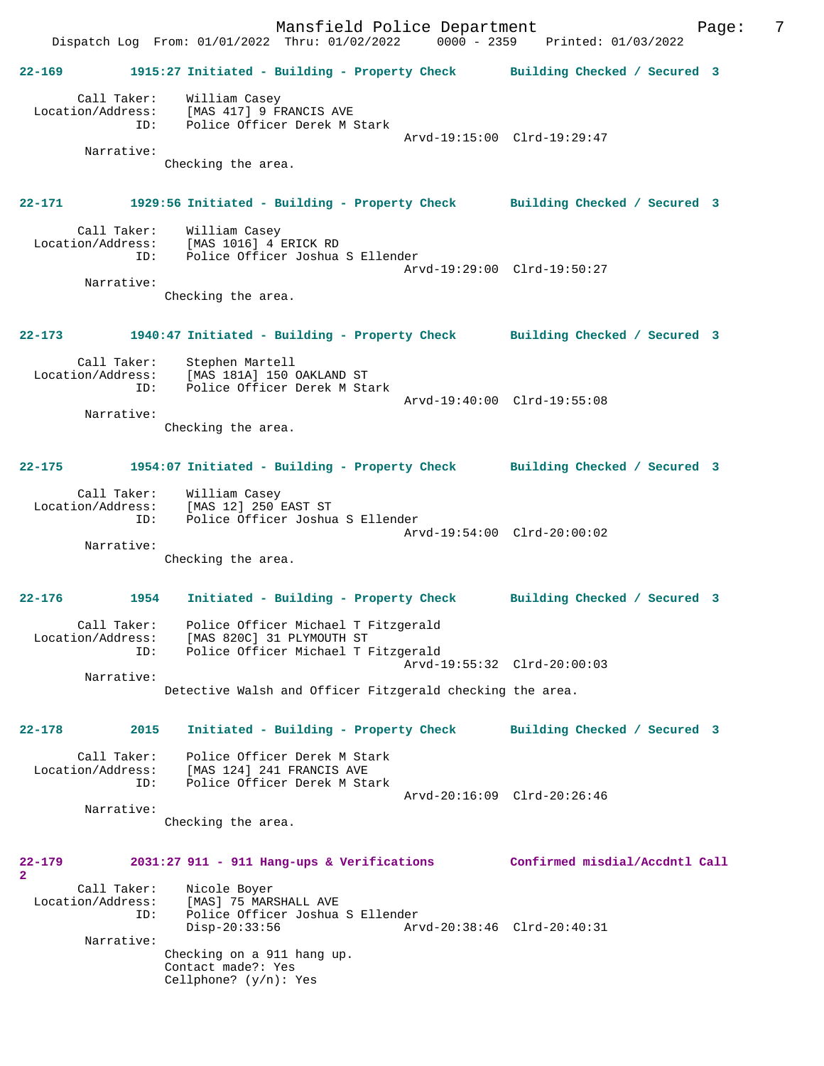**22-169 1915:27 Initiated - Building - Property Check — Building Checked / Secured 3**

Call Taker: William Casey
Location/Address: [MAS 417] 9 FRANCIS AVE
ID: Police Officer Derek M Stark
Arvd-19:15:00 Clrd-19:29:47
Narrative:
Checking the area.

**22-171 1929:56 Initiated - Building - Property Check — Building Checked / Secured 3**

Call Taker: William Casey
Location/Address: [MAS 1016] 4 ERICK RD
ID: Police Officer Joshua S Ellender
Arvd-19:29:00 Clrd-19:50:27
Narrative:
Checking the area.

**22-173 1940:47 Initiated - Building - Property Check — Building Checked / Secured 3**

Call Taker: Stephen Martell
Location/Address: [MAS 181A] 150 OAKLAND ST
ID: Police Officer Derek M Stark
Arvd-19:40:00 Clrd-19:55:08
Narrative:
Checking the area.

**22-175 1954:07 Initiated - Building - Property Check — Building Checked / Secured 3**

Call Taker: William Casey
Location/Address: [MAS 12] 250 EAST ST
ID: Police Officer Joshua S Ellender
Arvd-19:54:00 Clrd-20:00:02
Narrative:
Checking the area.

**22-176 1954 Initiated - Building - Property Check — Building Checked / Secured 3**

Call Taker: Police Officer Michael T Fitzgerald
Location/Address: [MAS 820C] 31 PLYMOUTH ST
ID: Police Officer Michael T Fitzgerald
Arvd-19:55:32 Clrd-20:00:03
Narrative:
Detective Walsh and Officer Fitzgerald checking the area.

**22-178 2015 Initiated - Building - Property Check — Building Checked / Secured 3**

Call Taker: Police Officer Derek M Stark
Location/Address: [MAS 124] 241 FRANCIS AVE
ID: Police Officer Derek M Stark
Arvd-20:16:09 Clrd-20:26:46
Narrative:
Checking the area.

**22-179 2031:27 911 - 911 Hang-ups & Verifications — Confirmed misdial/Accdntl Call 2**

Call Taker: Nicole Boyer
Location/Address: [MAS] 75 MARSHALL AVE
ID: Police Officer Joshua S Ellender
Disp-20:33:56 Arvd-20:38:46 Clrd-20:40:31
Narrative:
Checking on a 911 hang up.
Contact made?: Yes
Cellphone? (y/n): Yes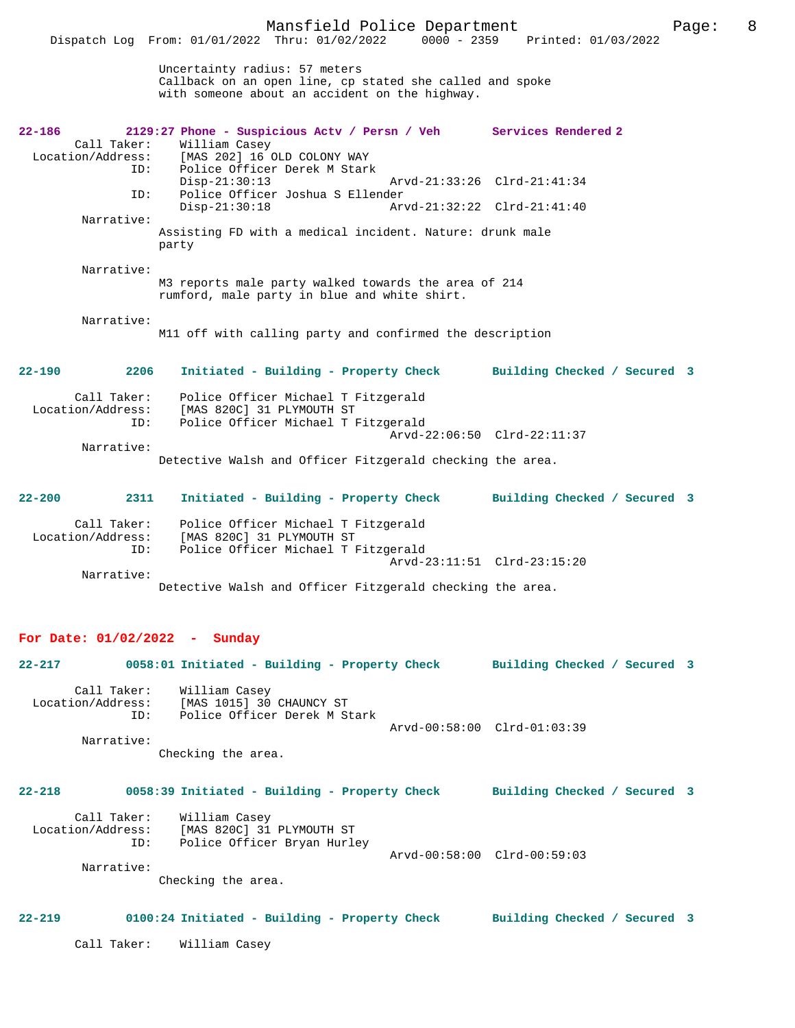Uncertainty radius: 57 meters
Callback on an open line, cp stated she called and spoke with someone about an accident on the highway.

**22-186** 2129:27 Phone - Suspicious Actv / Persn / Veh — Services Rendered 2

Call Taker: William Casey
Location/Address: [MAS 202] 16 OLD COLONY WAY
ID: Police Officer Derek M Stark
Disp-21:30:13 Arvd-21:33:26 Clrd-21:41:34
ID: Police Officer Joshua S Ellender
Disp-21:30:18 Arvd-21:32:22 Clrd-21:41:40

Narrative:
Assisting FD with a medical incident. Nature: drunk male party

Narrative:
M3 reports male party walked towards the area of 214 rumford, male party in blue and white shirt.

Narrative:
M11 off with calling party and confirmed the description

**22-190** 2206 Initiated - Building - Property Check — Building Checked / Secured 3

Call Taker: Police Officer Michael T Fitzgerald
Location/Address: [MAS 820C] 31 PLYMOUTH ST
ID: Police Officer Michael T Fitzgerald
Arvd-22:06:50 Clrd-22:11:37

Narrative:
Detective Walsh and Officer Fitzgerald checking the area.

**22-200** 2311 Initiated - Building - Property Check — Building Checked / Secured 3

Call Taker: Police Officer Michael T Fitzgerald
Location/Address: [MAS 820C] 31 PLYMOUTH ST
ID: Police Officer Michael T Fitzgerald
Arvd-23:11:51 Clrd-23:15:20

Narrative:
Detective Walsh and Officer Fitzgerald checking the area.

## For Date: 01/02/2022 - Sunday

**22-217** 0058:01 Initiated - Building - Property Check — Building Checked / Secured 3

Call Taker: William Casey
Location/Address: [MAS 1015] 30 CHAUNCY ST
ID: Police Officer Derek M Stark
Arvd-00:58:00 Clrd-01:03:39

Narrative:
Checking the area.

**22-218** 0058:39 Initiated - Building - Property Check — Building Checked / Secured 3

Call Taker: William Casey
Location/Address: [MAS 820C] 31 PLYMOUTH ST
ID: Police Officer Bryan Hurley
Arvd-00:58:00 Clrd-00:59:03

Narrative:
Checking the area.

**22-219** 0100:24 Initiated - Building - Property Check — Building Checked / Secured 3

Call Taker: William Casey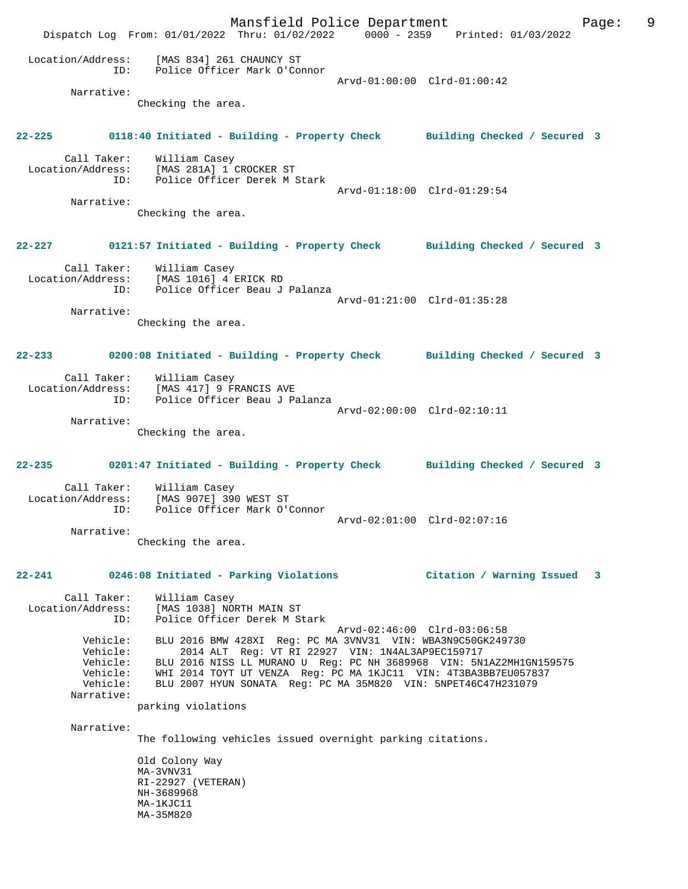Location/Address: [MAS 834] 261 CHAUNCY ST
ID: Police Officer Mark O'Connor
Arvd-01:00:00 Clrd-01:00:42

Narrative:
Checking the area.

**22-225 0118:40 Initiated - Building - Property Check Building Checked / Secured 3**

Call Taker: William Casey
Location/Address: [MAS 281A] 1 CROCKER ST
ID: Police Officer Derek M Stark
Arvd-01:18:00 Clrd-01:29:54

Narrative:
Checking the area.

**22-227 0121:57 Initiated - Building - Property Check Building Checked / Secured 3**

Call Taker: William Casey
Location/Address: [MAS 1016] 4 ERICK RD
ID: Police Officer Beau J Palanza
Arvd-01:21:00 Clrd-01:35:28

Narrative:
Checking the area.

**22-233 0200:08 Initiated - Building - Property Check Building Checked / Secured 3**

Call Taker: William Casey
Location/Address: [MAS 417] 9 FRANCIS AVE
ID: Police Officer Beau J Palanza
Arvd-02:00:00 Clrd-02:10:11

Narrative:
Checking the area.

**22-235 0201:47 Initiated - Building - Property Check Building Checked / Secured 3**

Call Taker: William Casey
Location/Address: [MAS 907E] 390 WEST ST
ID: Police Officer Mark O'Connor
Arvd-02:01:00 Clrd-02:07:16

Narrative:
Checking the area.

**22-241 0246:08 Initiated - Parking Violations Citation / Warning Issued 3**

Call Taker: William Casey
Location/Address: [MAS 1038] NORTH MAIN ST
ID: Police Officer Derek M Stark
Arvd-02:46:00 Clrd-03:06:58
Vehicle: BLU 2016 BMW 428XI Reg: PC MA 3VNV31 VIN: WBA3N9C50GK249730
Vehicle: 2014 ALT Reg: VT RI 22927 VIN: 1N4AL3AP9EC159717
Vehicle: BLU 2016 NISS LL MURANO U Reg: PC NH 3689968 VIN: 5N1AZ2MH1GN159575
Vehicle: WHI 2014 TOYT UT VENZA Reg: PC MA 1KJC11 VIN: 4T3BA3BB7EU057837
Vehicle: BLU 2007 HYUN SONATA Reg: PC MA 35M820 VIN: 5NPET46C47H231079

Narrative:
parking violations

Narrative:
The following vehicles issued overnight parking citations.

Old Colony Way
MA-3VNV31
RI-22927 (VETERAN)
NH-3689968
MA-1KJC11
MA-35M820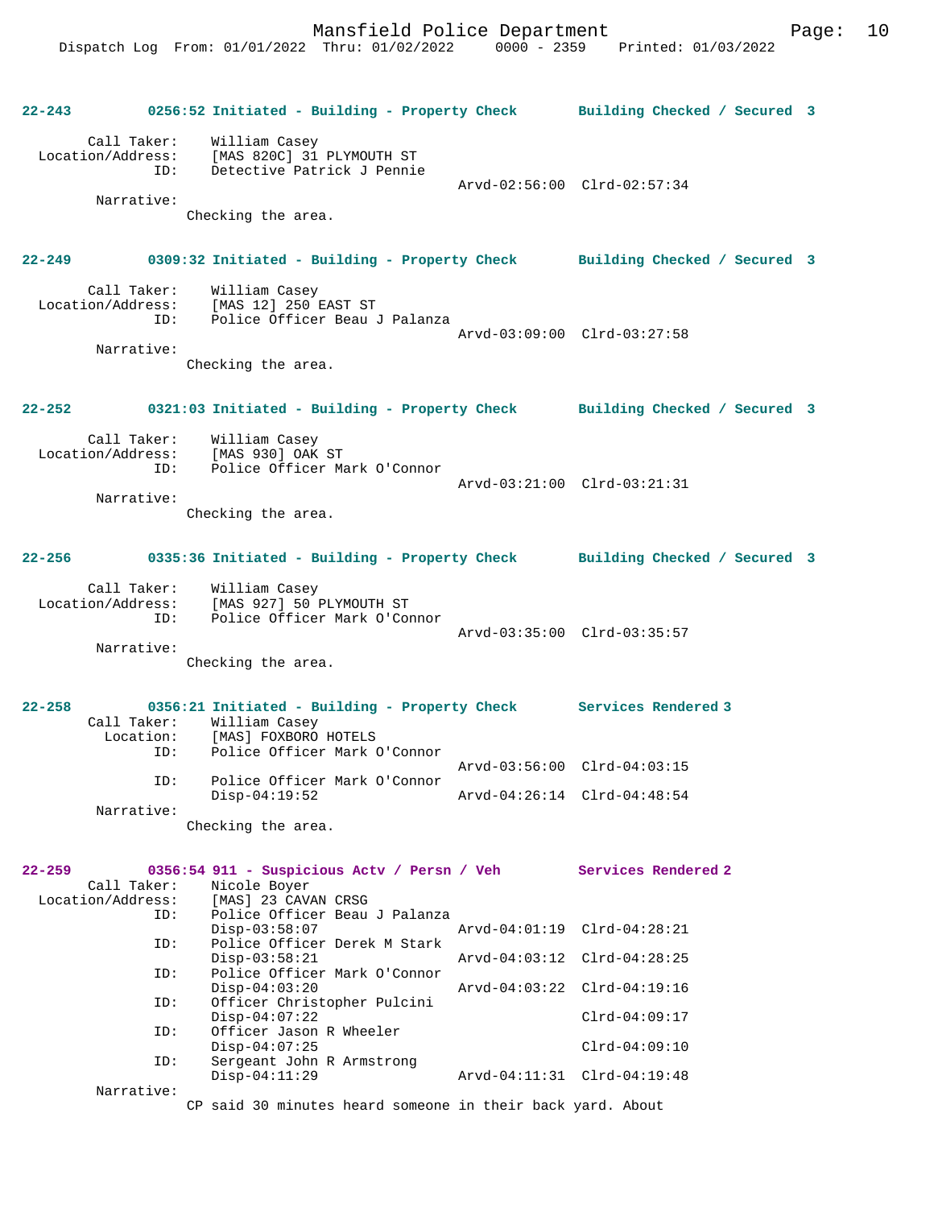**22-243 0256:52 Initiated - Building - Property Check Building Checked / Secured 3**

```
        Call Taker:    William Casey
  Location/Address:    [MAS 820C] 31 PLYMOUTH ST
                ID:    Detective Patrick J Pennie
                                                   Arvd-02:56:00  Clrd-02:57:34
         Narrative:
                     Checking the area.
```

**22-249 0309:32 Initiated - Building - Property Check Building Checked / Secured 3**

```
        Call Taker:    William Casey
  Location/Address:    [MAS 12] 250 EAST ST
                ID:    Police Officer Beau J Palanza
                                                   Arvd-03:09:00  Clrd-03:27:58
         Narrative:
                     Checking the area.
```

**22-252 0321:03 Initiated - Building - Property Check Building Checked / Secured 3**

```
        Call Taker:    William Casey
  Location/Address:    [MAS 930] OAK ST
                ID:    Police Officer Mark O'Connor
                                                   Arvd-03:21:00  Clrd-03:21:31
         Narrative:
                     Checking the area.
```

**22-256 0335:36 Initiated - Building - Property Check Building Checked / Secured 3**

```
        Call Taker:    William Casey
  Location/Address:    [MAS 927] 50 PLYMOUTH ST
                ID:    Police Officer Mark O'Connor
                                                   Arvd-03:35:00  Clrd-03:35:57
         Narrative:
                     Checking the area.
```

**22-258 0356:21 Initiated - Building - Property Check Services Rendered 3**

```
        Call Taker:    William Casey
          Location:    [MAS] FOXBORO HOTELS
                ID:    Police Officer Mark O'Connor
                                                   Arvd-03:56:00  Clrd-04:03:15
                ID:    Police Officer Mark O'Connor
                       Disp-04:19:52               Arvd-04:26:14  Clrd-04:48:54
         Narrative:
                     Checking the area.
```

**22-259 0356:54 911 - Suspicious Actv / Persn / Veh Services Rendered 2**

```
        Call Taker:    Nicole Boyer
  Location/Address:    [MAS] 23 CAVAN CRSG
                ID:    Police Officer Beau J Palanza
                       Disp-03:58:07               Arvd-04:01:19  Clrd-04:28:21
                ID:    Police Officer Derek M Stark
                       Disp-03:58:21               Arvd-04:03:12  Clrd-04:28:25
                ID:    Police Officer Mark O'Connor
                       Disp-04:03:20               Arvd-04:03:22  Clrd-04:19:16
                ID:    Officer Christopher Pulcini
                       Disp-04:07:22                              Clrd-04:09:17
                ID:    Officer Jason R Wheeler
                       Disp-04:07:25                              Clrd-04:09:10
                ID:    Sergeant John R Armstrong
                       Disp-04:11:29               Arvd-04:11:31  Clrd-04:19:48
         Narrative:
                     CP said 30 minutes heard someone in their back yard. About
```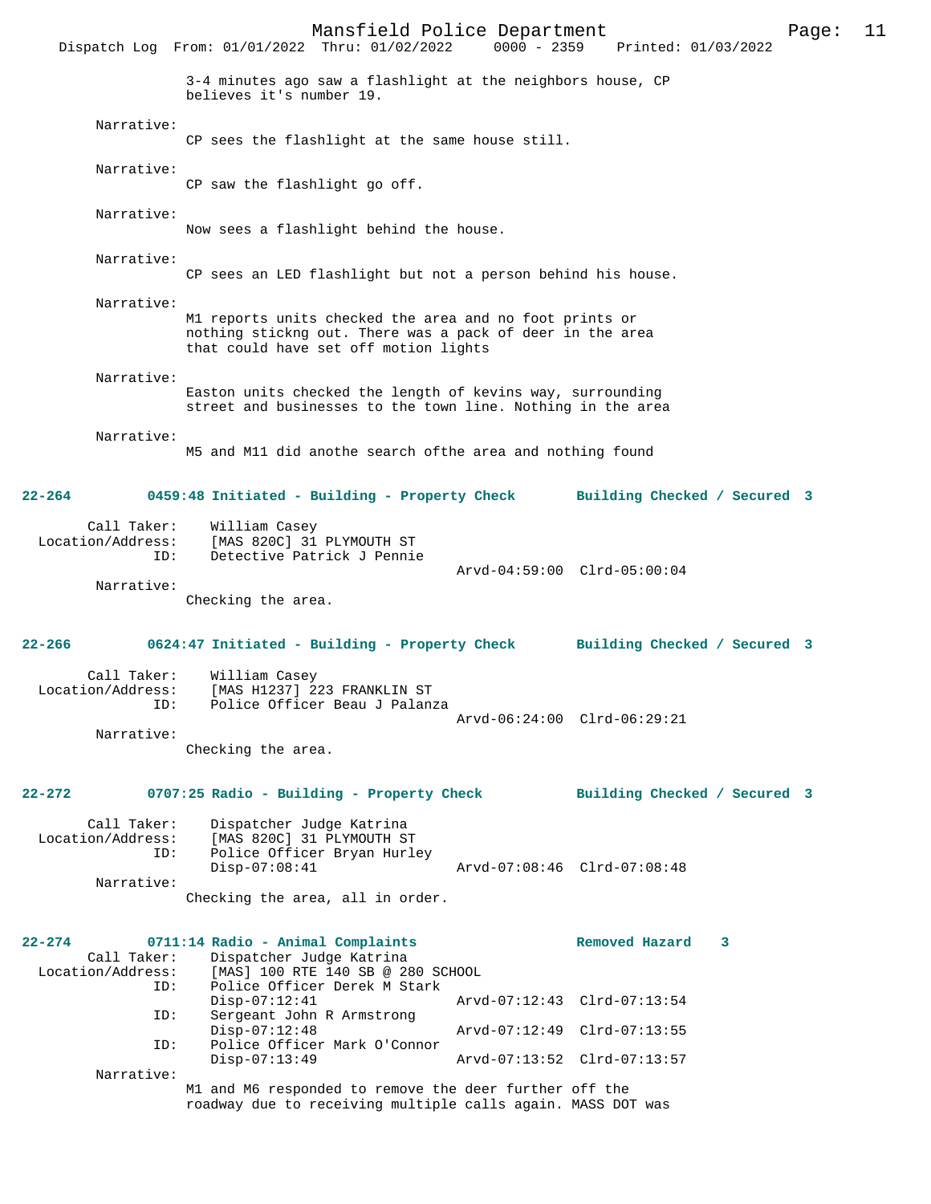3-4 minutes ago saw a flashlight at the neighbors house, CP believes it's number 19.

Narrative:
CP sees the flashlight at the same house still.

Narrative:
CP saw the flashlight go off.

Narrative:
Now sees a flashlight behind the house.

Narrative:
CP sees an LED flashlight but not a person behind his house.

Narrative:
M1 reports units checked the area and no foot prints or nothing stickng out. There was a pack of deer in the area that could have set off motion lights

Narrative:
Easton units checked the length of kevins way, surrounding street and businesses to the town line. Nothing in the area

Narrative:
M5 and M11 did anothe search ofthe area and nothing found

**22-264 0459:48 Initiated - Building - Property Check — Building Checked / Secured 3**

Call Taker: William Casey
Location/Address: [MAS 820C] 31 PLYMOUTH ST
ID: Detective Patrick J Pennie
Arvd-04:59:00 Clrd-05:00:04
Narrative:
Checking the area.

**22-266 0624:47 Initiated - Building - Property Check — Building Checked / Secured 3**

Call Taker: William Casey
Location/Address: [MAS H1237] 223 FRANKLIN ST
ID: Police Officer Beau J Palanza
Arvd-06:24:00 Clrd-06:29:21
Narrative:
Checking the area.

**22-272 0707:25 Radio - Building - Property Check — Building Checked / Secured 3**

Call Taker: Dispatcher Judge Katrina
Location/Address: [MAS 820C] 31 PLYMOUTH ST
ID: Police Officer Bryan Hurley
Disp-07:08:41 Arvd-07:08:46 Clrd-07:08:48
Narrative:
Checking the area, all in order.

**22-274 0711:14 Radio - Animal Complaints — Removed Hazard 3**

Call Taker: Dispatcher Judge Katrina
Location/Address: [MAS] 100 RTE 140 SB @ 280 SCHOOL
ID: Police Officer Derek M Stark
Disp-07:12:41 Arvd-07:12:43 Clrd-07:13:54
ID: Sergeant John R Armstrong
Disp-07:12:48 Arvd-07:12:49 Clrd-07:13:55
ID: Police Officer Mark O'Connor
Disp-07:13:49 Arvd-07:13:52 Clrd-07:13:57
Narrative:
M1 and M6 responded to remove the deer further off the roadway due to receiving multiple calls again. MASS DOT was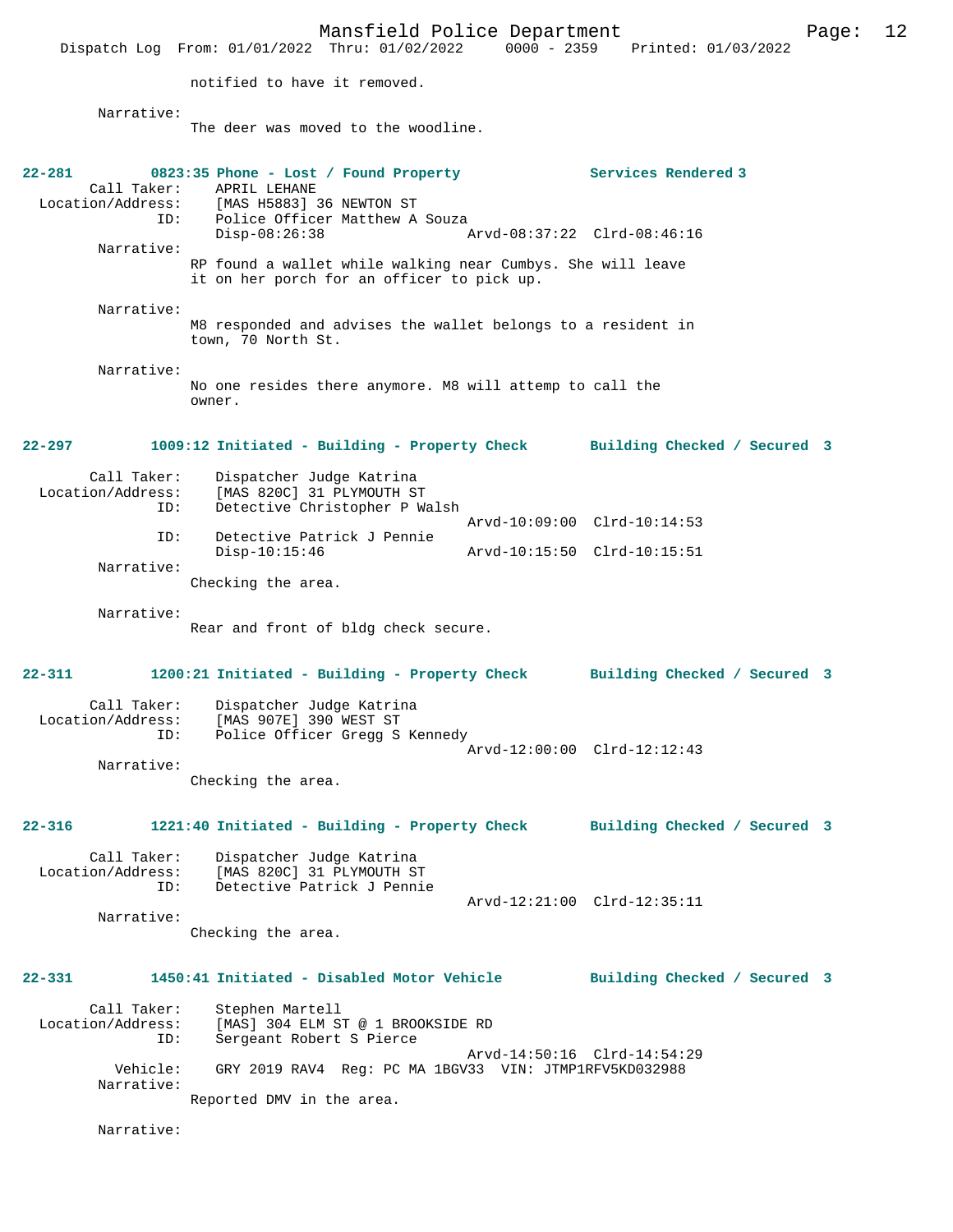notified to have it removed.

Narrative:
The deer was moved to the woodline.

**22-281 0823:35 Phone - Lost / Found Property Services Rendered 3**

Call Taker: APRIL LEHANE
Location/Address: [MAS H5883] 36 NEWTON ST
ID: Police Officer Matthew A Souza
Disp-08:26:38 Arvd-08:37:22 Clrd-08:46:16

Narrative:
RP found a wallet while walking near Cumbys. She will leave it on her porch for an officer to pick up.

Narrative:
M8 responded and advises the wallet belongs to a resident in town, 70 North St.

Narrative:
No one resides there anymore. M8 will attemp to call the owner.

**22-297 1009:12 Initiated - Building - Property Check Building Checked / Secured 3**

Call Taker: Dispatcher Judge Katrina
Location/Address: [MAS 820C] 31 PLYMOUTH ST
ID: Detective Christopher P Walsh
Arvd-10:09:00 Clrd-10:14:53
ID: Detective Patrick J Pennie
Disp-10:15:46 Arvd-10:15:50 Clrd-10:15:51

Narrative:
Checking the area.

Narrative:
Rear and front of bldg check secure.

**22-311 1200:21 Initiated - Building - Property Check Building Checked / Secured 3**

Call Taker: Dispatcher Judge Katrina
Location/Address: [MAS 907E] 390 WEST ST
ID: Police Officer Gregg S Kennedy
Arvd-12:00:00 Clrd-12:12:43

Narrative:
Checking the area.

**22-316 1221:40 Initiated - Building - Property Check Building Checked / Secured 3**

Call Taker: Dispatcher Judge Katrina
Location/Address: [MAS 820C] 31 PLYMOUTH ST
ID: Detective Patrick J Pennie
Arvd-12:21:00 Clrd-12:35:11

Narrative:
Checking the area.

**22-331 1450:41 Initiated - Disabled Motor Vehicle Building Checked / Secured 3**

Call Taker: Stephen Martell
Location/Address: [MAS] 304 ELM ST @ 1 BROOKSIDE RD
ID: Sergeant Robert S Pierce
Arvd-14:50:16 Clrd-14:54:29
Vehicle: GRY 2019 RAV4 Reg: PC MA 1BGV33 VIN: JTMP1RFV5KD032988

Narrative:
Reported DMV in the area.

Narrative: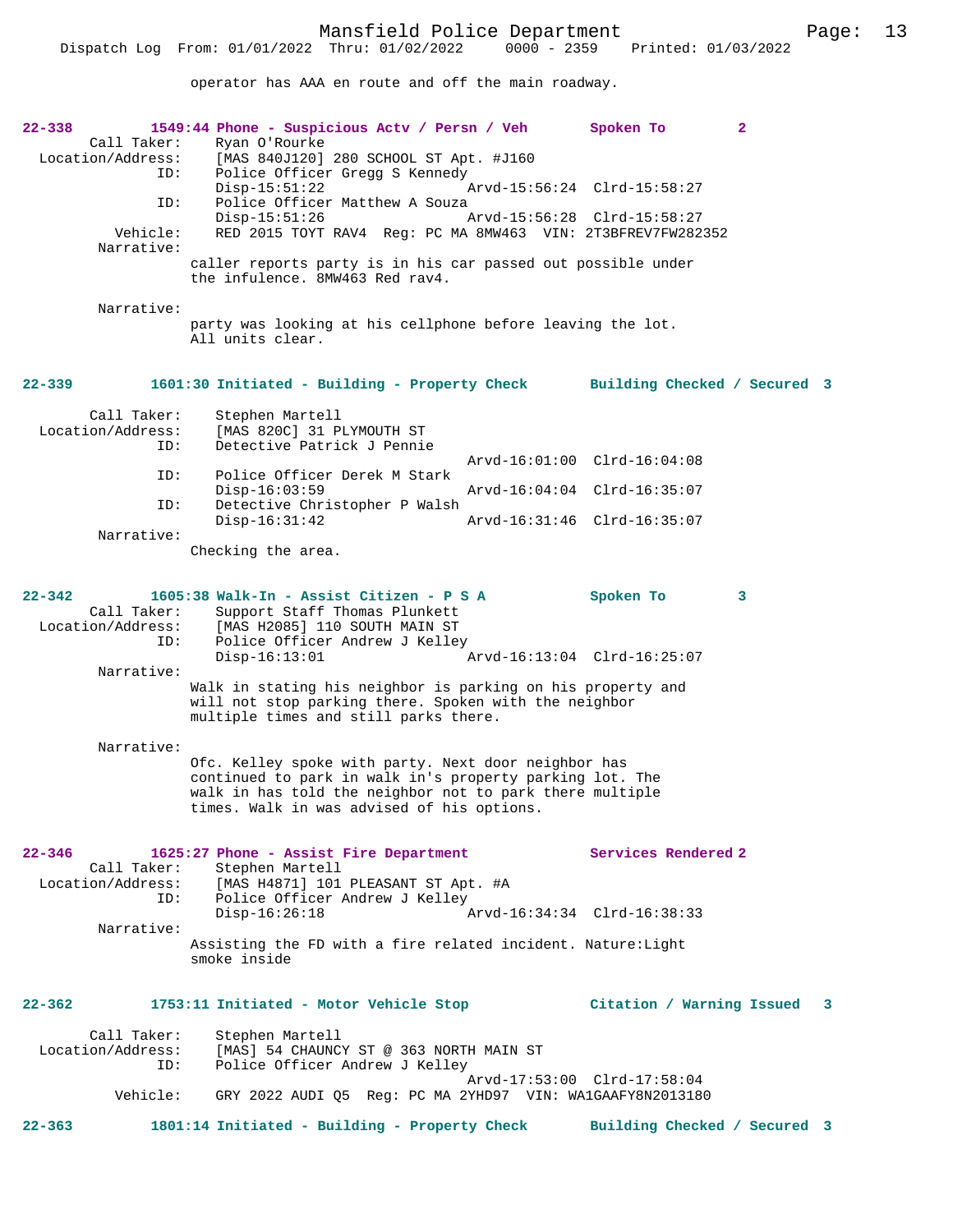operator has AAA en route and off the main roadway.

```
22-338         1549:44 Phone - Suspicious Actv / Persn / Veh       Spoken To         2
        Call Taker:    Ryan O'Rourke
  Location/Address:    [MAS 840J120] 280 SCHOOL ST Apt. #J160
                ID:    Police Officer Gregg S Kennedy
                       Disp-15:51:22                Arvd-15:56:24  Clrd-15:58:27
                ID:    Police Officer Matthew A Souza
                       Disp-15:51:26                Arvd-15:56:28  Clrd-15:58:27
           Vehicle:    RED 2015 TOYT RAV4  Reg: PC MA 8MW463  VIN: 2T3BFREV7FW282352
         Narrative:
                    caller reports party is in his car passed out possible under
                    the infulence. 8MW463 Red rav4.

         Narrative:
                    party was looking at his cellphone before leaving the lot.
                    All units clear.


22-339         1601:30 Initiated - Building - Property Check       Building Checked / Secured  3

        Call Taker:    Stephen Martell
  Location/Address:    [MAS 820C] 31 PLYMOUTH ST
                ID:    Detective Patrick J Pennie
                                                    Arvd-16:01:00  Clrd-16:04:08
                ID:    Police Officer Derek M Stark
                       Disp-16:03:59                Arvd-16:04:04  Clrd-16:35:07
                ID:    Detective Christopher P Walsh
                       Disp-16:31:42                Arvd-16:31:46  Clrd-16:35:07
         Narrative:
                    Checking the area.


22-342         1605:38 Walk-In - Assist Citizen - P S A            Spoken To         3
        Call Taker:    Support Staff Thomas Plunkett
  Location/Address:    [MAS H2085] 110 SOUTH MAIN ST
                ID:    Police Officer Andrew J Kelley
                       Disp-16:13:01                Arvd-16:13:04  Clrd-16:25:07
         Narrative:
                    Walk in stating his neighbor is parking on his property and
                    will not stop parking there. Spoken with the neighbor
                    multiple times and still parks there.

         Narrative:
                    Ofc. Kelley spoke with party. Next door neighbor has
                    continued to park in walk in's property parking lot. The
                    walk in has told the neighbor not to park there multiple
                    times. Walk in was advised of his options.


22-346         1625:27 Phone - Assist Fire Department              Services Rendered 2
        Call Taker:    Stephen Martell
  Location/Address:    [MAS H4871] 101 PLEASANT ST Apt. #A
                ID:    Police Officer Andrew J Kelley
                       Disp-16:26:18                Arvd-16:34:34  Clrd-16:38:33
         Narrative:
                    Assisting the FD with a fire related incident. Nature:Light
                    smoke inside


22-362         1753:11 Initiated - Motor Vehicle Stop              Citation / Warning Issued   3

        Call Taker:    Stephen Martell
  Location/Address:    [MAS] 54 CHAUNCY ST @ 363 NORTH MAIN ST
                ID:    Police Officer Andrew J Kelley
                                                    Arvd-17:53:00  Clrd-17:58:04
           Vehicle:    GRY 2022 AUDI Q5  Reg: PC MA 2YHD97  VIN: WA1GAAFY8N2013180

22-363         1801:14 Initiated - Building - Property Check       Building Checked / Secured  3
```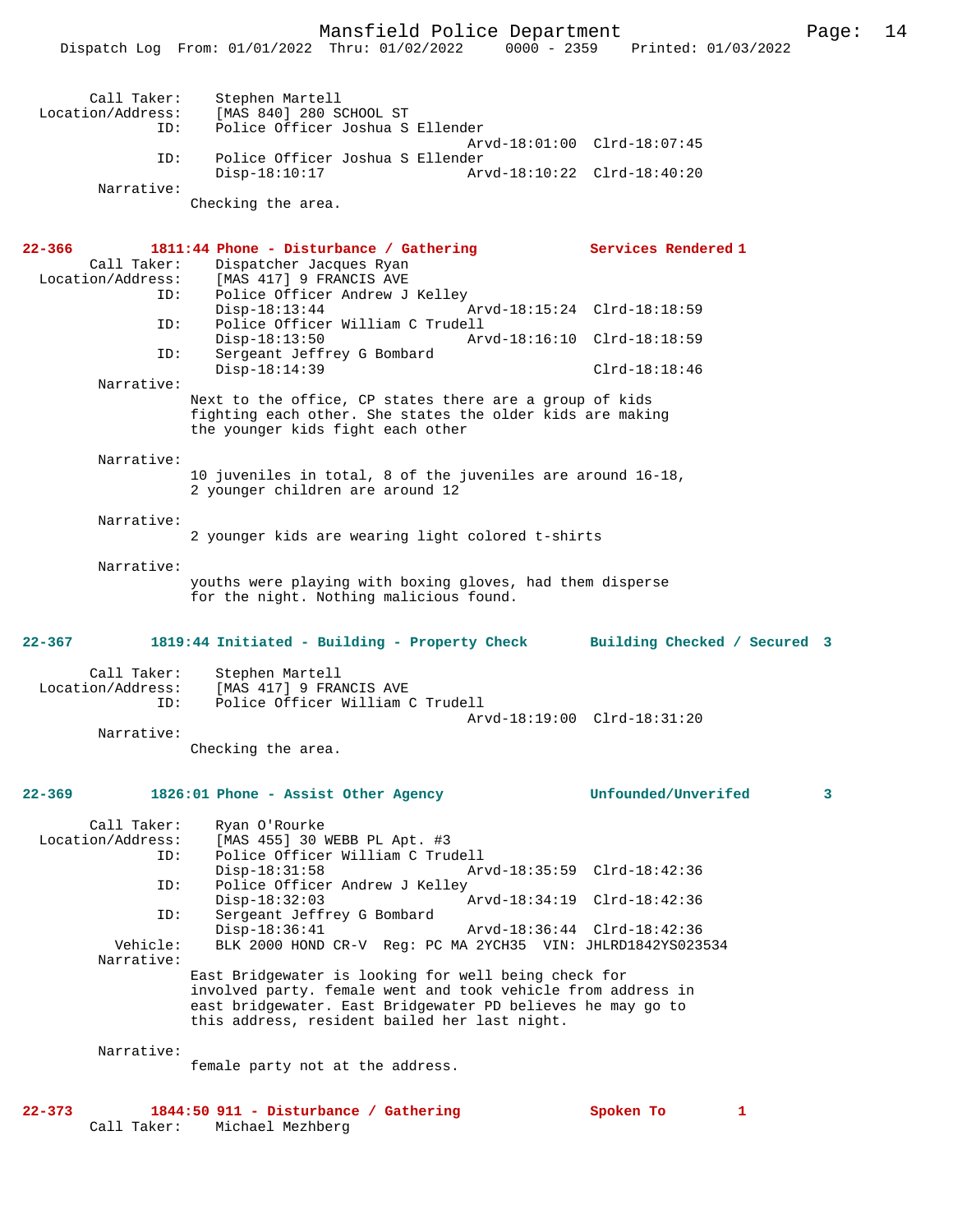```
Call Taker:     Stephen Martell
Location/Address:     [MAS 840] 280 SCHOOL ST
              ID:     Police Officer Joshua S Ellender
                                                 Arvd-18:01:00  Clrd-18:07:45
              ID:     Police Officer Joshua S Ellender
                      Disp-18:10:17              Arvd-18:10:22  Clrd-18:40:20
       Narrative:
                    Checking the area.
```

**22-366 1811:44 Phone - Disturbance / Gathering — Services Rendered 1**

```
Call Taker:     Dispatcher Jacques Ryan
Location/Address:     [MAS 417] 9 FRANCIS AVE
              ID:     Police Officer Andrew J Kelley
                      Disp-18:13:44              Arvd-18:15:24  Clrd-18:18:59
              ID:     Police Officer William C Trudell
                      Disp-18:13:50              Arvd-18:16:10  Clrd-18:18:59
              ID:     Sergeant Jeffrey G Bombard
                      Disp-18:14:39                             Clrd-18:18:46
       Narrative:
                    Next to the office, CP states there are a group of kids
                    fighting each other. She states the older kids are making
                    the younger kids fight each other

       Narrative:
                    10 juveniles in total, 8 of the juveniles are around 16-18,
                    2 younger children are around 12

       Narrative:
                    2 younger kids are wearing light colored t-shirts

       Narrative:
                    youths were playing with boxing gloves, had them disperse
                    for the night. Nothing malicious found.
```

**22-367 1819:44 Initiated - Building - Property Check — Building Checked / Secured 3**

```
Call Taker:     Stephen Martell
Location/Address:     [MAS 417] 9 FRANCIS AVE
              ID:     Police Officer William C Trudell
                                                 Arvd-18:19:00  Clrd-18:31:20
       Narrative:
                    Checking the area.
```

**22-369 1826:01 Phone - Assist Other Agency — Unfounded/Unverifed 3**

```
Call Taker:     Ryan O'Rourke
Location/Address:     [MAS 455] 30 WEBB PL Apt. #3
              ID:     Police Officer William C Trudell
                      Disp-18:31:58              Arvd-18:35:59  Clrd-18:42:36
              ID:     Police Officer Andrew J Kelley
                      Disp-18:32:03              Arvd-18:34:19  Clrd-18:42:36
              ID:     Sergeant Jeffrey G Bombard
                      Disp-18:36:41              Arvd-18:36:44  Clrd-18:42:36
         Vehicle:     BLK 2000 HOND CR-V  Reg: PC MA 2YCH35  VIN: JHLRD1842YS023534
       Narrative:
                    East Bridgewater is looking for well being check for
                    involved party. female went and took vehicle from address in
                    east bridgewater. East Bridgewater PD believes he may go to
                    this address, resident bailed her last night.

       Narrative:
                    female party not at the address.
```

**22-373 1844:50 911 - Disturbance / Gathering — Spoken To 1**

```
Call Taker:     Michael Mezhberg
```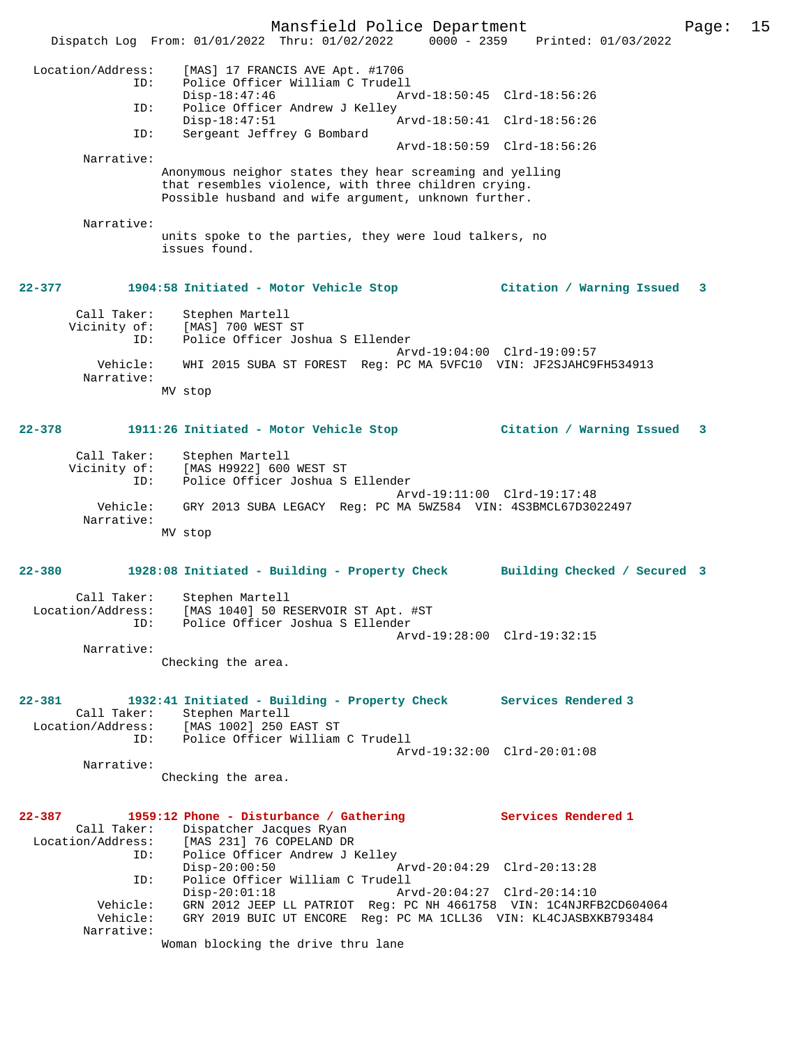```
Location/Address:    [MAS] 17 FRANCIS AVE Apt. #1706
              ID:    Police Officer William C Trudell
                     Disp-18:47:46                Arvd-18:50:45  Clrd-18:56:26
              ID:    Police Officer Andrew J Kelley
                     Disp-18:47:51                Arvd-18:50:41  Clrd-18:56:26
              ID:    Sergeant Jeffrey G Bombard
                                                  Arvd-18:50:59  Clrd-18:56:26
       Narrative:
                    Anonymous neighor states they hear screaming and yelling
                    that resembles violence, with three children crying.
                    Possible husband and wife argument, unknown further.

       Narrative:
                    units spoke to the parties, they were loud talkers, no
                    issues found.
```

**22-377    1904:58 Initiated - Motor Vehicle Stop    Citation / Warning Issued 3**

```
      Call Taker:    Stephen Martell
     Vicinity of:    [MAS] 700 WEST ST
              ID:    Police Officer Joshua S Ellender
                                                  Arvd-19:04:00  Clrd-19:09:57
         Vehicle:    WHI 2015 SUBA ST FOREST  Reg: PC MA 5VFC10  VIN: JF2SJAHC9FH534913
       Narrative:
                    MV stop
```

**22-378    1911:26 Initiated - Motor Vehicle Stop    Citation / Warning Issued 3**

```
      Call Taker:    Stephen Martell
     Vicinity of:    [MAS H9922] 600 WEST ST
              ID:    Police Officer Joshua S Ellender
                                                  Arvd-19:11:00  Clrd-19:17:48
         Vehicle:    GRY 2013 SUBA LEGACY  Reg: PC MA 5WZ584  VIN: 4S3BMCL67D3022497
       Narrative:
                    MV stop
```

**22-380    1928:08 Initiated - Building - Property Check    Building Checked / Secured 3**

```
      Call Taker:    Stephen Martell
Location/Address:    [MAS 1040] 50 RESERVOIR ST Apt. #ST
              ID:    Police Officer Joshua S Ellender
                                                  Arvd-19:28:00  Clrd-19:32:15
       Narrative:
                    Checking the area.
```

**22-381    1932:41 Initiated - Building - Property Check    Services Rendered 3**

```
      Call Taker:    Stephen Martell
Location/Address:    [MAS 1002] 250 EAST ST
              ID:    Police Officer William C Trudell
                                                  Arvd-19:32:00  Clrd-20:01:08
       Narrative:
                    Checking the area.
```

**22-387    1959:12 Phone - Disturbance / Gathering    Services Rendered 1**

```
      Call Taker:    Dispatcher Jacques Ryan
Location/Address:    [MAS 231] 76 COPELAND DR
              ID:    Police Officer Andrew J Kelley
                     Disp-20:00:50                Arvd-20:04:29  Clrd-20:13:28
              ID:    Police Officer William C Trudell
                     Disp-20:01:18                Arvd-20:04:27  Clrd-20:14:10
         Vehicle:    GRN 2012 JEEP LL PATRIOT  Reg: PC NH 4661758  VIN: 1C4NJRFB2CD604064
         Vehicle:    GRY 2019 BUIC UT ENCORE  Reg: PC MA 1CLL36  VIN: KL4CJASBXKB793484
       Narrative:
                    Woman blocking the drive thru lane
```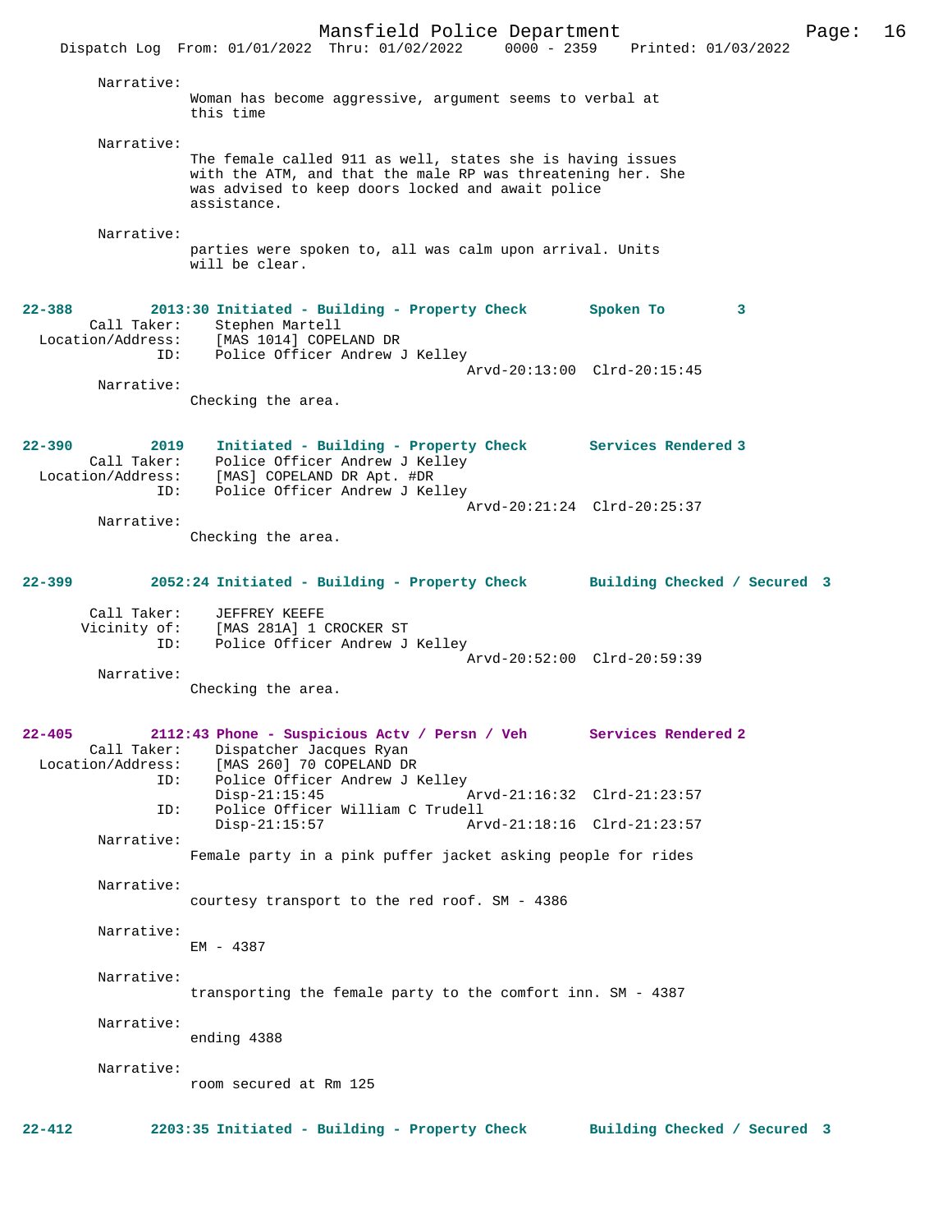Narrative:
Woman has become aggressive, argument seems to verbal at this time

Narrative:
The female called 911 as well, states she is having issues with the ATM, and that the male RP was threatening her. She was advised to keep doors locked and await police assistance.

Narrative:
parties were spoken to, all was calm upon arrival. Units will be clear.

**22-388** **2013:30 Initiated - Building - Property Check** **Spoken To 3**
Call Taker: Stephen Martell
Location/Address: [MAS 1014] COPELAND DR
ID: Police Officer Andrew J Kelley
Arvd-20:13:00 Clrd-20:15:45

Narrative:
Checking the area.

**22-390** **2019 Initiated - Building - Property Check** **Services Rendered 3**
Call Taker: Police Officer Andrew J Kelley
Location/Address: [MAS] COPELAND DR Apt. #DR
ID: Police Officer Andrew J Kelley
Arvd-20:21:24 Clrd-20:25:37

Narrative:
Checking the area.

**22-399** **2052:24 Initiated - Building - Property Check** **Building Checked / Secured 3**
Call Taker: JEFFREY KEEFE
Vicinity of: [MAS 281A] 1 CROCKER ST
ID: Police Officer Andrew J Kelley
Arvd-20:52:00 Clrd-20:59:39

Narrative:
Checking the area.

**22-405** **2112:43 Phone - Suspicious Actv / Persn / Veh** **Services Rendered 2**
Call Taker: Dispatcher Jacques Ryan
Location/Address: [MAS 260] 70 COPELAND DR
ID: Police Officer Andrew J Kelley
Disp-21:15:45 Arvd-21:16:32 Clrd-21:23:57
ID: Police Officer William C Trudell
Disp-21:15:57 Arvd-21:18:16 Clrd-21:23:57

Narrative:
Female party in a pink puffer jacket asking people for rides

Narrative:
courtesy transport to the red roof. SM - 4386

Narrative:
EM - 4387

Narrative:
transporting the female party to the comfort inn. SM - 4387

Narrative:
ending 4388

Narrative:
room secured at Rm 125

**22-412** **2203:35 Initiated - Building - Property Check** **Building Checked / Secured 3**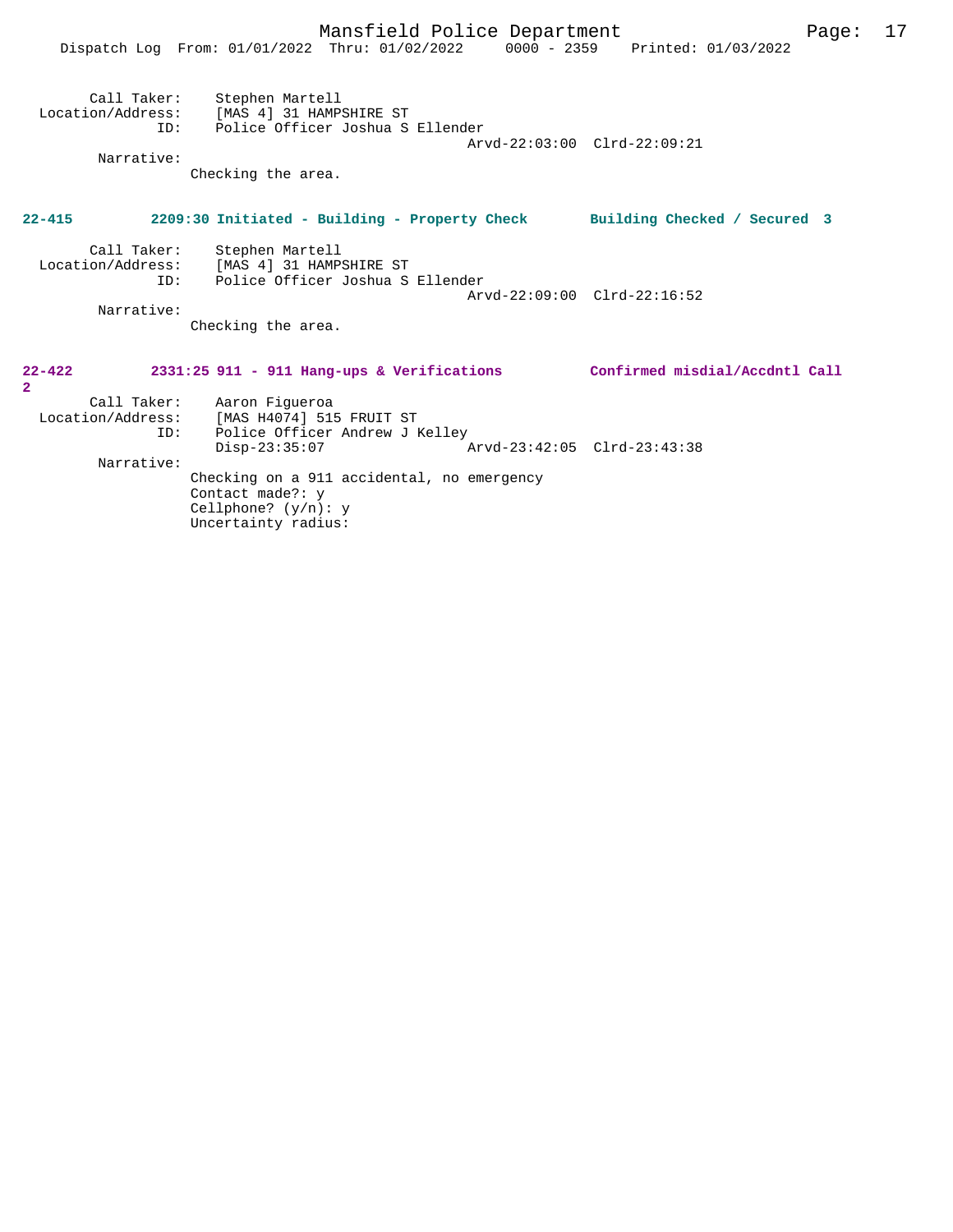Call Taker: Stephen Martell
Location/Address: [MAS 4] 31 HAMPSHIRE ST
ID: Police Officer Joshua S Ellender
Arvd-22:03:00 Clrd-22:09:21
Narrative:
Checking the area.

**22-415 2209:30 Initiated - Building - Property Check Building Checked / Secured 3**

Call Taker: Stephen Martell
Location/Address: [MAS 4] 31 HAMPSHIRE ST
ID: Police Officer Joshua S Ellender
Arvd-22:09:00 Clrd-22:16:52
Narrative:
Checking the area.

**22-422 2331:25 911 - 911 Hang-ups & Verifications Confirmed misdial/Accdntl Call 2**

Call Taker: Aaron Figueroa
Location/Address: [MAS H4074] 515 FRUIT ST
ID: Police Officer Andrew J Kelley
Disp-23:35:07 Arvd-23:42:05 Clrd-23:43:38
Narrative:
Checking on a 911 accidental, no emergency
Contact made?: y
Cellphone? (y/n): y
Uncertainty radius: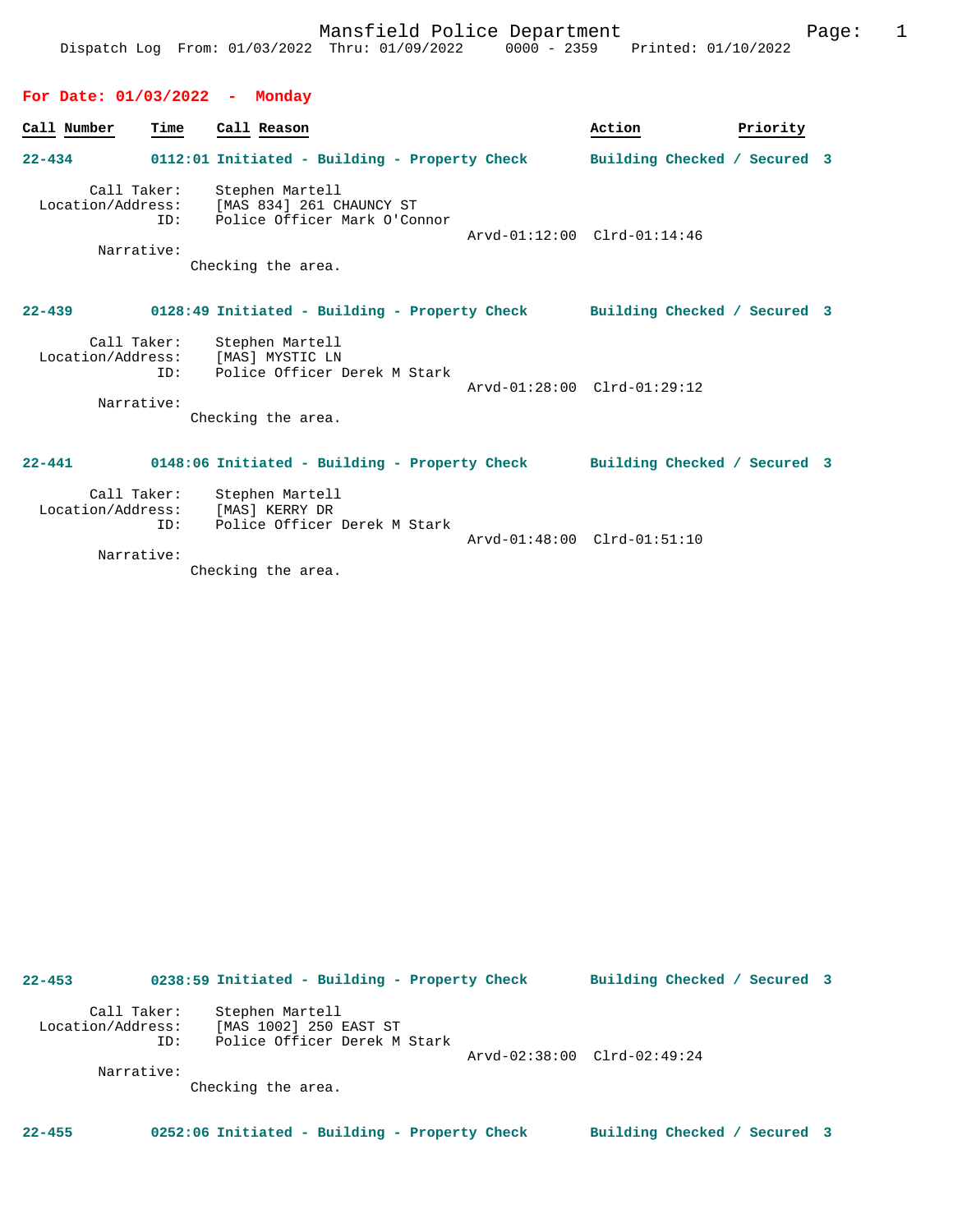Mansfield Police Department

Dispatch Log From: 01/03/2022 Thru: 01/09/2022 0000 - 2359 Printed: 01/10/2022

## For Date: 01/03/2022 - Monday

| Call Number | Time | Call Reason | Action | Priority |
|---|---|---|---|---|

**22-434** 0112:01 Initiated - Building - Property Check — Building Checked / Secured 3

Call Taker: Stephen Martell
Location/Address: [MAS 834] 261 CHAUNCY ST
ID: Police Officer Mark O'Connor
Arvd-01:12:00 Clrd-01:14:46

Narrative:
Checking the area.

**22-439** 0128:49 Initiated - Building - Property Check — Building Checked / Secured 3

Call Taker: Stephen Martell
Location/Address: [MAS] MYSTIC LN
ID: Police Officer Derek M Stark
Arvd-01:28:00 Clrd-01:29:12

Narrative:
Checking the area.

**22-441** 0148:06 Initiated - Building - Property Check — Building Checked / Secured 3

Call Taker: Stephen Martell
Location/Address: [MAS] KERRY DR
ID: Police Officer Derek M Stark
Arvd-01:48:00 Clrd-01:51:10

Narrative:
Checking the area.

**22-453** 0238:59 Initiated - Building - Property Check — Building Checked / Secured 3

Call Taker: Stephen Martell
Location/Address: [MAS 1002] 250 EAST ST
ID: Police Officer Derek M Stark
Arvd-02:38:00 Clrd-02:49:24

Narrative:
Checking the area.

**22-455** 0252:06 Initiated - Building - Property Check — Building Checked / Secured 3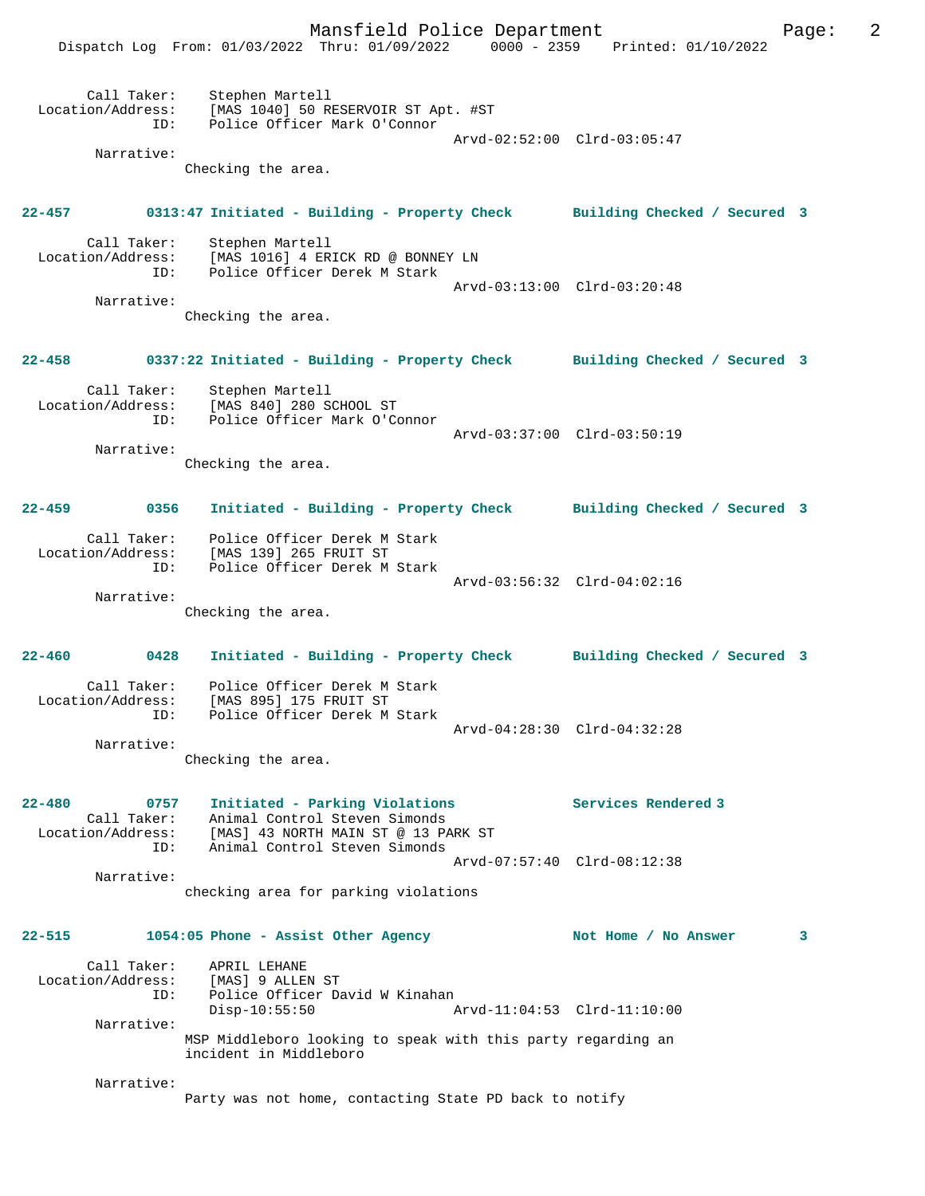Call Taker: Stephen Martell
Location/Address: [MAS 1040] 50 RESERVOIR ST Apt. #ST
ID: Police Officer Mark O'Connor
Arvd-02:52:00 Clrd-03:05:47
Narrative:
Checking the area.

**22-457 0313:47 Initiated - Building - Property Check Building Checked / Secured 3**

Call Taker: Stephen Martell
Location/Address: [MAS 1016] 4 ERICK RD @ BONNEY LN
ID: Police Officer Derek M Stark
Arvd-03:13:00 Clrd-03:20:48
Narrative:
Checking the area.

**22-458 0337:22 Initiated - Building - Property Check Building Checked / Secured 3**

Call Taker: Stephen Martell
Location/Address: [MAS 840] 280 SCHOOL ST
ID: Police Officer Mark O'Connor
Arvd-03:37:00 Clrd-03:50:19
Narrative:
Checking the area.

**22-459 0356 Initiated - Building - Property Check Building Checked / Secured 3**

Call Taker: Police Officer Derek M Stark
Location/Address: [MAS 139] 265 FRUIT ST
ID: Police Officer Derek M Stark
Arvd-03:56:32 Clrd-04:02:16
Narrative:
Checking the area.

**22-460 0428 Initiated - Building - Property Check Building Checked / Secured 3**

Call Taker: Police Officer Derek M Stark
Location/Address: [MAS 895] 175 FRUIT ST
ID: Police Officer Derek M Stark
Arvd-04:28:30 Clrd-04:32:28
Narrative:
Checking the area.

**22-480 0757 Initiated - Parking Violations Services Rendered 3**
Call Taker: Animal Control Steven Simonds
Location/Address: [MAS] 43 NORTH MAIN ST @ 13 PARK ST
ID: Animal Control Steven Simonds
Arvd-07:57:40 Clrd-08:12:38
Narrative:
checking area for parking violations

**22-515 1054:05 Phone - Assist Other Agency Not Home / No Answer 3**

Call Taker: APRIL LEHANE
Location/Address: [MAS] 9 ALLEN ST
ID: Police Officer David W Kinahan
Disp-10:55:50 Arvd-11:04:53 Clrd-11:10:00
Narrative:
MSP Middleboro looking to speak with this party regarding an incident in Middleboro

Narrative:
Party was not home, contacting State PD back to notify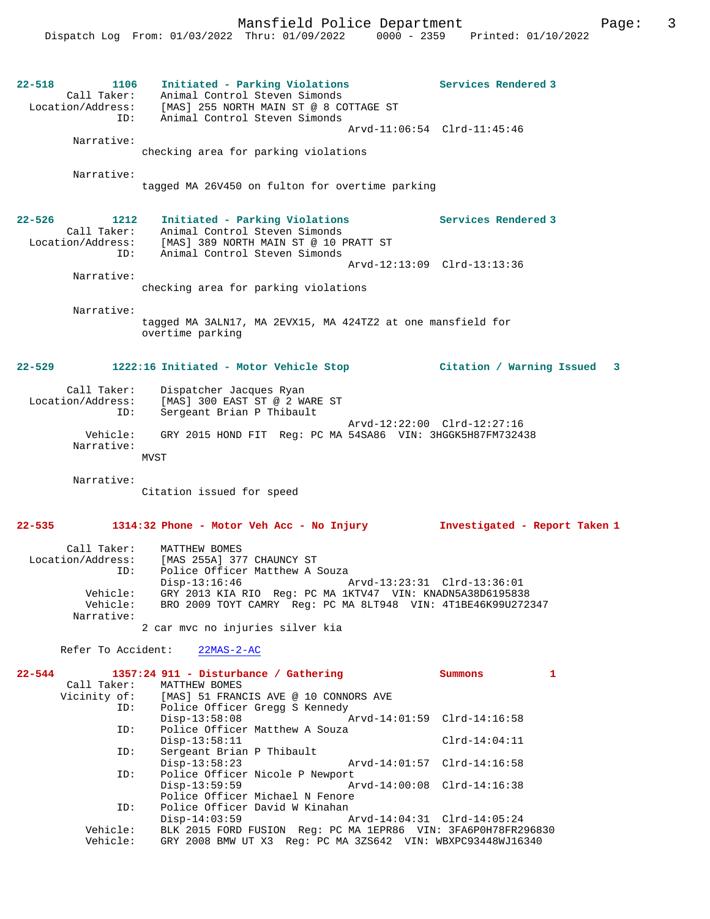**22-518** 1106 **Initiated - Parking Violations** **Services Rendered 3**

Call Taker: Animal Control Steven Simonds
Location/Address: [MAS] 255 NORTH MAIN ST @ 8 COTTAGE ST
ID: Animal Control Steven Simonds
Arvd-11:06:54 Clrd-11:45:46

Narrative:
checking area for parking violations

Narrative:
tagged MA 26V450 on fulton for overtime parking

**22-526** 1212 **Initiated - Parking Violations** **Services Rendered 3**

Call Taker: Animal Control Steven Simonds
Location/Address: [MAS] 389 NORTH MAIN ST @ 10 PRATT ST
ID: Animal Control Steven Simonds
Arvd-12:13:09 Clrd-13:13:36

Narrative:
checking area for parking violations

Narrative:
tagged MA 3ALN17, MA 2EVX15, MA 424TZ2 at one mansfield for overtime parking

**22-529** 1222:16 **Initiated - Motor Vehicle Stop** **Citation / Warning Issued 3**

Call Taker: Dispatcher Jacques Ryan
Location/Address: [MAS] 300 EAST ST @ 2 WARE ST
ID: Sergeant Brian P Thibault
Arvd-12:22:00 Clrd-12:27:16
Vehicle: GRY 2015 HOND FIT Reg: PC MA 54SA86 VIN: 3HGGK5H87FM732438

Narrative:
MVST

Narrative:
Citation issued for speed

**22-535** 1314:32 **Phone - Motor Veh Acc - No Injury** **Investigated - Report Taken 1**

Call Taker: MATTHEW BOMES
Location/Address: [MAS 255A] 377 CHAUNCY ST
ID: Police Officer Matthew A Souza
Disp-13:16:46 Arvd-13:23:31 Clrd-13:36:01
Vehicle: GRY 2013 KIA RIO Reg: PC MA 1KTV47 VIN: KNADN5A38D6195838
Vehicle: BRO 2009 TOYT CAMRY Reg: PC MA 8LT948 VIN: 4T1BE46K99U272347

Narrative:
2 car mvc no injuries silver kia

Refer To Accident: 22MAS-2-AC

**22-544** 1357:24 **911 - Disturbance / Gathering** **Summons 1**

Call Taker: MATTHEW BOMES
Vicinity of: [MAS] 51 FRANCIS AVE @ 10 CONNORS AVE
ID: Police Officer Gregg S Kennedy
Disp-13:58:08 Arvd-14:01:59 Clrd-14:16:58
ID: Police Officer Matthew A Souza
Disp-13:58:11 Clrd-14:04:11
ID: Sergeant Brian P Thibault
Disp-13:58:23 Arvd-14:01:57 Clrd-14:16:58
ID: Police Officer Nicole P Newport
Disp-13:59:59 Arvd-14:00:08 Clrd-14:16:38
Police Officer Michael N Fenore
ID: Police Officer David W Kinahan
Disp-14:03:59 Arvd-14:04:31 Clrd-14:05:24
Vehicle: BLK 2015 FORD FUSION Reg: PC MA 1EPR86 VIN: 3FA6P0H78FR296830
Vehicle: GRY 2008 BMW UT X3 Reg: PC MA 3ZS642 VIN: WBXPC93448WJ16340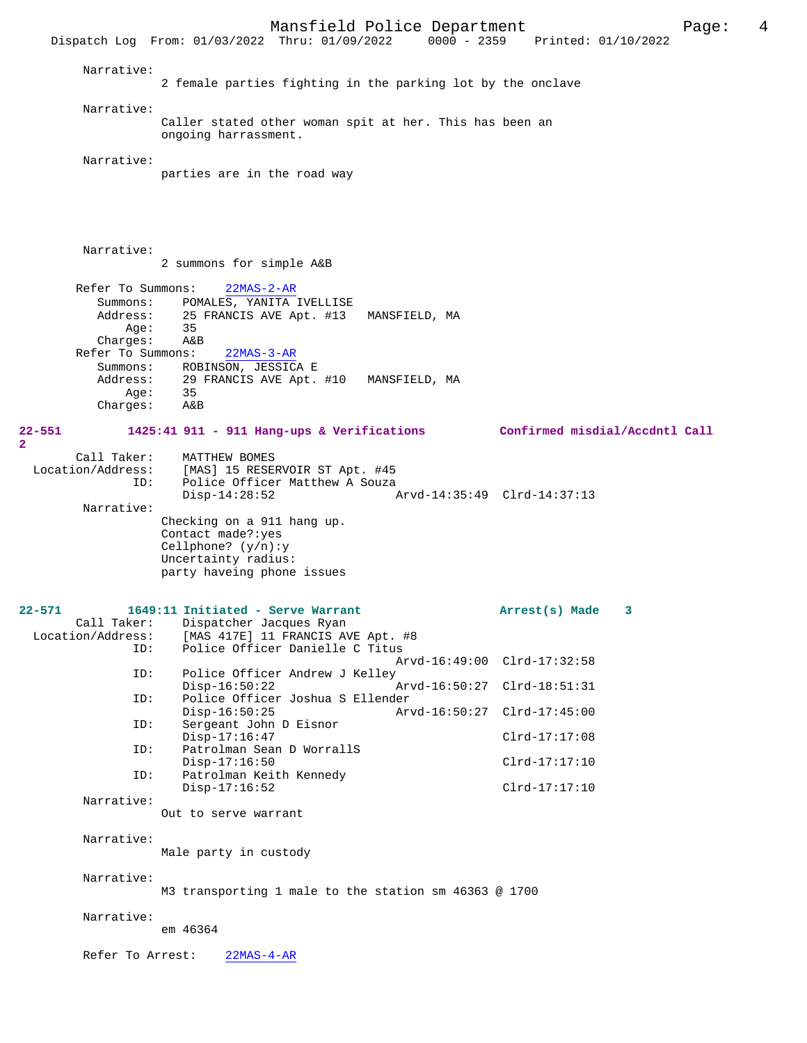Narrative:
2 female parties fighting in the parking lot by the onclave

Narrative:
Caller stated other woman spit at her. This has been an ongoing harrassment.

Narrative:
parties are in the road way

Narrative:
2 summons for simple A&B

Refer To Summons: 22MAS-2-AR
Summons: POMALES, YANITA IVELLISE
Address: 25 FRANCIS AVE Apt. #13 MANSFIELD, MA
Age: 35
Charges: A&B

Refer To Summons: 22MAS-3-AR
Summons: ROBINSON, JESSICA E
Address: 29 FRANCIS AVE Apt. #10 MANSFIELD, MA
Age: 35
Charges: A&B

**22-551 1425:41 911 - 911 Hang-ups & Verifications — Confirmed misdial/Accdntl Call 2**

Call Taker: MATTHEW BOMES
Location/Address: [MAS] 15 RESERVOIR ST Apt. #45
ID: Police Officer Matthew A Souza
Disp-14:28:52 Arvd-14:35:49 Clrd-14:37:13

Narrative:
Checking on a 911 hang up.
Contact made?:yes
Cellphone? (y/n):y
Uncertainty radius:
party haveing phone issues

**22-571 1649:11 Initiated - Serve Warrant — Arrest(s) Made 3**

Call Taker: Dispatcher Jacques Ryan
Location/Address: [MAS 417E] 11 FRANCIS AVE Apt. #8
ID: Police Officer Danielle C Titus
Arvd-16:49:00 Clrd-17:32:58
ID: Police Officer Andrew J Kelley
Disp-16:50:22 Arvd-16:50:27 Clrd-18:51:31
ID: Police Officer Joshua S Ellender
Disp-16:50:25 Arvd-16:50:27 Clrd-17:45:00
ID: Sergeant John D Eisnor
Disp-17:16:47 Clrd-17:17:08
ID: Patrolman Sean D WorrallS
Disp-17:16:50 Clrd-17:17:10
ID: Patrolman Keith Kennedy
Disp-17:16:52 Clrd-17:17:10

Narrative:
Out to serve warrant

Narrative:
Male party in custody

Narrative:
M3 transporting 1 male to the station sm 46363 @ 1700

Narrative:
em 46364

Refer To Arrest: 22MAS-4-AR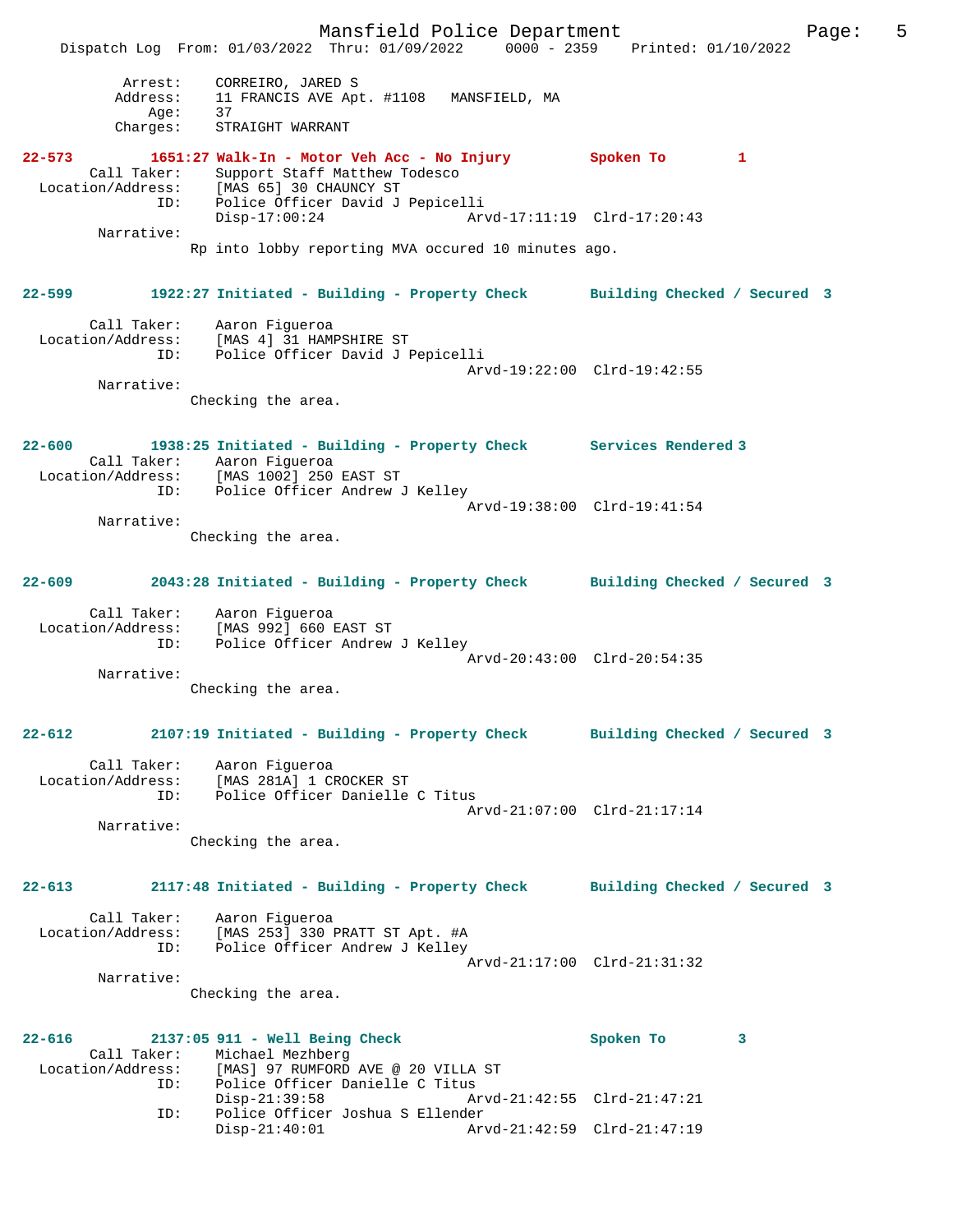```
 Arrest:    CORREIRO, JARED S
 Address:   11 FRANCIS AVE Apt. #1108   MANSFIELD, MA
 Age:       37
 Charges:   STRAIGHT WARRANT
```

**22-573** 1651:27 Walk-In - Motor Veh Acc - No Injury — Spoken To — 1

```
 Call Taker:        Support Staff Matthew Todesco
 Location/Address:  [MAS 65] 30 CHAUNCY ST
 ID:                Police Officer David J Pepicelli
                    Disp-17:00:24           Arvd-17:11:19  Clrd-17:20:43
 Narrative:
        Rp into lobby reporting MVA occured 10 minutes ago.
```

**22-599** 1922:27 Initiated - Building - Property Check — Building Checked / Secured — 3

```
 Call Taker:        Aaron Figueroa
 Location/Address:  [MAS 4] 31 HAMPSHIRE ST
 ID:                Police Officer David J Pepicelli
                                            Arvd-19:22:00  Clrd-19:42:55
 Narrative:
        Checking the area.
```

**22-600** 1938:25 Initiated - Building - Property Check — Services Rendered — 3

```
 Call Taker:        Aaron Figueroa
 Location/Address:  [MAS 1002] 250 EAST ST
 ID:                Police Officer Andrew J Kelley
                                            Arvd-19:38:00  Clrd-19:41:54
 Narrative:
        Checking the area.
```

**22-609** 2043:28 Initiated - Building - Property Check — Building Checked / Secured — 3

```
 Call Taker:        Aaron Figueroa
 Location/Address:  [MAS 992] 660 EAST ST
 ID:                Police Officer Andrew J Kelley
                                            Arvd-20:43:00  Clrd-20:54:35
 Narrative:
        Checking the area.
```

**22-612** 2107:19 Initiated - Building - Property Check — Building Checked / Secured — 3

```
 Call Taker:        Aaron Figueroa
 Location/Address:  [MAS 281A] 1 CROCKER ST
 ID:                Police Officer Danielle C Titus
                                            Arvd-21:07:00  Clrd-21:17:14
 Narrative:
        Checking the area.
```

**22-613** 2117:48 Initiated - Building - Property Check — Building Checked / Secured — 3

```
 Call Taker:        Aaron Figueroa
 Location/Address:  [MAS 253] 330 PRATT ST Apt. #A
 ID:                Police Officer Andrew J Kelley
                                            Arvd-21:17:00  Clrd-21:31:32
 Narrative:
        Checking the area.
```

**22-616** 2137:05 911 - Well Being Check — Spoken To — 3

```
 Call Taker:        Michael Mezhberg
 Location/Address:  [MAS] 97 RUMFORD AVE @ 20 VILLA ST
 ID:                Police Officer Danielle C Titus
                    Disp-21:39:58           Arvd-21:42:55  Clrd-21:47:21
 ID:                Police Officer Joshua S Ellender
                    Disp-21:40:01           Arvd-21:42:59  Clrd-21:47:19
```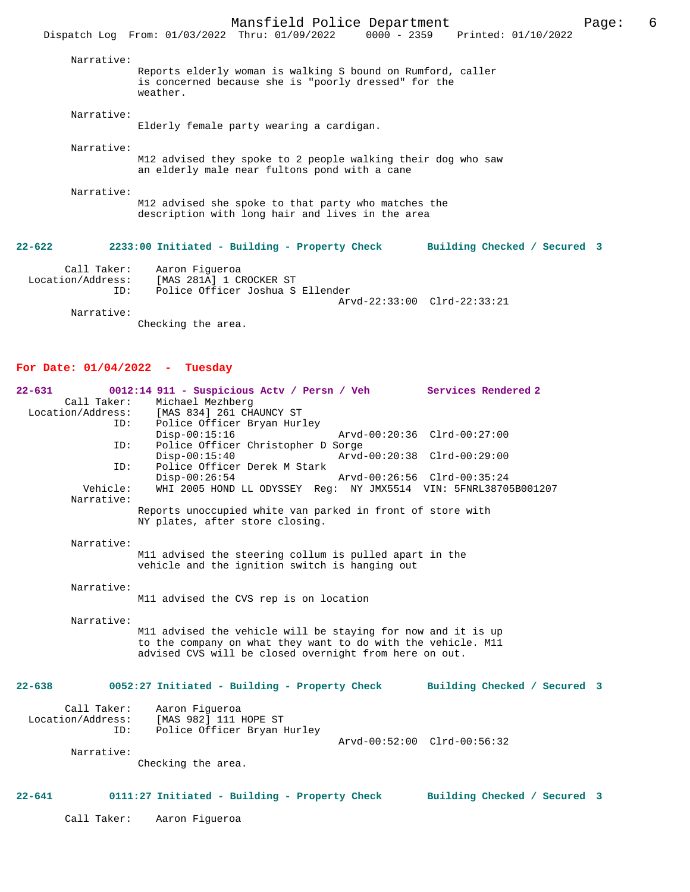Narrative:
Reports elderly woman is walking S bound on Rumford, caller is concerned because she is "poorly dressed" for the weather.

Narrative:
Elderly female party wearing a cardigan.

Narrative:
M12 advised they spoke to 2 people walking their dog who saw an elderly male near fultons pond with a cane

Narrative:
M12 advised she spoke to that party who matches the description with long hair and lives in the area

**22-622 2233:00 Initiated - Building - Property Check Building Checked / Secured 3**

Call Taker: Aaron Figueroa
Location/Address: [MAS 281A] 1 CROCKER ST
ID: Police Officer Joshua S Ellender
Arvd-22:33:00 Clrd-22:33:21
Narrative:
Checking the area.

## For Date: 01/04/2022 - Tuesday

**22-631 0012:14 911 - Suspicious Actv / Persn / Veh Services Rendered 2**

Call Taker: Michael Mezhberg
Location/Address: [MAS 834] 261 CHAUNCY ST
ID: Police Officer Bryan Hurley
Disp-00:15:16 Arvd-00:20:36 Clrd-00:27:00
ID: Police Officer Christopher D Sorge
Disp-00:15:40 Arvd-00:20:38 Clrd-00:29:00
ID: Police Officer Derek M Stark
Disp-00:26:54 Arvd-00:26:56 Clrd-00:35:24
Vehicle: WHI 2005 HOND LL ODYSSEY Reg: NY JMX5514 VIN: 5FNRL38705B001207
Narrative:
Reports unoccupied white van parked in front of store with NY plates, after store closing.

Narrative:
M11 advised the steering collum is pulled apart in the vehicle and the ignition switch is hanging out

Narrative:
M11 advised the CVS rep is on location

Narrative:
M11 advised the vehicle will be staying for now and it is up to the company on what they want to do with the vehicle. M11 advised CVS will be closed overnight from here on out.

**22-638 0052:27 Initiated - Building - Property Check Building Checked / Secured 3**

Call Taker: Aaron Figueroa
Location/Address: [MAS 982] 111 HOPE ST
ID: Police Officer Bryan Hurley
Arvd-00:52:00 Clrd-00:56:32
Narrative:
Checking the area.

**22-641 0111:27 Initiated - Building - Property Check Building Checked / Secured 3**

Call Taker: Aaron Figueroa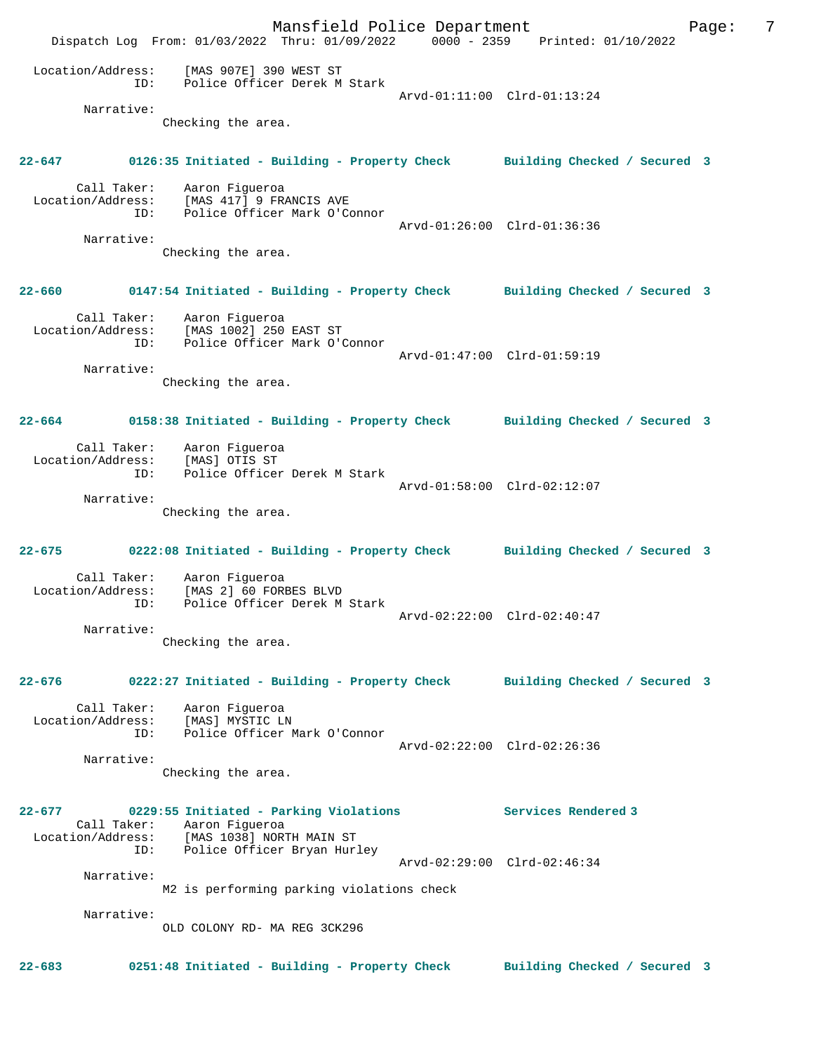Location/Address: [MAS 907E] 390 WEST ST
ID: Police Officer Derek M Stark
Arvd-01:11:00 Clrd-01:13:24

Narrative:
Checking the area.

**22-647 0126:35 Initiated - Building - Property Check Building Checked / Secured 3**

Call Taker: Aaron Figueroa
Location/Address: [MAS 417] 9 FRANCIS AVE
ID: Police Officer Mark O'Connor
Arvd-01:26:00 Clrd-01:36:36

Narrative:
Checking the area.

**22-660 0147:54 Initiated - Building - Property Check Building Checked / Secured 3**

Call Taker: Aaron Figueroa
Location/Address: [MAS 1002] 250 EAST ST
ID: Police Officer Mark O'Connor
Arvd-01:47:00 Clrd-01:59:19

Narrative:
Checking the area.

**22-664 0158:38 Initiated - Building - Property Check Building Checked / Secured 3**

Call Taker: Aaron Figueroa
Location/Address: [MAS] OTIS ST
ID: Police Officer Derek M Stark
Arvd-01:58:00 Clrd-02:12:07

Narrative:
Checking the area.

**22-675 0222:08 Initiated - Building - Property Check Building Checked / Secured 3**

Call Taker: Aaron Figueroa
Location/Address: [MAS 2] 60 FORBES BLVD
ID: Police Officer Derek M Stark
Arvd-02:22:00 Clrd-02:40:47

Narrative:
Checking the area.

**22-676 0222:27 Initiated - Building - Property Check Building Checked / Secured 3**

Call Taker: Aaron Figueroa
Location/Address: [MAS] MYSTIC LN
ID: Police Officer Mark O'Connor
Arvd-02:22:00 Clrd-02:26:36

Narrative:
Checking the area.

**22-677 0229:55 Initiated - Parking Violations Services Rendered 3**

Call Taker: Aaron Figueroa
Location/Address: [MAS 1038] NORTH MAIN ST
ID: Police Officer Bryan Hurley
Arvd-02:29:00 Clrd-02:46:34

Narrative:
M2 is performing parking violations check

Narrative:
OLD COLONY RD- MA REG 3CK296

**22-683 0251:48 Initiated - Building - Property Check Building Checked / Secured 3**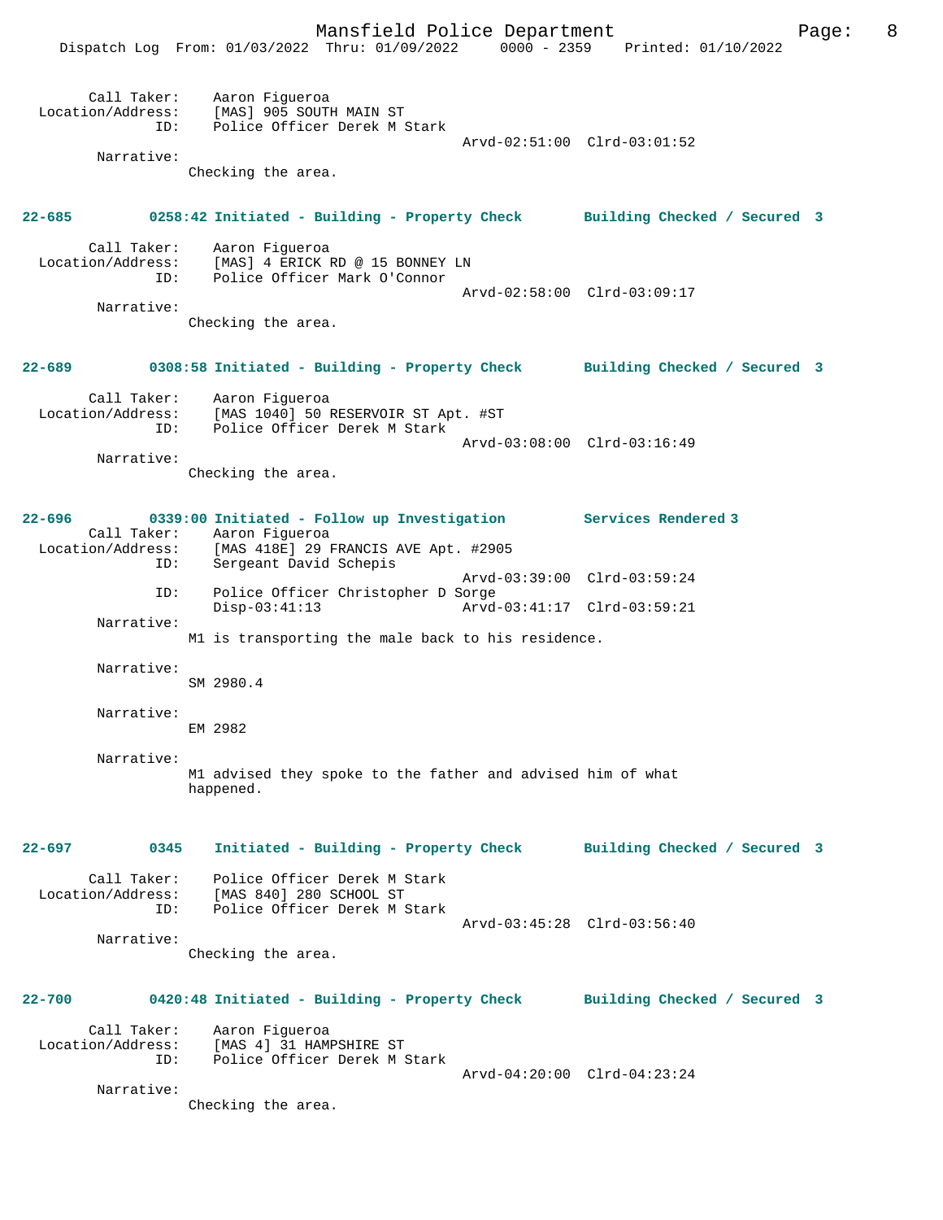Call Taker: Aaron Figueroa
Location/Address: [MAS] 905 SOUTH MAIN ST
ID: Police Officer Derek M Stark
Arvd-02:51:00 Clrd-03:01:52
Narrative:
Checking the area.

**22-685 0258:42 Initiated - Building - Property Check Building Checked / Secured 3**

Call Taker: Aaron Figueroa
Location/Address: [MAS] 4 ERICK RD @ 15 BONNEY LN
ID: Police Officer Mark O'Connor
Arvd-02:58:00 Clrd-03:09:17
Narrative:
Checking the area.

**22-689 0308:58 Initiated - Building - Property Check Building Checked / Secured 3**

Call Taker: Aaron Figueroa
Location/Address: [MAS 1040] 50 RESERVOIR ST Apt. #ST
ID: Police Officer Derek M Stark
Arvd-03:08:00 Clrd-03:16:49
Narrative:
Checking the area.

**22-696 0339:00 Initiated - Follow up Investigation Services Rendered 3**

Call Taker: Aaron Figueroa
Location/Address: [MAS 418E] 29 FRANCIS AVE Apt. #2905
ID: Sergeant David Schepis
Arvd-03:39:00 Clrd-03:59:24
ID: Police Officer Christopher D Sorge
Disp-03:41:13 Arvd-03:41:17 Clrd-03:59:21
Narrative:
M1 is transporting the male back to his residence.

Narrative:
SM 2980.4

Narrative:
EM 2982

Narrative:
M1 advised they spoke to the father and advised him of what happened.

**22-697 0345 Initiated - Building - Property Check Building Checked / Secured 3**

Call Taker: Police Officer Derek M Stark
Location/Address: [MAS 840] 280 SCHOOL ST
ID: Police Officer Derek M Stark
Arvd-03:45:28 Clrd-03:56:40
Narrative:
Checking the area.

**22-700 0420:48 Initiated - Building - Property Check Building Checked / Secured 3**

Call Taker: Aaron Figueroa
Location/Address: [MAS 4] 31 HAMPSHIRE ST
ID: Police Officer Derek M Stark
Arvd-04:20:00 Clrd-04:23:24
Narrative:
Checking the area.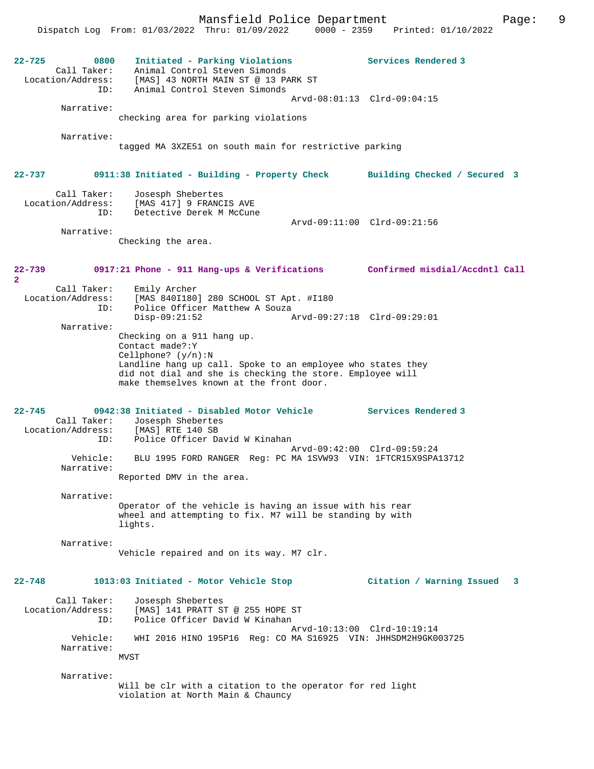**22-725** 0800 **Initiated - Parking Violations** **Services Rendered 3**

Call Taker: Animal Control Steven Simonds
Location/Address: [MAS] 43 NORTH MAIN ST @ 13 PARK ST
ID: Animal Control Steven Simonds
Arvd-08:01:13 Clrd-09:04:15

Narrative:
checking area for parking violations

Narrative:
tagged MA 3XZE51 on south main for restrictive parking

**22-737** 0911:38 **Initiated - Building - Property Check** **Building Checked / Secured 3**

Call Taker: Josesph Shebertes
Location/Address: [MAS 417] 9 FRANCIS AVE
ID: Detective Derek M McCune
Arvd-09:11:00 Clrd-09:21:56

Narrative:
Checking the area.

**22-739** 0917:21 **Phone - 911 Hang-ups & Verifications** **Confirmed misdial/Accdntl Call 2**

Call Taker: Emily Archer
Location/Address: [MAS 840I180] 280 SCHOOL ST Apt. #I180
ID: Police Officer Matthew A Souza
Disp-09:21:52 Arvd-09:27:18 Clrd-09:29:01

Narrative:
Checking on a 911 hang up.
Contact made?:Y
Cellphone? (y/n):N
Landline hang up call. Spoke to an employee who states they did not dial and she is checking the store. Employee will make themselves known at the front door.

**22-745** 0942:38 **Initiated - Disabled Motor Vehicle** **Services Rendered 3**

Call Taker: Josesph Shebertes
Location/Address: [MAS] RTE 140 SB
ID: Police Officer David W Kinahan
Arvd-09:42:00 Clrd-09:59:24
Vehicle: BLU 1995 FORD RANGER Reg: PC MA 1SVW93 VIN: 1FTCR15X9SPA13712

Narrative:
Reported DMV in the area.

Narrative:
Operator of the vehicle is having an issue with his rear wheel and attempting to fix. M7 will be standing by with lights.

Narrative:
Vehicle repaired and on its way. M7 clr.

**22-748** 1013:03 **Initiated - Motor Vehicle Stop** **Citation / Warning Issued 3**

Call Taker: Josesph Shebertes
Location/Address: [MAS] 141 PRATT ST @ 255 HOPE ST
ID: Police Officer David W Kinahan
Arvd-10:13:00 Clrd-10:19:14
Vehicle: WHI 2016 HINO 195P16 Reg: CO MA S16925 VIN: JHHSDM2H9GK003725

Narrative:
MVST

Narrative:
Will be clr with a citation to the operator for red light violation at North Main & Chauncy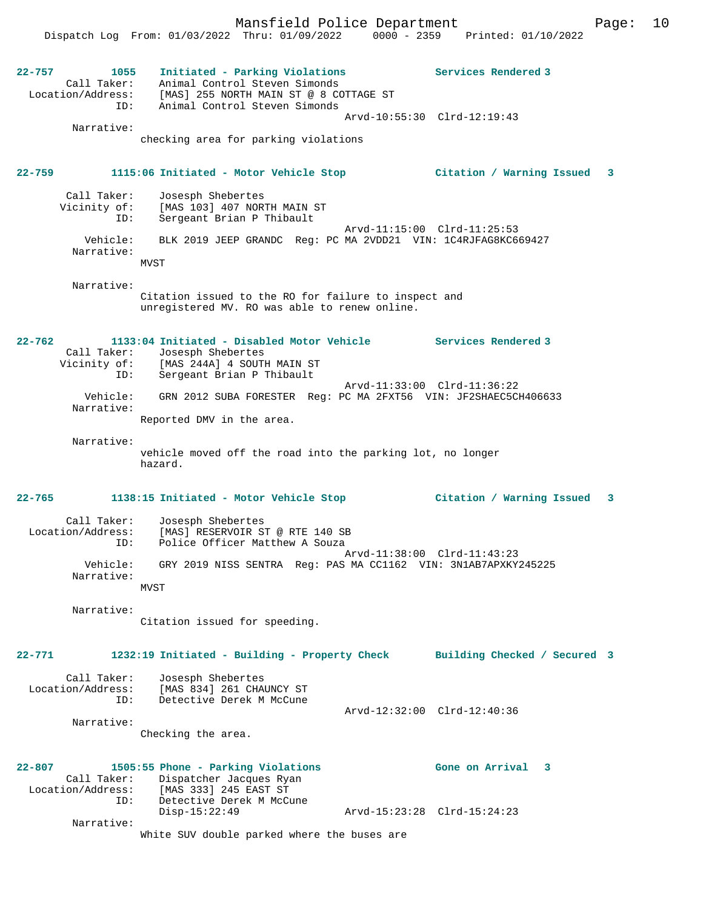**22-757** 1055 **Initiated - Parking Violations** **Services Rendered 3**

Call Taker: Animal Control Steven Simonds
Location/Address: [MAS] 255 NORTH MAIN ST @ 8 COTTAGE ST
ID: Animal Control Steven Simonds
Arvd-10:55:30 Clrd-12:19:43

Narrative:
checking area for parking violations

**22-759** 1115:06 **Initiated - Motor Vehicle Stop** **Citation / Warning Issued 3**

Call Taker: Josesph Shebertes
Vicinity of: [MAS 103] 407 NORTH MAIN ST
ID: Sergeant Brian P Thibault
Arvd-11:15:00 Clrd-11:25:53
Vehicle: BLK 2019 JEEP GRANDC Reg: PC MA 2VDD21 VIN: 1C4RJFAG8KC669427

Narrative:
MVST

Narrative:
Citation issued to the RO for failure to inspect and unregistered MV. RO was able to renew online.

**22-762** 1133:04 **Initiated - Disabled Motor Vehicle** **Services Rendered 3**

Call Taker: Josesph Shebertes
Vicinity of: [MAS 244A] 4 SOUTH MAIN ST
ID: Sergeant Brian P Thibault
Arvd-11:33:00 Clrd-11:36:22
Vehicle: GRN 2012 SUBA FORESTER Reg: PC MA 2FXT56 VIN: JF2SHAEC5CH406633

Narrative:
Reported DMV in the area.

Narrative:
vehicle moved off the road into the parking lot, no longer hazard.

**22-765** 1138:15 **Initiated - Motor Vehicle Stop** **Citation / Warning Issued 3**

Call Taker: Josesph Shebertes
Location/Address: [MAS] RESERVOIR ST @ RTE 140 SB
ID: Police Officer Matthew A Souza
Arvd-11:38:00 Clrd-11:43:23
Vehicle: GRY 2019 NISS SENTRA Reg: PAS MA CC1162 VIN: 3N1AB7APXKY245225

Narrative:
MVST

Narrative:
Citation issued for speeding.

**22-771** 1232:19 **Initiated - Building - Property Check** **Building Checked / Secured 3**

Call Taker: Josesph Shebertes
Location/Address: [MAS 834] 261 CHAUNCY ST
ID: Detective Derek M McCune
Arvd-12:32:00 Clrd-12:40:36

Narrative:
Checking the area.

**22-807** 1505:55 **Phone - Parking Violations** **Gone on Arrival 3**

Call Taker: Dispatcher Jacques Ryan
Location/Address: [MAS 333] 245 EAST ST
ID: Detective Derek M McCune
Disp-15:22:49 Arvd-15:23:28 Clrd-15:24:23

Narrative:
White SUV double parked where the buses are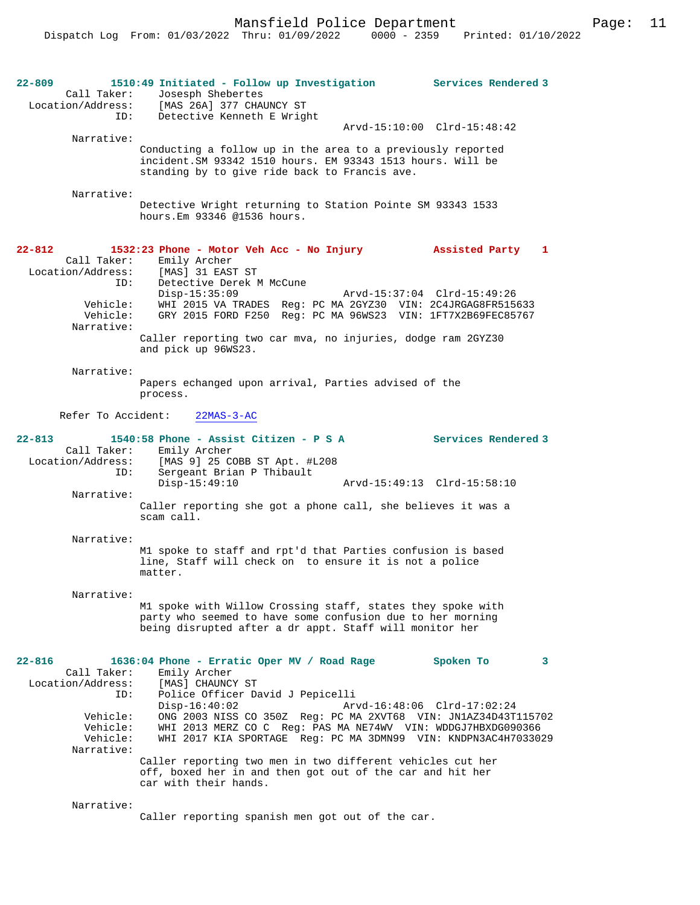**22-809** 1510:49 Initiated - Follow up Investigation — Services Rendered 3

Call Taker: Josesph Shebertes
Location/Address: [MAS 26A] 377 CHAUNCY ST
ID: Detective Kenneth E Wright
Arvd-15:10:00 Clrd-15:48:42

Narrative:
Conducting a follow up in the area to a previously reported incident.SM 93342 1510 hours. EM 93343 1513 hours. Will be standing by to give ride back to Francis ave.

Narrative:
Detective Wright returning to Station Pointe SM 93343 1533 hours.Em 93346 @1536 hours.

**22-812** 1532:23 Phone - Motor Veh Acc - No Injury — Assisted Party 1

Call Taker: Emily Archer
Location/Address: [MAS] 31 EAST ST
ID: Detective Derek M McCune
Disp-15:35:09 Arvd-15:37:04 Clrd-15:49:26
Vehicle: WHI 2015 VA TRADES Reg: PC MA 2GYZ30 VIN: 2C4JRGAG8FR515633
Vehicle: GRY 2015 FORD F250 Reg: PC MA 96WS23 VIN: 1FT7X2B69FEC85767

Narrative:
Caller reporting two car mva, no injuries, dodge ram 2GYZ30 and pick up 96WS23.

Narrative:
Papers echanged upon arrival, Parties advised of the process.

Refer To Accident: 22MAS-3-AC

**22-813** 1540:58 Phone - Assist Citizen - P S A — Services Rendered 3

Call Taker: Emily Archer
Location/Address: [MAS 9] 25 COBB ST Apt. #L208
ID: Sergeant Brian P Thibault
Disp-15:49:10 Arvd-15:49:13 Clrd-15:58:10

Narrative:
Caller reporting she got a phone call, she believes it was a scam call.

Narrative:
M1 spoke to staff and rpt'd that Parties confusion is based line, Staff will check on to ensure it is not a police matter.

Narrative:
M1 spoke with Willow Crossing staff, states they spoke with party who seemed to have some confusion due to her morning being disrupted after a dr appt. Staff will monitor her

**22-816** 1636:04 Phone - Erratic Oper MV / Road Rage — Spoken To 3

Call Taker: Emily Archer
Location/Address: [MAS] CHAUNCY ST
ID: Police Officer David J Pepicelli
Disp-16:40:02 Arvd-16:48:06 Clrd-17:02:24
Vehicle: ONG 2003 NISS CO 350Z Reg: PC MA 2XVT68 VIN: JN1AZ34D43T115702
Vehicle: WHI 2013 MERZ CO C Reg: PAS MA NE74WV VIN: WDDGJ7HBXDG090366
Vehicle: WHI 2017 KIA SPORTAGE Reg: PC MA 3DMN99 VIN: KNDPN3AC4H7033029

Narrative:
Caller reporting two men in two different vehicles cut her off, boxed her in and then got out of the car and hit her car with their hands.

Narrative:
Caller reporting spanish men got out of the car.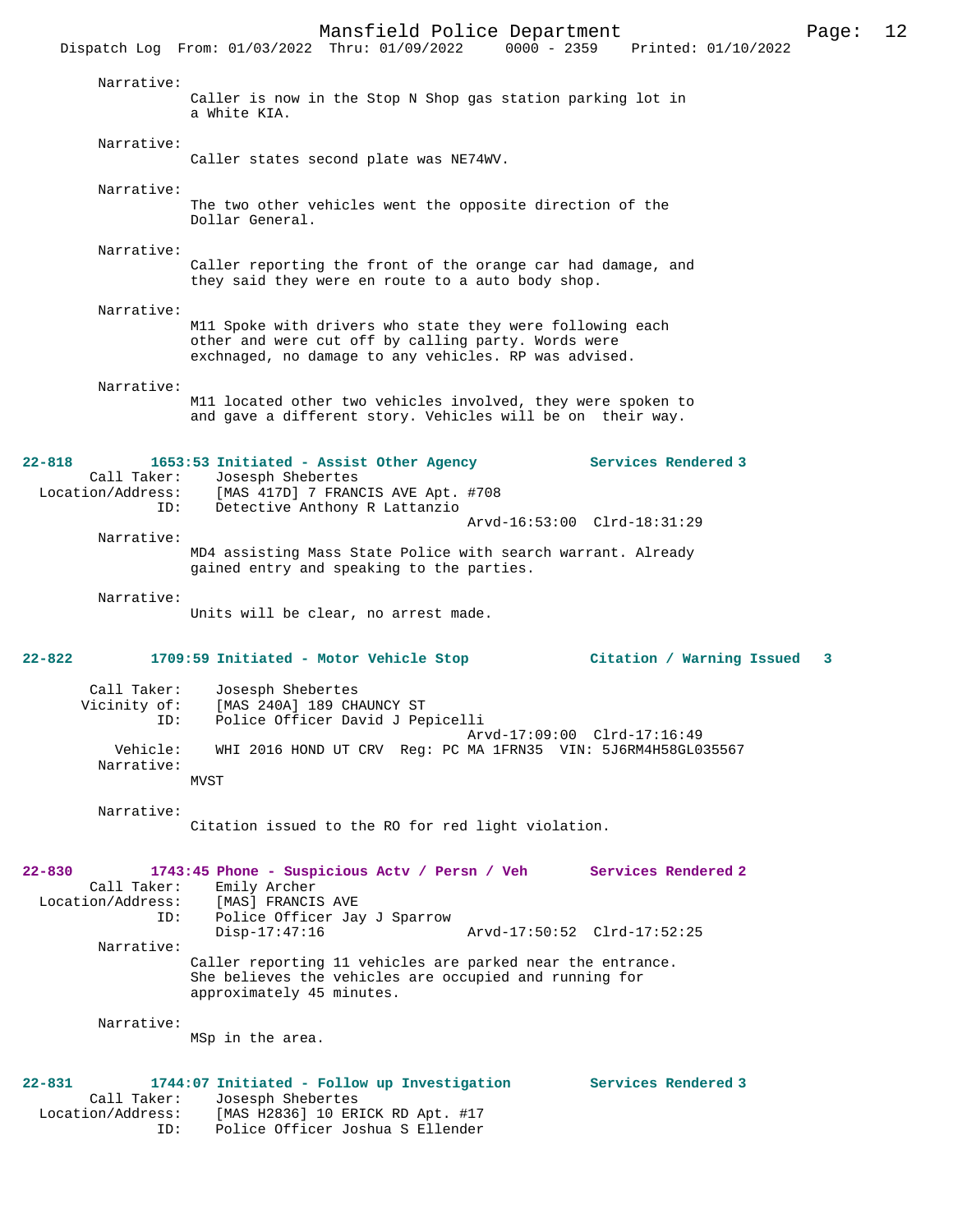Narrative:
Caller is now in the Stop N Shop gas station parking lot in a White KIA.

Narrative:
Caller states second plate was NE74WV.

Narrative:
The two other vehicles went the opposite direction of the Dollar General.

Narrative:
Caller reporting the front of the orange car had damage, and they said they were en route to a auto body shop.

Narrative:
M11 Spoke with drivers who state they were following each other and were cut off by calling party. Words were exchnaged, no damage to any vehicles. RP was advised.

Narrative:
M11 located other two vehicles involved, they were spoken to and gave a different story. Vehicles will be on their way.

**22-818 1653:53 Initiated - Assist Other Agency Services Rendered 3**

Call Taker: Josesph Shebertes
Location/Address: [MAS 417D] 7 FRANCIS AVE Apt. #708
ID: Detective Anthony R Lattanzio
Arvd-16:53:00 Clrd-18:31:29

Narrative:
MD4 assisting Mass State Police with search warrant. Already gained entry and speaking to the parties.

Narrative:
Units will be clear, no arrest made.

**22-822 1709:59 Initiated - Motor Vehicle Stop Citation / Warning Issued 3**

Call Taker: Josesph Shebertes
Vicinity of: [MAS 240A] 189 CHAUNCY ST
ID: Police Officer David J Pepicelli
Arvd-17:09:00 Clrd-17:16:49
Vehicle: WHI 2016 HOND UT CRV Reg: PC MA 1FRN35 VIN: 5J6RM4H58GL035567

Narrative:
MVST

Narrative:
Citation issued to the RO for red light violation.

**22-830 1743:45 Phone - Suspicious Actv / Persn / Veh Services Rendered 2**

Call Taker: Emily Archer
Location/Address: [MAS] FRANCIS AVE
ID: Police Officer Jay J Sparrow
Disp-17:47:16 Arvd-17:50:52 Clrd-17:52:25

Narrative:
Caller reporting 11 vehicles are parked near the entrance. She believes the vehicles are occupied and running for approximately 45 minutes.

Narrative:
MSp in the area.

**22-831 1744:07 Initiated - Follow up Investigation Services Rendered 3**

Call Taker: Josesph Shebertes
Location/Address: [MAS H2836] 10 ERICK RD Apt. #17
ID: Police Officer Joshua S Ellender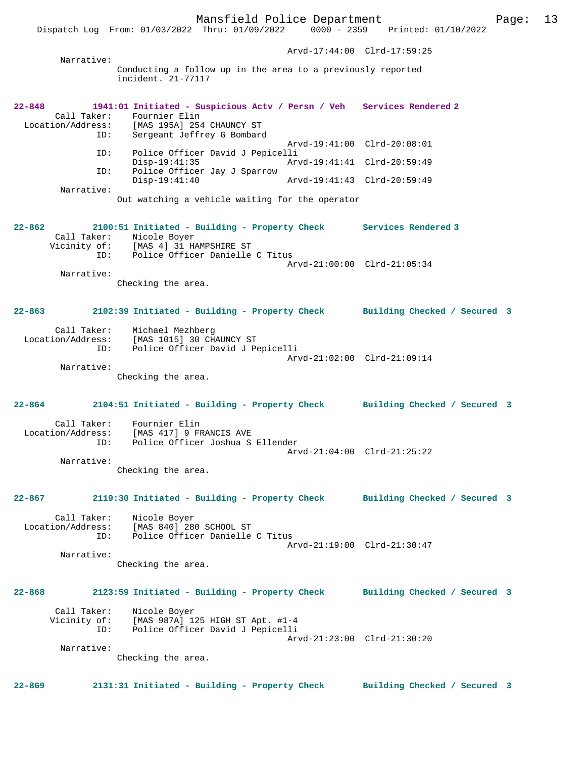Arvd-17:44:00 Clrd-17:59:25

Narrative:
Conducting a follow up in the area to a previously reported incident. 21-77117

**22-848** 1941:01 Initiated - Suspicious Actv / Persn / Veh Services Rendered 2

Call Taker: Fournier Elin
Location/Address: [MAS 195A] 254 CHAUNCY ST
ID: Sergeant Jeffrey G Bombard
Arvd-19:41:00 Clrd-20:08:01
ID: Police Officer David J Pepicelli
Disp-19:41:35 Arvd-19:41:41 Clrd-20:59:49
ID: Police Officer Jay J Sparrow
Disp-19:41:40 Arvd-19:41:43 Clrd-20:59:49

Narrative:
Out watching a vehicle waiting for the operator

**22-862** 2100:51 Initiated - Building - Property Check Services Rendered 3

Call Taker: Nicole Boyer
Vicinity of: [MAS 4] 31 HAMPSHIRE ST
ID: Police Officer Danielle C Titus
Arvd-21:00:00 Clrd-21:05:34

Narrative:
Checking the area.

**22-863** 2102:39 Initiated - Building - Property Check Building Checked / Secured 3

Call Taker: Michael Mezhberg
Location/Address: [MAS 1015] 30 CHAUNCY ST
ID: Police Officer David J Pepicelli
Arvd-21:02:00 Clrd-21:09:14

Narrative:
Checking the area.

**22-864** 2104:51 Initiated - Building - Property Check Building Checked / Secured 3

Call Taker: Fournier Elin
Location/Address: [MAS 417] 9 FRANCIS AVE
ID: Police Officer Joshua S Ellender
Arvd-21:04:00 Clrd-21:25:22

Narrative:
Checking the area.

**22-867** 2119:30 Initiated - Building - Property Check Building Checked / Secured 3

Call Taker: Nicole Boyer
Location/Address: [MAS 840] 280 SCHOOL ST
ID: Police Officer Danielle C Titus
Arvd-21:19:00 Clrd-21:30:47

Narrative:
Checking the area.

**22-868** 2123:59 Initiated - Building - Property Check Building Checked / Secured 3

Call Taker: Nicole Boyer
Vicinity of: [MAS 987A] 125 HIGH ST Apt. #1-4
ID: Police Officer David J Pepicelli
Arvd-21:23:00 Clrd-21:30:20

Narrative:
Checking the area.

**22-869** 2131:31 Initiated - Building - Property Check Building Checked / Secured 3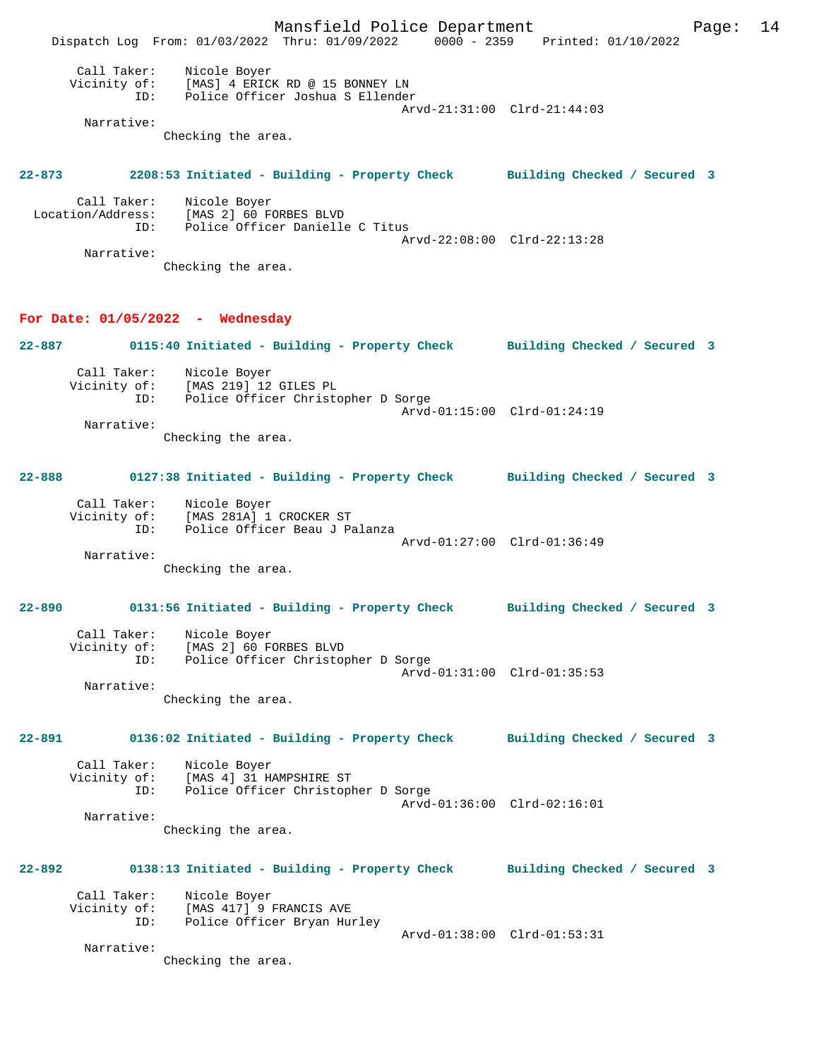Call Taker: Nicole Boyer
Vicinity of: [MAS] 4 ERICK RD @ 15 BONNEY LN
ID: Police Officer Joshua S Ellender
Arvd-21:31:00 Clrd-21:44:03
Narrative:
Checking the area.

**22-873** 2208:53 Initiated - Building - Property Check Building Checked / Secured 3

Call Taker: Nicole Boyer
Location/Address: [MAS 2] 60 FORBES BLVD
ID: Police Officer Danielle C Titus
Arvd-22:08:00 Clrd-22:13:28
Narrative:
Checking the area.

## For Date: 01/05/2022 - Wednesday

**22-887** 0115:40 Initiated - Building - Property Check Building Checked / Secured 3

Call Taker: Nicole Boyer
Vicinity of: [MAS 219] 12 GILES PL
ID: Police Officer Christopher D Sorge
Arvd-01:15:00 Clrd-01:24:19
Narrative:
Checking the area.

**22-888** 0127:38 Initiated - Building - Property Check Building Checked / Secured 3

Call Taker: Nicole Boyer
Vicinity of: [MAS 281A] 1 CROCKER ST
ID: Police Officer Beau J Palanza
Arvd-01:27:00 Clrd-01:36:49
Narrative:
Checking the area.

**22-890** 0131:56 Initiated - Building - Property Check Building Checked / Secured 3

Call Taker: Nicole Boyer
Vicinity of: [MAS 2] 60 FORBES BLVD
ID: Police Officer Christopher D Sorge
Arvd-01:31:00 Clrd-01:35:53
Narrative:
Checking the area.

**22-891** 0136:02 Initiated - Building - Property Check Building Checked / Secured 3

Call Taker: Nicole Boyer
Vicinity of: [MAS 4] 31 HAMPSHIRE ST
ID: Police Officer Christopher D Sorge
Arvd-01:36:00 Clrd-02:16:01
Narrative:
Checking the area.

**22-892** 0138:13 Initiated - Building - Property Check Building Checked / Secured 3

Call Taker: Nicole Boyer
Vicinity of: [MAS 417] 9 FRANCIS AVE
ID: Police Officer Bryan Hurley
Arvd-01:38:00 Clrd-01:53:31
Narrative:
Checking the area.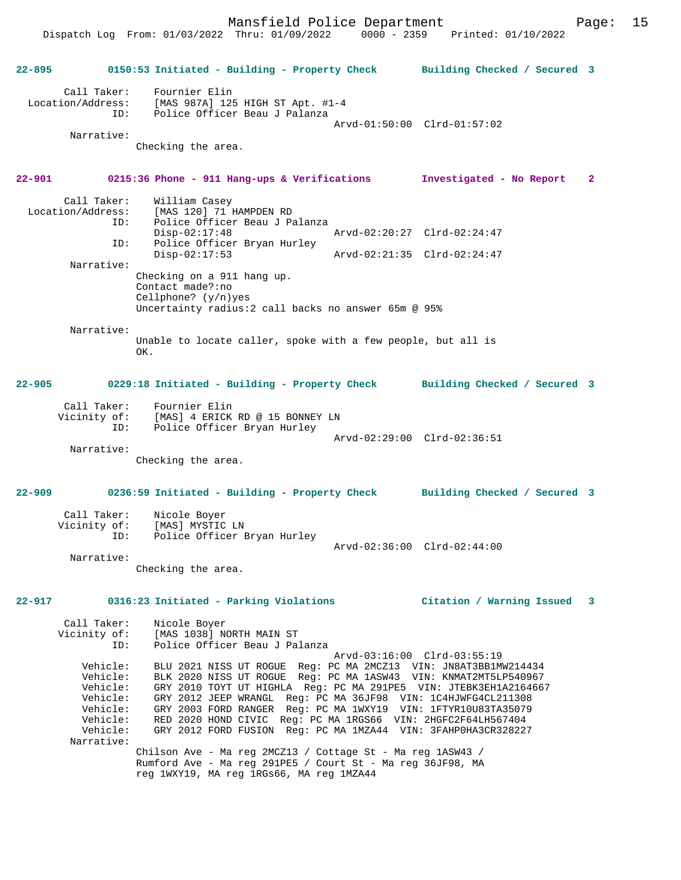**22-895** 0150:53 Initiated - Building - Property Check Building Checked / Secured 3

Call Taker: Fournier Elin
Location/Address: [MAS 987A] 125 HIGH ST Apt. #1-4
ID: Police Officer Beau J Palanza
Arvd-01:50:00 Clrd-01:57:02
Narrative:
Checking the area.

**22-901** 0215:36 Phone - 911 Hang-ups & Verifications Investigated - No Report 2

Call Taker: William Casey
Location/Address: [MAS 120] 71 HAMPDEN RD
ID: Police Officer Beau J Palanza
Disp-02:17:48 Arvd-02:20:27 Clrd-02:24:47
ID: Police Officer Bryan Hurley
Disp-02:17:53 Arvd-02:21:35 Clrd-02:24:47
Narrative:
Checking on a 911 hang up.
Contact made?:no
Cellphone? (y/n)yes
Uncertainty radius:2 call backs no answer 65m @ 95%

Narrative:
Unable to locate caller, spoke with a few people, but all is OK.

**22-905** 0229:18 Initiated - Building - Property Check Building Checked / Secured 3

Call Taker: Fournier Elin
Vicinity of: [MAS] 4 ERICK RD @ 15 BONNEY LN
ID: Police Officer Bryan Hurley
Arvd-02:29:00 Clrd-02:36:51
Narrative:
Checking the area.

**22-909** 0236:59 Initiated - Building - Property Check Building Checked / Secured 3

Call Taker: Nicole Boyer
Vicinity of: [MAS] MYSTIC LN
ID: Police Officer Bryan Hurley
Arvd-02:36:00 Clrd-02:44:00
Narrative:
Checking the area.

**22-917** 0316:23 Initiated - Parking Violations Citation / Warning Issued 3

Call Taker: Nicole Boyer
Vicinity of: [MAS 1038] NORTH MAIN ST
ID: Police Officer Beau J Palanza
Arvd-03:16:00 Clrd-03:55:19
Vehicle: BLU 2021 NISS UT ROGUE Reg: PC MA 2MCZ13 VIN: JN8AT3BB1MW214434
Vehicle: BLK 2020 NISS UT ROGUE Reg: PC MA 1ASW43 VIN: KNMAT2MT5LP540967
Vehicle: GRY 2010 TOYT UT HIGHLA Reg: PC MA 291PE5 VIN: JTEBK3EH1A2164667
Vehicle: GRY 2012 JEEP WRANGL Reg: PC MA 36JF98 VIN: 1C4HJWFG4CL211308
Vehicle: GRY 2003 FORD RANGER Reg: PC MA 1WXY19 VIN: 1FTYR10U83TA35079
Vehicle: RED 2020 HOND CIVIC Reg: PC MA 1RGS66 VIN: 2HGFC2F64LH567404
Vehicle: GRY 2012 FORD FUSION Reg: PC MA 1MZA44 VIN: 3FAHP0HA3CR328227
Narrative:
Chilson Ave - Ma reg 2MCZ13 / Cottage St - Ma reg 1ASW43 / Rumford Ave - Ma reg 291PE5 / Court St - Ma reg 36JF98, MA reg 1WXY19, MA reg 1RGs66, MA reg 1MZA44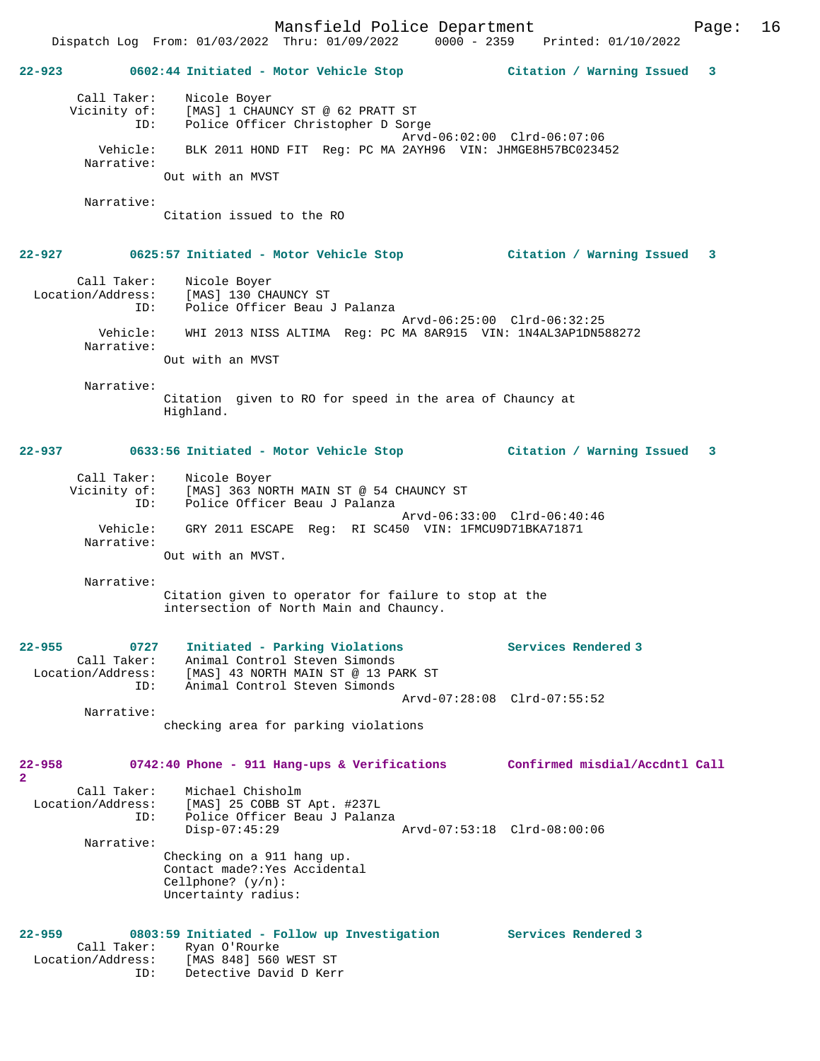**22-923 0602:44 Initiated - Motor Vehicle Stop — Citation / Warning Issued 3**

```
        Call Taker:    Nicole Boyer
       Vicinity of:    [MAS] 1 CHAUNCY ST @ 62 PRATT ST
                ID:    Police Officer Christopher D Sorge
                                          Arvd-06:02:00  Clrd-06:07:06
           Vehicle:    BLK 2011 HOND FIT  Reg: PC MA 2AYH96  VIN: JHMGE8H57BC023452
         Narrative:
                    Out with an MVST

         Narrative:
                    Citation issued to the RO
```

**22-927 0625:57 Initiated - Motor Vehicle Stop — Citation / Warning Issued 3**

```
        Call Taker:    Nicole Boyer
  Location/Address:    [MAS] 130 CHAUNCY ST
                ID:    Police Officer Beau J Palanza
                                          Arvd-06:25:00  Clrd-06:32:25
           Vehicle:    WHI 2013 NISS ALTIMA  Reg: PC MA 8AR915  VIN: 1N4AL3AP1DN588272
         Narrative:
                    Out with an MVST

         Narrative:
                    Citation  given to RO for speed in the area of Chauncy at
                    Highland.
```

**22-937 0633:56 Initiated - Motor Vehicle Stop — Citation / Warning Issued 3**

```
        Call Taker:    Nicole Boyer
       Vicinity of:    [MAS] 363 NORTH MAIN ST @ 54 CHAUNCY ST
                ID:    Police Officer Beau J Palanza
                                          Arvd-06:33:00  Clrd-06:40:46
           Vehicle:    GRY 2011 ESCAPE  Reg:  RI SC450  VIN: 1FMCU9D71BKA71871
         Narrative:
                    Out with an MVST.

         Narrative:
                    Citation given to operator for failure to stop at the
                    intersection of North Main and Chauncy.
```

**22-955 0727 Initiated - Parking Violations — Services Rendered 3**

```
        Call Taker:    Animal Control Steven Simonds
  Location/Address:    [MAS] 43 NORTH MAIN ST @ 13 PARK ST
                ID:    Animal Control Steven Simonds
                                          Arvd-07:28:08  Clrd-07:55:52
         Narrative:
                    checking area for parking violations
```

**22-958 0742:40 Phone - 911 Hang-ups & Verifications — Confirmed misdial/Accdntl Call 2**

```
        Call Taker:    Michael Chisholm
  Location/Address:    [MAS] 25 COBB ST Apt. #237L
                ID:    Police Officer Beau J Palanza
                       Disp-07:45:29              Arvd-07:53:18  Clrd-08:00:06
         Narrative:
                    Checking on a 911 hang up.
                    Contact made?:Yes Accidental
                    Cellphone? (y/n):
                    Uncertainty radius:
```

**22-959 0803:59 Initiated - Follow up Investigation — Services Rendered 3**

```
        Call Taker:    Ryan O'Rourke
  Location/Address:    [MAS 848] 560 WEST ST
                ID:    Detective David D Kerr
```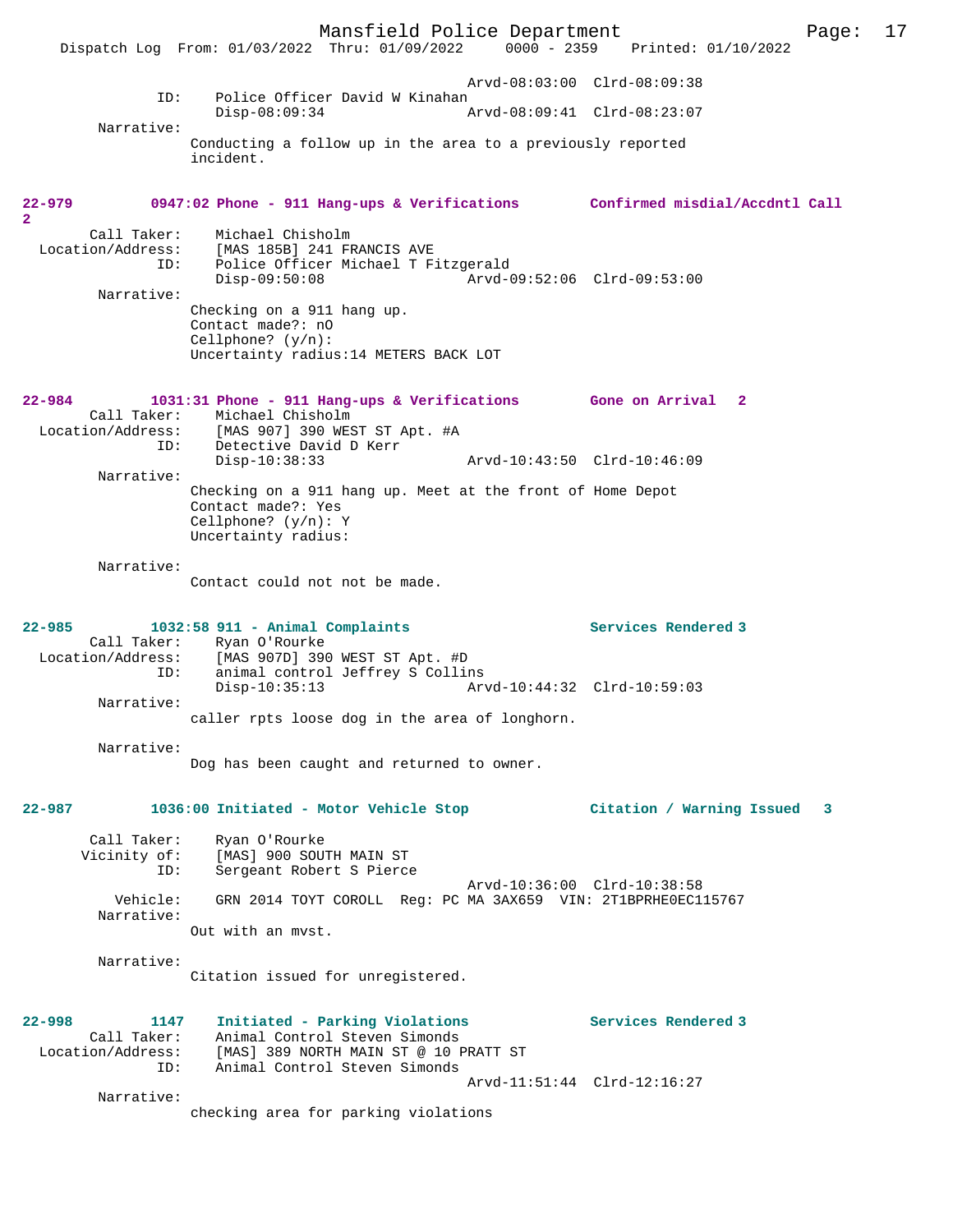Arvd-08:03:00 Clrd-08:09:38
ID: Police Officer David W Kinahan
Disp-08:09:34 Arvd-08:09:41 Clrd-08:23:07
Narrative:
Conducting a follow up in the area to a previously reported incident.

**22-979 0947:02 Phone - 911 Hang-ups & Verifications Confirmed misdial/Accdntl Call 2**

Call Taker: Michael Chisholm
Location/Address: [MAS 185B] 241 FRANCIS AVE
ID: Police Officer Michael T Fitzgerald
Disp-09:50:08 Arvd-09:52:06 Clrd-09:53:00
Narrative:
Checking on a 911 hang up.
Contact made?: nO
Cellphone? (y/n):
Uncertainty radius:14 METERS BACK LOT

**22-984 1031:31 Phone - 911 Hang-ups & Verifications Gone on Arrival 2**

Call Taker: Michael Chisholm
Location/Address: [MAS 907] 390 WEST ST Apt. #A
ID: Detective David D Kerr
Disp-10:38:33 Arvd-10:43:50 Clrd-10:46:09
Narrative:
Checking on a 911 hang up. Meet at the front of Home Depot
Contact made?: Yes
Cellphone? (y/n): Y
Uncertainty radius:

Narrative:
Contact could not not be made.

**22-985 1032:58 911 - Animal Complaints Services Rendered 3**

Call Taker: Ryan O'Rourke
Location/Address: [MAS 907D] 390 WEST ST Apt. #D
ID: animal control Jeffrey S Collins
Disp-10:35:13 Arvd-10:44:32 Clrd-10:59:03
Narrative:
caller rpts loose dog in the area of longhorn.

Narrative:
Dog has been caught and returned to owner.

**22-987 1036:00 Initiated - Motor Vehicle Stop Citation / Warning Issued 3**

Call Taker: Ryan O'Rourke
Vicinity of: [MAS] 900 SOUTH MAIN ST
ID: Sergeant Robert S Pierce
Arvd-10:36:00 Clrd-10:38:58
Vehicle: GRN 2014 TOYT COROLL Reg: PC MA 3AX659 VIN: 2T1BPRHE0EC115767
Narrative:
Out with an mvst.

Narrative:
Citation issued for unregistered.

**22-998 1147 Initiated - Parking Violations Services Rendered 3**

Call Taker: Animal Control Steven Simonds
Location/Address: [MAS] 389 NORTH MAIN ST @ 10 PRATT ST
ID: Animal Control Steven Simonds
Arvd-11:51:44 Clrd-12:16:27
Narrative:
checking area for parking violations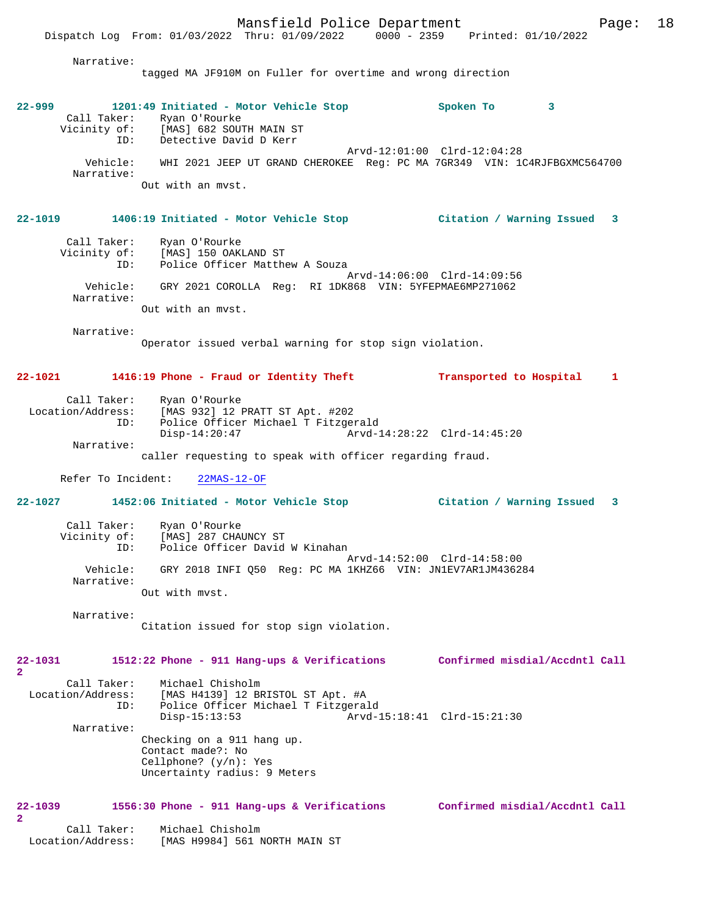Narrative:
tagged MA JF910M on Fuller for overtime and wrong direction

**22-999** 1201:49 Initiated - Motor Vehicle Stop Spoken To 3

Call Taker: Ryan O'Rourke
Vicinity of: [MAS] 682 SOUTH MAIN ST
ID: Detective David D Kerr
Arvd-12:01:00 Clrd-12:04:28
Vehicle: WHI 2021 JEEP UT GRAND CHEROKEE Reg: PC MA 7GR349 VIN: 1C4RJFBGXMC564700
Narrative:
Out with an mvst.

**22-1019** 1406:19 Initiated - Motor Vehicle Stop Citation / Warning Issued 3

Call Taker: Ryan O'Rourke
Vicinity of: [MAS] 150 OAKLAND ST
ID: Police Officer Matthew A Souza
Arvd-14:06:00 Clrd-14:09:56
Vehicle: GRY 2021 COROLLA Reg: RI 1DK868 VIN: 5YFEPMAE6MP271062
Narrative:
Out with an mvst.

Narrative:
Operator issued verbal warning for stop sign violation.

**22-1021** 1416:19 Phone - Fraud or Identity Theft Transported to Hospital 1

Call Taker: Ryan O'Rourke
Location/Address: [MAS 932] 12 PRATT ST Apt. #202
ID: Police Officer Michael T Fitzgerald
Disp-14:20:47 Arvd-14:28:22 Clrd-14:45:20
Narrative:
caller requesting to speak with officer regarding fraud.

Refer To Incident: 22MAS-12-OF

**22-1027** 1452:06 Initiated - Motor Vehicle Stop Citation / Warning Issued 3

Call Taker: Ryan O'Rourke
Vicinity of: [MAS] 287 CHAUNCY ST
ID: Police Officer David W Kinahan
Arvd-14:52:00 Clrd-14:58:00
Vehicle: GRY 2018 INFI Q50 Reg: PC MA 1KHZ66 VIN: JN1EV7AR1JM436284
Narrative:
Out with mvst.

Narrative:
Citation issued for stop sign violation.

**22-1031** 1512:22 Phone - 911 Hang-ups & Verifications Confirmed misdial/Accdntl Call 2

Call Taker: Michael Chisholm
Location/Address: [MAS H4139] 12 BRISTOL ST Apt. #A
ID: Police Officer Michael T Fitzgerald
Disp-15:13:53 Arvd-15:18:41 Clrd-15:21:30
Narrative:
Checking on a 911 hang up.
Contact made?: No
Cellphone? (y/n): Yes
Uncertainty radius: 9 Meters

**22-1039** 1556:30 Phone - 911 Hang-ups & Verifications Confirmed misdial/Accdntl Call 2

Call Taker: Michael Chisholm
Location/Address: [MAS H9984] 561 NORTH MAIN ST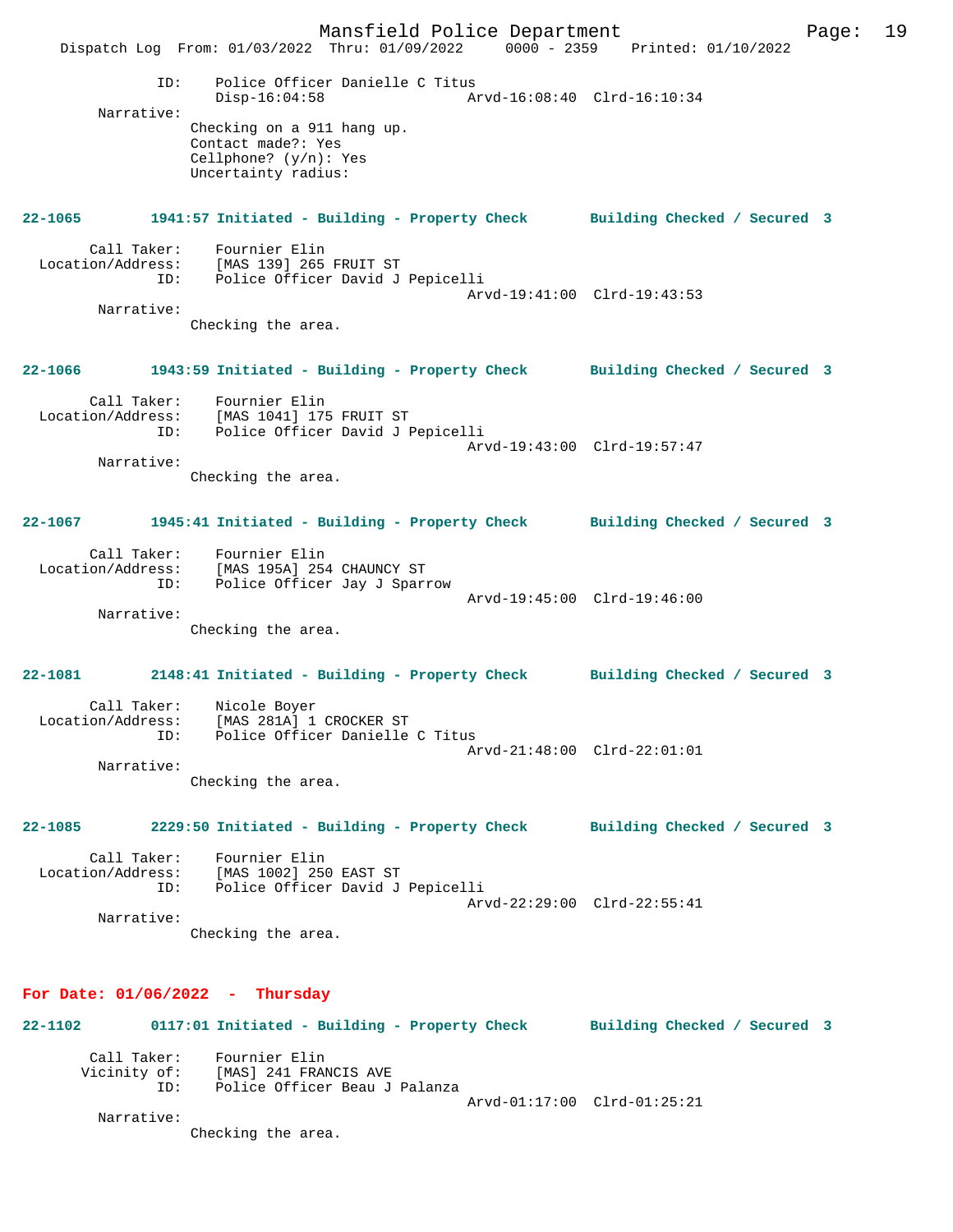ID: Police Officer Danielle C Titus
Disp-16:04:58 Arvd-16:08:40 Clrd-16:10:34

Narrative:
Checking on a 911 hang up.
Contact made?: Yes
Cellphone? (y/n): Yes
Uncertainty radius:

**22-1065 1941:57 Initiated - Building - Property Check Building Checked / Secured 3**

Call Taker: Fournier Elin
Location/Address: [MAS 139] 265 FRUIT ST
ID: Police Officer David J Pepicelli
Arvd-19:41:00 Clrd-19:43:53

Narrative:
Checking the area.

**22-1066 1943:59 Initiated - Building - Property Check Building Checked / Secured 3**

Call Taker: Fournier Elin
Location/Address: [MAS 1041] 175 FRUIT ST
ID: Police Officer David J Pepicelli
Arvd-19:43:00 Clrd-19:57:47

Narrative:
Checking the area.

**22-1067 1945:41 Initiated - Building - Property Check Building Checked / Secured 3**

Call Taker: Fournier Elin
Location/Address: [MAS 195A] 254 CHAUNCY ST
ID: Police Officer Jay J Sparrow
Arvd-19:45:00 Clrd-19:46:00

Narrative:
Checking the area.

**22-1081 2148:41 Initiated - Building - Property Check Building Checked / Secured 3**

Call Taker: Nicole Boyer
Location/Address: [MAS 281A] 1 CROCKER ST
ID: Police Officer Danielle C Titus
Arvd-21:48:00 Clrd-22:01:01

Narrative:
Checking the area.

**22-1085 2229:50 Initiated - Building - Property Check Building Checked / Secured 3**

Call Taker: Fournier Elin
Location/Address: [MAS 1002] 250 EAST ST
ID: Police Officer David J Pepicelli
Arvd-22:29:00 Clrd-22:55:41

Narrative:
Checking the area.

## For Date: 01/06/2022 - Thursday

**22-1102 0117:01 Initiated - Building - Property Check Building Checked / Secured 3**

Call Taker: Fournier Elin
Vicinity of: [MAS] 241 FRANCIS AVE
ID: Police Officer Beau J Palanza
Arvd-01:17:00 Clrd-01:25:21

Narrative:
Checking the area.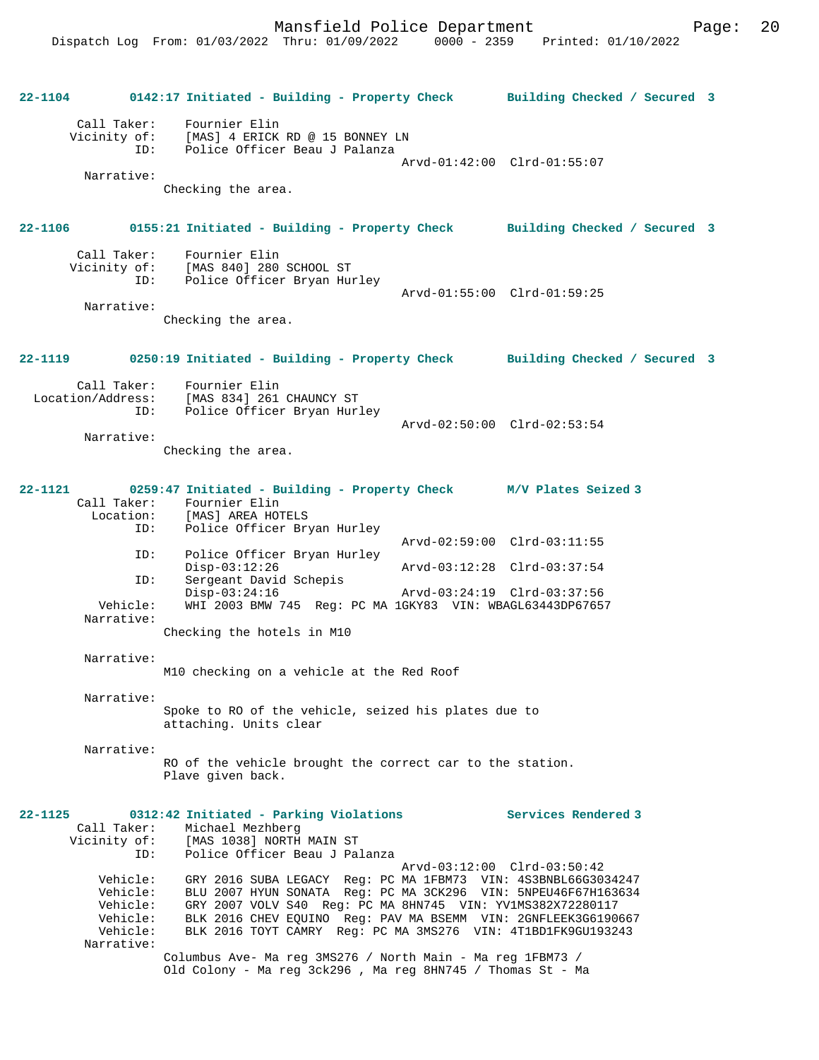**22-1104 0142:17 Initiated - Building - Property Check — Building Checked / Secured 3**

Call Taker: Fournier Elin
Vicinity of: [MAS] 4 ERICK RD @ 15 BONNEY LN
ID: Police Officer Beau J Palanza
Arvd-01:42:00 Clrd-01:55:07

Narrative:
Checking the area.

**22-1106 0155:21 Initiated - Building - Property Check — Building Checked / Secured 3**

Call Taker: Fournier Elin
Vicinity of: [MAS 840] 280 SCHOOL ST
ID: Police Officer Bryan Hurley
Arvd-01:55:00 Clrd-01:59:25

Narrative:
Checking the area.

**22-1119 0250:19 Initiated - Building - Property Check — Building Checked / Secured 3**

Call Taker: Fournier Elin
Location/Address: [MAS 834] 261 CHAUNCY ST
ID: Police Officer Bryan Hurley
Arvd-02:50:00 Clrd-02:53:54

Narrative:
Checking the area.

**22-1121 0259:47 Initiated - Building - Property Check — M/V Plates Seized 3**

Call Taker: Fournier Elin
Location: [MAS] AREA HOTELS
ID: Police Officer Bryan Hurley
Arvd-02:59:00 Clrd-03:11:55
ID: Police Officer Bryan Hurley
Disp-03:12:26 Arvd-03:12:28 Clrd-03:37:54
ID: Sergeant David Schepis
Disp-03:24:16 Arvd-03:24:19 Clrd-03:37:56
Vehicle: WHI 2003 BMW 745 Reg: PC MA 1GKY83 VIN: WBAGL63443DP67657

Narrative:
Checking the hotels in M10

Narrative:
M10 checking on a vehicle at the Red Roof

Narrative:
Spoke to RO of the vehicle, seized his plates due to attaching. Units clear

Narrative:
RO of the vehicle brought the correct car to the station. Plave given back.

**22-1125 0312:42 Initiated - Parking Violations — Services Rendered 3**

Call Taker: Michael Mezhberg
Vicinity of: [MAS 1038] NORTH MAIN ST
ID: Police Officer Beau J Palanza
Arvd-03:12:00 Clrd-03:50:42
Vehicle: GRY 2016 SUBA LEGACY Reg: PC MA 1FBM73 VIN: 4S3BNBL66G3034247
Vehicle: BLU 2007 HYUN SONATA Reg: PC MA 3CK296 VIN: 5NPEU46F67H163634
Vehicle: GRY 2007 VOLV S40 Reg: PC MA 8HN745 VIN: YV1MS382X72280117
Vehicle: BLK 2016 CHEV EQUINO Reg: PAV MA BSEMM VIN: 2GNFLEEK3G6190667
Vehicle: BLK 2016 TOYT CAMRY Reg: PC MA 3MS276 VIN: 4T1BD1FK9GU193243

Narrative:
Columbus Ave- Ma reg 3MS276 / North Main - Ma reg 1FBM73 / Old Colony - Ma reg 3ck296 , Ma reg 8HN745 / Thomas St - Ma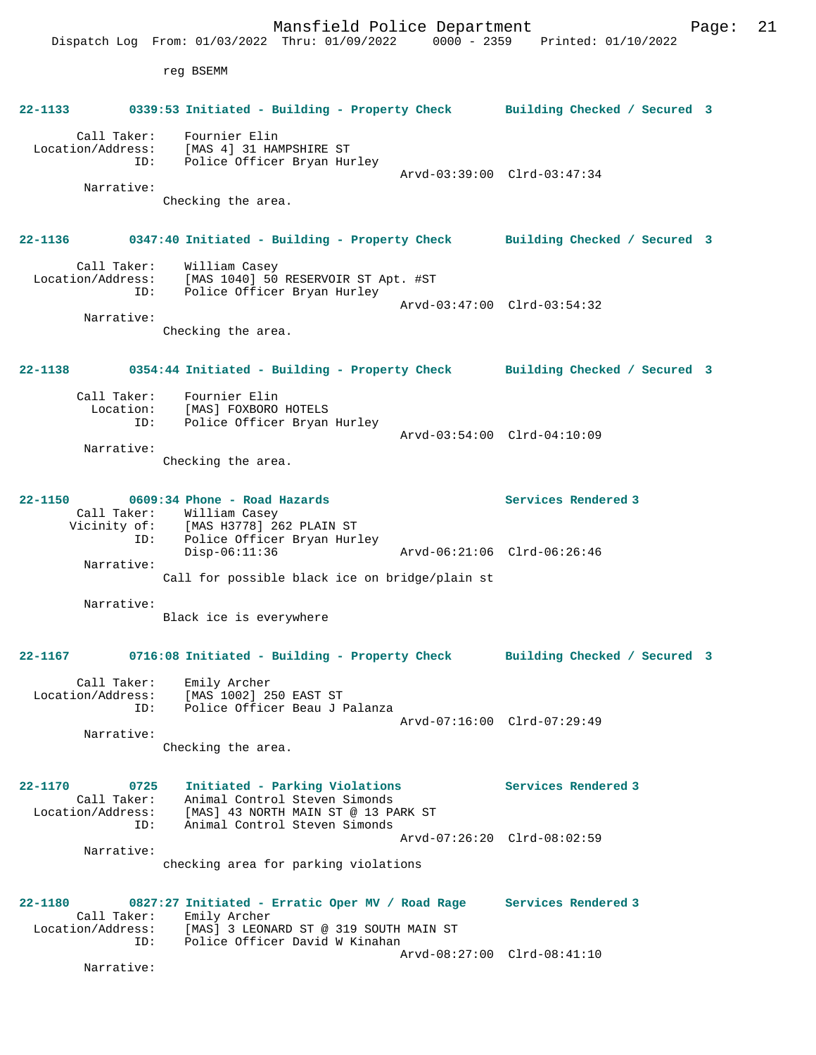reg BSEMM

**22-1133 0339:53 Initiated - Building - Property Check Building Checked / Secured 3**

Call Taker: Fournier Elin
Location/Address: [MAS 4] 31 HAMPSHIRE ST
ID: Police Officer Bryan Hurley
Arvd-03:39:00 Clrd-03:47:34
Narrative:
Checking the area.

**22-1136 0347:40 Initiated - Building - Property Check Building Checked / Secured 3**

Call Taker: William Casey
Location/Address: [MAS 1040] 50 RESERVOIR ST Apt. #ST
ID: Police Officer Bryan Hurley
Arvd-03:47:00 Clrd-03:54:32
Narrative:
Checking the area.

**22-1138 0354:44 Initiated - Building - Property Check Building Checked / Secured 3**

Call Taker: Fournier Elin
Location: [MAS] FOXBORO HOTELS
ID: Police Officer Bryan Hurley
Arvd-03:54:00 Clrd-04:10:09
Narrative:
Checking the area.

**22-1150 0609:34 Phone - Road Hazards Services Rendered 3**

Call Taker: William Casey
Vicinity of: [MAS H3778] 262 PLAIN ST
ID: Police Officer Bryan Hurley
Disp-06:11:36 Arvd-06:21:06 Clrd-06:26:46
Narrative:
Call for possible black ice on bridge/plain st

Narrative:
Black ice is everywhere

**22-1167 0716:08 Initiated - Building - Property Check Building Checked / Secured 3**

Call Taker: Emily Archer
Location/Address: [MAS 1002] 250 EAST ST
ID: Police Officer Beau J Palanza
Arvd-07:16:00 Clrd-07:29:49
Narrative:
Checking the area.

**22-1170 0725 Initiated - Parking Violations Services Rendered 3**

Call Taker: Animal Control Steven Simonds
Location/Address: [MAS] 43 NORTH MAIN ST @ 13 PARK ST
ID: Animal Control Steven Simonds
Arvd-07:26:20 Clrd-08:02:59
Narrative:
checking area for parking violations

**22-1180 0827:27 Initiated - Erratic Oper MV / Road Rage Services Rendered 3**

Call Taker: Emily Archer
Location/Address: [MAS] 3 LEONARD ST @ 319 SOUTH MAIN ST
ID: Police Officer David W Kinahan
Arvd-08:27:00 Clrd-08:41:10
Narrative: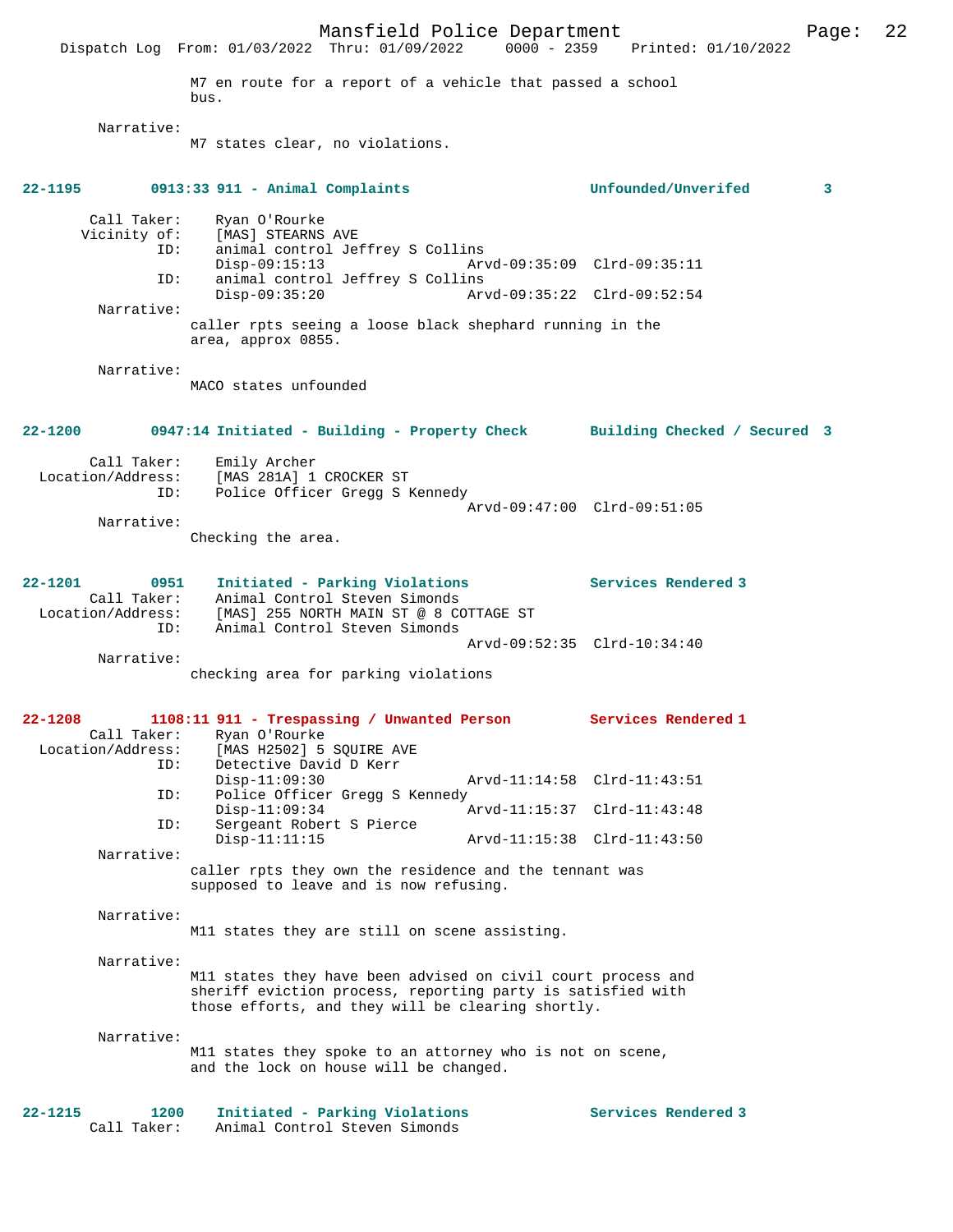M7 en route for a report of a vehicle that passed a school bus.

Narrative:
M7 states clear, no violations.

**22-1195 0913:33 911 - Animal Complaints Unfounded/Unverifed 3**

Call Taker: Ryan O'Rourke
Vicinity of: [MAS] STEARNS AVE
ID: animal control Jeffrey S Collins
Disp-09:15:13 Arvd-09:35:09 Clrd-09:35:11
ID: animal control Jeffrey S Collins
Disp-09:35:20 Arvd-09:35:22 Clrd-09:52:54

Narrative:
caller rpts seeing a loose black shephard running in the area, approx 0855.

Narrative:
MACO states unfounded

**22-1200 0947:14 Initiated - Building - Property Check Building Checked / Secured 3**

Call Taker: Emily Archer
Location/Address: [MAS 281A] 1 CROCKER ST
ID: Police Officer Gregg S Kennedy
Arvd-09:47:00 Clrd-09:51:05

Narrative:
Checking the area.

**22-1201 0951 Initiated - Parking Violations Services Rendered 3**

Call Taker: Animal Control Steven Simonds
Location/Address: [MAS] 255 NORTH MAIN ST @ 8 COTTAGE ST
ID: Animal Control Steven Simonds
Arvd-09:52:35 Clrd-10:34:40

Narrative:
checking area for parking violations

**22-1208 1108:11 911 - Trespassing / Unwanted Person Services Rendered 1**

Call Taker: Ryan O'Rourke
Location/Address: [MAS H2502] 5 SQUIRE AVE
ID: Detective David D Kerr
Disp-11:09:30 Arvd-11:14:58 Clrd-11:43:51
ID: Police Officer Gregg S Kennedy
Disp-11:09:34 Arvd-11:15:37 Clrd-11:43:48
ID: Sergeant Robert S Pierce
Disp-11:11:15 Arvd-11:15:38 Clrd-11:43:50

Narrative:
caller rpts they own the residence and the tennant was supposed to leave and is now refusing.

Narrative:
M11 states they are still on scene assisting.

Narrative:
M11 states they have been advised on civil court process and sheriff eviction process, reporting party is satisfied with those efforts, and they will be clearing shortly.

Narrative:
M11 states they spoke to an attorney who is not on scene, and the lock on house will be changed.

**22-1215 1200 Initiated - Parking Violations Services Rendered 3**

Call Taker: Animal Control Steven Simonds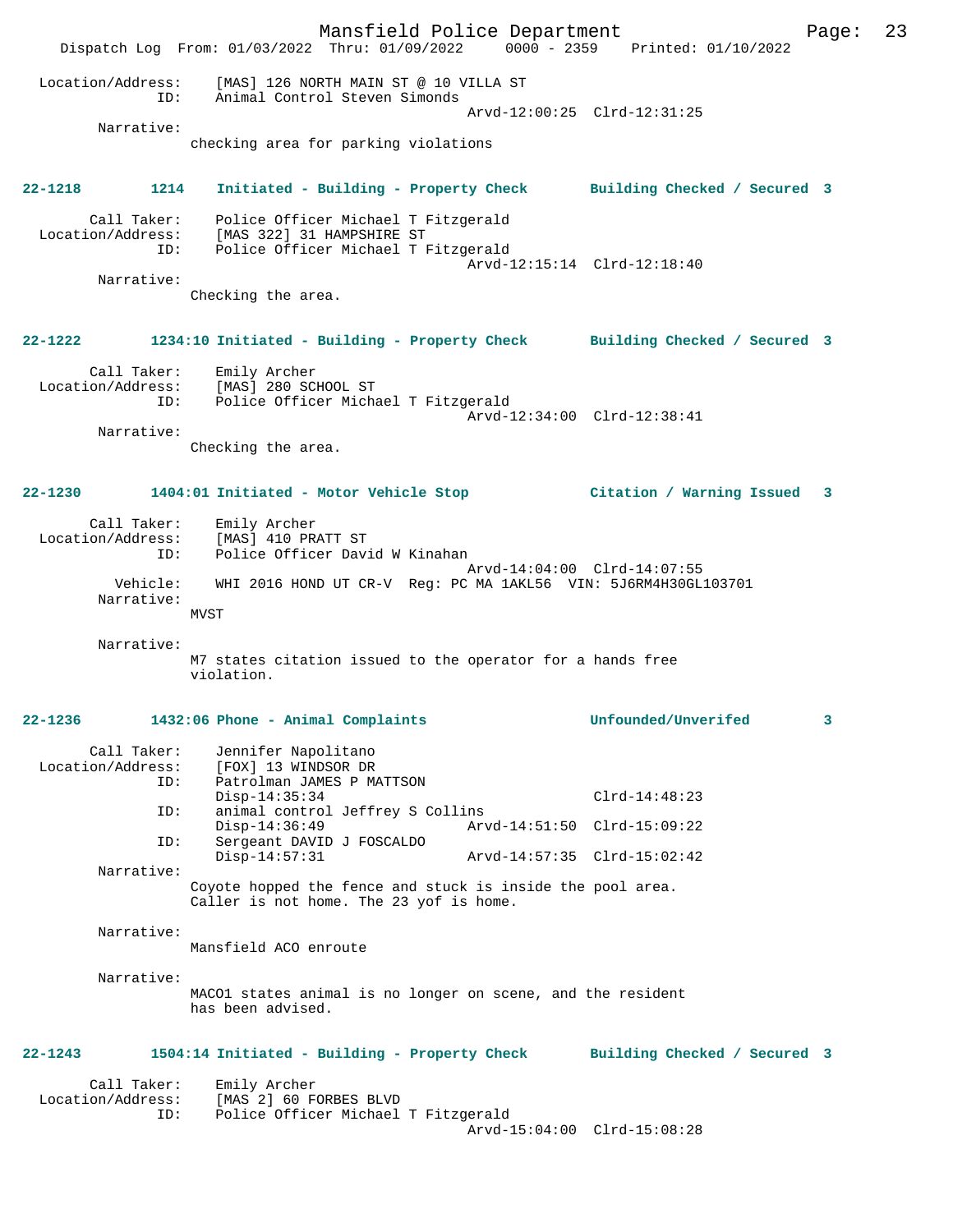Location/Address: [MAS] 126 NORTH MAIN ST @ 10 VILLA ST
ID: Animal Control Steven Simonds
Arvd-12:00:25 Clrd-12:31:25

Narrative:
checking area for parking violations

**22-1218 1214 Initiated - Building - Property Check Building Checked / Secured 3**

Call Taker: Police Officer Michael T Fitzgerald
Location/Address: [MAS 322] 31 HAMPSHIRE ST
ID: Police Officer Michael T Fitzgerald
Arvd-12:15:14 Clrd-12:18:40

Narrative:
Checking the area.

**22-1222 1234:10 Initiated - Building - Property Check Building Checked / Secured 3**

Call Taker: Emily Archer
Location/Address: [MAS] 280 SCHOOL ST
ID: Police Officer Michael T Fitzgerald
Arvd-12:34:00 Clrd-12:38:41

Narrative:
Checking the area.

**22-1230 1404:01 Initiated - Motor Vehicle Stop Citation / Warning Issued 3**

Call Taker: Emily Archer
Location/Address: [MAS] 410 PRATT ST
ID: Police Officer David W Kinahan
Arvd-14:04:00 Clrd-14:07:55
Vehicle: WHI 2016 HOND UT CR-V Reg: PC MA 1AKL56 VIN: 5J6RM4H30GL103701

Narrative:
MVST

Narrative:
M7 states citation issued to the operator for a hands free violation.

**22-1236 1432:06 Phone - Animal Complaints Unfounded/Unverifed 3**

Call Taker: Jennifer Napolitano
Location/Address: [FOX] 13 WINDSOR DR
ID: Patrolman JAMES P MATTSON
Disp-14:35:34 Clrd-14:48:23
ID: animal control Jeffrey S Collins
Disp-14:36:49 Arvd-14:51:50 Clrd-15:09:22
ID: Sergeant DAVID J FOSCALDO
Disp-14:57:31 Arvd-14:57:35 Clrd-15:02:42

Narrative:
Coyote hopped the fence and stuck is inside the pool area. Caller is not home. The 23 yof is home.

Narrative:
Mansfield ACO enroute

Narrative:
MACO1 states animal is no longer on scene, and the resident has been advised.

**22-1243 1504:14 Initiated - Building - Property Check Building Checked / Secured 3**

Call Taker: Emily Archer
Location/Address: [MAS 2] 60 FORBES BLVD
ID: Police Officer Michael T Fitzgerald
Arvd-15:04:00 Clrd-15:08:28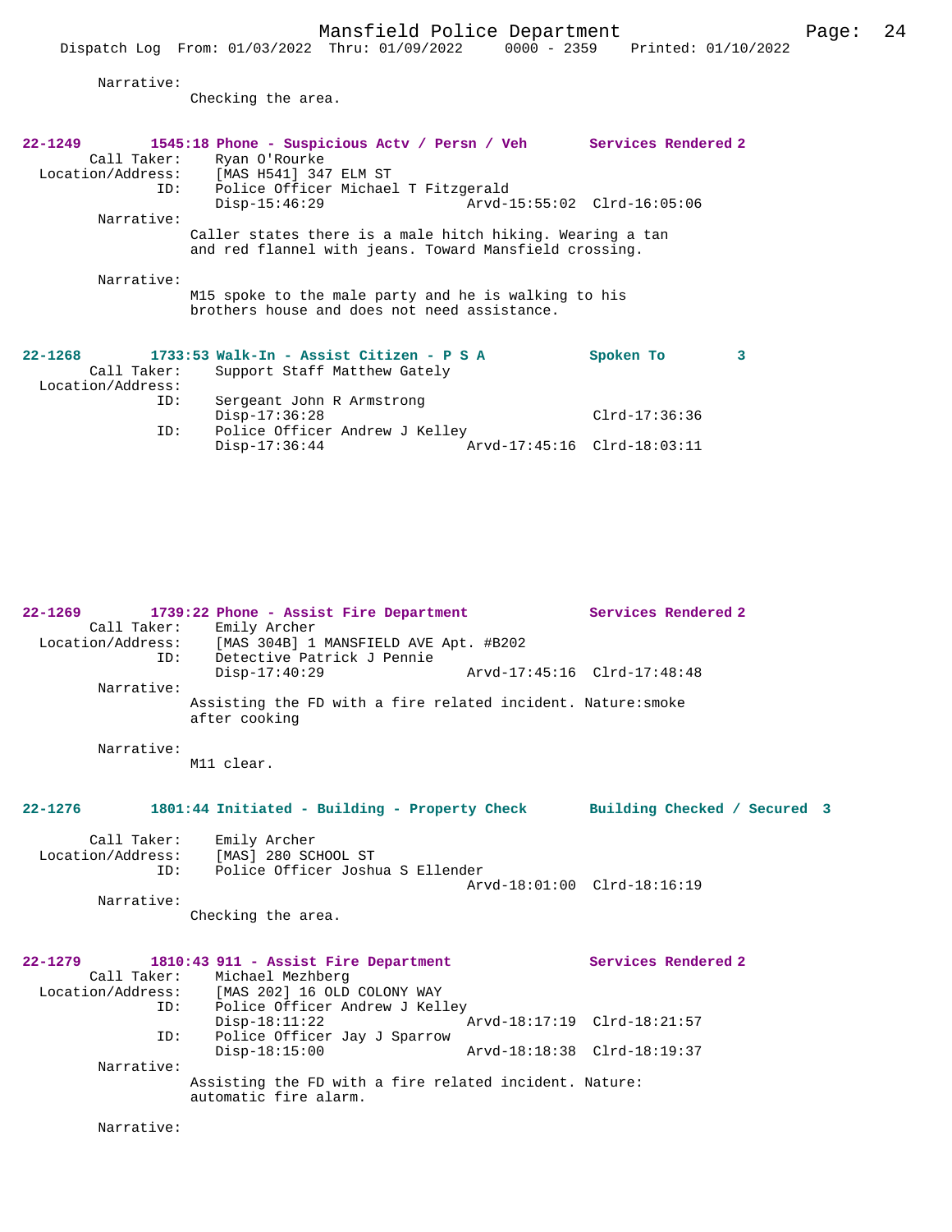Narrative:
Checking the area.

**22-1249 1545:18 Phone - Suspicious Actv / Persn / Veh Services Rendered 2**

Call Taker: Ryan O'Rourke
Location/Address: [MAS H541] 347 ELM ST
ID: Police Officer Michael T Fitzgerald
Disp-15:46:29 Arvd-15:55:02 Clrd-16:05:06

Narrative:
Caller states there is a male hitch hiking. Wearing a tan and red flannel with jeans. Toward Mansfield crossing.

Narrative:
M15 spoke to the male party and he is walking to his brothers house and does not need assistance.

**22-1268 1733:53 Walk-In - Assist Citizen - P S A Spoken To 3**

Call Taker: Support Staff Matthew Gately
Location/Address:
ID: Sergeant John R Armstrong
Disp-17:36:28 Clrd-17:36:36
ID: Police Officer Andrew J Kelley
Disp-17:36:44 Arvd-17:45:16 Clrd-18:03:11

**22-1269 1739:22 Phone - Assist Fire Department Services Rendered 2**

Call Taker: Emily Archer
Location/Address: [MAS 304B] 1 MANSFIELD AVE Apt. #B202
ID: Detective Patrick J Pennie
Disp-17:40:29 Arvd-17:45:16 Clrd-17:48:48

Narrative:
Assisting the FD with a fire related incident. Nature:smoke after cooking

Narrative:
M11 clear.

**22-1276 1801:44 Initiated - Building - Property Check Building Checked / Secured 3**

Call Taker: Emily Archer
Location/Address: [MAS] 280 SCHOOL ST
ID: Police Officer Joshua S Ellender
Arvd-18:01:00 Clrd-18:16:19

Narrative:
Checking the area.

**22-1279 1810:43 911 - Assist Fire Department Services Rendered 2**

Call Taker: Michael Mezhberg
Location/Address: [MAS 202] 16 OLD COLONY WAY
ID: Police Officer Andrew J Kelley
Disp-18:11:22 Arvd-18:17:19 Clrd-18:21:57
ID: Police Officer Jay J Sparrow
Disp-18:15:00 Arvd-18:18:38 Clrd-18:19:37

Narrative:
Assisting the FD with a fire related incident. Nature: automatic fire alarm.

Narrative: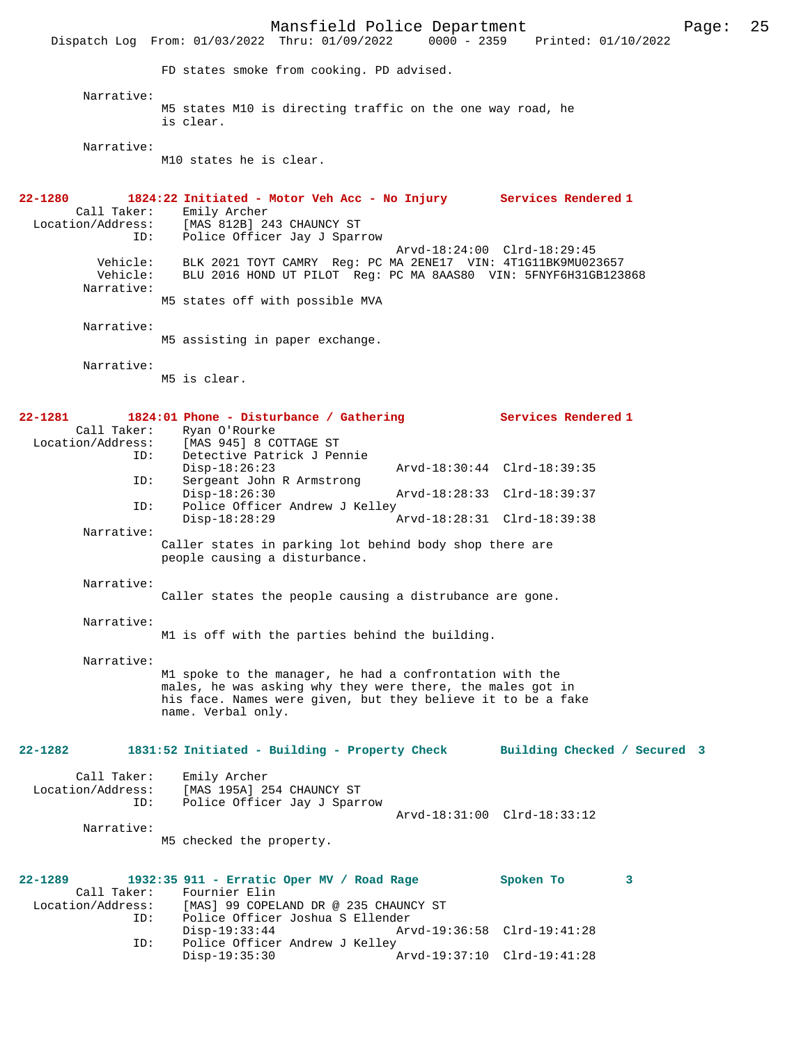FD states smoke from cooking. PD advised.

Narrative:
M5 states M10 is directing traffic on the one way road, he is clear.

Narrative:
M10 states he is clear.

**22-1280 1824:22 Initiated - Motor Veh Acc - No Injury — Services Rendered 1**

Call Taker: Emily Archer
Location/Address: [MAS 812B] 243 CHAUNCY ST
ID: Police Officer Jay J Sparrow
Arvd-18:24:00 Clrd-18:29:45
Vehicle: BLK 2021 TOYT CAMRY Reg: PC MA 2ENE17 VIN: 4T1G11BK9MU023657
Vehicle: BLU 2016 HOND UT PILOT Reg: PC MA 8AAS80 VIN: 5FNYF6H31GB123868
Narrative:
M5 states off with possible MVA

Narrative:
M5 assisting in paper exchange.

Narrative:
M5 is clear.

**22-1281 1824:01 Phone - Disturbance / Gathering — Services Rendered 1**

Call Taker: Ryan O'Rourke
Location/Address: [MAS 945] 8 COTTAGE ST
ID: Detective Patrick J Pennie
Disp-18:26:23 Arvd-18:30:44 Clrd-18:39:35
ID: Sergeant John R Armstrong
Disp-18:26:30 Arvd-18:28:33 Clrd-18:39:37
ID: Police Officer Andrew J Kelley
Disp-18:28:29 Arvd-18:28:31 Clrd-18:39:38
Narrative:
Caller states in parking lot behind body shop there are people causing a disturbance.

Narrative:
Caller states the people causing a distrubance are gone.

Narrative:
M1 is off with the parties behind the building.

Narrative:
M1 spoke to the manager, he had a confrontation with the males, he was asking why they were there, the males got in his face. Names were given, but they believe it to be a fake name. Verbal only.

**22-1282 1831:52 Initiated - Building - Property Check — Building Checked / Secured 3**

Call Taker: Emily Archer
Location/Address: [MAS 195A] 254 CHAUNCY ST
ID: Police Officer Jay J Sparrow
Arvd-18:31:00 Clrd-18:33:12
Narrative:
M5 checked the property.

**22-1289 1932:35 911 - Erratic Oper MV / Road Rage — Spoken To 3**

Call Taker: Fournier Elin
Location/Address: [MAS] 99 COPELAND DR @ 235 CHAUNCY ST
ID: Police Officer Joshua S Ellender
Disp-19:33:44 Arvd-19:36:58 Clrd-19:41:28
ID: Police Officer Andrew J Kelley
Disp-19:35:30 Arvd-19:37:10 Clrd-19:41:28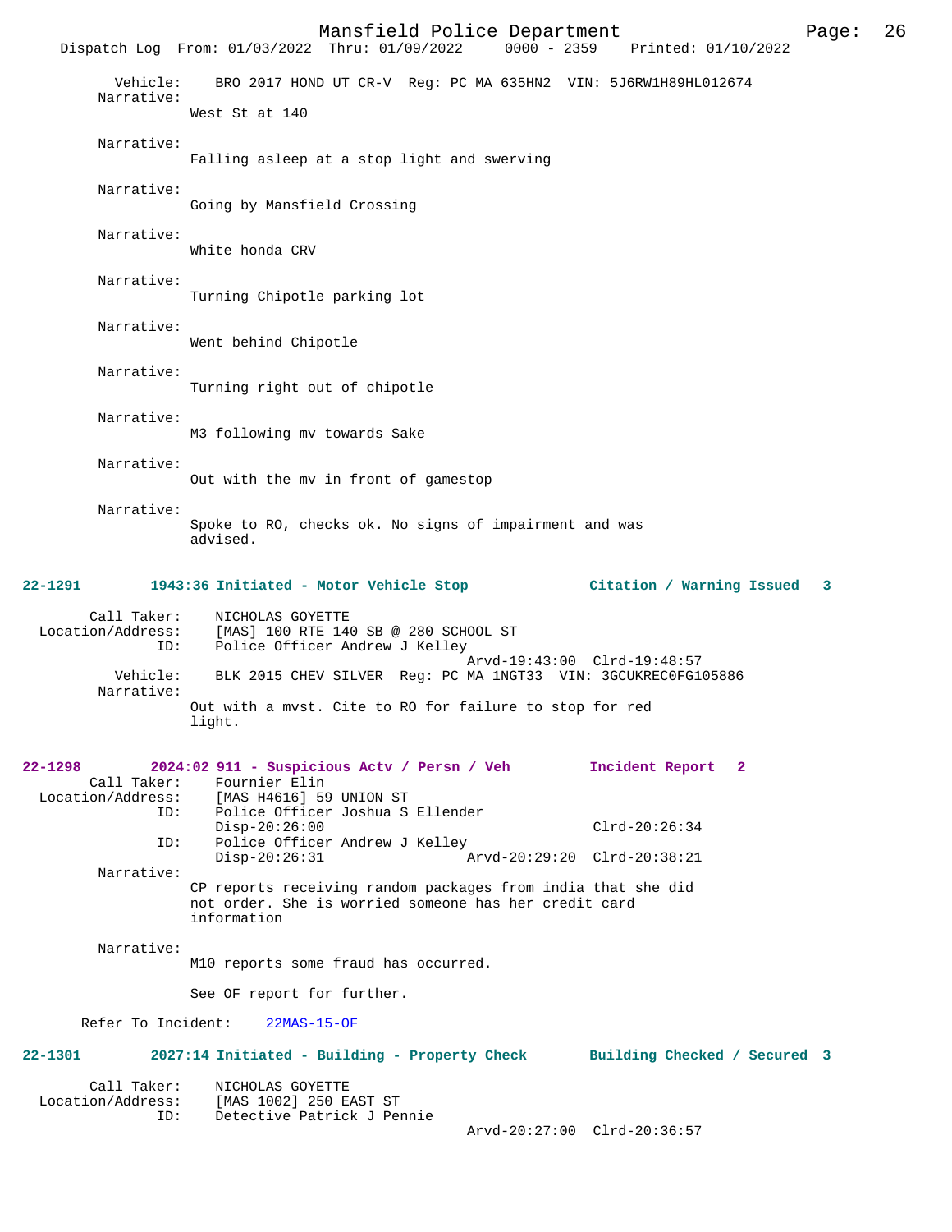Vehicle: BRO 2017 HOND UT CR-V Reg: PC MA 635HN2 VIN: 5J6RW1H89HL012674

Narrative:
West St at 140

Narrative:
Falling asleep at a stop light and swerving

Narrative:
Going by Mansfield Crossing

Narrative:
White honda CRV

Narrative:
Turning Chipotle parking lot

Narrative:
Went behind Chipotle

Narrative:
Turning right out of chipotle

Narrative:
M3 following mv towards Sake

Narrative:
Out with the mv in front of gamestop

Narrative:
Spoke to RO, checks ok. No signs of impairment and was advised.

**22-1291 1943:36 Initiated - Motor Vehicle Stop — Citation / Warning Issued 3**

Call Taker: NICHOLAS GOYETTE
Location/Address: [MAS] 100 RTE 140 SB @ 280 SCHOOL ST
ID: Police Officer Andrew J Kelley
Arvd-19:43:00 Clrd-19:48:57
Vehicle: BLK 2015 CHEV SILVER Reg: PC MA 1NGT33 VIN: 3GCUKREC0FG105886
Narrative:
Out with a mvst. Cite to RO for failure to stop for red light.

**22-1298 2024:02 911 - Suspicious Actv / Persn / Veh — Incident Report 2**

Call Taker: Fournier Elin
Location/Address: [MAS H4616] 59 UNION ST
ID: Police Officer Joshua S Ellender
Disp-20:26:00 Clrd-20:26:34
ID: Police Officer Andrew J Kelley
Disp-20:26:31 Arvd-20:29:20 Clrd-20:38:21
Narrative:
CP reports receiving random packages from india that she did not order. She is worried someone has her credit card information

Narrative:
M10 reports some fraud has occurred.

See OF report for further.

Refer To Incident: 22MAS-15-OF

**22-1301 2027:14 Initiated - Building - Property Check — Building Checked / Secured 3**

Call Taker: NICHOLAS GOYETTE
Location/Address: [MAS 1002] 250 EAST ST
ID: Detective Patrick J Pennie
Arvd-20:27:00 Clrd-20:36:57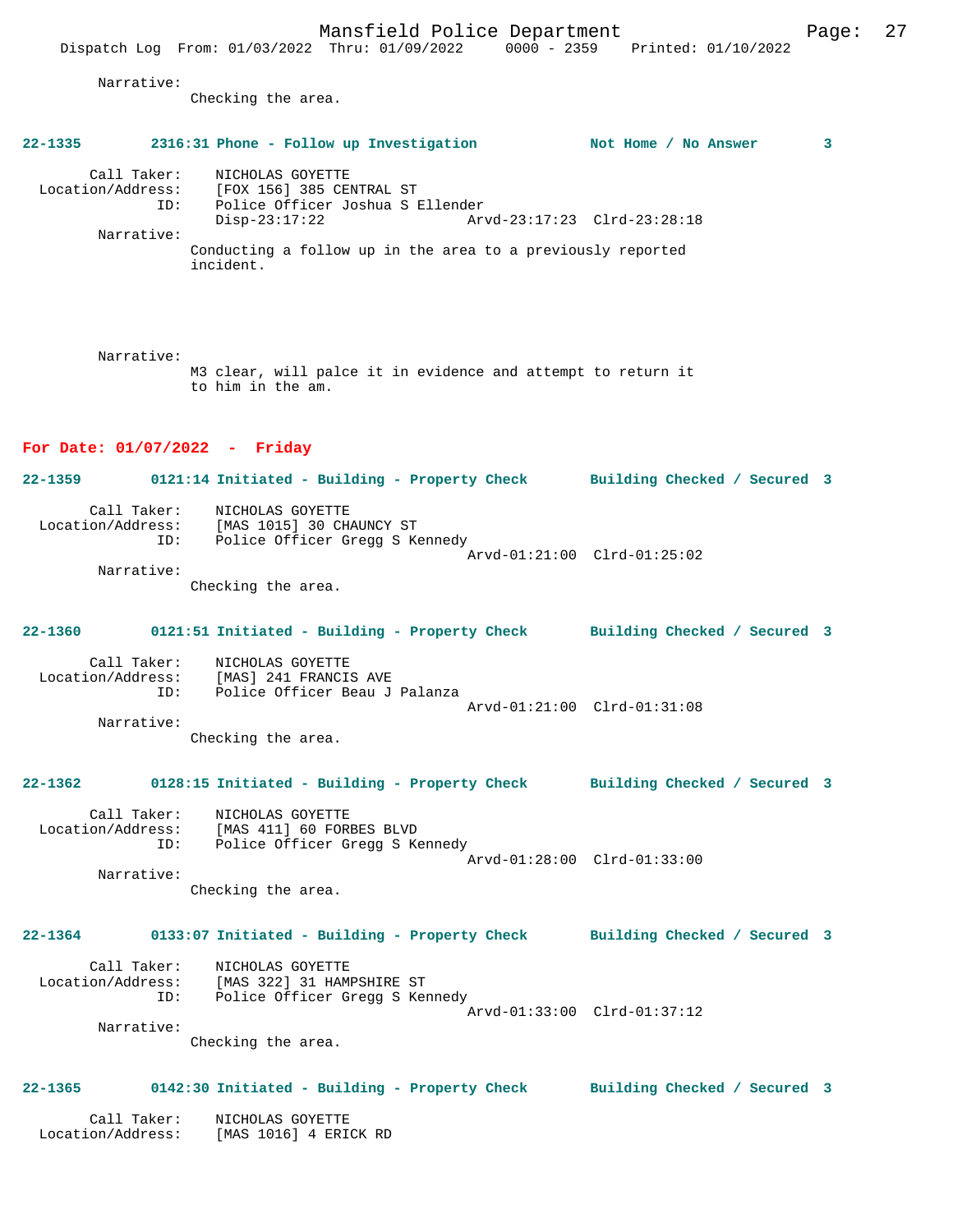Narrative:
Checking the area.

**22-1335 2316:31 Phone - Follow up Investigation — Not Home / No Answer — 3**

Call Taker: NICHOLAS GOYETTE
Location/Address: [FOX 156] 385 CENTRAL ST
ID: Police Officer Joshua S Ellender
Disp-23:17:22 Arvd-23:17:23 Clrd-23:28:18

Narrative:
Conducting a follow up in the area to a previously reported incident.

Narrative:
M3 clear, will palce it in evidence and attempt to return it to him in the am.

## For Date: 01/07/2022 - Friday

**22-1359 0121:14 Initiated - Building - Property Check — Building Checked / Secured — 3**

Call Taker: NICHOLAS GOYETTE
Location/Address: [MAS 1015] 30 CHAUNCY ST
ID: Police Officer Gregg S Kennedy
Arvd-01:21:00 Clrd-01:25:02

Narrative:
Checking the area.

**22-1360 0121:51 Initiated - Building - Property Check — Building Checked / Secured — 3**

Call Taker: NICHOLAS GOYETTE
Location/Address: [MAS] 241 FRANCIS AVE
ID: Police Officer Beau J Palanza
Arvd-01:21:00 Clrd-01:31:08

Narrative:
Checking the area.

**22-1362 0128:15 Initiated - Building - Property Check — Building Checked / Secured — 3**

Call Taker: NICHOLAS GOYETTE
Location/Address: [MAS 411] 60 FORBES BLVD
ID: Police Officer Gregg S Kennedy
Arvd-01:28:00 Clrd-01:33:00

Narrative:
Checking the area.

**22-1364 0133:07 Initiated - Building - Property Check — Building Checked / Secured — 3**

Call Taker: NICHOLAS GOYETTE
Location/Address: [MAS 322] 31 HAMPSHIRE ST
ID: Police Officer Gregg S Kennedy
Arvd-01:33:00 Clrd-01:37:12

Narrative:
Checking the area.

**22-1365 0142:30 Initiated - Building - Property Check — Building Checked / Secured — 3**

Call Taker: NICHOLAS GOYETTE
Location/Address: [MAS 1016] 4 ERICK RD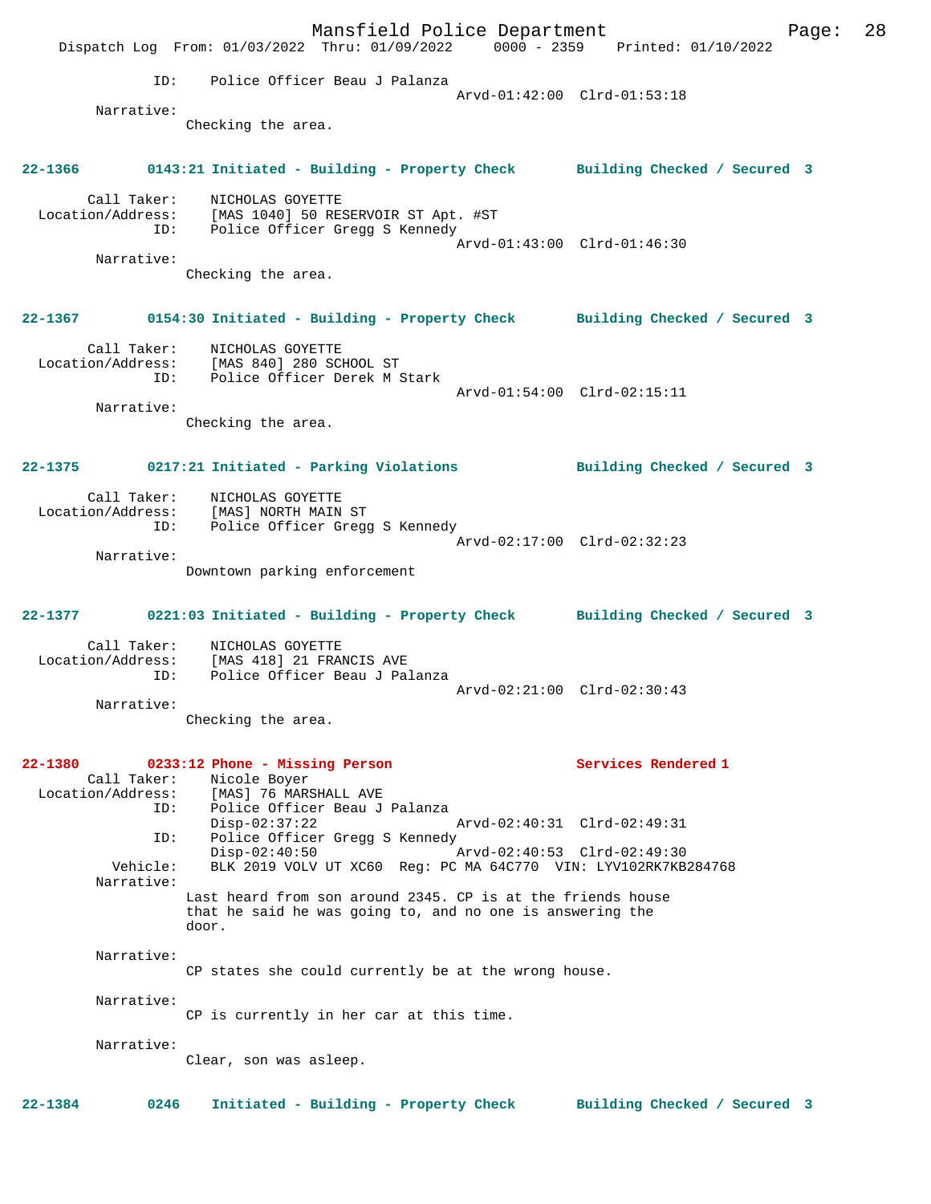ID: Police Officer Beau J Palanza
Arvd-01:42:00 Clrd-01:53:18

Narrative:
Checking the area.

**22-1366 0143:21 Initiated - Building - Property Check Building Checked / Secured 3**

Call Taker: NICHOLAS GOYETTE
Location/Address: [MAS 1040] 50 RESERVOIR ST Apt. #ST
ID: Police Officer Gregg S Kennedy
Arvd-01:43:00 Clrd-01:46:30

Narrative:
Checking the area.

**22-1367 0154:30 Initiated - Building - Property Check Building Checked / Secured 3**

Call Taker: NICHOLAS GOYETTE
Location/Address: [MAS 840] 280 SCHOOL ST
ID: Police Officer Derek M Stark
Arvd-01:54:00 Clrd-02:15:11

Narrative:
Checking the area.

**22-1375 0217:21 Initiated - Parking Violations Building Checked / Secured 3**

Call Taker: NICHOLAS GOYETTE
Location/Address: [MAS] NORTH MAIN ST
ID: Police Officer Gregg S Kennedy
Arvd-02:17:00 Clrd-02:32:23

Narrative:
Downtown parking enforcement

**22-1377 0221:03 Initiated - Building - Property Check Building Checked / Secured 3**

Call Taker: NICHOLAS GOYETTE
Location/Address: [MAS 418] 21 FRANCIS AVE
ID: Police Officer Beau J Palanza
Arvd-02:21:00 Clrd-02:30:43

Narrative:
Checking the area.

**22-1380 0233:12 Phone - Missing Person Services Rendered 1**

Call Taker: Nicole Boyer
Location/Address: [MAS] 76 MARSHALL AVE
ID: Police Officer Beau J Palanza
Disp-02:37:22 Arvd-02:40:31 Clrd-02:49:31
ID: Police Officer Gregg S Kennedy
Disp-02:40:50 Arvd-02:40:53 Clrd-02:49:30
Vehicle: BLK 2019 VOLV UT XC60 Reg: PC MA 64C770 VIN: LYV102RK7KB284768

Narrative:
Last heard from son around 2345. CP is at the friends house that he said he was going to, and no one is answering the door.

Narrative:
CP states she could currently be at the wrong house.

Narrative:
CP is currently in her car at this time.

Narrative:
Clear, son was asleep.

**22-1384 0246 Initiated - Building - Property Check Building Checked / Secured 3**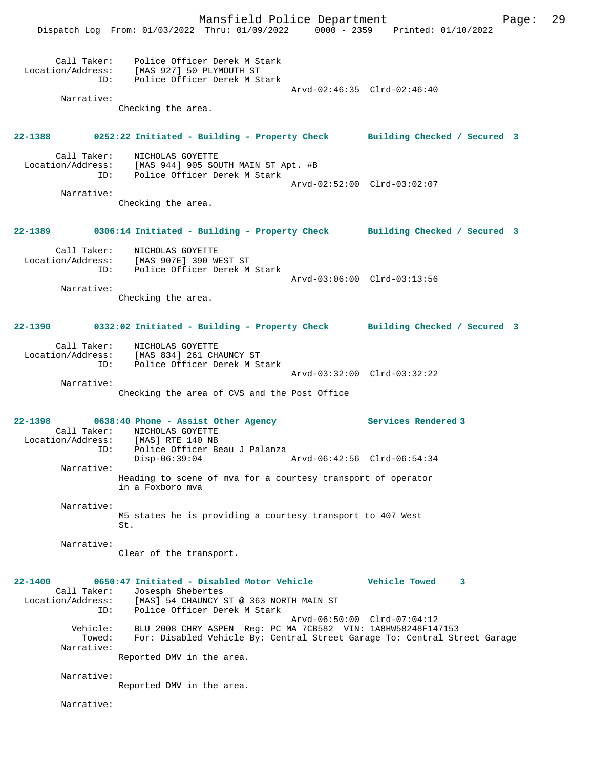Call Taker: Police Officer Derek M Stark
Location/Address: [MAS 927] 50 PLYMOUTH ST
ID: Police Officer Derek M Stark
Arvd-02:46:35 Clrd-02:46:40
Narrative:
Checking the area.

**22-1388 0252:22 Initiated - Building - Property Check Building Checked / Secured 3**

Call Taker: NICHOLAS GOYETTE
Location/Address: [MAS 944] 905 SOUTH MAIN ST Apt. #B
ID: Police Officer Derek M Stark
Arvd-02:52:00 Clrd-03:02:07
Narrative:
Checking the area.

**22-1389 0306:14 Initiated - Building - Property Check Building Checked / Secured 3**

Call Taker: NICHOLAS GOYETTE
Location/Address: [MAS 907E] 390 WEST ST
ID: Police Officer Derek M Stark
Arvd-03:06:00 Clrd-03:13:56
Narrative:
Checking the area.

**22-1390 0332:02 Initiated - Building - Property Check Building Checked / Secured 3**

Call Taker: NICHOLAS GOYETTE
Location/Address: [MAS 834] 261 CHAUNCY ST
ID: Police Officer Derek M Stark
Arvd-03:32:00 Clrd-03:32:22
Narrative:
Checking the area of CVS and the Post Office

**22-1398 0638:40 Phone - Assist Other Agency Services Rendered 3**

Call Taker: NICHOLAS GOYETTE
Location/Address: [MAS] RTE 140 NB
ID: Police Officer Beau J Palanza
Disp-06:39:04 Arvd-06:42:56 Clrd-06:54:34
Narrative:
Heading to scene of mva for a courtesy transport of operator in a Foxboro mva

Narrative:
M5 states he is providing a courtesy transport to 407 West St.

Narrative:
Clear of the transport.

**22-1400 0650:47 Initiated - Disabled Motor Vehicle Vehicle Towed 3**

Call Taker: Josesph Shebertes
Location/Address: [MAS] 54 CHAUNCY ST @ 363 NORTH MAIN ST
ID: Police Officer Derek M Stark
Arvd-06:50:00 Clrd-07:04:12
Vehicle: BLU 2008 CHRY ASPEN Reg: PC MA 7CB582 VIN: 1A8HW58248F147153
Towed: For: Disabled Vehicle By: Central Street Garage To: Central Street Garage
Narrative:
Reported DMV in the area.

Narrative:
Reported DMV in the area.

Narrative: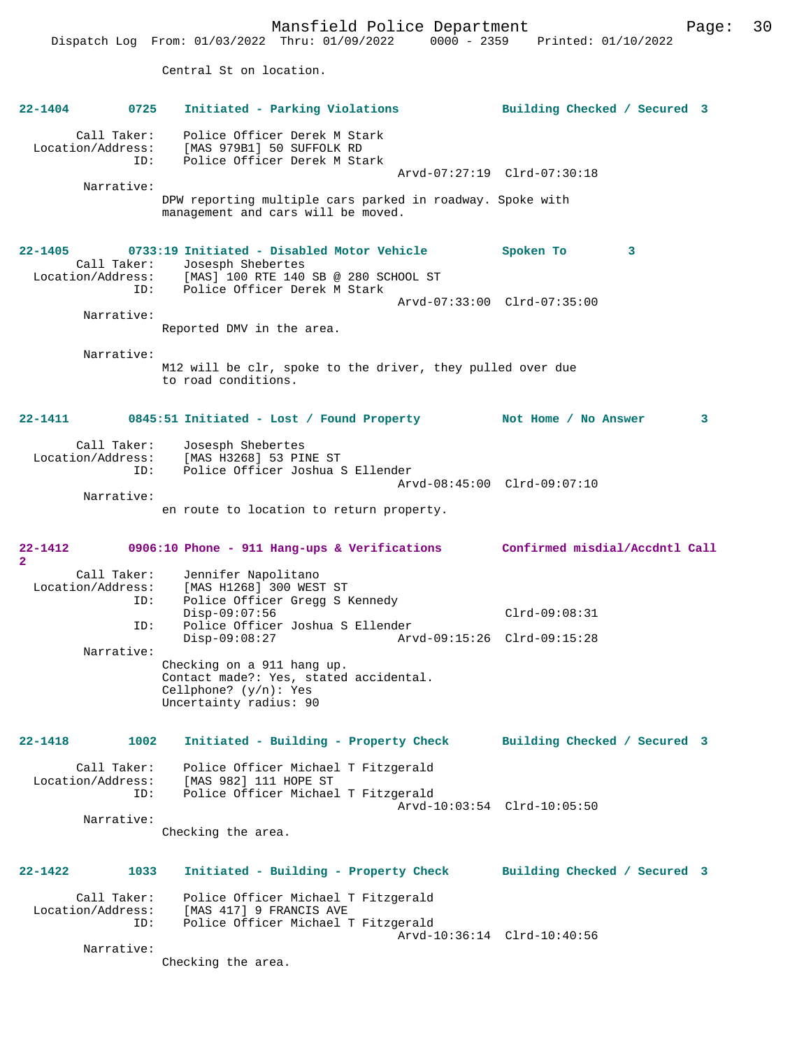Central St on location.

**22-1404 0725 Initiated - Parking Violations Building Checked / Secured 3**

Call Taker: Police Officer Derek M Stark
Location/Address: [MAS 979B1] 50 SUFFOLK RD
ID: Police Officer Derek M Stark
Arvd-07:27:19 Clrd-07:30:18

Narrative:
DPW reporting multiple cars parked in roadway. Spoke with management and cars will be moved.

**22-1405 0733:19 Initiated - Disabled Motor Vehicle Spoken To 3**

Call Taker: Josesph Shebertes
Location/Address: [MAS] 100 RTE 140 SB @ 280 SCHOOL ST
ID: Police Officer Derek M Stark
Arvd-07:33:00 Clrd-07:35:00

Narrative:
Reported DMV in the area.

Narrative:
M12 will be clr, spoke to the driver, they pulled over due to road conditions.

**22-1411 0845:51 Initiated - Lost / Found Property Not Home / No Answer 3**

Call Taker: Josesph Shebertes
Location/Address: [MAS H3268] 53 PINE ST
ID: Police Officer Joshua S Ellender
Arvd-08:45:00 Clrd-09:07:10

Narrative:
en route to location to return property.

**22-1412 0906:10 Phone - 911 Hang-ups & Verifications Confirmed misdial/Accdntl Call 2**

Call Taker: Jennifer Napolitano
Location/Address: [MAS H1268] 300 WEST ST
ID: Police Officer Gregg S Kennedy
Disp-09:07:56 Clrd-09:08:31
ID: Police Officer Joshua S Ellender
Disp-09:08:27 Arvd-09:15:26 Clrd-09:15:28

Narrative:
Checking on a 911 hang up.
Contact made?: Yes, stated accidental.
Cellphone? (y/n): Yes
Uncertainty radius: 90

**22-1418 1002 Initiated - Building - Property Check Building Checked / Secured 3**

Call Taker: Police Officer Michael T Fitzgerald
Location/Address: [MAS 982] 111 HOPE ST
ID: Police Officer Michael T Fitzgerald
Arvd-10:03:54 Clrd-10:05:50

Narrative:
Checking the area.

**22-1422 1033 Initiated - Building - Property Check Building Checked / Secured 3**

Call Taker: Police Officer Michael T Fitzgerald
Location/Address: [MAS 417] 9 FRANCIS AVE
ID: Police Officer Michael T Fitzgerald
Arvd-10:36:14 Clrd-10:40:56

Narrative:
Checking the area.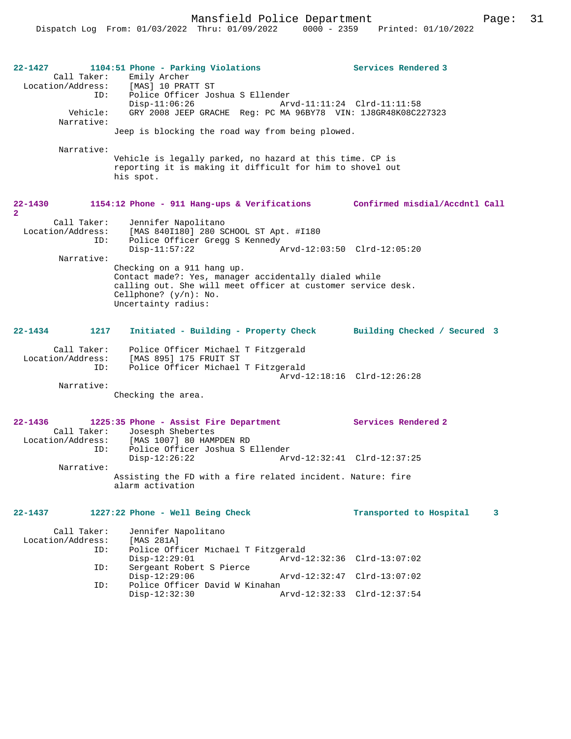22-1427 1104:51 Phone - Parking Violations Services Rendered 3

```
        Call Taker:    Emily Archer
  Location/Address:    [MAS] 10 PRATT ST
                ID:    Police Officer Joshua S Ellender
                       Disp-11:06:26                Arvd-11:11:24  Clrd-11:11:58
           Vehicle:    GRY 2008 JEEP GRACHE  Reg: PC MA 96BY78  VIN: 1J8GR48K08C227323
         Narrative:
                     Jeep is blocking the road way from being plowed.

         Narrative:
                     Vehicle is legally parked, no hazard at this time. CP is
                     reporting it is making it difficult for him to shovel out
                     his spot.
```

22-1430 1154:12 Phone - 911 Hang-ups & Verifications Confirmed misdial/Accdntl Call 2

```
        Call Taker:    Jennifer Napolitano
  Location/Address:    [MAS 840I180] 280 SCHOOL ST Apt. #I180
                ID:    Police Officer Gregg S Kennedy
                       Disp-11:57:22                Arvd-12:03:50  Clrd-12:05:20
         Narrative:
                     Checking on a 911 hang up.
                     Contact made?: Yes, manager accidentally dialed while
                     calling out. She will meet officer at customer service desk.
                     Cellphone? (y/n): No.
                     Uncertainty radius:
```

22-1434 1217 Initiated - Building - Property Check Building Checked / Secured 3

```
        Call Taker:    Police Officer Michael T Fitzgerald
  Location/Address:    [MAS 895] 175 FRUIT ST
                ID:    Police Officer Michael T Fitzgerald
                                                    Arvd-12:18:16  Clrd-12:26:28
         Narrative:
                     Checking the area.
```

22-1436 1225:35 Phone - Assist Fire Department Services Rendered 2

```
        Call Taker:    Josesph Shebertes
  Location/Address:    [MAS 1007] 80 HAMPDEN RD
                ID:    Police Officer Joshua S Ellender
                       Disp-12:26:22                Arvd-12:32:41  Clrd-12:37:25
         Narrative:
                     Assisting the FD with a fire related incident. Nature: fire
                     alarm activation
```

22-1437 1227:22 Phone - Well Being Check Transported to Hospital 3

```
        Call Taker:    Jennifer Napolitano
  Location/Address:    [MAS 281A]
                ID:    Police Officer Michael T Fitzgerald
                       Disp-12:29:01                Arvd-12:32:36  Clrd-13:07:02
                ID:    Sergeant Robert S Pierce
                       Disp-12:29:06                Arvd-12:32:47  Clrd-13:07:02
                ID:    Police Officer David W Kinahan
                       Disp-12:32:30                Arvd-12:32:33  Clrd-12:37:54
```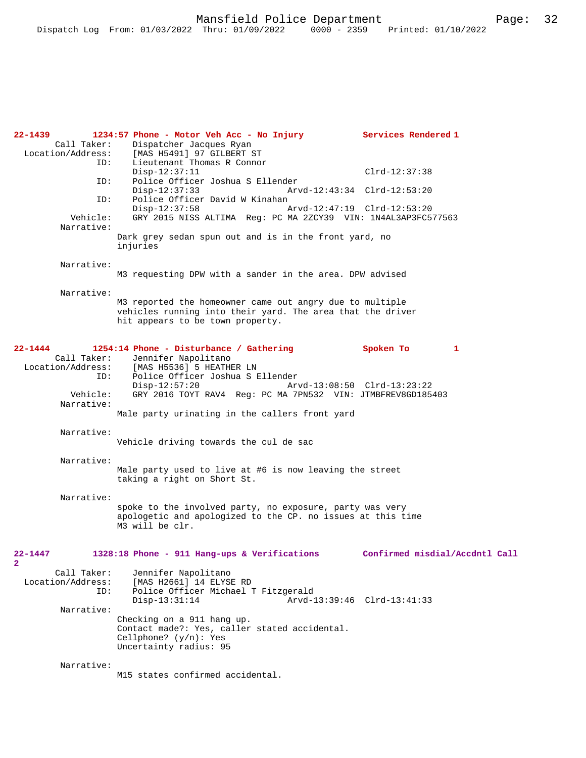**22-1439 1234:57 Phone - Motor Veh Acc - No Injury** **Services Rendered 1**

```
        Call Taker:    Dispatcher Jacques Ryan
  Location/Address:    [MAS H5491] 97 GILBERT ST
                ID:    Lieutenant Thomas R Connor
                       Disp-12:37:11                               Clrd-12:37:38
                ID:    Police Officer Joshua S Ellender
                       Disp-12:37:33                 Arvd-12:43:34  Clrd-12:53:20
                ID:    Police Officer David W Kinahan
                       Disp-12:37:58                 Arvd-12:47:19  Clrd-12:53:20
           Vehicle:    GRY 2015 NISS ALTIMA  Reg: PC MA 2ZCY39  VIN: 1N4AL3AP3FC577563
         Narrative:
                    Dark grey sedan spun out and is in the front yard, no
                    injuries

         Narrative:
                    M3 requesting DPW with a sander in the area. DPW advised

         Narrative:
                    M3 reported the homeowner came out angry due to multiple
                    vehicles running into their yard. The area that the driver
                    hit appears to be town property.
```

**22-1444 1254:14 Phone - Disturbance / Gathering** **Spoken To 1**

```
        Call Taker:    Jennifer Napolitano
  Location/Address:    [MAS H5536] 5 HEATHER LN
                ID:    Police Officer Joshua S Ellender
                       Disp-12:57:20                 Arvd-13:08:50  Clrd-13:23:22
           Vehicle:    GRY 2016 TOYT RAV4  Reg: PC MA 7PN532  VIN: JTMBFREV8GD185403
         Narrative:
                    Male party urinating in the callers front yard

         Narrative:
                    Vehicle driving towards the cul de sac

         Narrative:
                    Male party used to live at #6 is now leaving the street
                    taking a right on Short St.

         Narrative:
                    spoke to the involved party, no exposure, party was very
                    apologetic and apologized to the CP. no issues at this time
                    M3 will be clr.
```

**22-1447 1328:18 Phone - 911 Hang-ups & Verifications** **Confirmed misdial/Accdntl Call 2**

```
        Call Taker:    Jennifer Napolitano
  Location/Address:    [MAS H2661] 14 ELYSE RD
                ID:    Police Officer Michael T Fitzgerald
                       Disp-13:31:14                 Arvd-13:39:46  Clrd-13:41:33
         Narrative:
                    Checking on a 911 hang up.
                    Contact made?: Yes, caller stated accidental.
                    Cellphone? (y/n): Yes
                    Uncertainty radius: 95

         Narrative:
                    M15 states confirmed accidental.
```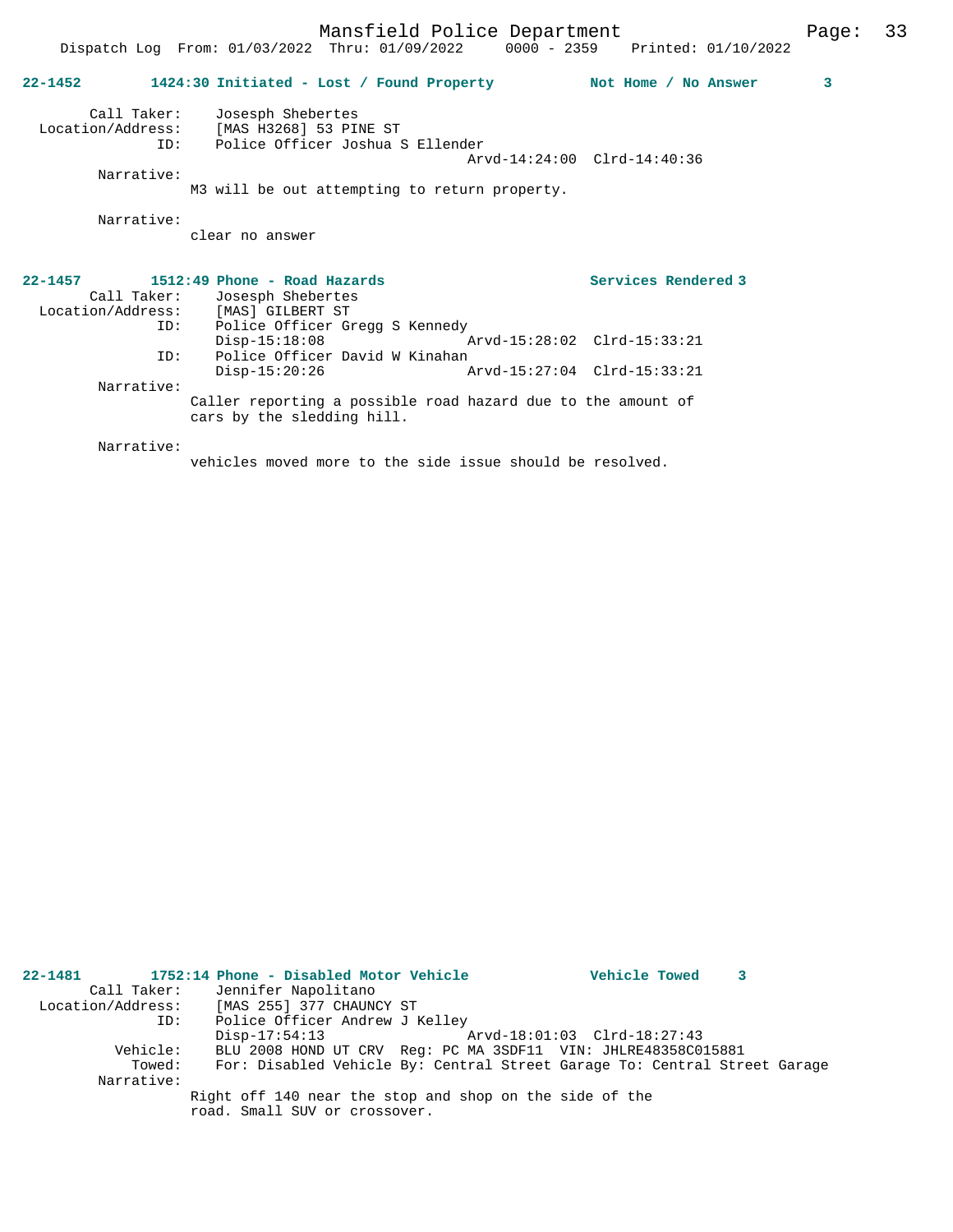**22-1452 1424:30 Initiated - Lost / Found Property — Not Home / No Answer 3**

Call Taker: Josesph Shebertes
Location/Address: [MAS H3268] 53 PINE ST
ID: Police Officer Joshua S Ellender
Arvd-14:24:00 Clrd-14:40:36

Narrative:
M3 will be out attempting to return property.

Narrative:
clear no answer

**22-1457 1512:49 Phone - Road Hazards — Services Rendered 3**

Call Taker: Josesph Shebertes
Location/Address: [MAS] GILBERT ST
ID: Police Officer Gregg S Kennedy
Disp-15:18:08 Arvd-15:28:02 Clrd-15:33:21
ID: Police Officer David W Kinahan
Disp-15:20:26 Arvd-15:27:04 Clrd-15:33:21

Narrative:
Caller reporting a possible road hazard due to the amount of cars by the sledding hill.

Narrative:
vehicles moved more to the side issue should be resolved.

**22-1481 1752:14 Phone - Disabled Motor Vehicle — Vehicle Towed 3**

Call Taker: Jennifer Napolitano
Location/Address: [MAS 255] 377 CHAUNCY ST
ID: Police Officer Andrew J Kelley
Disp-17:54:13 Arvd-18:01:03 Clrd-18:27:43
Vehicle: BLU 2008 HOND UT CRV Reg: PC MA 3SDF11 VIN: JHLRE48358C015881
Towed: For: Disabled Vehicle By: Central Street Garage To: Central Street Garage

Narrative:
Right off 140 near the stop and shop on the side of the road. Small SUV or crossover.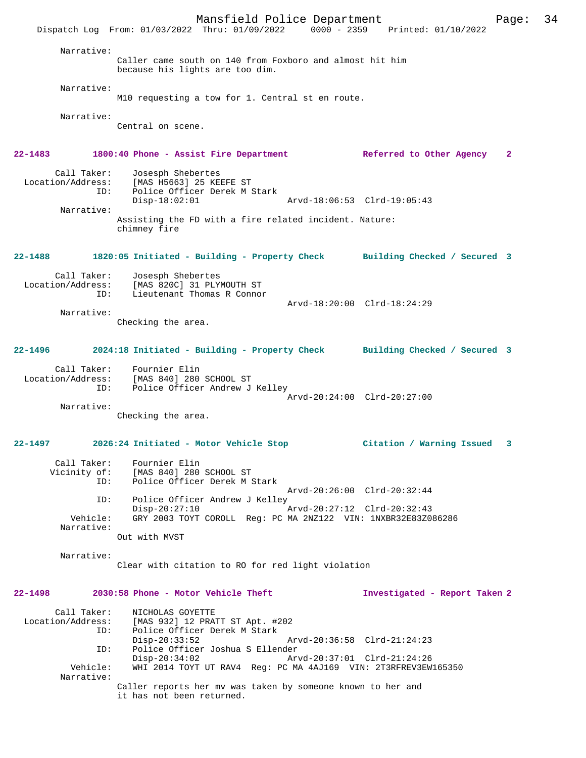Narrative:
Caller came south on 140 from Foxboro and almost hit him because his lights are too dim.

Narrative:
M10 requesting a tow for 1. Central st en route.

Narrative:
Central on scene.

**22-1483 1800:40 Phone - Assist Fire Department — Referred to Other Agency 2**

Call Taker: Josesph Shebertes
Location/Address: [MAS H5663] 25 KEEFE ST
ID: Police Officer Derek M Stark
Disp-18:02:01 Arvd-18:06:53 Clrd-19:05:43

Narrative:
Assisting the FD with a fire related incident. Nature: chimney fire

**22-1488 1820:05 Initiated - Building - Property Check — Building Checked / Secured 3**

Call Taker: Josesph Shebertes
Location/Address: [MAS 820C] 31 PLYMOUTH ST
ID: Lieutenant Thomas R Connor
Arvd-18:20:00 Clrd-18:24:29

Narrative:
Checking the area.

**22-1496 2024:18 Initiated - Building - Property Check — Building Checked / Secured 3**

Call Taker: Fournier Elin
Location/Address: [MAS 840] 280 SCHOOL ST
ID: Police Officer Andrew J Kelley
Arvd-20:24:00 Clrd-20:27:00

Narrative:
Checking the area.

**22-1497 2026:24 Initiated - Motor Vehicle Stop — Citation / Warning Issued 3**

Call Taker: Fournier Elin
Vicinity of: [MAS 840] 280 SCHOOL ST
ID: Police Officer Derek M Stark
Arvd-20:26:00 Clrd-20:32:44
ID: Police Officer Andrew J Kelley
Disp-20:27:10 Arvd-20:27:12 Clrd-20:32:43
Vehicle: GRY 2003 TOYT COROLL Reg: PC MA 2NZ122 VIN: 1NXBR32E83Z086286

Narrative:
Out with MVST

Narrative:
Clear with citation to RO for red light violation

**22-1498 2030:58 Phone - Motor Vehicle Theft — Investigated - Report Taken 2**

Call Taker: NICHOLAS GOYETTE
Location/Address: [MAS 932] 12 PRATT ST Apt. #202
ID: Police Officer Derek M Stark
Disp-20:33:52 Arvd-20:36:58 Clrd-21:24:23
ID: Police Officer Joshua S Ellender
Disp-20:34:02 Arvd-20:37:01 Clrd-21:24:26
Vehicle: WHI 2014 TOYT UT RAV4 Reg: PC MA 4AJ169 VIN: 2T3RFREV3EW165350

Narrative:
Caller reports her mv was taken by someone known to her and it has not been returned.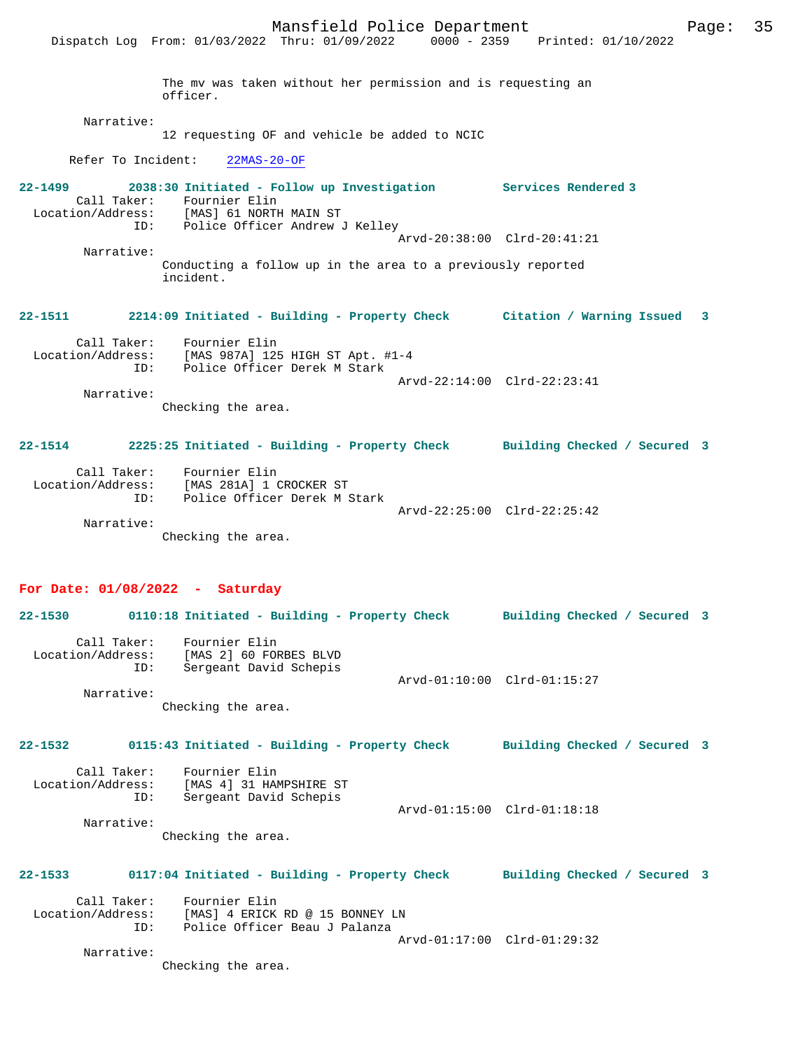The mv was taken without her permission and is requesting an officer.

Narrative:
12 requesting OF and vehicle be added to NCIC

Refer To Incident: 22MAS-20-OF

**22-1499** 2038:30 Initiated - Follow up Investigation — Services Rendered 3
Call Taker: Fournier Elin
Location/Address: [MAS] 61 NORTH MAIN ST
ID: Police Officer Andrew J Kelley
Arvd-20:38:00 Clrd-20:41:21
Narrative:
Conducting a follow up in the area to a previously reported incident.

**22-1511** 2214:09 Initiated - Building - Property Check — Citation / Warning Issued 3
Call Taker: Fournier Elin
Location/Address: [MAS 987A] 125 HIGH ST Apt. #1-4
ID: Police Officer Derek M Stark
Arvd-22:14:00 Clrd-22:23:41
Narrative:
Checking the area.

**22-1514** 2225:25 Initiated - Building - Property Check — Building Checked / Secured 3
Call Taker: Fournier Elin
Location/Address: [MAS 281A] 1 CROCKER ST
ID: Police Officer Derek M Stark
Arvd-22:25:00 Clrd-22:25:42
Narrative:
Checking the area.

## For Date: 01/08/2022 - Saturday

**22-1530** 0110:18 Initiated - Building - Property Check — Building Checked / Secured 3
Call Taker: Fournier Elin
Location/Address: [MAS 2] 60 FORBES BLVD
ID: Sergeant David Schepis
Arvd-01:10:00 Clrd-01:15:27
Narrative:
Checking the area.

**22-1532** 0115:43 Initiated - Building - Property Check — Building Checked / Secured 3
Call Taker: Fournier Elin
Location/Address: [MAS 4] 31 HAMPSHIRE ST
ID: Sergeant David Schepis
Arvd-01:15:00 Clrd-01:18:18
Narrative:
Checking the area.

**22-1533** 0117:04 Initiated - Building - Property Check — Building Checked / Secured 3
Call Taker: Fournier Elin
Location/Address: [MAS] 4 ERICK RD @ 15 BONNEY LN
ID: Police Officer Beau J Palanza
Arvd-01:17:00 Clrd-01:29:32
Narrative:
Checking the area.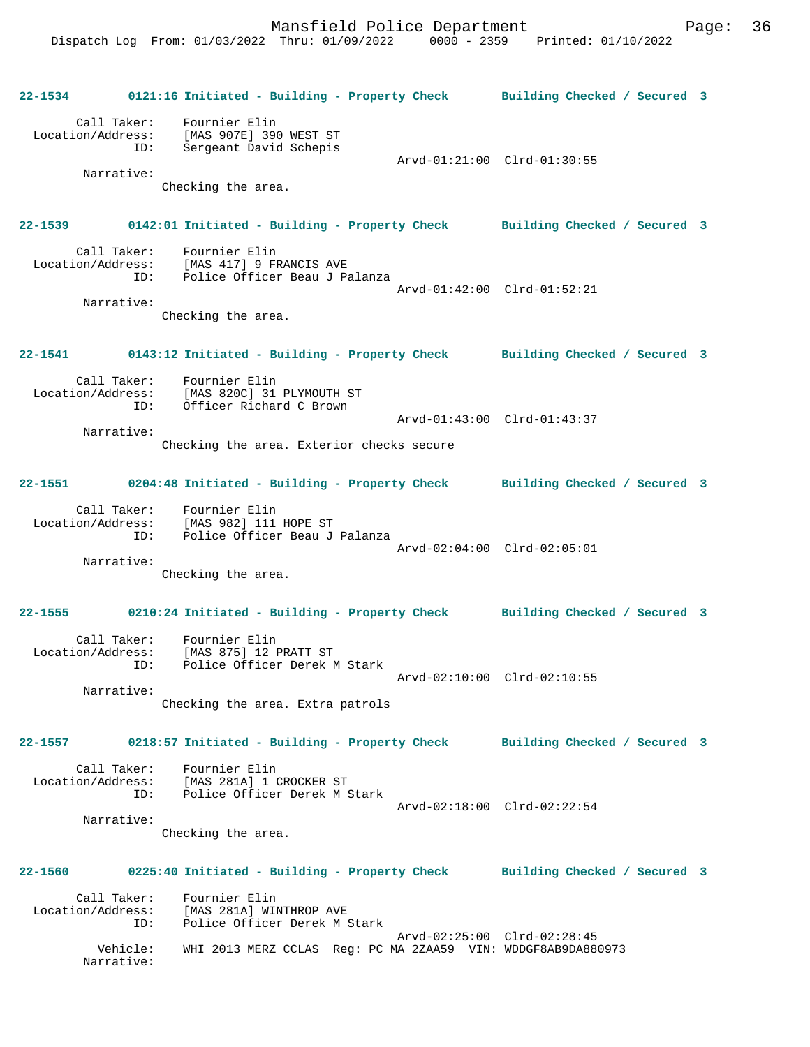**22-1534 0121:16 Initiated - Building - Property Check Building Checked / Secured 3**

Call Taker: Fournier Elin
Location/Address: [MAS 907E] 390 WEST ST
ID: Sergeant David Schepis
Arvd-01:21:00 Clrd-01:30:55
Narrative:
Checking the area.

**22-1539 0142:01 Initiated - Building - Property Check Building Checked / Secured 3**

Call Taker: Fournier Elin
Location/Address: [MAS 417] 9 FRANCIS AVE
ID: Police Officer Beau J Palanza
Arvd-01:42:00 Clrd-01:52:21
Narrative:
Checking the area.

**22-1541 0143:12 Initiated - Building - Property Check Building Checked / Secured 3**

Call Taker: Fournier Elin
Location/Address: [MAS 820C] 31 PLYMOUTH ST
ID: Officer Richard C Brown
Arvd-01:43:00 Clrd-01:43:37
Narrative:
Checking the area. Exterior checks secure

**22-1551 0204:48 Initiated - Building - Property Check Building Checked / Secured 3**

Call Taker: Fournier Elin
Location/Address: [MAS 982] 111 HOPE ST
ID: Police Officer Beau J Palanza
Arvd-02:04:00 Clrd-02:05:01
Narrative:
Checking the area.

**22-1555 0210:24 Initiated - Building - Property Check Building Checked / Secured 3**

Call Taker: Fournier Elin
Location/Address: [MAS 875] 12 PRATT ST
ID: Police Officer Derek M Stark
Arvd-02:10:00 Clrd-02:10:55
Narrative:
Checking the area. Extra patrols

**22-1557 0218:57 Initiated - Building - Property Check Building Checked / Secured 3**

Call Taker: Fournier Elin
Location/Address: [MAS 281A] 1 CROCKER ST
ID: Police Officer Derek M Stark
Arvd-02:18:00 Clrd-02:22:54
Narrative:
Checking the area.

**22-1560 0225:40 Initiated - Building - Property Check Building Checked / Secured 3**

Call Taker: Fournier Elin
Location/Address: [MAS 281A] WINTHROP AVE
ID: Police Officer Derek M Stark
Arvd-02:25:00 Clrd-02:28:45
Vehicle: WHI 2013 MERZ CCLAS Reg: PC MA 2ZAA59 VIN: WDDGF8AB9DA880973
Narrative: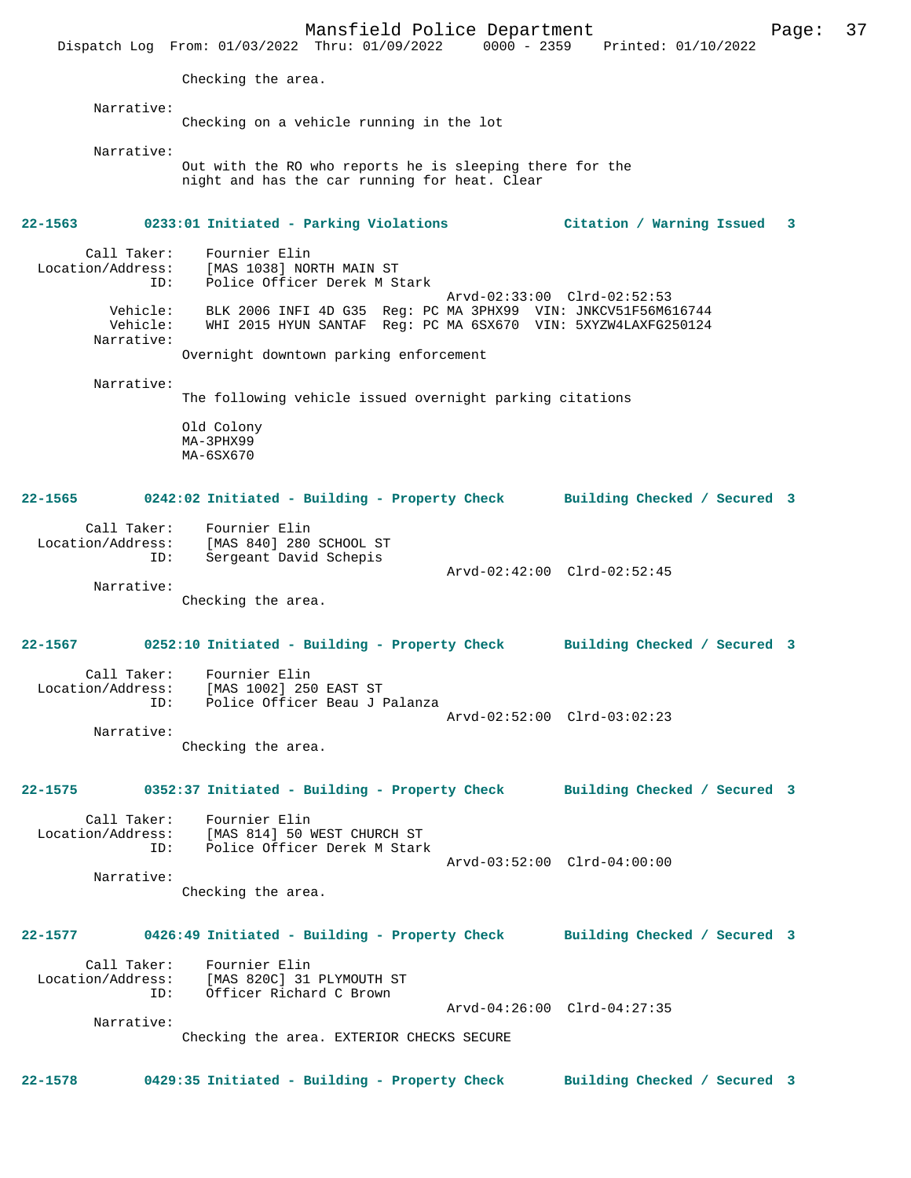Checking the area.

Narrative:
Checking on a vehicle running in the lot

Narrative:
Out with the RO who reports he is sleeping there for the night and has the car running for heat. Clear

**22-1563 0233:01 Initiated - Parking Violations — Citation / Warning Issued 3**

Call Taker: Fournier Elin
Location/Address: [MAS 1038] NORTH MAIN ST
ID: Police Officer Derek M Stark
Arvd-02:33:00 Clrd-02:52:53
Vehicle: BLK 2006 INFI 4D G35 Reg: PC MA 3PHX99 VIN: JNKCV51F56M616744
Vehicle: WHI 2015 HYUN SANTAF Reg: PC MA 6SX670 VIN: 5XYZW4LAXFG250124
Narrative:
Overnight downtown parking enforcement

Narrative:
The following vehicle issued overnight parking citations

Old Colony
MA-3PHX99
MA-6SX670

**22-1565 0242:02 Initiated - Building - Property Check — Building Checked / Secured 3**

Call Taker: Fournier Elin
Location/Address: [MAS 840] 280 SCHOOL ST
ID: Sergeant David Schepis
Arvd-02:42:00 Clrd-02:52:45
Narrative:
Checking the area.

**22-1567 0252:10 Initiated - Building - Property Check — Building Checked / Secured 3**

Call Taker: Fournier Elin
Location/Address: [MAS 1002] 250 EAST ST
ID: Police Officer Beau J Palanza
Arvd-02:52:00 Clrd-03:02:23
Narrative:
Checking the area.

**22-1575 0352:37 Initiated - Building - Property Check — Building Checked / Secured 3**

Call Taker: Fournier Elin
Location/Address: [MAS 814] 50 WEST CHURCH ST
ID: Police Officer Derek M Stark
Arvd-03:52:00 Clrd-04:00:00
Narrative:
Checking the area.

**22-1577 0426:49 Initiated - Building - Property Check — Building Checked / Secured 3**

Call Taker: Fournier Elin
Location/Address: [MAS 820C] 31 PLYMOUTH ST
ID: Officer Richard C Brown
Arvd-04:26:00 Clrd-04:27:35
Narrative:
Checking the area. EXTERIOR CHECKS SECURE

**22-1578 0429:35 Initiated - Building - Property Check — Building Checked / Secured 3**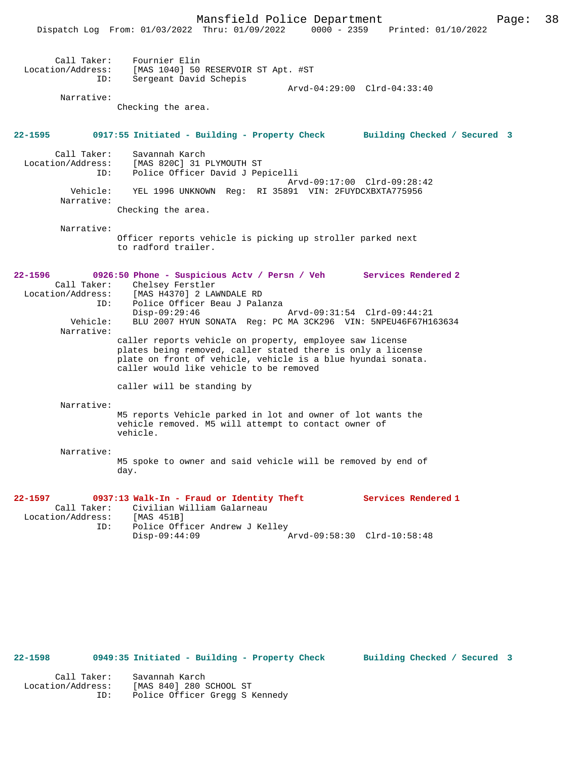Call Taker: Fournier Elin
Location/Address: [MAS 1040] 50 RESERVOIR ST Apt. #ST
ID: Sergeant David Schepis
Arvd-04:29:00 Clrd-04:33:40
Narrative:
Checking the area.

**22-1595 0917:55 Initiated - Building - Property Check Building Checked / Secured 3**

Call Taker: Savannah Karch
Location/Address: [MAS 820C] 31 PLYMOUTH ST
ID: Police Officer David J Pepicelli
Arvd-09:17:00 Clrd-09:28:42
Vehicle: YEL 1996 UNKNOWN Reg: RI 35891 VIN: 2FUYDCXBXTA775956
Narrative:
Checking the area.

Narrative:
Officer reports vehicle is picking up stroller parked next to radford trailer.

**22-1596 0926:50 Phone - Suspicious Actv / Persn / Veh Services Rendered 2**

Call Taker: Chelsey Ferstler
Location/Address: [MAS H4370] 2 LAWNDALE RD
ID: Police Officer Beau J Palanza
Disp-09:29:46 Arvd-09:31:54 Clrd-09:44:21
Vehicle: BLU 2007 HYUN SONATA Reg: PC MA 3CK296 VIN: 5NPEU46F67H163634
Narrative:
caller reports vehicle on property, employee saw license plates being removed, caller stated there is only a license plate on front of vehicle, vehicle is a blue hyundai sonata. caller would like vehicle to be removed

caller will be standing by

Narrative:
M5 reports Vehicle parked in lot and owner of lot wants the vehicle removed. M5 will attempt to contact owner of vehicle.

Narrative:
M5 spoke to owner and said vehicle will be removed by end of day.

**22-1597 0937:13 Walk-In - Fraud or Identity Theft Services Rendered 1**

Call Taker: Civilian William Galarneau
Location/Address: [MAS 451B]
ID: Police Officer Andrew J Kelley
Disp-09:44:09 Arvd-09:58:30 Clrd-10:58:48

**22-1598 0949:35 Initiated - Building - Property Check Building Checked / Secured 3**

Call Taker: Savannah Karch
Location/Address: [MAS 840] 280 SCHOOL ST
ID: Police Officer Gregg S Kennedy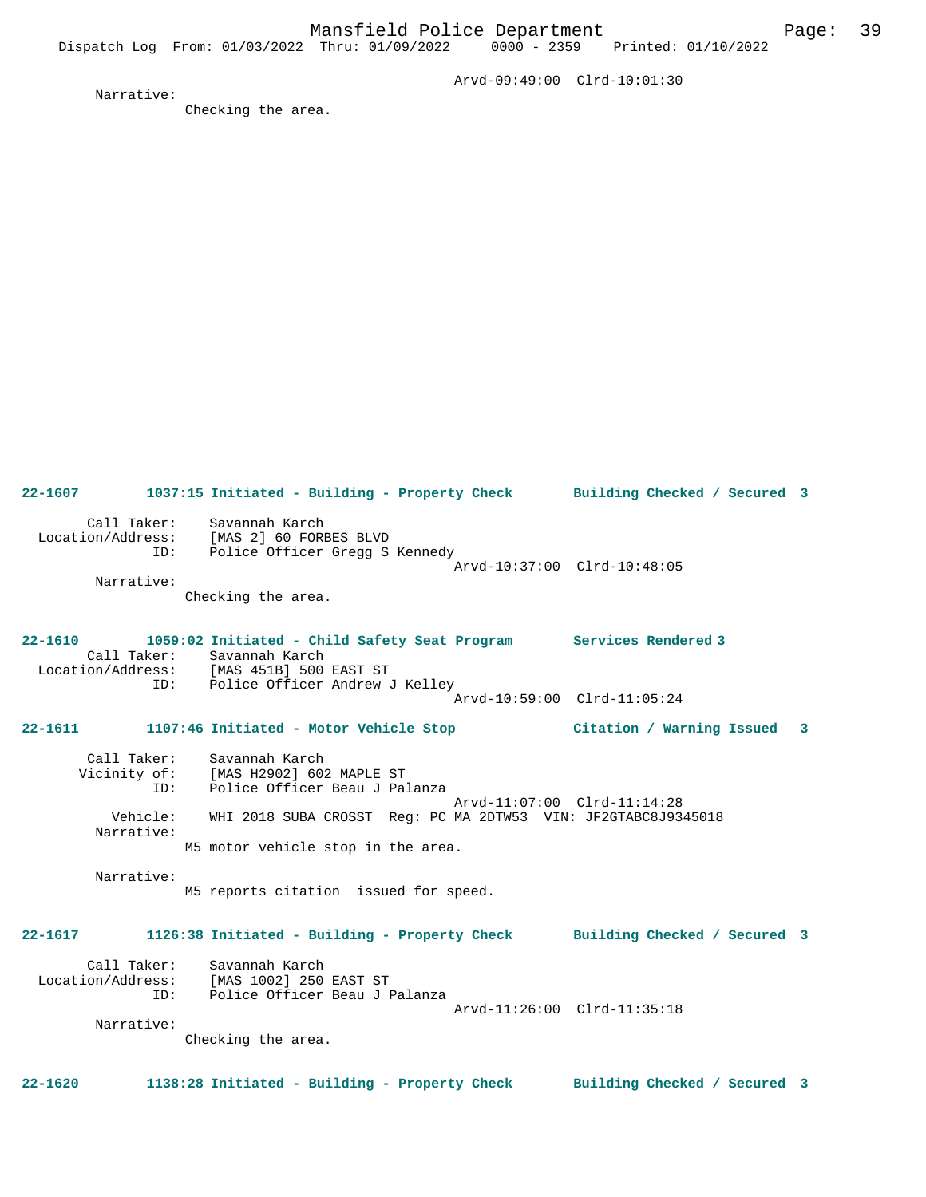Arvd-09:49:00 Clrd-10:01:30

Narrative:
Checking the area.

**22-1607 1037:15 Initiated - Building - Property Check Building Checked / Secured 3**

Call Taker: Savannah Karch
Location/Address: [MAS 2] 60 FORBES BLVD
ID: Police Officer Gregg S Kennedy
Arvd-10:37:00 Clrd-10:48:05

Narrative:
Checking the area.

**22-1610 1059:02 Initiated - Child Safety Seat Program Services Rendered 3**

Call Taker: Savannah Karch
Location/Address: [MAS 451B] 500 EAST ST
ID: Police Officer Andrew J Kelley
Arvd-10:59:00 Clrd-11:05:24

**22-1611 1107:46 Initiated - Motor Vehicle Stop Citation / Warning Issued 3**

Call Taker: Savannah Karch
Vicinity of: [MAS H2902] 602 MAPLE ST
ID: Police Officer Beau J Palanza
Arvd-11:07:00 Clrd-11:14:28
Vehicle: WHI 2018 SUBA CROSST Reg: PC MA 2DTW53 VIN: JF2GTABC8J9345018

Narrative:
M5 motor vehicle stop in the area.

Narrative:
M5 reports citation issued for speed.

**22-1617 1126:38 Initiated - Building - Property Check Building Checked / Secured 3**

Call Taker: Savannah Karch
Location/Address: [MAS 1002] 250 EAST ST
ID: Police Officer Beau J Palanza
Arvd-11:26:00 Clrd-11:35:18

Narrative:
Checking the area.

**22-1620 1138:28 Initiated - Building - Property Check Building Checked / Secured 3**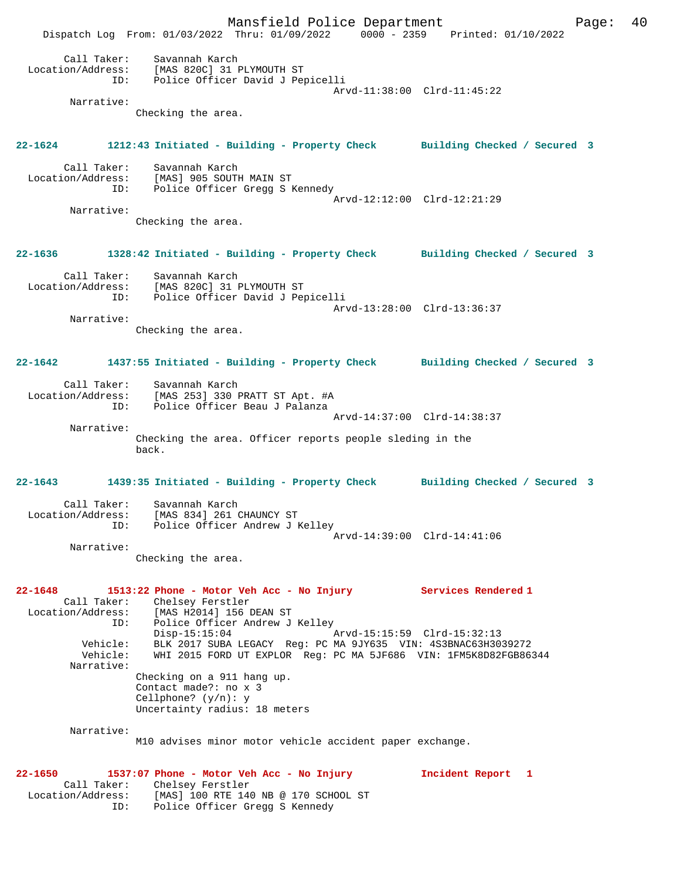```
        Call Taker:    Savannah Karch
  Location/Address:    [MAS 820C] 31 PLYMOUTH ST
                ID:    Police Officer David J Pepicelli
                                              Arvd-11:38:00  Clrd-11:45:22
         Narrative:
                Checking the area.


22-1624        1212:43 Initiated - Building - Property Check       Building Checked / Secured  3

        Call Taker:    Savannah Karch
  Location/Address:    [MAS] 905 SOUTH MAIN ST
                ID:    Police Officer Gregg S Kennedy
                                              Arvd-12:12:00  Clrd-12:21:29
         Narrative:
                Checking the area.


22-1636        1328:42 Initiated - Building - Property Check       Building Checked / Secured  3

        Call Taker:    Savannah Karch
  Location/Address:    [MAS 820C] 31 PLYMOUTH ST
                ID:    Police Officer David J Pepicelli
                                              Arvd-13:28:00  Clrd-13:36:37
         Narrative:
                Checking the area.


22-1642        1437:55 Initiated - Building - Property Check       Building Checked / Secured  3

        Call Taker:    Savannah Karch
  Location/Address:    [MAS 253] 330 PRATT ST Apt. #A
                ID:    Police Officer Beau J Palanza
                                              Arvd-14:37:00  Clrd-14:38:37
         Narrative:
                Checking the area. Officer reports people sleding in the
                back.


22-1643        1439:35 Initiated - Building - Property Check       Building Checked / Secured  3

        Call Taker:    Savannah Karch
  Location/Address:    [MAS 834] 261 CHAUNCY ST
                ID:    Police Officer Andrew J Kelley
                                              Arvd-14:39:00  Clrd-14:41:06
         Narrative:
                Checking the area.


22-1648        1513:22 Phone - Motor Veh Acc - No Injury           Services Rendered 1
        Call Taker:    Chelsey Ferstler
  Location/Address:    [MAS H2014] 156 DEAN ST
                ID:    Police Officer Andrew J Kelley
                       Disp-15:15:04          Arvd-15:15:59  Clrd-15:32:13
           Vehicle:    BLK 2017 SUBA LEGACY  Reg: PC MA 9JY635  VIN: 4S3BNAC63H3039272
           Vehicle:    WHI 2015 FORD UT EXPLOR  Reg: PC MA 5JF686  VIN: 1FM5K8D82FGB86344
         Narrative:
                Checking on a 911 hang up.
                Contact made?: no x 3
                Cellphone? (y/n): y
                Uncertainty radius: 18 meters

         Narrative:
                M10 advises minor motor vehicle accident paper exchange.


22-1650        1537:07 Phone - Motor Veh Acc - No Injury           Incident Report   1
        Call Taker:    Chelsey Ferstler
  Location/Address:    [MAS] 100 RTE 140 NB @ 170 SCHOOL ST
                ID:    Police Officer Gregg S Kennedy
```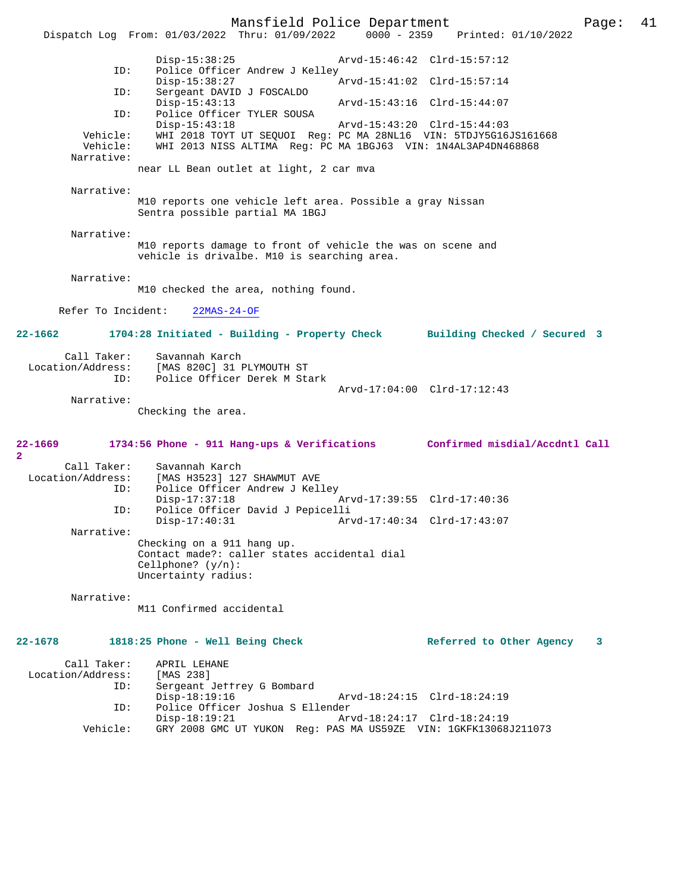```
                Disp-15:38:25                 Arvd-15:46:42  Clrd-15:57:12
            ID:     Police Officer Andrew J Kelley
                Disp-15:38:27                 Arvd-15:41:02  Clrd-15:57:14
            ID:     Sergeant DAVID J FOSCALDO
                Disp-15:43:13                 Arvd-15:43:16  Clrd-15:44:07
            ID:     Police Officer TYLER SOUSA
                Disp-15:43:18                 Arvd-15:43:20  Clrd-15:44:03
       Vehicle:     WHI 2018 TOYT UT SEQUOI  Reg: PC MA 28NL16  VIN: 5TDJY5G16JS161668
       Vehicle:     WHI 2013 NISS ALTIMA  Reg: PC MA 1BGJ63  VIN: 1N4AL3AP4DN468868
     Narrative:
              near LL Bean outlet at light, 2 car mva

     Narrative:
              M10 reports one vehicle left area. Possible a gray Nissan
              Sentra possible partial MA 1BGJ

     Narrative:
              M10 reports damage to front of vehicle the was on scene and
              vehicle is drivalbe. M10 is searching area.

     Narrative:
              M10 checked the area, nothing found.

   Refer To Incident:    22MAS-24-OF

22-1662        1704:28 Initiated - Building - Property Check       Building Checked / Secured  3

      Call Taker:    Savannah Karch
  Location/Address:    [MAS 820C] 31 PLYMOUTH ST
            ID:     Police Officer Derek M Stark
                                              Arvd-17:04:00  Clrd-17:12:43
     Narrative:
              Checking the area.


22-1669        1734:56 Phone - 911 Hang-ups & Verifications        Confirmed misdial/Accdntl Call
2
      Call Taker:    Savannah Karch
  Location/Address:    [MAS H3523] 127 SHAWMUT AVE
            ID:     Police Officer Andrew J Kelley
                Disp-17:37:18                 Arvd-17:39:55  Clrd-17:40:36
            ID:     Police Officer David J Pepicelli
                Disp-17:40:31                 Arvd-17:40:34  Clrd-17:43:07
     Narrative:
              Checking on a 911 hang up.
              Contact made?: caller states accidental dial
              Cellphone? (y/n):
              Uncertainty radius:

     Narrative:
              M11 Confirmed accidental


22-1678        1818:25 Phone - Well Being Check                    Referred to Other Agency    3

      Call Taker:    APRIL LEHANE
  Location/Address:    [MAS 238]
            ID:     Sergeant Jeffrey G Bombard
                Disp-18:19:16                 Arvd-18:24:15  Clrd-18:24:19
            ID:     Police Officer Joshua S Ellender
                Disp-18:19:21                 Arvd-18:24:17  Clrd-18:24:19
       Vehicle:     GRY 2008 GMC UT YUKON  Reg: PAS MA US59ZE  VIN: 1GKFK13068J211073
```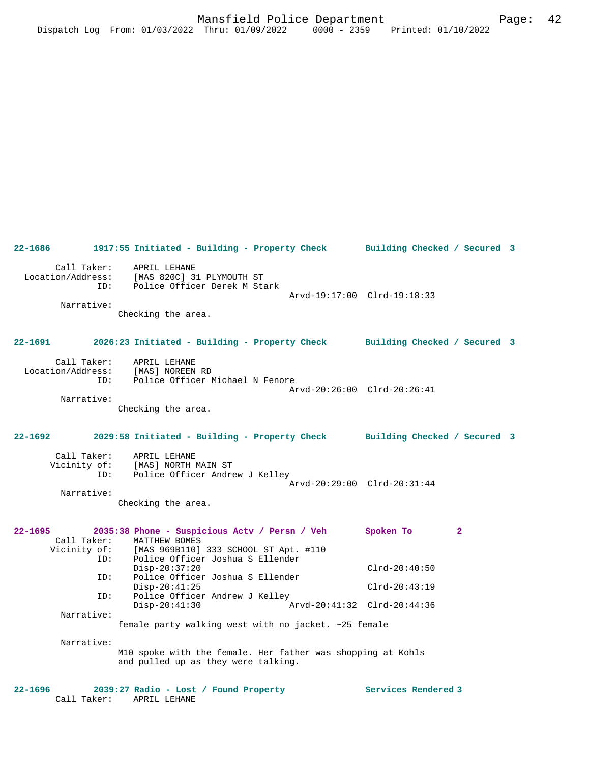**22-1686** 1917:55 Initiated - Building - Property Check Building Checked / Secured 3

Call Taker: APRIL LEHANE
Location/Address: [MAS 820C] 31 PLYMOUTH ST
ID: Police Officer Derek M Stark
Arvd-19:17:00 Clrd-19:18:33
Narrative:
Checking the area.

**22-1691** 2026:23 Initiated - Building - Property Check Building Checked / Secured 3

Call Taker: APRIL LEHANE
Location/Address: [MAS] NOREEN RD
ID: Police Officer Michael N Fenore
Arvd-20:26:00 Clrd-20:26:41
Narrative:
Checking the area.

**22-1692** 2029:58 Initiated - Building - Property Check Building Checked / Secured 3

Call Taker: APRIL LEHANE
Vicinity of: [MAS] NORTH MAIN ST
ID: Police Officer Andrew J Kelley
Arvd-20:29:00 Clrd-20:31:44
Narrative:
Checking the area.

**22-1695** 2035:38 Phone - Suspicious Actv / Persn / Veh Spoken To 2
Call Taker: MATTHEW BOMES
Vicinity of: [MAS 969B110] 333 SCHOOL ST Apt. #110
ID: Police Officer Joshua S Ellender
Disp-20:37:20 Clrd-20:40:50
ID: Police Officer Joshua S Ellender
Disp-20:41:25 Clrd-20:43:19
ID: Police Officer Andrew J Kelley
Disp-20:41:30 Arvd-20:41:32 Clrd-20:44:36
Narrative:
female party walking west with no jacket. ~25 female

Narrative:
M10 spoke with the female. Her father was shopping at Kohls and pulled up as they were talking.

**22-1696** 2039:27 Radio - Lost / Found Property Services Rendered 3
Call Taker: APRIL LEHANE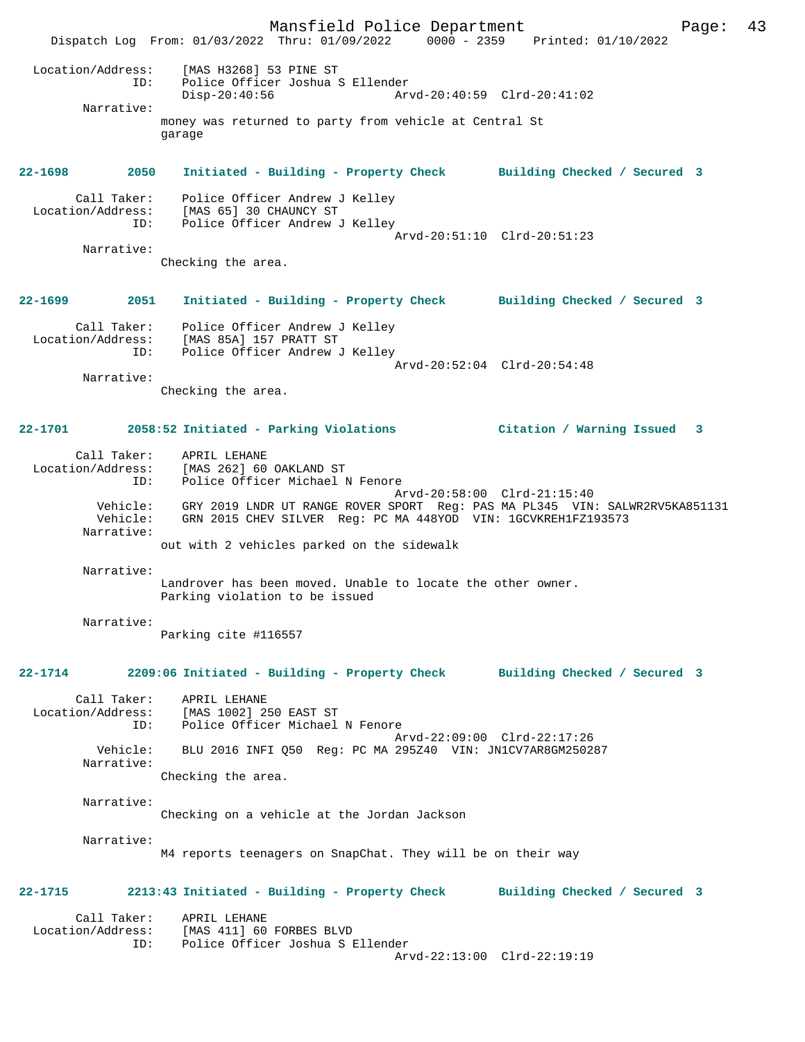Location/Address: [MAS H3268] 53 PINE ST
ID: Police Officer Joshua S Ellender
Disp-20:40:56 Arvd-20:40:59 Clrd-20:41:02
Narrative:
money was returned to party from vehicle at Central St garage

**22-1698 2050 Initiated - Building - Property Check Building Checked / Secured 3**

Call Taker: Police Officer Andrew J Kelley
Location/Address: [MAS 65] 30 CHAUNCY ST
ID: Police Officer Andrew J Kelley
Arvd-20:51:10 Clrd-20:51:23
Narrative:
Checking the area.

**22-1699 2051 Initiated - Building - Property Check Building Checked / Secured 3**

Call Taker: Police Officer Andrew J Kelley
Location/Address: [MAS 85A] 157 PRATT ST
ID: Police Officer Andrew J Kelley
Arvd-20:52:04 Clrd-20:54:48
Narrative:
Checking the area.

**22-1701 2058:52 Initiated - Parking Violations Citation / Warning Issued 3**

Call Taker: APRIL LEHANE
Location/Address: [MAS 262] 60 OAKLAND ST
ID: Police Officer Michael N Fenore
Arvd-20:58:00 Clrd-21:15:40
Vehicle: GRY 2019 LNDR UT RANGE ROVER SPORT Reg: PAS MA PL345 VIN: SALWR2RV5KA851131
Vehicle: GRN 2015 CHEV SILVER Reg: PC MA 448YOD VIN: 1GCVKREH1FZ193573
Narrative:
out with 2 vehicles parked on the sidewalk

Narrative:
Landrover has been moved. Unable to locate the other owner. Parking violation to be issued

Narrative:
Parking cite #116557

**22-1714 2209:06 Initiated - Building - Property Check Building Checked / Secured 3**

Call Taker: APRIL LEHANE
Location/Address: [MAS 1002] 250 EAST ST
ID: Police Officer Michael N Fenore
Arvd-22:09:00 Clrd-22:17:26
Vehicle: BLU 2016 INFI Q50 Reg: PC MA 295Z40 VIN: JN1CV7AR8GM250287
Narrative:
Checking the area.

Narrative:
Checking on a vehicle at the Jordan Jackson

Narrative:
M4 reports teenagers on SnapChat. They will be on their way

**22-1715 2213:43 Initiated - Building - Property Check Building Checked / Secured 3**

Call Taker: APRIL LEHANE
Location/Address: [MAS 411] 60 FORBES BLVD
ID: Police Officer Joshua S Ellender
Arvd-22:13:00 Clrd-22:19:19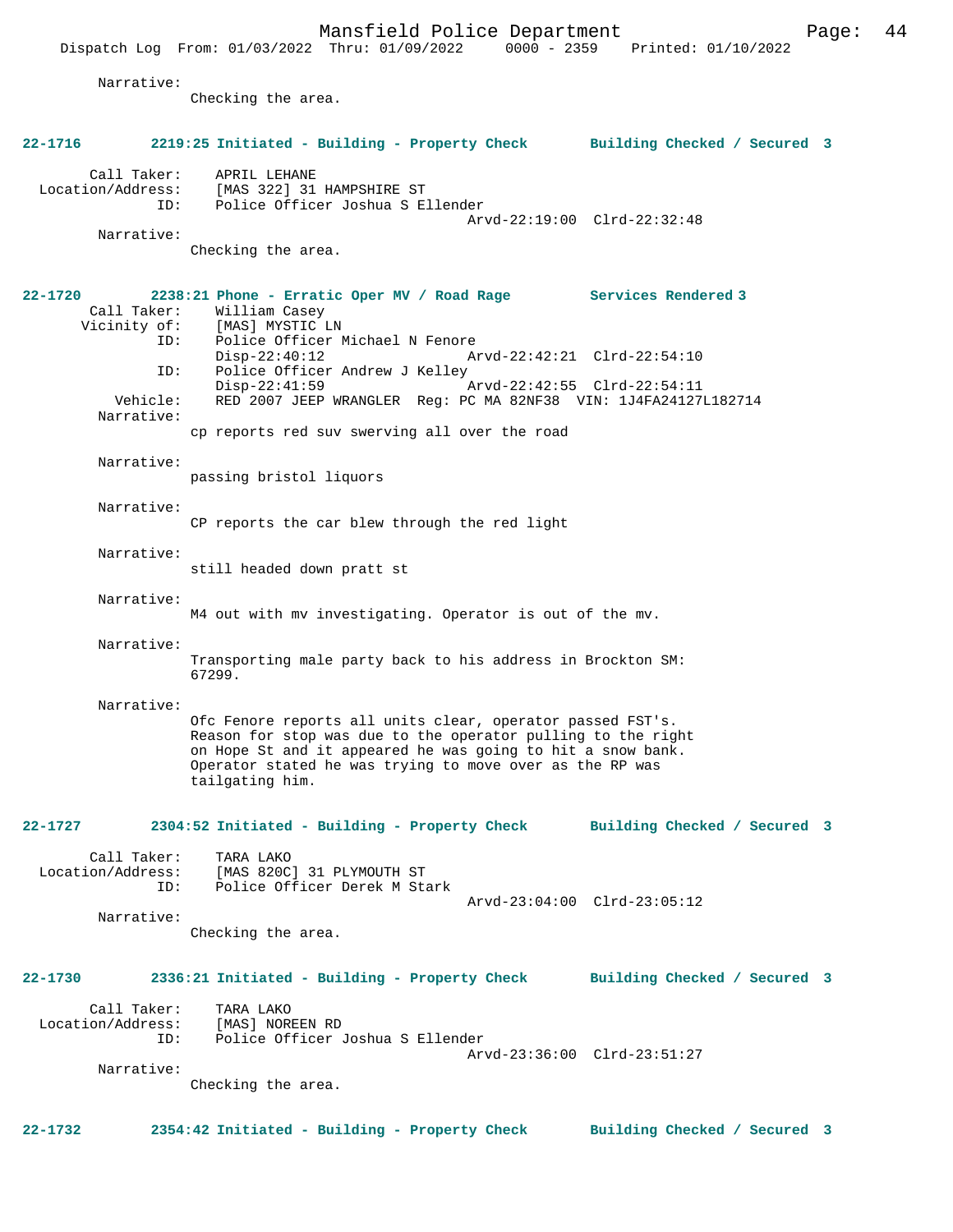Narrative:
Checking the area.

**22-1716 2219:25 Initiated - Building - Property Check Building Checked / Secured 3**

Call Taker: APRIL LEHANE
Location/Address: [MAS 322] 31 HAMPSHIRE ST
ID: Police Officer Joshua S Ellender
Arvd-22:19:00 Clrd-22:32:48

Narrative:
Checking the area.

**22-1720 2238:21 Phone - Erratic Oper MV / Road Rage Services Rendered 3**

Call Taker: William Casey
Vicinity of: [MAS] MYSTIC LN
ID: Police Officer Michael N Fenore
Disp-22:40:12 Arvd-22:42:21 Clrd-22:54:10
ID: Police Officer Andrew J Kelley
Disp-22:41:59 Arvd-22:42:55 Clrd-22:54:11
Vehicle: RED 2007 JEEP WRANGLER Reg: PC MA 82NF38 VIN: 1J4FA24127L182714

Narrative:
cp reports red suv swerving all over the road

Narrative:
passing bristol liquors

Narrative:
CP reports the car blew through the red light

Narrative:
still headed down pratt st

Narrative:
M4 out with mv investigating. Operator is out of the mv.

Narrative:
Transporting male party back to his address in Brockton SM: 67299.

Narrative:
Ofc Fenore reports all units clear, operator passed FST's. Reason for stop was due to the operator pulling to the right on Hope St and it appeared he was going to hit a snow bank. Operator stated he was trying to move over as the RP was tailgating him.

**22-1727 2304:52 Initiated - Building - Property Check Building Checked / Secured 3**

Call Taker: TARA LAKO
Location/Address: [MAS 820C] 31 PLYMOUTH ST
ID: Police Officer Derek M Stark
Arvd-23:04:00 Clrd-23:05:12

Narrative:
Checking the area.

**22-1730 2336:21 Initiated - Building - Property Check Building Checked / Secured 3**

Call Taker: TARA LAKO
Location/Address: [MAS] NOREEN RD
ID: Police Officer Joshua S Ellender
Arvd-23:36:00 Clrd-23:51:27

Narrative:
Checking the area.

**22-1732 2354:42 Initiated - Building - Property Check Building Checked / Secured 3**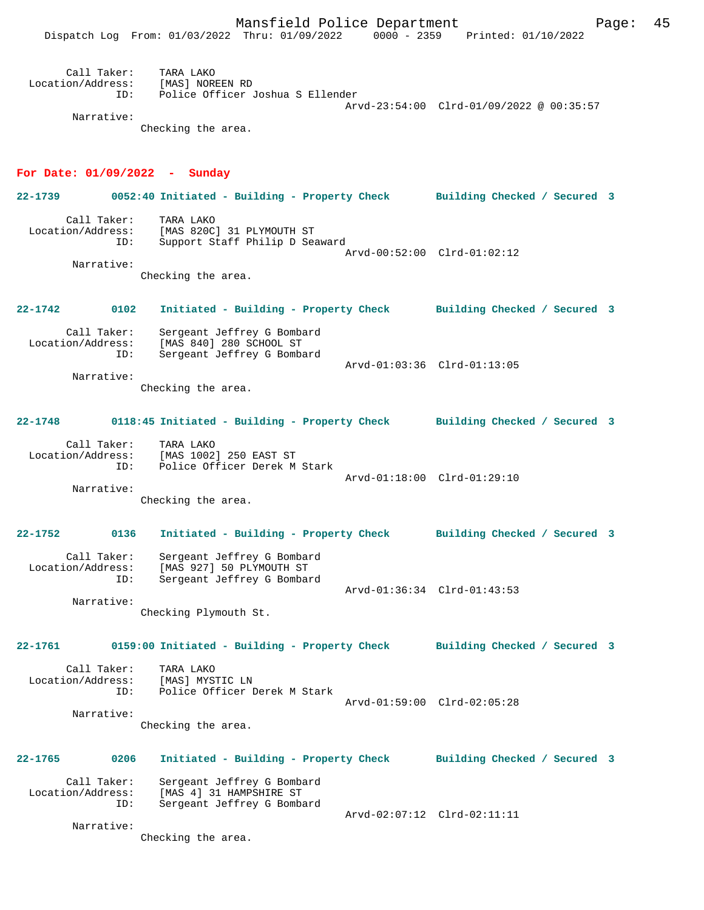Call Taker: TARA LAKO
Location/Address: [MAS] NOREEN RD
ID: Police Officer Joshua S Ellender
Arvd-23:54:00 Clrd-01/09/2022 @ 00:35:57
Narrative:
Checking the area.

**For Date: 01/09/2022 - Sunday**

**22-1739 0052:40 Initiated - Building - Property Check Building Checked / Secured 3**

Call Taker: TARA LAKO
Location/Address: [MAS 820C] 31 PLYMOUTH ST
ID: Support Staff Philip D Seaward
Arvd-00:52:00 Clrd-01:02:12
Narrative:
Checking the area.

**22-1742 0102 Initiated - Building - Property Check Building Checked / Secured 3**

Call Taker: Sergeant Jeffrey G Bombard
Location/Address: [MAS 840] 280 SCHOOL ST
ID: Sergeant Jeffrey G Bombard
Arvd-01:03:36 Clrd-01:13:05
Narrative:
Checking the area.

**22-1748 0118:45 Initiated - Building - Property Check Building Checked / Secured 3**

Call Taker: TARA LAKO
Location/Address: [MAS 1002] 250 EAST ST
ID: Police Officer Derek M Stark
Arvd-01:18:00 Clrd-01:29:10
Narrative:
Checking the area.

**22-1752 0136 Initiated - Building - Property Check Building Checked / Secured 3**

Call Taker: Sergeant Jeffrey G Bombard
Location/Address: [MAS 927] 50 PLYMOUTH ST
ID: Sergeant Jeffrey G Bombard
Arvd-01:36:34 Clrd-01:43:53
Narrative:
Checking Plymouth St.

**22-1761 0159:00 Initiated - Building - Property Check Building Checked / Secured 3**

Call Taker: TARA LAKO
Location/Address: [MAS] MYSTIC LN
ID: Police Officer Derek M Stark
Arvd-01:59:00 Clrd-02:05:28
Narrative:
Checking the area.

**22-1765 0206 Initiated - Building - Property Check Building Checked / Secured 3**

Call Taker: Sergeant Jeffrey G Bombard
Location/Address: [MAS 4] 31 HAMPSHIRE ST
ID: Sergeant Jeffrey G Bombard
Arvd-02:07:12 Clrd-02:11:11
Narrative:
Checking the area.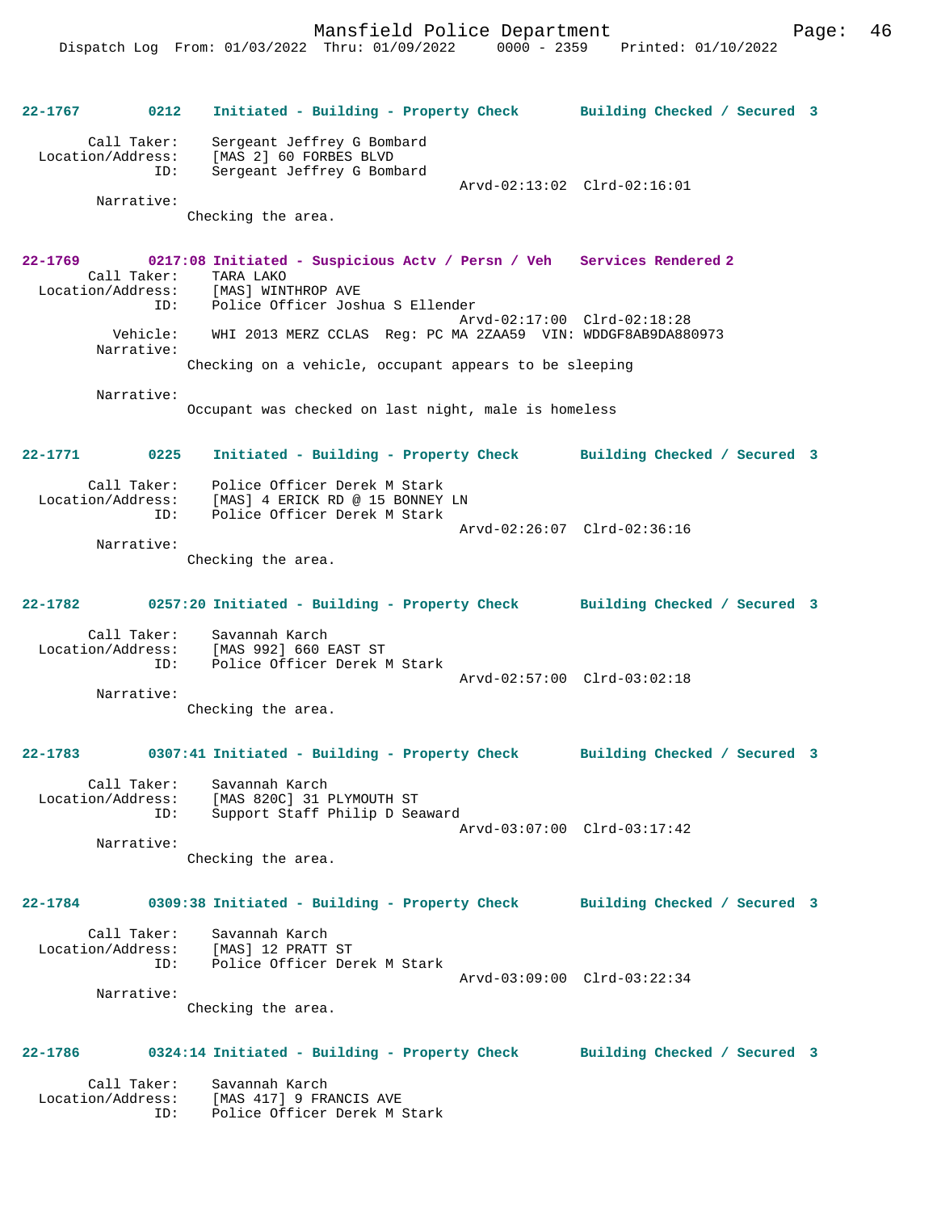22-1767 0212 Initiated - Building - Property Check Building Checked / Secured 3

Call Taker: Sergeant Jeffrey G Bombard
Location/Address: [MAS 2] 60 FORBES BLVD
ID: Sergeant Jeffrey G Bombard
Arvd-02:13:02 Clrd-02:16:01
Narrative:
Checking the area.

22-1769 0217:08 Initiated - Suspicious Actv / Persn / Veh Services Rendered 2
Call Taker: TARA LAKO
Location/Address: [MAS] WINTHROP AVE
ID: Police Officer Joshua S Ellender
Arvd-02:17:00 Clrd-02:18:28
Vehicle: WHI 2013 MERZ CCLAS Reg: PC MA 2ZAA59 VIN: WDDGF8AB9DA880973
Narrative:
Checking on a vehicle, occupant appears to be sleeping

Narrative:
Occupant was checked on last night, male is homeless

22-1771 0225 Initiated - Building - Property Check Building Checked / Secured 3

Call Taker: Police Officer Derek M Stark
Location/Address: [MAS] 4 ERICK RD @ 15 BONNEY LN
ID: Police Officer Derek M Stark
Arvd-02:26:07 Clrd-02:36:16
Narrative:
Checking the area.

22-1782 0257:20 Initiated - Building - Property Check Building Checked / Secured 3

Call Taker: Savannah Karch
Location/Address: [MAS 992] 660 EAST ST
ID: Police Officer Derek M Stark
Arvd-02:57:00 Clrd-03:02:18
Narrative:
Checking the area.

22-1783 0307:41 Initiated - Building - Property Check Building Checked / Secured 3

Call Taker: Savannah Karch
Location/Address: [MAS 820C] 31 PLYMOUTH ST
ID: Support Staff Philip D Seaward
Arvd-03:07:00 Clrd-03:17:42
Narrative:
Checking the area.

22-1784 0309:38 Initiated - Building - Property Check Building Checked / Secured 3

Call Taker: Savannah Karch
Location/Address: [MAS] 12 PRATT ST
ID: Police Officer Derek M Stark
Arvd-03:09:00 Clrd-03:22:34
Narrative:
Checking the area.

22-1786 0324:14 Initiated - Building - Property Check Building Checked / Secured 3

Call Taker: Savannah Karch
Location/Address: [MAS 417] 9 FRANCIS AVE
ID: Police Officer Derek M Stark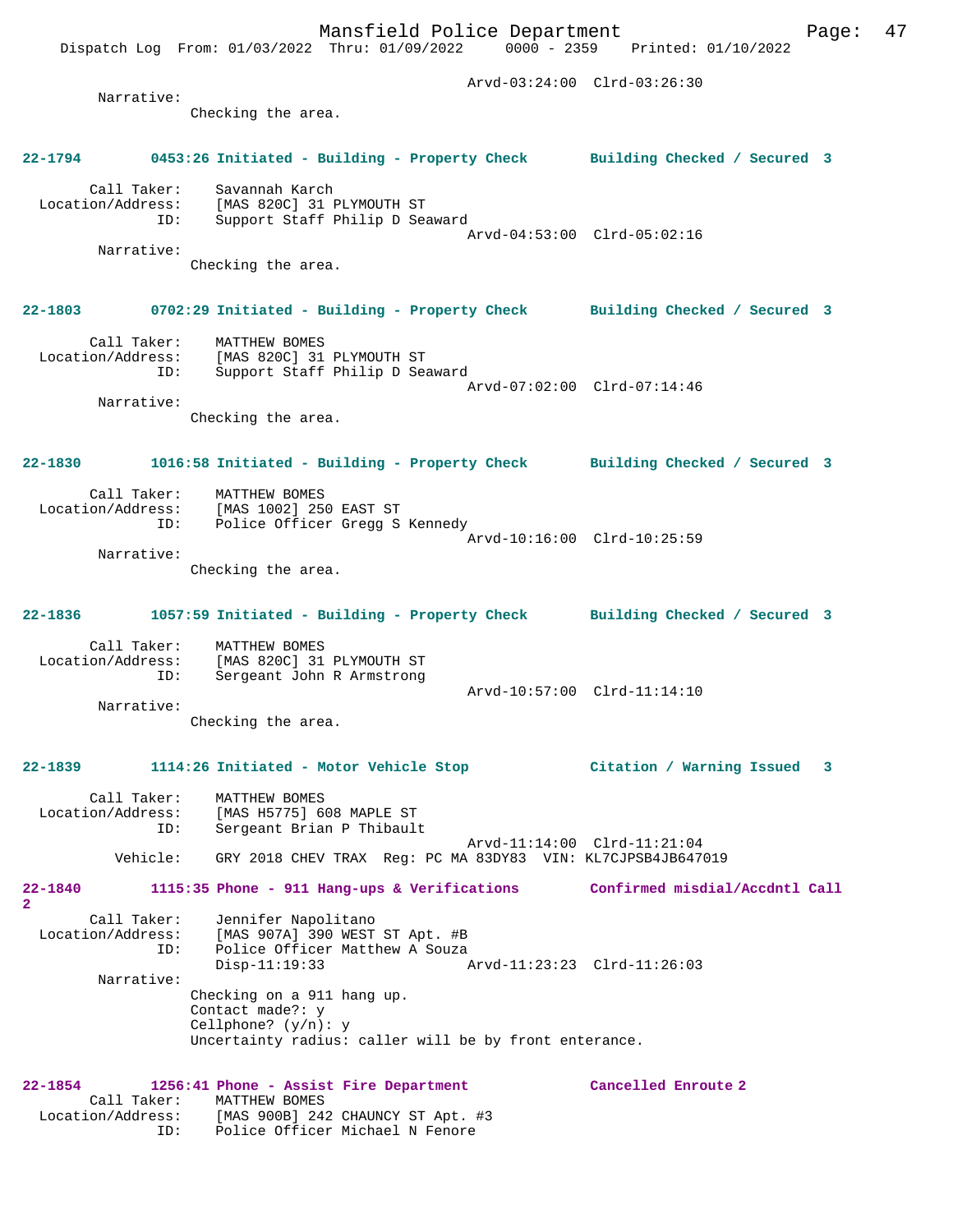```
                                                   Arvd-03:24:00  Clrd-03:26:30
        Narrative: 
                   Checking the area.


22-1794        0453:26 Initiated - Building - Property Check       Building Checked / Secured  3

        Call Taker:    Savannah Karch
  Location/Address:    [MAS 820C] 31 PLYMOUTH ST
                ID:    Support Staff Philip D Seaward
                                                   Arvd-04:53:00  Clrd-05:02:16
        Narrative: 
                   Checking the area.


22-1803        0702:29 Initiated - Building - Property Check       Building Checked / Secured  3

        Call Taker:    MATTHEW BOMES
  Location/Address:    [MAS 820C] 31 PLYMOUTH ST
                ID:    Support Staff Philip D Seaward
                                                   Arvd-07:02:00  Clrd-07:14:46
        Narrative: 
                   Checking the area.


22-1830        1016:58 Initiated - Building - Property Check       Building Checked / Secured  3

        Call Taker:    MATTHEW BOMES
  Location/Address:    [MAS 1002] 250 EAST ST
                ID:    Police Officer Gregg S Kennedy
                                                   Arvd-10:16:00  Clrd-10:25:59
        Narrative: 
                   Checking the area.


22-1836        1057:59 Initiated - Building - Property Check       Building Checked / Secured  3

        Call Taker:    MATTHEW BOMES
  Location/Address:    [MAS 820C] 31 PLYMOUTH ST
                ID:    Sergeant John R Armstrong
                                                   Arvd-10:57:00  Clrd-11:14:10
        Narrative: 
                   Checking the area.


22-1839        1114:26 Initiated - Motor Vehicle Stop              Citation / Warning Issued   3

        Call Taker:    MATTHEW BOMES
  Location/Address:    [MAS H5775] 608 MAPLE ST
                ID:    Sergeant Brian P Thibault
                                                   Arvd-11:14:00  Clrd-11:21:04
           Vehicle:    GRY 2018 CHEV TRAX  Reg: PC MA 83DY83  VIN: KL7CJPSB4JB647019

22-1840        1115:35 Phone - 911 Hang-ups & Verifications        Confirmed misdial/Accdntl Call
2
        Call Taker:    Jennifer Napolitano
  Location/Address:    [MAS 907A] 390 WEST ST Apt. #B
                ID:    Police Officer Matthew A Souza
                       Disp-11:19:33               Arvd-11:23:23  Clrd-11:26:03
        Narrative: 
                   Checking on a 911 hang up.
                   Contact made?: y
                   Cellphone? (y/n): y
                   Uncertainty radius: caller will be by front enterance.


22-1854        1256:41 Phone - Assist Fire Department              Cancelled Enroute 2
        Call Taker:    MATTHEW BOMES
  Location/Address:    [MAS 900B] 242 CHAUNCY ST Apt. #3
                ID:    Police Officer Michael N Fenore
```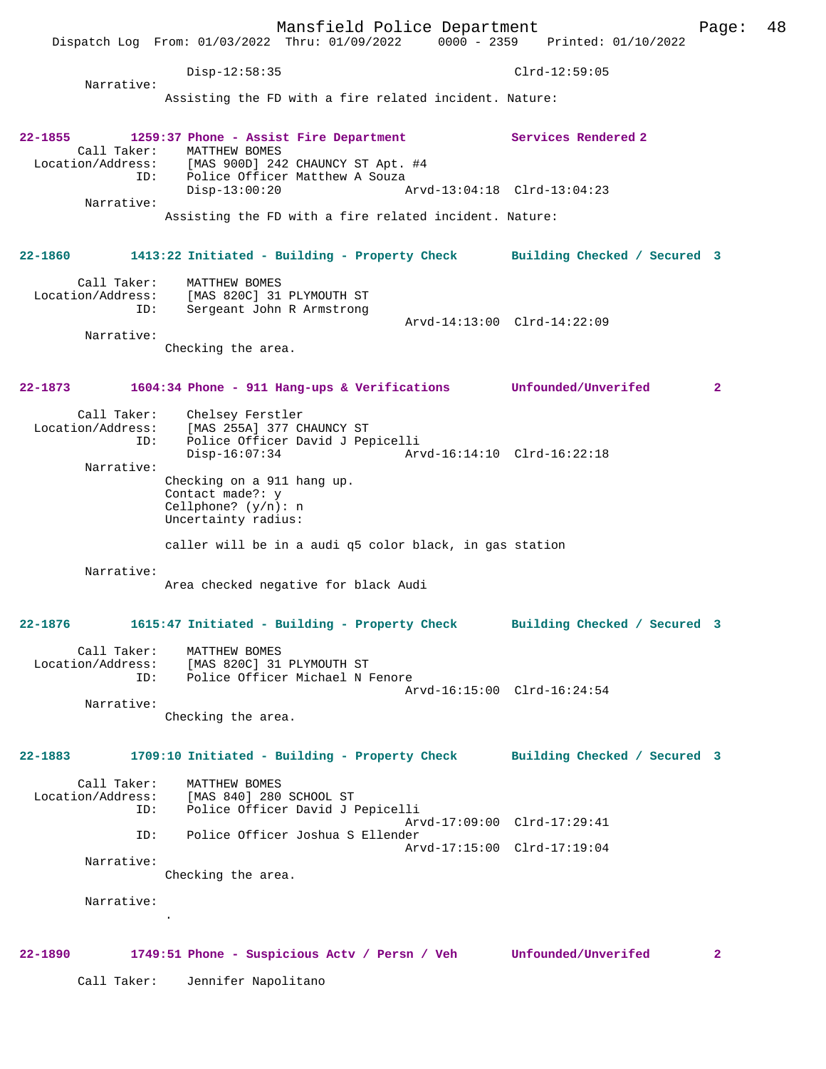Disp-12:58:35 Clrd-12:59:05

Narrative:
Assisting the FD with a fire related incident. Nature:

**22-1855 1259:37 Phone - Assist Fire Department Services Rendered 2**

Call Taker: MATTHEW BOMES
Location/Address: [MAS 900D] 242 CHAUNCY ST Apt. #4
ID: Police Officer Matthew A Souza
Disp-13:00:20 Arvd-13:04:18 Clrd-13:04:23

Narrative:
Assisting the FD with a fire related incident. Nature:

**22-1860 1413:22 Initiated - Building - Property Check Building Checked / Secured 3**

Call Taker: MATTHEW BOMES
Location/Address: [MAS 820C] 31 PLYMOUTH ST
ID: Sergeant John R Armstrong
Arvd-14:13:00 Clrd-14:22:09

Narrative:
Checking the area.

**22-1873 1604:34 Phone - 911 Hang-ups & Verifications Unfounded/Unverifed 2**

Call Taker: Chelsey Ferstler
Location/Address: [MAS 255A] 377 CHAUNCY ST
ID: Police Officer David J Pepicelli
Disp-16:07:34 Arvd-16:14:10 Clrd-16:22:18

Narrative:
Checking on a 911 hang up.
Contact made?: y
Cellphone? (y/n): n
Uncertainty radius:

caller will be in a audi q5 color black, in gas station

Narrative:
Area checked negative for black Audi

**22-1876 1615:47 Initiated - Building - Property Check Building Checked / Secured 3**

Call Taker: MATTHEW BOMES
Location/Address: [MAS 820C] 31 PLYMOUTH ST
ID: Police Officer Michael N Fenore
Arvd-16:15:00 Clrd-16:24:54

Narrative:
Checking the area.

**22-1883 1709:10 Initiated - Building - Property Check Building Checked / Secured 3**

Call Taker: MATTHEW BOMES
Location/Address: [MAS 840] 280 SCHOOL ST
ID: Police Officer David J Pepicelli
Arvd-17:09:00 Clrd-17:29:41
ID: Police Officer Joshua S Ellender
Arvd-17:15:00 Clrd-17:19:04

Narrative:
Checking the area.

Narrative:
.

**22-1890 1749:51 Phone - Suspicious Actv / Persn / Veh Unfounded/Unverifed 2**

Call Taker: Jennifer Napolitano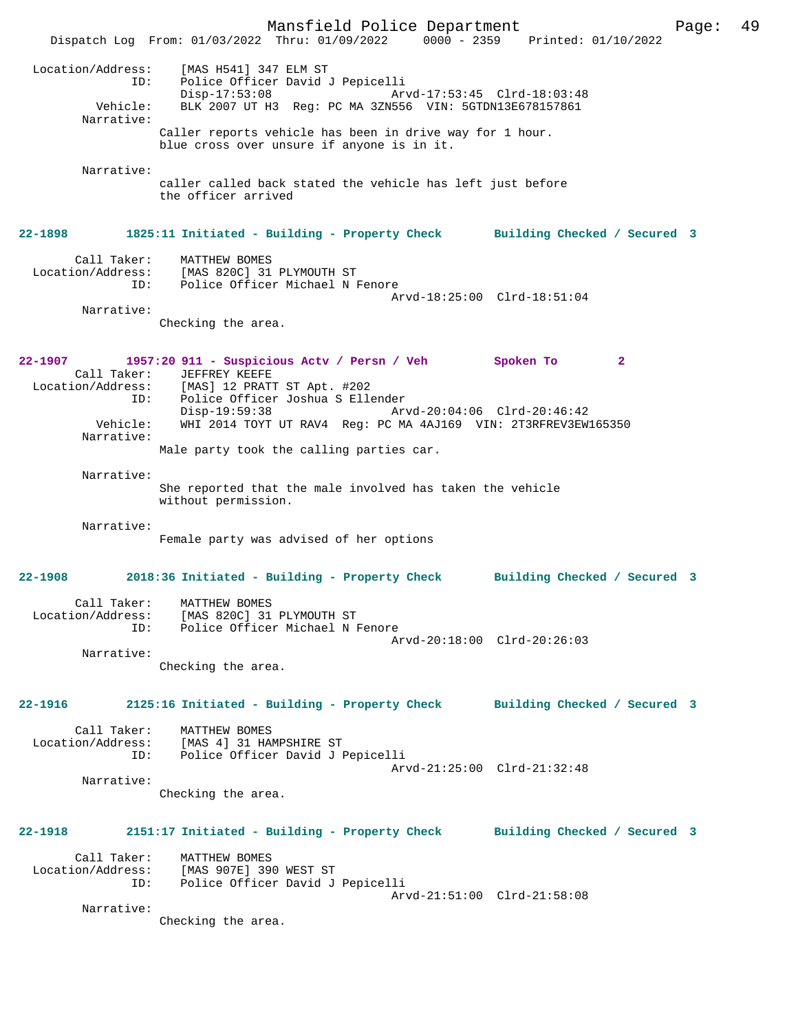Location/Address: [MAS H541] 347 ELM ST
ID: Police Officer David J Pepicelli
Disp-17:53:08 Arvd-17:53:45 Clrd-18:03:48
Vehicle: BLK 2007 UT H3 Reg: PC MA 3ZN556 VIN: 5GTDN13E678157861
Narrative:
Caller reports vehicle has been in drive way for 1 hour. blue cross over unsure if anyone is in it.

Narrative:
caller called back stated the vehicle has left just before the officer arrived

**22-1898 1825:11 Initiated - Building - Property Check Building Checked / Secured 3**

Call Taker: MATTHEW BOMES
Location/Address: [MAS 820C] 31 PLYMOUTH ST
ID: Police Officer Michael N Fenore
Arvd-18:25:00 Clrd-18:51:04
Narrative:
Checking the area.

**22-1907 1957:20 911 - Suspicious Actv / Persn / Veh Spoken To 2**

Call Taker: JEFFREY KEEFE
Location/Address: [MAS] 12 PRATT ST Apt. #202
ID: Police Officer Joshua S Ellender
Disp-19:59:38 Arvd-20:04:06 Clrd-20:46:42
Vehicle: WHI 2014 TOYT UT RAV4 Reg: PC MA 4AJ169 VIN: 2T3RFREV3EW165350
Narrative:
Male party took the calling parties car.

Narrative:
She reported that the male involved has taken the vehicle without permission.

Narrative:
Female party was advised of her options

**22-1908 2018:36 Initiated - Building - Property Check Building Checked / Secured 3**

Call Taker: MATTHEW BOMES
Location/Address: [MAS 820C] 31 PLYMOUTH ST
ID: Police Officer Michael N Fenore
Arvd-20:18:00 Clrd-20:26:03
Narrative:
Checking the area.

**22-1916 2125:16 Initiated - Building - Property Check Building Checked / Secured 3**

Call Taker: MATTHEW BOMES
Location/Address: [MAS 4] 31 HAMPSHIRE ST
ID: Police Officer David J Pepicelli
Arvd-21:25:00 Clrd-21:32:48
Narrative:
Checking the area.

**22-1918 2151:17 Initiated - Building - Property Check Building Checked / Secured 3**

Call Taker: MATTHEW BOMES
Location/Address: [MAS 907E] 390 WEST ST
ID: Police Officer David J Pepicelli
Arvd-21:51:00 Clrd-21:58:08
Narrative:
Checking the area.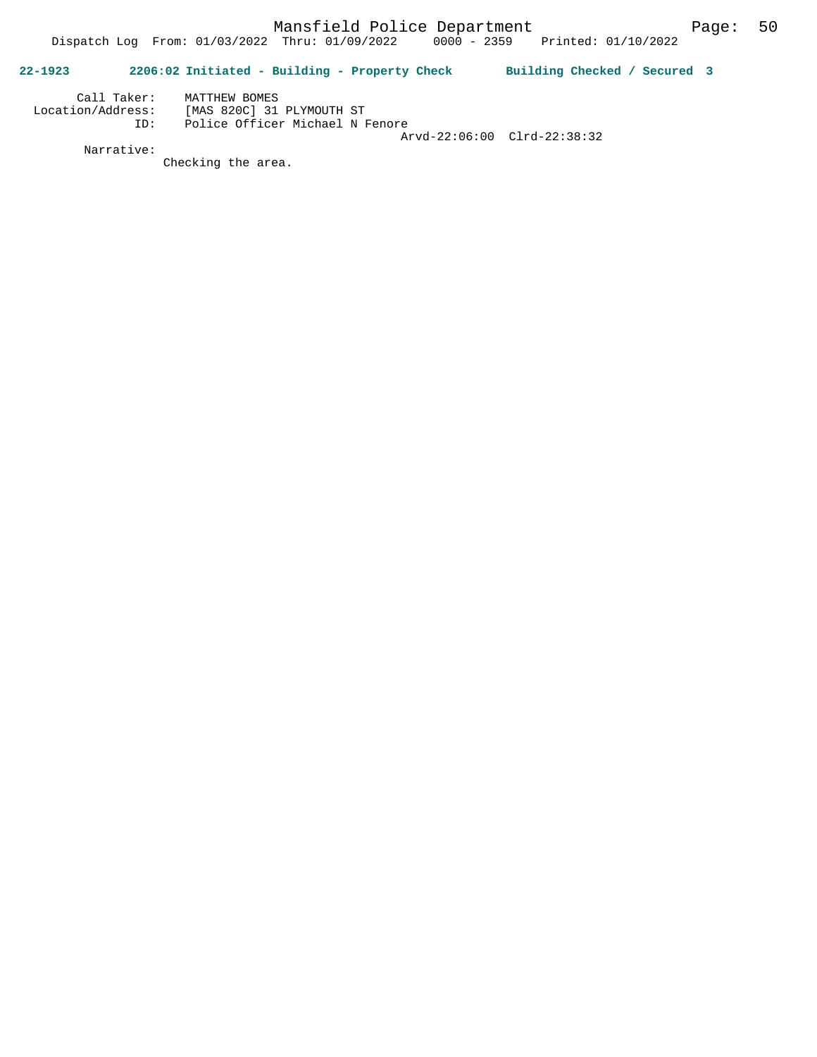**22-1923** **2206:02 Initiated - Building - Property Check** **Building Checked / Secured 3**

Call Taker: MATTHEW BOMES
Location/Address: [MAS 820C] 31 PLYMOUTH ST
ID: Police Officer Michael N Fenore
Arvd-22:06:00 Clrd-22:38:32

Narrative:
Checking the area.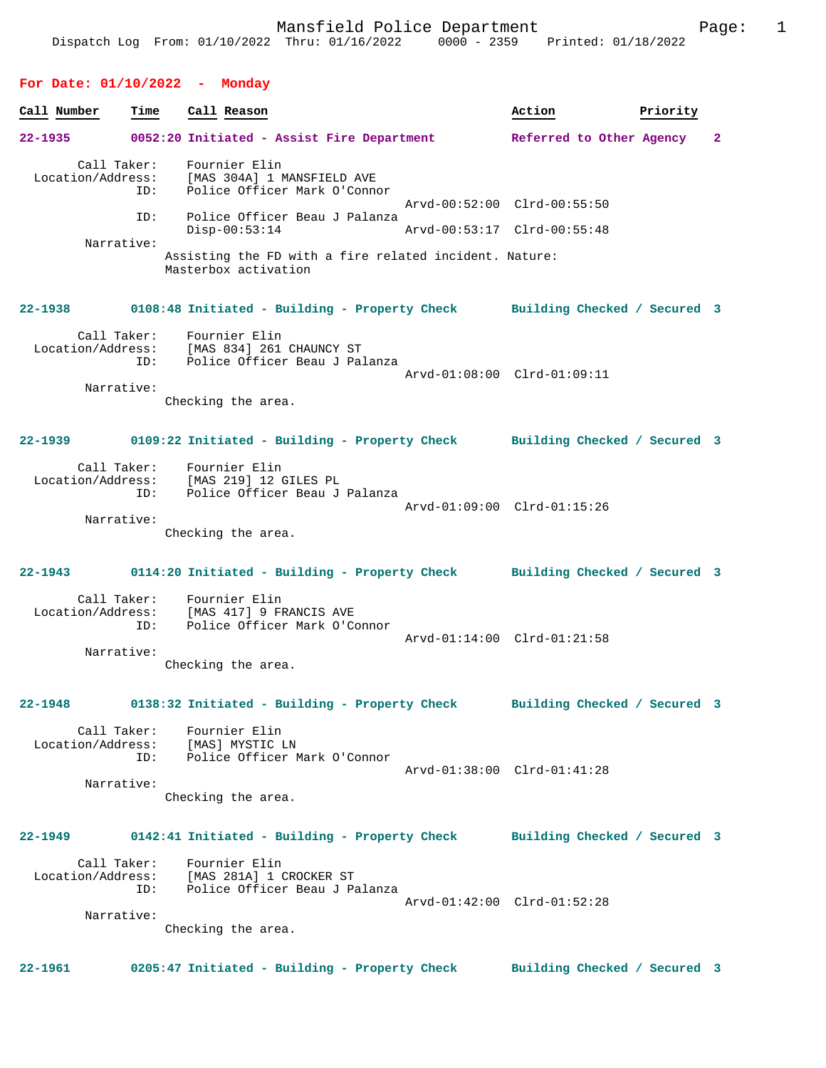Mansfield Police Department

Dispatch Log From: 01/10/2022 Thru: 01/16/2022 0000 - 2359 Printed: 01/18/2022

## For Date: 01/10/2022 - Monday

| Call Number | Time | Call Reason | Action | Priority |
|---|---|---|---|---|
| 22-1935 | 0052:20 | Initiated - Assist Fire Department | Referred to Other Agency | 2 |

Call Taker: Fournier Elin
Location/Address: [MAS 304A] 1 MANSFIELD AVE
ID: Police Officer Mark O'Connor
Arvd-00:52:00 Clrd-00:55:50
ID: Police Officer Beau J Palanza
Disp-00:53:14 Arvd-00:53:17 Clrd-00:55:48
Narrative:
Assisting the FD with a fire related incident. Nature: Masterbox activation

| Call Number | Time | Call Reason | Action | Priority |
|---|---|---|---|---|
| 22-1938 | 0108:48 | Initiated - Building - Property Check | Building Checked / Secured | 3 |

Call Taker: Fournier Elin
Location/Address: [MAS 834] 261 CHAUNCY ST
ID: Police Officer Beau J Palanza
Arvd-01:08:00 Clrd-01:09:11
Narrative:
Checking the area.

| Call Number | Time | Call Reason | Action | Priority |
|---|---|---|---|---|
| 22-1939 | 0109:22 | Initiated - Building - Property Check | Building Checked / Secured | 3 |

Call Taker: Fournier Elin
Location/Address: [MAS 219] 12 GILES PL
ID: Police Officer Beau J Palanza
Arvd-01:09:00 Clrd-01:15:26
Narrative:
Checking the area.

| Call Number | Time | Call Reason | Action | Priority |
|---|---|---|---|---|
| 22-1943 | 0114:20 | Initiated - Building - Property Check | Building Checked / Secured | 3 |

Call Taker: Fournier Elin
Location/Address: [MAS 417] 9 FRANCIS AVE
ID: Police Officer Mark O'Connor
Arvd-01:14:00 Clrd-01:21:58
Narrative:
Checking the area.

| Call Number | Time | Call Reason | Action | Priority |
|---|---|---|---|---|
| 22-1948 | 0138:32 | Initiated - Building - Property Check | Building Checked / Secured | 3 |

Call Taker: Fournier Elin
Location/Address: [MAS] MYSTIC LN
ID: Police Officer Mark O'Connor
Arvd-01:38:00 Clrd-01:41:28
Narrative:
Checking the area.

| Call Number | Time | Call Reason | Action | Priority |
|---|---|---|---|---|
| 22-1949 | 0142:41 | Initiated - Building - Property Check | Building Checked / Secured | 3 |

Call Taker: Fournier Elin
Location/Address: [MAS 281A] 1 CROCKER ST
ID: Police Officer Beau J Palanza
Arvd-01:42:00 Clrd-01:52:28
Narrative:
Checking the area.

| Call Number | Time | Call Reason | Action | Priority |
|---|---|---|---|---|
| 22-1961 | 0205:47 | Initiated - Building - Property Check | Building Checked / Secured | 3 |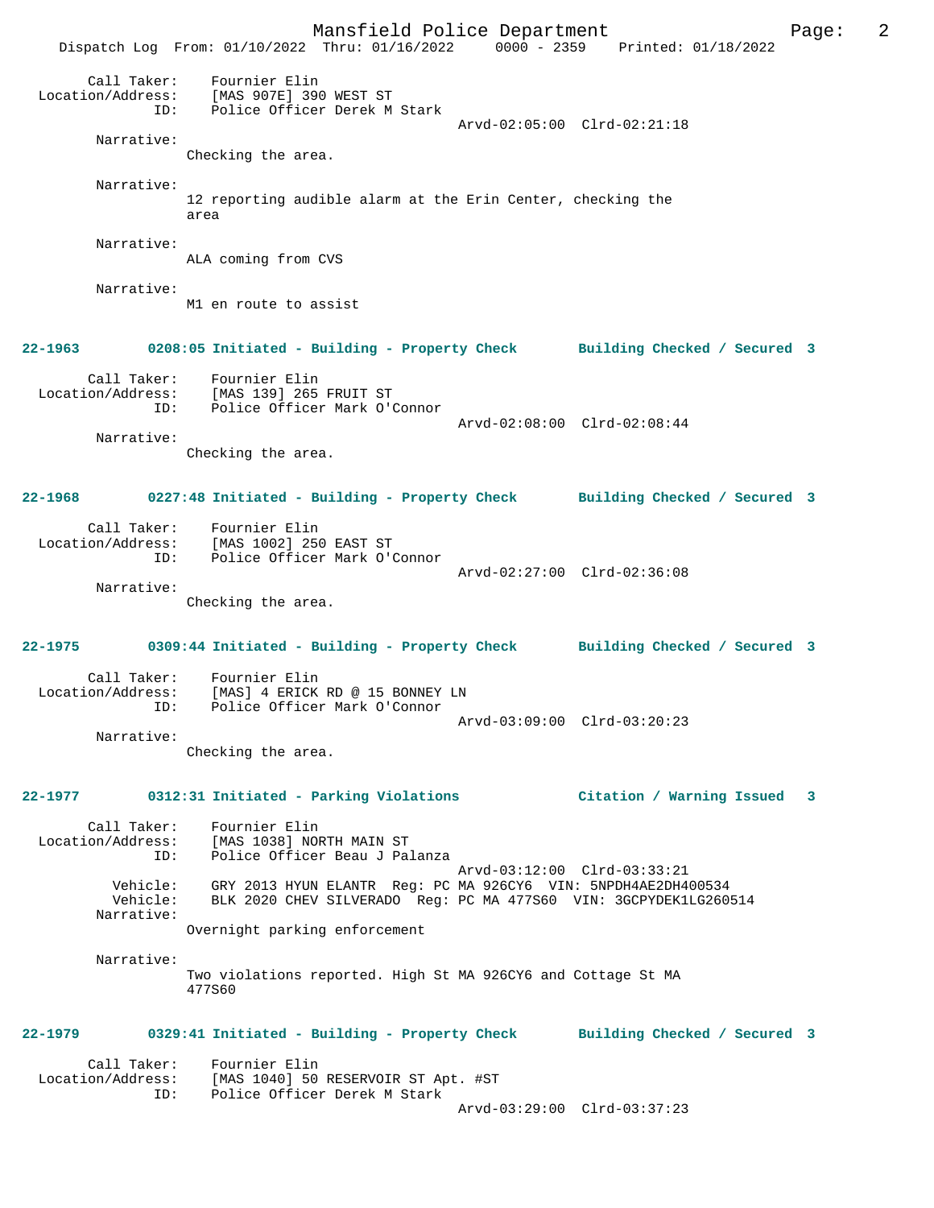Call Taker: Fournier Elin
Location/Address: [MAS 907E] 390 WEST ST
ID: Police Officer Derek M Stark
Arvd-02:05:00 Clrd-02:21:18

Narrative:
Checking the area.

Narrative:
12 reporting audible alarm at the Erin Center, checking the area

Narrative:
ALA coming from CVS

Narrative:
M1 en route to assist

**22-1963 0208:05 Initiated - Building - Property Check Building Checked / Secured 3**

Call Taker: Fournier Elin
Location/Address: [MAS 139] 265 FRUIT ST
ID: Police Officer Mark O'Connor
Arvd-02:08:00 Clrd-02:08:44

Narrative:
Checking the area.

**22-1968 0227:48 Initiated - Building - Property Check Building Checked / Secured 3**

Call Taker: Fournier Elin
Location/Address: [MAS 1002] 250 EAST ST
ID: Police Officer Mark O'Connor
Arvd-02:27:00 Clrd-02:36:08

Narrative:
Checking the area.

**22-1975 0309:44 Initiated - Building - Property Check Building Checked / Secured 3**

Call Taker: Fournier Elin
Location/Address: [MAS] 4 ERICK RD @ 15 BONNEY LN
ID: Police Officer Mark O'Connor
Arvd-03:09:00 Clrd-03:20:23

Narrative:
Checking the area.

**22-1977 0312:31 Initiated - Parking Violations Citation / Warning Issued 3**

Call Taker: Fournier Elin
Location/Address: [MAS 1038] NORTH MAIN ST
ID: Police Officer Beau J Palanza
Arvd-03:12:00 Clrd-03:33:21
Vehicle: GRY 2013 HYUN ELANTR Reg: PC MA 926CY6 VIN: 5NPDH4AE2DH400534
Vehicle: BLK 2020 CHEV SILVERADO Reg: PC MA 477S60 VIN: 3GCPYDEK1LG260514

Narrative:
Overnight parking enforcement

Narrative:
Two violations reported. High St MA 926CY6 and Cottage St MA 477S60

**22-1979 0329:41 Initiated - Building - Property Check Building Checked / Secured 3**

Call Taker: Fournier Elin
Location/Address: [MAS 1040] 50 RESERVOIR ST Apt. #ST
ID: Police Officer Derek M Stark
Arvd-03:29:00 Clrd-03:37:23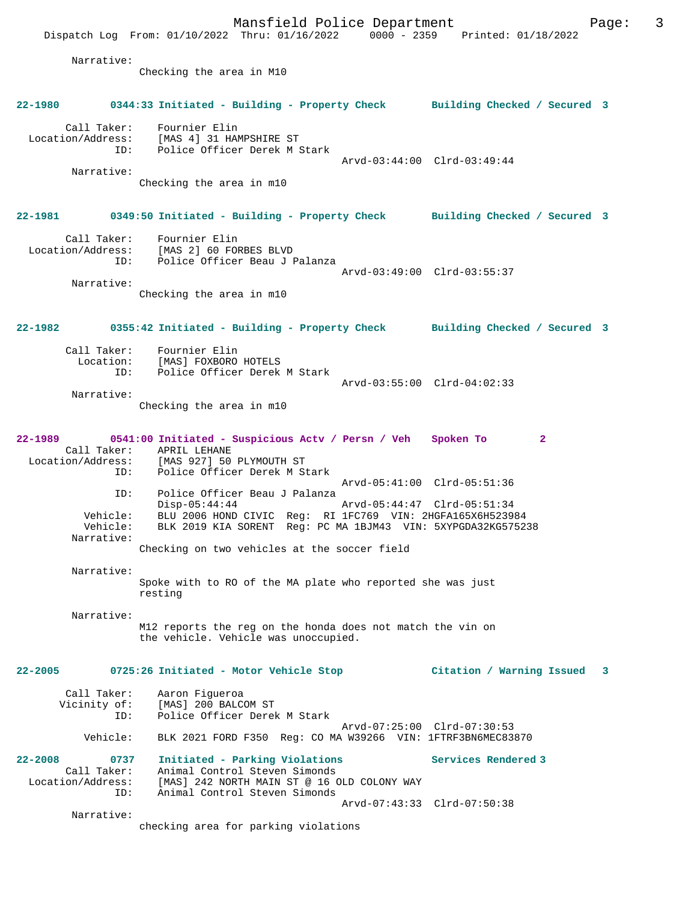Narrative:
Checking the area in M10

**22-1980 0344:33 Initiated - Building - Property Check Building Checked / Secured 3**

Call Taker: Fournier Elin
Location/Address: [MAS 4] 31 HAMPSHIRE ST
ID: Police Officer Derek M Stark
Arvd-03:44:00 Clrd-03:49:44
Narrative:
Checking the area in m10

**22-1981 0349:50 Initiated - Building - Property Check Building Checked / Secured 3**

Call Taker: Fournier Elin
Location/Address: [MAS 2] 60 FORBES BLVD
ID: Police Officer Beau J Palanza
Arvd-03:49:00 Clrd-03:55:37
Narrative:
Checking the area in m10

**22-1982 0355:42 Initiated - Building - Property Check Building Checked / Secured 3**

Call Taker: Fournier Elin
Location: [MAS] FOXBORO HOTELS
ID: Police Officer Derek M Stark
Arvd-03:55:00 Clrd-04:02:33
Narrative:
Checking the area in m10

**22-1989 0541:00 Initiated - Suspicious Actv / Persn / Veh Spoken To 2**

Call Taker: APRIL LEHANE
Location/Address: [MAS 927] 50 PLYMOUTH ST
ID: Police Officer Derek M Stark
Arvd-05:41:00 Clrd-05:51:36
ID: Police Officer Beau J Palanza
Disp-05:44:44 Arvd-05:44:47 Clrd-05:51:34
Vehicle: BLU 2006 HOND CIVIC Reg: RI 1FC769 VIN: 2HGFA165X6H523984
Vehicle: BLK 2019 KIA SORENT Reg: PC MA 1BJM43 VIN: 5XYPGDA32KG575238
Narrative:
Checking on two vehicles at the soccer field

Narrative:
Spoke with to RO of the MA plate who reported she was just resting

Narrative:
M12 reports the reg on the honda does not match the vin on the vehicle. Vehicle was unoccupied.

**22-2005 0725:26 Initiated - Motor Vehicle Stop Citation / Warning Issued 3**

Call Taker: Aaron Figueroa
Vicinity of: [MAS] 200 BALCOM ST
ID: Police Officer Derek M Stark
Arvd-07:25:00 Clrd-07:30:53
Vehicle: BLK 2021 FORD F350 Reg: CO MA W39266 VIN: 1FTRF3BN6MEC83870

**22-2008 0737 Initiated - Parking Violations Services Rendered 3**

Call Taker: Animal Control Steven Simonds
Location/Address: [MAS] 242 NORTH MAIN ST @ 16 OLD COLONY WAY
ID: Animal Control Steven Simonds
Arvd-07:43:33 Clrd-07:50:38
Narrative:
checking area for parking violations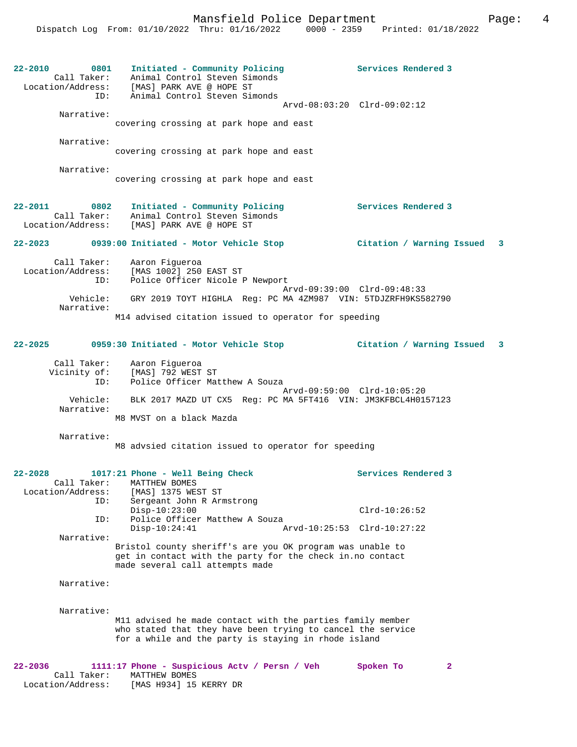22-2010 0801 Initiated - Community Policing Services Rendered 3
Call Taker: Animal Control Steven Simonds
Location/Address: [MAS] PARK AVE @ HOPE ST
ID: Animal Control Steven Simonds
Arvd-08:03:20 Clrd-09:02:12

Narrative:
covering crossing at park hope and east

Narrative:
covering crossing at park hope and east

Narrative:
covering crossing at park hope and east

22-2011 0802 Initiated - Community Policing Services Rendered 3
Call Taker: Animal Control Steven Simonds
Location/Address: [MAS] PARK AVE @ HOPE ST

22-2023 0939:00 Initiated - Motor Vehicle Stop Citation / Warning Issued 3

Call Taker: Aaron Figueroa
Location/Address: [MAS 1002] 250 EAST ST
ID: Police Officer Nicole P Newport
Arvd-09:39:00 Clrd-09:48:33
Vehicle: GRY 2019 TOYT HIGHLA Reg: PC MA 4ZM987 VIN: 5TDJZRFH9KS582790

Narrative:
M14 advised citation issued to operator for speeding

22-2025 0959:30 Initiated - Motor Vehicle Stop Citation / Warning Issued 3

Call Taker: Aaron Figueroa
Vicinity of: [MAS] 792 WEST ST
ID: Police Officer Matthew A Souza
Arvd-09:59:00 Clrd-10:05:20
Vehicle: BLK 2017 MAZD UT CX5 Reg: PC MA 5FT416 VIN: JM3KFBCL4H0157123

Narrative:
M8 MVST on a black Mazda

Narrative:
M8 advsied citation issued to operator for speeding

22-2028 1017:21 Phone - Well Being Check Services Rendered 3
Call Taker: MATTHEW BOMES
Location/Address: [MAS] 1375 WEST ST
ID: Sergeant John R Armstrong
Disp-10:23:00 Clrd-10:26:52
ID: Police Officer Matthew A Souza
Disp-10:24:41 Arvd-10:25:53 Clrd-10:27:22

Narrative:
Bristol county sheriff's are you OK program was unable to get in contact with the party for the check in.no contact made several call attempts made

Narrative:

Narrative:
M11 advised he made contact with the parties family member who stated that they have been trying to cancel the service for a while and the party is staying in rhode island

22-2036 1111:17 Phone - Suspicious Actv / Persn / Veh Spoken To 2
Call Taker: MATTHEW BOMES
Location/Address: [MAS H934] 15 KERRY DR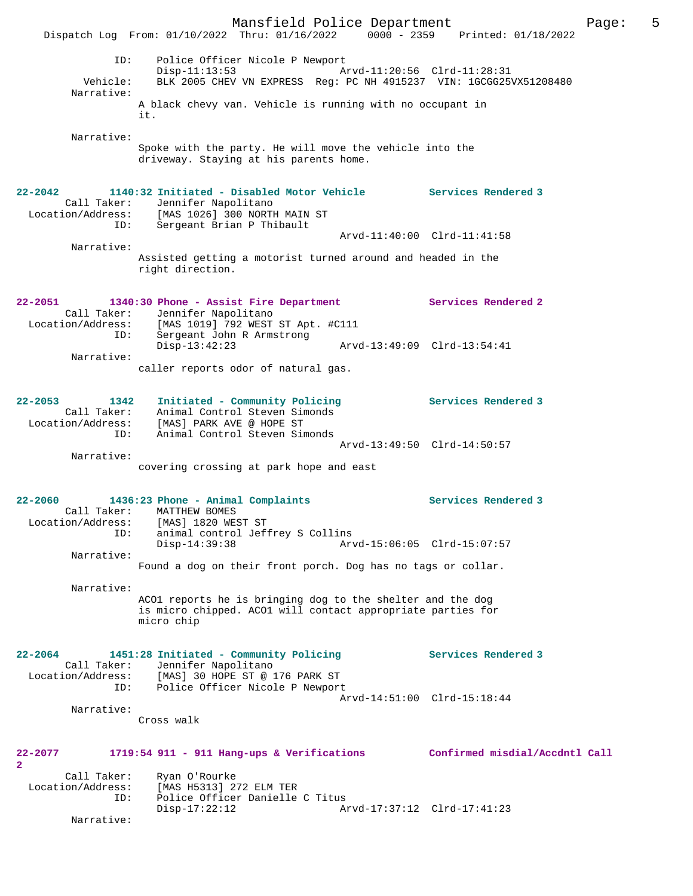ID: Police Officer Nicole P Newport
Disp-11:13:53 Arvd-11:20:56 Clrd-11:28:31
Vehicle: BLK 2005 CHEV VN EXPRESS Reg: PC NH 4915237 VIN: 1GCGG25VX51208480
Narrative:
A black chevy van. Vehicle is running with no occupant in it.

Narrative:
Spoke with the party. He will move the vehicle into the driveway. Staying at his parents home.

**22-2042 1140:32 Initiated - Disabled Motor Vehicle Services Rendered 3**
Call Taker: Jennifer Napolitano
Location/Address: [MAS 1026] 300 NORTH MAIN ST
ID: Sergeant Brian P Thibault
Arvd-11:40:00 Clrd-11:41:58
Narrative:
Assisted getting a motorist turned around and headed in the right direction.

**22-2051 1340:30 Phone - Assist Fire Department Services Rendered 2**
Call Taker: Jennifer Napolitano
Location/Address: [MAS 1019] 792 WEST ST Apt. #C111
ID: Sergeant John R Armstrong
Disp-13:42:23 Arvd-13:49:09 Clrd-13:54:41
Narrative:
caller reports odor of natural gas.

**22-2053 1342 Initiated - Community Policing Services Rendered 3**
Call Taker: Animal Control Steven Simonds
Location/Address: [MAS] PARK AVE @ HOPE ST
ID: Animal Control Steven Simonds
Arvd-13:49:50 Clrd-14:50:57
Narrative:
covering crossing at park hope and east

**22-2060 1436:23 Phone - Animal Complaints Services Rendered 3**
Call Taker: MATTHEW BOMES
Location/Address: [MAS] 1820 WEST ST
ID: animal control Jeffrey S Collins
Disp-14:39:38 Arvd-15:06:05 Clrd-15:07:57
Narrative:
Found a dog on their front porch. Dog has no tags or collar.

Narrative:
ACO1 reports he is bringing dog to the shelter and the dog is micro chipped. ACO1 will contact appropriate parties for micro chip

**22-2064 1451:28 Initiated - Community Policing Services Rendered 3**
Call Taker: Jennifer Napolitano
Location/Address: [MAS] 30 HOPE ST @ 176 PARK ST
ID: Police Officer Nicole P Newport
Arvd-14:51:00 Clrd-15:18:44
Narrative:
Cross walk

**22-2077 1719:54 911 - 911 Hang-ups & Verifications Confirmed misdial/Accdntl Call 2**
Call Taker: Ryan O'Rourke
Location/Address: [MAS H5313] 272 ELM TER
ID: Police Officer Danielle C Titus
Disp-17:22:12 Arvd-17:37:12 Clrd-17:41:23
Narrative: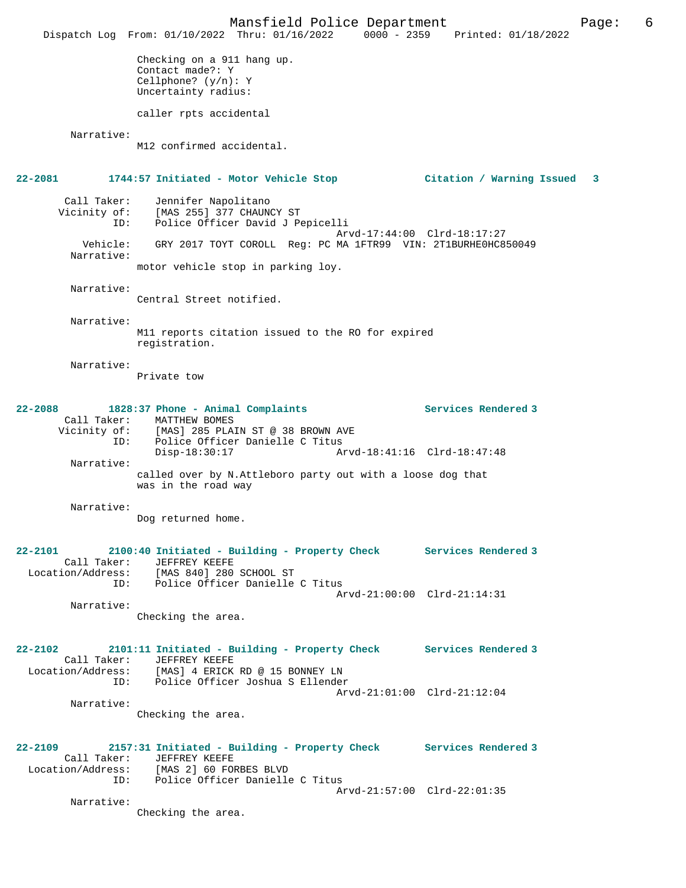Checking on a 911 hang up.
Contact made?: Y
Cellphone? (y/n): Y
Uncertainty radius:

caller rpts accidental

Narrative:
M12 confirmed accidental.

**22-2081 1744:57 Initiated - Motor Vehicle Stop — Citation / Warning Issued 3**

Call Taker: Jennifer Napolitano
Vicinity of: [MAS 255] 377 CHAUNCY ST
ID: Police Officer David J Pepicelli
Arvd-17:44:00 Clrd-18:17:27
Vehicle: GRY 2017 TOYT COROLL Reg: PC MA 1FTR99 VIN: 2T1BURHE0HC850049
Narrative:
motor vehicle stop in parking loy.

Narrative:
Central Street notified.

Narrative:
M11 reports citation issued to the RO for expired registration.

Narrative:
Private tow

**22-2088 1828:37 Phone - Animal Complaints — Services Rendered 3**

Call Taker: MATTHEW BOMES
Vicinity of: [MAS] 285 PLAIN ST @ 38 BROWN AVE
ID: Police Officer Danielle C Titus
Disp-18:30:17 Arvd-18:41:16 Clrd-18:47:48
Narrative:
called over by N.Attleboro party out with a loose dog that was in the road way

Narrative:
Dog returned home.

**22-2101 2100:40 Initiated - Building - Property Check — Services Rendered 3**

Call Taker: JEFFREY KEEFE
Location/Address: [MAS 840] 280 SCHOOL ST
ID: Police Officer Danielle C Titus
Arvd-21:00:00 Clrd-21:14:31
Narrative:
Checking the area.

**22-2102 2101:11 Initiated - Building - Property Check — Services Rendered 3**

Call Taker: JEFFREY KEEFE
Location/Address: [MAS] 4 ERICK RD @ 15 BONNEY LN
ID: Police Officer Joshua S Ellender
Arvd-21:01:00 Clrd-21:12:04
Narrative:
Checking the area.

**22-2109 2157:31 Initiated - Building - Property Check — Services Rendered 3**

Call Taker: JEFFREY KEEFE
Location/Address: [MAS 2] 60 FORBES BLVD
ID: Police Officer Danielle C Titus
Arvd-21:57:00 Clrd-22:01:35
Narrative:
Checking the area.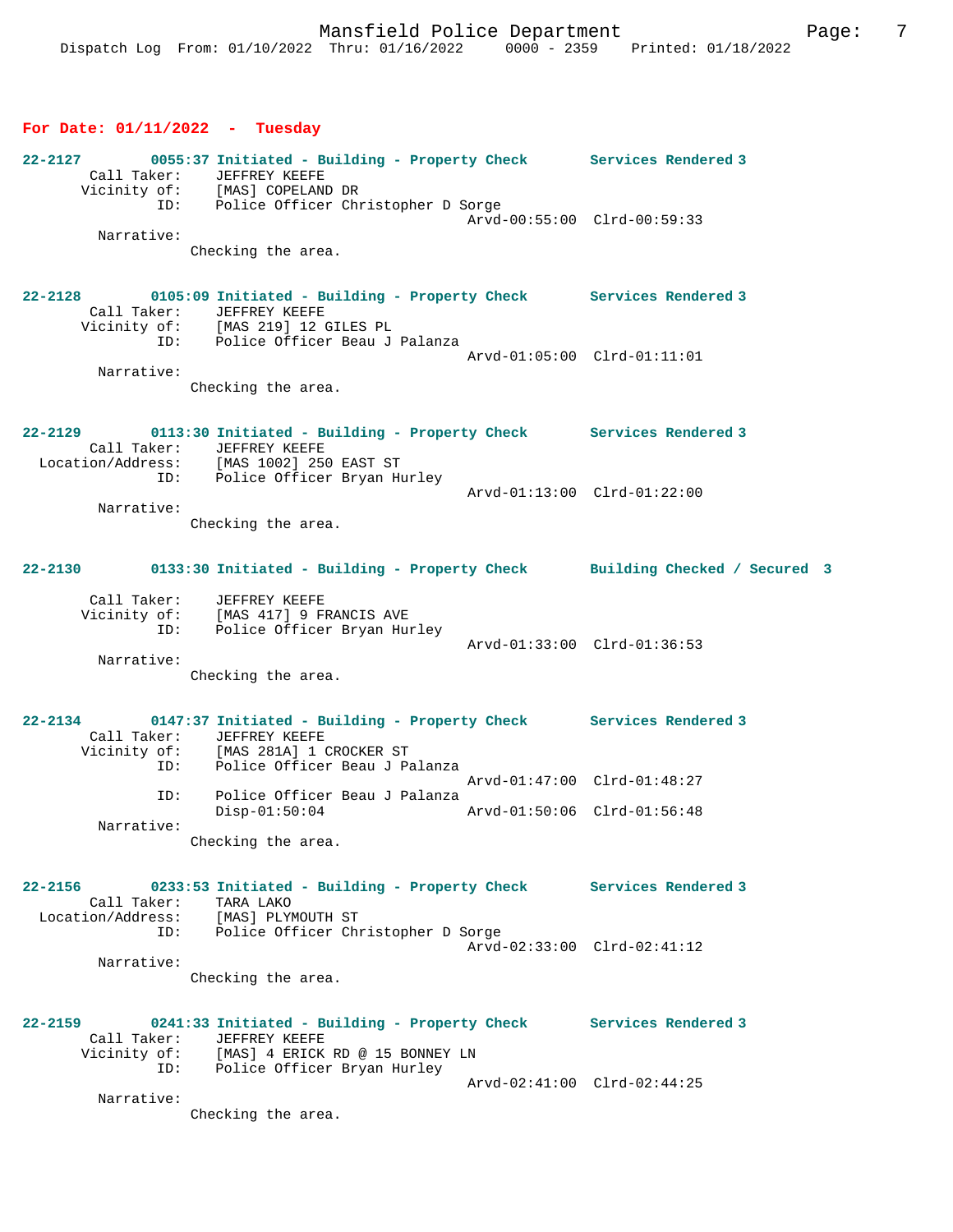**For Date: 01/11/2022 - Tuesday**

```
22-2127        0055:37 Initiated - Building - Property Check       Services Rendered 3
        Call Taker:    JEFFREY KEEFE
       Vicinity of:    [MAS] COPELAND DR
                ID:    Police Officer Christopher D Sorge
                                              Arvd-00:55:00  Clrd-00:59:33
        Narrative:
                Checking the area.

22-2128        0105:09 Initiated - Building - Property Check       Services Rendered 3
        Call Taker:    JEFFREY KEEFE
       Vicinity of:    [MAS 219] 12 GILES PL
                ID:    Police Officer Beau J Palanza
                                              Arvd-01:05:00  Clrd-01:11:01
        Narrative:
                Checking the area.

22-2129        0113:30 Initiated - Building - Property Check       Services Rendered 3
        Call Taker:    JEFFREY KEEFE
  Location/Address:    [MAS 1002] 250 EAST ST
                ID:    Police Officer Bryan Hurley
                                              Arvd-01:13:00  Clrd-01:22:00
        Narrative:
                Checking the area.

22-2130        0133:30 Initiated - Building - Property Check       Building Checked / Secured  3

        Call Taker:    JEFFREY KEEFE
       Vicinity of:    [MAS 417] 9 FRANCIS AVE
                ID:    Police Officer Bryan Hurley
                                              Arvd-01:33:00  Clrd-01:36:53
        Narrative:
                Checking the area.

22-2134        0147:37 Initiated - Building - Property Check       Services Rendered 3
        Call Taker:    JEFFREY KEEFE
       Vicinity of:    [MAS 281A] 1 CROCKER ST
                ID:    Police Officer Beau J Palanza
                                              Arvd-01:47:00  Clrd-01:48:27
                ID:    Police Officer Beau J Palanza
                       Disp-01:50:04          Arvd-01:50:06  Clrd-01:56:48
        Narrative:
                Checking the area.

22-2156        0233:53 Initiated - Building - Property Check       Services Rendered 3
        Call Taker:    TARA LAKO
  Location/Address:    [MAS] PLYMOUTH ST
                ID:    Police Officer Christopher D Sorge
                                              Arvd-02:33:00  Clrd-02:41:12
        Narrative:
                Checking the area.

22-2159        0241:33 Initiated - Building - Property Check       Services Rendered 3
        Call Taker:    JEFFREY KEEFE
       Vicinity of:    [MAS] 4 ERICK RD @ 15 BONNEY LN
                ID:    Police Officer Bryan Hurley
                                              Arvd-02:41:00  Clrd-02:44:25
        Narrative:
                Checking the area.
```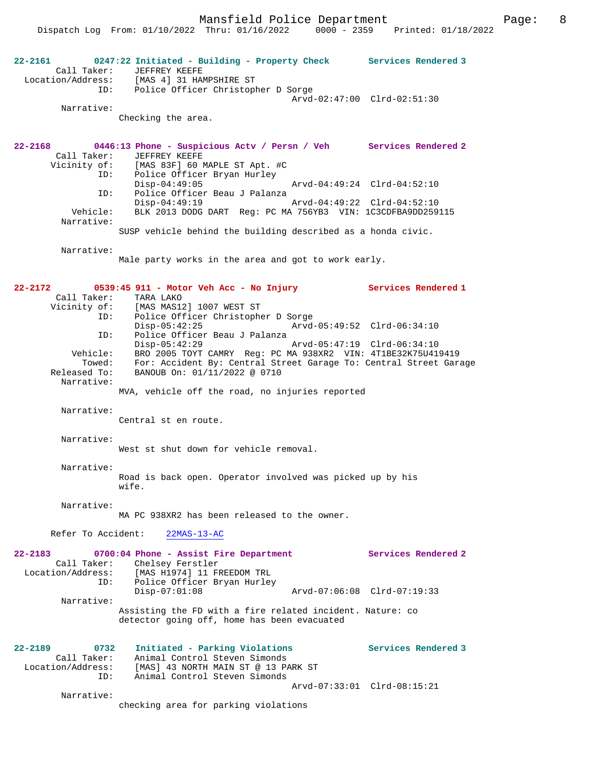**22-2161** 0247:22 Initiated - Building - Property Check Services Rendered 3

Call Taker: JEFFREY KEEFE
Location/Address: [MAS 4] 31 HAMPSHIRE ST
ID: Police Officer Christopher D Sorge
Arvd-02:47:00 Clrd-02:51:30

Narrative:
Checking the area.

**22-2168** 0446:13 Phone - Suspicious Actv / Persn / Veh Services Rendered 2

Call Taker: JEFFREY KEEFE
Vicinity of: [MAS 83F] 60 MAPLE ST Apt. #C
ID: Police Officer Bryan Hurley
Disp-04:49:05 Arvd-04:49:24 Clrd-04:52:10
ID: Police Officer Beau J Palanza
Disp-04:49:19 Arvd-04:49:22 Clrd-04:52:10
Vehicle: BLK 2013 DODG DART Reg: PC MA 756YB3 VIN: 1C3CDFBA9DD259115

Narrative:
SUSP vehicle behind the building described as a honda civic.

Narrative:
Male party works in the area and got to work early.

**22-2172** 0539:45 911 - Motor Veh Acc - No Injury Services Rendered 1

Call Taker: TARA LAKO
Vicinity of: [MAS MAS12] 1007 WEST ST
ID: Police Officer Christopher D Sorge
Disp-05:42:25 Arvd-05:49:52 Clrd-06:34:10
ID: Police Officer Beau J Palanza
Disp-05:42:29 Arvd-05:47:19 Clrd-06:34:10
Vehicle: BRO 2005 TOYT CAMRY Reg: PC MA 938XR2 VIN: 4T1BE32K75U419419
Towed: For: Accident By: Central Street Garage To: Central Street Garage
Released To: BANOUB On: 01/11/2022 @ 0710

Narrative:
MVA, vehicle off the road, no injuries reported

Narrative:
Central st en route.

Narrative:
West st shut down for vehicle removal.

Narrative:
Road is back open. Operator involved was picked up by his wife.

Narrative:
MA PC 938XR2 has been released to the owner.

Refer To Accident: 22MAS-13-AC

**22-2183** 0700:04 Phone - Assist Fire Department Services Rendered 2

Call Taker: Chelsey Ferstler
Location/Address: [MAS H1974] 11 FREEDOM TRL
ID: Police Officer Bryan Hurley
Disp-07:01:08 Arvd-07:06:08 Clrd-07:19:33

Narrative:
Assisting the FD with a fire related incident. Nature: co detector going off, home has been evacuated

**22-2189** 0732 Initiated - Parking Violations Services Rendered 3

Call Taker: Animal Control Steven Simonds
Location/Address: [MAS] 43 NORTH MAIN ST @ 13 PARK ST
ID: Animal Control Steven Simonds
Arvd-07:33:01 Clrd-08:15:21

Narrative:
checking area for parking violations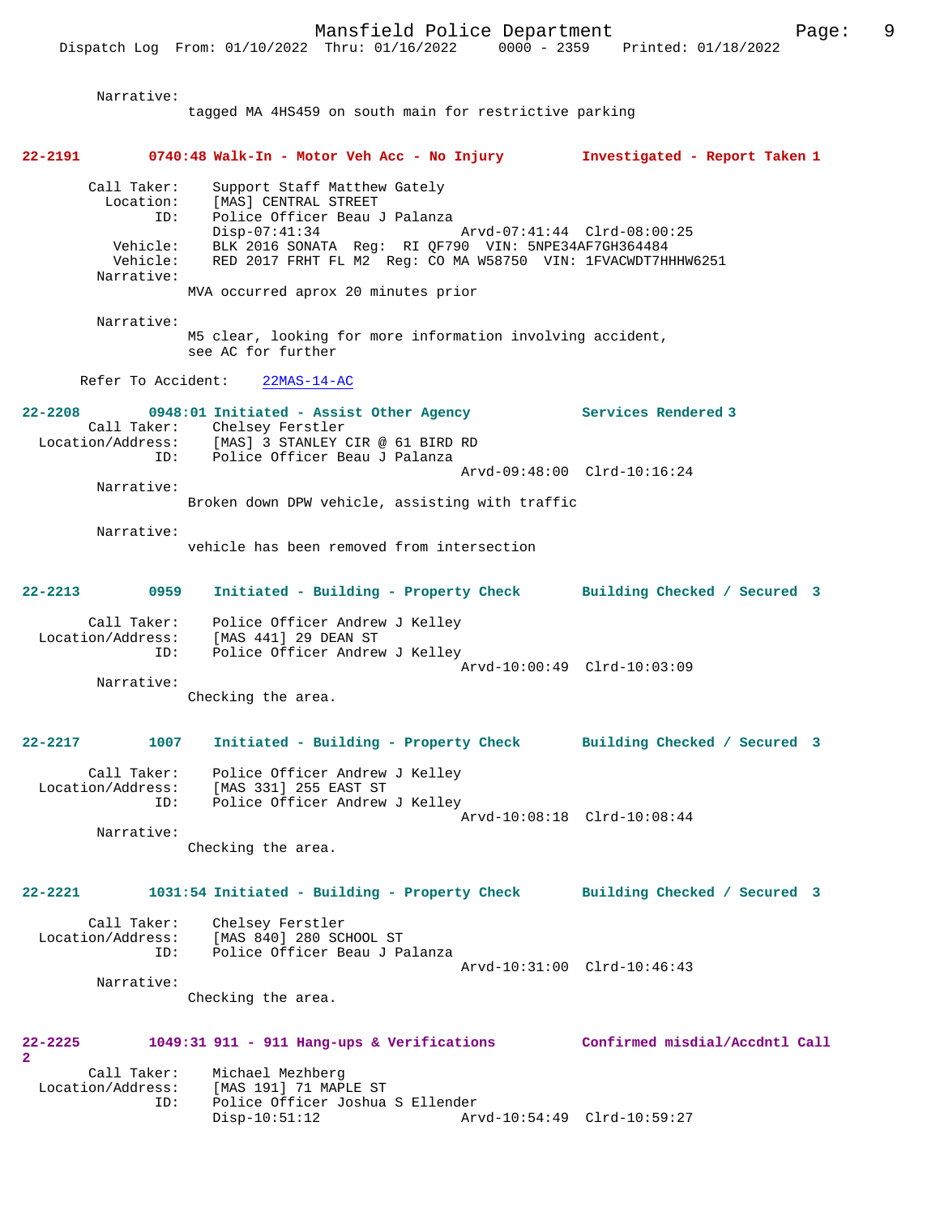Narrative:
tagged MA 4HS459 on south main for restrictive parking

**22-2191 0740:48 Walk-In - Motor Veh Acc - No Injury Investigated - Report Taken 1**

Call Taker: Support Staff Matthew Gately
Location: [MAS] CENTRAL STREET
ID: Police Officer Beau J Palanza
Disp-07:41:34 Arvd-07:41:44 Clrd-08:00:25
Vehicle: BLK 2016 SONATA Reg: RI QF790 VIN: 5NPE34AF7GH364484
Vehicle: RED 2017 FRHT FL M2 Reg: CO MA W58750 VIN: 1FVACWDT7HHHW6251
Narrative:
MVA occurred aprox 20 minutes prior

Narrative:
M5 clear, looking for more information involving accident, see AC for further

Refer To Accident: 22MAS-14-AC

**22-2208 0948:01 Initiated - Assist Other Agency Services Rendered 3**

Call Taker: Chelsey Ferstler
Location/Address: [MAS] 3 STANLEY CIR @ 61 BIRD RD
ID: Police Officer Beau J Palanza
Arvd-09:48:00 Clrd-10:16:24
Narrative:
Broken down DPW vehicle, assisting with traffic

Narrative:
vehicle has been removed from intersection

**22-2213 0959 Initiated - Building - Property Check Building Checked / Secured 3**

Call Taker: Police Officer Andrew J Kelley
Location/Address: [MAS 441] 29 DEAN ST
ID: Police Officer Andrew J Kelley
Arvd-10:00:49 Clrd-10:03:09
Narrative:
Checking the area.

**22-2217 1007 Initiated - Building - Property Check Building Checked / Secured 3**

Call Taker: Police Officer Andrew J Kelley
Location/Address: [MAS 331] 255 EAST ST
ID: Police Officer Andrew J Kelley
Arvd-10:08:18 Clrd-10:08:44
Narrative:
Checking the area.

**22-2221 1031:54 Initiated - Building - Property Check Building Checked / Secured 3**

Call Taker: Chelsey Ferstler
Location/Address: [MAS 840] 280 SCHOOL ST
ID: Police Officer Beau J Palanza
Arvd-10:31:00 Clrd-10:46:43
Narrative:
Checking the area.

**22-2225 1049:31 911 - 911 Hang-ups & Verifications Confirmed misdial/Accdntl Call 2**

Call Taker: Michael Mezhberg
Location/Address: [MAS 191] 71 MAPLE ST
ID: Police Officer Joshua S Ellender
Disp-10:51:12 Arvd-10:54:49 Clrd-10:59:27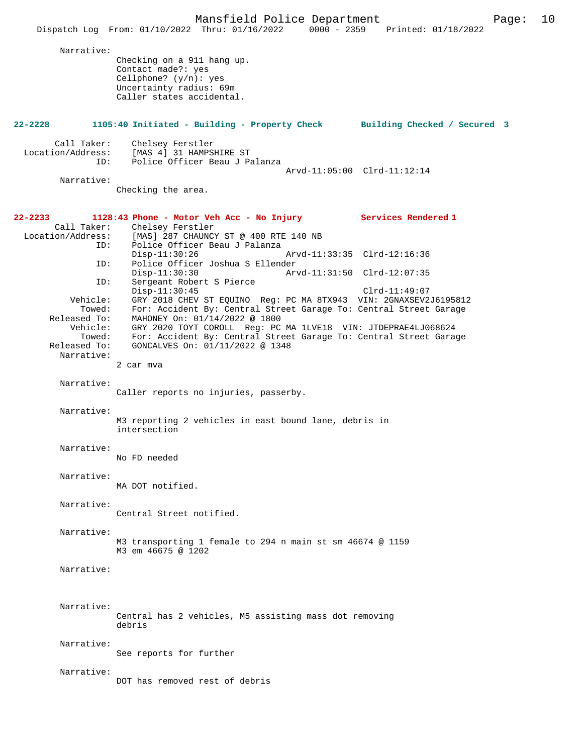Narrative:
Checking on a 911 hang up.
Contact made?: yes
Cellphone? (y/n): yes
Uncertainty radius: 69m
Caller states accidental.

**22-2228 1105:40 Initiated - Building - Property Check Building Checked / Secured 3**

Call Taker: Chelsey Ferstler
Location/Address: [MAS 4] 31 HAMPSHIRE ST
ID: Police Officer Beau J Palanza
Arvd-11:05:00 Clrd-11:12:14

Narrative:
Checking the area.

**22-2233 1128:43 Phone - Motor Veh Acc - No Injury Services Rendered 1**

Call Taker: Chelsey Ferstler
Location/Address: [MAS] 287 CHAUNCY ST @ 400 RTE 140 NB
ID: Police Officer Beau J Palanza
Disp-11:30:26 Arvd-11:33:35 Clrd-12:16:36
ID: Police Officer Joshua S Ellender
Disp-11:30:30 Arvd-11:31:50 Clrd-12:07:35
ID: Sergeant Robert S Pierce
Disp-11:30:45 Clrd-11:49:07
Vehicle: GRY 2018 CHEV ST EQUINO Reg: PC MA 8TX943 VIN: 2GNAXSEV2J6195812
Towed: For: Accident By: Central Street Garage To: Central Street Garage
Released To: MAHONEY On: 01/14/2022 @ 1800
Vehicle: GRY 2020 TOYT COROLL Reg: PC MA 1LVE18 VIN: JTDEPRAE4LJ068624
Towed: For: Accident By: Central Street Garage To: Central Street Garage
Released To: GONCALVES On: 01/11/2022 @ 1348

Narrative:
2 car mva

Narrative:
Caller reports no injuries, passerby.

Narrative:
M3 reporting 2 vehicles in east bound lane, debris in intersection

Narrative:
No FD needed

Narrative:
MA DOT notified.

Narrative:
Central Street notified.

Narrative:
M3 transporting 1 female to 294 n main st sm 46674 @ 1159
M3 em 46675 @ 1202

Narrative:

Narrative:
Central has 2 vehicles, M5 assisting mass dot removing debris

Narrative:
See reports for further

Narrative:
DOT has removed rest of debris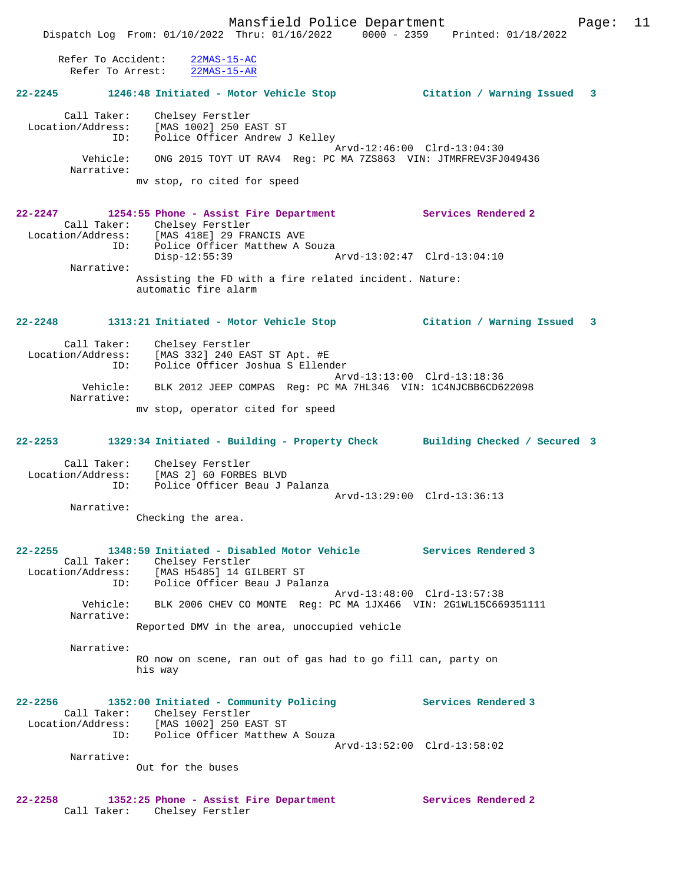Refer To Accident: 22MAS-15-AC
Refer To Arrest: 22MAS-15-AR

**22-2245 1246:48 Initiated - Motor Vehicle Stop — Citation / Warning Issued 3**

Call Taker: Chelsey Ferstler
Location/Address: [MAS 1002] 250 EAST ST
ID: Police Officer Andrew J Kelley
Arvd-12:46:00 Clrd-13:04:30
Vehicle: ONG 2015 TOYT UT RAV4 Reg: PC MA 7ZS863 VIN: JTMRFREV3FJ049436
Narrative:
mv stop, ro cited for speed

**22-2247 1254:55 Phone - Assist Fire Department — Services Rendered 2**

Call Taker: Chelsey Ferstler
Location/Address: [MAS 418E] 29 FRANCIS AVE
ID: Police Officer Matthew A Souza
Disp-12:55:39 Arvd-13:02:47 Clrd-13:04:10
Narrative:
Assisting the FD with a fire related incident. Nature: automatic fire alarm

**22-2248 1313:21 Initiated - Motor Vehicle Stop — Citation / Warning Issued 3**

Call Taker: Chelsey Ferstler
Location/Address: [MAS 332] 240 EAST ST Apt. #E
ID: Police Officer Joshua S Ellender
Arvd-13:13:00 Clrd-13:18:36
Vehicle: BLK 2012 JEEP COMPAS Reg: PC MA 7HL346 VIN: 1C4NJCBB6CD622098
Narrative:
mv stop, operator cited for speed

**22-2253 1329:34 Initiated - Building - Property Check — Building Checked / Secured 3**

Call Taker: Chelsey Ferstler
Location/Address: [MAS 2] 60 FORBES BLVD
ID: Police Officer Beau J Palanza
Arvd-13:29:00 Clrd-13:36:13
Narrative:
Checking the area.

**22-2255 1348:59 Initiated - Disabled Motor Vehicle — Services Rendered 3**

Call Taker: Chelsey Ferstler
Location/Address: [MAS H5485] 14 GILBERT ST
ID: Police Officer Beau J Palanza
Arvd-13:48:00 Clrd-13:57:38
Vehicle: BLK 2006 CHEV CO MONTE Reg: PC MA 1JX466 VIN: 2G1WL15C669351111
Narrative:
Reported DMV in the area, unoccupied vehicle

Narrative:
RO now on scene, ran out of gas had to go fill can, party on his way

**22-2256 1352:00 Initiated - Community Policing — Services Rendered 3**

Call Taker: Chelsey Ferstler
Location/Address: [MAS 1002] 250 EAST ST
ID: Police Officer Matthew A Souza
Arvd-13:52:00 Clrd-13:58:02
Narrative:
Out for the buses

**22-2258 1352:25 Phone - Assist Fire Department — Services Rendered 2**

Call Taker: Chelsey Ferstler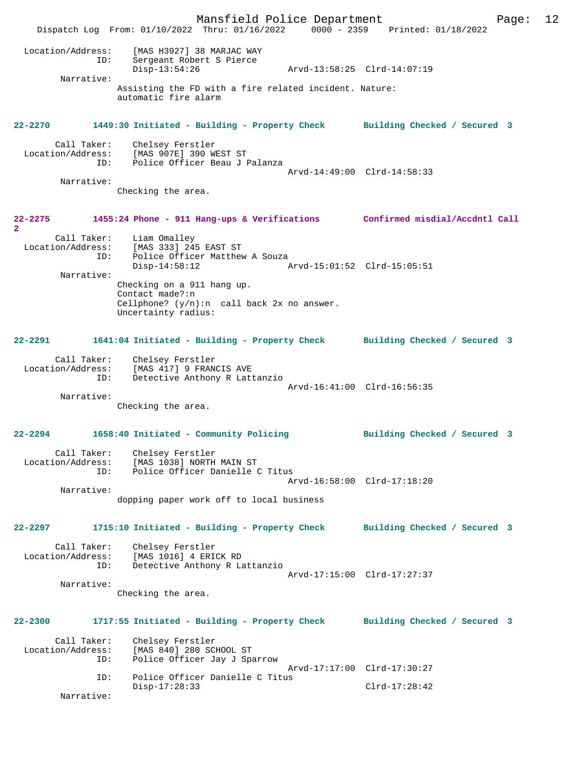```
Location/Address:     [MAS H3927] 38 MARJAC WAY
              ID:     Sergeant Robert S Pierce
                      Disp-13:54:26                 Arvd-13:58:25  Clrd-14:07:19
       Narrative:
                Assisting the FD with a fire related incident. Nature:
                automatic fire alarm
```

**22-2270        1449:30 Initiated - Building - Property Check       Building Checked / Secured  3**

```
      Call Taker:     Chelsey Ferstler
Location/Address:     [MAS 907E] 390 WEST ST
              ID:     Police Officer Beau J Palanza
                                                    Arvd-14:49:00  Clrd-14:58:33
       Narrative:
                Checking the area.
```

**22-2275        1455:24 Phone - 911 Hang-ups & Verifications        Confirmed misdial/Accdntl Call 2**

```
      Call Taker:     Liam Omalley
Location/Address:     [MAS 333] 245 EAST ST
              ID:     Police Officer Matthew A Souza
                      Disp-14:58:12                 Arvd-15:01:52  Clrd-15:05:51
       Narrative:
                Checking on a 911 hang up.
                Contact made?:n
                Cellphone? (y/n):n  call back 2x no answer.
                Uncertainty radius:
```

**22-2291        1641:04 Initiated - Building - Property Check       Building Checked / Secured  3**

```
      Call Taker:     Chelsey Ferstler
Location/Address:     [MAS 417] 9 FRANCIS AVE
              ID:     Detective Anthony R Lattanzio
                                                    Arvd-16:41:00  Clrd-16:56:35
       Narrative:
                Checking the area.
```

**22-2294        1658:40 Initiated - Community Policing              Building Checked / Secured  3**

```
      Call Taker:     Chelsey Ferstler
Location/Address:     [MAS 1038] NORTH MAIN ST
              ID:     Police Officer Danielle C Titus
                                                    Arvd-16:58:00  Clrd-17:18:20
       Narrative:
                dopping paper work off to local business
```

**22-2297        1715:10 Initiated - Building - Property Check       Building Checked / Secured  3**

```
      Call Taker:     Chelsey Ferstler
Location/Address:     [MAS 1016] 4 ERICK RD
              ID:     Detective Anthony R Lattanzio
                                                    Arvd-17:15:00  Clrd-17:27:37
       Narrative:
                Checking the area.
```

**22-2300        1717:55 Initiated - Building - Property Check       Building Checked / Secured  3**

```
      Call Taker:     Chelsey Ferstler
Location/Address:     [MAS 840] 280 SCHOOL ST
              ID:     Police Officer Jay J Sparrow
                                                    Arvd-17:17:00  Clrd-17:30:27
              ID:     Police Officer Danielle C Titus
                      Disp-17:28:33                                Clrd-17:28:42
       Narrative:
```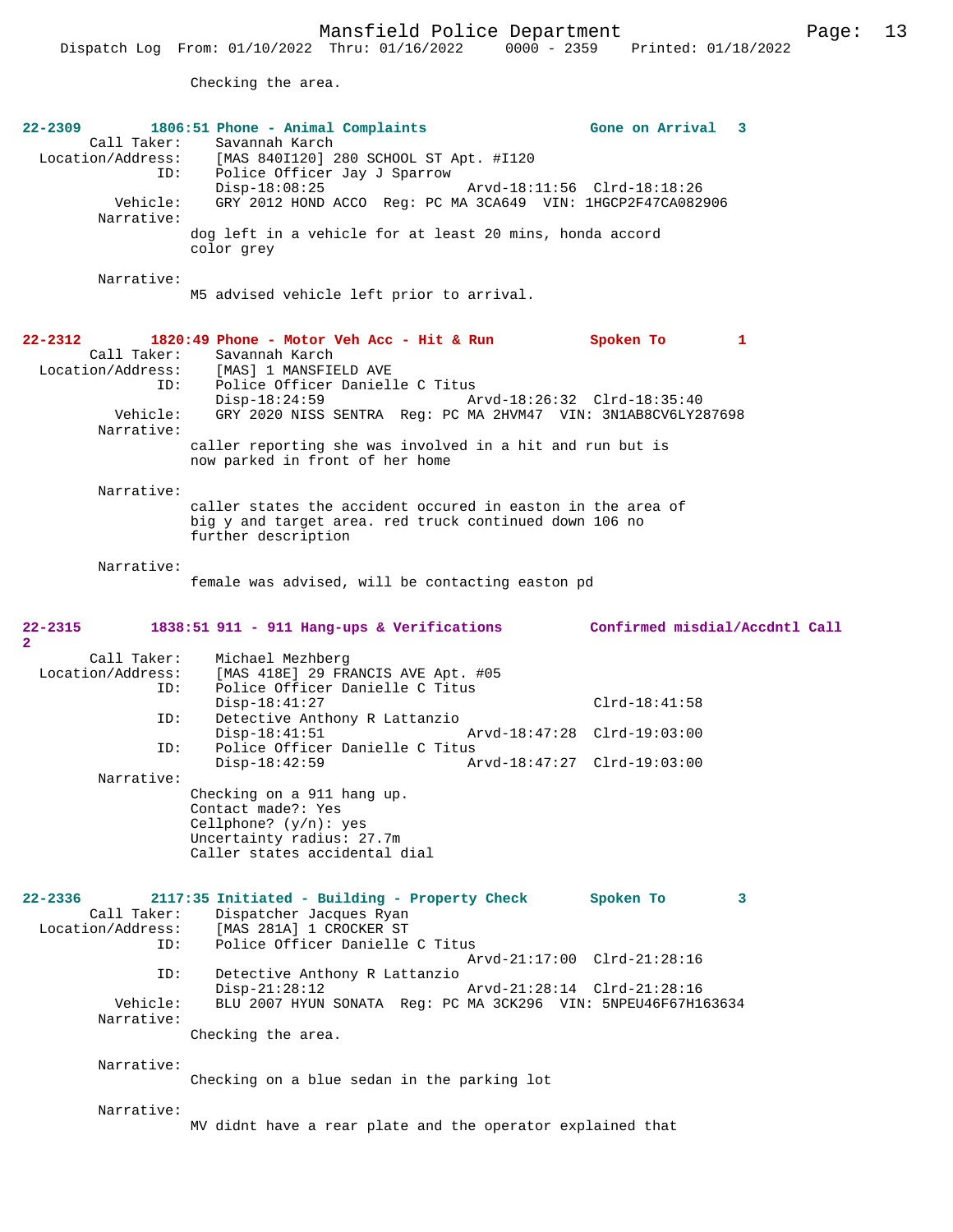Checking the area.

**22-2309 1806:51 Phone - Animal Complaints — Gone on Arrival 3**

Call Taker: Savannah Karch
Location/Address: [MAS 840I120] 280 SCHOOL ST Apt. #I120
ID: Police Officer Jay J Sparrow
Disp-18:08:25 Arvd-18:11:56 Clrd-18:18:26
Vehicle: GRY 2012 HOND ACCO Reg: PC MA 3CA649 VIN: 1HGCP2F47CA082906
Narrative:
dog left in a vehicle for at least 20 mins, honda accord color grey

Narrative:
M5 advised vehicle left prior to arrival.

**22-2312 1820:49 Phone - Motor Veh Acc - Hit & Run — Spoken To 1**

Call Taker: Savannah Karch
Location/Address: [MAS] 1 MANSFIELD AVE
ID: Police Officer Danielle C Titus
Disp-18:24:59 Arvd-18:26:32 Clrd-18:35:40
Vehicle: GRY 2020 NISS SENTRA Reg: PC MA 2HVM47 VIN: 3N1AB8CV6LY287698
Narrative:
caller reporting she was involved in a hit and run but is now parked in front of her home

Narrative:
caller states the accident occured in easton in the area of big y and target area. red truck continued down 106 no further description

Narrative:
female was advised, will be contacting easton pd

**22-2315 1838:51 911 - 911 Hang-ups & Verifications — Confirmed misdial/Accdntl Call 2**

Call Taker: Michael Mezhberg
Location/Address: [MAS 418E] 29 FRANCIS AVE Apt. #05
ID: Police Officer Danielle C Titus
Disp-18:41:27 Clrd-18:41:58
ID: Detective Anthony R Lattanzio
Disp-18:41:51 Arvd-18:47:28 Clrd-19:03:00
ID: Police Officer Danielle C Titus
Disp-18:42:59 Arvd-18:47:27 Clrd-19:03:00
Narrative:
Checking on a 911 hang up.
Contact made?: Yes
Cellphone? (y/n): yes
Uncertainty radius: 27.7m
Caller states accidental dial

**22-2336 2117:35 Initiated - Building - Property Check — Spoken To 3**

Call Taker: Dispatcher Jacques Ryan
Location/Address: [MAS 281A] 1 CROCKER ST
ID: Police Officer Danielle C Titus
Arvd-21:17:00 Clrd-21:28:16
ID: Detective Anthony R Lattanzio
Disp-21:28:12 Arvd-21:28:14 Clrd-21:28:16
Vehicle: BLU 2007 HYUN SONATA Reg: PC MA 3CK296 VIN: 5NPEU46F67H163634
Narrative:
Checking the area.

Narrative:
Checking on a blue sedan in the parking lot

Narrative:
MV didnt have a rear plate and the operator explained that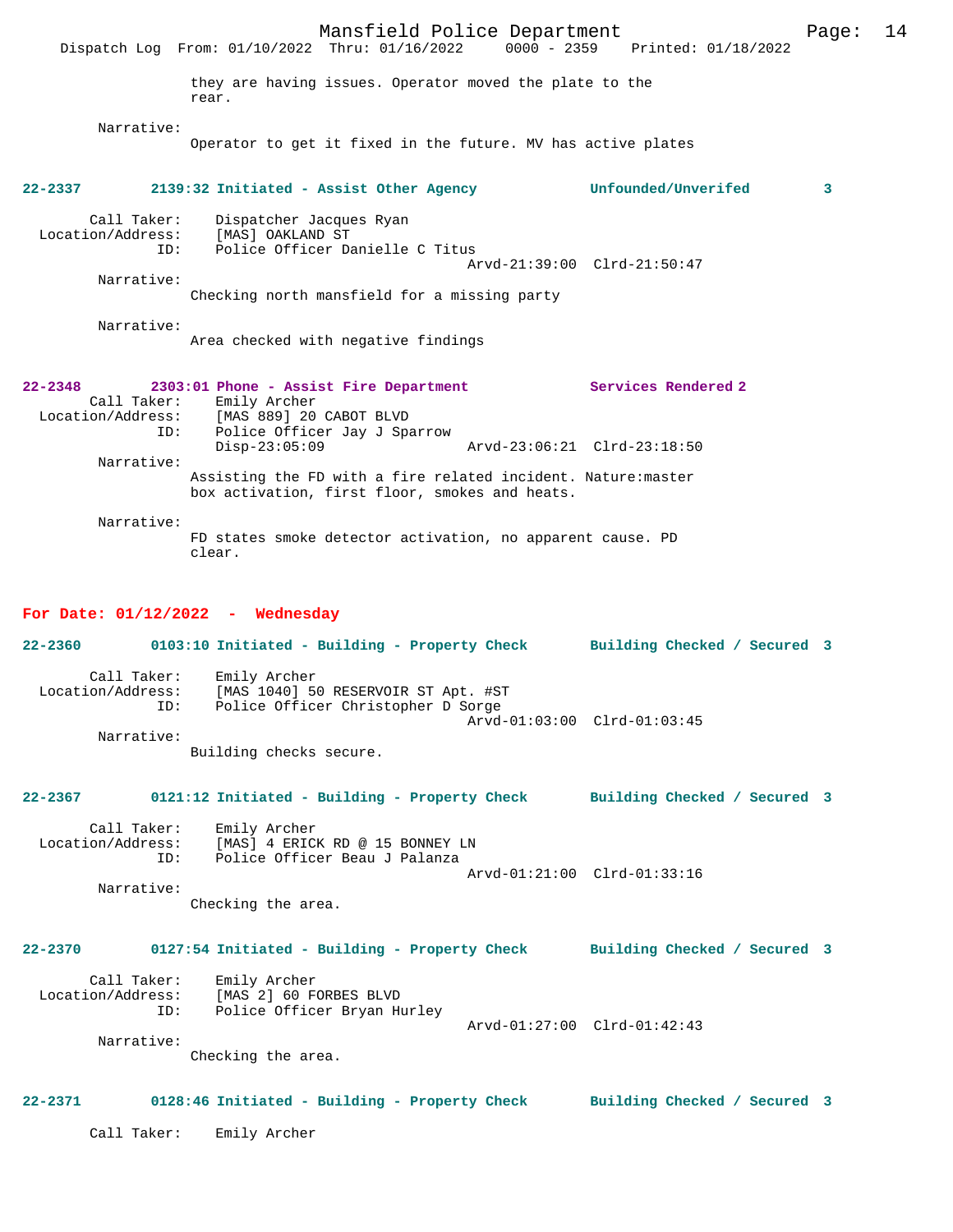they are having issues. Operator moved the plate to the rear.

Narrative:
Operator to get it fixed in the future. MV has active plates

**22-2337 2139:32 Initiated - Assist Other Agency Unfounded/Unverifed 3**

Call Taker: Dispatcher Jacques Ryan
Location/Address: [MAS] OAKLAND ST
ID: Police Officer Danielle C Titus
Arvd-21:39:00 Clrd-21:50:47
Narrative:
Checking north mansfield for a missing party

Narrative:
Area checked with negative findings

**22-2348 2303:01 Phone - Assist Fire Department Services Rendered 2**

Call Taker: Emily Archer
Location/Address: [MAS 889] 20 CABOT BLVD
ID: Police Officer Jay J Sparrow
Disp-23:05:09 Arvd-23:06:21 Clrd-23:18:50
Narrative:
Assisting the FD with a fire related incident. Nature:master box activation, first floor, smokes and heats.

Narrative:
FD states smoke detector activation, no apparent cause. PD clear.

## For Date: 01/12/2022 - Wednesday

**22-2360 0103:10 Initiated - Building - Property Check Building Checked / Secured 3**

Call Taker: Emily Archer
Location/Address: [MAS 1040] 50 RESERVOIR ST Apt. #ST
ID: Police Officer Christopher D Sorge
Arvd-01:03:00 Clrd-01:03:45
Narrative:
Building checks secure.

**22-2367 0121:12 Initiated - Building - Property Check Building Checked / Secured 3**

Call Taker: Emily Archer
Location/Address: [MAS] 4 ERICK RD @ 15 BONNEY LN
ID: Police Officer Beau J Palanza
Arvd-01:21:00 Clrd-01:33:16
Narrative:
Checking the area.

**22-2370 0127:54 Initiated - Building - Property Check Building Checked / Secured 3**

Call Taker: Emily Archer
Location/Address: [MAS 2] 60 FORBES BLVD
ID: Police Officer Bryan Hurley
Arvd-01:27:00 Clrd-01:42:43
Narrative:
Checking the area.

**22-2371 0128:46 Initiated - Building - Property Check Building Checked / Secured 3**

Call Taker: Emily Archer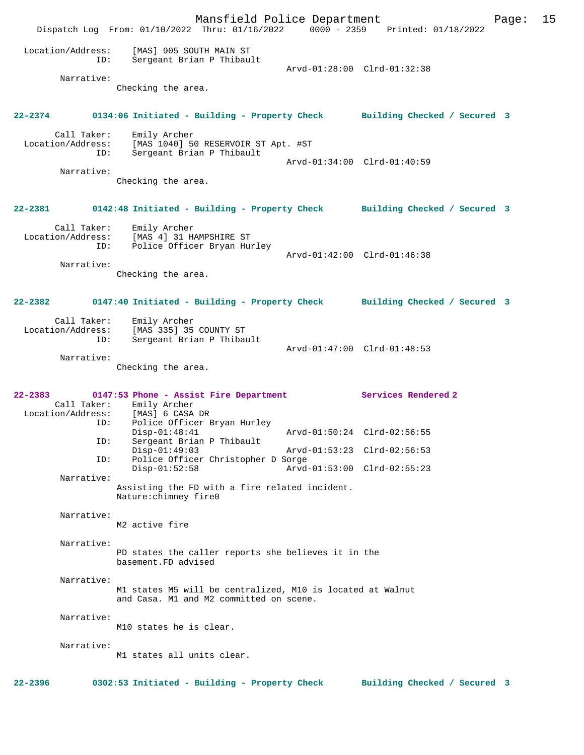```
 Location/Address:    [MAS] 905 SOUTH MAIN ST
               ID:    Sergeant Brian P Thibault
                                            Arvd-01:28:00  Clrd-01:32:38
        Narrative: 
                Checking the area.


22-2374        0134:06 Initiated - Building - Property Check       Building Checked / Secured  3

       Call Taker:    Emily Archer
 Location/Address:    [MAS 1040] 50 RESERVOIR ST Apt. #ST
               ID:    Sergeant Brian P Thibault
                                            Arvd-01:34:00  Clrd-01:40:59
        Narrative: 
                Checking the area.


22-2381        0142:48 Initiated - Building - Property Check       Building Checked / Secured  3

       Call Taker:    Emily Archer
 Location/Address:    [MAS 4] 31 HAMPSHIRE ST
               ID:    Police Officer Bryan Hurley
                                            Arvd-01:42:00  Clrd-01:46:38
        Narrative: 
                Checking the area.


22-2382        0147:40 Initiated - Building - Property Check       Building Checked / Secured  3

       Call Taker:    Emily Archer
 Location/Address:    [MAS 335] 35 COUNTY ST
               ID:    Sergeant Brian P Thibault
                                            Arvd-01:47:00  Clrd-01:48:53
        Narrative: 
                Checking the area.


22-2383        0147:53 Phone - Assist Fire Department              Services Rendered 2
       Call Taker:    Emily Archer
 Location/Address:    [MAS] 6 CASA DR
               ID:    Police Officer Bryan Hurley
                      Disp-01:48:41                 Arvd-01:50:24  Clrd-02:56:55
               ID:    Sergeant Brian P Thibault
                      Disp-01:49:03                 Arvd-01:53:23  Clrd-02:56:53
               ID:    Police Officer Christopher D Sorge
                      Disp-01:52:58                 Arvd-01:53:00  Clrd-02:55:23
        Narrative: 
                Assisting the FD with a fire related incident.
                Nature:chimney fire0

        Narrative: 
                M2 active fire

        Narrative: 
                PD states the caller reports she believes it in the
                basement.FD advised

        Narrative: 
                M1 states M5 will be centralized, M10 is located at Walnut
                and Casa. M1 and M2 committed on scene.

        Narrative: 
                M10 states he is clear.

        Narrative: 
                M1 states all units clear.


22-2396        0302:53 Initiated - Building - Property Check       Building Checked / Secured  3
```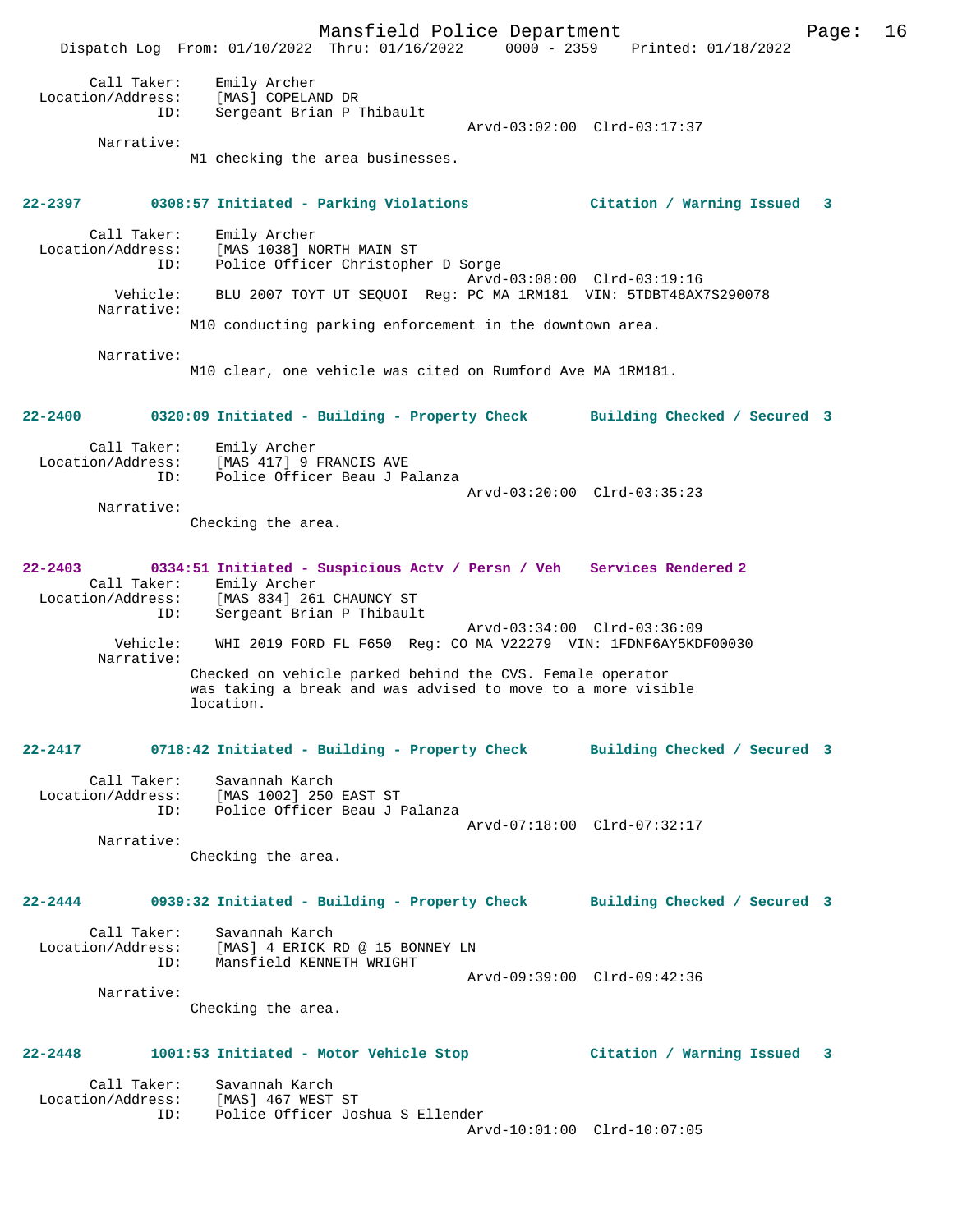Call Taker: Emily Archer
Location/Address: [MAS] COPELAND DR
ID: Sergeant Brian P Thibault
Arvd-03:02:00 Clrd-03:17:37
Narrative:
M1 checking the area businesses.

**22-2397 0308:57 Initiated - Parking Violations Citation / Warning Issued 3**

Call Taker: Emily Archer
Location/Address: [MAS 1038] NORTH MAIN ST
ID: Police Officer Christopher D Sorge
Arvd-03:08:00 Clrd-03:19:16
Vehicle: BLU 2007 TOYT UT SEQUOI Reg: PC MA 1RM181 VIN: 5TDBT48AX7S290078
Narrative:
M10 conducting parking enforcement in the downtown area.

Narrative:
M10 clear, one vehicle was cited on Rumford Ave MA 1RM181.

**22-2400 0320:09 Initiated - Building - Property Check Building Checked / Secured 3**

Call Taker: Emily Archer
Location/Address: [MAS 417] 9 FRANCIS AVE
ID: Police Officer Beau J Palanza
Arvd-03:20:00 Clrd-03:35:23
Narrative:
Checking the area.

**22-2403 0334:51 Initiated - Suspicious Actv / Persn / Veh Services Rendered 2**

Call Taker: Emily Archer
Location/Address: [MAS 834] 261 CHAUNCY ST
ID: Sergeant Brian P Thibault
Arvd-03:34:00 Clrd-03:36:09
Vehicle: WHI 2019 FORD FL F650 Reg: CO MA V22279 VIN: 1FDNF6AY5KDF00030
Narrative:
Checked on vehicle parked behind the CVS. Female operator was taking a break and was advised to move to a more visible location.

**22-2417 0718:42 Initiated - Building - Property Check Building Checked / Secured 3**

Call Taker: Savannah Karch
Location/Address: [MAS 1002] 250 EAST ST
ID: Police Officer Beau J Palanza
Arvd-07:18:00 Clrd-07:32:17
Narrative:
Checking the area.

**22-2444 0939:32 Initiated - Building - Property Check Building Checked / Secured 3**

Call Taker: Savannah Karch
Location/Address: [MAS] 4 ERICK RD @ 15 BONNEY LN
ID: Mansfield KENNETH WRIGHT
Arvd-09:39:00 Clrd-09:42:36
Narrative:
Checking the area.

**22-2448 1001:53 Initiated - Motor Vehicle Stop Citation / Warning Issued 3**

Call Taker: Savannah Karch
Location/Address: [MAS] 467 WEST ST
ID: Police Officer Joshua S Ellender
Arvd-10:01:00 Clrd-10:07:05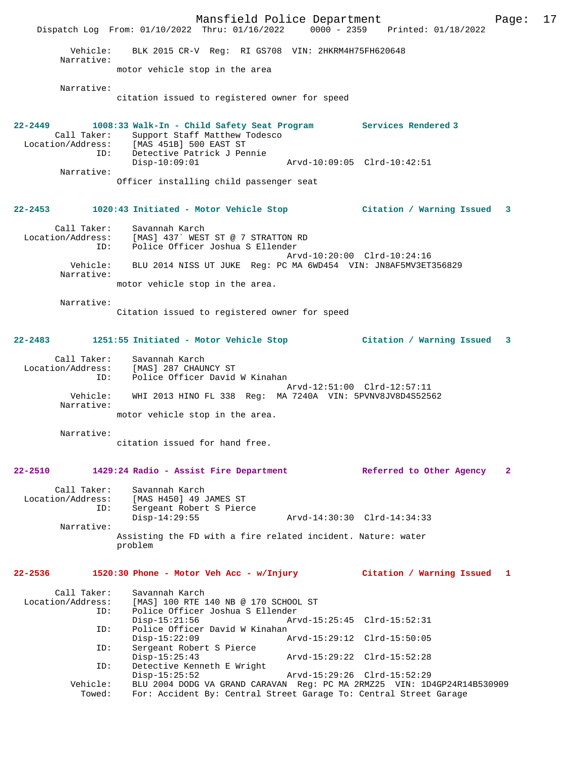Vehicle: BLK 2015 CR-V Reg: RI GS708 VIN: 2HKRM4H75FH620648

Narrative:
motor vehicle stop in the area

Narrative:
citation issued to registered owner for speed

**22-2449** 1008:33 Walk-In - Child Safety Seat Program Services Rendered 3

Call Taker: Support Staff Matthew Todesco
Location/Address: [MAS 451B] 500 EAST ST
ID: Detective Patrick J Pennie
Disp-10:09:01 Arvd-10:09:05 Clrd-10:42:51

Narrative:
Officer installing child passenger seat

**22-2453** 1020:43 Initiated - Motor Vehicle Stop Citation / Warning Issued 3

Call Taker: Savannah Karch
Location/Address: [MAS] 437` WEST ST @ 7 STRATTON RD
ID: Police Officer Joshua S Ellender
Arvd-10:20:00 Clrd-10:24:16
Vehicle: BLU 2014 NISS UT JUKE Reg: PC MA 6WD454 VIN: JN8AF5MV3ET356829

Narrative:
motor vehicle stop in the area.

Narrative:
Citation issued to registered owner for speed

**22-2483** 1251:55 Initiated - Motor Vehicle Stop Citation / Warning Issued 3

Call Taker: Savannah Karch
Location/Address: [MAS] 287 CHAUNCY ST
ID: Police Officer David W Kinahan
Arvd-12:51:00 Clrd-12:57:11
Vehicle: WHI 2013 HINO FL 338 Reg: MA 7240A VIN: 5PVNV8JV8D4S52562

Narrative:
motor vehicle stop in the area.

Narrative:
citation issued for hand free.

**22-2510** 1429:24 Radio - Assist Fire Department Referred to Other Agency 2

Call Taker: Savannah Karch
Location/Address: [MAS H450] 49 JAMES ST
ID: Sergeant Robert S Pierce
Disp-14:29:55 Arvd-14:30:30 Clrd-14:34:33

Narrative:
Assisting the FD with a fire related incident. Nature: water problem

**22-2536** 1520:30 Phone - Motor Veh Acc - w/Injury Citation / Warning Issued 1

Call Taker: Savannah Karch
Location/Address: [MAS] 100 RTE 140 NB @ 170 SCHOOL ST
ID: Police Officer Joshua S Ellender
Disp-15:21:56 Arvd-15:25:45 Clrd-15:52:31
ID: Police Officer David W Kinahan
Disp-15:22:09 Arvd-15:29:12 Clrd-15:50:05
ID: Sergeant Robert S Pierce
Disp-15:25:43 Arvd-15:29:22 Clrd-15:52:28
ID: Detective Kenneth E Wright
Disp-15:25:52 Arvd-15:29:26 Clrd-15:52:29
Vehicle: BLU 2004 DODG VA GRAND CARAVAN Reg: PC MA 2RMZ25 VIN: 1D4GP24R14B530909
Towed: For: Accident By: Central Street Garage To: Central Street Garage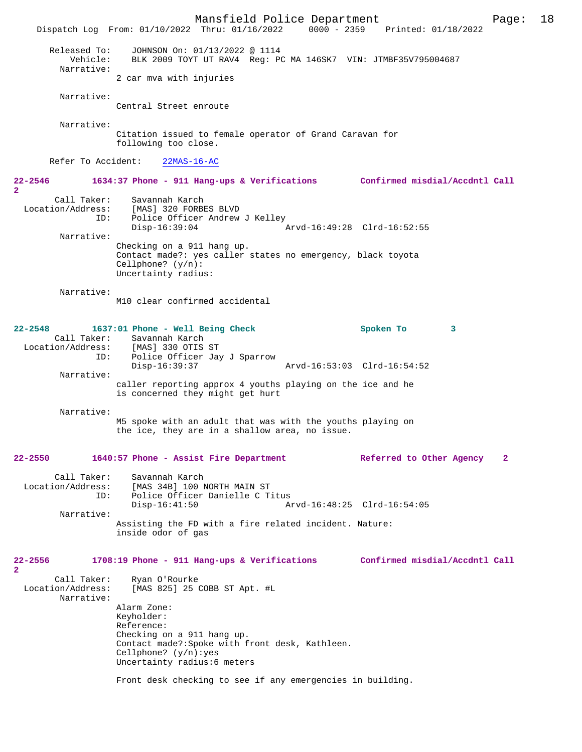Released To: JOHNSON On: 01/13/2022 @ 1114
Vehicle: BLK 2009 TOYT UT RAV4 Reg: PC MA 146SK7 VIN: JTMBF35V795004687
Narrative:
2 car mva with injuries

Narrative:
Central Street enroute

Narrative:
Citation issued to female operator of Grand Caravan for following too close.

Refer To Accident: 22MAS-16-AC

**22-2546 1634:37 Phone - 911 Hang-ups & Verifications Confirmed misdial/Accdntl Call 2**

Call Taker: Savannah Karch
Location/Address: [MAS] 320 FORBES BLVD
ID: Police Officer Andrew J Kelley
Disp-16:39:04 Arvd-16:49:28 Clrd-16:52:55
Narrative:
Checking on a 911 hang up.
Contact made?: yes caller states no emergency, black toyota
Cellphone? (y/n):
Uncertainty radius:

Narrative:
M10 clear confirmed accidental

**22-2548 1637:01 Phone - Well Being Check Spoken To 3**

Call Taker: Savannah Karch
Location/Address: [MAS] 330 OTIS ST
ID: Police Officer Jay J Sparrow
Disp-16:39:37 Arvd-16:53:03 Clrd-16:54:52
Narrative:
caller reporting approx 4 youths playing on the ice and he is concerned they might get hurt

Narrative:
M5 spoke with an adult that was with the youths playing on the ice, they are in a shallow area, no issue.

**22-2550 1640:57 Phone - Assist Fire Department Referred to Other Agency 2**

Call Taker: Savannah Karch
Location/Address: [MAS 34B] 100 NORTH MAIN ST
ID: Police Officer Danielle C Titus
Disp-16:41:50 Arvd-16:48:25 Clrd-16:54:05
Narrative:
Assisting the FD with a fire related incident. Nature: inside odor of gas

**22-2556 1708:19 Phone - 911 Hang-ups & Verifications Confirmed misdial/Accdntl Call 2**

Call Taker: Ryan O'Rourke
Location/Address: [MAS 825] 25 COBB ST Apt. #L
Narrative:
Alarm Zone:
Keyholder:
Reference:
Checking on a 911 hang up.
Contact made?:Spoke with front desk, Kathleen.
Cellphone? (y/n):yes
Uncertainty radius:6 meters

Front desk checking to see if any emergencies in building.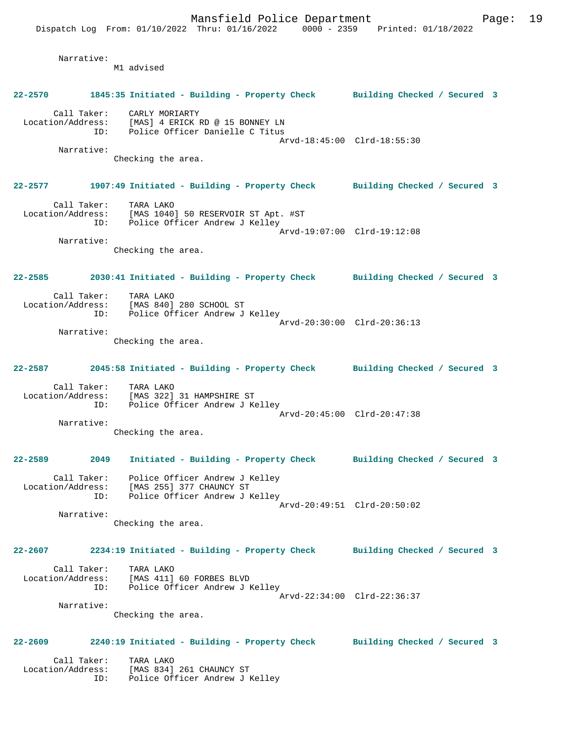Narrative:
M1 advised

**22-2570 1845:35 Initiated - Building - Property Check Building Checked / Secured 3**

Call Taker: CARLY MORIARTY
Location/Address: [MAS] 4 ERICK RD @ 15 BONNEY LN
ID: Police Officer Danielle C Titus
Arvd-18:45:00 Clrd-18:55:30
Narrative:
Checking the area.

**22-2577 1907:49 Initiated - Building - Property Check Building Checked / Secured 3**

Call Taker: TARA LAKO
Location/Address: [MAS 1040] 50 RESERVOIR ST Apt. #ST
ID: Police Officer Andrew J Kelley
Arvd-19:07:00 Clrd-19:12:08
Narrative:
Checking the area.

**22-2585 2030:41 Initiated - Building - Property Check Building Checked / Secured 3**

Call Taker: TARA LAKO
Location/Address: [MAS 840] 280 SCHOOL ST
ID: Police Officer Andrew J Kelley
Arvd-20:30:00 Clrd-20:36:13
Narrative:
Checking the area.

**22-2587 2045:58 Initiated - Building - Property Check Building Checked / Secured 3**

Call Taker: TARA LAKO
Location/Address: [MAS 322] 31 HAMPSHIRE ST
ID: Police Officer Andrew J Kelley
Arvd-20:45:00 Clrd-20:47:38
Narrative:
Checking the area.

**22-2589 2049 Initiated - Building - Property Check Building Checked / Secured 3**

Call Taker: Police Officer Andrew J Kelley
Location/Address: [MAS 255] 377 CHAUNCY ST
ID: Police Officer Andrew J Kelley
Arvd-20:49:51 Clrd-20:50:02
Narrative:
Checking the area.

**22-2607 2234:19 Initiated - Building - Property Check Building Checked / Secured 3**

Call Taker: TARA LAKO
Location/Address: [MAS 411] 60 FORBES BLVD
ID: Police Officer Andrew J Kelley
Arvd-22:34:00 Clrd-22:36:37
Narrative:
Checking the area.

**22-2609 2240:19 Initiated - Building - Property Check Building Checked / Secured 3**

Call Taker: TARA LAKO
Location/Address: [MAS 834] 261 CHAUNCY ST
ID: Police Officer Andrew J Kelley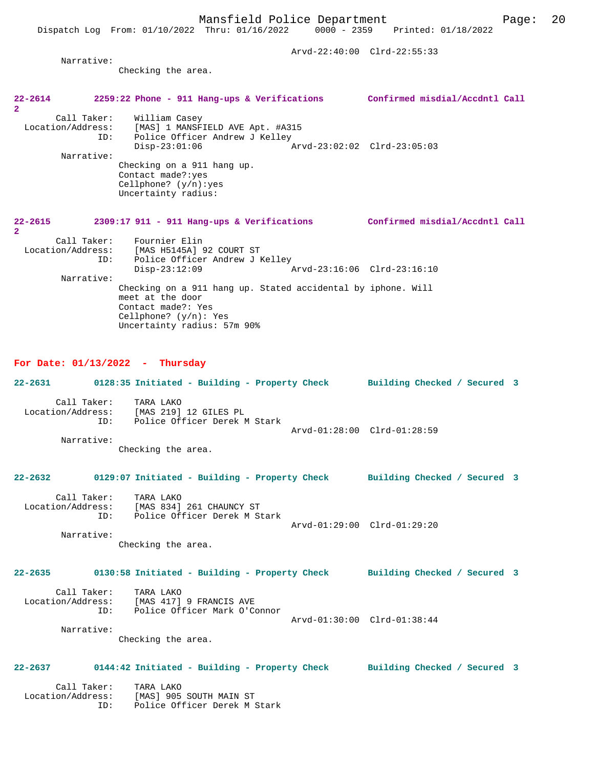Arvd-22:40:00  Clrd-22:55:33

Narrative:
Checking the area.

**22-2614  2259:22 Phone - 911 Hang-ups & Verifications  Confirmed misdial/Accdntl Call 2**

Call Taker: William Casey
Location/Address: [MAS] 1 MANSFIELD AVE Apt. #A315
ID: Police Officer Andrew J Kelley
Disp-23:01:06  Arvd-23:02:02  Clrd-23:05:03

Narrative:
Checking on a 911 hang up.
Contact made?:yes
Cellphone? (y/n):yes
Uncertainty radius:

**22-2615  2309:17 911 - 911 Hang-ups & Verifications  Confirmed misdial/Accdntl Call 2**

Call Taker: Fournier Elin
Location/Address: [MAS H5145A] 92 COURT ST
ID: Police Officer Andrew J Kelley
Disp-23:12:09  Arvd-23:16:06  Clrd-23:16:10

Narrative:
Checking on a 911 hang up. Stated accidental by iphone. Will meet at the door
Contact made?: Yes
Cellphone? (y/n): Yes
Uncertainty radius: 57m 90%

## For Date: 01/13/2022 - Thursday

**22-2631  0128:35 Initiated - Building - Property Check  Building Checked / Secured 3**

Call Taker: TARA LAKO
Location/Address: [MAS 219] 12 GILES PL
ID: Police Officer Derek M Stark
Arvd-01:28:00  Clrd-01:28:59

Narrative:
Checking the area.

**22-2632  0129:07 Initiated - Building - Property Check  Building Checked / Secured 3**

Call Taker: TARA LAKO
Location/Address: [MAS 834] 261 CHAUNCY ST
ID: Police Officer Derek M Stark
Arvd-01:29:00  Clrd-01:29:20

Narrative:
Checking the area.

**22-2635  0130:58 Initiated - Building - Property Check  Building Checked / Secured 3**

Call Taker: TARA LAKO
Location/Address: [MAS 417] 9 FRANCIS AVE
ID: Police Officer Mark O'Connor
Arvd-01:30:00  Clrd-01:38:44

Narrative:
Checking the area.

**22-2637  0144:42 Initiated - Building - Property Check  Building Checked / Secured 3**

Call Taker: TARA LAKO
Location/Address: [MAS] 905 SOUTH MAIN ST
ID: Police Officer Derek M Stark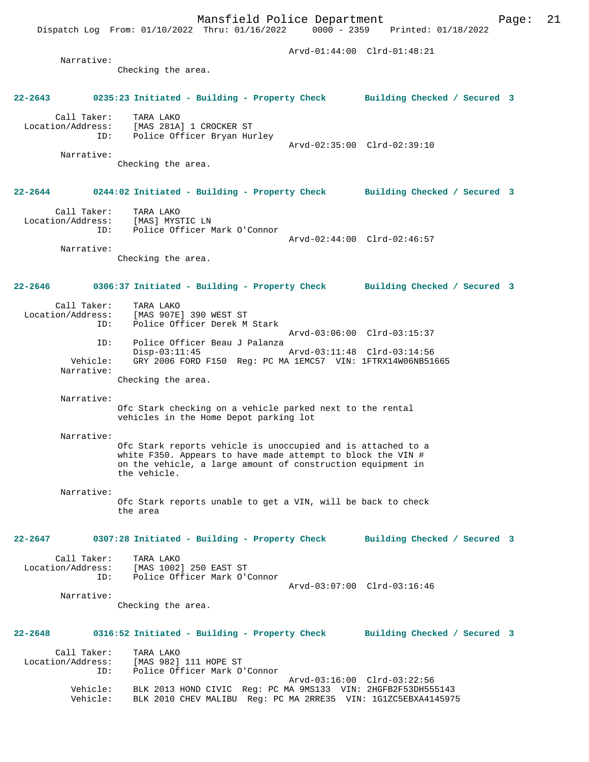Arvd-01:44:00 Clrd-01:48:21

Narrative:
Checking the area.

**22-2643 0235:23 Initiated - Building - Property Check Building Checked / Secured 3**

Call Taker: TARA LAKO
Location/Address: [MAS 281A] 1 CROCKER ST
ID: Police Officer Bryan Hurley
Arvd-02:35:00 Clrd-02:39:10

Narrative:
Checking the area.

**22-2644 0244:02 Initiated - Building - Property Check Building Checked / Secured 3**

Call Taker: TARA LAKO
Location/Address: [MAS] MYSTIC LN
ID: Police Officer Mark O'Connor
Arvd-02:44:00 Clrd-02:46:57

Narrative:
Checking the area.

**22-2646 0306:37 Initiated - Building - Property Check Building Checked / Secured 3**

Call Taker: TARA LAKO
Location/Address: [MAS 907E] 390 WEST ST
ID: Police Officer Derek M Stark
Arvd-03:06:00 Clrd-03:15:37
ID: Police Officer Beau J Palanza
Disp-03:11:45 Arvd-03:11:48 Clrd-03:14:56
Vehicle: GRY 2006 FORD F150 Reg: PC MA 1EMC57 VIN: 1FTRX14W06NB51665

Narrative:
Checking the area.

Narrative:
Ofc Stark checking on a vehicle parked next to the rental vehicles in the Home Depot parking lot

Narrative:
Ofc Stark reports vehicle is unoccupied and is attached to a white F350. Appears to have made attempt to block the VIN # on the vehicle, a large amount of construction equipment in the vehicle.

Narrative:
Ofc Stark reports unable to get a VIN, will be back to check the area

**22-2647 0307:28 Initiated - Building - Property Check Building Checked / Secured 3**

Call Taker: TARA LAKO
Location/Address: [MAS 1002] 250 EAST ST
ID: Police Officer Mark O'Connor
Arvd-03:07:00 Clrd-03:16:46

Narrative:
Checking the area.

**22-2648 0316:52 Initiated - Building - Property Check Building Checked / Secured 3**

Call Taker: TARA LAKO
Location/Address: [MAS 982] 111 HOPE ST
ID: Police Officer Mark O'Connor
Arvd-03:16:00 Clrd-03:22:56
Vehicle: BLK 2013 HOND CIVIC Reg: PC MA 9MS133 VIN: 2HGFB2F53DH555143
Vehicle: BLK 2010 CHEV MALIBU Reg: PC MA 2RRE35 VIN: 1G1ZC5EBXA4145975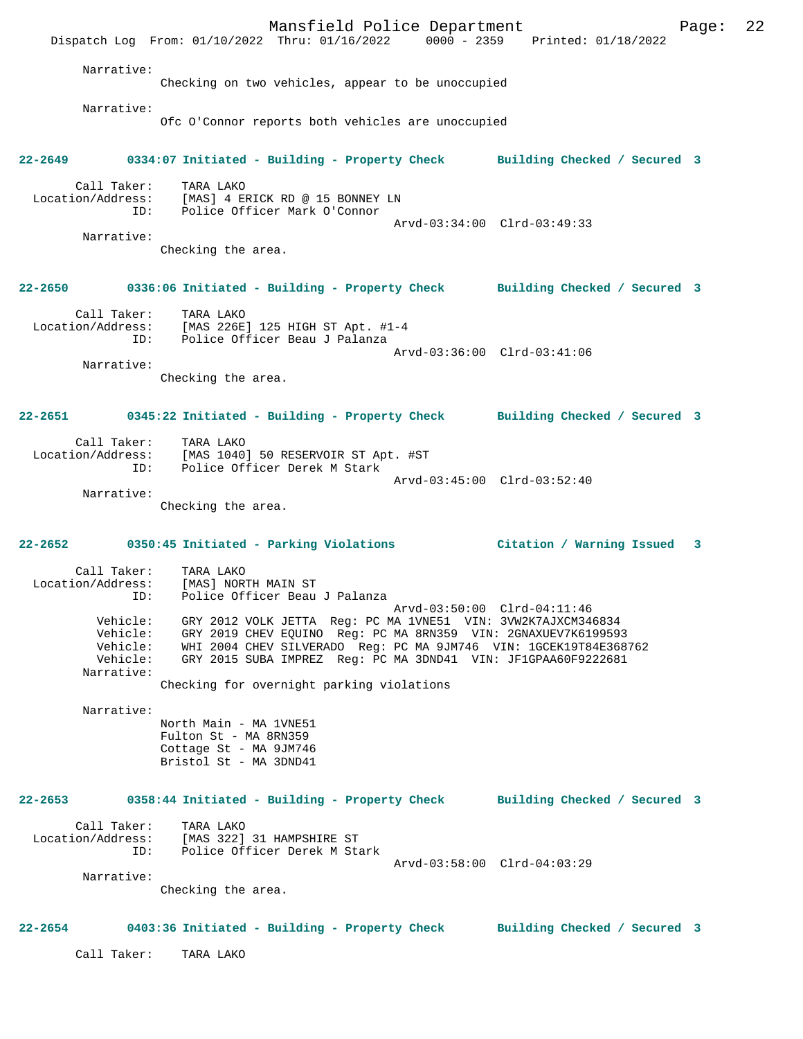Narrative:
Checking on two vehicles, appear to be unoccupied

Narrative:
Ofc O'Connor reports both vehicles are unoccupied

**22-2649 0334:07 Initiated - Building - Property Check Building Checked / Secured 3**

Call Taker: TARA LAKO
Location/Address: [MAS] 4 ERICK RD @ 15 BONNEY LN
ID: Police Officer Mark O'Connor
Arvd-03:34:00 Clrd-03:49:33
Narrative:
Checking the area.

**22-2650 0336:06 Initiated - Building - Property Check Building Checked / Secured 3**

Call Taker: TARA LAKO
Location/Address: [MAS 226E] 125 HIGH ST Apt. #1-4
ID: Police Officer Beau J Palanza
Arvd-03:36:00 Clrd-03:41:06
Narrative:
Checking the area.

**22-2651 0345:22 Initiated - Building - Property Check Building Checked / Secured 3**

Call Taker: TARA LAKO
Location/Address: [MAS 1040] 50 RESERVOIR ST Apt. #ST
ID: Police Officer Derek M Stark
Arvd-03:45:00 Clrd-03:52:40
Narrative:
Checking the area.

**22-2652 0350:45 Initiated - Parking Violations Citation / Warning Issued 3**

Call Taker: TARA LAKO
Location/Address: [MAS] NORTH MAIN ST
ID: Police Officer Beau J Palanza
Arvd-03:50:00 Clrd-04:11:46
Vehicle: GRY 2012 VOLK JETTA Reg: PC MA 1VNE51 VIN: 3VW2K7AJXCM346834
Vehicle: GRY 2019 CHEV EQUINO Reg: PC MA 8RN359 VIN: 2GNAXUEV7K6199593
Vehicle: WHI 2004 CHEV SILVERADO Reg: PC MA 9JM746 VIN: 1GCEK19T84E368762
Vehicle: GRY 2015 SUBA IMPREZ Reg: PC MA 3DND41 VIN: JF1GPAA60F9222681
Narrative:
Checking for overnight parking violations

Narrative:
North Main - MA 1VNE51
Fulton St - MA 8RN359
Cottage St - MA 9JM746
Bristol St - MA 3DND41

**22-2653 0358:44 Initiated - Building - Property Check Building Checked / Secured 3**

Call Taker: TARA LAKO
Location/Address: [MAS 322] 31 HAMPSHIRE ST
ID: Police Officer Derek M Stark
Arvd-03:58:00 Clrd-04:03:29
Narrative:
Checking the area.

**22-2654 0403:36 Initiated - Building - Property Check Building Checked / Secured 3**

Call Taker: TARA LAKO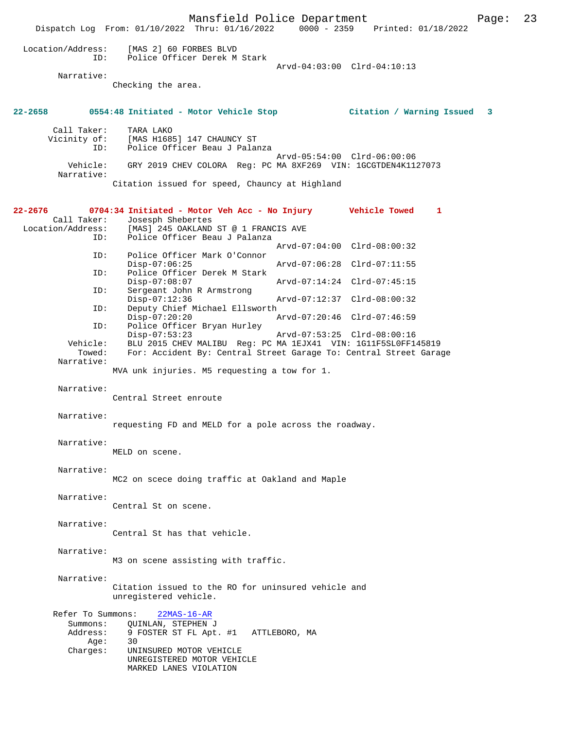Location/Address: [MAS 2] 60 FORBES BLVD
ID: Police Officer Derek M Stark
Arvd-04:03:00 Clrd-04:10:13

Narrative:
Checking the area.

**22-2658 0554:48 Initiated - Motor Vehicle Stop — Citation / Warning Issued 3**

Call Taker: TARA LAKO
Vicinity of: [MAS H1685] 147 CHAUNCY ST
ID: Police Officer Beau J Palanza
Arvd-05:54:00 Clrd-06:00:06
Vehicle: GRY 2019 CHEV COLORA Reg: PC MA 8XF269 VIN: 1GCGTDEN4K1127073

Narrative:
Citation issued for speed, Chauncy at Highland

**22-2676 0704:34 Initiated - Motor Veh Acc - No Injury — Vehicle Towed 1**

Call Taker: Josesph Shebertes
Location/Address: [MAS] 245 OAKLAND ST @ 1 FRANCIS AVE
ID: Police Officer Beau J Palanza
Arvd-07:04:00 Clrd-08:00:32
ID: Police Officer Mark O'Connor
Disp-07:06:25 Arvd-07:06:28 Clrd-07:11:55
ID: Police Officer Derek M Stark
Disp-07:08:07 Arvd-07:14:24 Clrd-07:45:15
ID: Sergeant John R Armstrong
Disp-07:12:36 Arvd-07:12:37 Clrd-08:00:32
ID: Deputy Chief Michael Ellsworth
Disp-07:20:20 Arvd-07:20:46 Clrd-07:46:59
ID: Police Officer Bryan Hurley
Disp-07:53:23 Arvd-07:53:25 Clrd-08:00:16
Vehicle: BLU 2015 CHEV MALIBU Reg: PC MA 1EJX41 VIN: 1G11F5SL0FF145819
Towed: For: Accident By: Central Street Garage To: Central Street Garage

Narrative:
MVA unk injuries. M5 requesting a tow for 1.

Narrative:
Central Street enroute

Narrative:
requesting FD and MELD for a pole across the roadway.

Narrative:
MELD on scene.

Narrative:
MC2 on scece doing traffic at Oakland and Maple

Narrative:
Central St on scene.

Narrative:
Central St has that vehicle.

Narrative:
M3 on scene assisting with traffic.

Narrative:
Citation issued to the RO for uninsured vehicle and unregistered vehicle.

Refer To Summons: 22MAS-16-AR
Summons: QUINLAN, STEPHEN J
Address: 9 FOSTER ST FL Apt. #1 ATTLEBORO, MA
Age: 30
Charges: UNINSURED MOTOR VEHICLE
UNREGISTERED MOTOR VEHICLE
MARKED LANES VIOLATION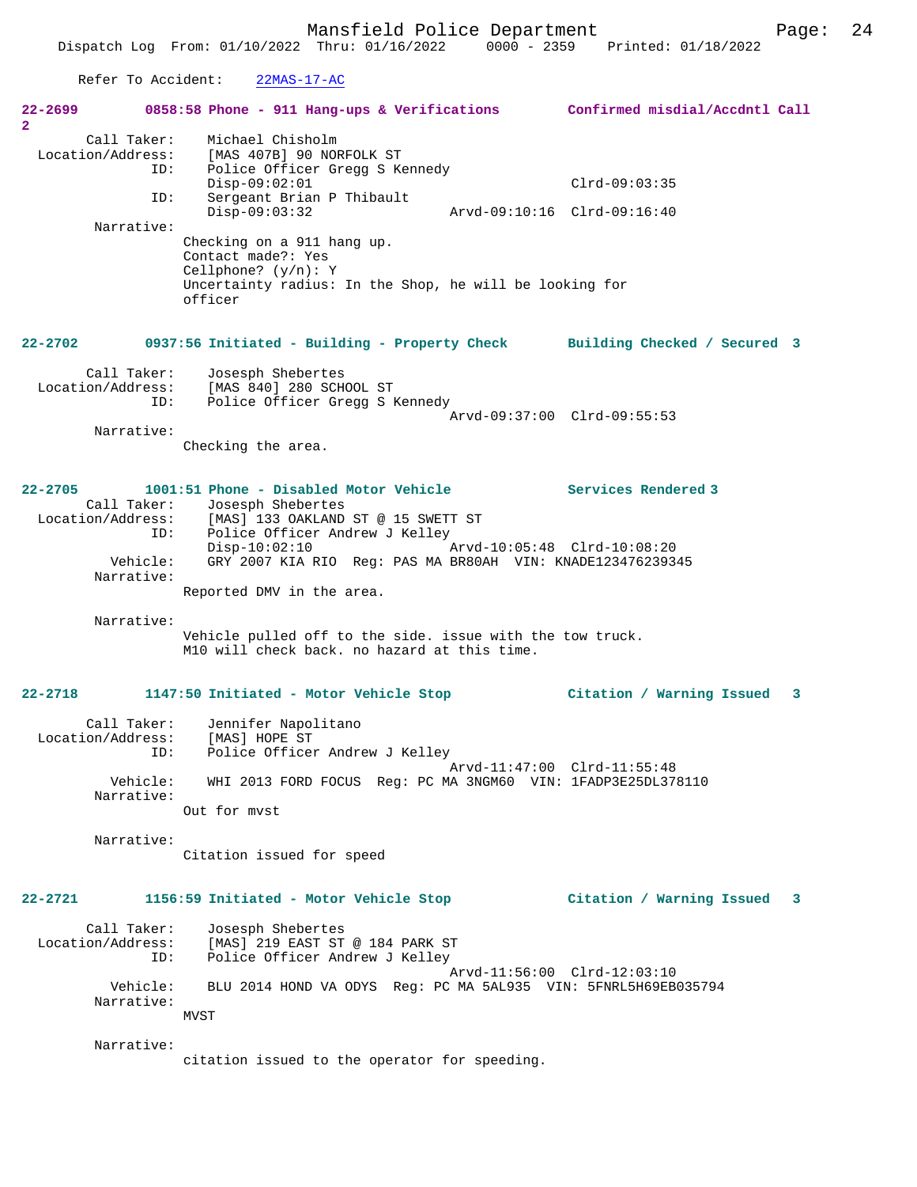Refer To Accident: 22MAS-17-AC

**22-2699 0858:58 Phone - 911 Hang-ups & Verifications Confirmed misdial/Accdntl Call 2**

```
        Call Taker:    Michael Chisholm
  Location/Address:    [MAS 407B] 90 NORFOLK ST
                ID:    Police Officer Gregg S Kennedy
                       Disp-09:02:01                             Clrd-09:03:35
                ID:    Sergeant Brian P Thibault
                       Disp-09:03:32               Arvd-09:10:16  Clrd-09:16:40
         Narrative:
                      Checking on a 911 hang up.
                      Contact made?: Yes
                      Cellphone? (y/n): Y
                      Uncertainty radius: In the Shop, he will be looking for
                      officer
```

**22-2702 0937:56 Initiated - Building - Property Check Building Checked / Secured 3**

```
        Call Taker:    Josesph Shebertes
  Location/Address:    [MAS 840] 280 SCHOOL ST
                ID:    Police Officer Gregg S Kennedy
                                                   Arvd-09:37:00  Clrd-09:55:53
         Narrative:
                      Checking the area.
```

**22-2705 1001:51 Phone - Disabled Motor Vehicle Services Rendered 3**

```
        Call Taker:    Josesph Shebertes
  Location/Address:    [MAS] 133 OAKLAND ST @ 15 SWETT ST
                ID:    Police Officer Andrew J Kelley
                       Disp-10:02:10               Arvd-10:05:48  Clrd-10:08:20
           Vehicle:    GRY 2007 KIA RIO  Reg: PAS MA BR80AH  VIN: KNADE123476239345
         Narrative:
                      Reported DMV in the area.

         Narrative:
                      Vehicle pulled off to the side. issue with the tow truck.
                      M10 will check back. no hazard at this time.
```

**22-2718 1147:50 Initiated - Motor Vehicle Stop Citation / Warning Issued 3**

```
        Call Taker:    Jennifer Napolitano
  Location/Address:    [MAS] HOPE ST
                ID:    Police Officer Andrew J Kelley
                                                   Arvd-11:47:00  Clrd-11:55:48
           Vehicle:    WHI 2013 FORD FOCUS  Reg: PC MA 3NGM60  VIN: 1FADP3E25DL378110
         Narrative:
                      Out for mvst

         Narrative:
                      Citation issued for speed
```

**22-2721 1156:59 Initiated - Motor Vehicle Stop Citation / Warning Issued 3**

```
        Call Taker:    Josesph Shebertes
  Location/Address:    [MAS] 219 EAST ST @ 184 PARK ST
                ID:    Police Officer Andrew J Kelley
                                                   Arvd-11:56:00  Clrd-12:03:10
           Vehicle:    BLU 2014 HOND VA ODYS  Reg: PC MA 5AL935  VIN: 5FNRL5H69EB035794
         Narrative:
                      MVST

         Narrative:
                      citation issued to the operator for speeding.
```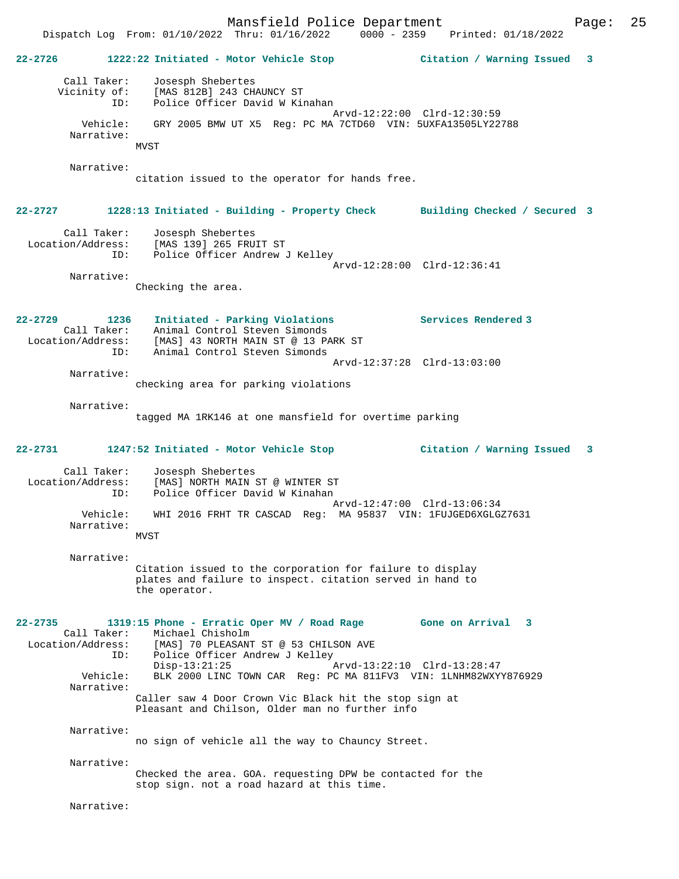**22-2726 1222:22 Initiated - Motor Vehicle Stop — Citation / Warning Issued 3**

Call Taker: Josesph Shebertes
Vicinity of: [MAS 812B] 243 CHAUNCY ST
ID: Police Officer David W Kinahan
Arvd-12:22:00 Clrd-12:30:59
Vehicle: GRY 2005 BMW UT X5 Reg: PC MA 7CTD60 VIN: 5UXFA13505LY22788
Narrative:
MVST

Narrative:
citation issued to the operator for hands free.

**22-2727 1228:13 Initiated - Building - Property Check — Building Checked / Secured 3**

Call Taker: Josesph Shebertes
Location/Address: [MAS 139] 265 FRUIT ST
ID: Police Officer Andrew J Kelley
Arvd-12:28:00 Clrd-12:36:41
Narrative:
Checking the area.

**22-2729 1236 Initiated - Parking Violations — Services Rendered 3**

Call Taker: Animal Control Steven Simonds
Location/Address: [MAS] 43 NORTH MAIN ST @ 13 PARK ST
ID: Animal Control Steven Simonds
Arvd-12:37:28 Clrd-13:03:00
Narrative:
checking area for parking violations

Narrative:
tagged MA 1RK146 at one mansfield for overtime parking

**22-2731 1247:52 Initiated - Motor Vehicle Stop — Citation / Warning Issued 3**

Call Taker: Josesph Shebertes
Location/Address: [MAS] NORTH MAIN ST @ WINTER ST
ID: Police Officer David W Kinahan
Arvd-12:47:00 Clrd-13:06:34
Vehicle: WHI 2016 FRHT TR CASCAD Reg: MA 95837 VIN: 1FUJGED6XGLGZ7631
Narrative:
MVST

Narrative:
Citation issued to the corporation for failure to display plates and failure to inspect. citation served in hand to the operator.

**22-2735 1319:15 Phone - Erratic Oper MV / Road Rage — Gone on Arrival 3**

Call Taker: Michael Chisholm
Location/Address: [MAS] 70 PLEASANT ST @ 53 CHILSON AVE
ID: Police Officer Andrew J Kelley
Disp-13:21:25 Arvd-13:22:10 Clrd-13:28:47
Vehicle: BLK 2000 LINC TOWN CAR Reg: PC MA 811FV3 VIN: 1LNHM82WXYY876929
Narrative:
Caller saw 4 Door Crown Vic Black hit the stop sign at Pleasant and Chilson, Older man no further info

Narrative:
no sign of vehicle all the way to Chauncy Street.

Narrative:
Checked the area. GOA. requesting DPW be contacted for the stop sign. not a road hazard at this time.

Narrative: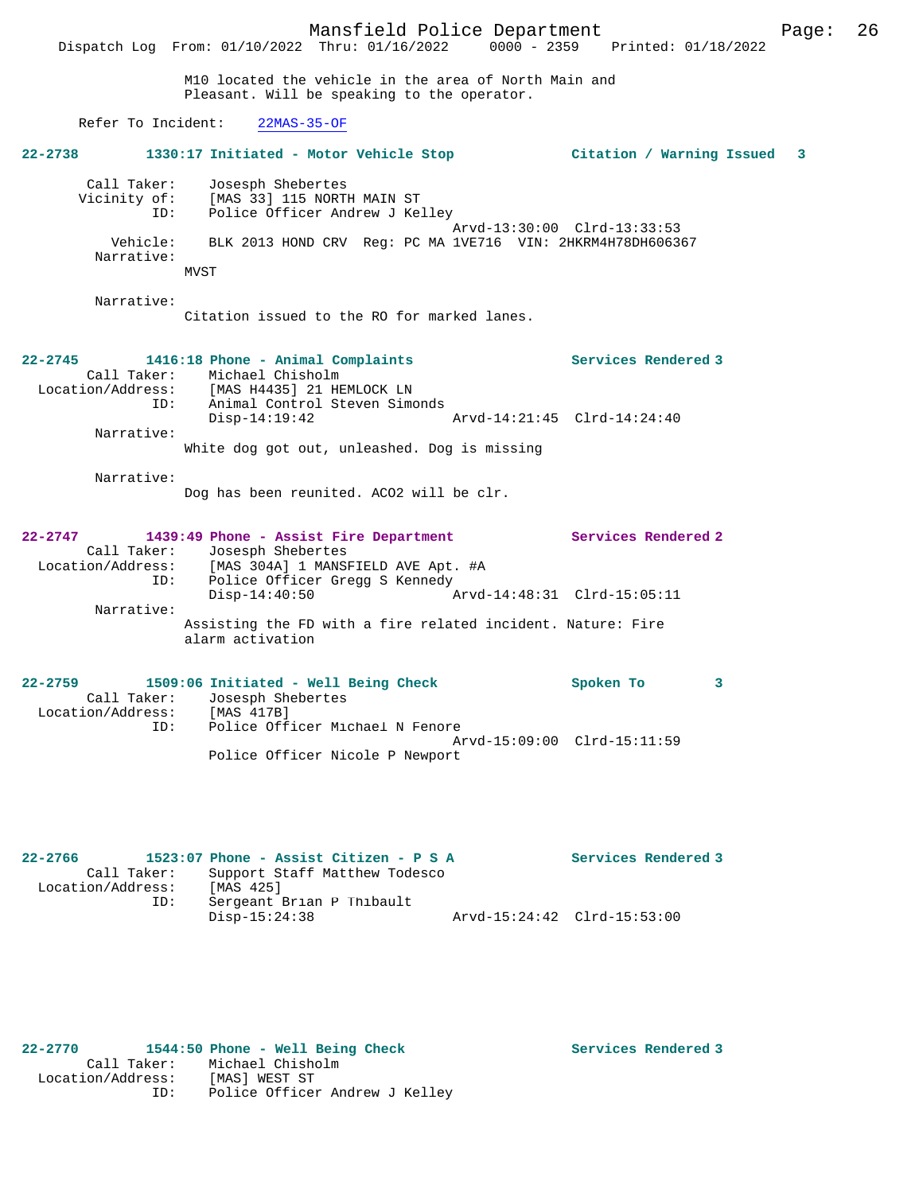M10 located the vehicle in the area of North Main and Pleasant. Will be speaking to the operator.

Refer To Incident: 22MAS-35-OF

**22-2738 1330:17 Initiated - Motor Vehicle Stop — Citation / Warning Issued 3**

Call Taker: Josesph Shebertes
Vicinity of: [MAS 33] 115 NORTH MAIN ST
ID: Police Officer Andrew J Kelley
Arvd-13:30:00 Clrd-13:33:53
Vehicle: BLK 2013 HOND CRV Reg: PC MA 1VE716 VIN: 2HKRM4H78DH606367
Narrative:
MVST

Narrative:
Citation issued to the RO for marked lanes.

**22-2745 1416:18 Phone - Animal Complaints — Services Rendered 3**

Call Taker: Michael Chisholm
Location/Address: [MAS H4435] 21 HEMLOCK LN
ID: Animal Control Steven Simonds
Disp-14:19:42 Arvd-14:21:45 Clrd-14:24:40
Narrative:
White dog got out, unleashed. Dog is missing

Narrative:
Dog has been reunited. ACO2 will be clr.

**22-2747 1439:49 Phone - Assist Fire Department — Services Rendered 2**

Call Taker: Josesph Shebertes
Location/Address: [MAS 304A] 1 MANSFIELD AVE Apt. #A
ID: Police Officer Gregg S Kennedy
Disp-14:40:50 Arvd-14:48:31 Clrd-15:05:11
Narrative:
Assisting the FD with a fire related incident. Nature: Fire alarm activation

**22-2759 1509:06 Initiated - Well Being Check — Spoken To 3**

Call Taker: Josesph Shebertes
Location/Address: [MAS 417B]
ID: Police Officer Michael N Fenore
Arvd-15:09:00 Clrd-15:11:59
Police Officer Nicole P Newport

**22-2766 1523:07 Phone - Assist Citizen - P S A — Services Rendered 3**

Call Taker: Support Staff Matthew Todesco
Location/Address: [MAS 425]
ID: Sergeant Brian P Thibault
Disp-15:24:38 Arvd-15:24:42 Clrd-15:53:00

**22-2770 1544:50 Phone - Well Being Check — Services Rendered 3**

Call Taker: Michael Chisholm
Location/Address: [MAS] WEST ST
ID: Police Officer Andrew J Kelley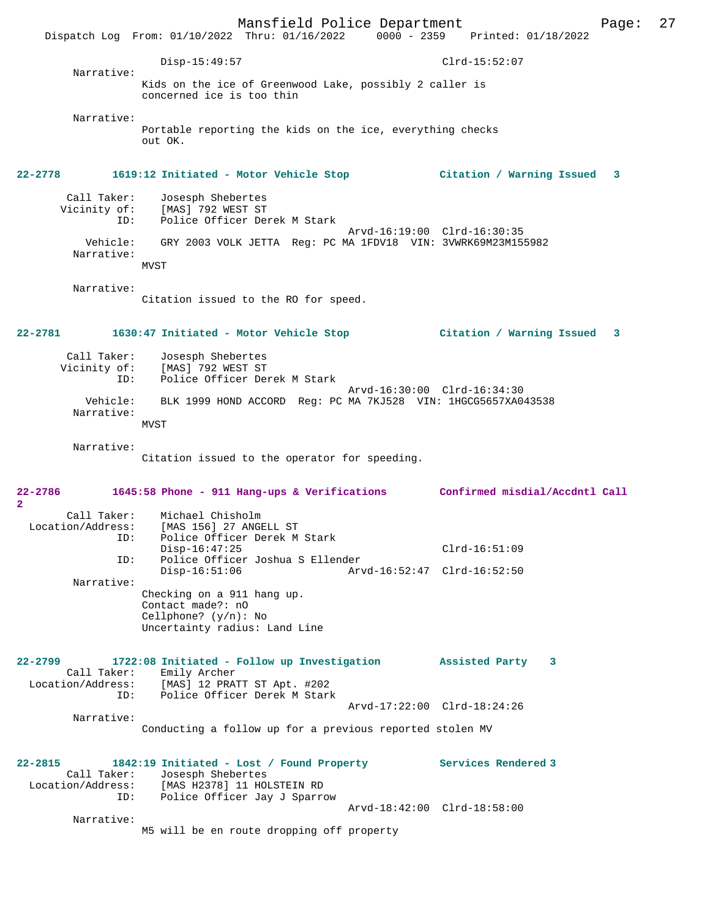Disp-15:49:57 Clrd-15:52:07

Narrative:
Kids on the ice of Greenwood Lake, possibly 2 caller is concerned ice is too thin

Narrative:
Portable reporting the kids on the ice, everything checks out OK.

**22-2778 1619:12 Initiated - Motor Vehicle Stop — Citation / Warning Issued 3**

Call Taker: Josesph Shebertes
Vicinity of: [MAS] 792 WEST ST
ID: Police Officer Derek M Stark
Arvd-16:19:00 Clrd-16:30:35
Vehicle: GRY 2003 VOLK JETTA Reg: PC MA 1FDV18 VIN: 3VWRK69M23M155982
Narrative:
MVST

Narrative:
Citation issued to the RO for speed.

**22-2781 1630:47 Initiated - Motor Vehicle Stop — Citation / Warning Issued 3**

Call Taker: Josesph Shebertes
Vicinity of: [MAS] 792 WEST ST
ID: Police Officer Derek M Stark
Arvd-16:30:00 Clrd-16:34:30
Vehicle: BLK 1999 HOND ACCORD Reg: PC MA 7KJ528 VIN: 1HGCG5657XA043538
Narrative:
MVST

Narrative:
Citation issued to the operator for speeding.

**22-2786 1645:58 Phone - 911 Hang-ups & Verifications — Confirmed misdial/Accdntl Call 2**

Call Taker: Michael Chisholm
Location/Address: [MAS 156] 27 ANGELL ST
ID: Police Officer Derek M Stark
Disp-16:47:25 Clrd-16:51:09
ID: Police Officer Joshua S Ellender
Disp-16:51:06 Arvd-16:52:47 Clrd-16:52:50
Narrative:
Checking on a 911 hang up.
Contact made?: nO
Cellphone? (y/n): No
Uncertainty radius: Land Line

**22-2799 1722:08 Initiated - Follow up Investigation — Assisted Party 3**

Call Taker: Emily Archer
Location/Address: [MAS] 12 PRATT ST Apt. #202
ID: Police Officer Derek M Stark
Arvd-17:22:00 Clrd-18:24:26
Narrative:
Conducting a follow up for a previous reported stolen MV

**22-2815 1842:19 Initiated - Lost / Found Property — Services Rendered 3**

Call Taker: Josesph Shebertes
Location/Address: [MAS H2378] 11 HOLSTEIN RD
ID: Police Officer Jay J Sparrow
Arvd-18:42:00 Clrd-18:58:00
Narrative:
M5 will be en route dropping off property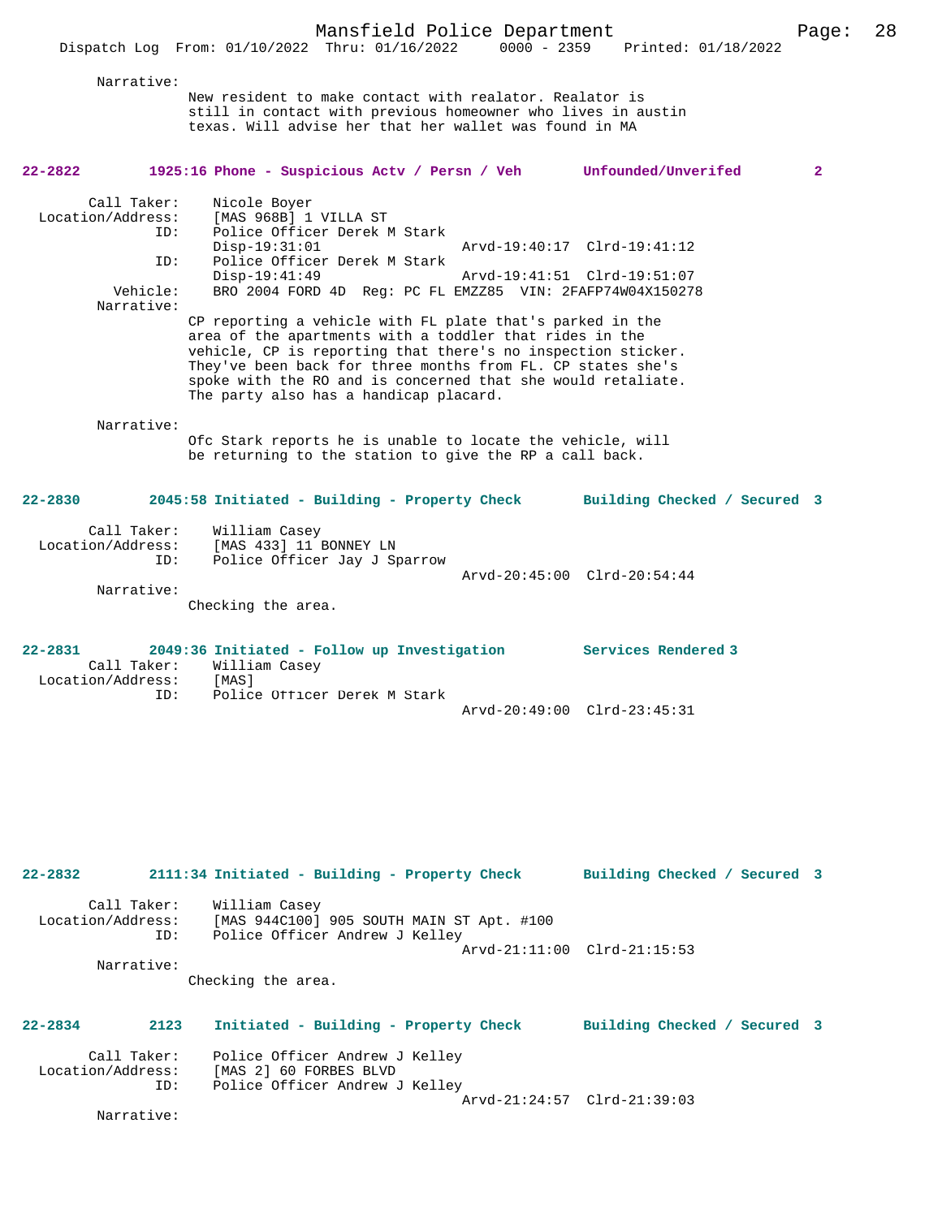Narrative:
New resident to make contact with realator. Realator is still in contact with previous homeowner who lives in austin texas. Will advise her that her wallet was found in MA

**22-2822 1925:16 Phone - Suspicious Actv / Persn / Veh Unfounded/Unverifed 2**

Call Taker: Nicole Boyer
Location/Address: [MAS 968B] 1 VILLA ST
ID: Police Officer Derek M Stark
Disp-19:31:01 Arvd-19:40:17 Clrd-19:41:12
ID: Police Officer Derek M Stark
Disp-19:41:49 Arvd-19:41:51 Clrd-19:51:07
Vehicle: BRO 2004 FORD 4D Reg: PC FL EMZZ85 VIN: 2FAFP74W04X150278
Narrative:
CP reporting a vehicle with FL plate that's parked in the area of the apartments with a toddler that rides in the vehicle, CP is reporting that there's no inspection sticker. They've been back for three months from FL. CP states she's spoke with the RO and is concerned that she would retaliate. The party also has a handicap placard.

Narrative:
Ofc Stark reports he is unable to locate the vehicle, will be returning to the station to give the RP a call back.

**22-2830 2045:58 Initiated - Building - Property Check Building Checked / Secured 3**

Call Taker: William Casey
Location/Address: [MAS 433] 11 BONNEY LN
ID: Police Officer Jay J Sparrow
Arvd-20:45:00 Clrd-20:54:44
Narrative:
Checking the area.

**22-2831 2049:36 Initiated - Follow up Investigation Services Rendered 3**

Call Taker: William Casey
Location/Address: [MAS]
ID: Police Officer Derek M Stark
Arvd-20:49:00 Clrd-23:45:31

**22-2832 2111:34 Initiated - Building - Property Check Building Checked / Secured 3**

Call Taker: William Casey
Location/Address: [MAS 944C100] 905 SOUTH MAIN ST Apt. #100
ID: Police Officer Andrew J Kelley
Arvd-21:11:00 Clrd-21:15:53
Narrative:
Checking the area.

**22-2834 2123 Initiated - Building - Property Check Building Checked / Secured 3**

Call Taker: Police Officer Andrew J Kelley
Location/Address: [MAS 2] 60 FORBES BLVD
ID: Police Officer Andrew J Kelley
Arvd-21:24:57 Clrd-21:39:03
Narrative: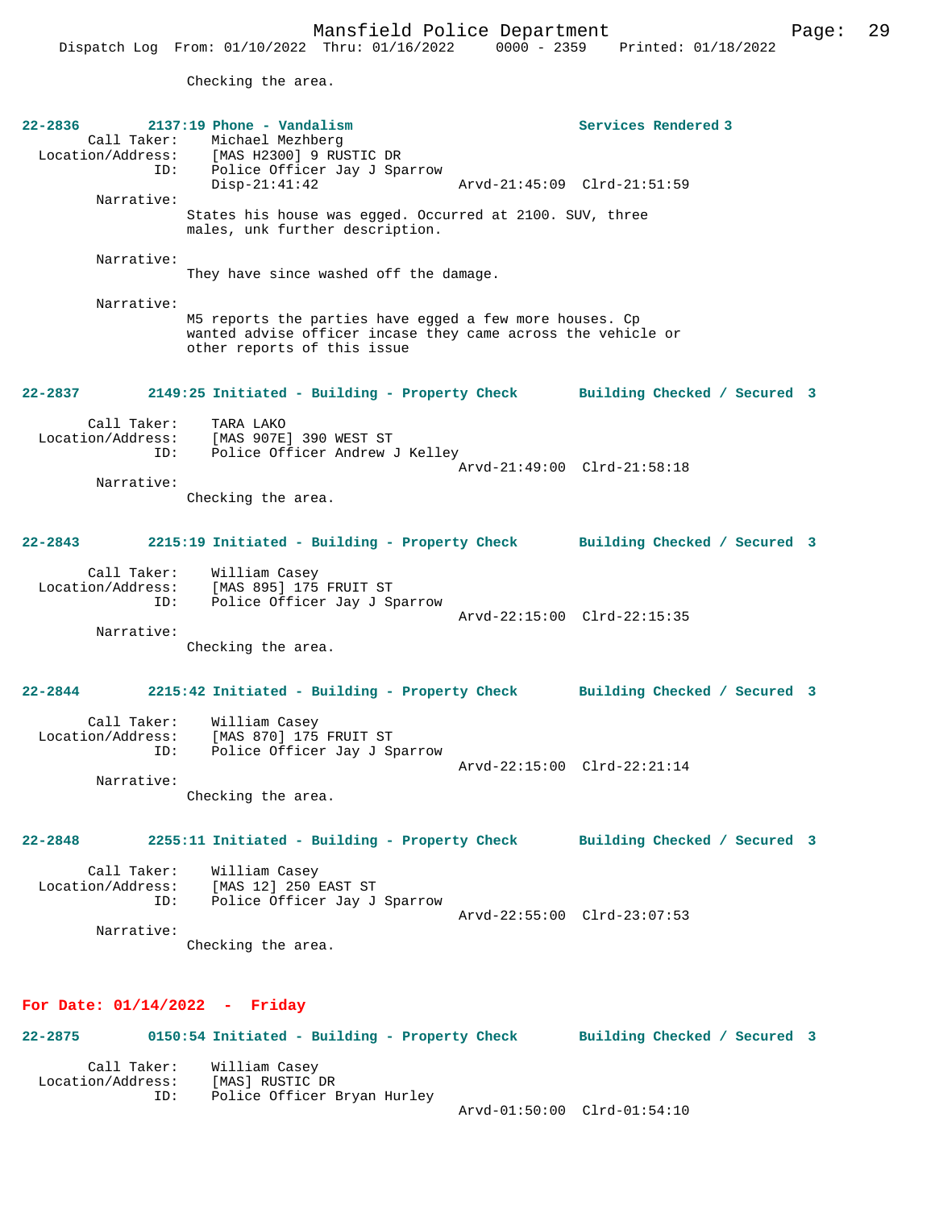Checking the area.

**22-2836 2137:19 Phone - Vandalism Services Rendered 3**

Call Taker: Michael Mezhberg
Location/Address: [MAS H2300] 9 RUSTIC DR
ID: Police Officer Jay J Sparrow
Disp-21:41:42 Arvd-21:45:09 Clrd-21:51:59

Narrative:
States his house was egged. Occurred at 2100. SUV, three males, unk further description.

Narrative:
They have since washed off the damage.

Narrative:
M5 reports the parties have egged a few more houses. Cp wanted advise officer incase they came across the vehicle or other reports of this issue

**22-2837 2149:25 Initiated - Building - Property Check Building Checked / Secured 3**

Call Taker: TARA LAKO
Location/Address: [MAS 907E] 390 WEST ST
ID: Police Officer Andrew J Kelley
Arvd-21:49:00 Clrd-21:58:18

Narrative:
Checking the area.

**22-2843 2215:19 Initiated - Building - Property Check Building Checked / Secured 3**

Call Taker: William Casey
Location/Address: [MAS 895] 175 FRUIT ST
ID: Police Officer Jay J Sparrow
Arvd-22:15:00 Clrd-22:15:35

Narrative:
Checking the area.

**22-2844 2215:42 Initiated - Building - Property Check Building Checked / Secured 3**

Call Taker: William Casey
Location/Address: [MAS 870] 175 FRUIT ST
ID: Police Officer Jay J Sparrow
Arvd-22:15:00 Clrd-22:21:14

Narrative:
Checking the area.

**22-2848 2255:11 Initiated - Building - Property Check Building Checked / Secured 3**

Call Taker: William Casey
Location/Address: [MAS 12] 250 EAST ST
ID: Police Officer Jay J Sparrow
Arvd-22:55:00 Clrd-23:07:53

Narrative:
Checking the area.

## For Date: 01/14/2022 - Friday

**22-2875 0150:54 Initiated - Building - Property Check Building Checked / Secured 3**

Call Taker: William Casey
Location/Address: [MAS] RUSTIC DR
ID: Police Officer Bryan Hurley
Arvd-01:50:00 Clrd-01:54:10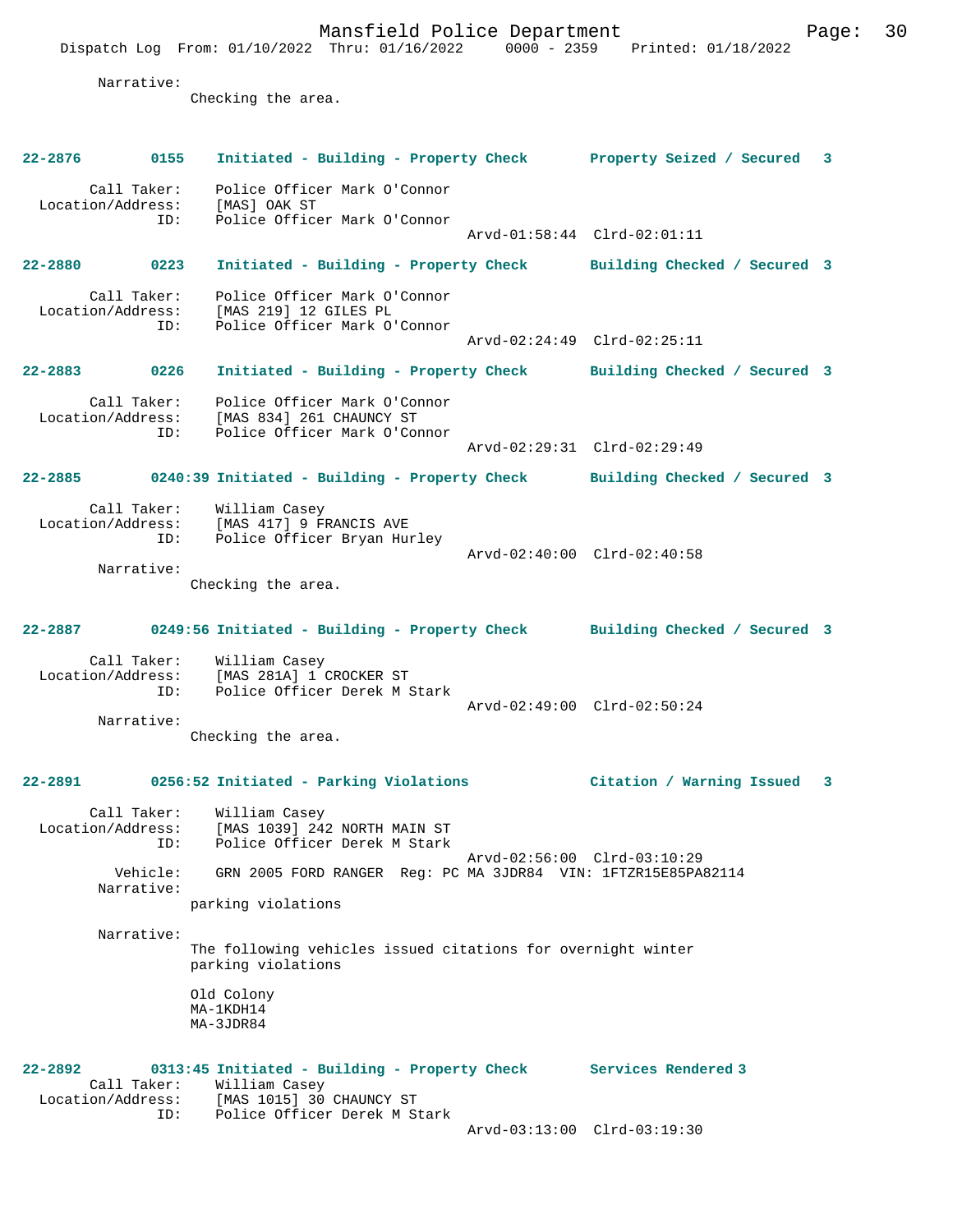Narrative:
Checking the area.

**22-2876 0155 Initiated - Building - Property Check Property Seized / Secured 3**

Call Taker: Police Officer Mark O'Connor
Location/Address: [MAS] OAK ST
ID: Police Officer Mark O'Connor
Arvd-01:58:44 Clrd-02:01:11

**22-2880 0223 Initiated - Building - Property Check Building Checked / Secured 3**

Call Taker: Police Officer Mark O'Connor
Location/Address: [MAS 219] 12 GILES PL
ID: Police Officer Mark O'Connor
Arvd-02:24:49 Clrd-02:25:11

**22-2883 0226 Initiated - Building - Property Check Building Checked / Secured 3**

Call Taker: Police Officer Mark O'Connor
Location/Address: [MAS 834] 261 CHAUNCY ST
ID: Police Officer Mark O'Connor
Arvd-02:29:31 Clrd-02:29:49

**22-2885 0240:39 Initiated - Building - Property Check Building Checked / Secured 3**

Call Taker: William Casey
Location/Address: [MAS 417] 9 FRANCIS AVE
ID: Police Officer Bryan Hurley
Arvd-02:40:00 Clrd-02:40:58
Narrative:
Checking the area.

**22-2887 0249:56 Initiated - Building - Property Check Building Checked / Secured 3**

Call Taker: William Casey
Location/Address: [MAS 281A] 1 CROCKER ST
ID: Police Officer Derek M Stark
Arvd-02:49:00 Clrd-02:50:24
Narrative:
Checking the area.

**22-2891 0256:52 Initiated - Parking Violations Citation / Warning Issued 3**

Call Taker: William Casey
Location/Address: [MAS 1039] 242 NORTH MAIN ST
ID: Police Officer Derek M Stark
Arvd-02:56:00 Clrd-03:10:29
Vehicle: GRN 2005 FORD RANGER Reg: PC MA 3JDR84 VIN: 1FTZR15E85PA82114
Narrative:
parking violations

Narrative:
The following vehicles issued citations for overnight winter parking violations

Old Colony
MA-1KDH14
MA-3JDR84

**22-2892 0313:45 Initiated - Building - Property Check Services Rendered 3**

Call Taker: William Casey
Location/Address: [MAS 1015] 30 CHAUNCY ST
ID: Police Officer Derek M Stark
Arvd-03:13:00 Clrd-03:19:30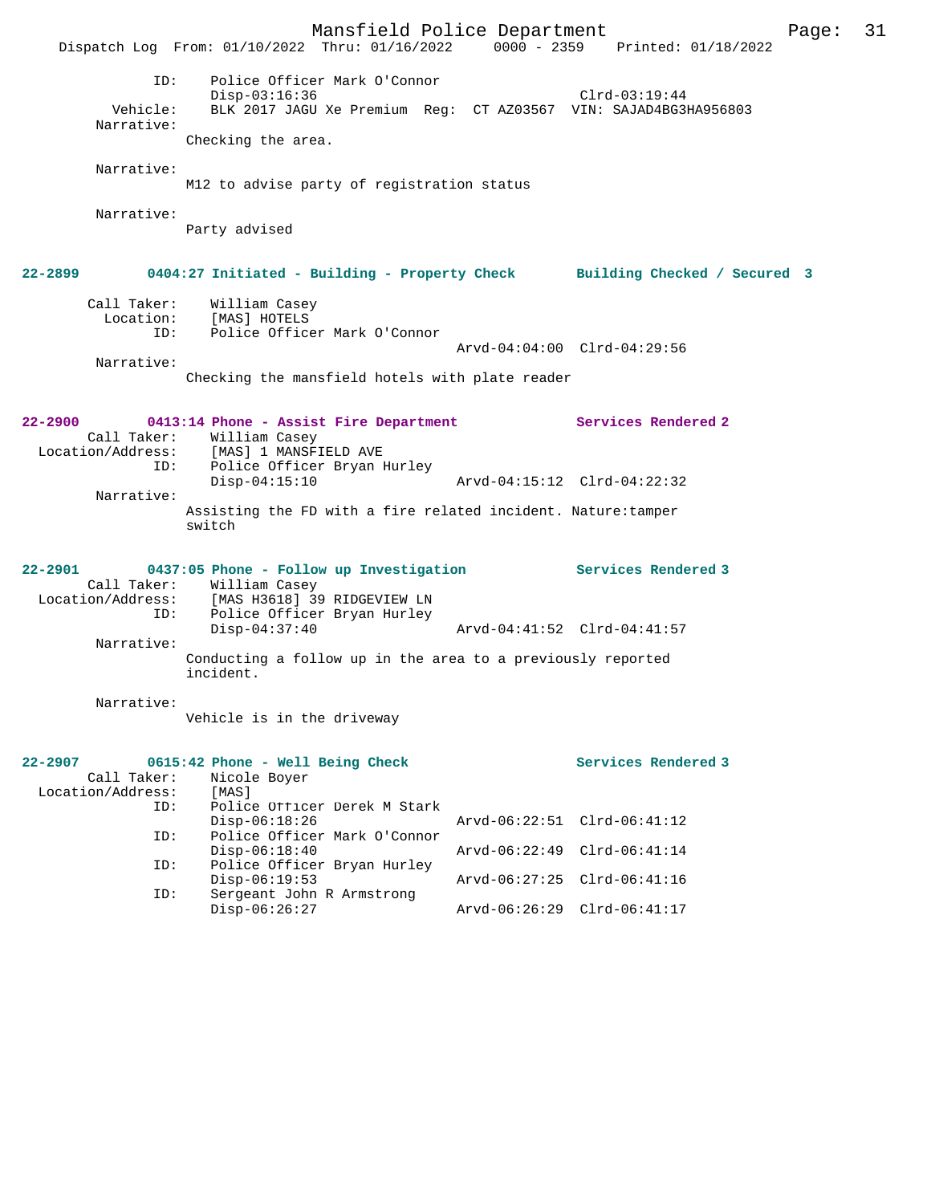```
        ID:        Police Officer Mark O'Connor
                   Disp-03:16:36                              Clrd-03:19:44
   Vehicle:        BLK 2017 JAGU Xe Premium  Reg:  CT AZ03567  VIN: SAJAD4BG3HA956803
 Narrative:
                   Checking the area.

 Narrative:
                   M12 to advise party of registration status

 Narrative:
                   Party advised
```

**22-2899 0404:27 Initiated - Building - Property Check — Building Checked / Secured 3**

```
 Call Taker:       William Casey
   Location:       [MAS] HOTELS
         ID:       Police Officer Mark O'Connor
                                              Arvd-04:04:00  Clrd-04:29:56
 Narrative:
                   Checking the mansfield hotels with plate reader
```

**22-2900 0413:14 Phone - Assist Fire Department — Services Rendered 2**

```
       Call Taker:   William Casey
 Location/Address:   [MAS] 1 MANSFIELD AVE
               ID:   Police Officer Bryan Hurley
                     Disp-04:15:10            Arvd-04:15:12  Clrd-04:22:32
 Narrative:
                   Assisting the FD with a fire related incident. Nature:tamper
                   switch
```

**22-2901 0437:05 Phone - Follow up Investigation — Services Rendered 3**

```
       Call Taker:   William Casey
 Location/Address:   [MAS H3618] 39 RIDGEVIEW LN
               ID:   Police Officer Bryan Hurley
                     Disp-04:37:40            Arvd-04:41:52  Clrd-04:41:57
 Narrative:
                   Conducting a follow up in the area to a previously reported
                   incident.

 Narrative:
                   Vehicle is in the driveway
```

**22-2907 0615:42 Phone - Well Being Check — Services Rendered 3**

```
       Call Taker:   Nicole Boyer
 Location/Address:   [MAS]
               ID:   Police Officer Derek M Stark
                     Disp-06:18:26            Arvd-06:22:51  Clrd-06:41:12
               ID:   Police Officer Mark O'Connor
                     Disp-06:18:40            Arvd-06:22:49  Clrd-06:41:14
               ID:   Police Officer Bryan Hurley
                     Disp-06:19:53            Arvd-06:27:25  Clrd-06:41:16
               ID:   Sergeant John R Armstrong
                     Disp-06:26:27            Arvd-06:26:29  Clrd-06:41:17
```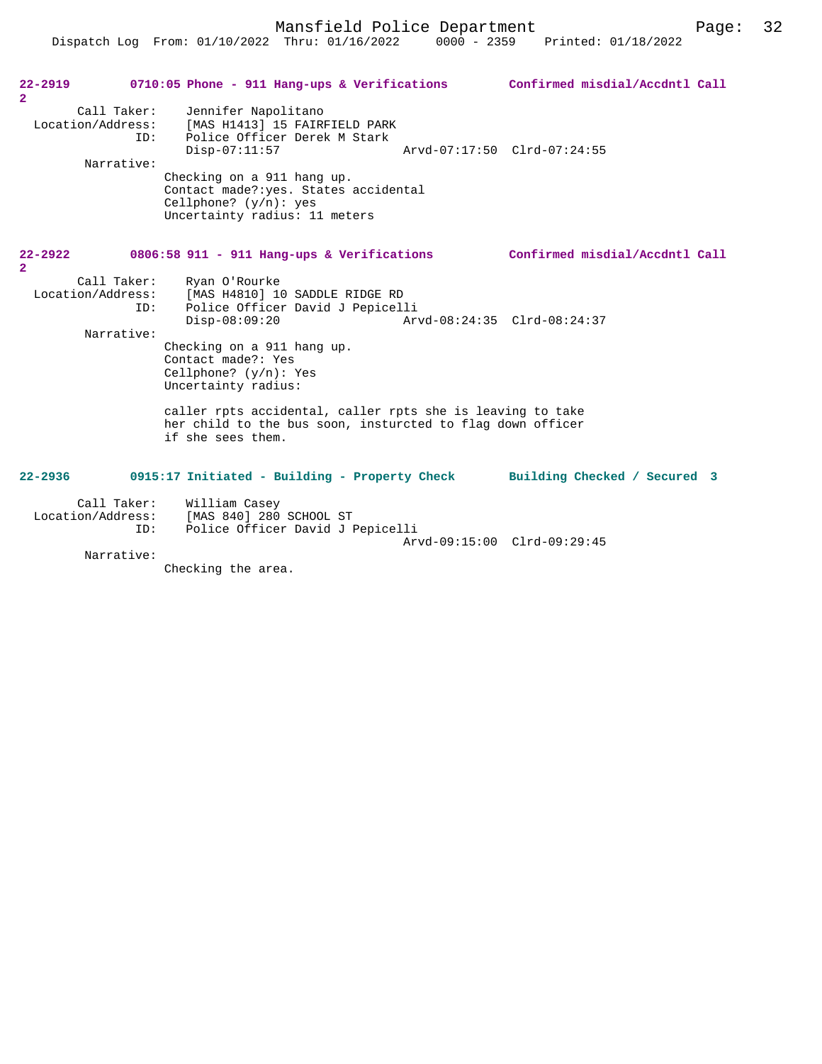**22-2919 0710:05 Phone - 911 Hang-ups & Verifications Confirmed misdial/Accdntl Call 2**

Call Taker: Jennifer Napolitano
Location/Address: [MAS H1413] 15 FAIRFIELD PARK
ID: Police Officer Derek M Stark
Disp-07:11:57 Arvd-07:17:50 Clrd-07:24:55

Narrative:
Checking on a 911 hang up.
Contact made?:yes. States accidental
Cellphone? (y/n): yes
Uncertainty radius: 11 meters

**22-2922 0806:58 911 - 911 Hang-ups & Verifications Confirmed misdial/Accdntl Call 2**

Call Taker: Ryan O'Rourke
Location/Address: [MAS H4810] 10 SADDLE RIDGE RD
ID: Police Officer David J Pepicelli
Disp-08:09:20 Arvd-08:24:35 Clrd-08:24:37

Narrative:
Checking on a 911 hang up.
Contact made?: Yes
Cellphone? (y/n): Yes
Uncertainty radius:

caller rpts accidental, caller rpts she is leaving to take her child to the bus soon, insturcted to flag down officer if she sees them.

**22-2936 0915:17 Initiated - Building - Property Check Building Checked / Secured 3**

Call Taker: William Casey
Location/Address: [MAS 840] 280 SCHOOL ST
ID: Police Officer David J Pepicelli
Arvd-09:15:00 Clrd-09:29:45

Narrative:
Checking the area.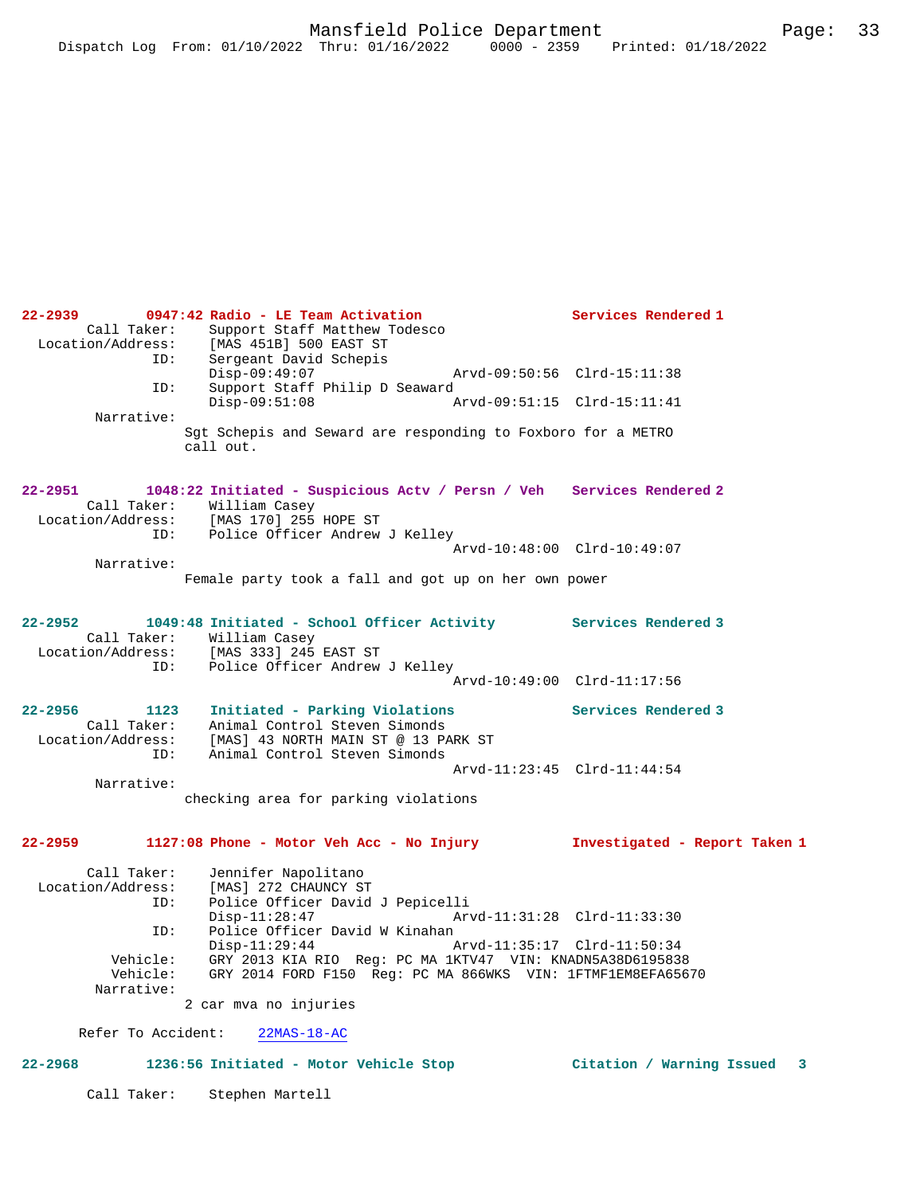**22-2939 0947:42 Radio - LE Team Activation — Services Rendered 1**

```
        Call Taker:    Support Staff Matthew Todesco
  Location/Address:    [MAS 451B] 500 EAST ST
                ID:    Sergeant David Schepis
                       Disp-09:49:07                Arvd-09:50:56  Clrd-15:11:38
                ID:    Support Staff Philip D Seaward
                       Disp-09:51:08                Arvd-09:51:15  Clrd-15:11:41
         Narrative:
                      Sgt Schepis and Seward are responding to Foxboro for a METRO
                      call out.
```

**22-2951 1048:22 Initiated - Suspicious Actv / Persn / Veh — Services Rendered 2**

```
        Call Taker:    William Casey
  Location/Address:    [MAS 170] 255 HOPE ST
                ID:    Police Officer Andrew J Kelley
                                                    Arvd-10:48:00  Clrd-10:49:07
         Narrative:
                      Female party took a fall and got up on her own power
```

**22-2952 1049:48 Initiated - School Officer Activity — Services Rendered 3**

```
        Call Taker:    William Casey
  Location/Address:    [MAS 333] 245 EAST ST
                ID:    Police Officer Andrew J Kelley
                                                    Arvd-10:49:00  Clrd-11:17:56
```

**22-2956 1123 Initiated - Parking Violations — Services Rendered 3**

```
        Call Taker:    Animal Control Steven Simonds
  Location/Address:    [MAS] 43 NORTH MAIN ST @ 13 PARK ST
                ID:    Animal Control Steven Simonds
                                                    Arvd-11:23:45  Clrd-11:44:54
         Narrative:
                      checking area for parking violations
```

**22-2959 1127:08 Phone - Motor Veh Acc - No Injury — Investigated - Report Taken 1**

```
        Call Taker:    Jennifer Napolitano
  Location/Address:    [MAS] 272 CHAUNCY ST
                ID:    Police Officer David J Pepicelli
                       Disp-11:28:47                Arvd-11:31:28  Clrd-11:33:30
                ID:    Police Officer David W Kinahan
                       Disp-11:29:44                Arvd-11:35:17  Clrd-11:50:34
           Vehicle:    GRY 2013 KIA RIO  Reg: PC MA 1KTV47  VIN: KNADN5A38D6195838
           Vehicle:    GRY 2014 FORD F150  Reg: PC MA 866WKS  VIN: 1FTMF1EM8EFA65670
         Narrative:
                      2 car mva no injuries

      Refer To Accident:    22MAS-18-AC
```

**22-2968 1236:56 Initiated - Motor Vehicle Stop — Citation / Warning Issued 3**

```
        Call Taker:    Stephen Martell
```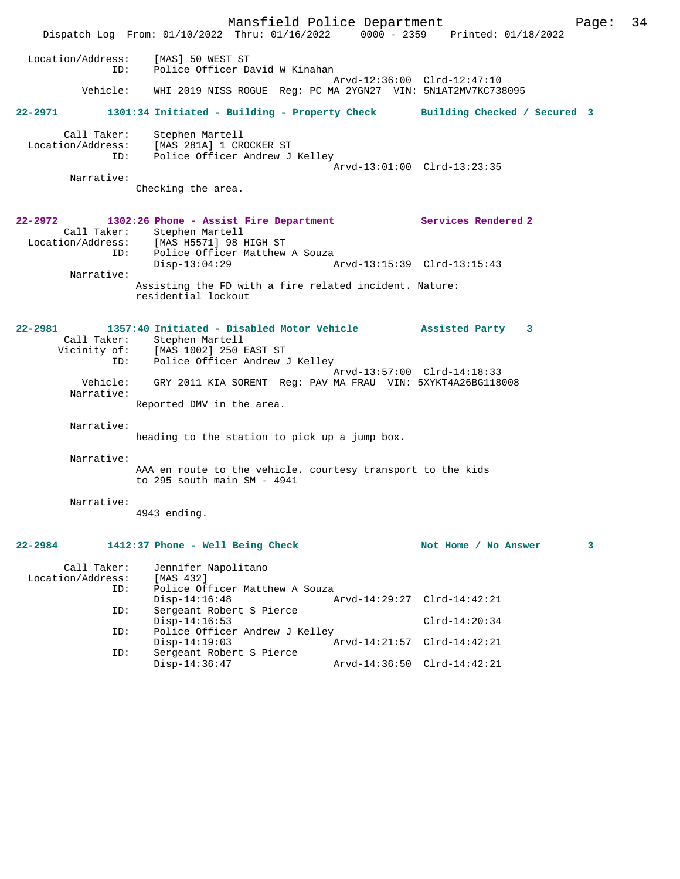Location/Address: [MAS] 50 WEST ST
ID: Police Officer David W Kinahan
Arvd-12:36:00 Clrd-12:47:10
Vehicle: WHI 2019 NISS ROGUE Reg: PC MA 2YGN27 VIN: 5N1AT2MV7KC738095

**22-2971 1301:34 Initiated - Building - Property Check Building Checked / Secured 3**

Call Taker: Stephen Martell
Location/Address: [MAS 281A] 1 CROCKER ST
ID: Police Officer Andrew J Kelley
Arvd-13:01:00 Clrd-13:23:35
Narrative:
Checking the area.

**22-2972 1302:26 Phone - Assist Fire Department Services Rendered 2**

Call Taker: Stephen Martell
Location/Address: [MAS H5571] 98 HIGH ST
ID: Police Officer Matthew A Souza
Disp-13:04:29 Arvd-13:15:39 Clrd-13:15:43
Narrative:
Assisting the FD with a fire related incident. Nature: residential lockout

**22-2981 1357:40 Initiated - Disabled Motor Vehicle Assisted Party 3**

Call Taker: Stephen Martell
Vicinity of: [MAS 1002] 250 EAST ST
ID: Police Officer Andrew J Kelley
Arvd-13:57:00 Clrd-14:18:33
Vehicle: GRY 2011 KIA SORENT Reg: PAV MA FRAU VIN: 5XYKT4A26BG118008
Narrative:
Reported DMV in the area.

Narrative:
heading to the station to pick up a jump box.

Narrative:
AAA en route to the vehicle. courtesy transport to the kids to 295 south main SM - 4941

Narrative:
4943 ending.

**22-2984 1412:37 Phone - Well Being Check Not Home / No Answer 3**

Call Taker: Jennifer Napolitano
Location/Address: [MAS 432]
ID: Police Officer Matthew A Souza
Disp-14:16:48 Arvd-14:29:27 Clrd-14:42:21
ID: Sergeant Robert S Pierce
Disp-14:16:53 Clrd-14:20:34
ID: Police Officer Andrew J Kelley
Disp-14:19:03 Arvd-14:21:57 Clrd-14:42:21
ID: Sergeant Robert S Pierce
Disp-14:36:47 Arvd-14:36:50 Clrd-14:42:21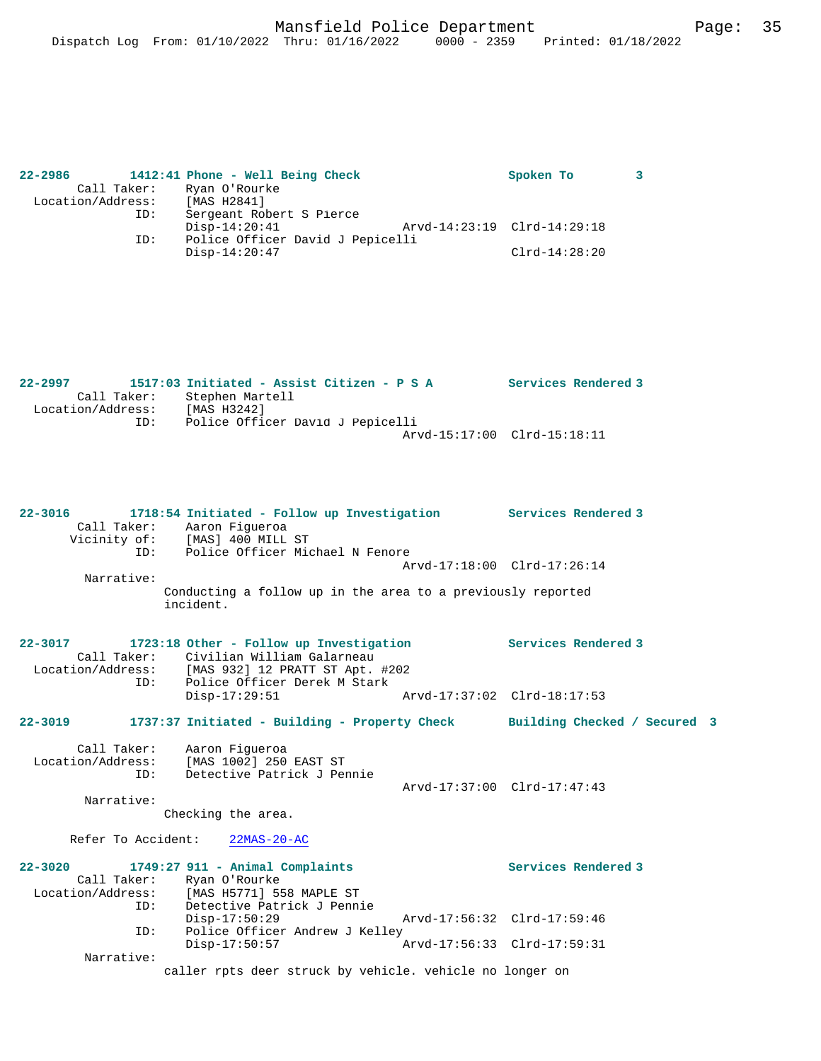```
22-2986        1412:41 Phone - Well Being Check                 Spoken To        3
        Call Taker:     Ryan O'Rourke
  Location/Address:     [MAS H2841]
                ID:     Sergeant Robert S Pierce
                        Disp-14:20:41                 Arvd-14:23:19  Clrd-14:29:18
                ID:     Police Officer David J Pepicelli
                        Disp-14:20:47                                Clrd-14:28:20

22-2997        1517:03 Initiated - Assist Citizen - P S A       Services Rendered 3
        Call Taker:     Stephen Martell
  Location/Address:     [MAS H3242]
                ID:     Police Officer David J Pepicelli
                                                      Arvd-15:17:00  Clrd-15:18:11

22-3016        1718:54 Initiated - Follow up Investigation      Services Rendered 3
        Call Taker:     Aaron Figueroa
       Vicinity of:     [MAS] 400 MILL ST
                ID:     Police Officer Michael N Fenore
                                                      Arvd-17:18:00  Clrd-17:26:14
         Narrative:
                    Conducting a follow up in the area to a previously reported
                    incident.

22-3017        1723:18 Other - Follow up Investigation          Services Rendered 3
        Call Taker:     Civilian William Galarneau
  Location/Address:     [MAS 932] 12 PRATT ST Apt. #202
                ID:     Police Officer Derek M Stark
                        Disp-17:29:51                 Arvd-17:37:02  Clrd-18:17:53

22-3019        1737:37 Initiated - Building - Property Check    Building Checked / Secured  3

        Call Taker:     Aaron Figueroa
  Location/Address:     [MAS 1002] 250 EAST ST
                ID:     Detective Patrick J Pennie
                                                      Arvd-17:37:00  Clrd-17:47:43
         Narrative:
                    Checking the area.

      Refer To Accident:    22MAS-20-AC

22-3020        1749:27 911 - Animal Complaints                  Services Rendered 3
        Call Taker:     Ryan O'Rourke
  Location/Address:     [MAS H5771] 558 MAPLE ST
                ID:     Detective Patrick J Pennie
                        Disp-17:50:29                 Arvd-17:56:32  Clrd-17:59:46
                ID:     Police Officer Andrew J Kelley
                        Disp-17:50:57                 Arvd-17:56:33  Clrd-17:59:31
         Narrative:
                    caller rpts deer struck by vehicle. vehicle no longer on
```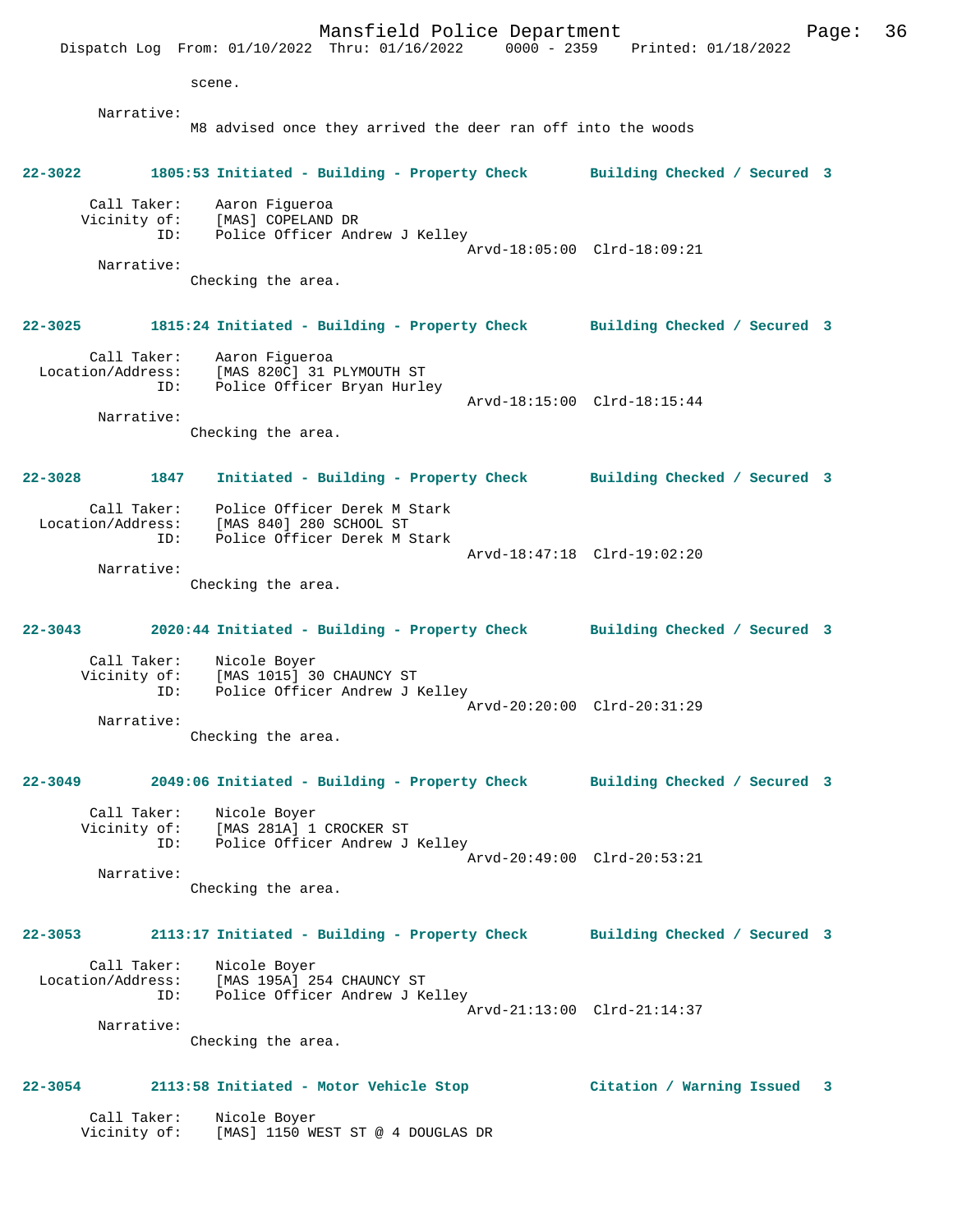scene.

Narrative:
M8 advised once they arrived the deer ran off into the woods

**22-3022 1805:53 Initiated - Building - Property Check Building Checked / Secured 3**

Call Taker: Aaron Figueroa
Vicinity of: [MAS] COPELAND DR
ID: Police Officer Andrew J Kelley
Arvd-18:05:00 Clrd-18:09:21
Narrative:
Checking the area.

**22-3025 1815:24 Initiated - Building - Property Check Building Checked / Secured 3**

Call Taker: Aaron Figueroa
Location/Address: [MAS 820C] 31 PLYMOUTH ST
ID: Police Officer Bryan Hurley
Arvd-18:15:00 Clrd-18:15:44
Narrative:
Checking the area.

**22-3028 1847 Initiated - Building - Property Check Building Checked / Secured 3**

Call Taker: Police Officer Derek M Stark
Location/Address: [MAS 840] 280 SCHOOL ST
ID: Police Officer Derek M Stark
Arvd-18:47:18 Clrd-19:02:20
Narrative:
Checking the area.

**22-3043 2020:44 Initiated - Building - Property Check Building Checked / Secured 3**

Call Taker: Nicole Boyer
Vicinity of: [MAS 1015] 30 CHAUNCY ST
ID: Police Officer Andrew J Kelley
Arvd-20:20:00 Clrd-20:31:29
Narrative:
Checking the area.

**22-3049 2049:06 Initiated - Building - Property Check Building Checked / Secured 3**

Call Taker: Nicole Boyer
Vicinity of: [MAS 281A] 1 CROCKER ST
ID: Police Officer Andrew J Kelley
Arvd-20:49:00 Clrd-20:53:21
Narrative:
Checking the area.

**22-3053 2113:17 Initiated - Building - Property Check Building Checked / Secured 3**

Call Taker: Nicole Boyer
Location/Address: [MAS 195A] 254 CHAUNCY ST
ID: Police Officer Andrew J Kelley
Arvd-21:13:00 Clrd-21:14:37
Narrative:
Checking the area.

**22-3054 2113:58 Initiated - Motor Vehicle Stop Citation / Warning Issued 3**

Call Taker: Nicole Boyer
Vicinity of: [MAS] 1150 WEST ST @ 4 DOUGLAS DR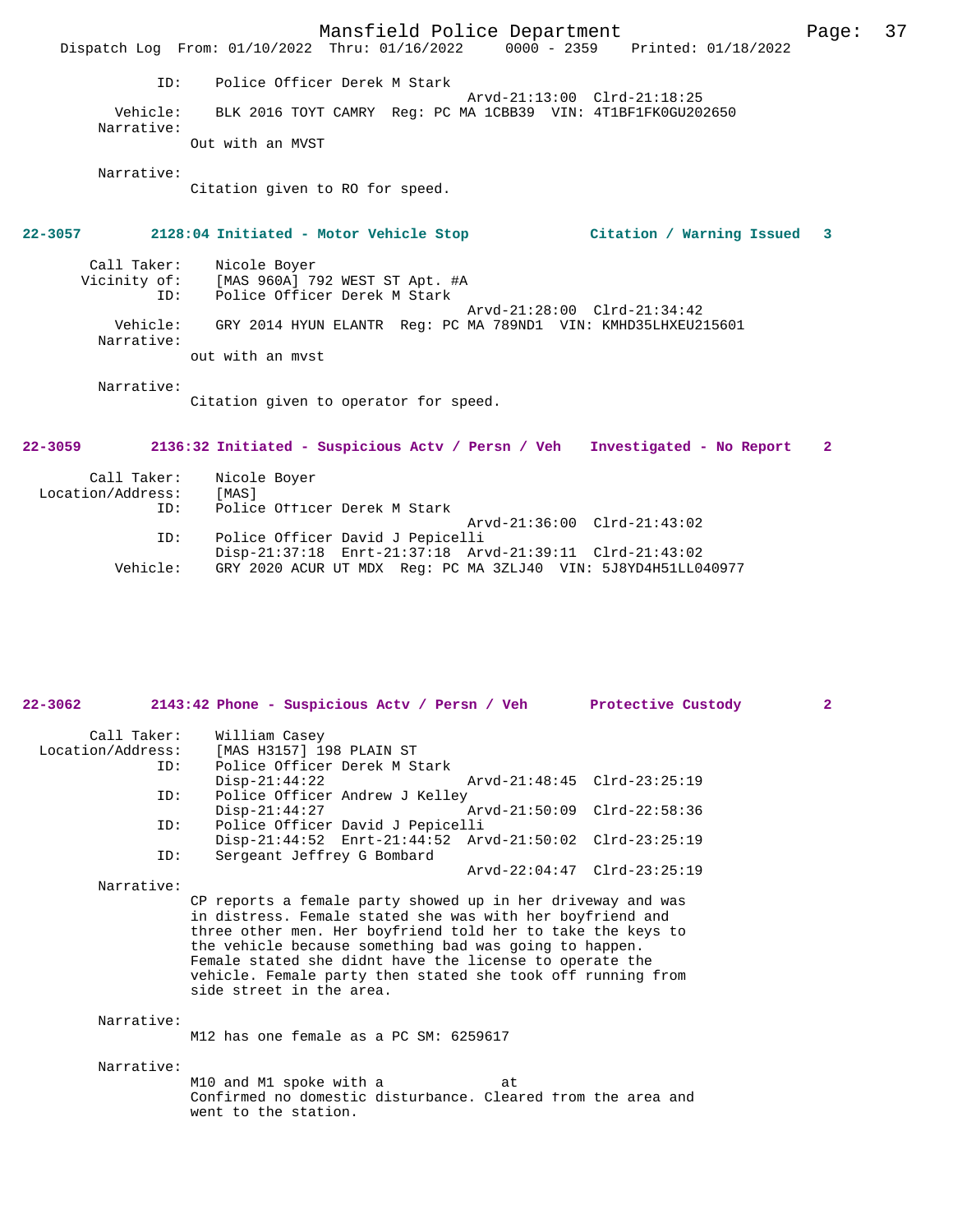```
            ID:    Police Officer Derek M Stark
                                              Arvd-21:13:00  Clrd-21:18:25
       Vehicle:    BLK 2016 TOYT CAMRY  Reg: PC MA 1CBB39  VIN: 4T1BF1FK0GU202650
     Narrative:
                 Out with an MVST

     Narrative:
                 Citation given to RO for speed.


22-3057        2128:04 Initiated - Motor Vehicle Stop          Citation / Warning Issued   3

        Call Taker:    Nicole Boyer
       Vicinity of:    [MAS 960A] 792 WEST ST Apt. #A
                ID:    Police Officer Derek M Stark
                                              Arvd-21:28:00  Clrd-21:34:42
           Vehicle:    GRY 2014 HYUN ELANTR  Reg: PC MA 789ND1  VIN: KMHD35LHXEU215601
         Narrative:
                 out with an mvst

         Narrative:
                 Citation given to operator for speed.


22-3059        2136:32 Initiated - Suspicious Actv / Persn / Veh   Investigated - No Report   2

        Call Taker:    Nicole Boyer
  Location/Address:    [MAS]
                ID:    Police Officer Derek M Stark
                                              Arvd-21:36:00  Clrd-21:43:02
                ID:    Police Officer David J Pepicelli
                       Disp-21:37:18  Enrt-21:37:18  Arvd-21:39:11  Clrd-21:43:02
           Vehicle:    GRY 2020 ACUR UT MDX  Reg: PC MA 3ZLJ40  VIN: 5J8YD4H51LL040977


22-3062        2143:42 Phone - Suspicious Actv / Persn / Veh       Protective Custody          2

        Call Taker:    William Casey
  Location/Address:    [MAS H3157] 198 PLAIN ST
                ID:    Police Officer Derek M Stark
                       Disp-21:44:22                Arvd-21:48:45  Clrd-23:25:19
                ID:    Police Officer Andrew J Kelley
                       Disp-21:44:27                Arvd-21:50:09  Clrd-22:58:36
                ID:    Police Officer David J Pepicelli
                       Disp-21:44:52  Enrt-21:44:52  Arvd-21:50:02  Clrd-23:25:19
                ID:    Sergeant Jeffrey G Bombard
                                              Arvd-22:04:47  Clrd-23:25:19
         Narrative:
                 CP reports a female party showed up in her driveway and was
                 in distress. Female stated she was with her boyfriend and
                 three other men. Her boyfriend told her to take the keys to
                 the vehicle because something bad was going to happen.
                 Female stated she didnt have the license to operate the
                 vehicle. Female party then stated she took off running from
                 side street in the area.

         Narrative:
                 M12 has one female as a PC SM: 6259617

         Narrative:
                 M10 and M1 spoke with a              at
                 Confirmed no domestic disturbance. Cleared from the area and
                 went to the station.
```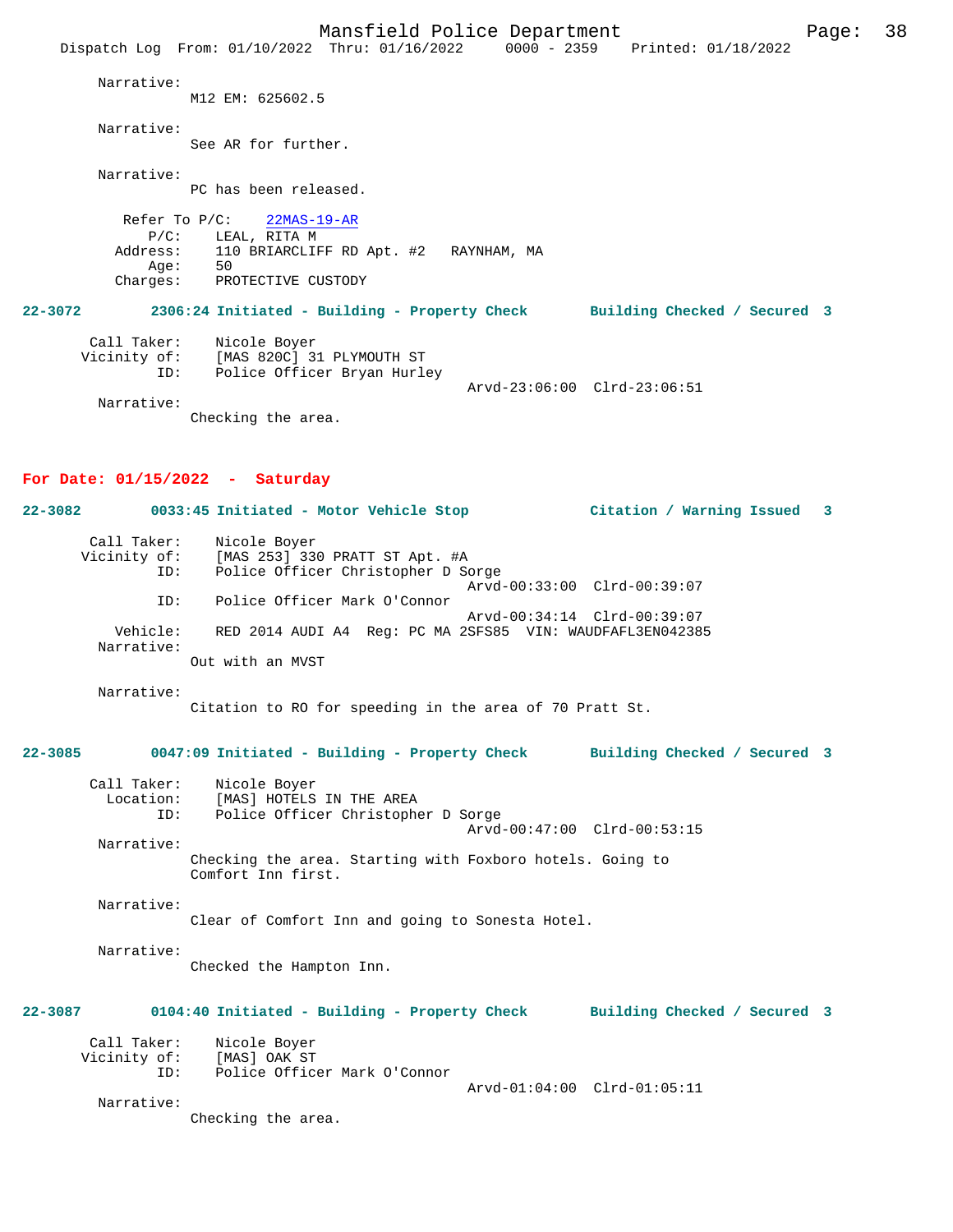Narrative:
M12 EM: 625602.5

Narrative:
See AR for further.

Narrative:
PC has been released.

Refer To P/C: 22MAS-19-AR
P/C: LEAL, RITA M
Address: 110 BRIARCLIFF RD Apt. #2 RAYNHAM, MA
Age: 50
Charges: PROTECTIVE CUSTODY

**22-3072 2306:24 Initiated - Building - Property Check Building Checked / Secured 3**

Call Taker: Nicole Boyer
Vicinity of: [MAS 820C] 31 PLYMOUTH ST
ID: Police Officer Bryan Hurley
Arvd-23:06:00 Clrd-23:06:51
Narrative:
Checking the area.

## For Date: 01/15/2022 - Saturday

**22-3082 0033:45 Initiated - Motor Vehicle Stop Citation / Warning Issued 3**

Call Taker: Nicole Boyer
Vicinity of: [MAS 253] 330 PRATT ST Apt. #A
ID: Police Officer Christopher D Sorge
Arvd-00:33:00 Clrd-00:39:07
ID: Police Officer Mark O'Connor
Arvd-00:34:14 Clrd-00:39:07
Vehicle: RED 2014 AUDI A4 Reg: PC MA 2SFS85 VIN: WAUDFAFL3EN042385
Narrative:
Out with an MVST

Narrative:
Citation to RO for speeding in the area of 70 Pratt St.

**22-3085 0047:09 Initiated - Building - Property Check Building Checked / Secured 3**

Call Taker: Nicole Boyer
Location: [MAS] HOTELS IN THE AREA
ID: Police Officer Christopher D Sorge
Arvd-00:47:00 Clrd-00:53:15
Narrative:
Checking the area. Starting with Foxboro hotels. Going to Comfort Inn first.

Narrative:
Clear of Comfort Inn and going to Sonesta Hotel.

Narrative:
Checked the Hampton Inn.

**22-3087 0104:40 Initiated - Building - Property Check Building Checked / Secured 3**

Call Taker: Nicole Boyer
Vicinity of: [MAS] OAK ST
ID: Police Officer Mark O'Connor
Arvd-01:04:00 Clrd-01:05:11
Narrative:
Checking the area.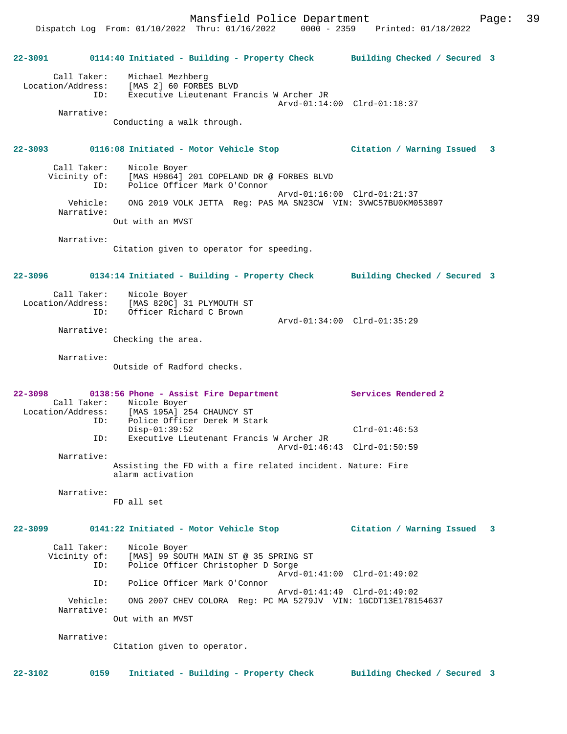**22-3091** **0114:40 Initiated - Building - Property Check** **Building Checked / Secured 3**

Call Taker: Michael Mezhberg
Location/Address: [MAS 2] 60 FORBES BLVD
ID: Executive Lieutenant Francis W Archer JR
Arvd-01:14:00 Clrd-01:18:37
Narrative:
Conducting a walk through.

**22-3093** **0116:08 Initiated - Motor Vehicle Stop** **Citation / Warning Issued 3**

Call Taker: Nicole Boyer
Vicinity of: [MAS H9864] 201 COPELAND DR @ FORBES BLVD
ID: Police Officer Mark O'Connor
Arvd-01:16:00 Clrd-01:21:37
Vehicle: ONG 2019 VOLK JETTA Reg: PAS MA SN23CW VIN: 3VWC57BU0KM053897
Narrative:
Out with an MVST

Narrative:
Citation given to operator for speeding.

**22-3096** **0134:14 Initiated - Building - Property Check** **Building Checked / Secured 3**

Call Taker: Nicole Boyer
Location/Address: [MAS 820C] 31 PLYMOUTH ST
ID: Officer Richard C Brown
Arvd-01:34:00 Clrd-01:35:29
Narrative:
Checking the area.

Narrative:
Outside of Radford checks.

**22-3098** **0138:56 Phone - Assist Fire Department** **Services Rendered 2**

Call Taker: Nicole Boyer
Location/Address: [MAS 195A] 254 CHAUNCY ST
ID: Police Officer Derek M Stark
Disp-01:39:52 Clrd-01:46:53
ID: Executive Lieutenant Francis W Archer JR
Arvd-01:46:43 Clrd-01:50:59
Narrative:
Assisting the FD with a fire related incident. Nature: Fire alarm activation

Narrative:
FD all set

**22-3099** **0141:22 Initiated - Motor Vehicle Stop** **Citation / Warning Issued 3**

Call Taker: Nicole Boyer
Vicinity of: [MAS] 99 SOUTH MAIN ST @ 35 SPRING ST
ID: Police Officer Christopher D Sorge
Arvd-01:41:00 Clrd-01:49:02
ID: Police Officer Mark O'Connor
Arvd-01:41:49 Clrd-01:49:02
Vehicle: ONG 2007 CHEV COLORA Reg: PC MA 5279JV VIN: 1GCDT13E178154637
Narrative:
Out with an MVST

Narrative:
Citation given to operator.

**22-3102** **0159 Initiated - Building - Property Check** **Building Checked / Secured 3**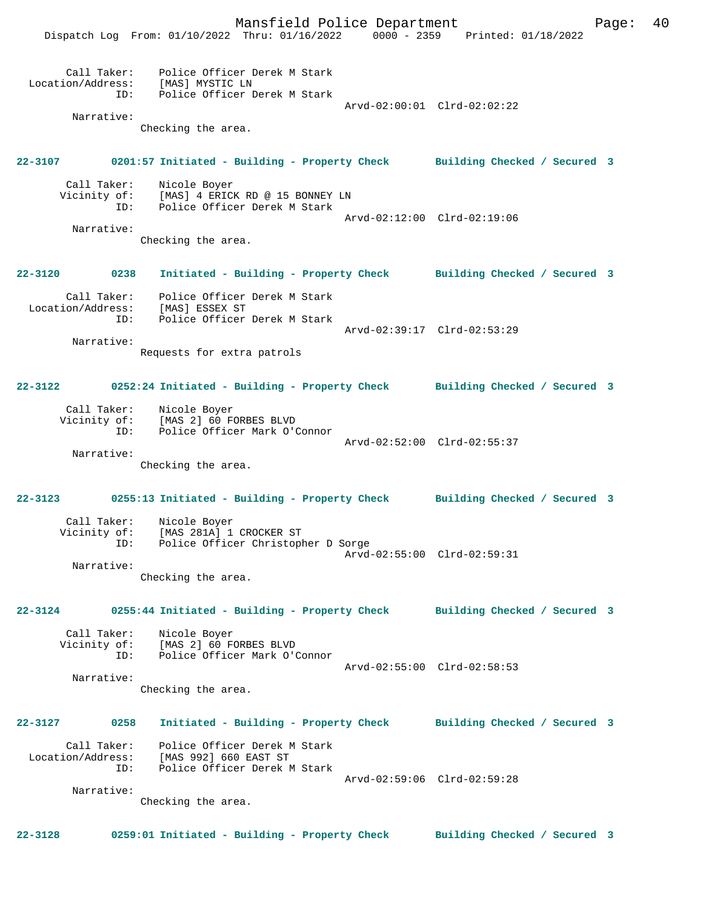Call Taker: Police Officer Derek M Stark
Location/Address: [MAS] MYSTIC LN
ID: Police Officer Derek M Stark
Arvd-02:00:01 Clrd-02:02:22
Narrative:
Checking the area.

**22-3107 0201:57 Initiated - Building - Property Check Building Checked / Secured 3**

Call Taker: Nicole Boyer
Vicinity of: [MAS] 4 ERICK RD @ 15 BONNEY LN
ID: Police Officer Derek M Stark
Arvd-02:12:00 Clrd-02:19:06
Narrative:
Checking the area.

**22-3120 0238 Initiated - Building - Property Check Building Checked / Secured 3**

Call Taker: Police Officer Derek M Stark
Location/Address: [MAS] ESSEX ST
ID: Police Officer Derek M Stark
Arvd-02:39:17 Clrd-02:53:29
Narrative:
Requests for extra patrols

**22-3122 0252:24 Initiated - Building - Property Check Building Checked / Secured 3**

Call Taker: Nicole Boyer
Vicinity of: [MAS 2] 60 FORBES BLVD
ID: Police Officer Mark O'Connor
Arvd-02:52:00 Clrd-02:55:37
Narrative:
Checking the area.

**22-3123 0255:13 Initiated - Building - Property Check Building Checked / Secured 3**

Call Taker: Nicole Boyer
Vicinity of: [MAS 281A] 1 CROCKER ST
ID: Police Officer Christopher D Sorge
Arvd-02:55:00 Clrd-02:59:31
Narrative:
Checking the area.

**22-3124 0255:44 Initiated - Building - Property Check Building Checked / Secured 3**

Call Taker: Nicole Boyer
Vicinity of: [MAS 2] 60 FORBES BLVD
ID: Police Officer Mark O'Connor
Arvd-02:55:00 Clrd-02:58:53
Narrative:
Checking the area.

**22-3127 0258 Initiated - Building - Property Check Building Checked / Secured 3**

Call Taker: Police Officer Derek M Stark
Location/Address: [MAS 992] 660 EAST ST
ID: Police Officer Derek M Stark
Arvd-02:59:06 Clrd-02:59:28
Narrative:
Checking the area.

**22-3128 0259:01 Initiated - Building - Property Check Building Checked / Secured 3**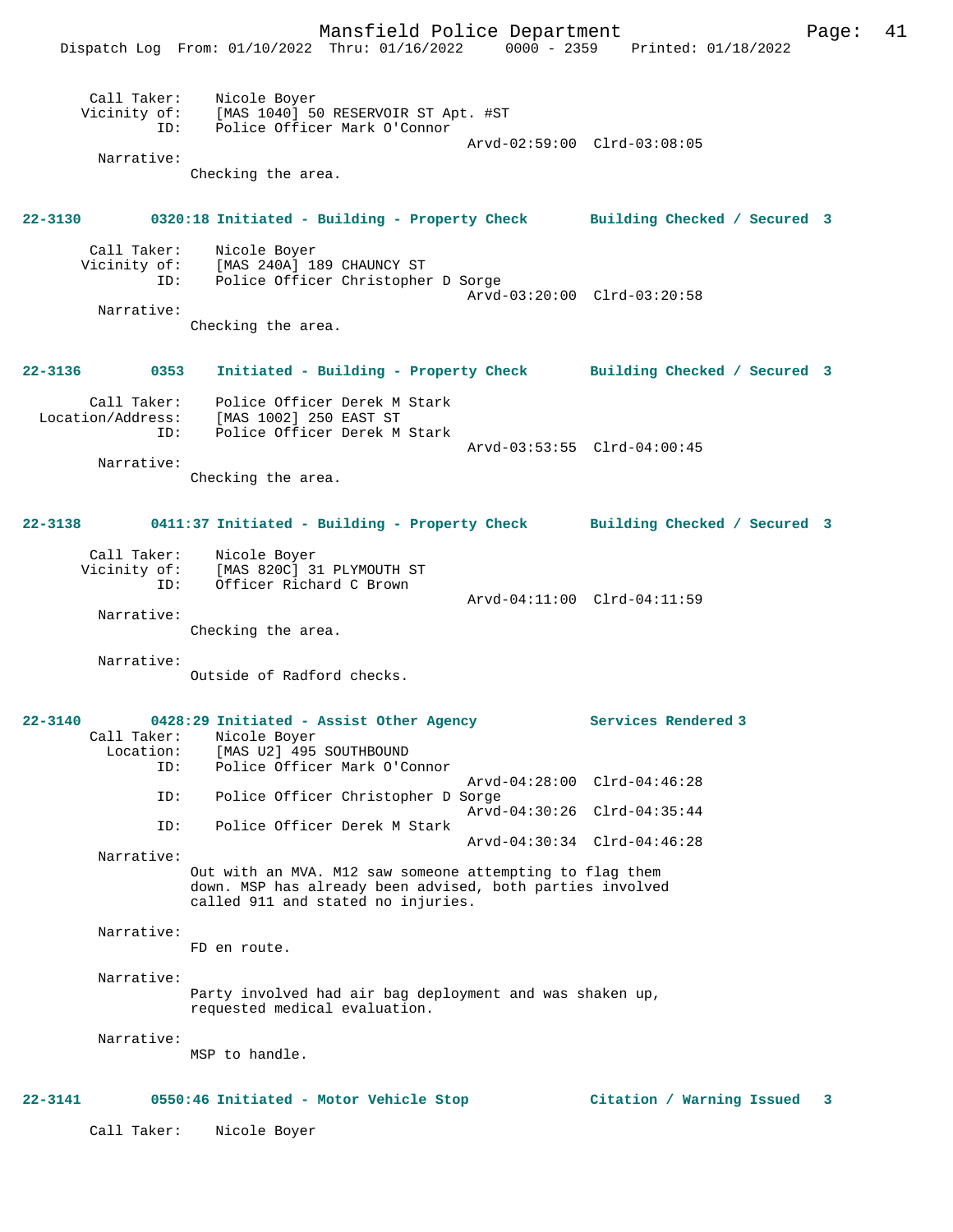Call Taker: Nicole Boyer
Vicinity of: [MAS 1040] 50 RESERVOIR ST Apt. #ST
ID: Police Officer Mark O'Connor
Arvd-02:59:00 Clrd-03:08:05

Narrative:
Checking the area.

**22-3130 0320:18 Initiated - Building - Property Check Building Checked / Secured 3**

Call Taker: Nicole Boyer
Vicinity of: [MAS 240A] 189 CHAUNCY ST
ID: Police Officer Christopher D Sorge
Arvd-03:20:00 Clrd-03:20:58

Narrative:
Checking the area.

**22-3136 0353 Initiated - Building - Property Check Building Checked / Secured 3**

Call Taker: Police Officer Derek M Stark
Location/Address: [MAS 1002] 250 EAST ST
ID: Police Officer Derek M Stark
Arvd-03:53:55 Clrd-04:00:45

Narrative:
Checking the area.

**22-3138 0411:37 Initiated - Building - Property Check Building Checked / Secured 3**

Call Taker: Nicole Boyer
Vicinity of: [MAS 820C] 31 PLYMOUTH ST
ID: Officer Richard C Brown
Arvd-04:11:00 Clrd-04:11:59

Narrative:
Checking the area.

Narrative:
Outside of Radford checks.

**22-3140 0428:29 Initiated - Assist Other Agency Services Rendered 3**

Call Taker: Nicole Boyer
Location: [MAS U2] 495 SOUTHBOUND
ID: Police Officer Mark O'Connor
Arvd-04:28:00 Clrd-04:46:28
ID: Police Officer Christopher D Sorge
Arvd-04:30:26 Clrd-04:35:44
ID: Police Officer Derek M Stark
Arvd-04:30:34 Clrd-04:46:28

Narrative:
Out with an MVA. M12 saw someone attempting to flag them down. MSP has already been advised, both parties involved called 911 and stated no injuries.

Narrative:
FD en route.

Narrative:
Party involved had air bag deployment and was shaken up, requested medical evaluation.

Narrative:
MSP to handle.

**22-3141 0550:46 Initiated - Motor Vehicle Stop Citation / Warning Issued 3**

Call Taker: Nicole Boyer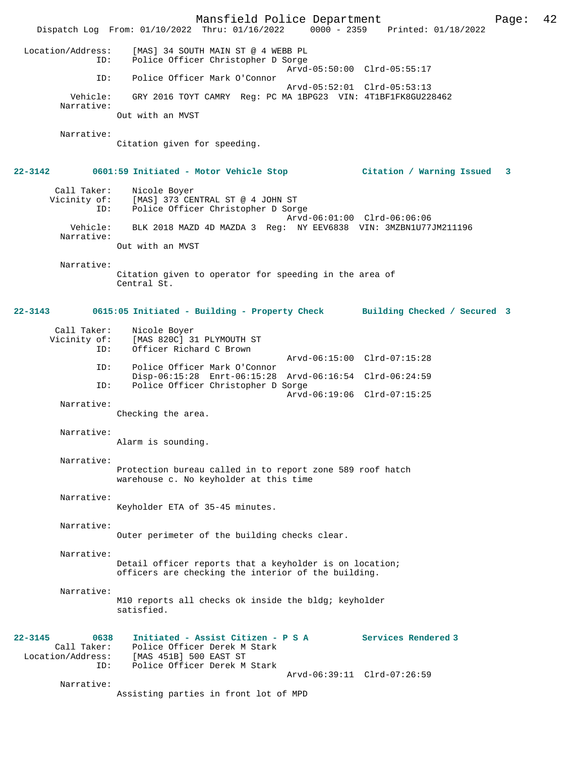Location/Address: [MAS] 34 SOUTH MAIN ST @ 4 WEBB PL
ID: Police Officer Christopher D Sorge
Arvd-05:50:00 Clrd-05:55:17
ID: Police Officer Mark O'Connor
Arvd-05:52:01 Clrd-05:53:13
Vehicle: GRY 2016 TOYT CAMRY Reg: PC MA 1BPG23 VIN: 4T1BF1FK8GU228462
Narrative:
Out with an MVST

Narrative:
Citation given for speeding.

**22-3142 0601:59 Initiated - Motor Vehicle Stop Citation / Warning Issued 3**

Call Taker: Nicole Boyer
Vicinity of: [MAS] 373 CENTRAL ST @ 4 JOHN ST
ID: Police Officer Christopher D Sorge
Arvd-06:01:00 Clrd-06:06:06
Vehicle: BLK 2018 MAZD 4D MAZDA 3 Reg: NY EEV6838 VIN: 3MZBN1U77JM211196
Narrative:
Out with an MVST

Narrative:
Citation given to operator for speeding in the area of Central St.

**22-3143 0615:05 Initiated - Building - Property Check Building Checked / Secured 3**

Call Taker: Nicole Boyer
Vicinity of: [MAS 820C] 31 PLYMOUTH ST
ID: Officer Richard C Brown
Arvd-06:15:00 Clrd-07:15:28
ID: Police Officer Mark O'Connor
Disp-06:15:28 Enrt-06:15:28 Arvd-06:16:54 Clrd-06:24:59
ID: Police Officer Christopher D Sorge
Arvd-06:19:06 Clrd-07:15:25
Narrative:
Checking the area.

Narrative:
Alarm is sounding.

Narrative:
Protection bureau called in to report zone 589 roof hatch warehouse c. No keyholder at this time

Narrative:
Keyholder ETA of 35-45 minutes.

Narrative:
Outer perimeter of the building checks clear.

Narrative:
Detail officer reports that a keyholder is on location; officers are checking the interior of the building.

Narrative:
M10 reports all checks ok inside the bldg; keyholder satisfied.

**22-3145 0638 Initiated - Assist Citizen - P S A Services Rendered 3**
Call Taker: Police Officer Derek M Stark
Location/Address: [MAS 451B] 500 EAST ST
ID: Police Officer Derek M Stark
Arvd-06:39:11 Clrd-07:26:59
Narrative:
Assisting parties in front lot of MPD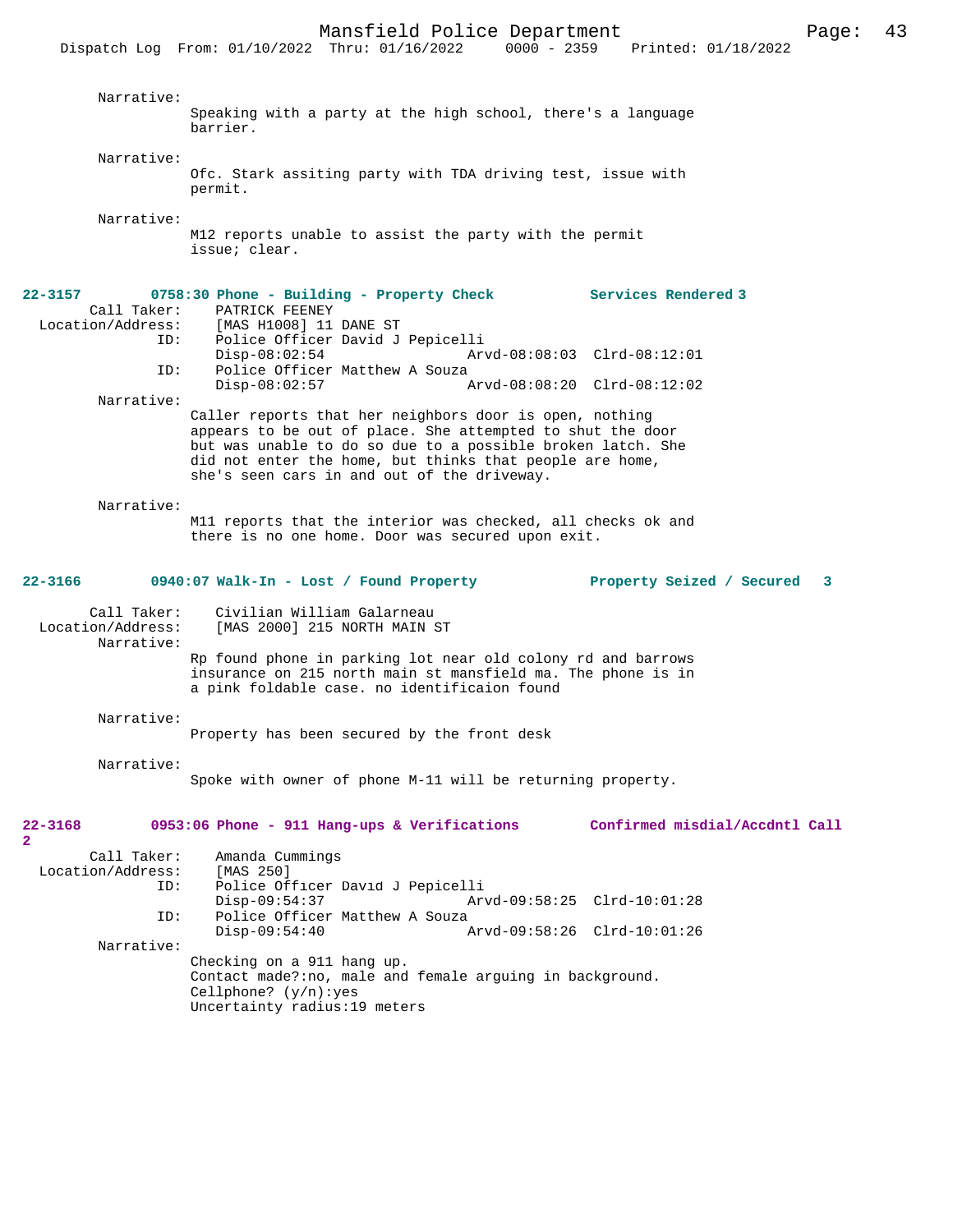Narrative:
Speaking with a party at the high school, there's a language barrier.

Narrative:
Ofc. Stark assiting party with TDA driving test, issue with permit.

Narrative:
M12 reports unable to assist the party with the permit issue; clear.

**22-3157 0758:30 Phone - Building - Property Check Services Rendered 3**

Call Taker: PATRICK FEENEY
Location/Address: [MAS H1008] 11 DANE ST
ID: Police Officer David J Pepicelli
Disp-08:02:54 Arvd-08:08:03 Clrd-08:12:01
ID: Police Officer Matthew A Souza
Disp-08:02:57 Arvd-08:08:20 Clrd-08:12:02

Narrative:
Caller reports that her neighbors door is open, nothing appears to be out of place. She attempted to shut the door but was unable to do so due to a possible broken latch. She did not enter the home, but thinks that people are home, she's seen cars in and out of the driveway.

Narrative:
M11 reports that the interior was checked, all checks ok and there is no one home. Door was secured upon exit.

**22-3166 0940:07 Walk-In - Lost / Found Property Property Seized / Secured 3**

Call Taker: Civilian William Galarneau
Location/Address: [MAS 2000] 215 NORTH MAIN ST

Narrative:
Rp found phone in parking lot near old colony rd and barrows insurance on 215 north main st mansfield ma. The phone is in a pink foldable case. no identificaion found

Narrative:
Property has been secured by the front desk

Narrative:
Spoke with owner of phone M-11 will be returning property.

**22-3168 0953:06 Phone - 911 Hang-ups & Verifications Confirmed misdial/Accdntl Call 2**

Call Taker: Amanda Cummings
Location/Address: [MAS 250]
ID: Police Officer David J Pepicelli
Disp-09:54:37 Arvd-09:58:25 Clrd-10:01:28
ID: Police Officer Matthew A Souza
Disp-09:54:40 Arvd-09:58:26 Clrd-10:01:26

Narrative:
Checking on a 911 hang up.
Contact made?:no, male and female arguing in background.
Cellphone? (y/n):yes
Uncertainty radius:19 meters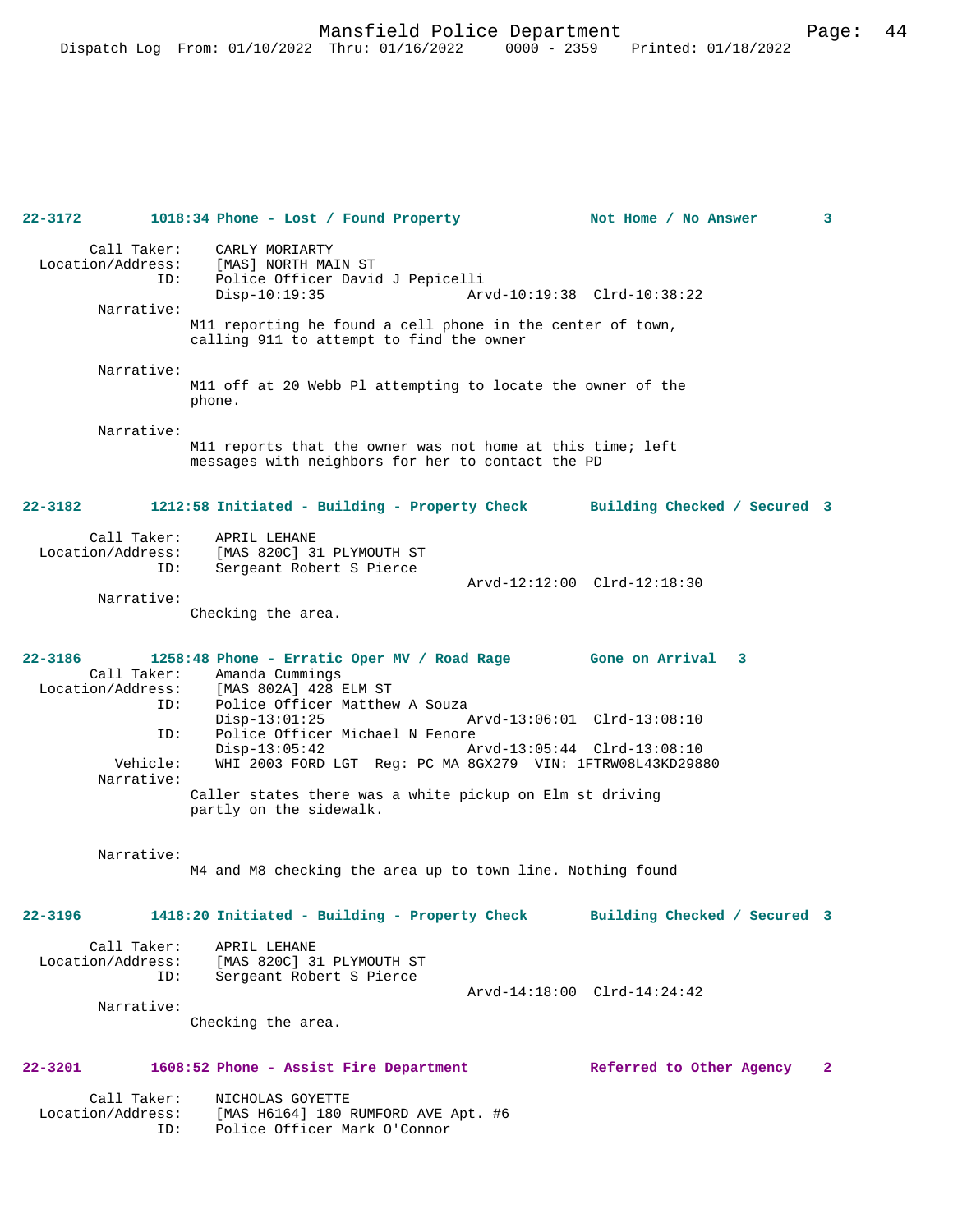**22-3172 1018:34 Phone - Lost / Found Property Not Home / No Answer 3**

Call Taker: CARLY MORIARTY
Location/Address: [MAS] NORTH MAIN ST
ID: Police Officer David J Pepicelli
Disp-10:19:35 Arvd-10:19:38 Clrd-10:38:22

Narrative:
M11 reporting he found a cell phone in the center of town, calling 911 to attempt to find the owner

Narrative:
M11 off at 20 Webb Pl attempting to locate the owner of the phone.

Narrative:
M11 reports that the owner was not home at this time; left messages with neighbors for her to contact the PD

**22-3182 1212:58 Initiated - Building - Property Check Building Checked / Secured 3**

Call Taker: APRIL LEHANE
Location/Address: [MAS 820C] 31 PLYMOUTH ST
ID: Sergeant Robert S Pierce
Arvd-12:12:00 Clrd-12:18:30

Narrative:
Checking the area.

**22-3186 1258:48 Phone - Erratic Oper MV / Road Rage Gone on Arrival 3**

Call Taker: Amanda Cummings
Location/Address: [MAS 802A] 428 ELM ST
ID: Police Officer Matthew A Souza
Disp-13:01:25 Arvd-13:06:01 Clrd-13:08:10
ID: Police Officer Michael N Fenore
Disp-13:05:42 Arvd-13:05:44 Clrd-13:08:10
Vehicle: WHI 2003 FORD LGT Reg: PC MA 8GX279 VIN: 1FTRW08L43KD29880

Narrative:
Caller states there was a white pickup on Elm st driving partly on the sidewalk.

Narrative:
M4 and M8 checking the area up to town line. Nothing found

**22-3196 1418:20 Initiated - Building - Property Check Building Checked / Secured 3**

Call Taker: APRIL LEHANE
Location/Address: [MAS 820C] 31 PLYMOUTH ST
ID: Sergeant Robert S Pierce
Arvd-14:18:00 Clrd-14:24:42

Narrative:
Checking the area.

**22-3201 1608:52 Phone - Assist Fire Department Referred to Other Agency 2**

Call Taker: NICHOLAS GOYETTE
Location/Address: [MAS H6164] 180 RUMFORD AVE Apt. #6
ID: Police Officer Mark O'Connor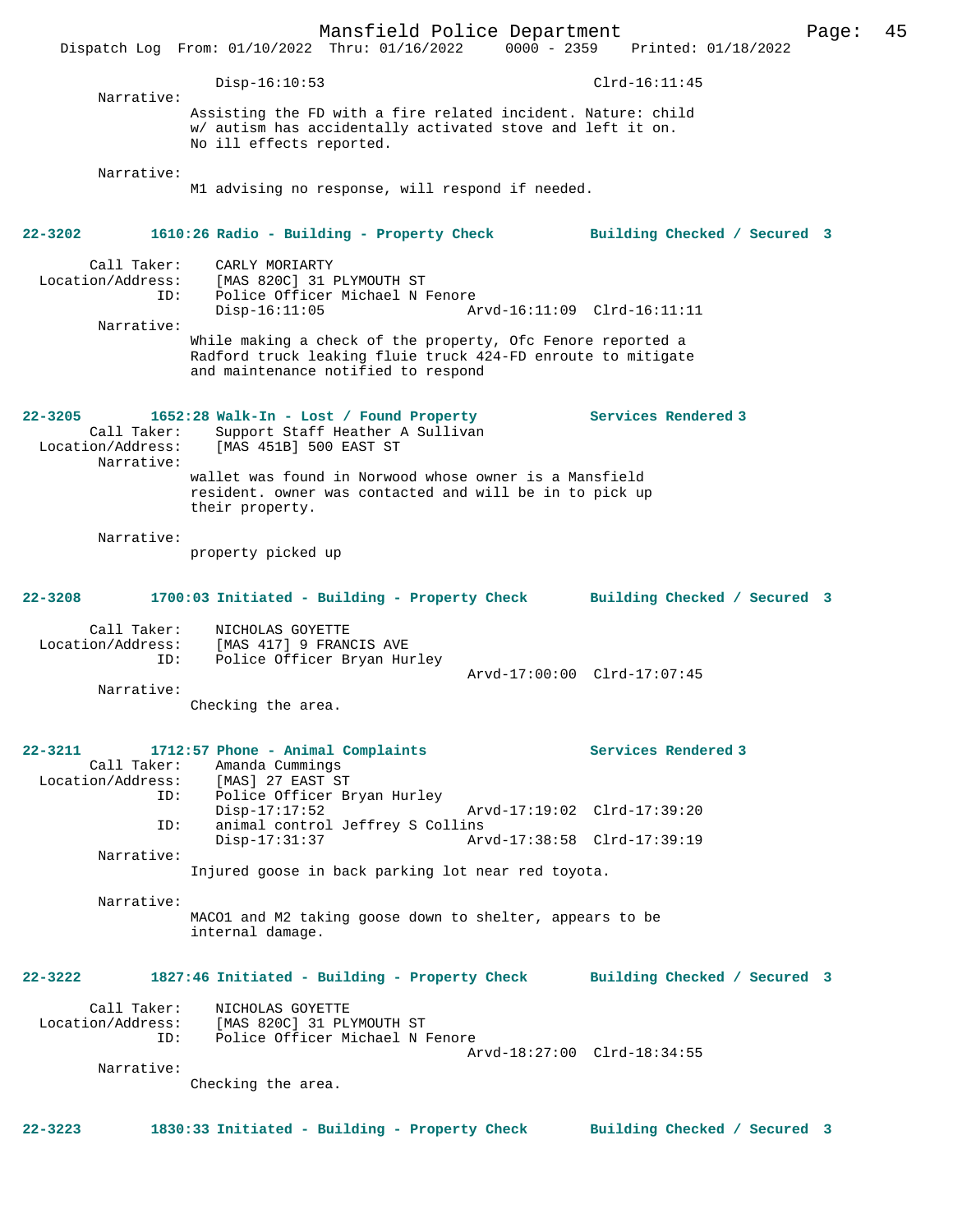Disp-16:10:53 Clrd-16:11:45

Narrative:
Assisting the FD with a fire related incident. Nature: child w/ autism has accidentally activated stove and left it on. No ill effects reported.

Narrative:
M1 advising no response, will respond if needed.

**22-3202 1610:26 Radio - Building - Property Check Building Checked / Secured 3**

Call Taker: CARLY MORIARTY
Location/Address: [MAS 820C] 31 PLYMOUTH ST
ID: Police Officer Michael N Fenore
Disp-16:11:05 Arvd-16:11:09 Clrd-16:11:11

Narrative:
While making a check of the property, Ofc Fenore reported a Radford truck leaking fluie truck 424-FD enroute to mitigate and maintenance notified to respond

**22-3205 1652:28 Walk-In - Lost / Found Property Services Rendered 3**

Call Taker: Support Staff Heather A Sullivan
Location/Address: [MAS 451B] 500 EAST ST

Narrative:
wallet was found in Norwood whose owner is a Mansfield resident. owner was contacted and will be in to pick up their property.

Narrative:
property picked up

**22-3208 1700:03 Initiated - Building - Property Check Building Checked / Secured 3**

Call Taker: NICHOLAS GOYETTE
Location/Address: [MAS 417] 9 FRANCIS AVE
ID: Police Officer Bryan Hurley
Arvd-17:00:00 Clrd-17:07:45

Narrative:
Checking the area.

**22-3211 1712:57 Phone - Animal Complaints Services Rendered 3**

Call Taker: Amanda Cummings
Location/Address: [MAS] 27 EAST ST
ID: Police Officer Bryan Hurley
Disp-17:17:52 Arvd-17:19:02 Clrd-17:39:20
ID: animal control Jeffrey S Collins
Disp-17:31:37 Arvd-17:38:58 Clrd-17:39:19

Narrative:
Injured goose in back parking lot near red toyota.

Narrative:
MACO1 and M2 taking goose down to shelter, appears to be internal damage.

**22-3222 1827:46 Initiated - Building - Property Check Building Checked / Secured 3**

Call Taker: NICHOLAS GOYETTE
Location/Address: [MAS 820C] 31 PLYMOUTH ST
ID: Police Officer Michael N Fenore
Arvd-18:27:00 Clrd-18:34:55

Narrative:
Checking the area.

**22-3223 1830:33 Initiated - Building - Property Check Building Checked / Secured 3**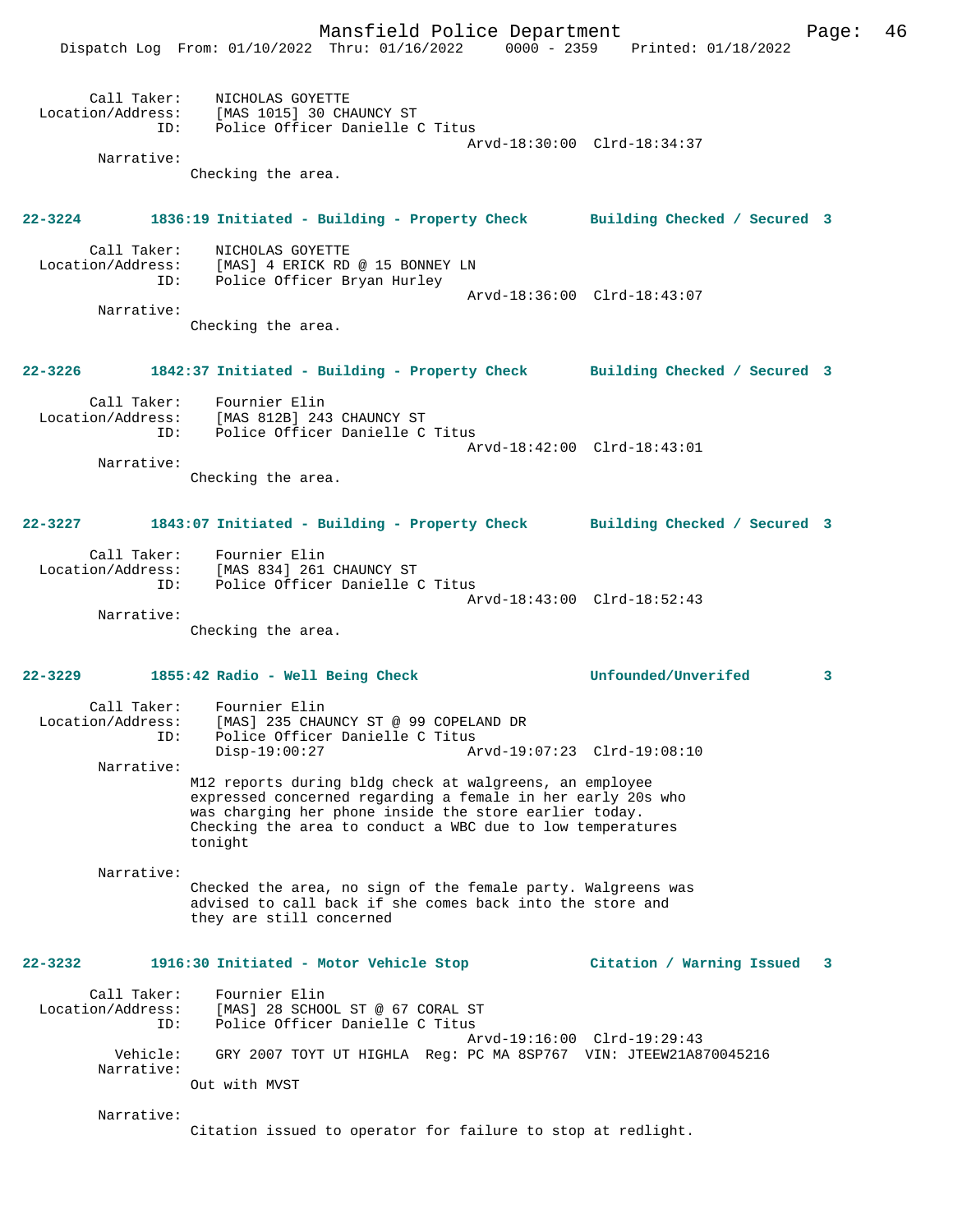Call Taker: NICHOLAS GOYETTE
Location/Address: [MAS 1015] 30 CHAUNCY ST
ID: Police Officer Danielle C Titus
Arvd-18:30:00 Clrd-18:34:37
Narrative:
Checking the area.

**22-3224 1836:19 Initiated - Building - Property Check Building Checked / Secured 3**

Call Taker: NICHOLAS GOYETTE
Location/Address: [MAS] 4 ERICK RD @ 15 BONNEY LN
ID: Police Officer Bryan Hurley
Arvd-18:36:00 Clrd-18:43:07
Narrative:
Checking the area.

**22-3226 1842:37 Initiated - Building - Property Check Building Checked / Secured 3**

Call Taker: Fournier Elin
Location/Address: [MAS 812B] 243 CHAUNCY ST
ID: Police Officer Danielle C Titus
Arvd-18:42:00 Clrd-18:43:01
Narrative:
Checking the area.

**22-3227 1843:07 Initiated - Building - Property Check Building Checked / Secured 3**

Call Taker: Fournier Elin
Location/Address: [MAS 834] 261 CHAUNCY ST
ID: Police Officer Danielle C Titus
Arvd-18:43:00 Clrd-18:52:43
Narrative:
Checking the area.

**22-3229 1855:42 Radio - Well Being Check Unfounded/Unverifed 3**

Call Taker: Fournier Elin
Location/Address: [MAS] 235 CHAUNCY ST @ 99 COPELAND DR
ID: Police Officer Danielle C Titus
Disp-19:00:27 Arvd-19:07:23 Clrd-19:08:10
Narrative:
M12 reports during bldg check at walgreens, an employee expressed concerned regarding a female in her early 20s who was charging her phone inside the store earlier today. Checking the area to conduct a WBC due to low temperatures tonight

Narrative:
Checked the area, no sign of the female party. Walgreens was advised to call back if she comes back into the store and they are still concerned

**22-3232 1916:30 Initiated - Motor Vehicle Stop Citation / Warning Issued 3**

Call Taker: Fournier Elin
Location/Address: [MAS] 28 SCHOOL ST @ 67 CORAL ST
ID: Police Officer Danielle C Titus
Arvd-19:16:00 Clrd-19:29:43
Vehicle: GRY 2007 TOYT UT HIGHLA Reg: PC MA 8SP767 VIN: JTEEW21A870045216
Narrative:
Out with MVST

Narrative:
Citation issued to operator for failure to stop at redlight.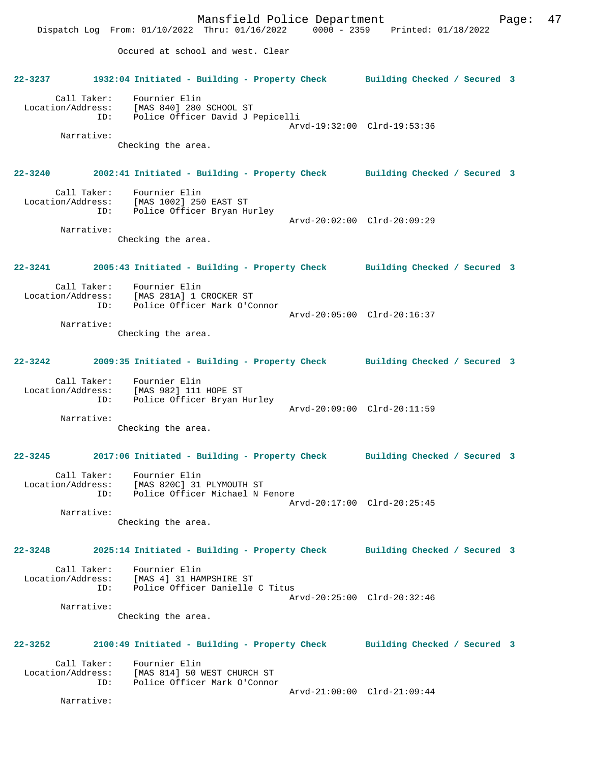Occured at school and west. Clear

**22-3237 1932:04 Initiated - Building - Property Check Building Checked / Secured 3**

Call Taker: Fournier Elin
Location/Address: [MAS 840] 280 SCHOOL ST
ID: Police Officer David J Pepicelli
Arvd-19:32:00 Clrd-19:53:36
Narrative:
Checking the area.

**22-3240 2002:41 Initiated - Building - Property Check Building Checked / Secured 3**

Call Taker: Fournier Elin
Location/Address: [MAS 1002] 250 EAST ST
ID: Police Officer Bryan Hurley
Arvd-20:02:00 Clrd-20:09:29
Narrative:
Checking the area.

**22-3241 2005:43 Initiated - Building - Property Check Building Checked / Secured 3**

Call Taker: Fournier Elin
Location/Address: [MAS 281A] 1 CROCKER ST
ID: Police Officer Mark O'Connor
Arvd-20:05:00 Clrd-20:16:37
Narrative:
Checking the area.

**22-3242 2009:35 Initiated - Building - Property Check Building Checked / Secured 3**

Call Taker: Fournier Elin
Location/Address: [MAS 982] 111 HOPE ST
ID: Police Officer Bryan Hurley
Arvd-20:09:00 Clrd-20:11:59
Narrative:
Checking the area.

**22-3245 2017:06 Initiated - Building - Property Check Building Checked / Secured 3**

Call Taker: Fournier Elin
Location/Address: [MAS 820C] 31 PLYMOUTH ST
ID: Police Officer Michael N Fenore
Arvd-20:17:00 Clrd-20:25:45
Narrative:
Checking the area.

**22-3248 2025:14 Initiated - Building - Property Check Building Checked / Secured 3**

Call Taker: Fournier Elin
Location/Address: [MAS 4] 31 HAMPSHIRE ST
ID: Police Officer Danielle C Titus
Arvd-20:25:00 Clrd-20:32:46
Narrative:
Checking the area.

**22-3252 2100:49 Initiated - Building - Property Check Building Checked / Secured 3**

Call Taker: Fournier Elin
Location/Address: [MAS 814] 50 WEST CHURCH ST
ID: Police Officer Mark O'Connor
Arvd-21:00:00 Clrd-21:09:44
Narrative: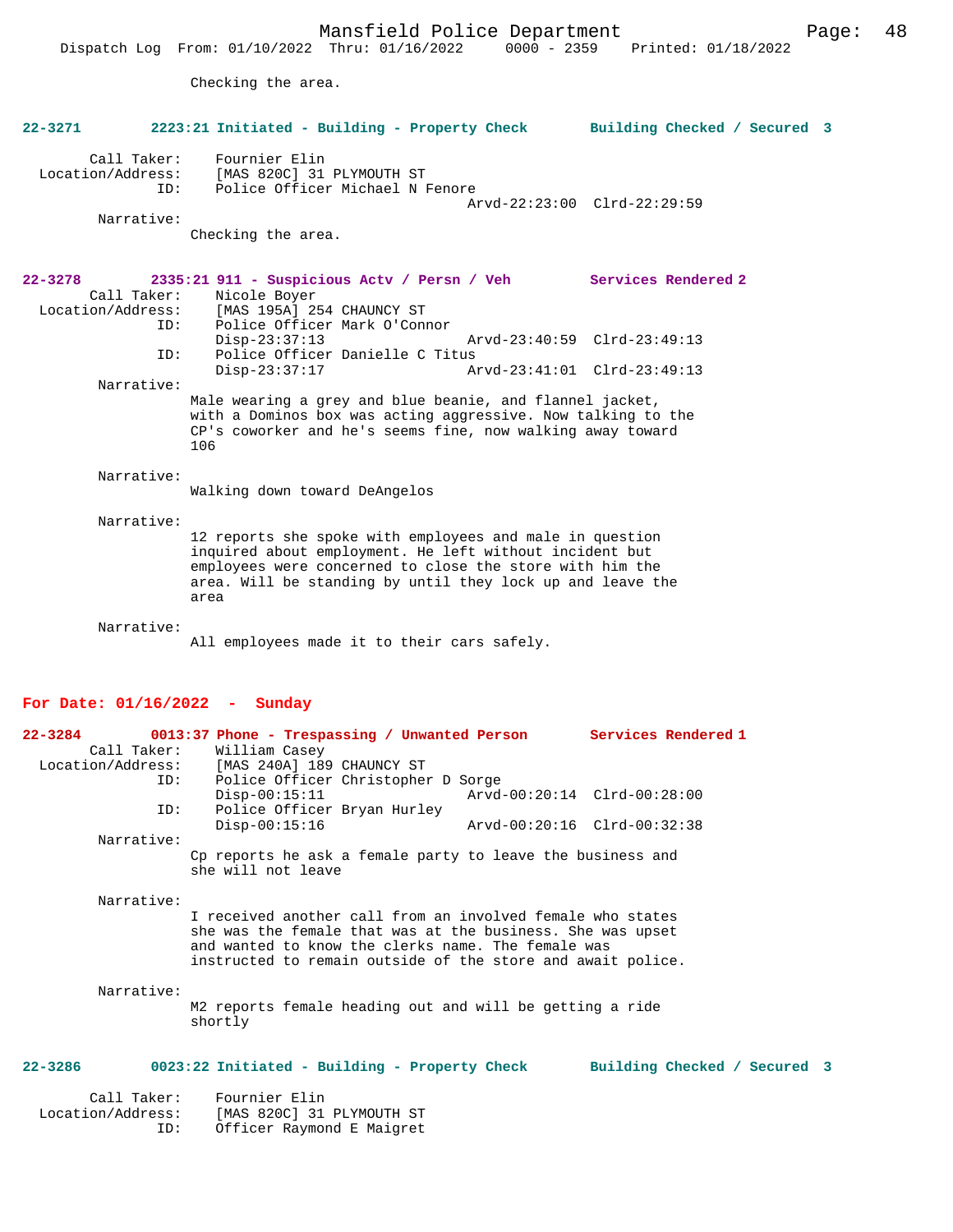Checking the area.

**22-3271 2223:21 Initiated - Building - Property Check Building Checked / Secured 3**

Call Taker: Fournier Elin
Location/Address: [MAS 820C] 31 PLYMOUTH ST
ID: Police Officer Michael N Fenore
Arvd-22:23:00 Clrd-22:29:59

Narrative:
Checking the area.

**22-3278 2335:21 911 - Suspicious Actv / Persn / Veh Services Rendered 2**

Call Taker: Nicole Boyer
Location/Address: [MAS 195A] 254 CHAUNCY ST
ID: Police Officer Mark O'Connor
Disp-23:37:13 Arvd-23:40:59 Clrd-23:49:13
ID: Police Officer Danielle C Titus
Disp-23:37:17 Arvd-23:41:01 Clrd-23:49:13

Narrative:
Male wearing a grey and blue beanie, and flannel jacket, with a Dominos box was acting aggressive. Now talking to the CP's coworker and he's seems fine, now walking away toward 106

Narrative:
Walking down toward DeAngelos

Narrative:
12 reports she spoke with employees and male in question inquired about employment. He left without incident but employees were concerned to close the store with him the area. Will be standing by until they lock up and leave the area

Narrative:
All employees made it to their cars safely.

## For Date: 01/16/2022 - Sunday

**22-3284 0013:37 Phone - Trespassing / Unwanted Person Services Rendered 1**

Call Taker: William Casey
Location/Address: [MAS 240A] 189 CHAUNCY ST
ID: Police Officer Christopher D Sorge
Disp-00:15:11 Arvd-00:20:14 Clrd-00:28:00
ID: Police Officer Bryan Hurley
Disp-00:15:16 Arvd-00:20:16 Clrd-00:32:38

Narrative:
Cp reports he ask a female party to leave the business and she will not leave

Narrative:
I received another call from an involved female who states she was the female that was at the business. She was upset and wanted to know the clerks name. The female was instructed to remain outside of the store and await police.

Narrative:
M2 reports female heading out and will be getting a ride shortly

**22-3286 0023:22 Initiated - Building - Property Check Building Checked / Secured 3**

Call Taker: Fournier Elin
Location/Address: [MAS 820C] 31 PLYMOUTH ST
ID: Officer Raymond E Maigret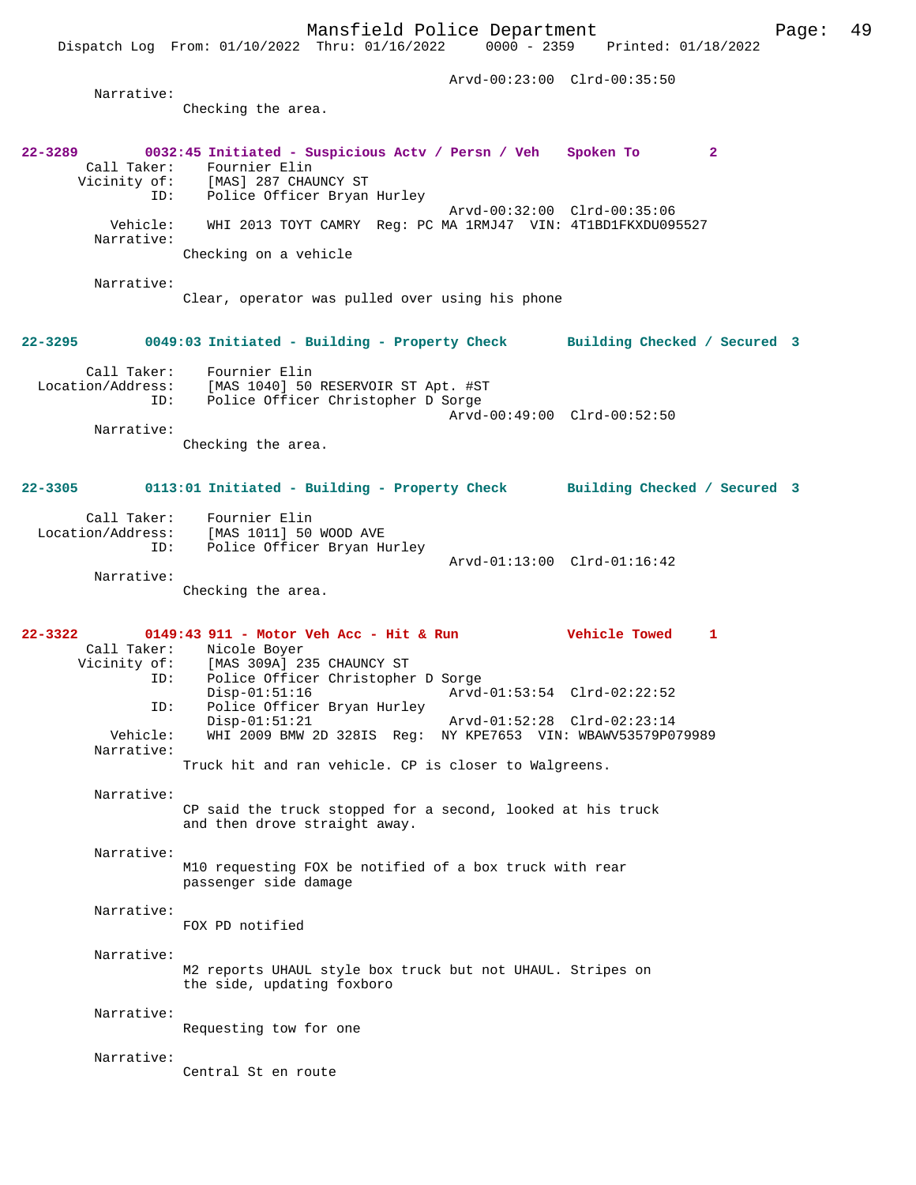Arvd-00:23:00 Clrd-00:35:50

Narrative:
Checking the area.

**22-3289 0032:45 Initiated - Suspicious Actv / Persn / Veh Spoken To 2**

Call Taker: Fournier Elin
Vicinity of: [MAS] 287 CHAUNCY ST
ID: Police Officer Bryan Hurley
Arvd-00:32:00 Clrd-00:35:06
Vehicle: WHI 2013 TOYT CAMRY Reg: PC MA 1RMJ47 VIN: 4T1BD1FKXDU095527
Narrative:
Checking on a vehicle

Narrative:
Clear, operator was pulled over using his phone

**22-3295 0049:03 Initiated - Building - Property Check Building Checked / Secured 3**

Call Taker: Fournier Elin
Location/Address: [MAS 1040] 50 RESERVOIR ST Apt. #ST
ID: Police Officer Christopher D Sorge
Arvd-00:49:00 Clrd-00:52:50
Narrative:
Checking the area.

**22-3305 0113:01 Initiated - Building - Property Check Building Checked / Secured 3**

Call Taker: Fournier Elin
Location/Address: [MAS 1011] 50 WOOD AVE
ID: Police Officer Bryan Hurley
Arvd-01:13:00 Clrd-01:16:42
Narrative:
Checking the area.

**22-3322 0149:43 911 - Motor Veh Acc - Hit & Run Vehicle Towed 1**

Call Taker: Nicole Boyer
Vicinity of: [MAS 309A] 235 CHAUNCY ST
ID: Police Officer Christopher D Sorge
Disp-01:51:16 Arvd-01:53:54 Clrd-02:22:52
ID: Police Officer Bryan Hurley
Disp-01:51:21 Arvd-01:52:28 Clrd-02:23:14
Vehicle: WHI 2009 BMW 2D 328IS Reg: NY KPE7653 VIN: WBAWV53579P079989
Narrative:
Truck hit and ran vehicle. CP is closer to Walgreens.

Narrative:
CP said the truck stopped for a second, looked at his truck and then drove straight away.

Narrative:
M10 requesting FOX be notified of a box truck with rear passenger side damage

Narrative:
FOX PD notified

Narrative:
M2 reports UHAUL style box truck but not UHAUL. Stripes on the side, updating foxboro

Narrative:
Requesting tow for one

Narrative:
Central St en route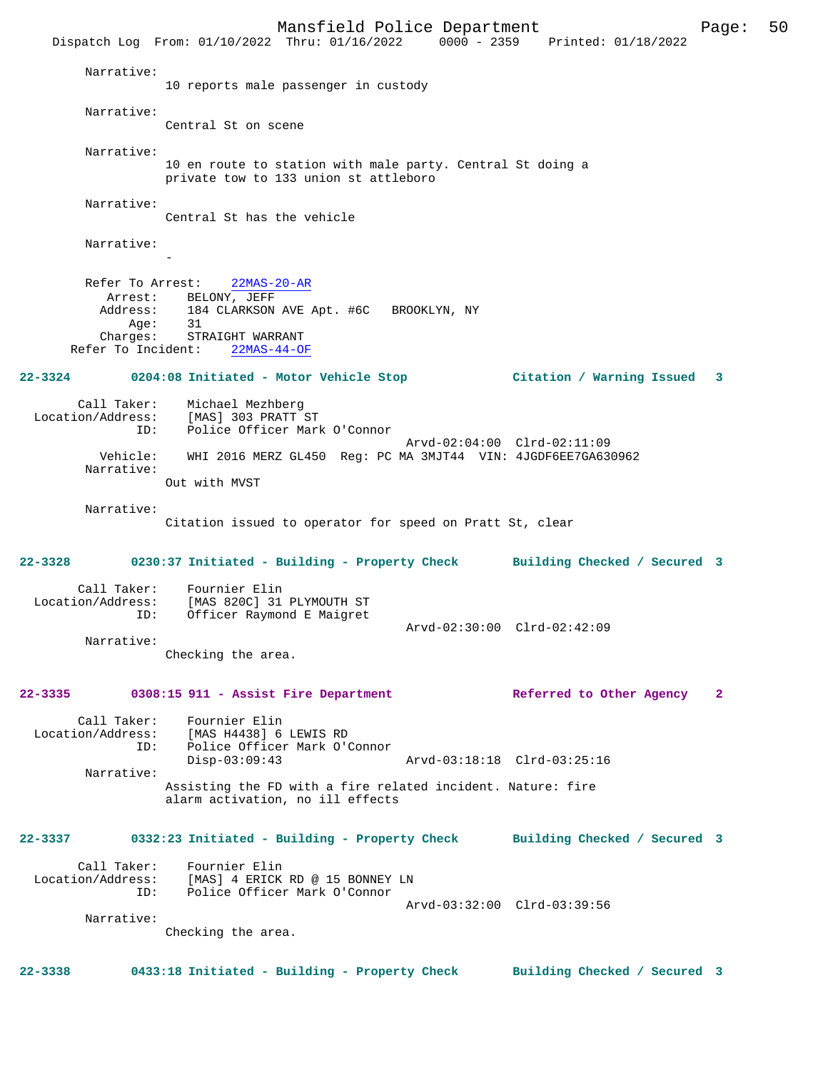Narrative:
10 reports male passenger in custody

Narrative:
Central St on scene

Narrative:
10 en route to station with male party. Central St doing a private tow to 133 union st attleboro

Narrative:
Central St has the vehicle

Narrative:
-

Refer To Arrest: 22MAS-20-AR
Arrest: BELONY, JEFF
Address: 184 CLARKSON AVE Apt. #6C BROOKLYN, NY
Age: 31
Charges: STRAIGHT WARRANT
Refer To Incident: 22MAS-44-OF

**22-3324 0204:08 Initiated - Motor Vehicle Stop — Citation / Warning Issued 3**

Call Taker: Michael Mezhberg
Location/Address: [MAS] 303 PRATT ST
ID: Police Officer Mark O'Connor
Arvd-02:04:00 Clrd-02:11:09
Vehicle: WHI 2016 MERZ GL450 Reg: PC MA 3MJT44 VIN: 4JGDF6EE7GA630962
Narrative:
Out with MVST

Narrative:
Citation issued to operator for speed on Pratt St, clear

**22-3328 0230:37 Initiated - Building - Property Check — Building Checked / Secured 3**

Call Taker: Fournier Elin
Location/Address: [MAS 820C] 31 PLYMOUTH ST
ID: Officer Raymond E Maigret
Arvd-02:30:00 Clrd-02:42:09
Narrative:
Checking the area.

**22-3335 0308:15 911 - Assist Fire Department — Referred to Other Agency 2**

Call Taker: Fournier Elin
Location/Address: [MAS H4438] 6 LEWIS RD
ID: Police Officer Mark O'Connor
Disp-03:09:43 Arvd-03:18:18 Clrd-03:25:16
Narrative:
Assisting the FD with a fire related incident. Nature: fire alarm activation, no ill effects

**22-3337 0332:23 Initiated - Building - Property Check — Building Checked / Secured 3**

Call Taker: Fournier Elin
Location/Address: [MAS] 4 ERICK RD @ 15 BONNEY LN
ID: Police Officer Mark O'Connor
Arvd-03:32:00 Clrd-03:39:56
Narrative:
Checking the area.

**22-3338 0433:18 Initiated - Building - Property Check — Building Checked / Secured 3**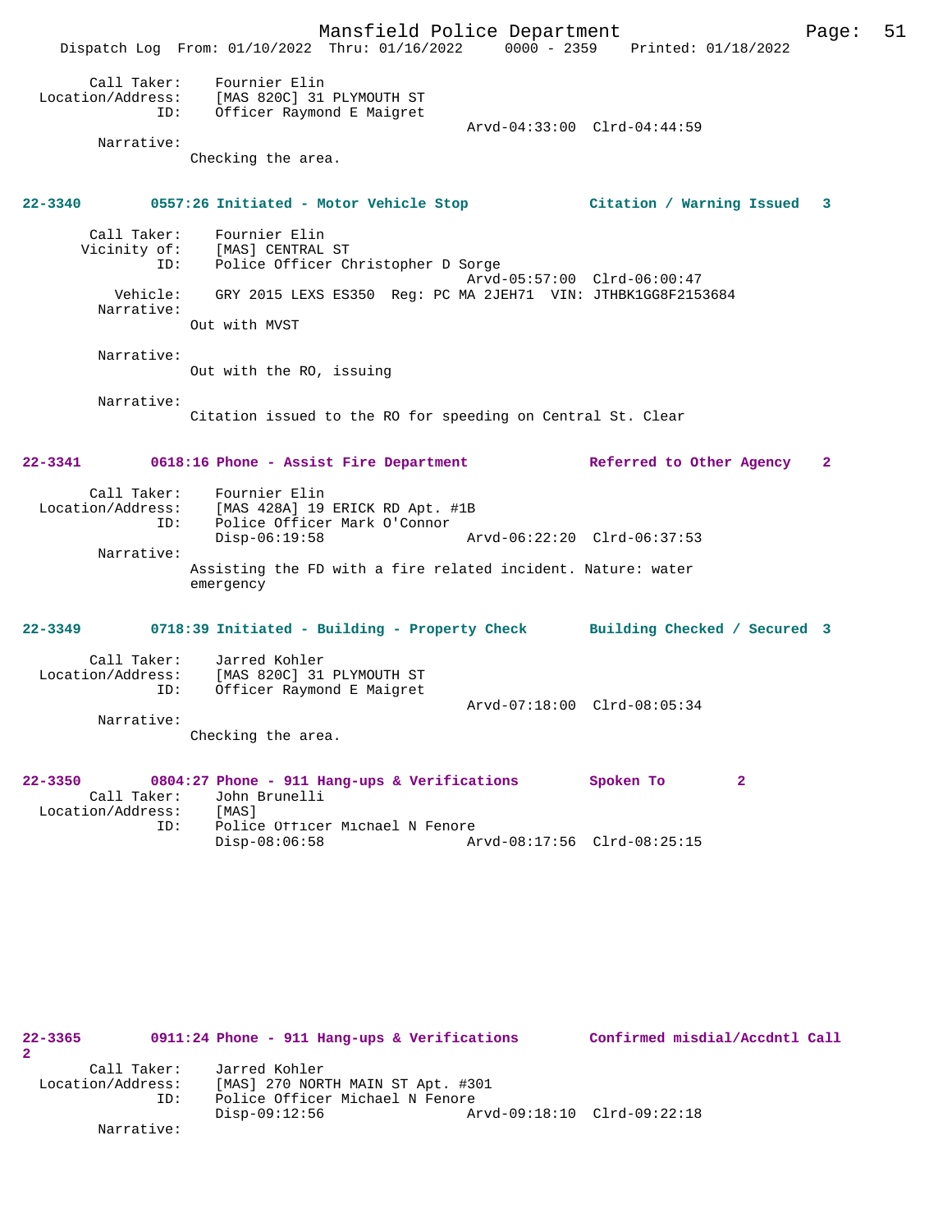```
Call Taker:     Fournier Elin
Location/Address:     [MAS 820C] 31 PLYMOUTH ST
            ID:     Officer Raymond E Maigret
                                          Arvd-04:33:00  Clrd-04:44:59
      Narrative:
              Checking the area.
```

**22-3340        0557:26 Initiated - Motor Vehicle Stop             Citation / Warning Issued   3**

```
     Call Taker:     Fournier Elin
    Vicinity of:     [MAS] CENTRAL ST
            ID:     Police Officer Christopher D Sorge
                                          Arvd-05:57:00  Clrd-06:00:47
       Vehicle:     GRY 2015 LEXS ES350  Reg: PC MA 2JEH71  VIN: JTHBK1GG8F2153684
      Narrative:
              Out with MVST

      Narrative:
              Out with the RO, issuing

      Narrative:
              Citation issued to the RO for speeding on Central St. Clear
```

**22-3341        0618:16 Phone - Assist Fire Department             Referred to Other Agency    2**

```
     Call Taker:     Fournier Elin
Location/Address:     [MAS 428A] 19 ERICK RD Apt. #1B
            ID:     Police Officer Mark O'Connor
                    Disp-06:19:58                 Arvd-06:22:20  Clrd-06:37:53
      Narrative:
              Assisting the FD with a fire related incident. Nature: water
              emergency
```

**22-3349        0718:39 Initiated - Building - Property Check       Building Checked / Secured 3**

```
     Call Taker:     Jarred Kohler
Location/Address:     [MAS 820C] 31 PLYMOUTH ST
            ID:     Officer Raymond E Maigret
                                          Arvd-07:18:00  Clrd-08:05:34
      Narrative:
              Checking the area.
```

**22-3350        0804:27 Phone - 911 Hang-ups & Verifications        Spoken To        2**

```
     Call Taker:     John Brunelli
Location/Address:     [MAS]
            ID:     Police Officer Michael N Fenore
                    Disp-08:06:58                 Arvd-08:17:56  Clrd-08:25:15
```

**22-3365        0911:24 Phone - 911 Hang-ups & Verifications        Confirmed misdial/Accdntl Call 2**

```
     Call Taker:     Jarred Kohler
Location/Address:     [MAS] 270 NORTH MAIN ST Apt. #301
            ID:     Police Officer Michael N Fenore
                    Disp-09:12:56                 Arvd-09:18:10  Clrd-09:22:18
      Narrative:
```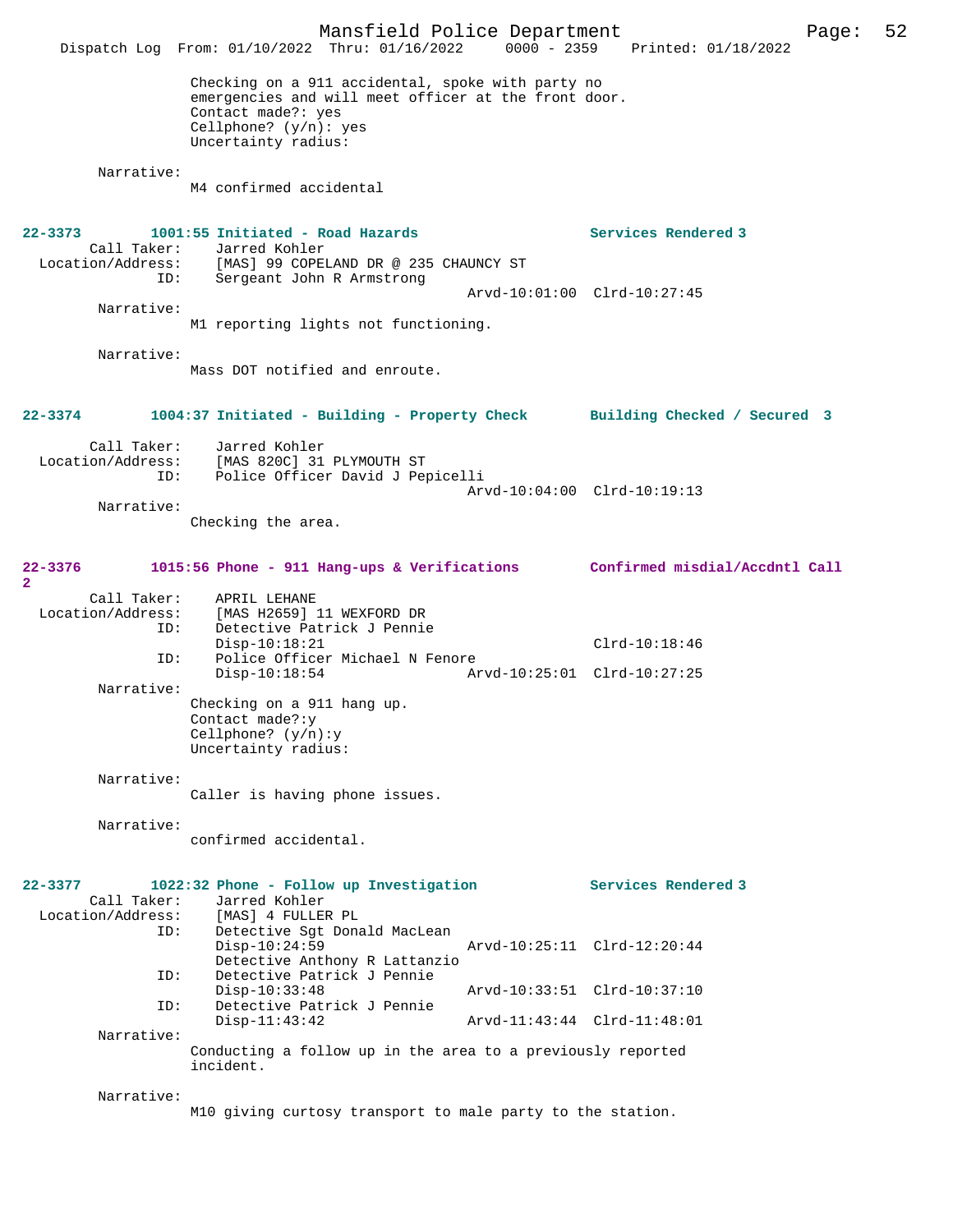Checking on a 911 accidental, spoke with party no emergencies and will meet officer at the front door.
Contact made?: yes
Cellphone? (y/n): yes
Uncertainty radius:

Narrative:
M4 confirmed accidental

**22-3373 1001:55 Initiated - Road Hazards — Services Rendered 3**

Call Taker: Jarred Kohler
Location/Address: [MAS] 99 COPELAND DR @ 235 CHAUNCY ST
ID: Sergeant John R Armstrong
Arvd-10:01:00 Clrd-10:27:45

Narrative:
M1 reporting lights not functioning.

Narrative:
Mass DOT notified and enroute.

**22-3374 1004:37 Initiated - Building - Property Check — Building Checked / Secured 3**

Call Taker: Jarred Kohler
Location/Address: [MAS 820C] 31 PLYMOUTH ST
ID: Police Officer David J Pepicelli
Arvd-10:04:00 Clrd-10:19:13

Narrative:
Checking the area.

**22-3376 1015:56 Phone - 911 Hang-ups & Verifications — Confirmed misdial/Accdntl Call 2**

Call Taker: APRIL LEHANE
Location/Address: [MAS H2659] 11 WEXFORD DR
ID: Detective Patrick J Pennie
Disp-10:18:21 Clrd-10:18:46
ID: Police Officer Michael N Fenore
Disp-10:18:54 Arvd-10:25:01 Clrd-10:27:25

Narrative:
Checking on a 911 hang up.
Contact made?:y
Cellphone? (y/n):y
Uncertainty radius:

Narrative:
Caller is having phone issues.

Narrative:
confirmed accidental.

**22-3377 1022:32 Phone - Follow up Investigation — Services Rendered 3**

Call Taker: Jarred Kohler
Location/Address: [MAS] 4 FULLER PL
ID: Detective Sgt Donald MacLean
Disp-10:24:59 Arvd-10:25:11 Clrd-12:20:44
Detective Anthony R Lattanzio
ID: Detective Patrick J Pennie
Disp-10:33:48 Arvd-10:33:51 Clrd-10:37:10
ID: Detective Patrick J Pennie
Disp-11:43:42 Arvd-11:43:44 Clrd-11:48:01

Narrative:
Conducting a follow up in the area to a previously reported incident.

Narrative:
M10 giving curtosy transport to male party to the station.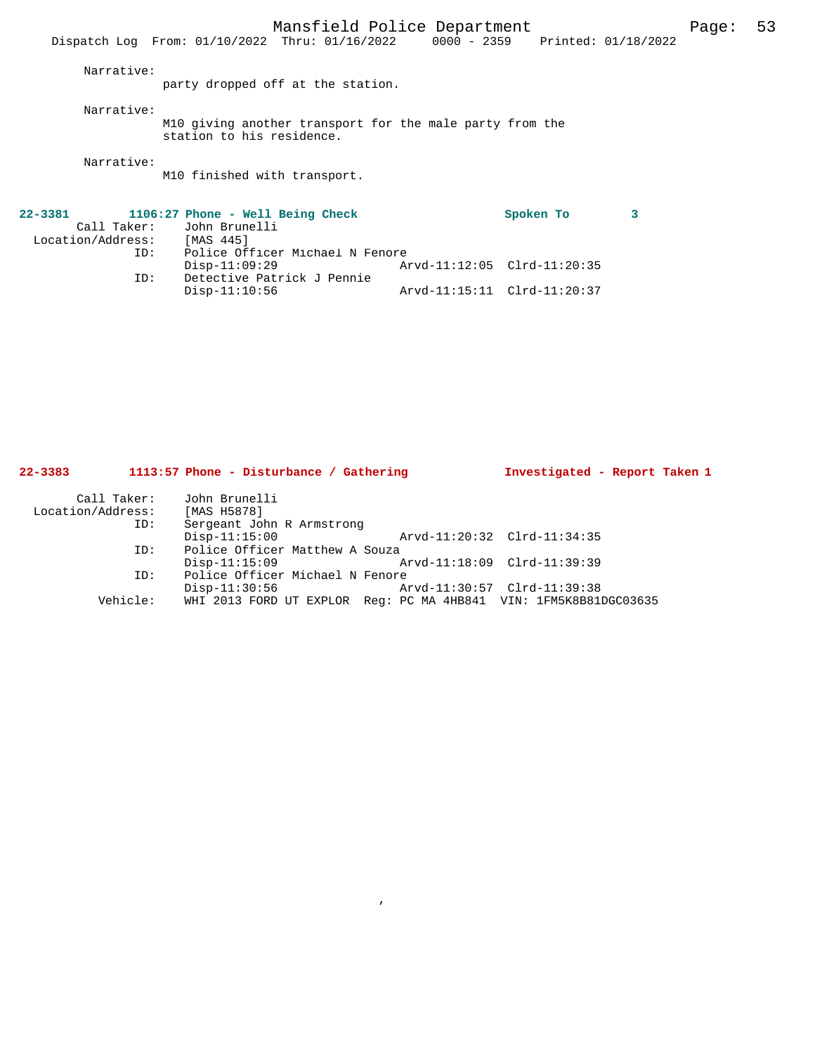Narrative:
party dropped off at the station.

Narrative:
M10 giving another transport for the male party from the station to his residence.

Narrative:
M10 finished with transport.

**22-3381 1106:27 Phone - Well Being Check Spoken To 3**

Call Taker: John Brunelli
Location/Address: [MAS 445]
ID: Police Officer Michael N Fenore
Disp-11:09:29 Arvd-11:12:05 Clrd-11:20:35
ID: Detective Patrick J Pennie
Disp-11:10:56 Arvd-11:15:11 Clrd-11:20:37

**22-3383 1113:57 Phone - Disturbance / Gathering Investigated - Report Taken 1**

Call Taker: John Brunelli
Location/Address: [MAS H5878]
ID: Sergeant John R Armstrong
Disp-11:15:00 Arvd-11:20:32 Clrd-11:34:35
ID: Police Officer Matthew A Souza
Disp-11:15:09 Arvd-11:18:09 Clrd-11:39:39
ID: Police Officer Michael N Fenore
Disp-11:30:56 Arvd-11:30:57 Clrd-11:39:38
Vehicle: WHI 2013 FORD UT EXPLOR Reg: PC MA 4HB841 VIN: 1FM5K8B81DGC03635

,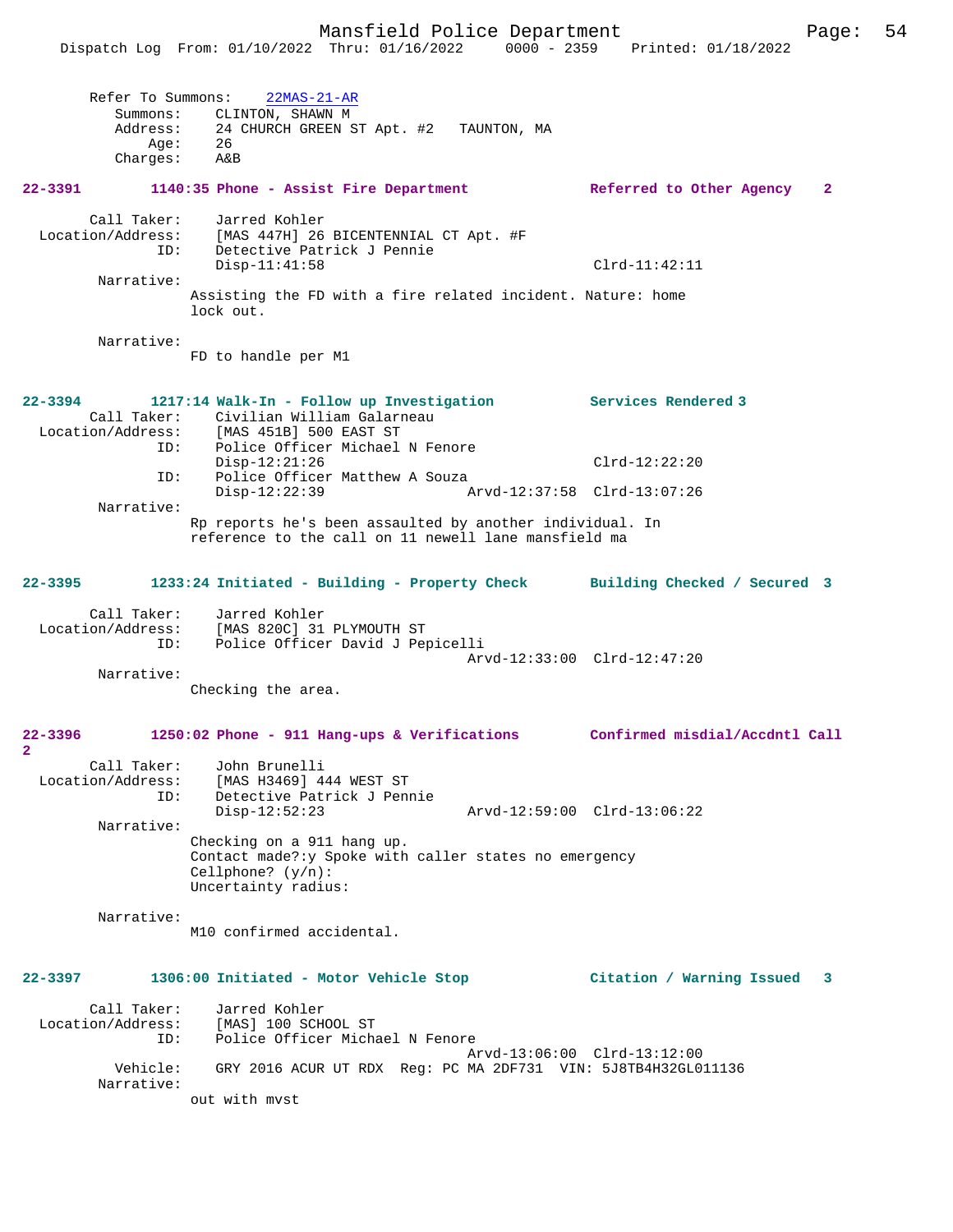Refer To Summons: 22MAS-21-AR
Summons: CLINTON, SHAWN M
Address: 24 CHURCH GREEN ST Apt. #2 TAUNTON, MA
Age: 26
Charges: A&B

**22-3391 1140:35 Phone - Assist Fire Department Referred to Other Agency 2**

Call Taker: Jarred Kohler
Location/Address: [MAS 447H] 26 BICENTENNIAL CT Apt. #F
ID: Detective Patrick J Pennie
Disp-11:41:58 Clrd-11:42:11
Narrative:
Assisting the FD with a fire related incident. Nature: home lock out.

Narrative:
FD to handle per M1

**22-3394 1217:14 Walk-In - Follow up Investigation Services Rendered 3**

Call Taker: Civilian William Galarneau
Location/Address: [MAS 451B] 500 EAST ST
ID: Police Officer Michael N Fenore
Disp-12:21:26 Clrd-12:22:20
ID: Police Officer Matthew A Souza
Disp-12:22:39 Arvd-12:37:58 Clrd-13:07:26
Narrative:
Rp reports he's been assaulted by another individual. In reference to the call on 11 newell lane mansfield ma

**22-3395 1233:24 Initiated - Building - Property Check Building Checked / Secured 3**

Call Taker: Jarred Kohler
Location/Address: [MAS 820C] 31 PLYMOUTH ST
ID: Police Officer David J Pepicelli
Arvd-12:33:00 Clrd-12:47:20
Narrative:
Checking the area.

**22-3396 1250:02 Phone - 911 Hang-ups & Verifications Confirmed misdial/Accdntl Call 2**

Call Taker: John Brunelli
Location/Address: [MAS H3469] 444 WEST ST
ID: Detective Patrick J Pennie
Disp-12:52:23 Arvd-12:59:00 Clrd-13:06:22
Narrative:
Checking on a 911 hang up.
Contact made?:y Spoke with caller states no emergency
Cellphone? (y/n):
Uncertainty radius:

Narrative:
M10 confirmed accidental.

**22-3397 1306:00 Initiated - Motor Vehicle Stop Citation / Warning Issued 3**

Call Taker: Jarred Kohler
Location/Address: [MAS] 100 SCHOOL ST
ID: Police Officer Michael N Fenore
Arvd-13:06:00 Clrd-13:12:00
Vehicle: GRY 2016 ACUR UT RDX Reg: PC MA 2DF731 VIN: 5J8TB4H32GL011136
Narrative:
out with mvst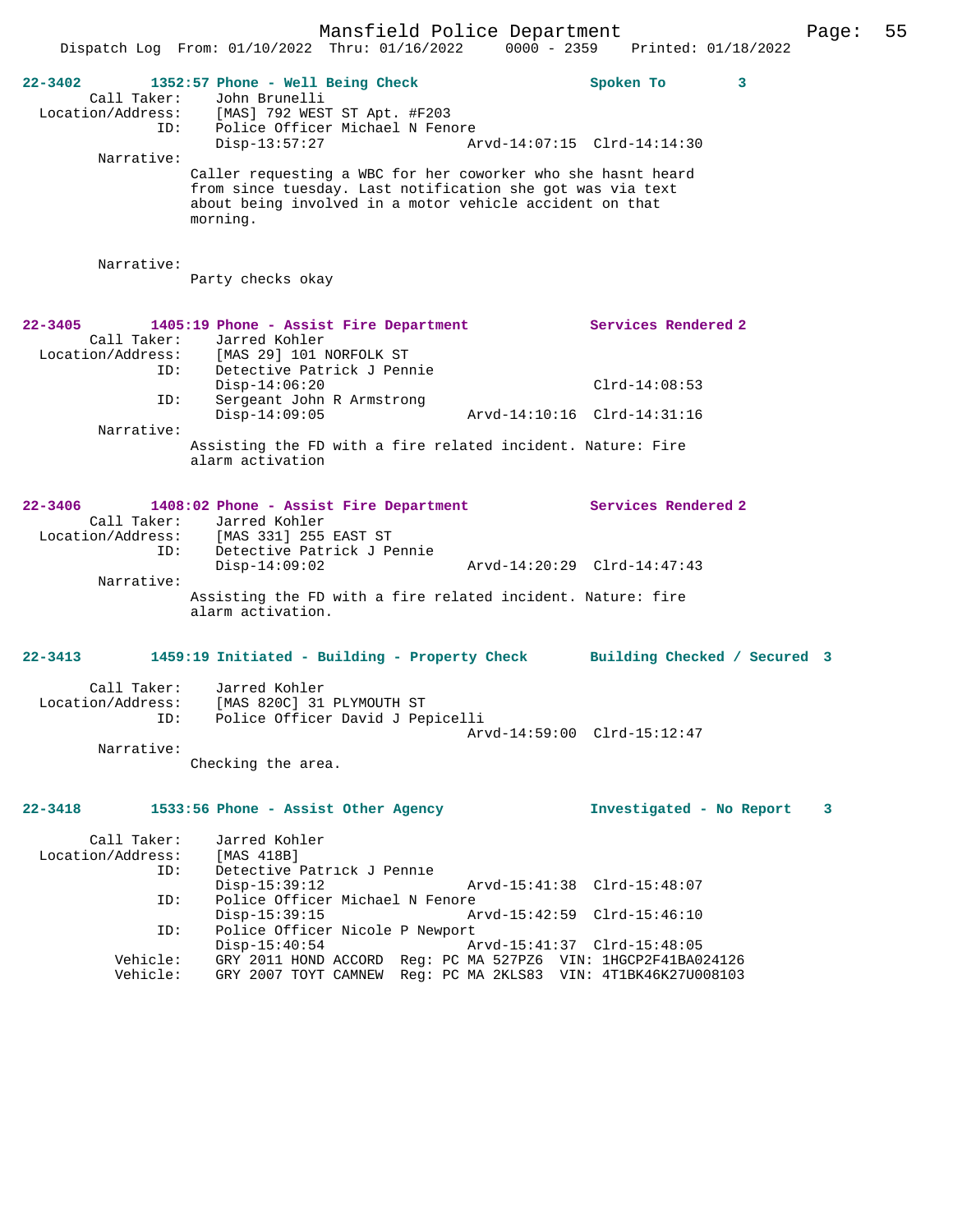**22-3402** 1352:57 Phone - Well Being Check — Spoken To 3

Call Taker: John Brunelli
Location/Address: [MAS] 792 WEST ST Apt. #F203
ID: Police Officer Michael N Fenore
Disp-13:57:27 Arvd-14:07:15 Clrd-14:14:30

Narrative:
Caller requesting a WBC for her coworker who she hasnt heard from since tuesday. Last notification she got was via text about being involved in a motor vehicle accident on that morning.

Narrative:
Party checks okay

**22-3405** 1405:19 Phone - Assist Fire Department — Services Rendered 2

Call Taker: Jarred Kohler
Location/Address: [MAS 29] 101 NORFOLK ST
ID: Detective Patrick J Pennie
Disp-14:06:20 Clrd-14:08:53
ID: Sergeant John R Armstrong
Disp-14:09:05 Arvd-14:10:16 Clrd-14:31:16

Narrative:
Assisting the FD with a fire related incident. Nature: Fire alarm activation

**22-3406** 1408:02 Phone - Assist Fire Department — Services Rendered 2

Call Taker: Jarred Kohler
Location/Address: [MAS 331] 255 EAST ST
ID: Detective Patrick J Pennie
Disp-14:09:02 Arvd-14:20:29 Clrd-14:47:43

Narrative:
Assisting the FD with a fire related incident. Nature: fire alarm activation.

**22-3413** 1459:19 Initiated - Building - Property Check — Building Checked / Secured 3

Call Taker: Jarred Kohler
Location/Address: [MAS 820C] 31 PLYMOUTH ST
ID: Police Officer David J Pepicelli
Arvd-14:59:00 Clrd-15:12:47

Narrative:
Checking the area.

**22-3418** 1533:56 Phone - Assist Other Agency — Investigated - No Report 3

Call Taker: Jarred Kohler
Location/Address: [MAS 418B]
ID: Detective Patrick J Pennie
Disp-15:39:12 Arvd-15:41:38 Clrd-15:48:07
ID: Police Officer Michael N Fenore
Disp-15:39:15 Arvd-15:42:59 Clrd-15:46:10
ID: Police Officer Nicole P Newport
Disp-15:40:54 Arvd-15:41:37 Clrd-15:48:05
Vehicle: GRY 2011 HOND ACCORD Reg: PC MA 527PZ6 VIN: 1HGCP2F41BA024126
Vehicle: GRY 2007 TOYT CAMNEW Reg: PC MA 2KLS83 VIN: 4T1BK46K27U008103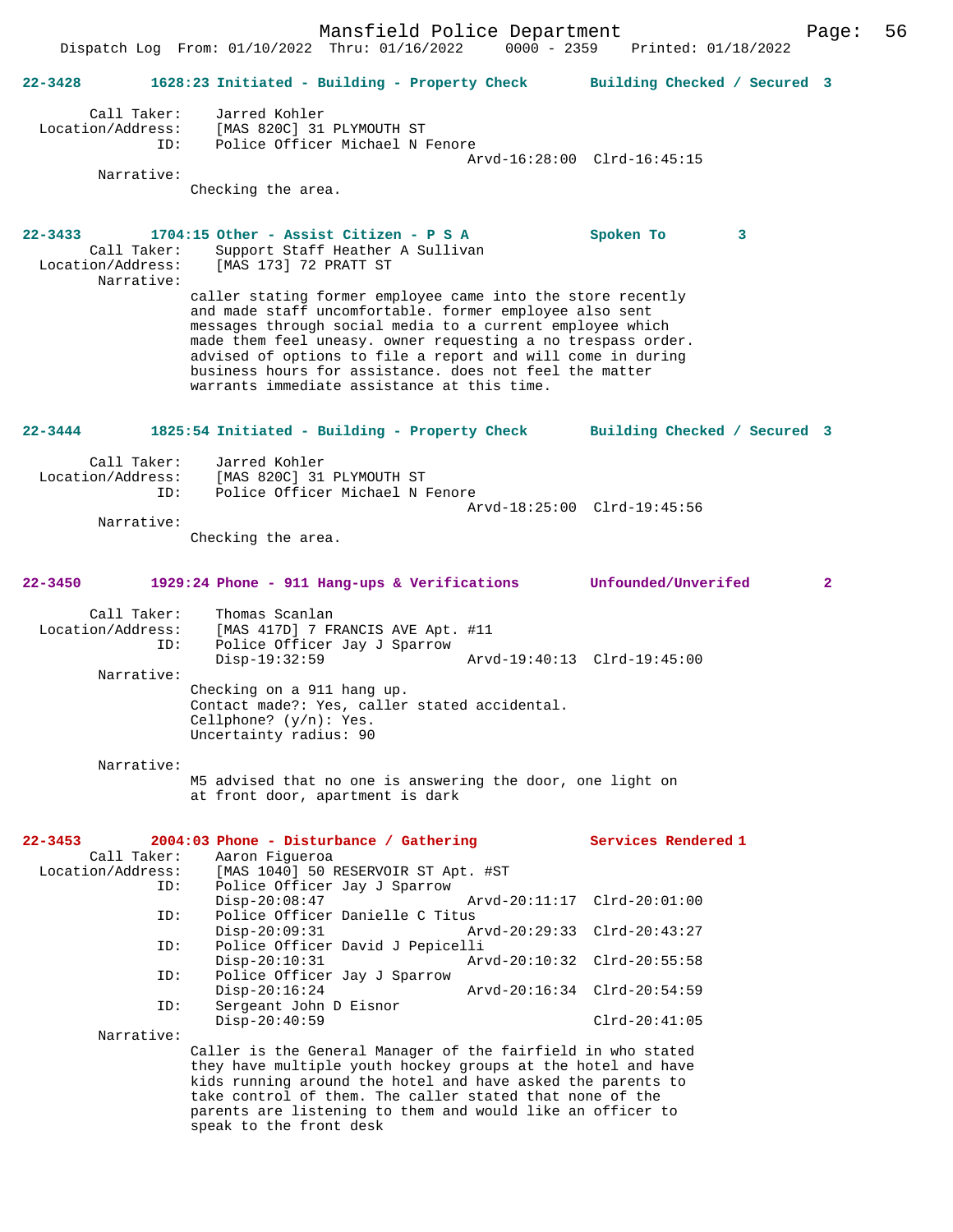**22-3428 1628:23 Initiated - Building - Property Check Building Checked / Secured 3**

```
        Call Taker:    Jarred Kohler
  Location/Address:    [MAS 820C] 31 PLYMOUTH ST
                ID:    Police Officer Michael N Fenore
                                             Arvd-16:28:00  Clrd-16:45:15
         Narrative:
                Checking the area.
```

**22-3433 1704:15 Other - Assist Citizen - P S A Spoken To 3**

```
        Call Taker:    Support Staff Heather A Sullivan
  Location/Address:    [MAS 173] 72 PRATT ST
         Narrative:
                caller stating former employee came into the store recently
                and made staff uncomfortable. former employee also sent
                messages through social media to a current employee which
                made them feel uneasy. owner requesting a no trespass order.
                advised of options to file a report and will come in during
                business hours for assistance. does not feel the matter
                warrants immediate assistance at this time.
```

**22-3444 1825:54 Initiated - Building - Property Check Building Checked / Secured 3**

```
        Call Taker:    Jarred Kohler
  Location/Address:    [MAS 820C] 31 PLYMOUTH ST
                ID:    Police Officer Michael N Fenore
                                             Arvd-18:25:00  Clrd-19:45:56
         Narrative:
                Checking the area.
```

**22-3450 1929:24 Phone - 911 Hang-ups & Verifications Unfounded/Unverifed 2**

```
        Call Taker:    Thomas Scanlan
  Location/Address:    [MAS 417D] 7 FRANCIS AVE Apt. #11
                ID:    Police Officer Jay J Sparrow
                       Disp-19:32:59         Arvd-19:40:13  Clrd-19:45:00
         Narrative:
                Checking on a 911 hang up.
                Contact made?: Yes, caller stated accidental.
                Cellphone? (y/n): Yes.
                Uncertainty radius: 90

         Narrative:
                M5 advised that no one is answering the door, one light on
                at front door, apartment is dark
```

**22-3453 2004:03 Phone - Disturbance / Gathering Services Rendered 1**

```
        Call Taker:    Aaron Figueroa
  Location/Address:    [MAS 1040] 50 RESERVOIR ST Apt. #ST
                ID:    Police Officer Jay J Sparrow
                       Disp-20:08:47         Arvd-20:11:17  Clrd-20:01:00
                ID:    Police Officer Danielle C Titus
                       Disp-20:09:31         Arvd-20:29:33  Clrd-20:43:27
                ID:    Police Officer David J Pepicelli
                       Disp-20:10:31         Arvd-20:10:32  Clrd-20:55:58
                ID:    Police Officer Jay J Sparrow
                       Disp-20:16:24         Arvd-20:16:34  Clrd-20:54:59
                ID:    Sergeant John D Eisnor
                       Disp-20:40:59                        Clrd-20:41:05
         Narrative:
                Caller is the General Manager of the fairfield in who stated
                they have multiple youth hockey groups at the hotel and have
                kids running around the hotel and have asked the parents to
                take control of them. The caller stated that none of the
                parents are listening to them and would like an officer to
                speak to the front desk
```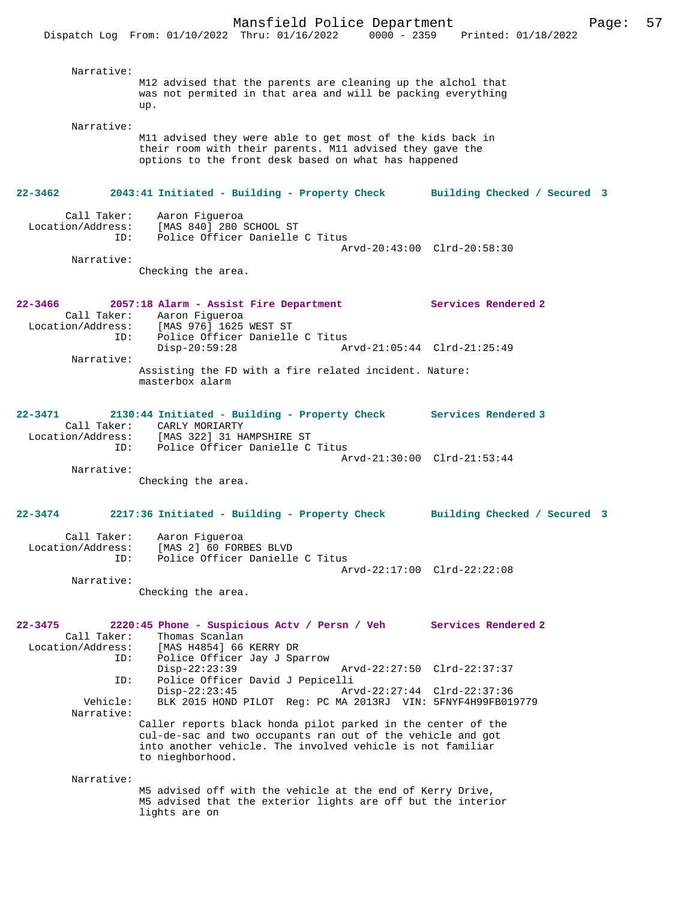Narrative:
M12 advised that the parents are cleaning up the alchol that was not permited in that area and will be packing everything up.

Narrative:
M11 advised they were able to get most of the kids back in their room with their parents. M11 advised they gave the options to the front desk based on what has happened

**22-3462 2043:41 Initiated - Building - Property Check — Building Checked / Secured 3**

Call Taker: Aaron Figueroa
Location/Address: [MAS 840] 280 SCHOOL ST
ID: Police Officer Danielle C Titus
Arvd-20:43:00 Clrd-20:58:30

Narrative:
Checking the area.

**22-3466 2057:18 Alarm - Assist Fire Department — Services Rendered 2**

Call Taker: Aaron Figueroa
Location/Address: [MAS 976] 1625 WEST ST
ID: Police Officer Danielle C Titus
Disp-20:59:28 Arvd-21:05:44 Clrd-21:25:49

Narrative:
Assisting the FD with a fire related incident. Nature: masterbox alarm

**22-3471 2130:44 Initiated - Building - Property Check — Services Rendered 3**

Call Taker: CARLY MORIARTY
Location/Address: [MAS 322] 31 HAMPSHIRE ST
ID: Police Officer Danielle C Titus
Arvd-21:30:00 Clrd-21:53:44

Narrative:
Checking the area.

**22-3474 2217:36 Initiated - Building - Property Check — Building Checked / Secured 3**

Call Taker: Aaron Figueroa
Location/Address: [MAS 2] 60 FORBES BLVD
ID: Police Officer Danielle C Titus
Arvd-22:17:00 Clrd-22:22:08

Narrative:
Checking the area.

**22-3475 2220:45 Phone - Suspicious Actv / Persn / Veh — Services Rendered 2**

Call Taker: Thomas Scanlan
Location/Address: [MAS H4854] 66 KERRY DR
ID: Police Officer Jay J Sparrow
Disp-22:23:39 Arvd-22:27:50 Clrd-22:37:37
ID: Police Officer David J Pepicelli
Disp-22:23:45 Arvd-22:27:44 Clrd-22:37:36
Vehicle: BLK 2015 HOND PILOT Reg: PC MA 2013RJ VIN: 5FNYF4H99FB019779

Narrative:
Caller reports black honda pilot parked in the center of the cul-de-sac and two occupants ran out of the vehicle and got into another vehicle. The involved vehicle is not familiar to nieghborhood.

Narrative:
M5 advised off with the vehicle at the end of Kerry Drive, M5 advised that the exterior lights are off but the interior lights are on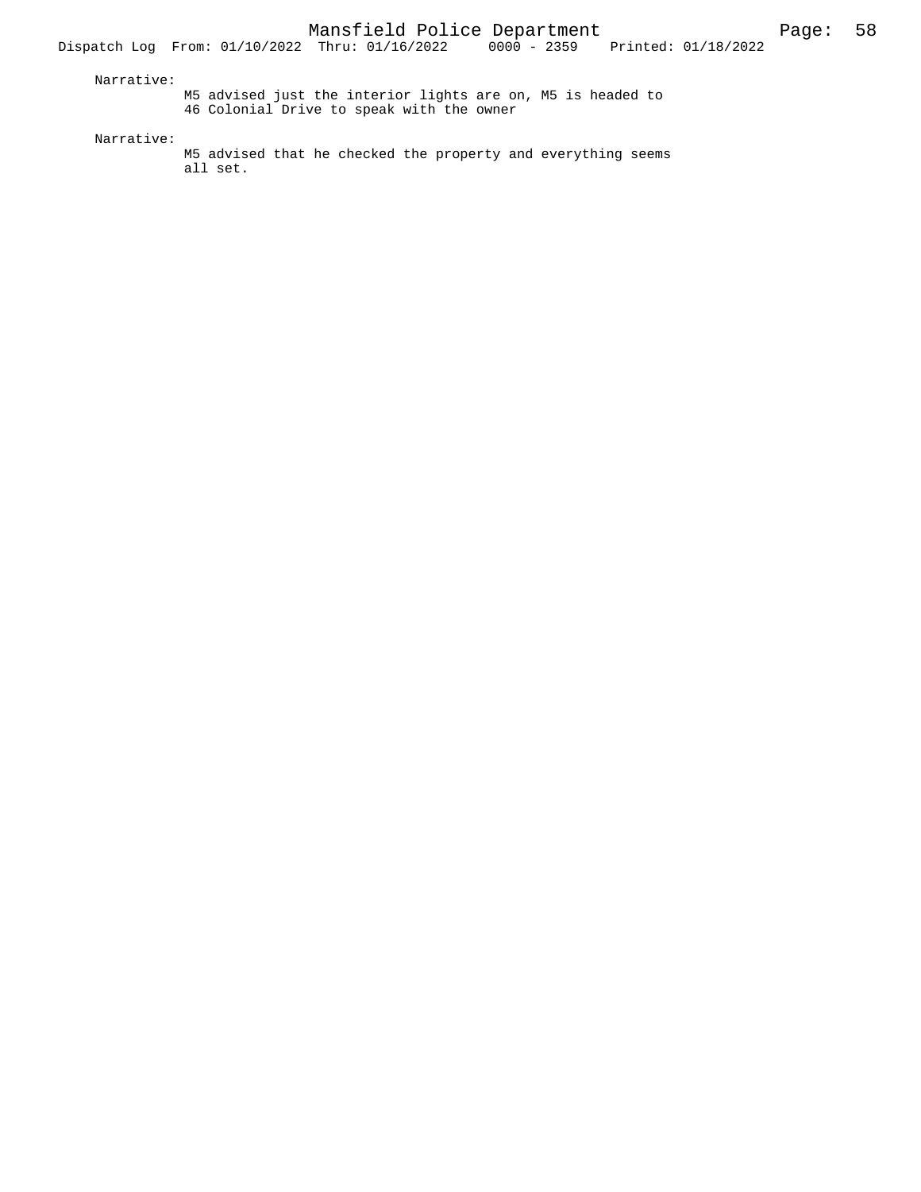Narrative:

M5 advised just the interior lights are on, M5 is headed to 46 Colonial Drive to speak with the owner

Narrative:

M5 advised that he checked the property and everything seems all set.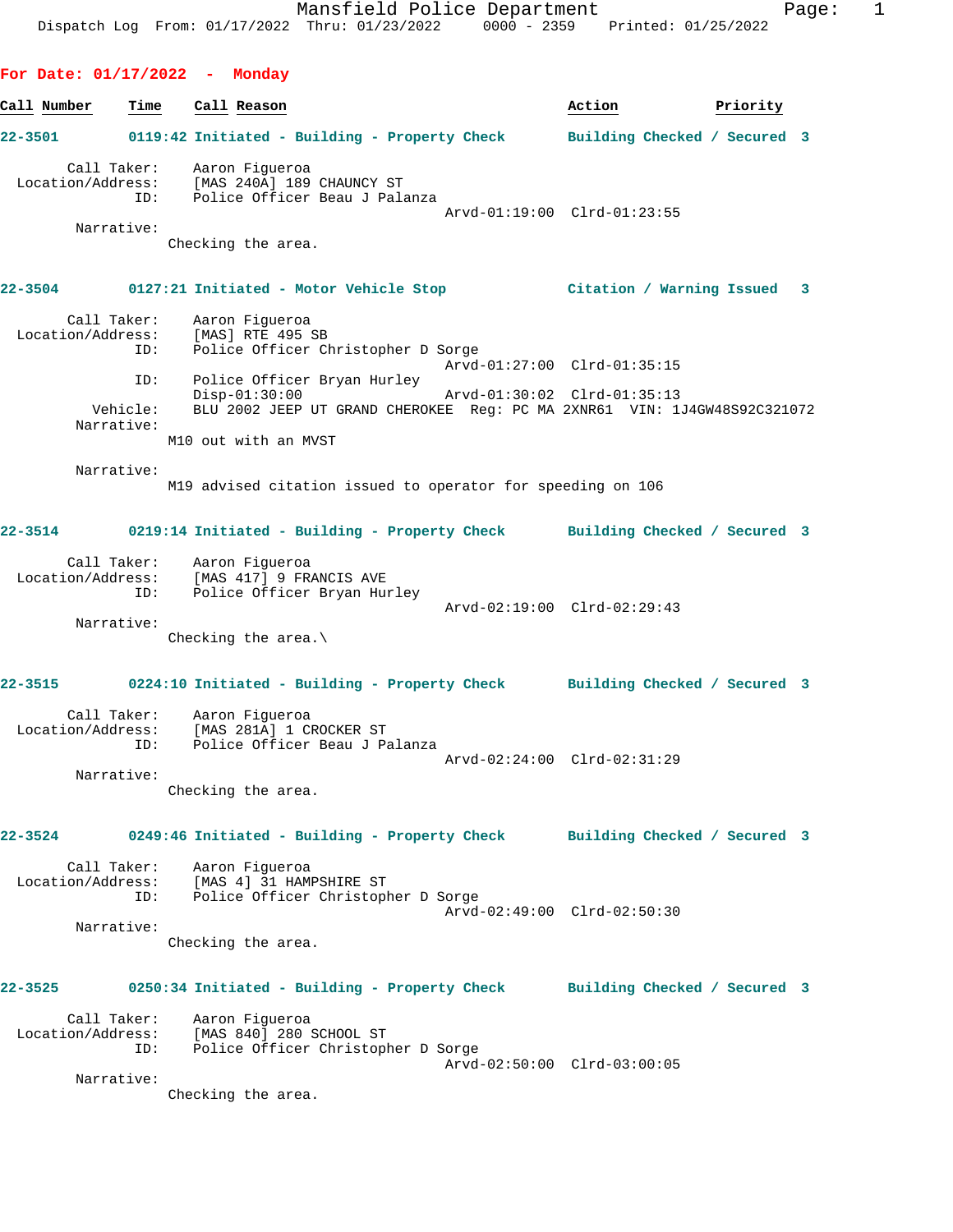**For Date: 01/17/2022 - Monday**

| Call Number | Time | Call Reason | Action | Priority |
|---|---|---|---|---|

**22-3501** 0119:42 Initiated - Building - Property Check — Building Checked / Secured 3

Call Taker: Aaron Figueroa
Location/Address: [MAS 240A] 189 CHAUNCY ST
ID: Police Officer Beau J Palanza
Arvd-01:19:00 Clrd-01:23:55
Narrative:
Checking the area.

**22-3504** 0127:21 Initiated - Motor Vehicle Stop — Citation / Warning Issued 3

Call Taker: Aaron Figueroa
Location/Address: [MAS] RTE 495 SB
ID: Police Officer Christopher D Sorge
Arvd-01:27:00 Clrd-01:35:15
ID: Police Officer Bryan Hurley
Disp-01:30:00 Arvd-01:30:02 Clrd-01:35:13
Vehicle: BLU 2002 JEEP UT GRAND CHEROKEE Reg: PC MA 2XNR61 VIN: 1J4GW48S92C321072
Narrative:
M10 out with an MVST

Narrative:
M19 advised citation issued to operator for speeding on 106

**22-3514** 0219:14 Initiated - Building - Property Check — Building Checked / Secured 3

Call Taker: Aaron Figueroa
Location/Address: [MAS 417] 9 FRANCIS AVE
ID: Police Officer Bryan Hurley
Arvd-02:19:00 Clrd-02:29:43
Narrative:
Checking the area.\

**22-3515** 0224:10 Initiated - Building - Property Check — Building Checked / Secured 3

Call Taker: Aaron Figueroa
Location/Address: [MAS 281A] 1 CROCKER ST
ID: Police Officer Beau J Palanza
Arvd-02:24:00 Clrd-02:31:29
Narrative:
Checking the area.

**22-3524** 0249:46 Initiated - Building - Property Check — Building Checked / Secured 3

Call Taker: Aaron Figueroa
Location/Address: [MAS 4] 31 HAMPSHIRE ST
ID: Police Officer Christopher D Sorge
Arvd-02:49:00 Clrd-02:50:30
Narrative:
Checking the area.

**22-3525** 0250:34 Initiated - Building - Property Check — Building Checked / Secured 3

Call Taker: Aaron Figueroa
Location/Address: [MAS 840] 280 SCHOOL ST
ID: Police Officer Christopher D Sorge
Arvd-02:50:00 Clrd-03:00:05
Narrative:
Checking the area.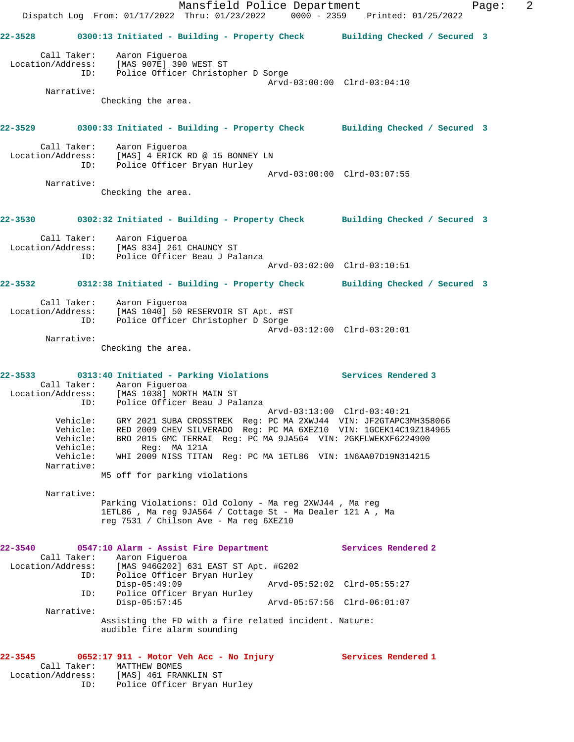**22-3528** 0300:13 Initiated - Building - Property Check — Building Checked / Secured 3

Call Taker: Aaron Figueroa
Location/Address: [MAS 907E] 390 WEST ST
ID: Police Officer Christopher D Sorge
Arvd-03:00:00 Clrd-03:04:10

Narrative:
Checking the area.

**22-3529** 0300:33 Initiated - Building - Property Check — Building Checked / Secured 3

Call Taker: Aaron Figueroa
Location/Address: [MAS] 4 ERICK RD @ 15 BONNEY LN
ID: Police Officer Bryan Hurley
Arvd-03:00:00 Clrd-03:07:55

Narrative:
Checking the area.

**22-3530** 0302:32 Initiated - Building - Property Check — Building Checked / Secured 3

Call Taker: Aaron Figueroa
Location/Address: [MAS 834] 261 CHAUNCY ST
ID: Police Officer Beau J Palanza
Arvd-03:02:00 Clrd-03:10:51

**22-3532** 0312:38 Initiated - Building - Property Check — Building Checked / Secured 3

Call Taker: Aaron Figueroa
Location/Address: [MAS 1040] 50 RESERVOIR ST Apt. #ST
ID: Police Officer Christopher D Sorge
Arvd-03:12:00 Clrd-03:20:01

Narrative:
Checking the area.

**22-3533** 0313:40 Initiated - Parking Violations — Services Rendered 3

Call Taker: Aaron Figueroa
Location/Address: [MAS 1038] NORTH MAIN ST
ID: Police Officer Beau J Palanza
Arvd-03:13:00 Clrd-03:40:21

Vehicle: GRY 2021 SUBA CROSSTREK Reg: PC MA 2XWJ44 VIN: JF2GTAPC3MH358066
Vehicle: RED 2009 CHEV SILVERADO Reg: PC MA 6XEZ10 VIN: 1GCEK14C19Z184965
Vehicle: BRO 2015 GMC TERRAI Reg: PC MA 9JA564 VIN: 2GKFLWEKXF6224900
Vehicle: Reg: MA 121A
Vehicle: WHI 2009 NISS TITAN Reg: PC MA 1ETL86 VIN: 1N6AA07D19N314215

Narrative:
M5 off for parking violations

Narrative:
Parking Violations: Old Colony - Ma reg 2XWJ44 , Ma reg 1ETL86 , Ma reg 9JA564 / Cottage St - Ma Dealer 121 A , Ma reg 7531 / Chilson Ave - Ma reg 6XEZ10

**22-3540** 0547:10 Alarm - Assist Fire Department — Services Rendered 2

Call Taker: Aaron Figueroa
Location/Address: [MAS 946G202] 631 EAST ST Apt. #G202
ID: Police Officer Bryan Hurley
Disp-05:49:09 Arvd-05:52:02 Clrd-05:55:27
ID: Police Officer Bryan Hurley
Disp-05:57:45 Arvd-05:57:56 Clrd-06:01:07

Narrative:
Assisting the FD with a fire related incident. Nature: audible fire alarm sounding

**22-3545** 0652:17 911 - Motor Veh Acc - No Injury — Services Rendered 1

Call Taker: MATTHEW BOMES
Location/Address: [MAS] 461 FRANKLIN ST
ID: Police Officer Bryan Hurley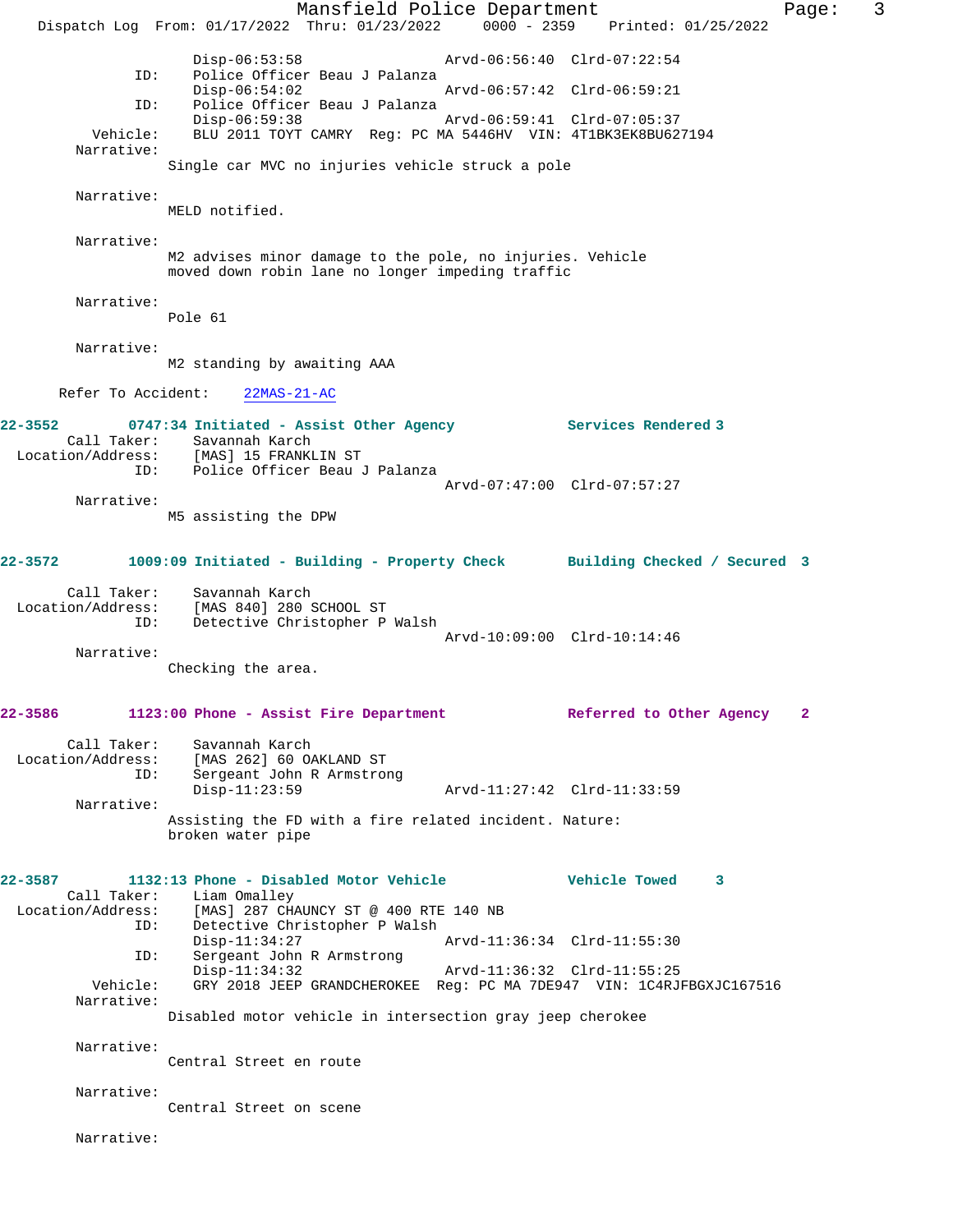```
                Disp-06:53:58                Arvd-06:56:40  Clrd-07:22:54
          ID:   Police Officer Beau J Palanza
                Disp-06:54:02                Arvd-06:57:42  Clrd-06:59:21
          ID:   Police Officer Beau J Palanza
                Disp-06:59:38                Arvd-06:59:41  Clrd-07:05:37
     Vehicle:   BLU 2011 TOYT CAMRY  Reg: PC MA 5446HV  VIN: 4T1BK3EK8BU627194
   Narrative:
              Single car MVC no injuries vehicle struck a pole

   Narrative:
              MELD notified.

   Narrative:
              M2 advises minor damage to the pole, no injuries. Vehicle
              moved down robin lane no longer impeding traffic

   Narrative:
              Pole 61

   Narrative:
              M2 standing by awaiting AAA

  Refer To Accident:    22MAS-21-AC
```

**22-3552 0747:34 Initiated - Assist Other Agency — Services Rendered 3**

```
   Call Taker:  Savannah Karch
Location/Address:  [MAS] 15 FRANKLIN ST
          ID:   Police Officer Beau J Palanza
                                             Arvd-07:47:00  Clrd-07:57:27
   Narrative:
              M5 assisting the DPW
```

**22-3572 1009:09 Initiated - Building - Property Check — Building Checked / Secured 3**

```
   Call Taker:  Savannah Karch
Location/Address:  [MAS 840] 280 SCHOOL ST
          ID:   Detective Christopher P Walsh
                                             Arvd-10:09:00  Clrd-10:14:46
   Narrative:
              Checking the area.
```

**22-3586 1123:00 Phone - Assist Fire Department — Referred to Other Agency 2**

```
   Call Taker:  Savannah Karch
Location/Address:  [MAS 262] 60 OAKLAND ST
          ID:   Sergeant John R Armstrong
                Disp-11:23:59                Arvd-11:27:42  Clrd-11:33:59
   Narrative:
              Assisting the FD with a fire related incident. Nature:
              broken water pipe
```

**22-3587 1132:13 Phone - Disabled Motor Vehicle — Vehicle Towed 3**

```
   Call Taker:  Liam Omalley
Location/Address:  [MAS] 287 CHAUNCY ST @ 400 RTE 140 NB
          ID:   Detective Christopher P Walsh
                Disp-11:34:27                Arvd-11:36:34  Clrd-11:55:30
          ID:   Sergeant John R Armstrong
                Disp-11:34:32                Arvd-11:36:32  Clrd-11:55:25
     Vehicle:   GRY 2018 JEEP GRANDCHEROKEE  Reg: PC MA 7DE947  VIN: 1C4RJFBGXJC167516
   Narrative:
              Disabled motor vehicle in intersection gray jeep cherokee

   Narrative:
              Central Street en route

   Narrative:
              Central Street on scene

   Narrative:
```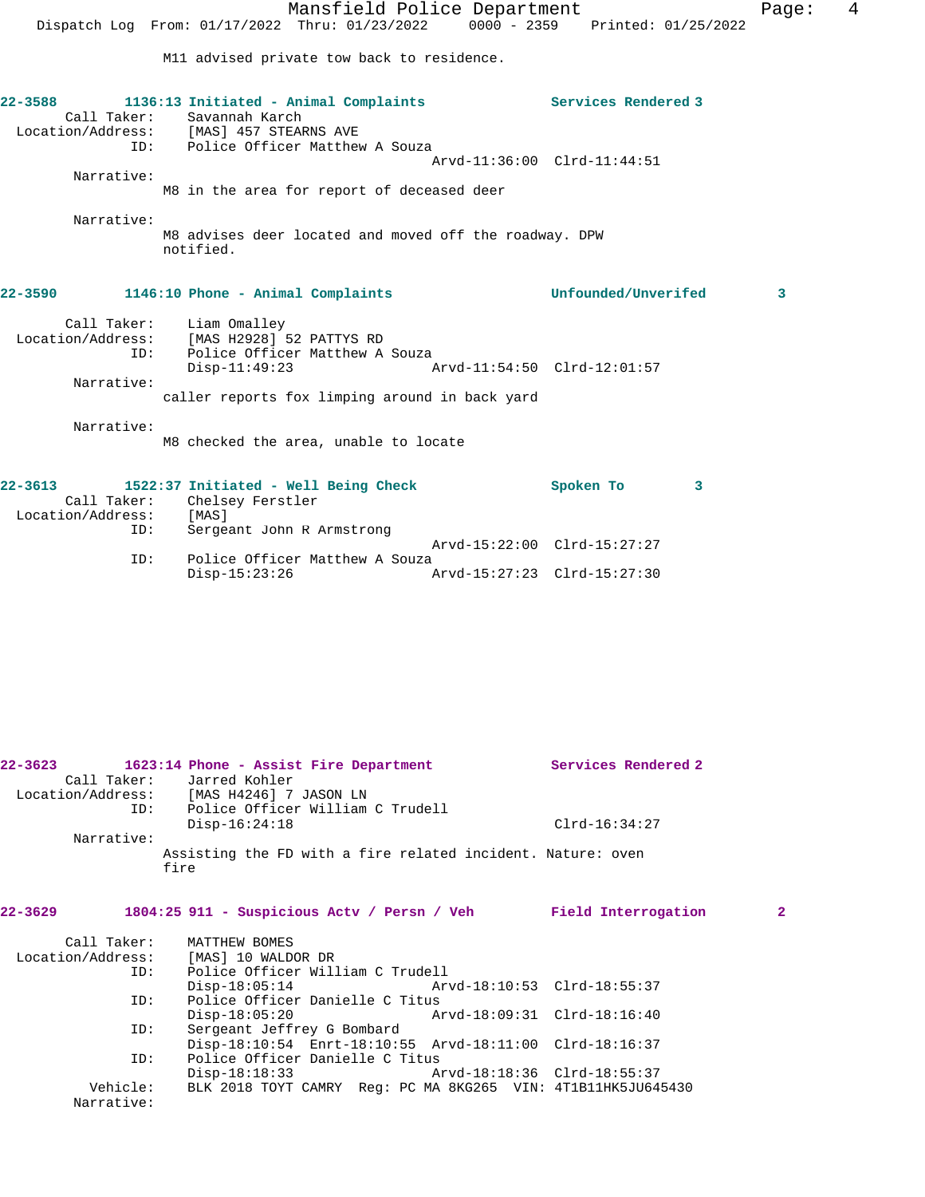M11 advised private tow back to residence.

**22-3588 1136:13 Initiated - Animal Complaints Services Rendered 3**

Call Taker: Savannah Karch
Location/Address: [MAS] 457 STEARNS AVE
ID: Police Officer Matthew A Souza
Arvd-11:36:00 Clrd-11:44:51

Narrative:
M8 in the area for report of deceased deer

Narrative:
M8 advises deer located and moved off the roadway. DPW notified.

**22-3590 1146:10 Phone - Animal Complaints Unfounded/Unverifed 3**

Call Taker: Liam Omalley
Location/Address: [MAS H2928] 52 PATTYS RD
ID: Police Officer Matthew A Souza
Disp-11:49:23 Arvd-11:54:50 Clrd-12:01:57

Narrative:
caller reports fox limping around in back yard

Narrative:
M8 checked the area, unable to locate

**22-3613 1522:37 Initiated - Well Being Check Spoken To 3**

Call Taker: Chelsey Ferstler
Location/Address: [MAS]
ID: Sergeant John R Armstrong
Arvd-15:22:00 Clrd-15:27:27
ID: Police Officer Matthew A Souza
Disp-15:23:26 Arvd-15:27:23 Clrd-15:27:30

**22-3623 1623:14 Phone - Assist Fire Department Services Rendered 2**

Call Taker: Jarred Kohler
Location/Address: [MAS H4246] 7 JASON LN
ID: Police Officer William C Trudell
Disp-16:24:18 Clrd-16:34:27

Narrative:
Assisting the FD with a fire related incident. Nature: oven fire

**22-3629 1804:25 911 - Suspicious Actv / Persn / Veh Field Interrogation 2**

Call Taker: MATTHEW BOMES
Location/Address: [MAS] 10 WALDOR DR
ID: Police Officer William C Trudell
Disp-18:05:14 Arvd-18:10:53 Clrd-18:55:37
ID: Police Officer Danielle C Titus
Disp-18:05:20 Arvd-18:09:31 Clrd-18:16:40
ID: Sergeant Jeffrey G Bombard
Disp-18:10:54 Enrt-18:10:55 Arvd-18:11:00 Clrd-18:16:37
ID: Police Officer Danielle C Titus
Disp-18:18:33 Arvd-18:18:36 Clrd-18:55:37
Vehicle: BLK 2018 TOYT CAMRY Reg: PC MA 8KG265 VIN: 4T1B11HK5JU645430

Narrative: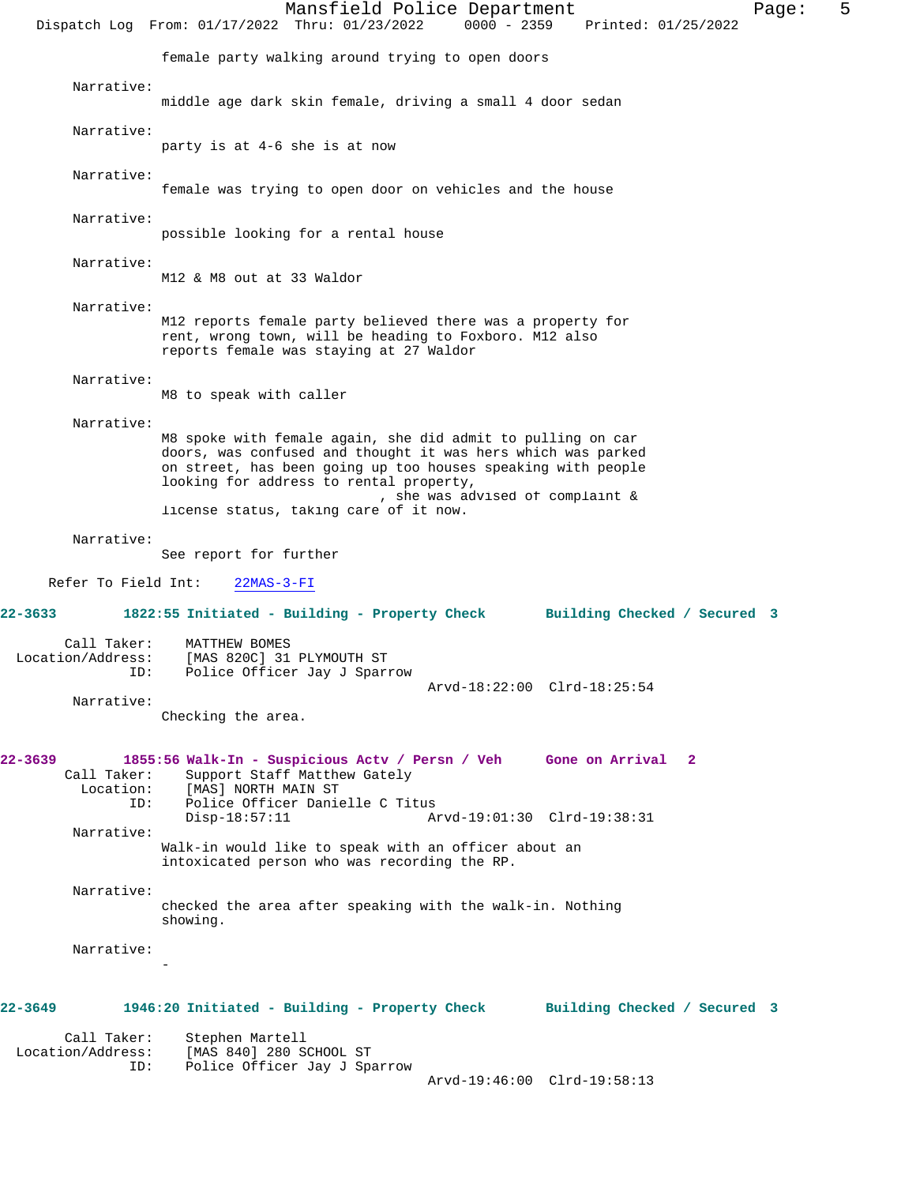female party walking around trying to open doors

Narrative:
middle age dark skin female, driving a small 4 door sedan

Narrative:
party is at 4-6 she is at now

Narrative:
female was trying to open door on vehicles and the house

Narrative:
possible looking for a rental house

Narrative:
M12 & M8 out at 33 Waldor

Narrative:
M12 reports female party believed there was a property for rent, wrong town, will be heading to Foxboro. M12 also reports female was staying at 27 Waldor

Narrative:
M8 to speak with caller

Narrative:
M8 spoke with female again, she did admit to pulling on car doors, was confused and thought it was hers which was parked on street, has been going up too houses speaking with people looking for address to rental property, , she was advised of complaint & license status, taking care of it now.

Narrative:
See report for further

Refer To Field Int: 22MAS-3-FI

**22-3633 1822:55 Initiated - Building - Property Check Building Checked / Secured 3**

Call Taker: MATTHEW BOMES
Location/Address: [MAS 820C] 31 PLYMOUTH ST
ID: Police Officer Jay J Sparrow
Arvd-18:22:00 Clrd-18:25:54

Narrative:
Checking the area.

**22-3639 1855:56 Walk-In - Suspicious Actv / Persn / Veh Gone on Arrival 2**

Call Taker: Support Staff Matthew Gately
Location: [MAS] NORTH MAIN ST
ID: Police Officer Danielle C Titus
Disp-18:57:11 Arvd-19:01:30 Clrd-19:38:31

Narrative:
Walk-in would like to speak with an officer about an intoxicated person who was recording the RP.

Narrative:
checked the area after speaking with the walk-in. Nothing showing.

Narrative:
-

**22-3649 1946:20 Initiated - Building - Property Check Building Checked / Secured 3**

Call Taker: Stephen Martell
Location/Address: [MAS 840] 280 SCHOOL ST
ID: Police Officer Jay J Sparrow
Arvd-19:46:00 Clrd-19:58:13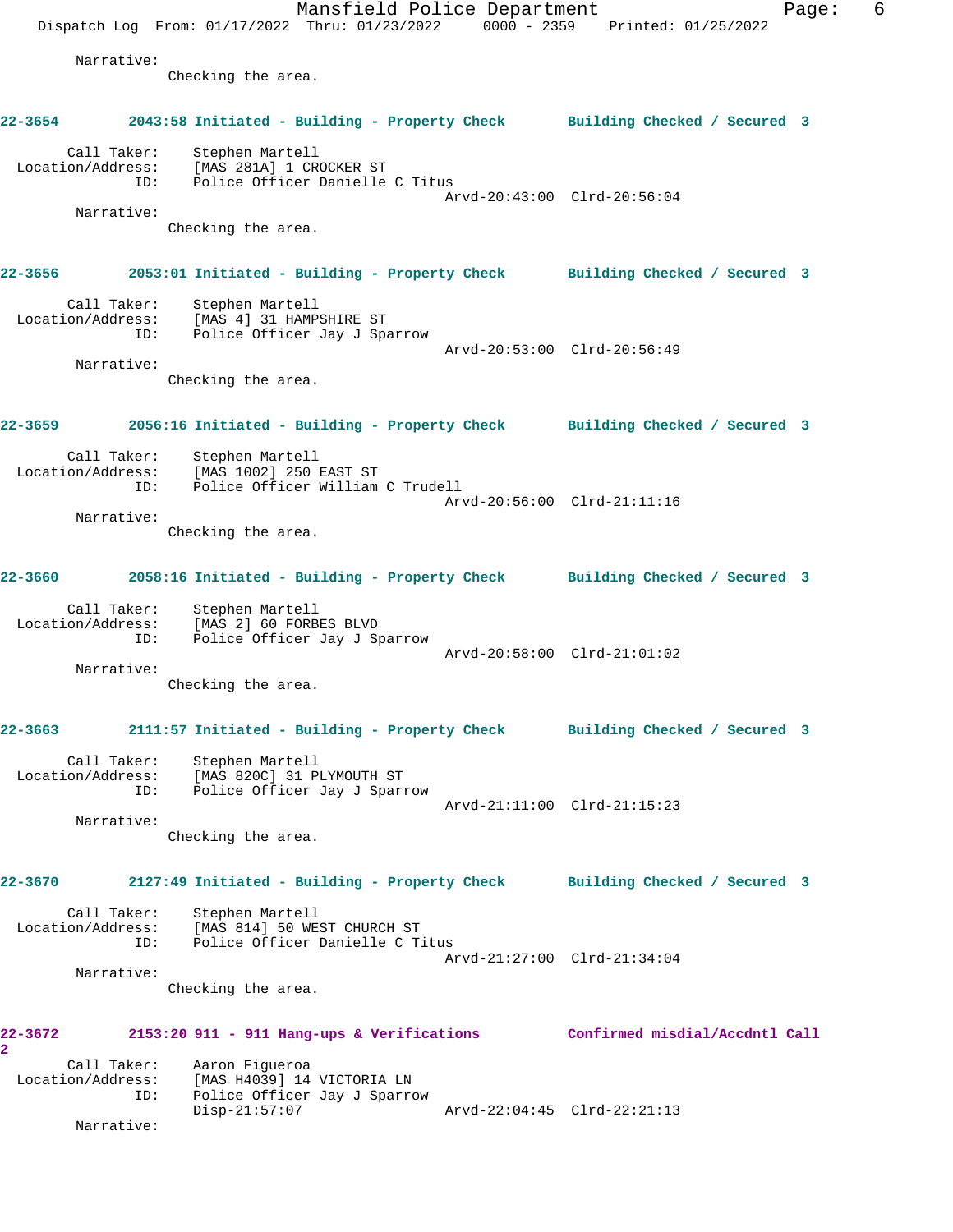Narrative:
Checking the area.

**22-3654 2043:58 Initiated - Building - Property Check Building Checked / Secured 3**

Call Taker: Stephen Martell
Location/Address: [MAS 281A] 1 CROCKER ST
ID: Police Officer Danielle C Titus
Arvd-20:43:00 Clrd-20:56:04

Narrative:
Checking the area.

**22-3656 2053:01 Initiated - Building - Property Check Building Checked / Secured 3**

Call Taker: Stephen Martell
Location/Address: [MAS 4] 31 HAMPSHIRE ST
ID: Police Officer Jay J Sparrow
Arvd-20:53:00 Clrd-20:56:49

Narrative:
Checking the area.

**22-3659 2056:16 Initiated - Building - Property Check Building Checked / Secured 3**

Call Taker: Stephen Martell
Location/Address: [MAS 1002] 250 EAST ST
ID: Police Officer William C Trudell
Arvd-20:56:00 Clrd-21:11:16

Narrative:
Checking the area.

**22-3660 2058:16 Initiated - Building - Property Check Building Checked / Secured 3**

Call Taker: Stephen Martell
Location/Address: [MAS 2] 60 FORBES BLVD
ID: Police Officer Jay J Sparrow
Arvd-20:58:00 Clrd-21:01:02

Narrative:
Checking the area.

**22-3663 2111:57 Initiated - Building - Property Check Building Checked / Secured 3**

Call Taker: Stephen Martell
Location/Address: [MAS 820C] 31 PLYMOUTH ST
ID: Police Officer Jay J Sparrow
Arvd-21:11:00 Clrd-21:15:23

Narrative:
Checking the area.

**22-3670 2127:49 Initiated - Building - Property Check Building Checked / Secured 3**

Call Taker: Stephen Martell
Location/Address: [MAS 814] 50 WEST CHURCH ST
ID: Police Officer Danielle C Titus
Arvd-21:27:00 Clrd-21:34:04

Narrative:
Checking the area.

**22-3672 2153:20 911 - 911 Hang-ups & Verifications Confirmed misdial/Accdntl Call 2**

Call Taker: Aaron Figueroa
Location/Address: [MAS H4039] 14 VICTORIA LN
ID: Police Officer Jay J Sparrow
Disp-21:57:07 Arvd-22:04:45 Clrd-22:21:13

Narrative: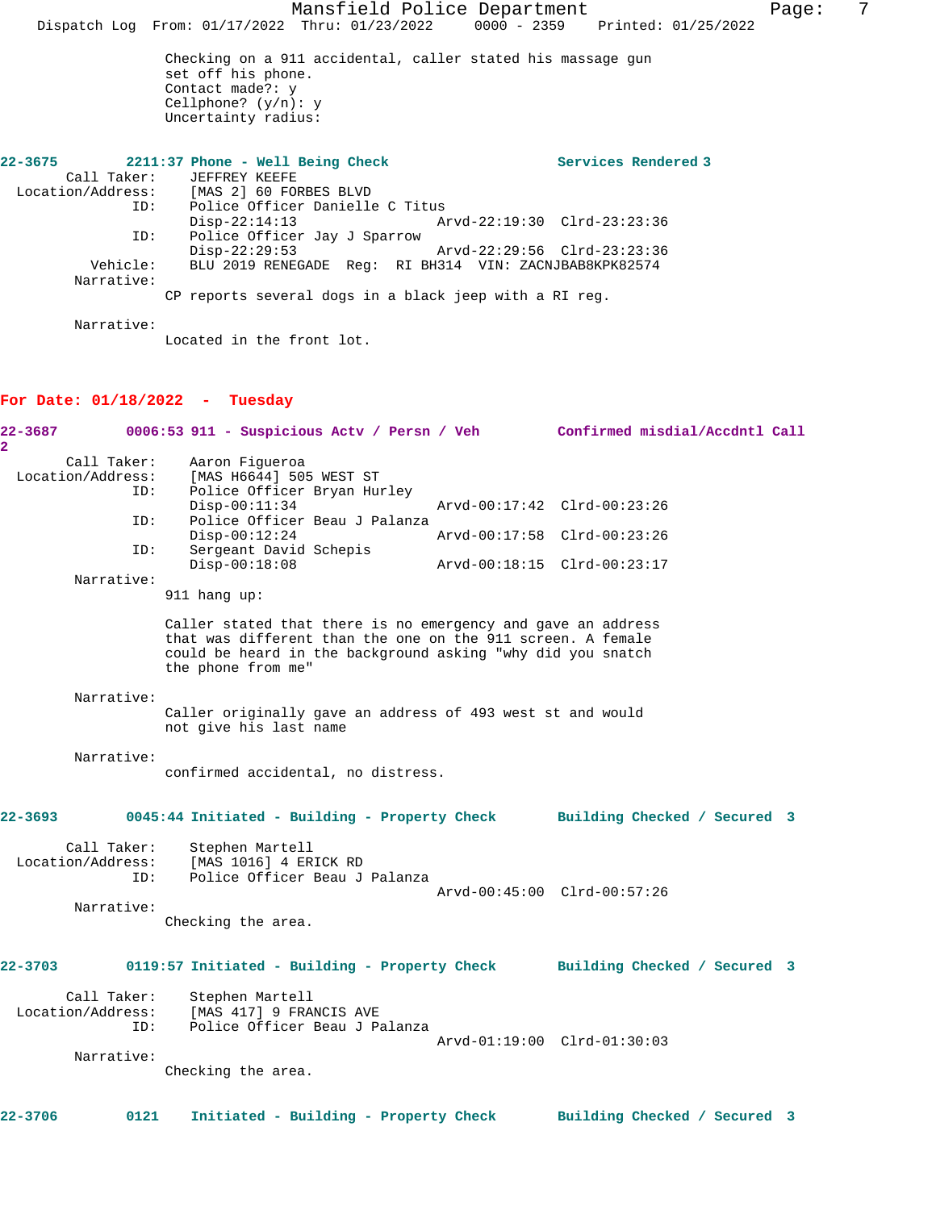Checking on a 911 accidental, caller stated his massage gun set off his phone.
Contact made?: y
Cellphone? (y/n): y
Uncertainty radius:

**22-3675 2211:37 Phone - Well Being Check — Services Rendered 3**

Call Taker: JEFFREY KEEFE
Location/Address: [MAS 2] 60 FORBES BLVD
ID: Police Officer Danielle C Titus
Disp-22:14:13 Arvd-22:19:30 Clrd-23:23:36
ID: Police Officer Jay J Sparrow
Disp-22:29:53 Arvd-22:29:56 Clrd-23:23:36
Vehicle: BLU 2019 RENEGADE Reg: RI BH314 VIN: ZACNJBAB8KPK82574
Narrative:
CP reports several dogs in a black jeep with a RI reg.

Narrative:
Located in the front lot.

## For Date: 01/18/2022 - Tuesday

**22-3687 0006:53 911 - Suspicious Actv / Persn / Veh — Confirmed misdial/Accdntl Call 2**

Call Taker: Aaron Figueroa
Location/Address: [MAS H6644] 505 WEST ST
ID: Police Officer Bryan Hurley
Disp-00:11:34 Arvd-00:17:42 Clrd-00:23:26
ID: Police Officer Beau J Palanza
Disp-00:12:24 Arvd-00:17:58 Clrd-00:23:26
ID: Sergeant David Schepis
Disp-00:18:08 Arvd-00:18:15 Clrd-00:23:17
Narrative:
911 hang up:

Caller stated that there is no emergency and gave an address that was different than the one on the 911 screen. A female could be heard in the background asking "why did you snatch the phone from me"

Narrative:
Caller originally gave an address of 493 west st and would not give his last name

Narrative:
confirmed accidental, no distress.

**22-3693 0045:44 Initiated - Building - Property Check — Building Checked / Secured 3**

Call Taker: Stephen Martell
Location/Address: [MAS 1016] 4 ERICK RD
ID: Police Officer Beau J Palanza
Arvd-00:45:00 Clrd-00:57:26
Narrative:
Checking the area.

**22-3703 0119:57 Initiated - Building - Property Check — Building Checked / Secured 3**

Call Taker: Stephen Martell
Location/Address: [MAS 417] 9 FRANCIS AVE
ID: Police Officer Beau J Palanza
Arvd-01:19:00 Clrd-01:30:03
Narrative:
Checking the area.

**22-3706 0121 Initiated - Building - Property Check — Building Checked / Secured 3**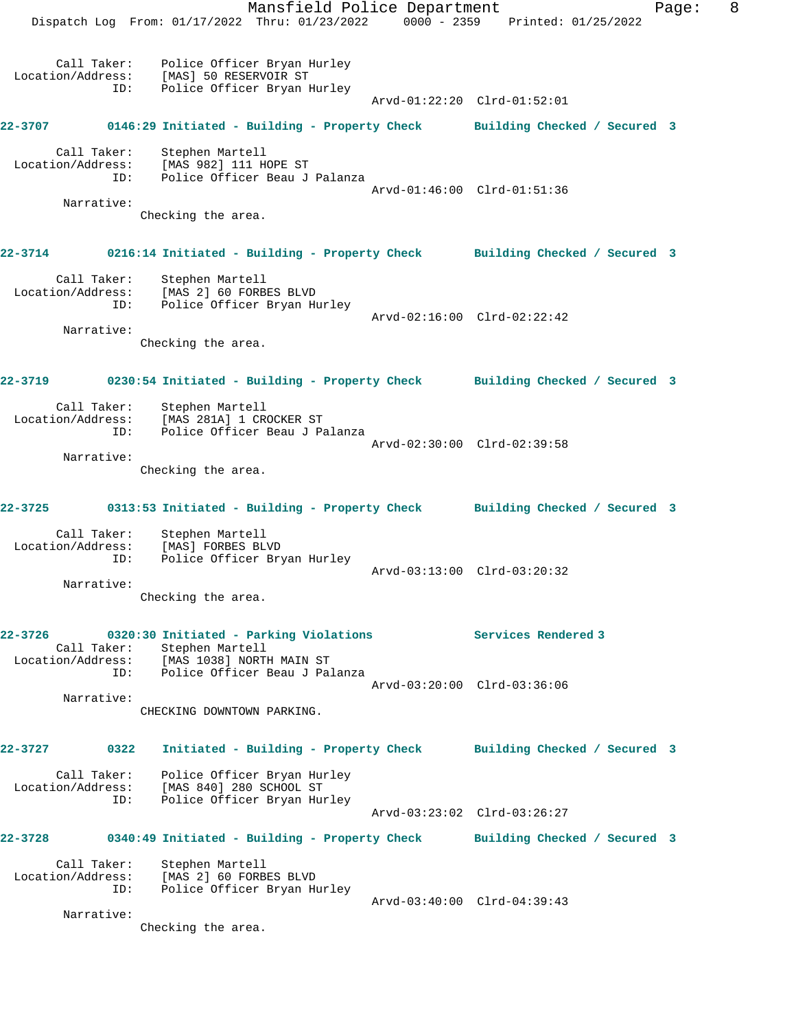Call Taker: Police Officer Bryan Hurley
Location/Address: [MAS] 50 RESERVOIR ST
ID: Police Officer Bryan Hurley
Arvd-01:22:20 Clrd-01:52:01

**22-3707 0146:29 Initiated - Building - Property Check Building Checked / Secured 3**

Call Taker: Stephen Martell
Location/Address: [MAS 982] 111 HOPE ST
ID: Police Officer Beau J Palanza
Arvd-01:46:00 Clrd-01:51:36

Narrative:
Checking the area.

**22-3714 0216:14 Initiated - Building - Property Check Building Checked / Secured 3**

Call Taker: Stephen Martell
Location/Address: [MAS 2] 60 FORBES BLVD
ID: Police Officer Bryan Hurley
Arvd-02:16:00 Clrd-02:22:42

Narrative:
Checking the area.

**22-3719 0230:54 Initiated - Building - Property Check Building Checked / Secured 3**

Call Taker: Stephen Martell
Location/Address: [MAS 281A] 1 CROCKER ST
ID: Police Officer Beau J Palanza
Arvd-02:30:00 Clrd-02:39:58

Narrative:
Checking the area.

**22-3725 0313:53 Initiated - Building - Property Check Building Checked / Secured 3**

Call Taker: Stephen Martell
Location/Address: [MAS] FORBES BLVD
ID: Police Officer Bryan Hurley
Arvd-03:13:00 Clrd-03:20:32

Narrative:
Checking the area.

**22-3726 0320:30 Initiated - Parking Violations Services Rendered 3**

Call Taker: Stephen Martell
Location/Address: [MAS 1038] NORTH MAIN ST
ID: Police Officer Beau J Palanza
Arvd-03:20:00 Clrd-03:36:06

Narrative:
CHECKING DOWNTOWN PARKING.

**22-3727 0322 Initiated - Building - Property Check Building Checked / Secured 3**

Call Taker: Police Officer Bryan Hurley
Location/Address: [MAS 840] 280 SCHOOL ST
ID: Police Officer Bryan Hurley
Arvd-03:23:02 Clrd-03:26:27

**22-3728 0340:49 Initiated - Building - Property Check Building Checked / Secured 3**

Call Taker: Stephen Martell
Location/Address: [MAS 2] 60 FORBES BLVD
ID: Police Officer Bryan Hurley
Arvd-03:40:00 Clrd-04:39:43

Narrative:
Checking the area.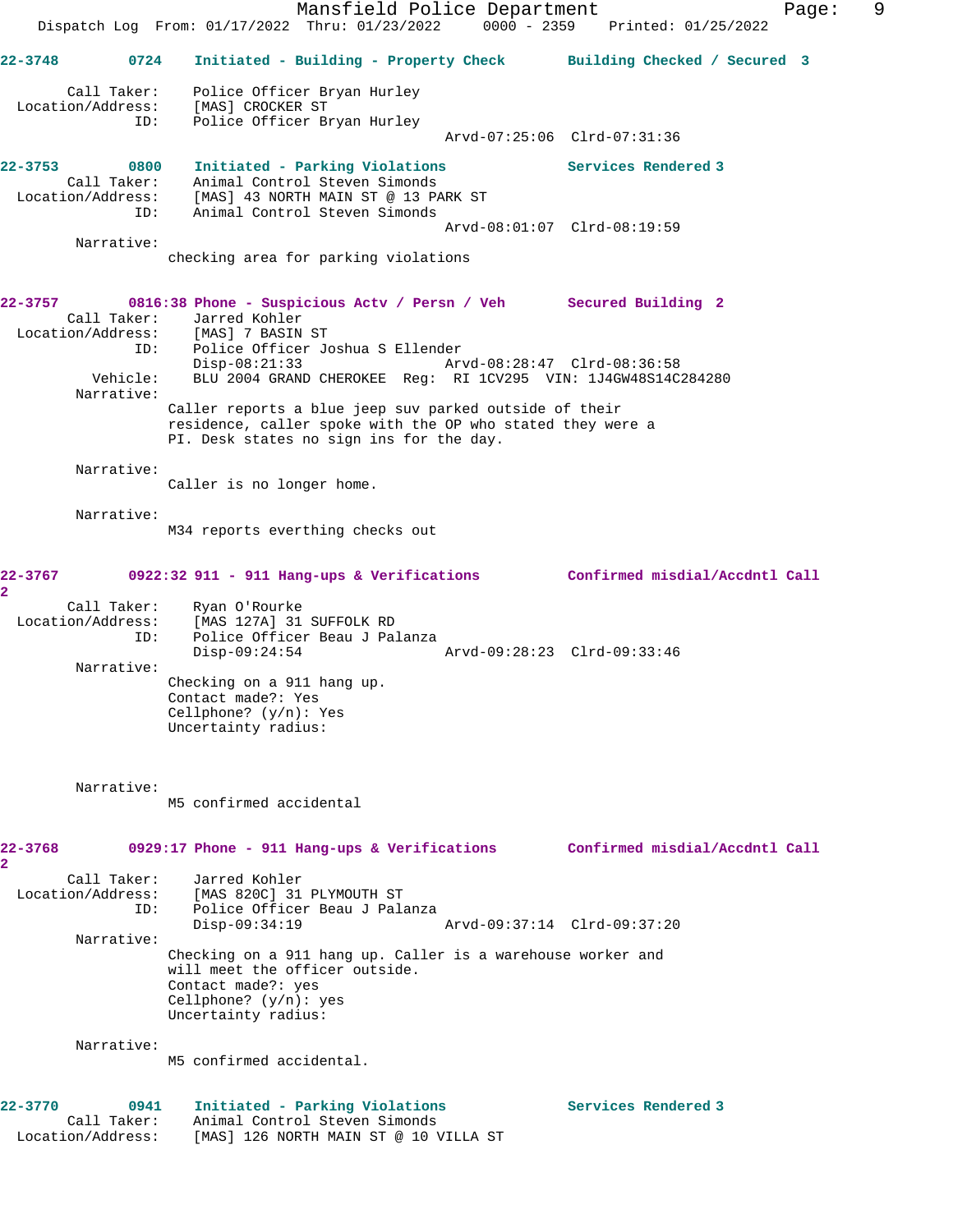22-3748 0724 Initiated - Building - Property Check Building Checked / Secured 3

Call Taker: Police Officer Bryan Hurley
Location/Address: [MAS] CROCKER ST
ID: Police Officer Bryan Hurley
Arvd-07:25:06 Clrd-07:31:36

22-3753 0800 Initiated - Parking Violations Services Rendered 3
Call Taker: Animal Control Steven Simonds
Location/Address: [MAS] 43 NORTH MAIN ST @ 13 PARK ST
ID: Animal Control Steven Simonds
Arvd-08:01:07 Clrd-08:19:59

Narrative:
checking area for parking violations

22-3757 0816:38 Phone - Suspicious Actv / Persn / Veh Secured Building 2
Call Taker: Jarred Kohler
Location/Address: [MAS] 7 BASIN ST
ID: Police Officer Joshua S Ellender
Disp-08:21:33 Arvd-08:28:47 Clrd-08:36:58
Vehicle: BLU 2004 GRAND CHEROKEE Reg: RI 1CV295 VIN: 1J4GW48S14C284280

Narrative:
Caller reports a blue jeep suv parked outside of their residence, caller spoke with the OP who stated they were a PI. Desk states no sign ins for the day.

Narrative:
Caller is no longer home.

Narrative:
M34 reports everthing checks out

22-3767 0922:32 911 - 911 Hang-ups & Verifications Confirmed misdial/Accdntl Call 2

Call Taker: Ryan O'Rourke
Location/Address: [MAS 127A] 31 SUFFOLK RD
ID: Police Officer Beau J Palanza
Disp-09:24:54 Arvd-09:28:23 Clrd-09:33:46

Narrative:
Checking on a 911 hang up.
Contact made?: Yes
Cellphone? (y/n): Yes
Uncertainty radius:

Narrative:
M5 confirmed accidental

22-3768 0929:17 Phone - 911 Hang-ups & Verifications Confirmed misdial/Accdntl Call 2

Call Taker: Jarred Kohler
Location/Address: [MAS 820C] 31 PLYMOUTH ST
ID: Police Officer Beau J Palanza
Disp-09:34:19 Arvd-09:37:14 Clrd-09:37:20

Narrative:
Checking on a 911 hang up. Caller is a warehouse worker and will meet the officer outside.
Contact made?: yes
Cellphone? (y/n): yes
Uncertainty radius:

Narrative:
M5 confirmed accidental.

22-3770 0941 Initiated - Parking Violations Services Rendered 3
Call Taker: Animal Control Steven Simonds
Location/Address: [MAS] 126 NORTH MAIN ST @ 10 VILLA ST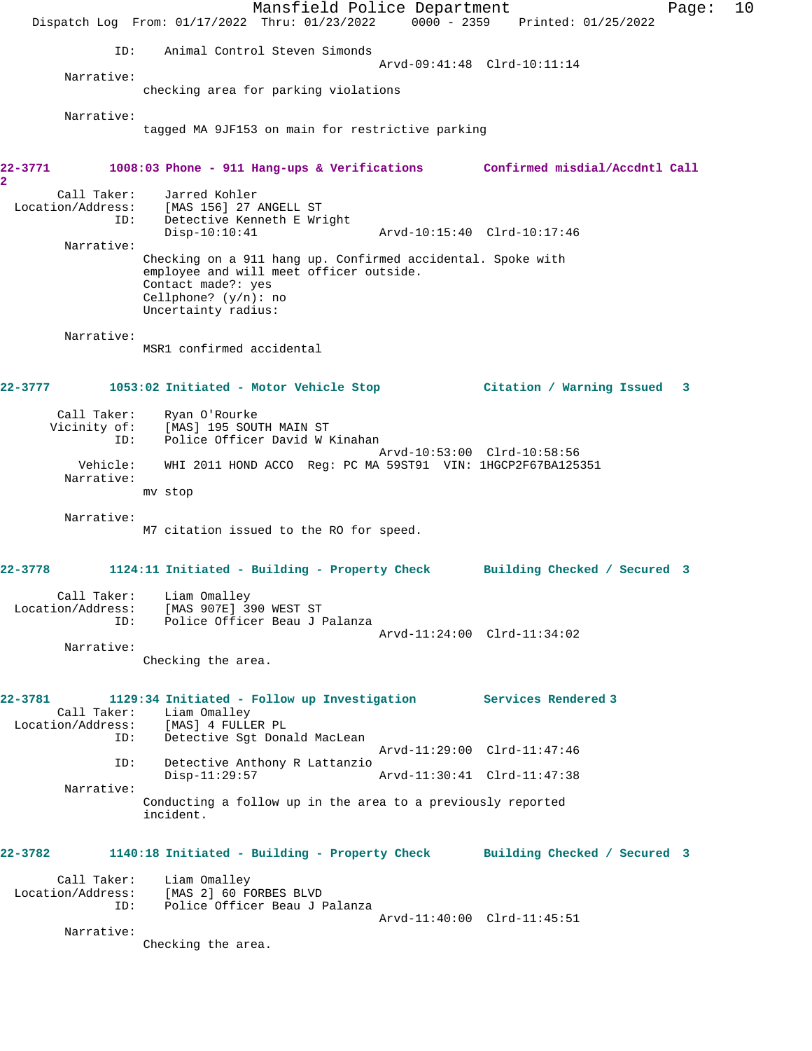ID: Animal Control Steven Simonds
Arvd-09:41:48 Clrd-10:11:14

Narrative:
checking area for parking violations

Narrative:
tagged MA 9JF153 on main for restrictive parking

**22-3771 1008:03 Phone - 911 Hang-ups & Verifications Confirmed misdial/Accdntl Call 2**

Call Taker: Jarred Kohler
Location/Address: [MAS 156] 27 ANGELL ST
ID: Detective Kenneth E Wright
Disp-10:10:41 Arvd-10:15:40 Clrd-10:17:46

Narrative:
Checking on a 911 hang up. Confirmed accidental. Spoke with employee and will meet officer outside.
Contact made?: yes
Cellphone? (y/n): no
Uncertainty radius:

Narrative:
MSR1 confirmed accidental

**22-3777 1053:02 Initiated - Motor Vehicle Stop Citation / Warning Issued 3**

Call Taker: Ryan O'Rourke
Vicinity of: [MAS] 195 SOUTH MAIN ST
ID: Police Officer David W Kinahan
Arvd-10:53:00 Clrd-10:58:56
Vehicle: WHI 2011 HOND ACCO Reg: PC MA 59ST91 VIN: 1HGCP2F67BA125351

Narrative:
mv stop

Narrative:
M7 citation issued to the RO for speed.

**22-3778 1124:11 Initiated - Building - Property Check Building Checked / Secured 3**

Call Taker: Liam Omalley
Location/Address: [MAS 907E] 390 WEST ST
ID: Police Officer Beau J Palanza
Arvd-11:24:00 Clrd-11:34:02

Narrative:
Checking the area.

**22-3781 1129:34 Initiated - Follow up Investigation Services Rendered 3**

Call Taker: Liam Omalley
Location/Address: [MAS] 4 FULLER PL
ID: Detective Sgt Donald MacLean
Arvd-11:29:00 Clrd-11:47:46
ID: Detective Anthony R Lattanzio
Disp-11:29:57 Arvd-11:30:41 Clrd-11:47:38

Narrative:
Conducting a follow up in the area to a previously reported incident.

**22-3782 1140:18 Initiated - Building - Property Check Building Checked / Secured 3**

Call Taker: Liam Omalley
Location/Address: [MAS 2] 60 FORBES BLVD
ID: Police Officer Beau J Palanza
Arvd-11:40:00 Clrd-11:45:51

Narrative:
Checking the area.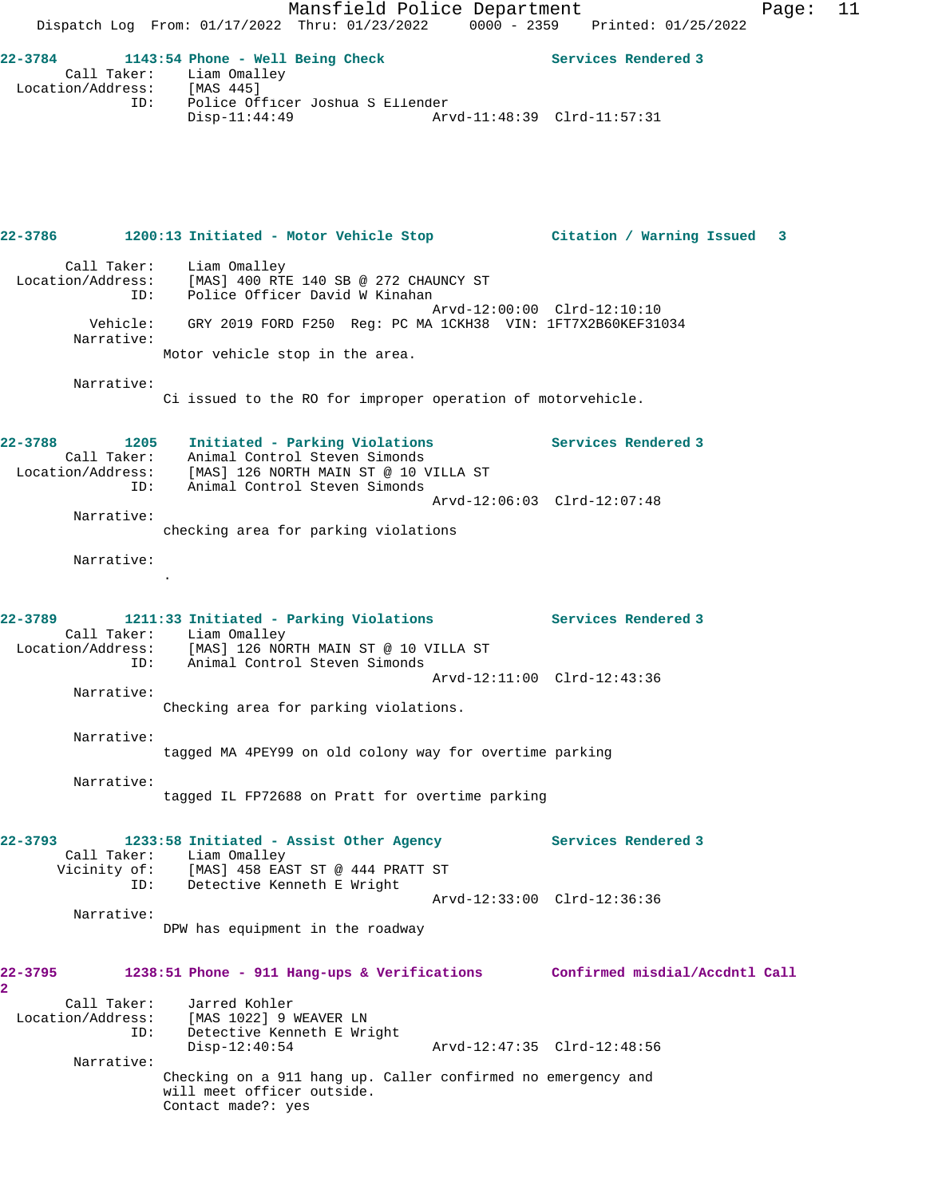**22-3784** **1143:54 Phone - Well Being Check** **Services Rendered 3**

Call Taker: Liam Omalley
Location/Address: [MAS 445]
ID: Police Officer Joshua S Ellender
Disp-11:44:49 Arvd-11:48:39 Clrd-11:57:31

**22-3786** **1200:13 Initiated - Motor Vehicle Stop** **Citation / Warning Issued 3**

Call Taker: Liam Omalley
Location/Address: [MAS] 400 RTE 140 SB @ 272 CHAUNCY ST
ID: Police Officer David W Kinahan
Arvd-12:00:00 Clrd-12:10:10
Vehicle: GRY 2019 FORD F250 Reg: PC MA 1CKH38 VIN: 1FT7X2B60KEF31034
Narrative:
Motor vehicle stop in the area.

Narrative:
Ci issued to the RO for improper operation of motorvehicle.

**22-3788** **1205 Initiated - Parking Violations** **Services Rendered 3**

Call Taker: Animal Control Steven Simonds
Location/Address: [MAS] 126 NORTH MAIN ST @ 10 VILLA ST
ID: Animal Control Steven Simonds
Arvd-12:06:03 Clrd-12:07:48
Narrative:
checking area for parking violations

Narrative:
.

**22-3789** **1211:33 Initiated - Parking Violations** **Services Rendered 3**

Call Taker: Liam Omalley
Location/Address: [MAS] 126 NORTH MAIN ST @ 10 VILLA ST
ID: Animal Control Steven Simonds
Arvd-12:11:00 Clrd-12:43:36
Narrative:
Checking area for parking violations.

Narrative:
tagged MA 4PEY99 on old colony way for overtime parking

Narrative:
tagged IL FP72688 on Pratt for overtime parking

**22-3793** **1233:58 Initiated - Assist Other Agency** **Services Rendered 3**

Call Taker: Liam Omalley
Vicinity of: [MAS] 458 EAST ST @ 444 PRATT ST
ID: Detective Kenneth E Wright
Arvd-12:33:00 Clrd-12:36:36
Narrative:
DPW has equipment in the roadway

**22-3795** **1238:51 Phone - 911 Hang-ups & Verifications** **Confirmed misdial/Accdntl Call 2**

Call Taker: Jarred Kohler
Location/Address: [MAS 1022] 9 WEAVER LN
ID: Detective Kenneth E Wright
Disp-12:40:54 Arvd-12:47:35 Clrd-12:48:56
Narrative:
Checking on a 911 hang up. Caller confirmed no emergency and will meet officer outside.
Contact made?: yes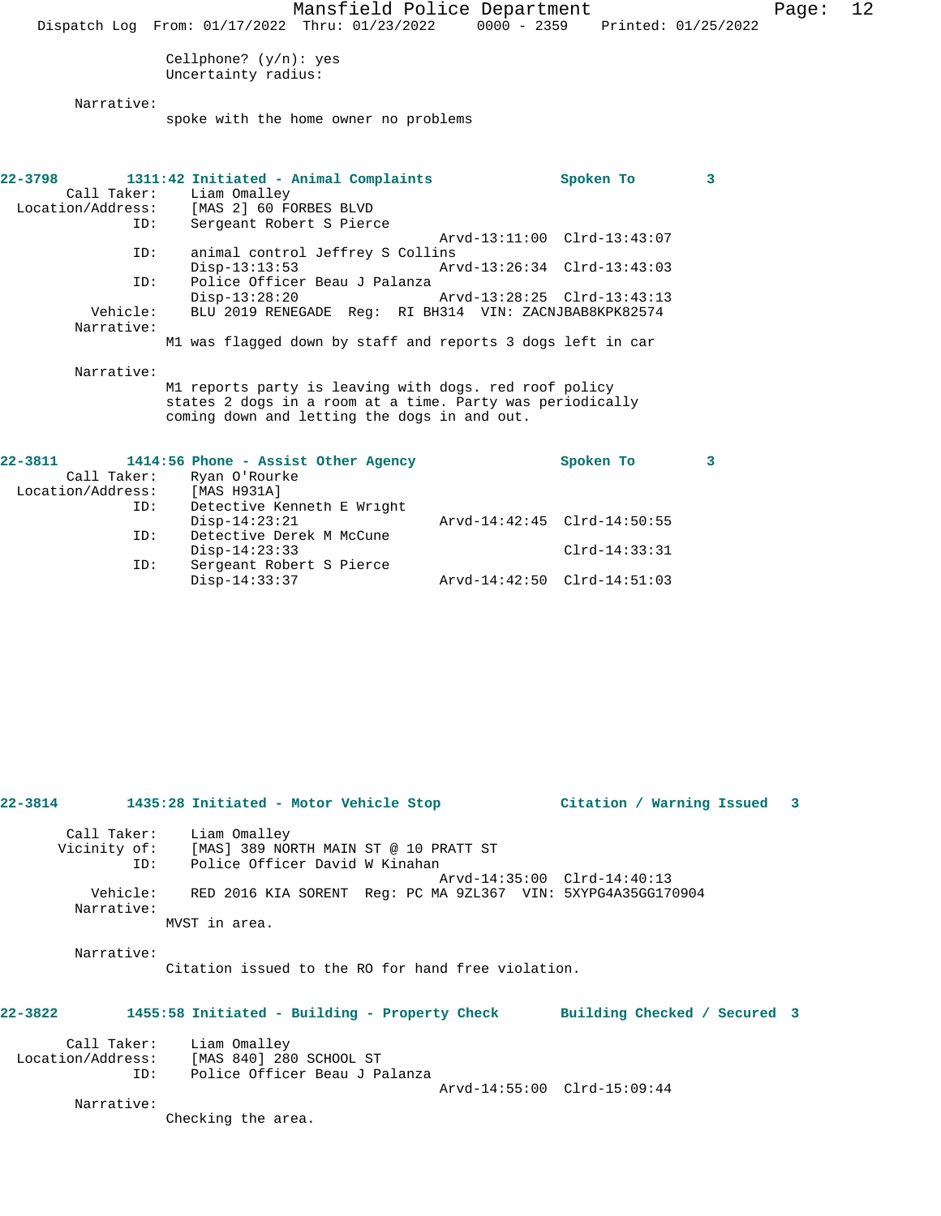Cellphone? (y/n): yes
Uncertainty radius:

Narrative:
spoke with the home owner no problems

**22-3798 1311:42 Initiated - Animal Complaints — Spoken To 3**

Call Taker: Liam Omalley
Location/Address: [MAS 2] 60 FORBES BLVD
ID: Sergeant Robert S Pierce
Arvd-13:11:00 Clrd-13:43:07
ID: animal control Jeffrey S Collins
Disp-13:13:53 Arvd-13:26:34 Clrd-13:43:03
ID: Police Officer Beau J Palanza
Disp-13:28:20 Arvd-13:28:25 Clrd-13:43:13
Vehicle: BLU 2019 RENEGADE Reg: RI BH314 VIN: ZACNJBAB8KPK82574
Narrative:
M1 was flagged down by staff and reports 3 dogs left in car

Narrative:
M1 reports party is leaving with dogs. red roof policy states 2 dogs in a room at a time. Party was periodically coming down and letting the dogs in and out.

**22-3811 1414:56 Phone - Assist Other Agency — Spoken To 3**

Call Taker: Ryan O'Rourke
Location/Address: [MAS H931A]
ID: Detective Kenneth E Wright
Disp-14:23:21 Arvd-14:42:45 Clrd-14:50:55
ID: Detective Derek M McCune
Disp-14:23:33 Clrd-14:33:31
ID: Sergeant Robert S Pierce
Disp-14:33:37 Arvd-14:42:50 Clrd-14:51:03

**22-3814 1435:28 Initiated - Motor Vehicle Stop — Citation / Warning Issued 3**

Call Taker: Liam Omalley
Vicinity of: [MAS] 389 NORTH MAIN ST @ 10 PRATT ST
ID: Police Officer David W Kinahan
Arvd-14:35:00 Clrd-14:40:13
Vehicle: RED 2016 KIA SORENT Reg: PC MA 9ZL367 VIN: 5XYPG4A35GG170904
Narrative:
MVST in area.

Narrative:
Citation issued to the RO for hand free violation.

**22-3822 1455:58 Initiated - Building - Property Check — Building Checked / Secured 3**

Call Taker: Liam Omalley
Location/Address: [MAS 840] 280 SCHOOL ST
ID: Police Officer Beau J Palanza
Arvd-14:55:00 Clrd-15:09:44
Narrative:
Checking the area.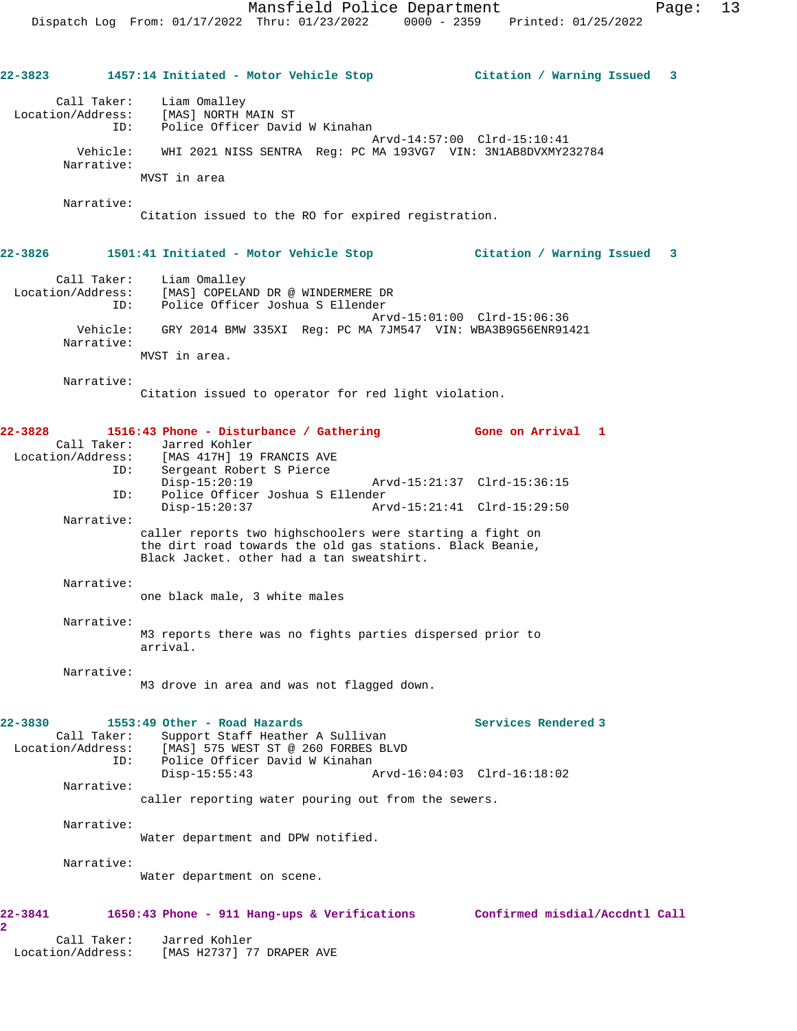**22-3823** 1457:14 Initiated - Motor Vehicle Stop — Citation / Warning Issued 3

Call Taker: Liam Omalley
Location/Address: [MAS] NORTH MAIN ST
ID: Police Officer David W Kinahan
Arvd-14:57:00 Clrd-15:10:41
Vehicle: WHI 2021 NISS SENTRA Reg: PC MA 193VG7 VIN: 3N1AB8DVXMY232784
Narrative:
MVST in area

Narrative:
Citation issued to the RO for expired registration.

**22-3826** 1501:41 Initiated - Motor Vehicle Stop — Citation / Warning Issued 3

Call Taker: Liam Omalley
Location/Address: [MAS] COPELAND DR @ WINDERMERE DR
ID: Police Officer Joshua S Ellender
Arvd-15:01:00 Clrd-15:06:36
Vehicle: GRY 2014 BMW 335XI Reg: PC MA 7JM547 VIN: WBA3B9G56ENR91421
Narrative:
MVST in area.

Narrative:
Citation issued to operator for red light violation.

**22-3828** 1516:43 Phone - Disturbance / Gathering — Gone on Arrival 1

Call Taker: Jarred Kohler
Location/Address: [MAS 417H] 19 FRANCIS AVE
ID: Sergeant Robert S Pierce
Disp-15:20:19 Arvd-15:21:37 Clrd-15:36:15
ID: Police Officer Joshua S Ellender
Disp-15:20:37 Arvd-15:21:41 Clrd-15:29:50
Narrative:
caller reports two highschoolers were starting a fight on the dirt road towards the old gas stations. Black Beanie, Black Jacket. other had a tan sweatshirt.

Narrative:
one black male, 3 white males

Narrative:
M3 reports there was no fights parties dispersed prior to arrival.

Narrative:
M3 drove in area and was not flagged down.

**22-3830** 1553:49 Other - Road Hazards — Services Rendered 3

Call Taker: Support Staff Heather A Sullivan
Location/Address: [MAS] 575 WEST ST @ 260 FORBES BLVD
ID: Police Officer David W Kinahan
Disp-15:55:43 Arvd-16:04:03 Clrd-16:18:02
Narrative:
caller reporting water pouring out from the sewers.

Narrative:
Water department and DPW notified.

Narrative:
Water department on scene.

**22-3841** 1650:43 Phone - 911 Hang-ups & Verifications — Confirmed misdial/Accdntl Call 2

Call Taker: Jarred Kohler
Location/Address: [MAS H2737] 77 DRAPER AVE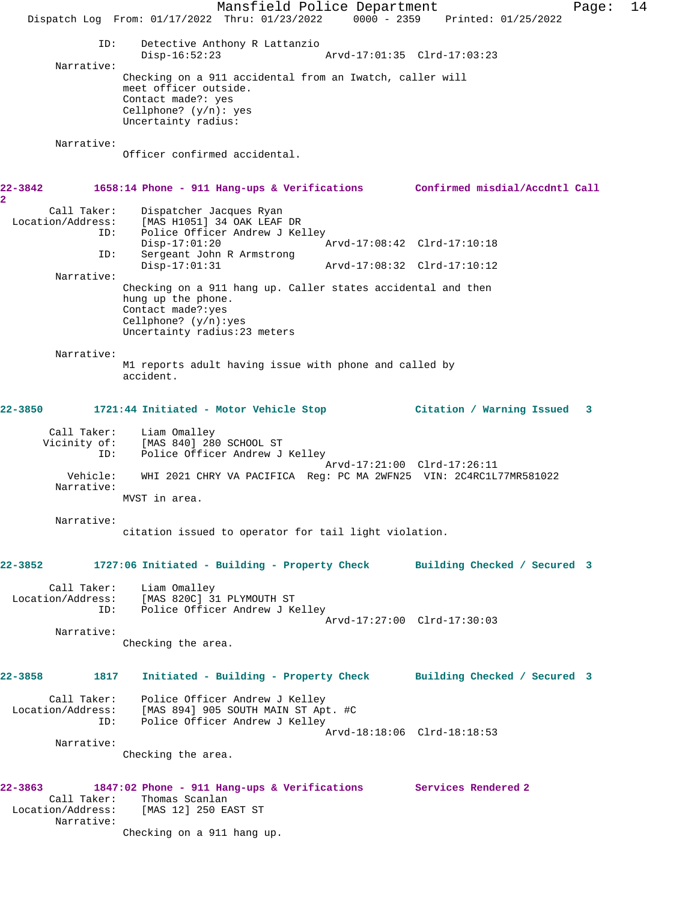ID: Detective Anthony R Lattanzio
Disp-16:52:23 Arvd-17:01:35 Clrd-17:03:23

Narrative:
Checking on a 911 accidental from an Iwatch, caller will meet officer outside.
Contact made?: yes
Cellphone? (y/n): yes
Uncertainty radius:

Narrative:
Officer confirmed accidental.

**22-3842 1658:14 Phone - 911 Hang-ups & Verifications Confirmed misdial/Accdntl Call 2**

Call Taker: Dispatcher Jacques Ryan
Location/Address: [MAS H1051] 34 OAK LEAF DR
ID: Police Officer Andrew J Kelley
Disp-17:01:20 Arvd-17:08:42 Clrd-17:10:18
ID: Sergeant John R Armstrong
Disp-17:01:31 Arvd-17:08:32 Clrd-17:10:12

Narrative:
Checking on a 911 hang up. Caller states accidental and then hung up the phone.
Contact made?:yes
Cellphone? (y/n):yes
Uncertainty radius:23 meters

Narrative:
M1 reports adult having issue with phone and called by accident.

**22-3850 1721:44 Initiated - Motor Vehicle Stop Citation / Warning Issued 3**

Call Taker: Liam Omalley
Vicinity of: [MAS 840] 280 SCHOOL ST
ID: Police Officer Andrew J Kelley
Arvd-17:21:00 Clrd-17:26:11
Vehicle: WHI 2021 CHRY VA PACIFICA Reg: PC MA 2WFN25 VIN: 2C4RC1L77MR581022

Narrative:
MVST in area.

Narrative:
citation issued to operator for tail light violation.

**22-3852 1727:06 Initiated - Building - Property Check Building Checked / Secured 3**

Call Taker: Liam Omalley
Location/Address: [MAS 820C] 31 PLYMOUTH ST
ID: Police Officer Andrew J Kelley
Arvd-17:27:00 Clrd-17:30:03

Narrative:
Checking the area.

**22-3858 1817 Initiated - Building - Property Check Building Checked / Secured 3**

Call Taker: Police Officer Andrew J Kelley
Location/Address: [MAS 894] 905 SOUTH MAIN ST Apt. #C
ID: Police Officer Andrew J Kelley
Arvd-18:18:06 Clrd-18:18:53

Narrative:
Checking the area.

**22-3863 1847:02 Phone - 911 Hang-ups & Verifications Services Rendered 2**

Call Taker: Thomas Scanlan
Location/Address: [MAS 12] 250 EAST ST

Narrative:
Checking on a 911 hang up.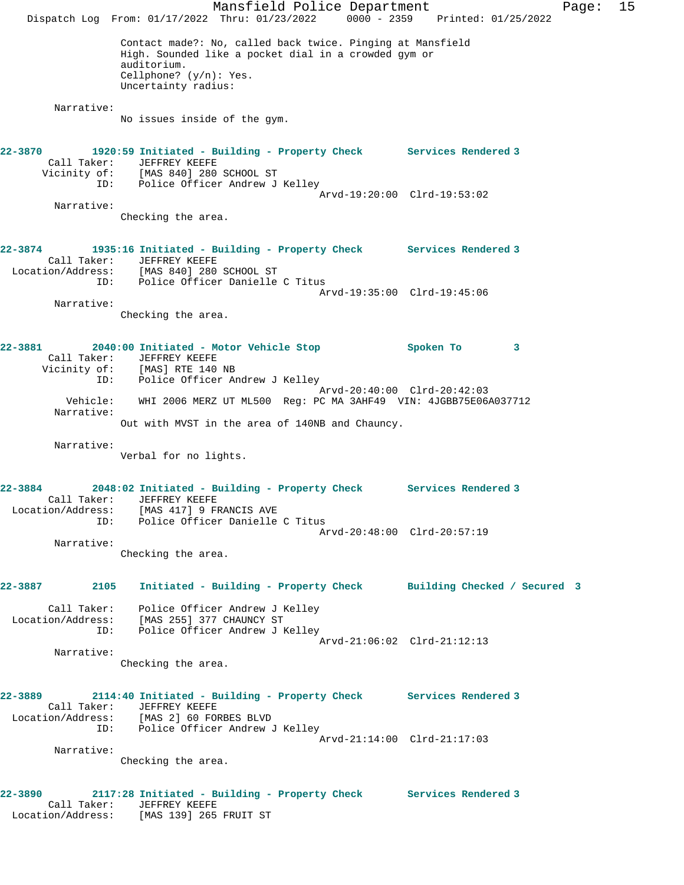Contact made?: No, called back twice. Pinging at Mansfield High. Sounded like a pocket dial in a crowded gym or auditorium.
Cellphone? (y/n): Yes.
Uncertainty radius:

Narrative:
No issues inside of the gym.

**22-3870** 1920:59 Initiated - Building - Property Check — Services Rendered 3

Call Taker: JEFFREY KEEFE
Vicinity of: [MAS 840] 280 SCHOOL ST
ID: Police Officer Andrew J Kelley
Arvd-19:20:00 Clrd-19:53:02

Narrative:
Checking the area.

**22-3874** 1935:16 Initiated - Building - Property Check — Services Rendered 3

Call Taker: JEFFREY KEEFE
Location/Address: [MAS 840] 280 SCHOOL ST
ID: Police Officer Danielle C Titus
Arvd-19:35:00 Clrd-19:45:06

Narrative:
Checking the area.

**22-3881** 2040:00 Initiated - Motor Vehicle Stop — Spoken To 3

Call Taker: JEFFREY KEEFE
Vicinity of: [MAS] RTE 140 NB
ID: Police Officer Andrew J Kelley
Arvd-20:40:00 Clrd-20:42:03
Vehicle: WHI 2006 MERZ UT ML500 Reg: PC MA 3AHF49 VIN: 4JGBB75E06A037712

Narrative:
Out with MVST in the area of 140NB and Chauncy.

Narrative:
Verbal for no lights.

**22-3884** 2048:02 Initiated - Building - Property Check — Services Rendered 3

Call Taker: JEFFREY KEEFE
Location/Address: [MAS 417] 9 FRANCIS AVE
ID: Police Officer Danielle C Titus
Arvd-20:48:00 Clrd-20:57:19

Narrative:
Checking the area.

**22-3887** 2105 Initiated - Building - Property Check — Building Checked / Secured 3

Call Taker: Police Officer Andrew J Kelley
Location/Address: [MAS 255] 377 CHAUNCY ST
ID: Police Officer Andrew J Kelley
Arvd-21:06:02 Clrd-21:12:13

Narrative:
Checking the area.

**22-3889** 2114:40 Initiated - Building - Property Check — Services Rendered 3

Call Taker: JEFFREY KEEFE
Location/Address: [MAS 2] 60 FORBES BLVD
ID: Police Officer Andrew J Kelley
Arvd-21:14:00 Clrd-21:17:03

Narrative:
Checking the area.

**22-3890** 2117:28 Initiated - Building - Property Check — Services Rendered 3

Call Taker: JEFFREY KEEFE
Location/Address: [MAS 139] 265 FRUIT ST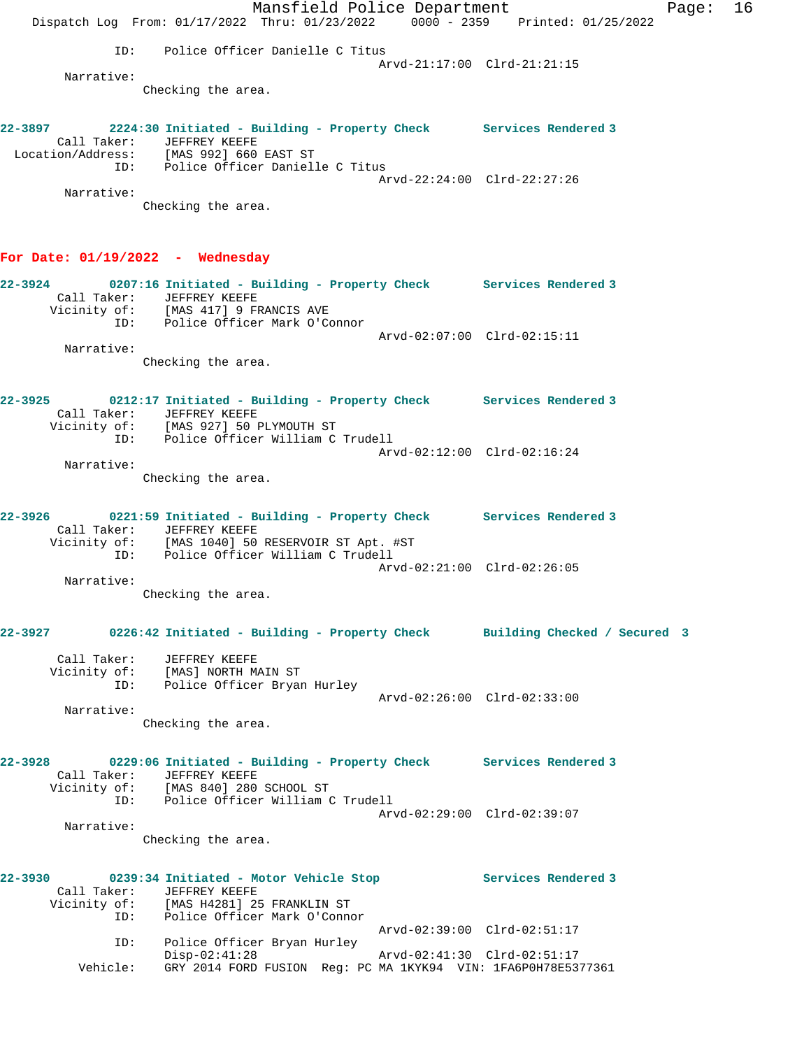ID: Police Officer Danielle C Titus
Arvd-21:17:00 Clrd-21:21:15

Narrative:
Checking the area.

**22-3897 2224:30 Initiated - Building - Property Check Services Rendered 3**

Call Taker: JEFFREY KEEFE
Location/Address: [MAS 992] 660 EAST ST
ID: Police Officer Danielle C Titus
Arvd-22:24:00 Clrd-22:27:26

Narrative:
Checking the area.

## For Date: 01/19/2022 - Wednesday

**22-3924 0207:16 Initiated - Building - Property Check Services Rendered 3**

Call Taker: JEFFREY KEEFE
Vicinity of: [MAS 417] 9 FRANCIS AVE
ID: Police Officer Mark O'Connor
Arvd-02:07:00 Clrd-02:15:11

Narrative:
Checking the area.

**22-3925 0212:17 Initiated - Building - Property Check Services Rendered 3**

Call Taker: JEFFREY KEEFE
Vicinity of: [MAS 927] 50 PLYMOUTH ST
ID: Police Officer William C Trudell
Arvd-02:12:00 Clrd-02:16:24

Narrative:
Checking the area.

**22-3926 0221:59 Initiated - Building - Property Check Services Rendered 3**

Call Taker: JEFFREY KEEFE
Vicinity of: [MAS 1040] 50 RESERVOIR ST Apt. #ST
ID: Police Officer William C Trudell
Arvd-02:21:00 Clrd-02:26:05

Narrative:
Checking the area.

**22-3927 0226:42 Initiated - Building - Property Check Building Checked / Secured 3**

Call Taker: JEFFREY KEEFE
Vicinity of: [MAS] NORTH MAIN ST
ID: Police Officer Bryan Hurley
Arvd-02:26:00 Clrd-02:33:00

Narrative:
Checking the area.

**22-3928 0229:06 Initiated - Building - Property Check Services Rendered 3**

Call Taker: JEFFREY KEEFE
Vicinity of: [MAS 840] 280 SCHOOL ST
ID: Police Officer William C Trudell
Arvd-02:29:00 Clrd-02:39:07

Narrative:
Checking the area.

**22-3930 0239:34 Initiated - Motor Vehicle Stop Services Rendered 3**

Call Taker: JEFFREY KEEFE
Vicinity of: [MAS H4281] 25 FRANKLIN ST
ID: Police Officer Mark O'Connor
Arvd-02:39:00 Clrd-02:51:17
ID: Police Officer Bryan Hurley
Disp-02:41:28 Arvd-02:41:30 Clrd-02:51:17
Vehicle: GRY 2014 FORD FUSION Reg: PC MA 1KYK94 VIN: 1FA6P0H78E5377361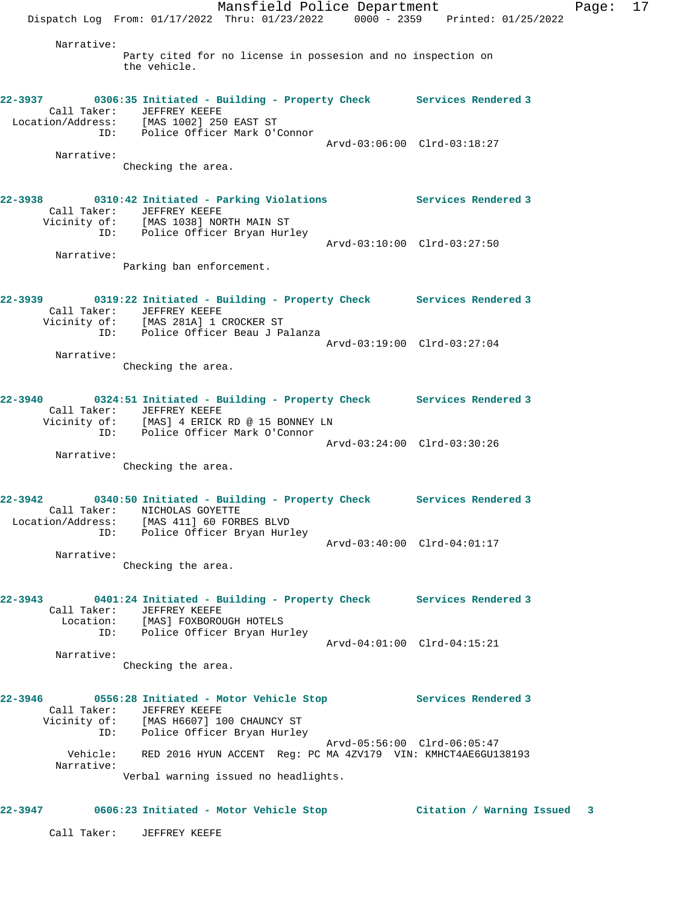Narrative:
Party cited for no license in possesion and no inspection on the vehicle.

**22-3937** **0306:35 Initiated - Building - Property Check** **Services Rendered 3**
Call Taker: JEFFREY KEEFE
Location/Address: [MAS 1002] 250 EAST ST
ID: Police Officer Mark O'Connor
Arvd-03:06:00 Clrd-03:18:27
Narrative:
Checking the area.

**22-3938** **0310:42 Initiated - Parking Violations** **Services Rendered 3**
Call Taker: JEFFREY KEEFE
Vicinity of: [MAS 1038] NORTH MAIN ST
ID: Police Officer Bryan Hurley
Arvd-03:10:00 Clrd-03:27:50
Narrative:
Parking ban enforcement.

**22-3939** **0319:22 Initiated - Building - Property Check** **Services Rendered 3**
Call Taker: JEFFREY KEEFE
Vicinity of: [MAS 281A] 1 CROCKER ST
ID: Police Officer Beau J Palanza
Arvd-03:19:00 Clrd-03:27:04
Narrative:
Checking the area.

**22-3940** **0324:51 Initiated - Building - Property Check** **Services Rendered 3**
Call Taker: JEFFREY KEEFE
Vicinity of: [MAS] 4 ERICK RD @ 15 BONNEY LN
ID: Police Officer Mark O'Connor
Arvd-03:24:00 Clrd-03:30:26
Narrative:
Checking the area.

**22-3942** **0340:50 Initiated - Building - Property Check** **Services Rendered 3**
Call Taker: NICHOLAS GOYETTE
Location/Address: [MAS 411] 60 FORBES BLVD
ID: Police Officer Bryan Hurley
Arvd-03:40:00 Clrd-04:01:17
Narrative:
Checking the area.

**22-3943** **0401:24 Initiated - Building - Property Check** **Services Rendered 3**
Call Taker: JEFFREY KEEFE
Location: [MAS] FOXBOROUGH HOTELS
ID: Police Officer Bryan Hurley
Arvd-04:01:00 Clrd-04:15:21
Narrative:
Checking the area.

**22-3946** **0556:28 Initiated - Motor Vehicle Stop** **Services Rendered 3**
Call Taker: JEFFREY KEEFE
Vicinity of: [MAS H6607] 100 CHAUNCY ST
ID: Police Officer Bryan Hurley
Arvd-05:56:00 Clrd-06:05:47
Vehicle: RED 2016 HYUN ACCENT Reg: PC MA 4ZV179 VIN: KMHCT4AE6GU138193
Narrative:
Verbal warning issued no headlights.

**22-3947** **0606:23 Initiated - Motor Vehicle Stop** **Citation / Warning Issued 3**

Call Taker: JEFFREY KEEFE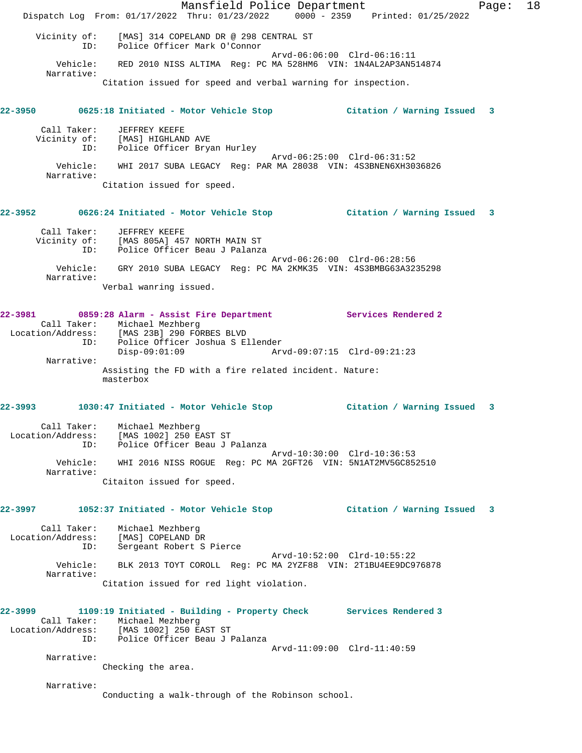Vicinity of: [MAS] 314 COPELAND DR @ 298 CENTRAL ST
ID: Police Officer Mark O'Connor
Arvd-06:06:00 Clrd-06:16:11
Vehicle: RED 2010 NISS ALTIMA Reg: PC MA 528HM6 VIN: 1N4AL2AP3AN514874
Narrative:
Citation issued for speed and verbal warning for inspection.

**22-3950 0625:18 Initiated - Motor Vehicle Stop Citation / Warning Issued 3**

Call Taker: JEFFREY KEEFE
Vicinity of: [MAS] HIGHLAND AVE
ID: Police Officer Bryan Hurley
Arvd-06:25:00 Clrd-06:31:52
Vehicle: WHI 2017 SUBA LEGACY Reg: PAR MA 28038 VIN: 4S3BNEN6XH3036826
Narrative:
Citation issued for speed.

**22-3952 0626:24 Initiated - Motor Vehicle Stop Citation / Warning Issued 3**

Call Taker: JEFFREY KEEFE
Vicinity of: [MAS 805A] 457 NORTH MAIN ST
ID: Police Officer Beau J Palanza
Arvd-06:26:00 Clrd-06:28:56
Vehicle: GRY 2010 SUBA LEGACY Reg: PC MA 2KMK35 VIN: 4S3BMBG63A3235298
Narrative:
Verbal wanring issued.

**22-3981 0859:28 Alarm - Assist Fire Department Services Rendered 2**

Call Taker: Michael Mezhberg
Location/Address: [MAS 23B] 290 FORBES BLVD
ID: Police Officer Joshua S Ellender
Disp-09:01:09 Arvd-09:07:15 Clrd-09:21:23
Narrative:
Assisting the FD with a fire related incident. Nature: masterbox

**22-3993 1030:47 Initiated - Motor Vehicle Stop Citation / Warning Issued 3**

Call Taker: Michael Mezhberg
Location/Address: [MAS 1002] 250 EAST ST
ID: Police Officer Beau J Palanza
Arvd-10:30:00 Clrd-10:36:53
Vehicle: WHI 2016 NISS ROGUE Reg: PC MA 2GFT26 VIN: 5N1AT2MV5GC852510
Narrative:
Citaiton issued for speed.

**22-3997 1052:37 Initiated - Motor Vehicle Stop Citation / Warning Issued 3**

Call Taker: Michael Mezhberg
Location/Address: [MAS] COPELAND DR
ID: Sergeant Robert S Pierce
Arvd-10:52:00 Clrd-10:55:22
Vehicle: BLK 2013 TOYT COROLL Reg: PC MA 2YZF88 VIN: 2T1BU4EE9DC976878
Narrative:
Citation issued for red light violation.

**22-3999 1109:19 Initiated - Building - Property Check Services Rendered 3**

Call Taker: Michael Mezhberg
Location/Address: [MAS 1002] 250 EAST ST
ID: Police Officer Beau J Palanza
Arvd-11:09:00 Clrd-11:40:59
Narrative:
Checking the area.

Narrative:
Conducting a walk-through of the Robinson school.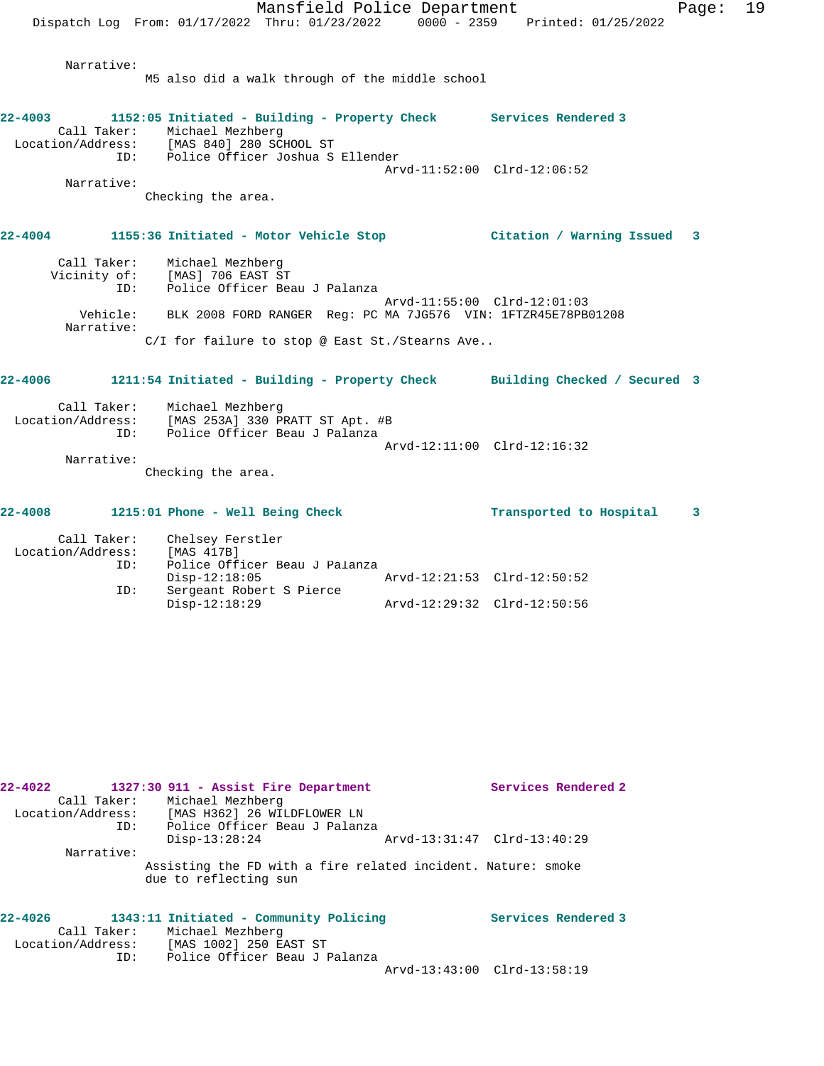Narrative:
M5 also did a walk through of the middle school

**22-4003 1152:05 Initiated - Building - Property Check Services Rendered 3**

Call Taker: Michael Mezhberg
Location/Address: [MAS 840] 280 SCHOOL ST
ID: Police Officer Joshua S Ellender
Arvd-11:52:00 Clrd-12:06:52

Narrative:
Checking the area.

**22-4004 1155:36 Initiated - Motor Vehicle Stop Citation / Warning Issued 3**

Call Taker: Michael Mezhberg
Vicinity of: [MAS] 706 EAST ST
ID: Police Officer Beau J Palanza
Arvd-11:55:00 Clrd-12:01:03
Vehicle: BLK 2008 FORD RANGER Reg: PC MA 7JG576 VIN: 1FTZR45E78PB01208

Narrative:
C/I for failure to stop @ East St./Stearns Ave..

**22-4006 1211:54 Initiated - Building - Property Check Building Checked / Secured 3**

Call Taker: Michael Mezhberg
Location/Address: [MAS 253A] 330 PRATT ST Apt. #B
ID: Police Officer Beau J Palanza
Arvd-12:11:00 Clrd-12:16:32

Narrative:
Checking the area.

**22-4008 1215:01 Phone - Well Being Check Transported to Hospital 3**

Call Taker: Chelsey Ferstler
Location/Address: [MAS 417B]
ID: Police Officer Beau J Palanza
Disp-12:18:05 Arvd-12:21:53 Clrd-12:50:52
ID: Sergeant Robert S Pierce
Disp-12:18:29 Arvd-12:29:32 Clrd-12:50:56

**22-4022 1327:30 911 - Assist Fire Department Services Rendered 2**

Call Taker: Michael Mezhberg
Location/Address: [MAS H362] 26 WILDFLOWER LN
ID: Police Officer Beau J Palanza
Disp-13:28:24 Arvd-13:31:47 Clrd-13:40:29

Narrative:
Assisting the FD with a fire related incident. Nature: smoke due to reflecting sun

**22-4026 1343:11 Initiated - Community Policing Services Rendered 3**

Call Taker: Michael Mezhberg
Location/Address: [MAS 1002] 250 EAST ST
ID: Police Officer Beau J Palanza
Arvd-13:43:00 Clrd-13:58:19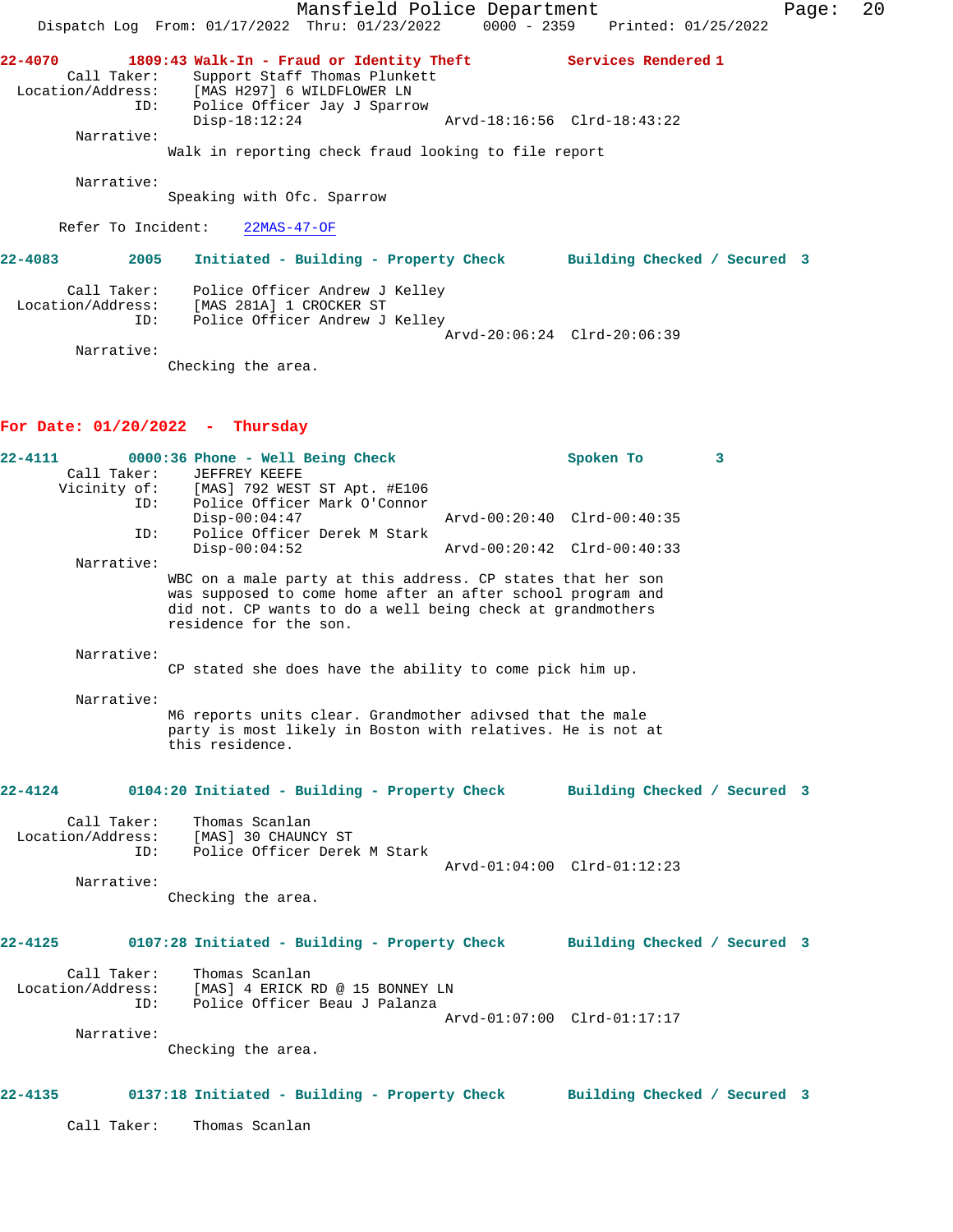**22-4070** **1809:43 Walk-In - Fraud or Identity Theft** **Services Rendered 1**

Call Taker: Support Staff Thomas Plunkett
Location/Address: [MAS H297] 6 WILDFLOWER LN
ID: Police Officer Jay J Sparrow
Disp-18:12:24 Arvd-18:16:56 Clrd-18:43:22

Narrative:
Walk in reporting check fraud looking to file report

Narrative:
Speaking with Ofc. Sparrow

Refer To Incident: 22MAS-47-OF

**22-4083** **2005 Initiated - Building - Property Check** **Building Checked / Secured 3**

Call Taker: Police Officer Andrew J Kelley
Location/Address: [MAS 281A] 1 CROCKER ST
ID: Police Officer Andrew J Kelley
Arvd-20:06:24 Clrd-20:06:39

Narrative:
Checking the area.

## For Date: 01/20/2022 - Thursday

**22-4111** **0000:36 Phone - Well Being Check** **Spoken To 3**

Call Taker: JEFFREY KEEFE
Vicinity of: [MAS] 792 WEST ST Apt. #E106
ID: Police Officer Mark O'Connor
Disp-00:04:47 Arvd-00:20:40 Clrd-00:40:35
ID: Police Officer Derek M Stark
Disp-00:04:52 Arvd-00:20:42 Clrd-00:40:33

Narrative:
WBC on a male party at this address. CP states that her son was supposed to come home after an after school program and did not. CP wants to do a well being check at grandmothers residence for the son.

Narrative:
CP stated she does have the ability to come pick him up.

Narrative:
M6 reports units clear. Grandmother adivsed that the male party is most likely in Boston with relatives. He is not at this residence.

**22-4124** **0104:20 Initiated - Building - Property Check** **Building Checked / Secured 3**

Call Taker: Thomas Scanlan
Location/Address: [MAS] 30 CHAUNCY ST
ID: Police Officer Derek M Stark
Arvd-01:04:00 Clrd-01:12:23

Narrative:
Checking the area.

**22-4125** **0107:28 Initiated - Building - Property Check** **Building Checked / Secured 3**

Call Taker: Thomas Scanlan
Location/Address: [MAS] 4 ERICK RD @ 15 BONNEY LN
ID: Police Officer Beau J Palanza
Arvd-01:07:00 Clrd-01:17:17

Narrative:
Checking the area.

**22-4135** **0137:18 Initiated - Building - Property Check** **Building Checked / Secured 3**

Call Taker: Thomas Scanlan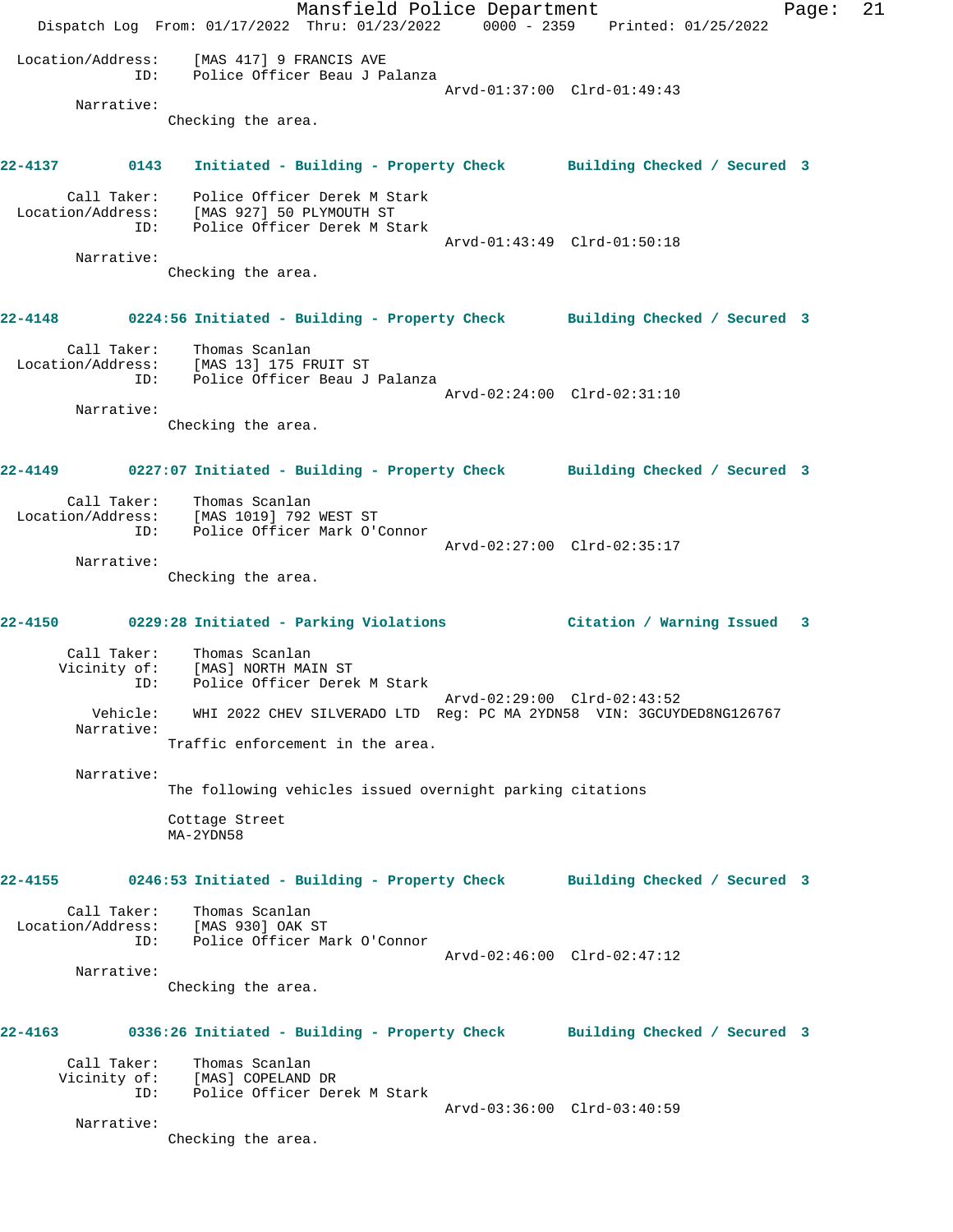Location/Address: [MAS 417] 9 FRANCIS AVE
ID: Police Officer Beau J Palanza
Arvd-01:37:00 Clrd-01:49:43

Narrative:
Checking the area.

**22-4137 0143 Initiated - Building - Property Check Building Checked / Secured 3**

Call Taker: Police Officer Derek M Stark
Location/Address: [MAS 927] 50 PLYMOUTH ST
ID: Police Officer Derek M Stark
Arvd-01:43:49 Clrd-01:50:18

Narrative:
Checking the area.

**22-4148 0224:56 Initiated - Building - Property Check Building Checked / Secured 3**

Call Taker: Thomas Scanlan
Location/Address: [MAS 13] 175 FRUIT ST
ID: Police Officer Beau J Palanza
Arvd-02:24:00 Clrd-02:31:10

Narrative:
Checking the area.

**22-4149 0227:07 Initiated - Building - Property Check Building Checked / Secured 3**

Call Taker: Thomas Scanlan
Location/Address: [MAS 1019] 792 WEST ST
ID: Police Officer Mark O'Connor
Arvd-02:27:00 Clrd-02:35:17

Narrative:
Checking the area.

**22-4150 0229:28 Initiated - Parking Violations Citation / Warning Issued 3**

Call Taker: Thomas Scanlan
Vicinity of: [MAS] NORTH MAIN ST
ID: Police Officer Derek M Stark
Arvd-02:29:00 Clrd-02:43:52
Vehicle: WHI 2022 CHEV SILVERADO LTD Reg: PC MA 2YDN58 VIN: 3GCUYDED8NG126767

Narrative:
Traffic enforcement in the area.

Narrative:
The following vehicles issued overnight parking citations

Cottage Street
MA-2YDN58

**22-4155 0246:53 Initiated - Building - Property Check Building Checked / Secured 3**

Call Taker: Thomas Scanlan
Location/Address: [MAS 930] OAK ST
ID: Police Officer Mark O'Connor
Arvd-02:46:00 Clrd-02:47:12

Narrative:
Checking the area.

**22-4163 0336:26 Initiated - Building - Property Check Building Checked / Secured 3**

Call Taker: Thomas Scanlan
Vicinity of: [MAS] COPELAND DR
ID: Police Officer Derek M Stark
Arvd-03:36:00 Clrd-03:40:59

Narrative:
Checking the area.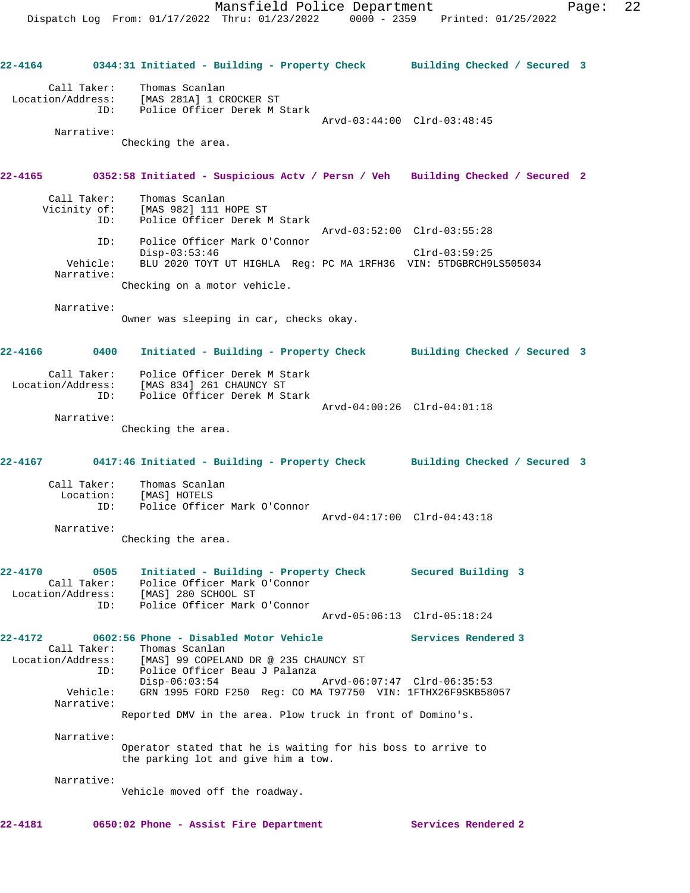22-4164 **0344:31 Initiated - Building - Property Check** **Building Checked / Secured 3**

Call Taker: Thomas Scanlan
Location/Address: [MAS 281A] 1 CROCKER ST
ID: Police Officer Derek M Stark
Arvd-03:44:00 Clrd-03:48:45

Narrative:
Checking the area.

22-4165 **0352:58 Initiated - Suspicious Actv / Persn / Veh** **Building Checked / Secured 2**

Call Taker: Thomas Scanlan
Vicinity of: [MAS 982] 111 HOPE ST
ID: Police Officer Derek M Stark
Arvd-03:52:00 Clrd-03:55:28
ID: Police Officer Mark O'Connor
Disp-03:53:46 Clrd-03:59:25
Vehicle: BLU 2020 TOYT UT HIGHLA Reg: PC MA 1RFH36 VIN: 5TDGBRCH9LS505034

Narrative:
Checking on a motor vehicle.

Narrative:
Owner was sleeping in car, checks okay.

22-4166 **0400 Initiated - Building - Property Check** **Building Checked / Secured 3**

Call Taker: Police Officer Derek M Stark
Location/Address: [MAS 834] 261 CHAUNCY ST
ID: Police Officer Derek M Stark
Arvd-04:00:26 Clrd-04:01:18

Narrative:
Checking the area.

22-4167 **0417:46 Initiated - Building - Property Check** **Building Checked / Secured 3**

Call Taker: Thomas Scanlan
Location: [MAS] HOTELS
ID: Police Officer Mark O'Connor
Arvd-04:17:00 Clrd-04:43:18

Narrative:
Checking the area.

22-4170 **0505 Initiated - Building - Property Check** **Secured Building 3**

Call Taker: Police Officer Mark O'Connor
Location/Address: [MAS] 280 SCHOOL ST
ID: Police Officer Mark O'Connor
Arvd-05:06:13 Clrd-05:18:24

22-4172 **0602:56 Phone - Disabled Motor Vehicle** **Services Rendered 3**

Call Taker: Thomas Scanlan
Location/Address: [MAS] 99 COPELAND DR @ 235 CHAUNCY ST
ID: Police Officer Beau J Palanza
Disp-06:03:54 Arvd-06:07:47 Clrd-06:35:53
Vehicle: GRN 1995 FORD F250 Reg: CO MA T97750 VIN: 1FTHX26F9SKB58057

Narrative:
Reported DMV in the area. Plow truck in front of Domino's.

Narrative:
Operator stated that he is waiting for his boss to arrive to the parking lot and give him a tow.

Narrative:
Vehicle moved off the roadway.

22-4181 **0650:02 Phone - Assist Fire Department** **Services Rendered 2**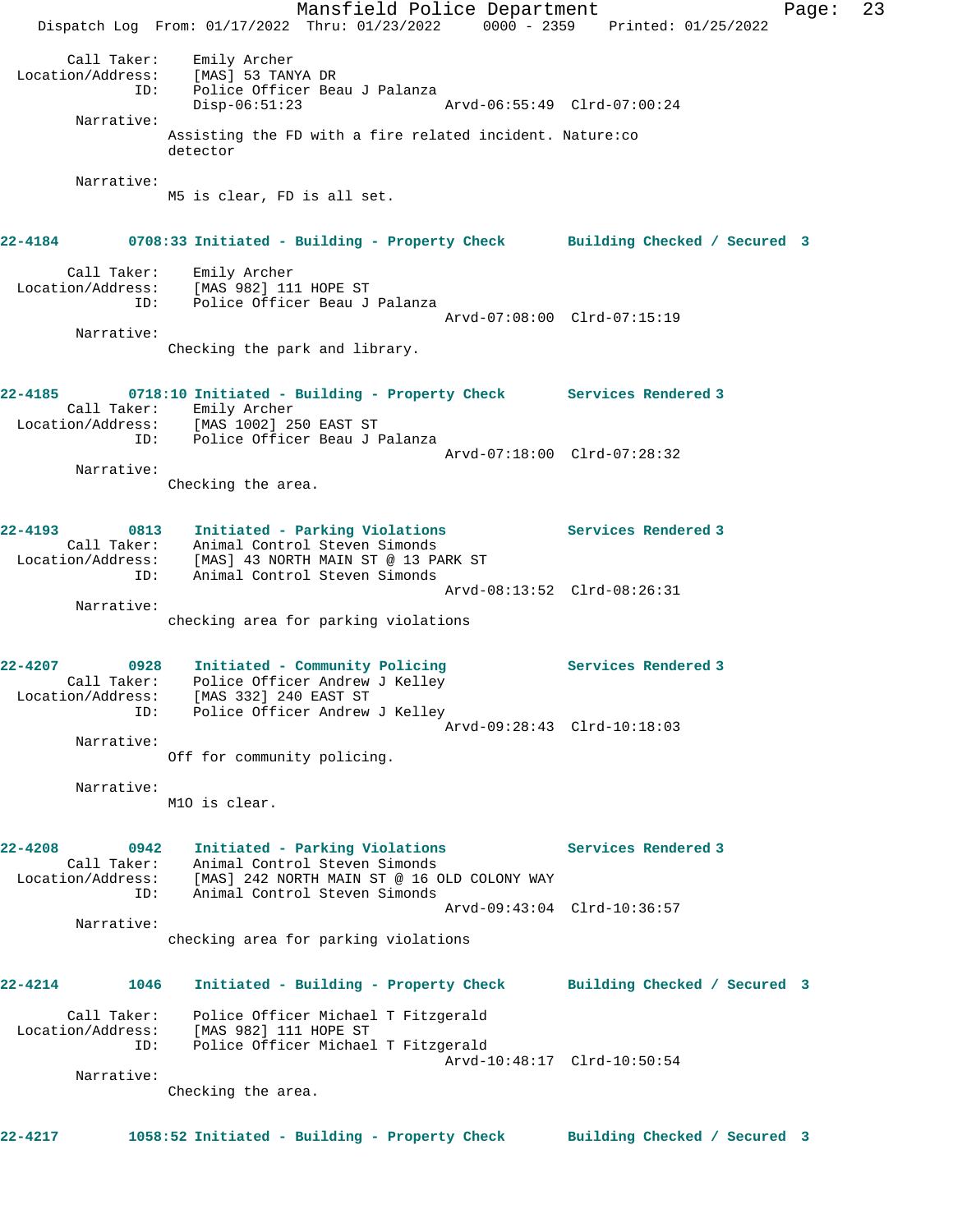Call Taker: Emily Archer
Location/Address: [MAS] 53 TANYA DR
ID: Police Officer Beau J Palanza
Disp-06:51:23 Arvd-06:55:49 Clrd-07:00:24

Narrative:
Assisting the FD with a fire related incident. Nature:co detector

Narrative:
M5 is clear, FD is all set.

**22-4184 0708:33 Initiated - Building - Property Check — Building Checked / Secured 3**

Call Taker: Emily Archer
Location/Address: [MAS 982] 111 HOPE ST
ID: Police Officer Beau J Palanza
Arvd-07:08:00 Clrd-07:15:19

Narrative:
Checking the park and library.

**22-4185 0718:10 Initiated - Building - Property Check — Services Rendered 3**

Call Taker: Emily Archer
Location/Address: [MAS 1002] 250 EAST ST
ID: Police Officer Beau J Palanza
Arvd-07:18:00 Clrd-07:28:32

Narrative:
Checking the area.

**22-4193 0813 Initiated - Parking Violations — Services Rendered 3**

Call Taker: Animal Control Steven Simonds
Location/Address: [MAS] 43 NORTH MAIN ST @ 13 PARK ST
ID: Animal Control Steven Simonds
Arvd-08:13:52 Clrd-08:26:31

Narrative:
checking area for parking violations

**22-4207 0928 Initiated - Community Policing — Services Rendered 3**

Call Taker: Police Officer Andrew J Kelley
Location/Address: [MAS 332] 240 EAST ST
ID: Police Officer Andrew J Kelley
Arvd-09:28:43 Clrd-10:18:03

Narrative:
Off for community policing.

Narrative:
M10 is clear.

**22-4208 0942 Initiated - Parking Violations — Services Rendered 3**

Call Taker: Animal Control Steven Simonds
Location/Address: [MAS] 242 NORTH MAIN ST @ 16 OLD COLONY WAY
ID: Animal Control Steven Simonds
Arvd-09:43:04 Clrd-10:36:57

Narrative:
checking area for parking violations

**22-4214 1046 Initiated - Building - Property Check — Building Checked / Secured 3**

Call Taker: Police Officer Michael T Fitzgerald
Location/Address: [MAS 982] 111 HOPE ST
ID: Police Officer Michael T Fitzgerald
Arvd-10:48:17 Clrd-10:50:54

Narrative:
Checking the area.

**22-4217 1058:52 Initiated - Building - Property Check — Building Checked / Secured 3**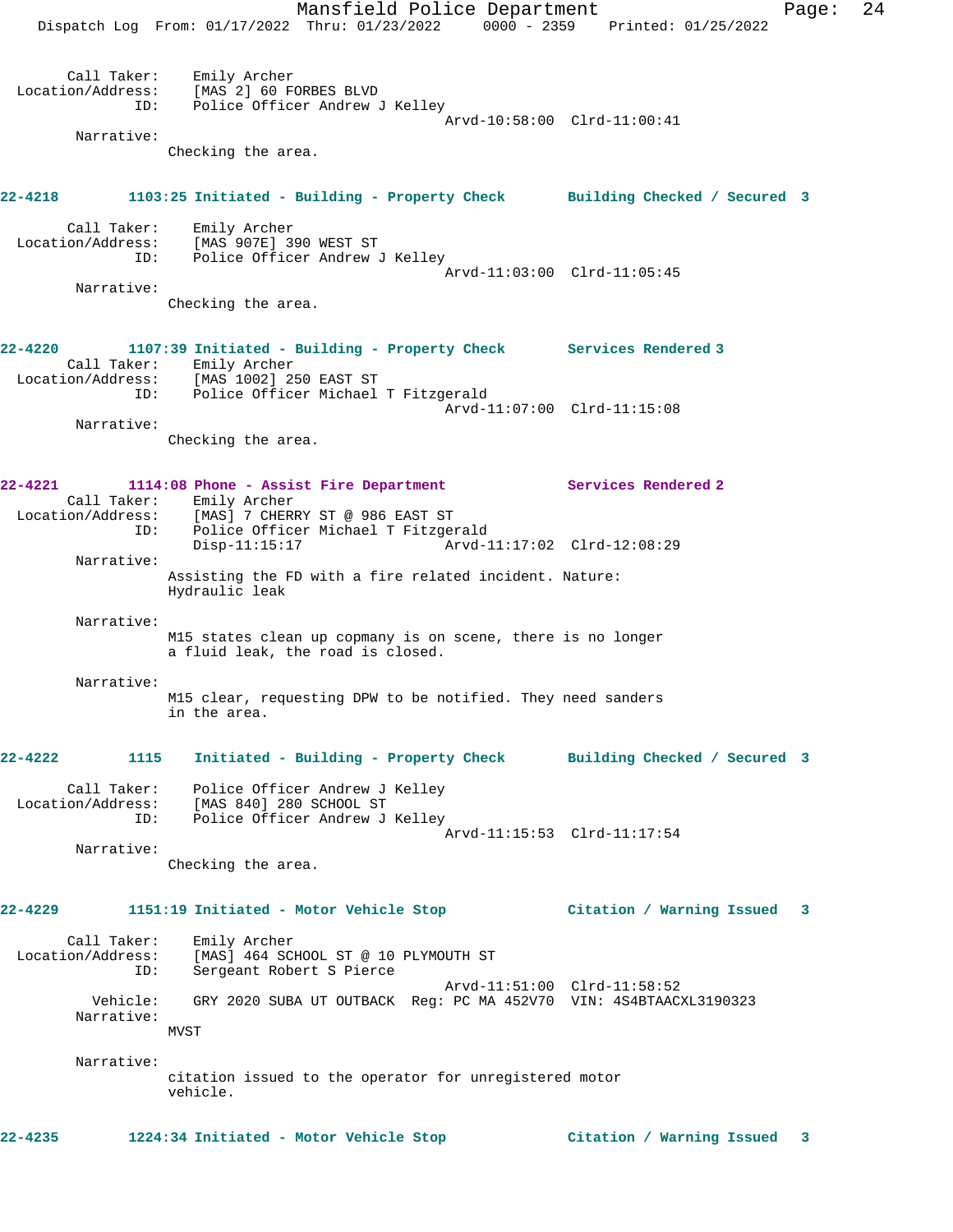Call Taker: Emily Archer
Location/Address: [MAS 2] 60 FORBES BLVD
ID: Police Officer Andrew J Kelley
Arvd-10:58:00 Clrd-11:00:41

Narrative:
Checking the area.

**22-4218 1103:25 Initiated - Building - Property Check Building Checked / Secured 3**

Call Taker: Emily Archer
Location/Address: [MAS 907E] 390 WEST ST
ID: Police Officer Andrew J Kelley
Arvd-11:03:00 Clrd-11:05:45

Narrative:
Checking the area.

**22-4220 1107:39 Initiated - Building - Property Check Services Rendered 3**

Call Taker: Emily Archer
Location/Address: [MAS 1002] 250 EAST ST
ID: Police Officer Michael T Fitzgerald
Arvd-11:07:00 Clrd-11:15:08

Narrative:
Checking the area.

**22-4221 1114:08 Phone - Assist Fire Department Services Rendered 2**

Call Taker: Emily Archer
Location/Address: [MAS] 7 CHERRY ST @ 986 EAST ST
ID: Police Officer Michael T Fitzgerald
Disp-11:15:17 Arvd-11:17:02 Clrd-12:08:29

Narrative:
Assisting the FD with a fire related incident. Nature: Hydraulic leak

Narrative:
M15 states clean up copmany is on scene, there is no longer a fluid leak, the road is closed.

Narrative:
M15 clear, requesting DPW to be notified. They need sanders in the area.

**22-4222 1115 Initiated - Building - Property Check Building Checked / Secured 3**

Call Taker: Police Officer Andrew J Kelley
Location/Address: [MAS 840] 280 SCHOOL ST
ID: Police Officer Andrew J Kelley
Arvd-11:15:53 Clrd-11:17:54

Narrative:
Checking the area.

**22-4229 1151:19 Initiated - Motor Vehicle Stop Citation / Warning Issued 3**

Call Taker: Emily Archer
Location/Address: [MAS] 464 SCHOOL ST @ 10 PLYMOUTH ST
ID: Sergeant Robert S Pierce
Arvd-11:51:00 Clrd-11:58:52
Vehicle: GRY 2020 SUBA UT OUTBACK Reg: PC MA 452V70 VIN: 4S4BTAACXL3190323

Narrative:
MVST

Narrative:
citation issued to the operator for unregistered motor vehicle.

**22-4235 1224:34 Initiated - Motor Vehicle Stop Citation / Warning Issued 3**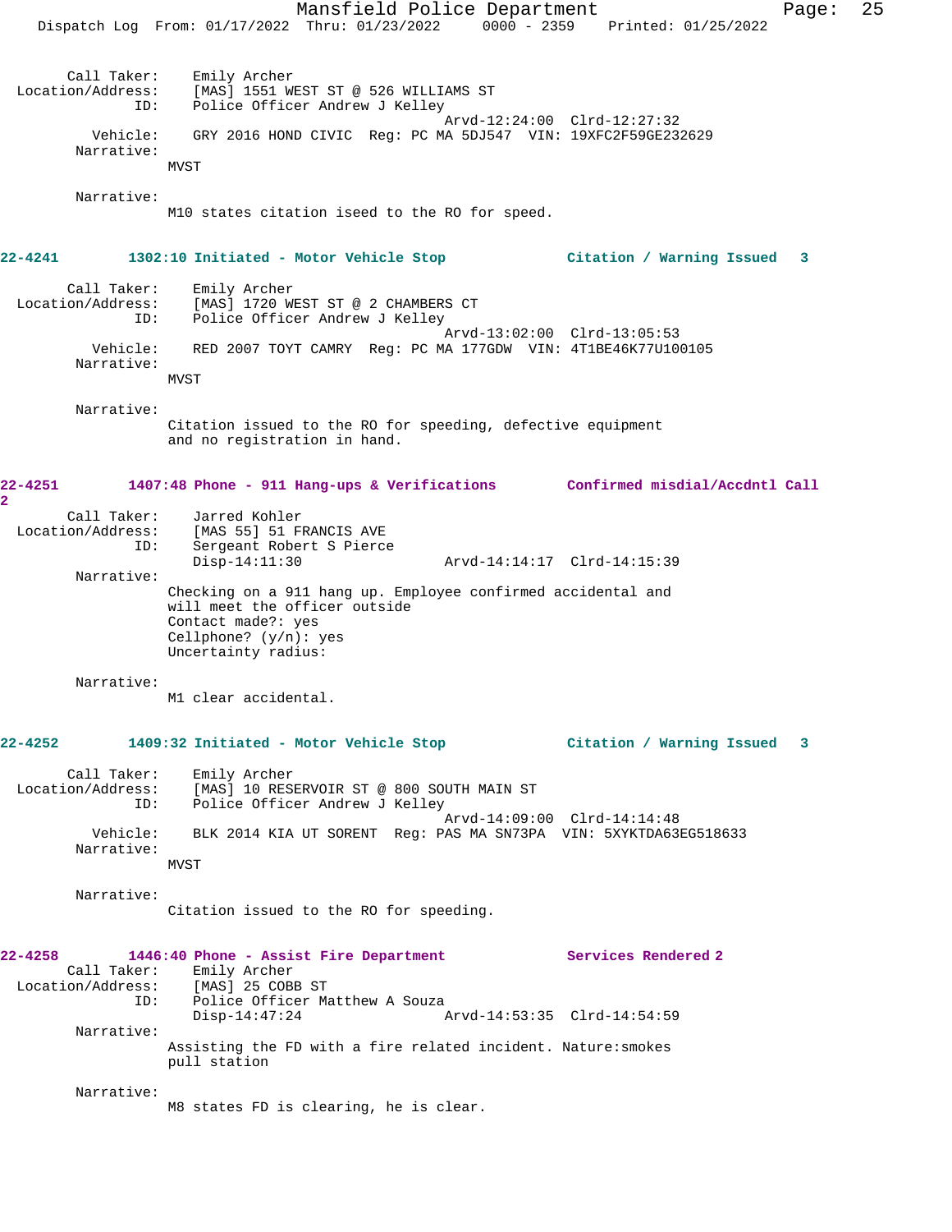Call Taker: Emily Archer
Location/Address: [MAS] 1551 WEST ST @ 526 WILLIAMS ST
ID: Police Officer Andrew J Kelley
Arvd-12:24:00 Clrd-12:27:32
Vehicle: GRY 2016 HOND CIVIC Reg: PC MA 5DJ547 VIN: 19XFC2F59GE232629
Narrative:
MVST

Narrative:
M10 states citation iseed to the RO for speed.

**22-4241 1302:10 Initiated - Motor Vehicle Stop Citation / Warning Issued 3**

Call Taker: Emily Archer
Location/Address: [MAS] 1720 WEST ST @ 2 CHAMBERS CT
ID: Police Officer Andrew J Kelley
Arvd-13:02:00 Clrd-13:05:53
Vehicle: RED 2007 TOYT CAMRY Reg: PC MA 177GDW VIN: 4T1BE46K77U100105
Narrative:
MVST

Narrative:
Citation issued to the RO for speeding, defective equipment and no registration in hand.

**22-4251 1407:48 Phone - 911 Hang-ups & Verifications Confirmed misdial/Accdntl Call 2**

Call Taker: Jarred Kohler
Location/Address: [MAS 55] 51 FRANCIS AVE
ID: Sergeant Robert S Pierce
Disp-14:11:30 Arvd-14:14:17 Clrd-14:15:39
Narrative:
Checking on a 911 hang up. Employee confirmed accidental and will meet the officer outside
Contact made?: yes
Cellphone? (y/n): yes
Uncertainty radius:

Narrative:
M1 clear accidental.

**22-4252 1409:32 Initiated - Motor Vehicle Stop Citation / Warning Issued 3**

Call Taker: Emily Archer
Location/Address: [MAS] 10 RESERVOIR ST @ 800 SOUTH MAIN ST
ID: Police Officer Andrew J Kelley
Arvd-14:09:00 Clrd-14:14:48
Vehicle: BLK 2014 KIA UT SORENT Reg: PAS MA SN73PA VIN: 5XYKTDA63EG518633
Narrative:
MVST

Narrative:
Citation issued to the RO for speeding.

**22-4258 1446:40 Phone - Assist Fire Department Services Rendered 2**

Call Taker: Emily Archer
Location/Address: [MAS] 25 COBB ST
ID: Police Officer Matthew A Souza
Disp-14:47:24 Arvd-14:53:35 Clrd-14:54:59
Narrative:
Assisting the FD with a fire related incident. Nature:smokes pull station

Narrative:
M8 states FD is clearing, he is clear.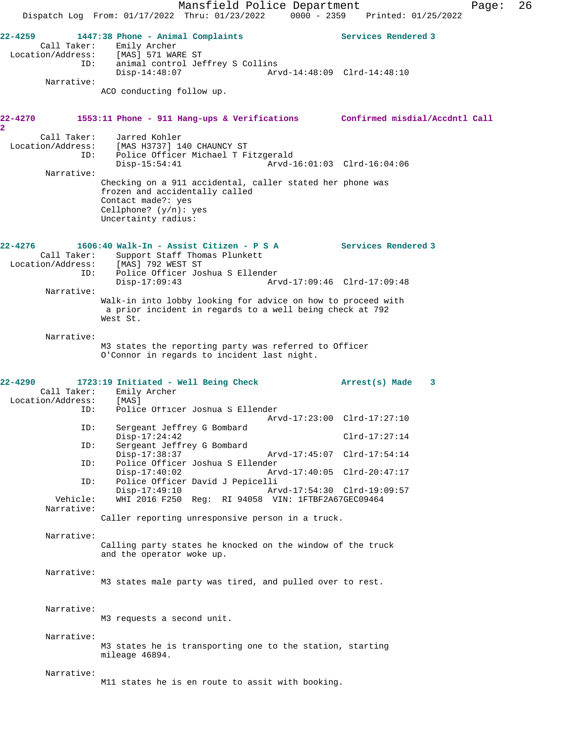22-4259 1447:38 Phone - Animal Complaints Services Rendered 3

Call Taker: Emily Archer
Location/Address: [MAS] 571 WARE ST
ID: animal control Jeffrey S Collins
Disp-14:48:07 Arvd-14:48:09 Clrd-14:48:10

Narrative:
ACO conducting follow up.

22-4270 1553:11 Phone - 911 Hang-ups & Verifications Confirmed misdial/Accdntl Call 2

Call Taker: Jarred Kohler
Location/Address: [MAS H3737] 140 CHAUNCY ST
ID: Police Officer Michael T Fitzgerald
Disp-15:54:41 Arvd-16:01:03 Clrd-16:04:06

Narrative:
Checking on a 911 accidental, caller stated her phone was frozen and accidentally called
Contact made?: yes
Cellphone? (y/n): yes
Uncertainty radius:

22-4276 1606:40 Walk-In - Assist Citizen - P S A Services Rendered 3

Call Taker: Support Staff Thomas Plunkett
Location/Address: [MAS] 792 WEST ST
ID: Police Officer Joshua S Ellender
Disp-17:09:43 Arvd-17:09:46 Clrd-17:09:48

Narrative:
Walk-in into lobby looking for advice on how to proceed with a prior incident in regards to a well being check at 792 West St.

Narrative:
M3 states the reporting party was referred to Officer O'Connor in regards to incident last night.

22-4290 1723:19 Initiated - Well Being Check Arrest(s) Made 3

Call Taker: Emily Archer
Location/Address: [MAS]
ID: Police Officer Joshua S Ellender
Arvd-17:23:00 Clrd-17:27:10
ID: Sergeant Jeffrey G Bombard
Disp-17:24:42 Clrd-17:27:14
ID: Sergeant Jeffrey G Bombard
Disp-17:38:37 Arvd-17:45:07 Clrd-17:54:14
ID: Police Officer Joshua S Ellender
Disp-17:40:02 Arvd-17:40:05 Clrd-20:47:17
ID: Police Officer David J Pepicelli
Disp-17:49:10 Arvd-17:54:30 Clrd-19:09:57
Vehicle: WHI 2016 F250 Reg: RI 94058 VIN: 1FTBF2A67GEC09464

Narrative:
Caller reporting unresponsive person in a truck.

Narrative:
Calling party states he knocked on the window of the truck and the operator woke up.

Narrative:
M3 states male party was tired, and pulled over to rest.

Narrative:
M3 requests a second unit.

Narrative:
M3 states he is transporting one to the station, starting mileage 46894.

Narrative:
M11 states he is en route to assit with booking.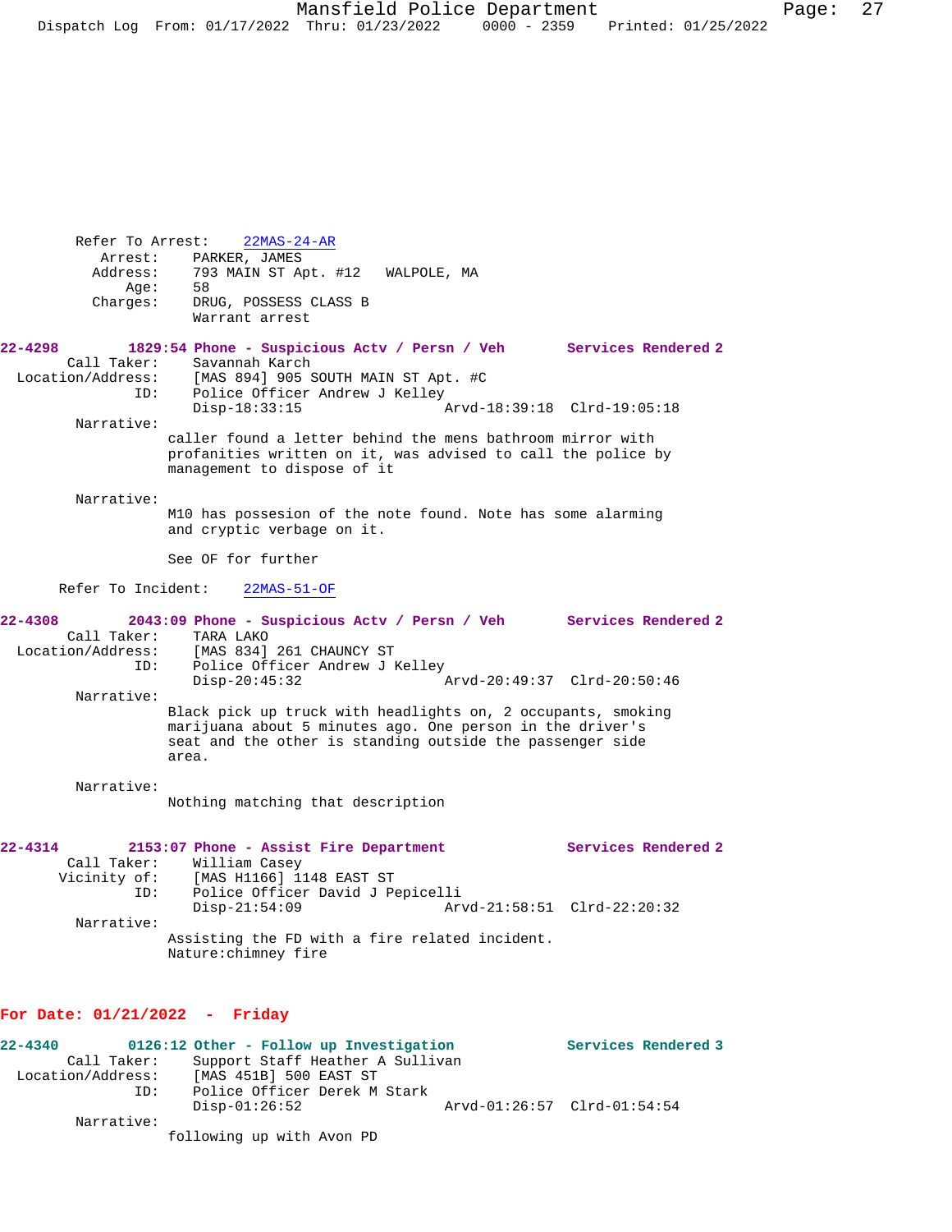Refer To Arrest: 22MAS-24-AR
Arrest: PARKER, JAMES
Address: 793 MAIN ST Apt. #12 WALPOLE, MA
Age: 58
Charges: DRUG, POSSESS CLASS B
Warrant arrest

**22-4298** 1829:54 Phone - Suspicious Actv / Persn / Veh Services Rendered 2
Call Taker: Savannah Karch
Location/Address: [MAS 894] 905 SOUTH MAIN ST Apt. #C
ID: Police Officer Andrew J Kelley
Disp-18:33:15 Arvd-18:39:18 Clrd-19:05:18

Narrative:
caller found a letter behind the mens bathroom mirror with profanities written on it, was advised to call the police by management to dispose of it

Narrative:
M10 has possesion of the note found. Note has some alarming and cryptic verbage on it.

See OF for further

Refer To Incident: 22MAS-51-OF

**22-4308** 2043:09 Phone - Suspicious Actv / Persn / Veh Services Rendered 2
Call Taker: TARA LAKO
Location/Address: [MAS 834] 261 CHAUNCY ST
ID: Police Officer Andrew J Kelley
Disp-20:45:32 Arvd-20:49:37 Clrd-20:50:46

Narrative:
Black pick up truck with headlights on, 2 occupants, smoking marijuana about 5 minutes ago. One person in the driver's seat and the other is standing outside the passenger side area.

Narrative:
Nothing matching that description

**22-4314** 2153:07 Phone - Assist Fire Department Services Rendered 2
Call Taker: William Casey
Vicinity of: [MAS H1166] 1148 EAST ST
ID: Police Officer David J Pepicelli
Disp-21:54:09 Arvd-21:58:51 Clrd-22:20:32

Narrative:
Assisting the FD with a fire related incident.
Nature:chimney fire

## For Date: 01/21/2022 - Friday

**22-4340** 0126:12 Other - Follow up Investigation Services Rendered 3
Call Taker: Support Staff Heather A Sullivan
Location/Address: [MAS 451B] 500 EAST ST
ID: Police Officer Derek M Stark
Disp-01:26:52 Arvd-01:26:57 Clrd-01:54:54

Narrative:
following up with Avon PD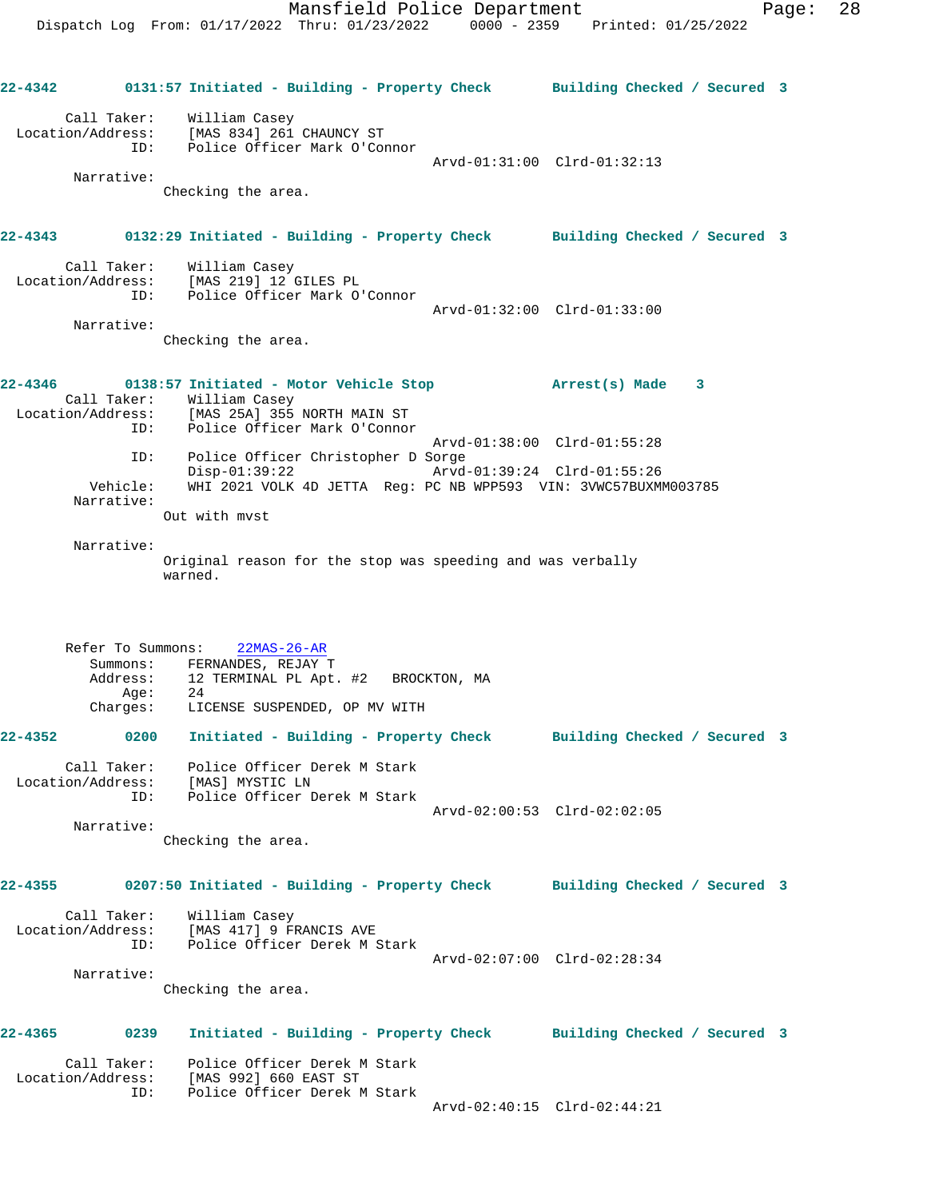**22-4342** 0131:57 Initiated - Building - Property Check **Building Checked / Secured 3**

Call Taker: William Casey
Location/Address: [MAS 834] 261 CHAUNCY ST
ID: Police Officer Mark O'Connor
Arvd-01:31:00 Clrd-01:32:13

Narrative:
Checking the area.

**22-4343** 0132:29 Initiated - Building - Property Check **Building Checked / Secured 3**

Call Taker: William Casey
Location/Address: [MAS 219] 12 GILES PL
ID: Police Officer Mark O'Connor
Arvd-01:32:00 Clrd-01:33:00

Narrative:
Checking the area.

**22-4346** 0138:57 Initiated - Motor Vehicle Stop **Arrest(s) Made 3**

Call Taker: William Casey
Location/Address: [MAS 25A] 355 NORTH MAIN ST
ID: Police Officer Mark O'Connor
Arvd-01:38:00 Clrd-01:55:28
ID: Police Officer Christopher D Sorge
Disp-01:39:22 Arvd-01:39:24 Clrd-01:55:26
Vehicle: WHI 2021 VOLK 4D JETTA Reg: PC NB WPP593 VIN: 3VWC57BUXMM003785

Narrative:
Out with mvst

Narrative:
Original reason for the stop was speeding and was verbally warned.

Refer To Summons: 22MAS-26-AR
Summons: FERNANDES, REJAY T
Address: 12 TERMINAL PL Apt. #2 BROCKTON, MA
Age: 24
Charges: LICENSE SUSPENDED, OP MV WITH

**22-4352** 0200 Initiated - Building - Property Check **Building Checked / Secured 3**

Call Taker: Police Officer Derek M Stark
Location/Address: [MAS] MYSTIC LN
ID: Police Officer Derek M Stark
Arvd-02:00:53 Clrd-02:02:05

Narrative:
Checking the area.

**22-4355** 0207:50 Initiated - Building - Property Check **Building Checked / Secured 3**

Call Taker: William Casey
Location/Address: [MAS 417] 9 FRANCIS AVE
ID: Police Officer Derek M Stark
Arvd-02:07:00 Clrd-02:28:34

Narrative:
Checking the area.

**22-4365** 0239 Initiated - Building - Property Check **Building Checked / Secured 3**

Call Taker: Police Officer Derek M Stark
Location/Address: [MAS 992] 660 EAST ST
ID: Police Officer Derek M Stark
Arvd-02:40:15 Clrd-02:44:21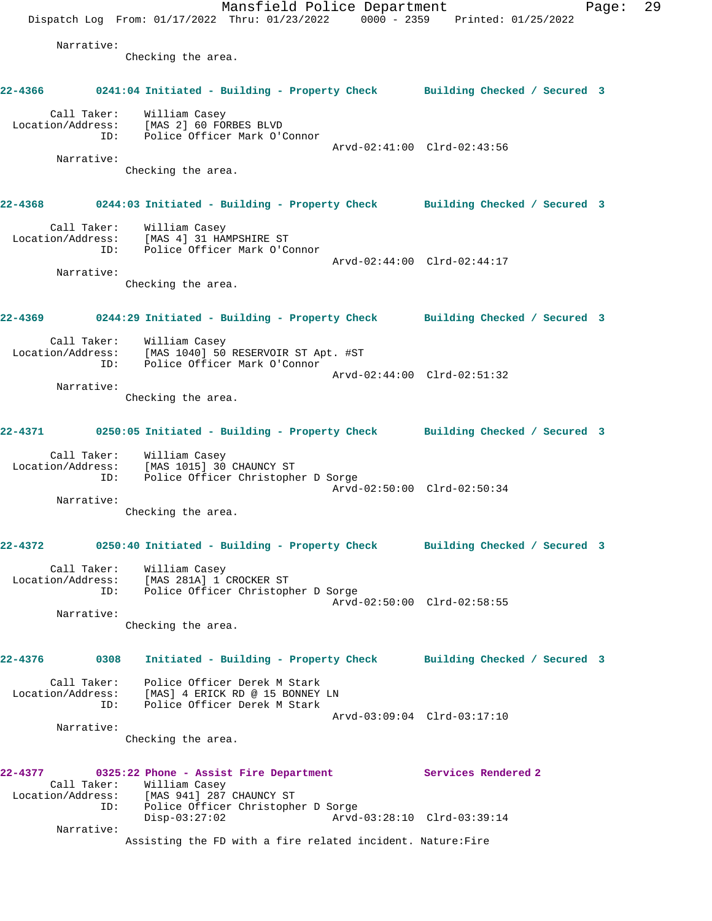Narrative:
Checking the area.

**22-4366** 0241:04 Initiated - Building - Property Check **Building Checked / Secured 3**

Call Taker: William Casey
Location/Address: [MAS 2] 60 FORBES BLVD
ID: Police Officer Mark O'Connor
Arvd-02:41:00 Clrd-02:43:56
Narrative:
Checking the area.

**22-4368** 0244:03 Initiated - Building - Property Check **Building Checked / Secured 3**

Call Taker: William Casey
Location/Address: [MAS 4] 31 HAMPSHIRE ST
ID: Police Officer Mark O'Connor
Arvd-02:44:00 Clrd-02:44:17
Narrative:
Checking the area.

**22-4369** 0244:29 Initiated - Building - Property Check **Building Checked / Secured 3**

Call Taker: William Casey
Location/Address: [MAS 1040] 50 RESERVOIR ST Apt. #ST
ID: Police Officer Mark O'Connor
Arvd-02:44:00 Clrd-02:51:32
Narrative:
Checking the area.

**22-4371** 0250:05 Initiated - Building - Property Check **Building Checked / Secured 3**

Call Taker: William Casey
Location/Address: [MAS 1015] 30 CHAUNCY ST
ID: Police Officer Christopher D Sorge
Arvd-02:50:00 Clrd-02:50:34
Narrative:
Checking the area.

**22-4372** 0250:40 Initiated - Building - Property Check **Building Checked / Secured 3**

Call Taker: William Casey
Location/Address: [MAS 281A] 1 CROCKER ST
ID: Police Officer Christopher D Sorge
Arvd-02:50:00 Clrd-02:58:55
Narrative:
Checking the area.

**22-4376** 0308 Initiated - Building - Property Check **Building Checked / Secured 3**

Call Taker: Police Officer Derek M Stark
Location/Address: [MAS] 4 ERICK RD @ 15 BONNEY LN
ID: Police Officer Derek M Stark
Arvd-03:09:04 Clrd-03:17:10
Narrative:
Checking the area.

**22-4377** 0325:22 Phone - Assist Fire Department **Services Rendered 2**

Call Taker: William Casey
Location/Address: [MAS 941] 287 CHAUNCY ST
ID: Police Officer Christopher D Sorge
Disp-03:27:02 Arvd-03:28:10 Clrd-03:39:14
Narrative:
Assisting the FD with a fire related incident. Nature:Fire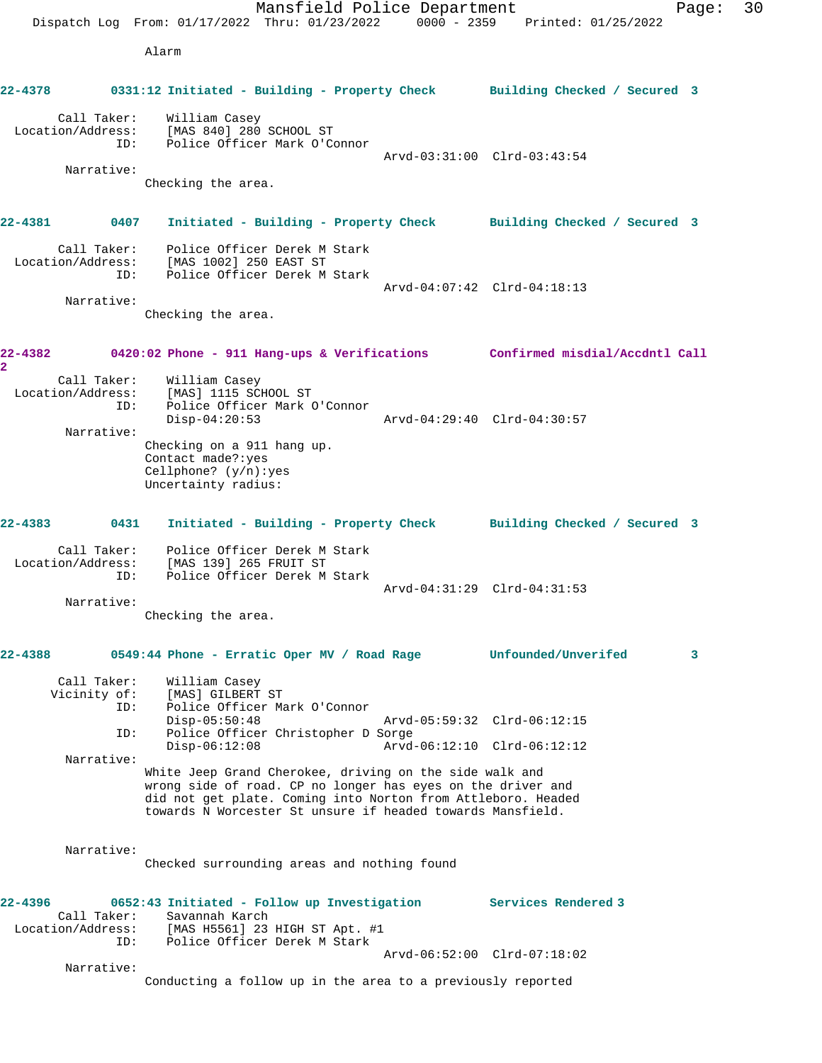Alarm

**22-4378 0331:12 Initiated - Building - Property Check Building Checked / Secured 3**

Call Taker: William Casey
Location/Address: [MAS 840] 280 SCHOOL ST
ID: Police Officer Mark O'Connor
Arvd-03:31:00 Clrd-03:43:54

Narrative:
Checking the area.

**22-4381 0407 Initiated - Building - Property Check Building Checked / Secured 3**

Call Taker: Police Officer Derek M Stark
Location/Address: [MAS 1002] 250 EAST ST
ID: Police Officer Derek M Stark
Arvd-04:07:42 Clrd-04:18:13

Narrative:
Checking the area.

**22-4382 0420:02 Phone - 911 Hang-ups & Verifications Confirmed misdial/Accdntl Call 2**

Call Taker: William Casey
Location/Address: [MAS] 1115 SCHOOL ST
ID: Police Officer Mark O'Connor
Disp-04:20:53 Arvd-04:29:40 Clrd-04:30:57

Narrative:
Checking on a 911 hang up.
Contact made?:yes
Cellphone? (y/n):yes
Uncertainty radius:

**22-4383 0431 Initiated - Building - Property Check Building Checked / Secured 3**

Call Taker: Police Officer Derek M Stark
Location/Address: [MAS 139] 265 FRUIT ST
ID: Police Officer Derek M Stark
Arvd-04:31:29 Clrd-04:31:53

Narrative:
Checking the area.

**22-4388 0549:44 Phone - Erratic Oper MV / Road Rage Unfounded/Unverifed 3**

Call Taker: William Casey
Vicinity of: [MAS] GILBERT ST
ID: Police Officer Mark O'Connor
Disp-05:50:48 Arvd-05:59:32 Clrd-06:12:15
ID: Police Officer Christopher D Sorge
Disp-06:12:08 Arvd-06:12:10 Clrd-06:12:12

Narrative:
White Jeep Grand Cherokee, driving on the side walk and wrong side of road. CP no longer has eyes on the driver and did not get plate. Coming into Norton from Attleboro. Headed towards N Worcester St unsure if headed towards Mansfield.

Narrative:
Checked surrounding areas and nothing found

**22-4396 0652:43 Initiated - Follow up Investigation Services Rendered 3**

Call Taker: Savannah Karch
Location/Address: [MAS H5561] 23 HIGH ST Apt. #1
ID: Police Officer Derek M Stark
Arvd-06:52:00 Clrd-07:18:02

Narrative:
Conducting a follow up in the area to a previously reported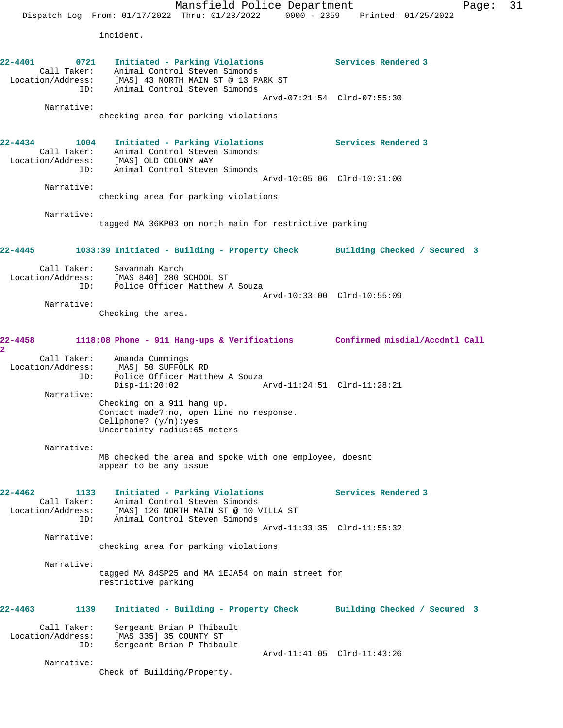incident.

**22-4401 0721 Initiated - Parking Violations — Services Rendered 3**

Call Taker: Animal Control Steven Simonds
Location/Address: [MAS] 43 NORTH MAIN ST @ 13 PARK ST
ID: Animal Control Steven Simonds
Arvd-07:21:54 Clrd-07:55:30

Narrative:
checking area for parking violations

**22-4434 1004 Initiated - Parking Violations — Services Rendered 3**

Call Taker: Animal Control Steven Simonds
Location/Address: [MAS] OLD COLONY WAY
ID: Animal Control Steven Simonds
Arvd-10:05:06 Clrd-10:31:00

Narrative:
checking area for parking violations

Narrative:
tagged MA 36KP03 on north main for restrictive parking

**22-4445 1033:39 Initiated - Building - Property Check — Building Checked / Secured 3**

Call Taker: Savannah Karch
Location/Address: [MAS 840] 280 SCHOOL ST
ID: Police Officer Matthew A Souza
Arvd-10:33:00 Clrd-10:55:09

Narrative:
Checking the area.

**22-4458 1118:08 Phone - 911 Hang-ups & Verifications — Confirmed misdial/Accdntl Call 2**

Call Taker: Amanda Cummings
Location/Address: [MAS] 50 SUFFOLK RD
ID: Police Officer Matthew A Souza
Disp-11:20:02 Arvd-11:24:51 Clrd-11:28:21

Narrative:
Checking on a 911 hang up.
Contact made?:no, open line no response.
Cellphone? (y/n):yes
Uncertainty radius:65 meters

Narrative:
M8 checked the area and spoke with one employee, doesnt appear to be any issue

**22-4462 1133 Initiated - Parking Violations — Services Rendered 3**

Call Taker: Animal Control Steven Simonds
Location/Address: [MAS] 126 NORTH MAIN ST @ 10 VILLA ST
ID: Animal Control Steven Simonds
Arvd-11:33:35 Clrd-11:55:32

Narrative:
checking area for parking violations

Narrative:
tagged MA 84SP25 and MA 1EJA54 on main street for restrictive parking

**22-4463 1139 Initiated - Building - Property Check — Building Checked / Secured 3**

Call Taker: Sergeant Brian P Thibault
Location/Address: [MAS 335] 35 COUNTY ST
ID: Sergeant Brian P Thibault
Arvd-11:41:05 Clrd-11:43:26

Narrative:
Check of Building/Property.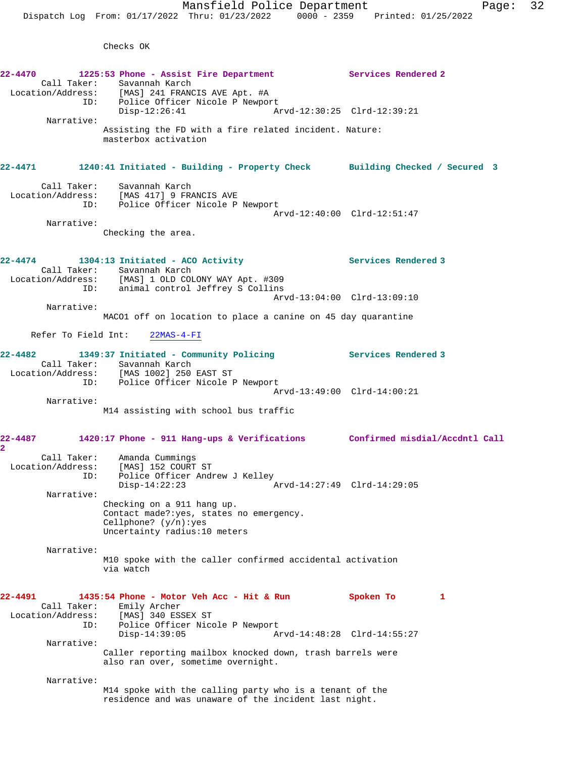Checks OK

**22-4470** 1225:53 Phone - Assist Fire Department — Services Rendered 2

Call Taker: Savannah Karch
Location/Address: [MAS] 241 FRANCIS AVE Apt. #A
ID: Police Officer Nicole P Newport
Disp-12:26:41 Arvd-12:30:25 Clrd-12:39:21

Narrative:
Assisting the FD with a fire related incident. Nature: masterbox activation

**22-4471** 1240:41 Initiated - Building - Property Check — Building Checked / Secured 3

Call Taker: Savannah Karch
Location/Address: [MAS 417] 9 FRANCIS AVE
ID: Police Officer Nicole P Newport
Arvd-12:40:00 Clrd-12:51:47

Narrative:
Checking the area.

**22-4474** 1304:13 Initiated - ACO Activity — Services Rendered 3

Call Taker: Savannah Karch
Location/Address: [MAS] 1 OLD COLONY WAY Apt. #309
ID: animal control Jeffrey S Collins
Arvd-13:04:00 Clrd-13:09:10

Narrative:
MACO1 off on location to place a canine on 45 day quarantine

Refer To Field Int: 22MAS-4-FI

**22-4482** 1349:37 Initiated - Community Policing — Services Rendered 3

Call Taker: Savannah Karch
Location/Address: [MAS 1002] 250 EAST ST
ID: Police Officer Nicole P Newport
Arvd-13:49:00 Clrd-14:00:21

Narrative:
M14 assisting with school bus traffic

**22-4487** 1420:17 Phone - 911 Hang-ups & Verifications — Confirmed misdial/Accdntl Call 2

Call Taker: Amanda Cummings
Location/Address: [MAS] 152 COURT ST
ID: Police Officer Andrew J Kelley
Disp-14:22:23 Arvd-14:27:49 Clrd-14:29:05

Narrative:
Checking on a 911 hang up.
Contact made?:yes, states no emergency.
Cellphone? (y/n):yes
Uncertainty radius:10 meters

Narrative:
M10 spoke with the caller confirmed accidental activation via watch

**22-4491** 1435:54 Phone - Motor Veh Acc - Hit & Run — Spoken To 1

Call Taker: Emily Archer
Location/Address: [MAS] 340 ESSEX ST
ID: Police Officer Nicole P Newport
Disp-14:39:05 Arvd-14:48:28 Clrd-14:55:27

Narrative:
Caller reporting mailbox knocked down, trash barrels were also ran over, sometime overnight.

Narrative:
M14 spoke with the calling party who is a tenant of the residence and was unaware of the incident last night.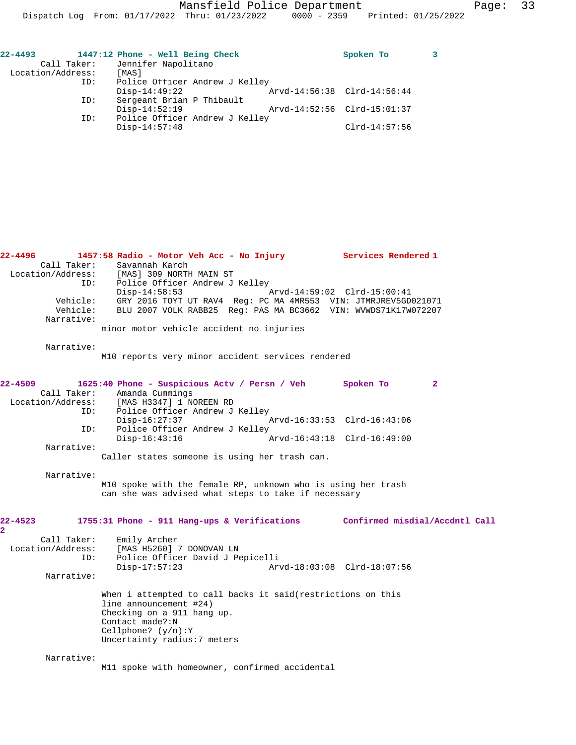**22-4493** **1447:12 Phone - Well Being Check** **Spoken To 3**

```
        Call Taker:    Jennifer Napolitano
  Location/Address:    [MAS]
                ID:    Police Officer Andrew J Kelley
                       Disp-14:49:22              Arvd-14:56:38  Clrd-14:56:44
                ID:    Sergeant Brian P Thibault
                       Disp-14:52:19              Arvd-14:52:56  Clrd-15:01:37
                ID:    Police Officer Andrew J Kelley
                       Disp-14:57:48                             Clrd-14:57:56
```

**22-4496** **1457:58 Radio - Motor Veh Acc - No Injury** **Services Rendered 1**

```
        Call Taker:    Savannah Karch
  Location/Address:    [MAS] 309 NORTH MAIN ST
                ID:    Police Officer Andrew J Kelley
                       Disp-14:58:53              Arvd-14:59:02  Clrd-15:00:41
           Vehicle:    GRY 2016 TOYT UT RAV4  Reg: PC MA 4MR553  VIN: JTMRJREV5GD021071
           Vehicle:    BLU 2007 VOLK RABB25  Reg: PAS MA BC3662  VIN: WVWDS71K17W072207
         Narrative:
                    minor motor vehicle accident no injuries

         Narrative:
                    M10 reports very minor accident services rendered
```

**22-4509** **1625:40 Phone - Suspicious Actv / Persn / Veh** **Spoken To 2**

```
        Call Taker:    Amanda Cummings
  Location/Address:    [MAS H3347] 1 NOREEN RD
                ID:    Police Officer Andrew J Kelley
                       Disp-16:27:37              Arvd-16:33:53  Clrd-16:43:06
                ID:    Police Officer Andrew J Kelley
                       Disp-16:43:16              Arvd-16:43:18  Clrd-16:49:00
         Narrative:
                    Caller states someone is using her trash can.

         Narrative:
                    M10 spoke with the female RP, unknown who is using her trash
                    can she was advised what steps to take if necessary
```

**22-4523** **1755:31 Phone - 911 Hang-ups & Verifications** **Confirmed misdial/Accdntl Call 2**

```
        Call Taker:    Emily Archer
  Location/Address:    [MAS H5260] 7 DONOVAN LN
                ID:    Police Officer David J Pepicelli
                       Disp-17:57:23              Arvd-18:03:08  Clrd-18:07:56
         Narrative:

                    When i attempted to call backs it said(restrictions on this
                    line announcement #24)
                    Checking on a 911 hang up.
                    Contact made?:N
                    Cellphone? (y/n):Y
                    Uncertainty radius:7 meters

         Narrative:
                    M11 spoke with homeowner, confirmed accidental
```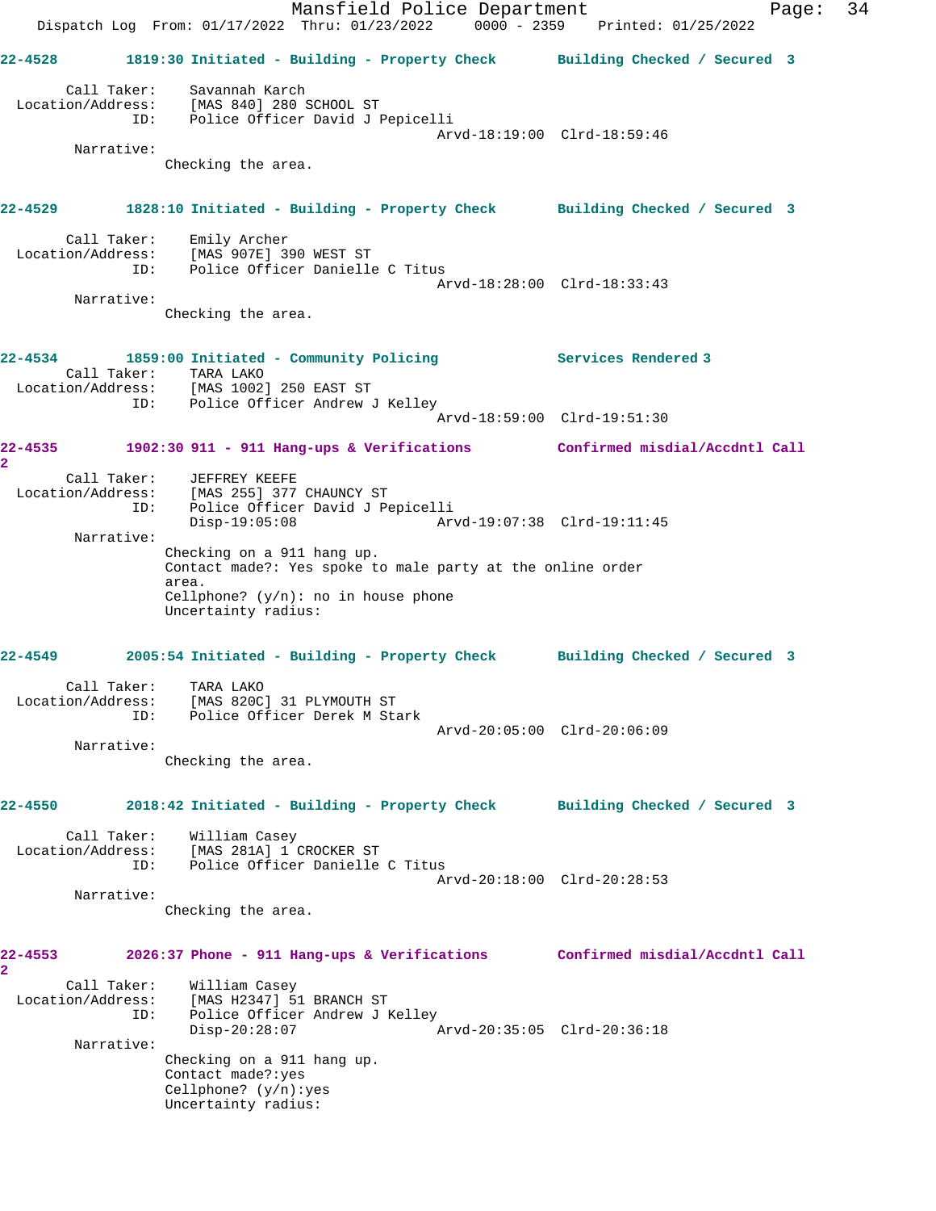22-4528 1819:30 Initiated - Building - Property Check Building Checked / Secured 3

Call Taker: Savannah Karch
Location/Address: [MAS 840] 280 SCHOOL ST
ID: Police Officer David J Pepicelli
Arvd-18:19:00 Clrd-18:59:46

Narrative:
Checking the area.

22-4529 1828:10 Initiated - Building - Property Check Building Checked / Secured 3

Call Taker: Emily Archer
Location/Address: [MAS 907E] 390 WEST ST
ID: Police Officer Danielle C Titus
Arvd-18:28:00 Clrd-18:33:43

Narrative:
Checking the area.

22-4534 1859:00 Initiated - Community Policing Services Rendered 3

Call Taker: TARA LAKO
Location/Address: [MAS 1002] 250 EAST ST
ID: Police Officer Andrew J Kelley
Arvd-18:59:00 Clrd-19:51:30

22-4535 1902:30 911 - 911 Hang-ups & Verifications Confirmed misdial/Accdntl Call 2

Call Taker: JEFFREY KEEFE
Location/Address: [MAS 255] 377 CHAUNCY ST
ID: Police Officer David J Pepicelli
Disp-19:05:08 Arvd-19:07:38 Clrd-19:11:45

Narrative:
Checking on a 911 hang up.
Contact made?: Yes spoke to male party at the online order area.
Cellphone? (y/n): no in house phone
Uncertainty radius:

22-4549 2005:54 Initiated - Building - Property Check Building Checked / Secured 3

Call Taker: TARA LAKO
Location/Address: [MAS 820C] 31 PLYMOUTH ST
ID: Police Officer Derek M Stark
Arvd-20:05:00 Clrd-20:06:09

Narrative:
Checking the area.

22-4550 2018:42 Initiated - Building - Property Check Building Checked / Secured 3

Call Taker: William Casey
Location/Address: [MAS 281A] 1 CROCKER ST
ID: Police Officer Danielle C Titus
Arvd-20:18:00 Clrd-20:28:53

Narrative:
Checking the area.

22-4553 2026:37 Phone - 911 Hang-ups & Verifications Confirmed misdial/Accdntl Call 2

Call Taker: William Casey
Location/Address: [MAS H2347] 51 BRANCH ST
ID: Police Officer Andrew J Kelley
Disp-20:28:07 Arvd-20:35:05 Clrd-20:36:18

Narrative:
Checking on a 911 hang up.
Contact made?:yes
Cellphone? (y/n):yes
Uncertainty radius: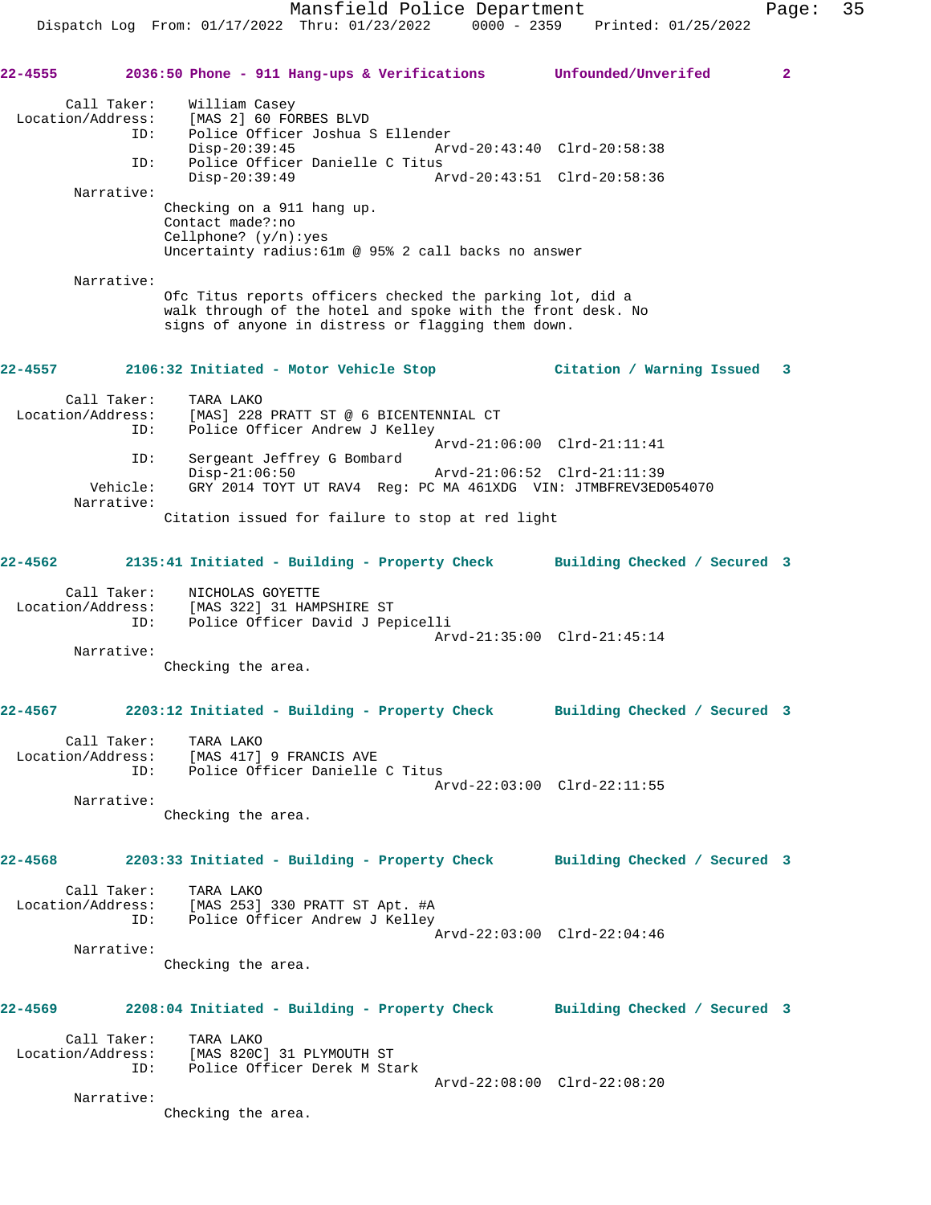**22-4555** 2036:50 Phone - 911 Hang-ups & Verifications — Unfounded/Unverifed — 2

```
Call Taker:     William Casey
Location/Address:   [MAS 2] 60 FORBES BLVD
ID:     Police Officer Joshua S Ellender
        Disp-20:39:45           Arvd-20:43:40  Clrd-20:58:38
ID:     Police Officer Danielle C Titus
        Disp-20:39:49           Arvd-20:43:51  Clrd-20:58:36
Narrative:
        Checking on a 911 hang up.
        Contact made?:no
        Cellphone? (y/n):yes
        Uncertainty radius:61m @ 95% 2 call backs no answer

Narrative:
        Ofc Titus reports officers checked the parking lot, did a
        walk through of the hotel and spoke with the front desk. No
        signs of anyone in distress or flagging them down.
```

**22-4557** 2106:32 Initiated - Motor Vehicle Stop — Citation / Warning Issued — 3

```
Call Taker:     TARA LAKO
Location/Address:   [MAS] 228 PRATT ST @ 6 BICENTENNIAL CT
ID:     Police Officer Andrew J Kelley
                                Arvd-21:06:00  Clrd-21:11:41
ID:     Sergeant Jeffrey G Bombard
        Disp-21:06:50           Arvd-21:06:52  Clrd-21:11:39
Vehicle:    GRY 2014 TOYT UT RAV4  Reg: PC MA 461XDG  VIN: JTMBFREV3ED054070
Narrative:
        Citation issued for failure to stop at red light
```

**22-4562** 2135:41 Initiated - Building - Property Check — Building Checked / Secured — 3

```
Call Taker:     NICHOLAS GOYETTE
Location/Address:   [MAS 322] 31 HAMPSHIRE ST
ID:     Police Officer David J Pepicelli
                                Arvd-21:35:00  Clrd-21:45:14
Narrative:
        Checking the area.
```

**22-4567** 2203:12 Initiated - Building - Property Check — Building Checked / Secured — 3

```
Call Taker:     TARA LAKO
Location/Address:   [MAS 417] 9 FRANCIS AVE
ID:     Police Officer Danielle C Titus
                                Arvd-22:03:00  Clrd-22:11:55
Narrative:
        Checking the area.
```

**22-4568** 2203:33 Initiated - Building - Property Check — Building Checked / Secured — 3

```
Call Taker:     TARA LAKO
Location/Address:   [MAS 253] 330 PRATT ST Apt. #A
ID:     Police Officer Andrew J Kelley
                                Arvd-22:03:00  Clrd-22:04:46
Narrative:
        Checking the area.
```

**22-4569** 2208:04 Initiated - Building - Property Check — Building Checked / Secured — 3

```
Call Taker:     TARA LAKO
Location/Address:   [MAS 820C] 31 PLYMOUTH ST
ID:     Police Officer Derek M Stark
                                Arvd-22:08:00  Clrd-22:08:20
Narrative:
        Checking the area.
```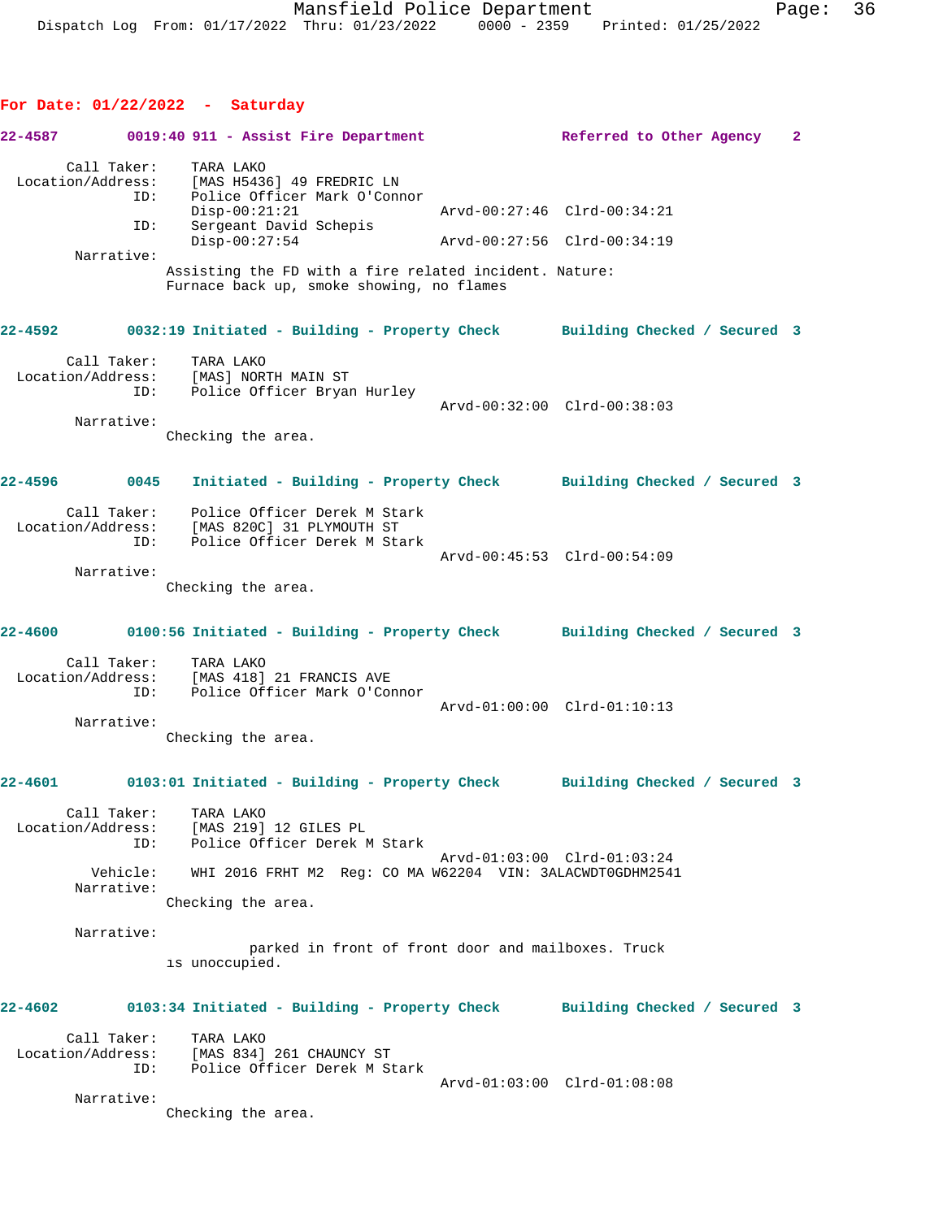## For Date: 01/22/2022 - Saturday

**22-4587 0019:40 911 - Assist Fire Department — Referred to Other Agency 2**

Call Taker: TARA LAKO
Location/Address: [MAS H5436] 49 FREDRIC LN
ID: Police Officer Mark O'Connor
Disp-00:21:21 Arvd-00:27:46 Clrd-00:34:21
ID: Sergeant David Schepis
Disp-00:27:54 Arvd-00:27:56 Clrd-00:34:19
Narrative:
Assisting the FD with a fire related incident. Nature: Furnace back up, smoke showing, no flames

**22-4592 0032:19 Initiated - Building - Property Check — Building Checked / Secured 3**

Call Taker: TARA LAKO
Location/Address: [MAS] NORTH MAIN ST
ID: Police Officer Bryan Hurley
Arvd-00:32:00 Clrd-00:38:03
Narrative:
Checking the area.

**22-4596 0045 Initiated - Building - Property Check — Building Checked / Secured 3**

Call Taker: Police Officer Derek M Stark
Location/Address: [MAS 820C] 31 PLYMOUTH ST
ID: Police Officer Derek M Stark
Arvd-00:45:53 Clrd-00:54:09
Narrative:
Checking the area.

**22-4600 0100:56 Initiated - Building - Property Check — Building Checked / Secured 3**

Call Taker: TARA LAKO
Location/Address: [MAS 418] 21 FRANCIS AVE
ID: Police Officer Mark O'Connor
Arvd-01:00:00 Clrd-01:10:13
Narrative:
Checking the area.

**22-4601 0103:01 Initiated - Building - Property Check — Building Checked / Secured 3**

Call Taker: TARA LAKO
Location/Address: [MAS 219] 12 GILES PL
ID: Police Officer Derek M Stark
Arvd-01:03:00 Clrd-01:03:24
Vehicle: WHI 2016 FRHT M2 Reg: CO MA W62204 VIN: 3ALACWDT0GDHM2541
Narrative:
Checking the area.

Narrative:
parked in front of front door and mailboxes. Truck is unoccupied.

**22-4602 0103:34 Initiated - Building - Property Check — Building Checked / Secured 3**

Call Taker: TARA LAKO
Location/Address: [MAS 834] 261 CHAUNCY ST
ID: Police Officer Derek M Stark
Arvd-01:03:00 Clrd-01:08:08
Narrative:
Checking the area.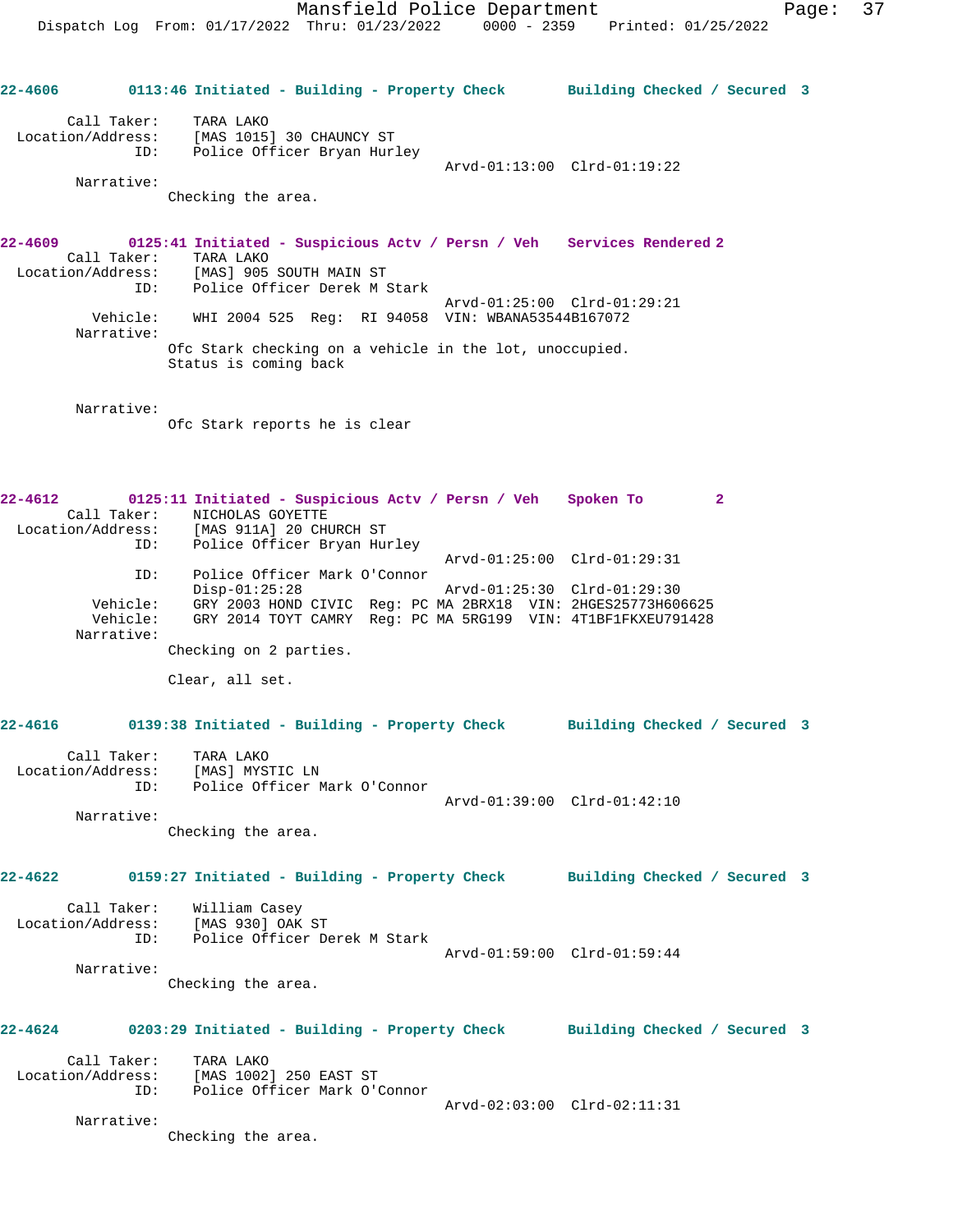22-4606 0113:46 Initiated - Building - Property Check Building Checked / Secured 3

Call Taker: TARA LAKO
Location/Address: [MAS 1015] 30 CHAUNCY ST
ID: Police Officer Bryan Hurley
Arvd-01:13:00 Clrd-01:19:22
Narrative:
Checking the area.

22-4609 0125:41 Initiated - Suspicious Actv / Persn / Veh Services Rendered 2
Call Taker: TARA LAKO
Location/Address: [MAS] 905 SOUTH MAIN ST
ID: Police Officer Derek M Stark
Arvd-01:25:00 Clrd-01:29:21
Vehicle: WHI 2004 525 Reg: RI 94058 VIN: WBANA53544B167072
Narrative:
Ofc Stark checking on a vehicle in the lot, unoccupied.
Status is coming back

Narrative:
Ofc Stark reports he is clear

22-4612 0125:11 Initiated - Suspicious Actv / Persn / Veh Spoken To 2
Call Taker: NICHOLAS GOYETTE
Location/Address: [MAS 911A] 20 CHURCH ST
ID: Police Officer Bryan Hurley
Arvd-01:25:00 Clrd-01:29:31
ID: Police Officer Mark O'Connor
Disp-01:25:28 Arvd-01:25:30 Clrd-01:29:30
Vehicle: GRY 2003 HOND CIVIC Reg: PC MA 2BRX18 VIN: 2HGES25773H606625
Vehicle: GRY 2014 TOYT CAMRY Reg: PC MA 5RG199 VIN: 4T1BF1FKXEU791428
Narrative:
Checking on 2 parties.

Clear, all set.

22-4616 0139:38 Initiated - Building - Property Check Building Checked / Secured 3

Call Taker: TARA LAKO
Location/Address: [MAS] MYSTIC LN
ID: Police Officer Mark O'Connor
Arvd-01:39:00 Clrd-01:42:10
Narrative:
Checking the area.

22-4622 0159:27 Initiated - Building - Property Check Building Checked / Secured 3

Call Taker: William Casey
Location/Address: [MAS 930] OAK ST
ID: Police Officer Derek M Stark
Arvd-01:59:00 Clrd-01:59:44
Narrative:
Checking the area.

22-4624 0203:29 Initiated - Building - Property Check Building Checked / Secured 3

Call Taker: TARA LAKO
Location/Address: [MAS 1002] 250 EAST ST
ID: Police Officer Mark O'Connor
Arvd-02:03:00 Clrd-02:11:31
Narrative:
Checking the area.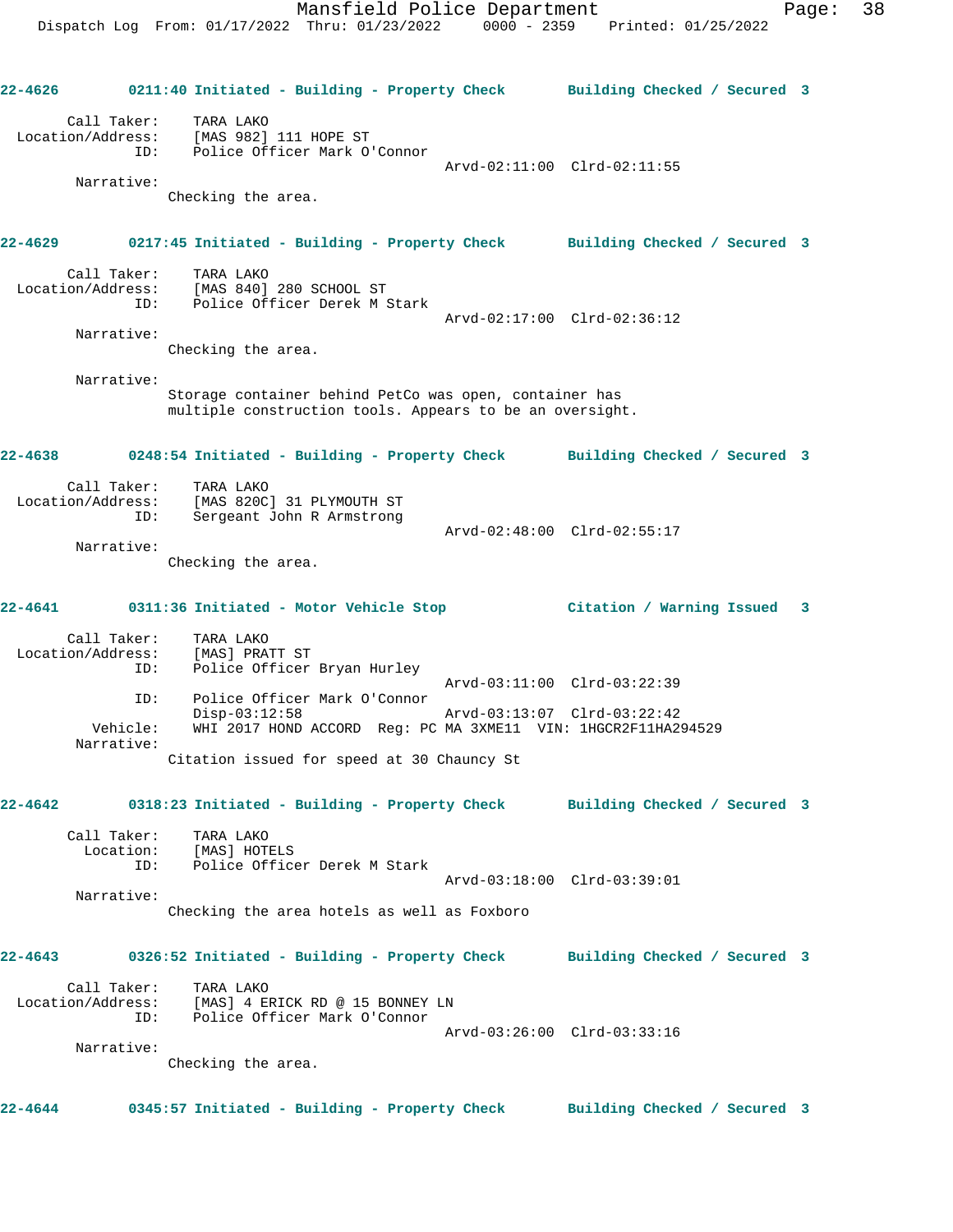**22-4626 0211:40 Initiated - Building - Property Check Building Checked / Secured 3**

```
        Call Taker:    TARA LAKO
  Location/Address:    [MAS 982] 111 HOPE ST
                ID:    Police Officer Mark O'Connor
                                             Arvd-02:11:00  Clrd-02:11:55
         Narrative:
                      Checking the area.
```

**22-4629 0217:45 Initiated - Building - Property Check Building Checked / Secured 3**

```
        Call Taker:    TARA LAKO
  Location/Address:    [MAS 840] 280 SCHOOL ST
                ID:    Police Officer Derek M Stark
                                             Arvd-02:17:00  Clrd-02:36:12
         Narrative:
                      Checking the area.

         Narrative:
                      Storage container behind PetCo was open, container has
                      multiple construction tools. Appears to be an oversight.
```

**22-4638 0248:54 Initiated - Building - Property Check Building Checked / Secured 3**

```
        Call Taker:    TARA LAKO
  Location/Address:    [MAS 820C] 31 PLYMOUTH ST
                ID:    Sergeant John R Armstrong
                                             Arvd-02:48:00  Clrd-02:55:17
         Narrative:
                      Checking the area.
```

**22-4641 0311:36 Initiated - Motor Vehicle Stop Citation / Warning Issued 3**

```
        Call Taker:    TARA LAKO
  Location/Address:    [MAS] PRATT ST
                ID:    Police Officer Bryan Hurley
                                             Arvd-03:11:00  Clrd-03:22:39
                ID:    Police Officer Mark O'Connor
                       Disp-03:12:58         Arvd-03:13:07  Clrd-03:22:42
           Vehicle:    WHI 2017 HOND ACCORD  Reg: PC MA 3XME11  VIN: 1HGCR2F11HA294529
         Narrative:
                      Citation issued for speed at 30 Chauncy St
```

**22-4642 0318:23 Initiated - Building - Property Check Building Checked / Secured 3**

```
        Call Taker:    TARA LAKO
          Location:    [MAS] HOTELS
                ID:    Police Officer Derek M Stark
                                             Arvd-03:18:00  Clrd-03:39:01
         Narrative:
                      Checking the area hotels as well as Foxboro
```

**22-4643 0326:52 Initiated - Building - Property Check Building Checked / Secured 3**

```
        Call Taker:    TARA LAKO
  Location/Address:    [MAS] 4 ERICK RD @ 15 BONNEY LN
                ID:    Police Officer Mark O'Connor
                                             Arvd-03:26:00  Clrd-03:33:16
         Narrative:
                      Checking the area.
```

**22-4644 0345:57 Initiated - Building - Property Check Building Checked / Secured 3**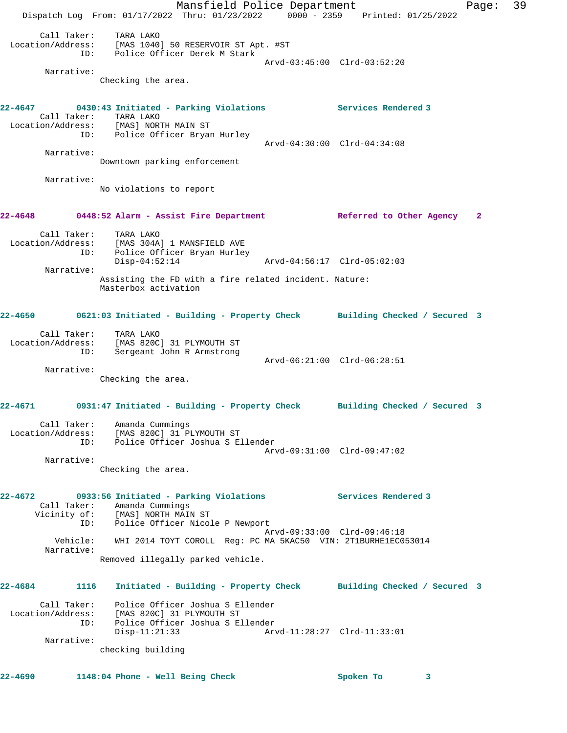Call Taker: TARA LAKO
Location/Address: [MAS 1040] 50 RESERVOIR ST Apt. #ST
ID: Police Officer Derek M Stark
Arvd-03:45:00 Clrd-03:52:20
Narrative:
Checking the area.

**22-4647 0430:43 Initiated - Parking Violations Services Rendered 3**
Call Taker: TARA LAKO
Location/Address: [MAS] NORTH MAIN ST
ID: Police Officer Bryan Hurley
Arvd-04:30:00 Clrd-04:34:08
Narrative:
Downtown parking enforcement

Narrative:
No violations to report

**22-4648 0448:52 Alarm - Assist Fire Department Referred to Other Agency 2**
Call Taker: TARA LAKO
Location/Address: [MAS 304A] 1 MANSFIELD AVE
ID: Police Officer Bryan Hurley
Disp-04:52:14 Arvd-04:56:17 Clrd-05:02:03
Narrative:
Assisting the FD with a fire related incident. Nature: Masterbox activation

**22-4650 0621:03 Initiated - Building - Property Check Building Checked / Secured 3**
Call Taker: TARA LAKO
Location/Address: [MAS 820C] 31 PLYMOUTH ST
ID: Sergeant John R Armstrong
Arvd-06:21:00 Clrd-06:28:51
Narrative:
Checking the area.

**22-4671 0931:47 Initiated - Building - Property Check Building Checked / Secured 3**
Call Taker: Amanda Cummings
Location/Address: [MAS 820C] 31 PLYMOUTH ST
ID: Police Officer Joshua S Ellender
Arvd-09:31:00 Clrd-09:47:02
Narrative:
Checking the area.

**22-4672 0933:56 Initiated - Parking Violations Services Rendered 3**
Call Taker: Amanda Cummings
Vicinity of: [MAS] NORTH MAIN ST
ID: Police Officer Nicole P Newport
Arvd-09:33:00 Clrd-09:46:18
Vehicle: WHI 2014 TOYT COROLL Reg: PC MA 5KAC50 VIN: 2T1BURHE1EC053014
Narrative:
Removed illegally parked vehicle.

**22-4684 1116 Initiated - Building - Property Check Building Checked / Secured 3**
Call Taker: Police Officer Joshua S Ellender
Location/Address: [MAS 820C] 31 PLYMOUTH ST
ID: Police Officer Joshua S Ellender
Disp-11:21:33 Arvd-11:28:27 Clrd-11:33:01
Narrative:
checking building

**22-4690 1148:04 Phone - Well Being Check Spoken To 3**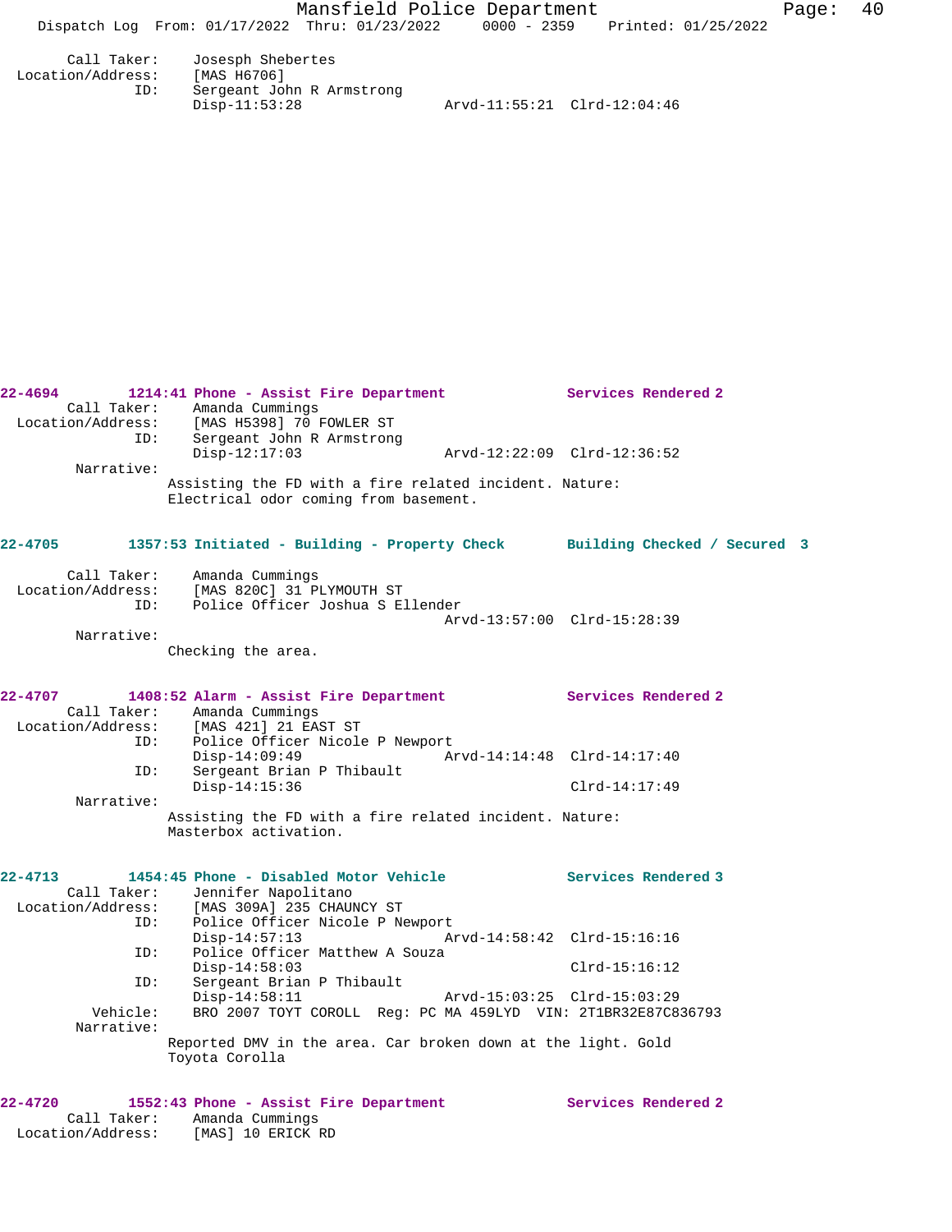```
        Call Taker:     Josesph Shebertes
  Location/Address:     [MAS H6706]
                ID:     Sergeant John R Armstrong
                        Disp-11:53:28                Arvd-11:55:21  Clrd-12:04:46
```

```
22-4694        1214:41 Phone - Assist Fire Department            Services Rendered 2
        Call Taker:     Amanda Cummings
  Location/Address:     [MAS H5398] 70 FOWLER ST
                ID:     Sergeant John R Armstrong
                        Disp-12:17:03                Arvd-12:22:09  Clrd-12:36:52
         Narrative:
                    Assisting the FD with a fire related incident. Nature:
                    Electrical odor coming from basement.
```

```
22-4705        1357:53 Initiated - Building - Property Check       Building Checked / Secured  3

        Call Taker:     Amanda Cummings
  Location/Address:     [MAS 820C] 31 PLYMOUTH ST
                ID:     Police Officer Joshua S Ellender
                                                     Arvd-13:57:00  Clrd-15:28:39
         Narrative:
                    Checking the area.
```

```
22-4707        1408:52 Alarm - Assist Fire Department            Services Rendered 2
        Call Taker:     Amanda Cummings
  Location/Address:     [MAS 421] 21 EAST ST
                ID:     Police Officer Nicole P Newport
                        Disp-14:09:49                Arvd-14:14:48  Clrd-14:17:40
                ID:     Sergeant Brian P Thibault
                        Disp-14:15:36                               Clrd-14:17:49
         Narrative:
                    Assisting the FD with a fire related incident. Nature:
                    Masterbox activation.
```

```
22-4713        1454:45 Phone - Disabled Motor Vehicle            Services Rendered 3
        Call Taker:     Jennifer Napolitano
  Location/Address:     [MAS 309A] 235 CHAUNCY ST
                ID:     Police Officer Nicole P Newport
                        Disp-14:57:13                Arvd-14:58:42  Clrd-15:16:16
                ID:     Police Officer Matthew A Souza
                        Disp-14:58:03                               Clrd-15:16:12
                ID:     Sergeant Brian P Thibault
                        Disp-14:58:11                Arvd-15:03:25  Clrd-15:03:29
           Vehicle:     BRO 2007 TOYT COROLL  Reg: PC MA 459LYD  VIN: 2T1BR32E87C836793
         Narrative:
                    Reported DMV in the area. Car broken down at the light. Gold
                    Toyota Corolla
```

```
22-4720        1552:43 Phone - Assist Fire Department            Services Rendered 2
        Call Taker:     Amanda Cummings
  Location/Address:     [MAS] 10 ERICK RD
```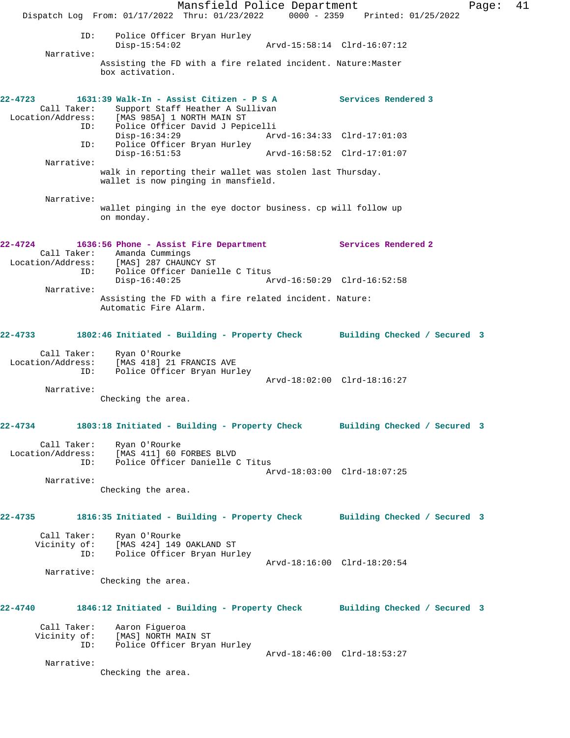ID: Police Officer Bryan Hurley
Disp-15:54:02 Arvd-15:58:14 Clrd-16:07:12

Narrative:
Assisting the FD with a fire related incident. Nature:Master box activation.

**22-4723 1631:39 Walk-In - Assist Citizen - P S A — Services Rendered 3**

Call Taker: Support Staff Heather A Sullivan
Location/Address: [MAS 985A] 1 NORTH MAIN ST
ID: Police Officer David J Pepicelli
Disp-16:34:29 Arvd-16:34:33 Clrd-17:01:03
ID: Police Officer Bryan Hurley
Disp-16:51:53 Arvd-16:58:52 Clrd-17:01:07

Narrative:
walk in reporting their wallet was stolen last Thursday. wallet is now pinging in mansfield.

Narrative:
wallet pinging in the eye doctor business. cp will follow up on monday.

**22-4724 1636:56 Phone - Assist Fire Department — Services Rendered 2**

Call Taker: Amanda Cummings
Location/Address: [MAS] 287 CHAUNCY ST
ID: Police Officer Danielle C Titus
Disp-16:40:25 Arvd-16:50:29 Clrd-16:52:58

Narrative:
Assisting the FD with a fire related incident. Nature: Automatic Fire Alarm.

**22-4733 1802:46 Initiated - Building - Property Check — Building Checked / Secured 3**

Call Taker: Ryan O'Rourke
Location/Address: [MAS 418] 21 FRANCIS AVE
ID: Police Officer Bryan Hurley
Arvd-18:02:00 Clrd-18:16:27

Narrative:
Checking the area.

**22-4734 1803:18 Initiated - Building - Property Check — Building Checked / Secured 3**

Call Taker: Ryan O'Rourke
Location/Address: [MAS 411] 60 FORBES BLVD
ID: Police Officer Danielle C Titus
Arvd-18:03:00 Clrd-18:07:25

Narrative:
Checking the area.

**22-4735 1816:35 Initiated - Building - Property Check — Building Checked / Secured 3**

Call Taker: Ryan O'Rourke
Vicinity of: [MAS 424] 149 OAKLAND ST
ID: Police Officer Bryan Hurley
Arvd-18:16:00 Clrd-18:20:54

Narrative:
Checking the area.

**22-4740 1846:12 Initiated - Building - Property Check — Building Checked / Secured 3**

Call Taker: Aaron Figueroa
Vicinity of: [MAS] NORTH MAIN ST
ID: Police Officer Bryan Hurley
Arvd-18:46:00 Clrd-18:53:27

Narrative:
Checking the area.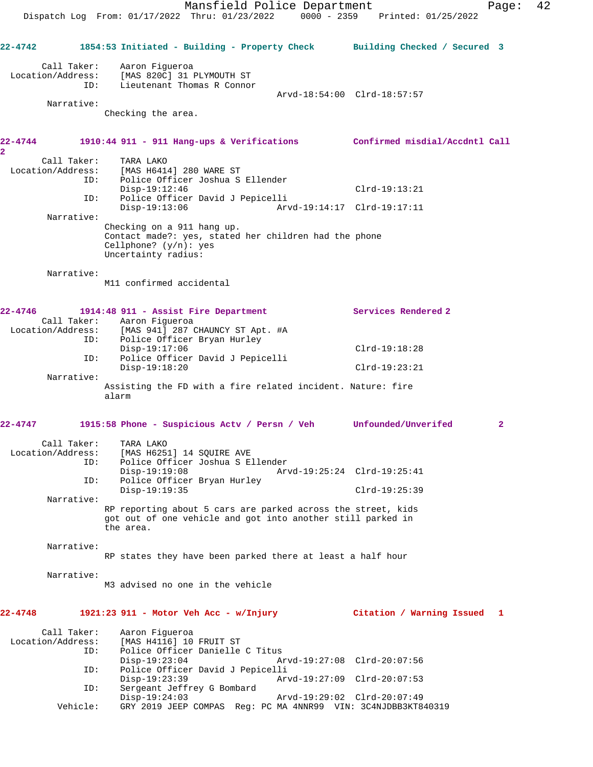22-4742 1854:53 Initiated - Building - Property Check Building Checked / Secured 3

```
        Call Taker:    Aaron Figueroa
  Location/Address:    [MAS 820C] 31 PLYMOUTH ST
                ID:    Lieutenant Thomas R Connor
                                                 Arvd-18:54:00  Clrd-18:57:57
         Narrative:
                   Checking the area.
```

22-4744 1910:44 911 - 911 Hang-ups & Verifications Confirmed misdial/Accdntl Call 2

```
        Call Taker:    TARA LAKO
  Location/Address:    [MAS H6414] 280 WARE ST
                ID:    Police Officer Joshua S Ellender
                       Disp-19:12:46                    Clrd-19:13:21
                ID:    Police Officer David J Pepicelli
                       Disp-19:13:06     Arvd-19:14:17  Clrd-19:17:11
         Narrative:
                   Checking on a 911 hang up.
                   Contact made?: yes, stated her children had the phone
                   Cellphone? (y/n): yes
                   Uncertainty radius:

         Narrative:
                   M11 confirmed accidental
```

22-4746 1914:48 911 - Assist Fire Department Services Rendered 2

```
        Call Taker:    Aaron Figueroa
  Location/Address:    [MAS 941] 287 CHAUNCY ST Apt. #A
                ID:    Police Officer Bryan Hurley
                       Disp-19:17:06                    Clrd-19:18:28
                ID:    Police Officer David J Pepicelli
                       Disp-19:18:20                    Clrd-19:23:21
         Narrative:
                   Assisting the FD with a fire related incident. Nature: fire
                   alarm
```

22-4747 1915:58 Phone - Suspicious Actv / Persn / Veh Unfounded/Unverifed 2

```
        Call Taker:    TARA LAKO
  Location/Address:    [MAS H6251] 14 SQUIRE AVE
                ID:    Police Officer Joshua S Ellender
                       Disp-19:19:08     Arvd-19:25:24  Clrd-19:25:41
                ID:    Police Officer Bryan Hurley
                       Disp-19:19:35                    Clrd-19:25:39
         Narrative:
                   RP reporting about 5 cars are parked across the street, kids
                   got out of one vehicle and got into another still parked in
                   the area.

         Narrative:
                   RP states they have been parked there at least a half hour

         Narrative:
                   M3 advised no one in the vehicle
```

22-4748 1921:23 911 - Motor Veh Acc - w/Injury Citation / Warning Issued 1

```
        Call Taker:    Aaron Figueroa
  Location/Address:    [MAS H4116] 10 FRUIT ST
                ID:    Police Officer Danielle C Titus
                       Disp-19:23:04     Arvd-19:27:08  Clrd-20:07:56
                ID:    Police Officer David J Pepicelli
                       Disp-19:23:39     Arvd-19:27:09  Clrd-20:07:53
                ID:    Sergeant Jeffrey G Bombard
                       Disp-19:24:03     Arvd-19:29:02  Clrd-20:07:49
           Vehicle:    GRY 2019 JEEP COMPAS  Reg: PC MA 4NNR99  VIN: 3C4NJDBB3KT840319
```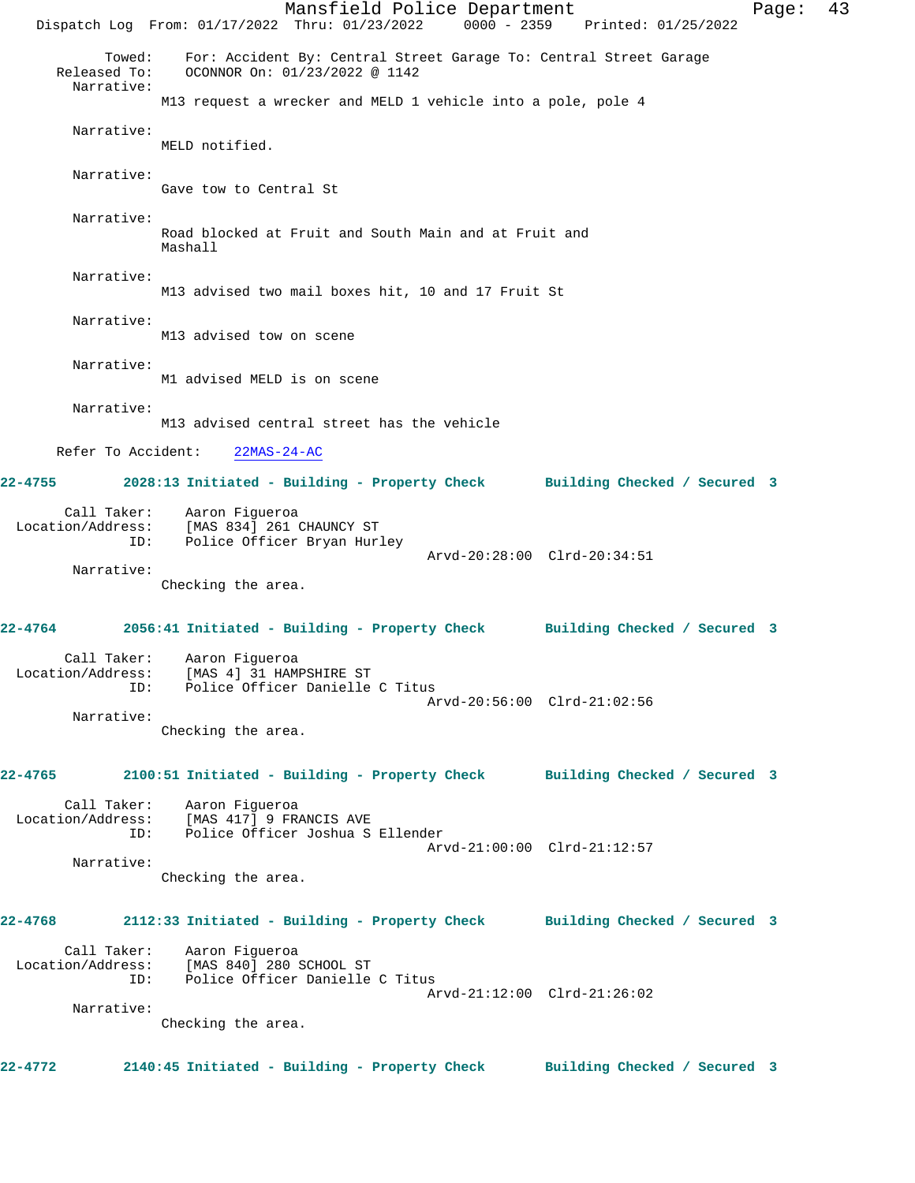Towed: For: Accident By: Central Street Garage To: Central Street Garage
Released To: OCONNOR On: 01/23/2022 @ 1142

Narrative:
M13 request a wrecker and MELD 1 vehicle into a pole, pole 4

Narrative:
MELD notified.

Narrative:
Gave tow to Central St

Narrative:
Road blocked at Fruit and South Main and at Fruit and Mashall

Narrative:
M13 advised two mail boxes hit, 10 and 17 Fruit St

Narrative:
M13 advised tow on scene

Narrative:
M1 advised MELD is on scene

Narrative:
M13 advised central street has the vehicle

Refer To Accident: 22MAS-24-AC

**22-4755 2028:13 Initiated - Building - Property Check Building Checked / Secured 3**

Call Taker: Aaron Figueroa
Location/Address: [MAS 834] 261 CHAUNCY ST
ID: Police Officer Bryan Hurley
Arvd-20:28:00 Clrd-20:34:51

Narrative:
Checking the area.

**22-4764 2056:41 Initiated - Building - Property Check Building Checked / Secured 3**

Call Taker: Aaron Figueroa
Location/Address: [MAS 4] 31 HAMPSHIRE ST
ID: Police Officer Danielle C Titus
Arvd-20:56:00 Clrd-21:02:56

Narrative:
Checking the area.

**22-4765 2100:51 Initiated - Building - Property Check Building Checked / Secured 3**

Call Taker: Aaron Figueroa
Location/Address: [MAS 417] 9 FRANCIS AVE
ID: Police Officer Joshua S Ellender
Arvd-21:00:00 Clrd-21:12:57

Narrative:
Checking the area.

**22-4768 2112:33 Initiated - Building - Property Check Building Checked / Secured 3**

Call Taker: Aaron Figueroa
Location/Address: [MAS 840] 280 SCHOOL ST
ID: Police Officer Danielle C Titus
Arvd-21:12:00 Clrd-21:26:02

Narrative:
Checking the area.

**22-4772 2140:45 Initiated - Building - Property Check Building Checked / Secured 3**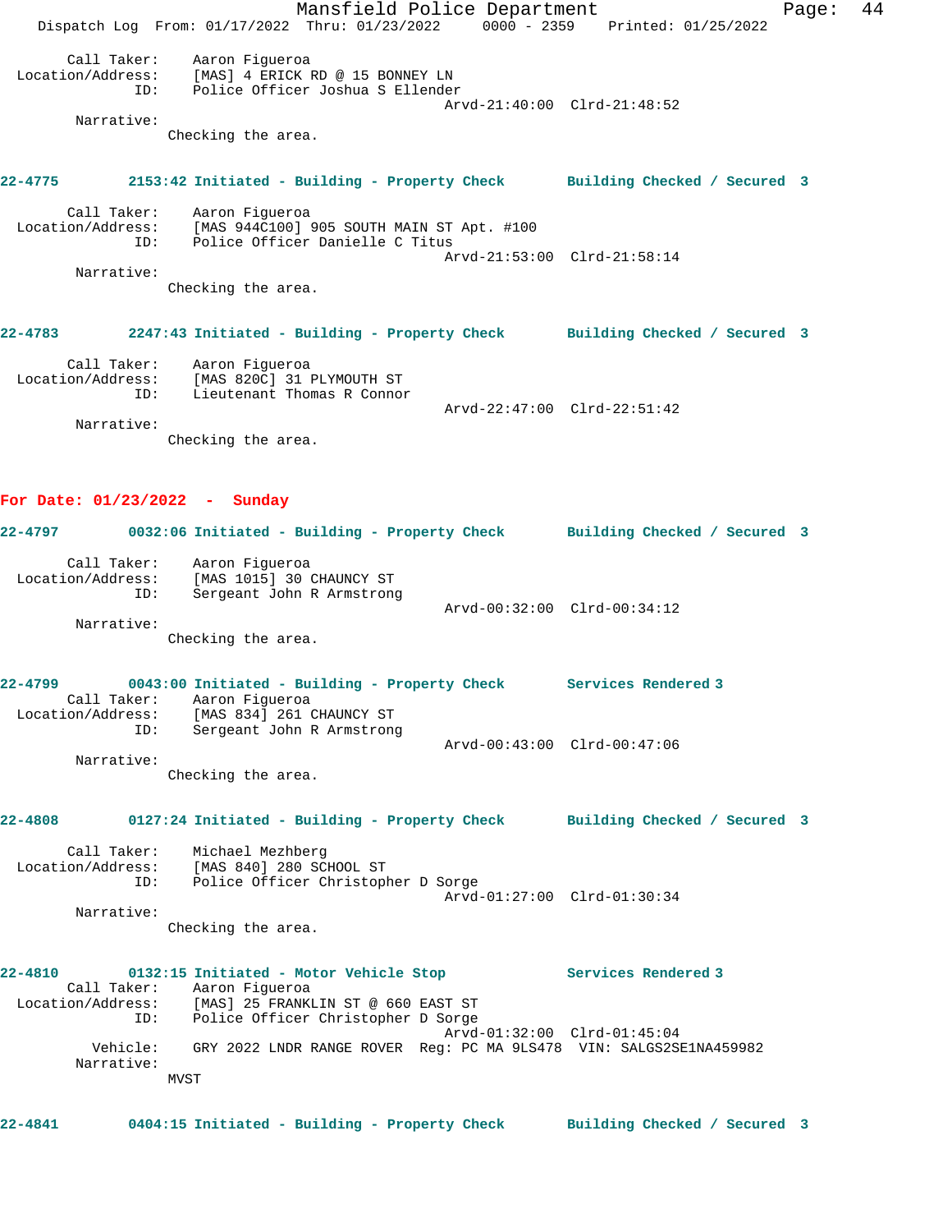Call Taker: Aaron Figueroa
Location/Address: [MAS] 4 ERICK RD @ 15 BONNEY LN
ID: Police Officer Joshua S Ellender
Arvd-21:40:00 Clrd-21:48:52
Narrative:
Checking the area.

**22-4775 2153:42 Initiated - Building - Property Check Building Checked / Secured 3**

Call Taker: Aaron Figueroa
Location/Address: [MAS 944C100] 905 SOUTH MAIN ST Apt. #100
ID: Police Officer Danielle C Titus
Arvd-21:53:00 Clrd-21:58:14
Narrative:
Checking the area.

**22-4783 2247:43 Initiated - Building - Property Check Building Checked / Secured 3**

Call Taker: Aaron Figueroa
Location/Address: [MAS 820C] 31 PLYMOUTH ST
ID: Lieutenant Thomas R Connor
Arvd-22:47:00 Clrd-22:51:42
Narrative:
Checking the area.

## For Date: 01/23/2022 - Sunday

**22-4797 0032:06 Initiated - Building - Property Check Building Checked / Secured 3**

Call Taker: Aaron Figueroa
Location/Address: [MAS 1015] 30 CHAUNCY ST
ID: Sergeant John R Armstrong
Arvd-00:32:00 Clrd-00:34:12
Narrative:
Checking the area.

**22-4799 0043:00 Initiated - Building - Property Check Services Rendered 3**
Call Taker: Aaron Figueroa
Location/Address: [MAS 834] 261 CHAUNCY ST
ID: Sergeant John R Armstrong
Arvd-00:43:00 Clrd-00:47:06
Narrative:
Checking the area.

**22-4808 0127:24 Initiated - Building - Property Check Building Checked / Secured 3**

Call Taker: Michael Mezhberg
Location/Address: [MAS 840] 280 SCHOOL ST
ID: Police Officer Christopher D Sorge
Arvd-01:27:00 Clrd-01:30:34
Narrative:
Checking the area.

**22-4810 0132:15 Initiated - Motor Vehicle Stop Services Rendered 3**
Call Taker: Aaron Figueroa
Location/Address: [MAS] 25 FRANKLIN ST @ 660 EAST ST
ID: Police Officer Christopher D Sorge
Arvd-01:32:00 Clrd-01:45:04
Vehicle: GRY 2022 LNDR RANGE ROVER Reg: PC MA 9LS478 VIN: SALGS2SE1NA459982
Narrative:
MVST

**22-4841 0404:15 Initiated - Building - Property Check Building Checked / Secured 3**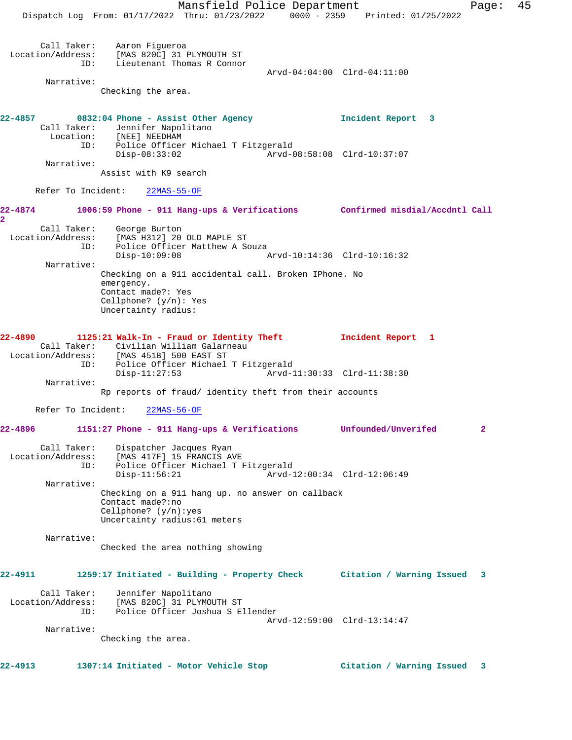```
        Call Taker:    Aaron Figueroa
  Location/Address:    [MAS 820C] 31 PLYMOUTH ST
                ID:    Lieutenant Thomas R Connor
                                                 Arvd-04:04:00  Clrd-04:11:00
         Narrative:
                      Checking the area.


22-4857        0832:04 Phone - Assist Other Agency               Incident Report   3
        Call Taker:    Jennifer Napolitano
          Location:    [NEE] NEEDHAM
                ID:    Police Officer Michael T Fitzgerald
                       Disp-08:33:02                 Arvd-08:58:08  Clrd-10:37:07
         Narrative:
                      Assist with K9 search

      Refer To Incident:    22MAS-55-OF

22-4874        1006:59 Phone - 911 Hang-ups & Verifications        Confirmed misdial/Accdntl Call
2
        Call Taker:    George Burton
  Location/Address:    [MAS H312] 20 OLD MAPLE ST
                ID:    Police Officer Matthew A Souza
                       Disp-10:09:08                 Arvd-10:14:36  Clrd-10:16:32
         Narrative:
                      Checking on a 911 accidental call. Broken IPhone. No
                      emergency.
                      Contact made?: Yes
                      Cellphone? (y/n): Yes
                      Uncertainty radius:


22-4890        1125:21 Walk-In - Fraud or Identity Theft           Incident Report   1
        Call Taker:    Civilian William Galarneau
  Location/Address:    [MAS 451B] 500 EAST ST
                ID:    Police Officer Michael T Fitzgerald
                       Disp-11:27:53                 Arvd-11:30:33  Clrd-11:38:30
         Narrative:
                      Rp reports of fraud/ identity theft from their accounts

      Refer To Incident:    22MAS-56-OF

22-4896        1151:27 Phone - 911 Hang-ups & Verifications        Unfounded/Unverifed         2

        Call Taker:    Dispatcher Jacques Ryan
  Location/Address:    [MAS 417F] 15 FRANCIS AVE
                ID:    Police Officer Michael T Fitzgerald
                       Disp-11:56:21                 Arvd-12:00:34  Clrd-12:06:49
         Narrative:
                      Checking on a 911 hang up. no answer on callback
                      Contact made?:no
                      Cellphone? (y/n):yes
                      Uncertainty radius:61 meters

         Narrative:
                      Checked the area nothing showing


22-4911        1259:17 Initiated - Building - Property Check       Citation / Warning Issued   3

        Call Taker:    Jennifer Napolitano
  Location/Address:    [MAS 820C] 31 PLYMOUTH ST
                ID:    Police Officer Joshua S Ellender
                                                 Arvd-12:59:00  Clrd-13:14:47
         Narrative:
                      Checking the area.


22-4913        1307:14 Initiated - Motor Vehicle Stop              Citation / Warning Issued   3
```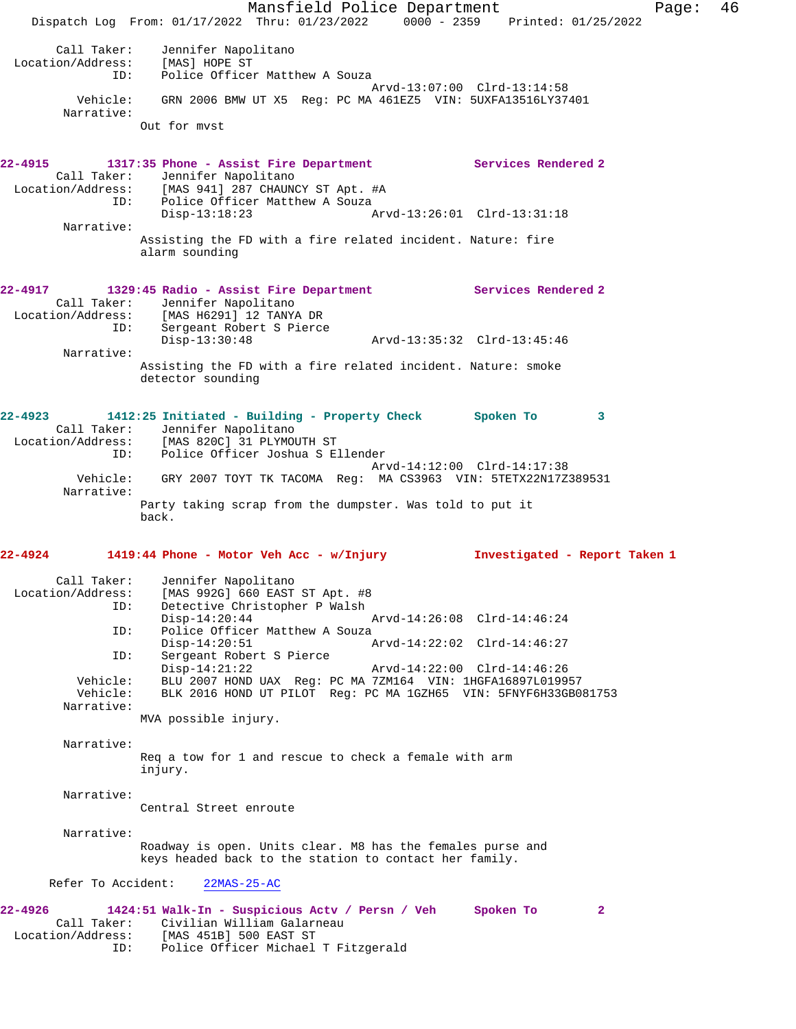```
 Call Taker:     Jennifer Napolitano
 Location/Address:     [MAS] HOPE ST
 ID:     Police Officer Matthew A Souza
                                    Arvd-13:07:00  Clrd-13:14:58
 Vehicle:     GRN 2006 BMW UT X5  Reg: PC MA 461EZ5  VIN: 5UXFA13516LY37401
 Narrative:
       Out for mvst
```

**22-4915 1317:35 Phone - Assist Fire Department — Services Rendered 2**

```
 Call Taker:     Jennifer Napolitano
 Location/Address:     [MAS 941] 287 CHAUNCY ST Apt. #A
 ID:     Police Officer Matthew A Souza
       Disp-13:18:23              Arvd-13:26:01  Clrd-13:31:18
 Narrative:
       Assisting the FD with a fire related incident. Nature: fire
       alarm sounding
```

**22-4917 1329:45 Radio - Assist Fire Department — Services Rendered 2**

```
 Call Taker:     Jennifer Napolitano
 Location/Address:     [MAS H6291] 12 TANYA DR
 ID:     Sergeant Robert S Pierce
       Disp-13:30:48              Arvd-13:35:32  Clrd-13:45:46
 Narrative:
       Assisting the FD with a fire related incident. Nature: smoke
       detector sounding
```

**22-4923 1412:25 Initiated - Building - Property Check — Spoken To 3**

```
 Call Taker:     Jennifer Napolitano
 Location/Address:     [MAS 820C] 31 PLYMOUTH ST
 ID:     Police Officer Joshua S Ellender
                                    Arvd-14:12:00  Clrd-14:17:38
 Vehicle:     GRY 2007 TOYT TK TACOMA  Reg:  MA CS3963  VIN: 5TETX22N17Z389531
 Narrative:
       Party taking scrap from the dumpster. Was told to put it
       back.
```

**22-4924 1419:44 Phone - Motor Veh Acc - w/Injury — Investigated - Report Taken 1**

```
 Call Taker:     Jennifer Napolitano
 Location/Address:     [MAS 992G] 660 EAST ST Apt. #8
 ID:     Detective Christopher P Walsh
       Disp-14:20:44              Arvd-14:26:08  Clrd-14:46:24
 ID:     Police Officer Matthew A Souza
       Disp-14:20:51              Arvd-14:22:02  Clrd-14:46:27
 ID:     Sergeant Robert S Pierce
       Disp-14:21:22              Arvd-14:22:00  Clrd-14:46:26
 Vehicle:     BLU 2007 HOND UAX  Reg: PC MA 7ZM164  VIN: 1HGFA16897L019957
 Vehicle:     BLK 2016 HOND UT PILOT  Reg: PC MA 1GZH65  VIN: 5FNYF6H33GB081753
 Narrative:
       MVA possible injury.

 Narrative:
       Req a tow for 1 and rescue to check a female with arm
       injury.

 Narrative:
       Central Street enroute

 Narrative:
       Roadway is open. Units clear. M8 has the females purse and
       keys headed back to the station to contact her family.

 Refer To Accident:   22MAS-25-AC
```

**22-4926 1424:51 Walk-In - Suspicious Actv / Persn / Veh — Spoken To 2**

```
 Call Taker:     Civilian William Galarneau
 Location/Address:     [MAS 451B] 500 EAST ST
 ID:     Police Officer Michael T Fitzgerald
```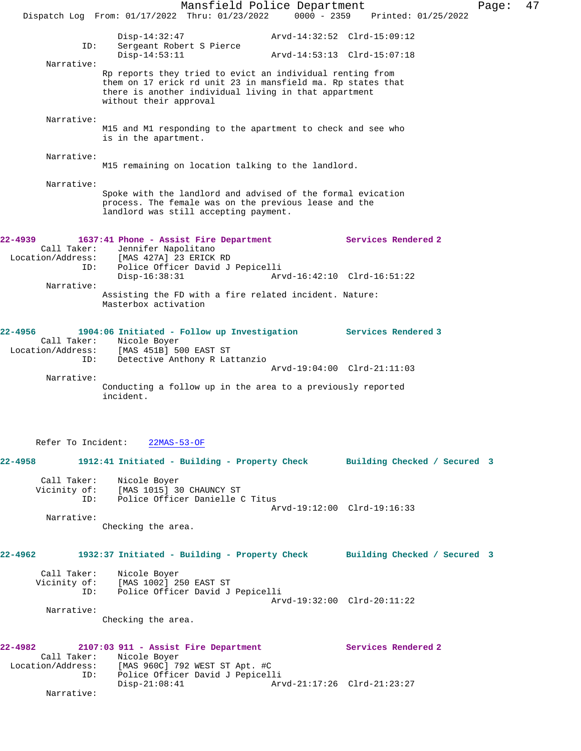Disp-14:32:47 Arvd-14:32:52 Clrd-15:09:12
ID: Sergeant Robert S Pierce
Disp-14:53:11 Arvd-14:53:13 Clrd-15:07:18

Narrative:
Rp reports they tried to evict an individual renting from them on 17 erick rd unit 23 in mansfield ma. Rp states that there is another individual living in that appartment without their approval

Narrative:
M15 and M1 responding to the apartment to check and see who is in the apartment.

Narrative:
M15 remaining on location talking to the landlord.

Narrative:
Spoke with the landlord and advised of the formal evication process. The female was on the previous lease and the landlord was still accepting payment.

**22-4939 1637:41 Phone - Assist Fire Department Services Rendered 2**

Call Taker: Jennifer Napolitano
Location/Address: [MAS 427A] 23 ERICK RD
ID: Police Officer David J Pepicelli
Disp-16:38:31 Arvd-16:42:10 Clrd-16:51:22

Narrative:
Assisting the FD with a fire related incident. Nature: Masterbox activation

**22-4956 1904:06 Initiated - Follow up Investigation Services Rendered 3**

Call Taker: Nicole Boyer
Location/Address: [MAS 451B] 500 EAST ST
ID: Detective Anthony R Lattanzio
Arvd-19:04:00 Clrd-21:11:03

Narrative:
Conducting a follow up in the area to a previously reported incident.

Refer To Incident: 22MAS-53-OF

**22-4958 1912:41 Initiated - Building - Property Check Building Checked / Secured 3**

Call Taker: Nicole Boyer
Vicinity of: [MAS 1015] 30 CHAUNCY ST
ID: Police Officer Danielle C Titus
Arvd-19:12:00 Clrd-19:16:33

Narrative:
Checking the area.

**22-4962 1932:37 Initiated - Building - Property Check Building Checked / Secured 3**

Call Taker: Nicole Boyer
Vicinity of: [MAS 1002] 250 EAST ST
ID: Police Officer David J Pepicelli
Arvd-19:32:00 Clrd-20:11:22

Narrative:
Checking the area.

**22-4982 2107:03 911 - Assist Fire Department Services Rendered 2**

Call Taker: Nicole Boyer
Location/Address: [MAS 960C] 792 WEST ST Apt. #C
ID: Police Officer David J Pepicelli
Disp-21:08:41 Arvd-21:17:26 Clrd-21:23:27

Narrative: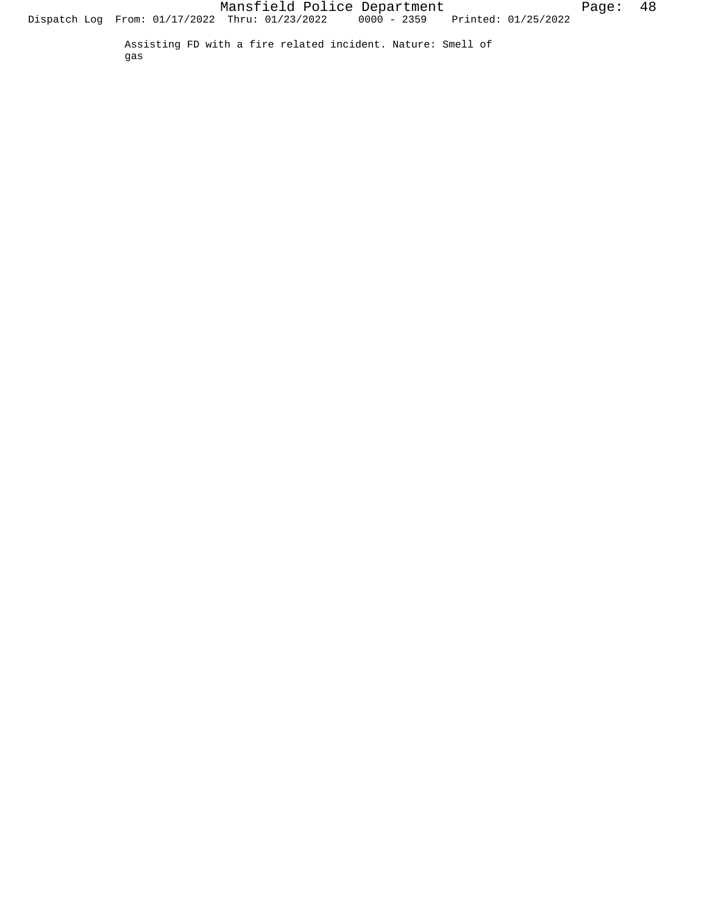Assisting FD with a fire related incident. Nature: Smell of gas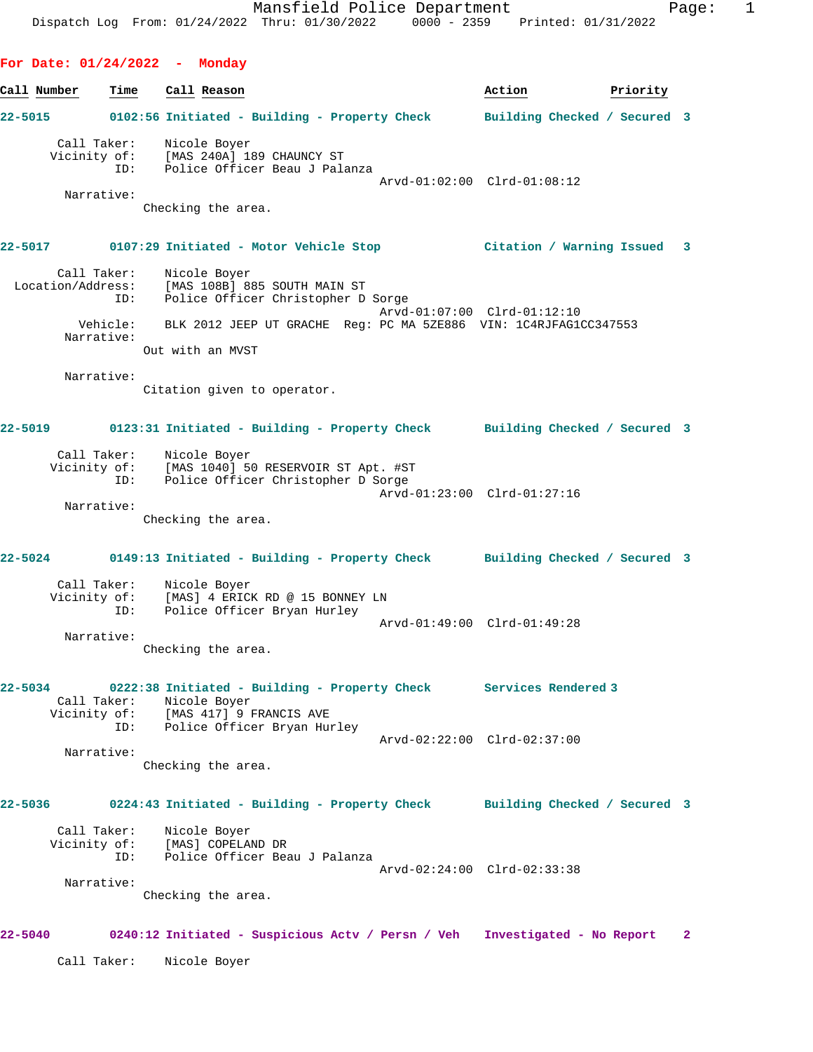**For Date: 01/24/2022 - Monday**

| Call Number | Time | Call Reason | Action | Priority |
|---|---|---|---|---|

**22-5015** 0102:56 Initiated - Building - Property Check — Building Checked / Secured 3

Call Taker: Nicole Boyer
Vicinity of: [MAS 240A] 189 CHAUNCY ST
ID: Police Officer Beau J Palanza
Arvd-01:02:00 Clrd-01:08:12
Narrative:
Checking the area.

**22-5017** 0107:29 Initiated - Motor Vehicle Stop — Citation / Warning Issued 3

Call Taker: Nicole Boyer
Location/Address: [MAS 108B] 885 SOUTH MAIN ST
ID: Police Officer Christopher D Sorge
Arvd-01:07:00 Clrd-01:12:10
Vehicle: BLK 2012 JEEP UT GRACHE Reg: PC MA 5ZE886 VIN: 1C4RJFAG1CC347553
Narrative:
Out with an MVST

Narrative:
Citation given to operator.

**22-5019** 0123:31 Initiated - Building - Property Check — Building Checked / Secured 3

Call Taker: Nicole Boyer
Vicinity of: [MAS 1040] 50 RESERVOIR ST Apt. #ST
ID: Police Officer Christopher D Sorge
Arvd-01:23:00 Clrd-01:27:16
Narrative:
Checking the area.

**22-5024** 0149:13 Initiated - Building - Property Check — Building Checked / Secured 3

Call Taker: Nicole Boyer
Vicinity of: [MAS] 4 ERICK RD @ 15 BONNEY LN
ID: Police Officer Bryan Hurley
Arvd-01:49:00 Clrd-01:49:28
Narrative:
Checking the area.

**22-5034** 0222:38 Initiated - Building - Property Check — Services Rendered 3

Call Taker: Nicole Boyer
Vicinity of: [MAS 417] 9 FRANCIS AVE
ID: Police Officer Bryan Hurley
Arvd-02:22:00 Clrd-02:37:00
Narrative:
Checking the area.

**22-5036** 0224:43 Initiated - Building - Property Check — Building Checked / Secured 3

Call Taker: Nicole Boyer
Vicinity of: [MAS] COPELAND DR
ID: Police Officer Beau J Palanza
Arvd-02:24:00 Clrd-02:33:38
Narrative:
Checking the area.

**22-5040** 0240:12 Initiated - Suspicious Actv / Persn / Veh — Investigated - No Report 2

Call Taker: Nicole Boyer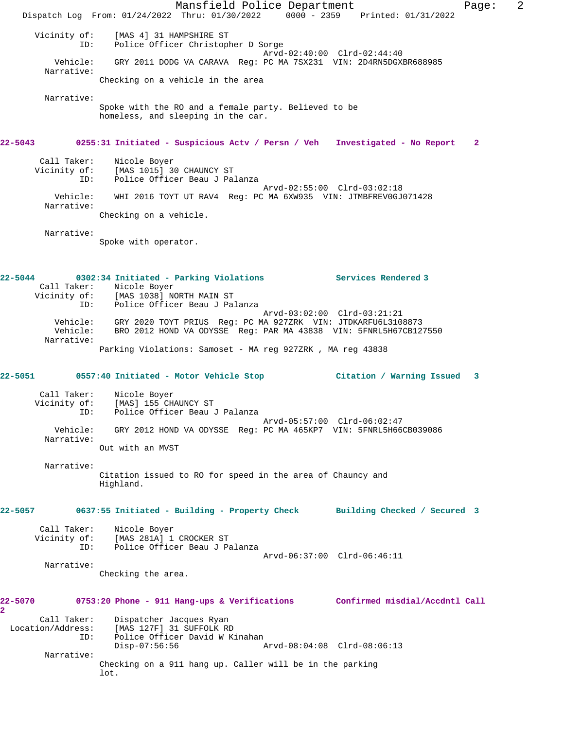Vicinity of: [MAS 4] 31 HAMPSHIRE ST
ID: Police Officer Christopher D Sorge
Arvd-02:40:00 Clrd-02:44:40
Vehicle: GRY 2011 DODG VA CARAVA Reg: PC MA 7SX231 VIN: 2D4RN5DGXBR688985
Narrative:
Checking on a vehicle in the area

Narrative:
Spoke with the RO and a female party. Believed to be homeless, and sleeping in the car.

**22-5043 0255:31 Initiated - Suspicious Actv / Persn / Veh Investigated - No Report 2**

Call Taker: Nicole Boyer
Vicinity of: [MAS 1015] 30 CHAUNCY ST
ID: Police Officer Beau J Palanza
Arvd-02:55:00 Clrd-03:02:18
Vehicle: WHI 2016 TOYT UT RAV4 Reg: PC MA 6XW935 VIN: JTMBFREV0GJ071428
Narrative:
Checking on a vehicle.

Narrative:
Spoke with operator.

**22-5044 0302:34 Initiated - Parking Violations Services Rendered 3**

Call Taker: Nicole Boyer
Vicinity of: [MAS 1038] NORTH MAIN ST
ID: Police Officer Beau J Palanza
Arvd-03:02:00 Clrd-03:21:21
Vehicle: GRY 2020 TOYT PRIUS Reg: PC MA 927ZRK VIN: JTDKARFU6L3108873
Vehicle: BRO 2012 HOND VA ODYSSE Reg: PAR MA 43838 VIN: 5FNRL5H67CB127550
Narrative:
Parking Violations: Samoset - MA reg 927ZRK , MA reg 43838

**22-5051 0557:40 Initiated - Motor Vehicle Stop Citation / Warning Issued 3**

Call Taker: Nicole Boyer
Vicinity of: [MAS] 155 CHAUNCY ST
ID: Police Officer Beau J Palanza
Arvd-05:57:00 Clrd-06:02:47
Vehicle: GRY 2012 HOND VA ODYSSE Reg: PC MA 465KP7 VIN: 5FNRL5H66CB039086
Narrative:
Out with an MVST

Narrative:
Citation issued to RO for speed in the area of Chauncy and Highland.

**22-5057 0637:55 Initiated - Building - Property Check Building Checked / Secured 3**

Call Taker: Nicole Boyer
Vicinity of: [MAS 281A] 1 CROCKER ST
ID: Police Officer Beau J Palanza
Arvd-06:37:00 Clrd-06:46:11
Narrative:
Checking the area.

**22-5070 0753:20 Phone - 911 Hang-ups & Verifications Confirmed misdial/Accdntl Call 2**

Call Taker: Dispatcher Jacques Ryan
Location/Address: [MAS 127F] 31 SUFFOLK RD
ID: Police Officer David W Kinahan
Disp-07:56:56 Arvd-08:04:08 Clrd-08:06:13
Narrative:
Checking on a 911 hang up. Caller will be in the parking lot.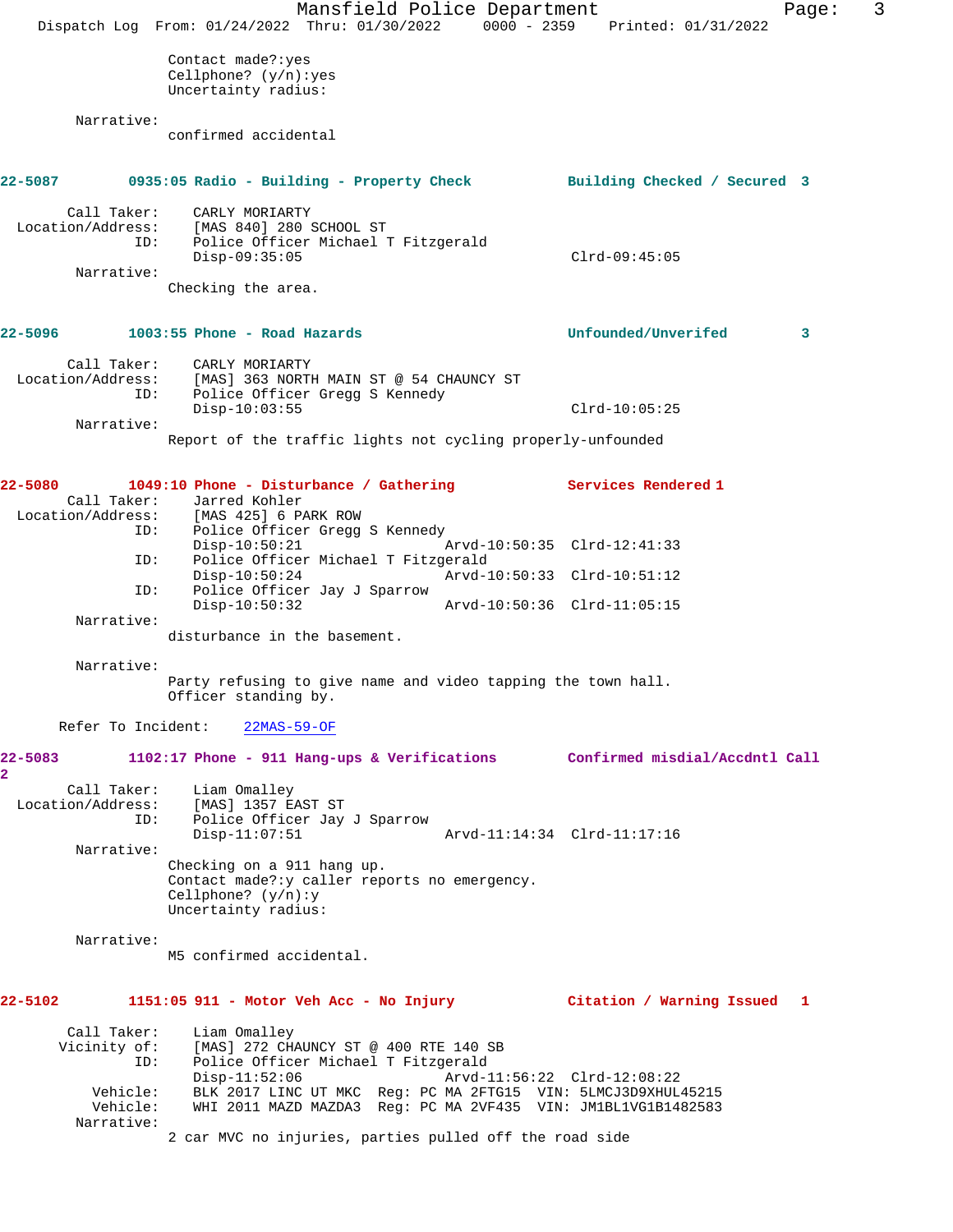Contact made?:yes
Cellphone? (y/n):yes
Uncertainty radius:

Narrative:
confirmed accidental

**22-5087 0935:05 Radio - Building - Property Check — Building Checked / Secured 3**

Call Taker: CARLY MORIARTY
Location/Address: [MAS 840] 280 SCHOOL ST
ID: Police Officer Michael T Fitzgerald
Disp-09:35:05 Clrd-09:45:05

Narrative:
Checking the area.

**22-5096 1003:55 Phone - Road Hazards — Unfounded/Unverifed 3**

Call Taker: CARLY MORIARTY
Location/Address: [MAS] 363 NORTH MAIN ST @ 54 CHAUNCY ST
ID: Police Officer Gregg S Kennedy
Disp-10:03:55 Clrd-10:05:25

Narrative:
Report of the traffic lights not cycling properly-unfounded

**22-5080 1049:10 Phone - Disturbance / Gathering — Services Rendered 1**

Call Taker: Jarred Kohler
Location/Address: [MAS 425] 6 PARK ROW
ID: Police Officer Gregg S Kennedy
Disp-10:50:21 Arvd-10:50:35 Clrd-12:41:33
ID: Police Officer Michael T Fitzgerald
Disp-10:50:24 Arvd-10:50:33 Clrd-10:51:12
ID: Police Officer Jay J Sparrow
Disp-10:50:32 Arvd-10:50:36 Clrd-11:05:15

Narrative:
disturbance in the basement.

Narrative:
Party refusing to give name and video tapping the town hall.
Officer standing by.

Refer To Incident: 22MAS-59-OF

**22-5083 1102:17 Phone - 911 Hang-ups & Verifications — Confirmed misdial/Accdntl Call 2**

Call Taker: Liam Omalley
Location/Address: [MAS] 1357 EAST ST
ID: Police Officer Jay J Sparrow
Disp-11:07:51 Arvd-11:14:34 Clrd-11:17:16

Narrative:
Checking on a 911 hang up.
Contact made?:y caller reports no emergency.
Cellphone? (y/n):y
Uncertainty radius:

Narrative:
M5 confirmed accidental.

**22-5102 1151:05 911 - Motor Veh Acc - No Injury — Citation / Warning Issued 1**

Call Taker: Liam Omalley
Vicinity of: [MAS] 272 CHAUNCY ST @ 400 RTE 140 SB
ID: Police Officer Michael T Fitzgerald
Disp-11:52:06 Arvd-11:56:22 Clrd-12:08:22
Vehicle: BLK 2017 LINC UT MKC Reg: PC MA 2FTG15 VIN: 5LMCJ3D9XHUL45215
Vehicle: WHI 2011 MAZD MAZDA3 Reg: PC MA 2VF435 VIN: JM1BL1VG1B1482583

Narrative:
2 car MVC no injuries, parties pulled off the road side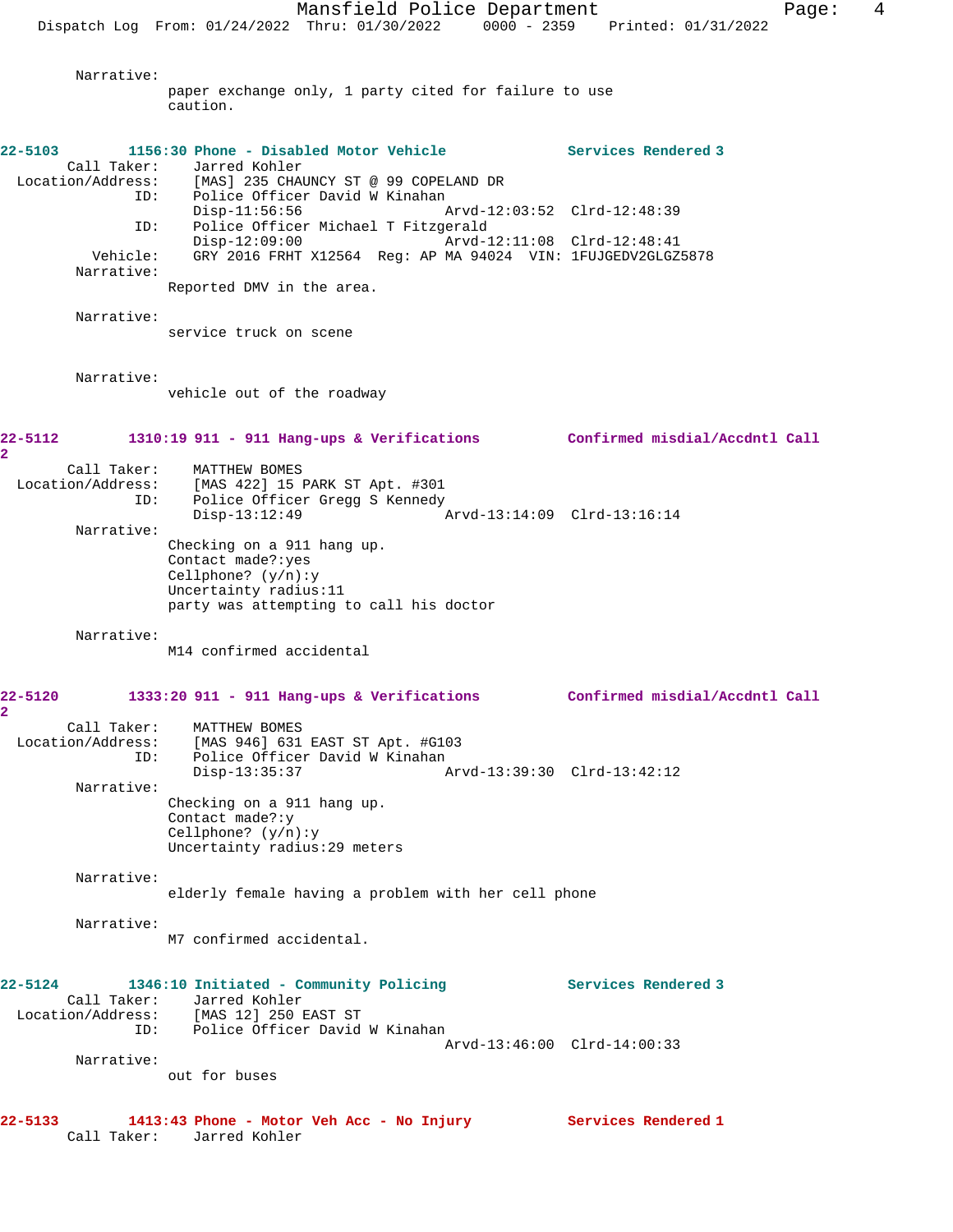Narrative:
paper exchange only, 1 party cited for failure to use caution.

**22-5103 1156:30 Phone - Disabled Motor Vehicle — Services Rendered 3**

Call Taker: Jarred Kohler
Location/Address: [MAS] 235 CHAUNCY ST @ 99 COPELAND DR
ID: Police Officer David W Kinahan
Disp-11:56:56 Arvd-12:03:52 Clrd-12:48:39
ID: Police Officer Michael T Fitzgerald
Disp-12:09:00 Arvd-12:11:08 Clrd-12:48:41
Vehicle: GRY 2016 FRHT X12564 Reg: AP MA 94024 VIN: 1FUJGEDV2GLGZ5878

Narrative:
Reported DMV in the area.

Narrative:
service truck on scene

Narrative:
vehicle out of the roadway

**22-5112 1310:19 911 - 911 Hang-ups & Verifications — Confirmed misdial/Accdntl Call 2**

Call Taker: MATTHEW BOMES
Location/Address: [MAS 422] 15 PARK ST Apt. #301
ID: Police Officer Gregg S Kennedy
Disp-13:12:49 Arvd-13:14:09 Clrd-13:16:14

Narrative:
Checking on a 911 hang up.
Contact made?:yes
Cellphone? (y/n):y
Uncertainty radius:11
party was attempting to call his doctor

Narrative:
M14 confirmed accidental

**22-5120 1333:20 911 - 911 Hang-ups & Verifications — Confirmed misdial/Accdntl Call 2**

Call Taker: MATTHEW BOMES
Location/Address: [MAS 946] 631 EAST ST Apt. #G103
ID: Police Officer David W Kinahan
Disp-13:35:37 Arvd-13:39:30 Clrd-13:42:12

Narrative:
Checking on a 911 hang up.
Contact made?:y
Cellphone? (y/n):y
Uncertainty radius:29 meters

Narrative:
elderly female having a problem with her cell phone

Narrative:
M7 confirmed accidental.

**22-5124 1346:10 Initiated - Community Policing — Services Rendered 3**

Call Taker: Jarred Kohler
Location/Address: [MAS 12] 250 EAST ST
ID: Police Officer David W Kinahan
Arvd-13:46:00 Clrd-14:00:33

Narrative:
out for buses

**22-5133 1413:43 Phone - Motor Veh Acc - No Injury — Services Rendered 1**

Call Taker: Jarred Kohler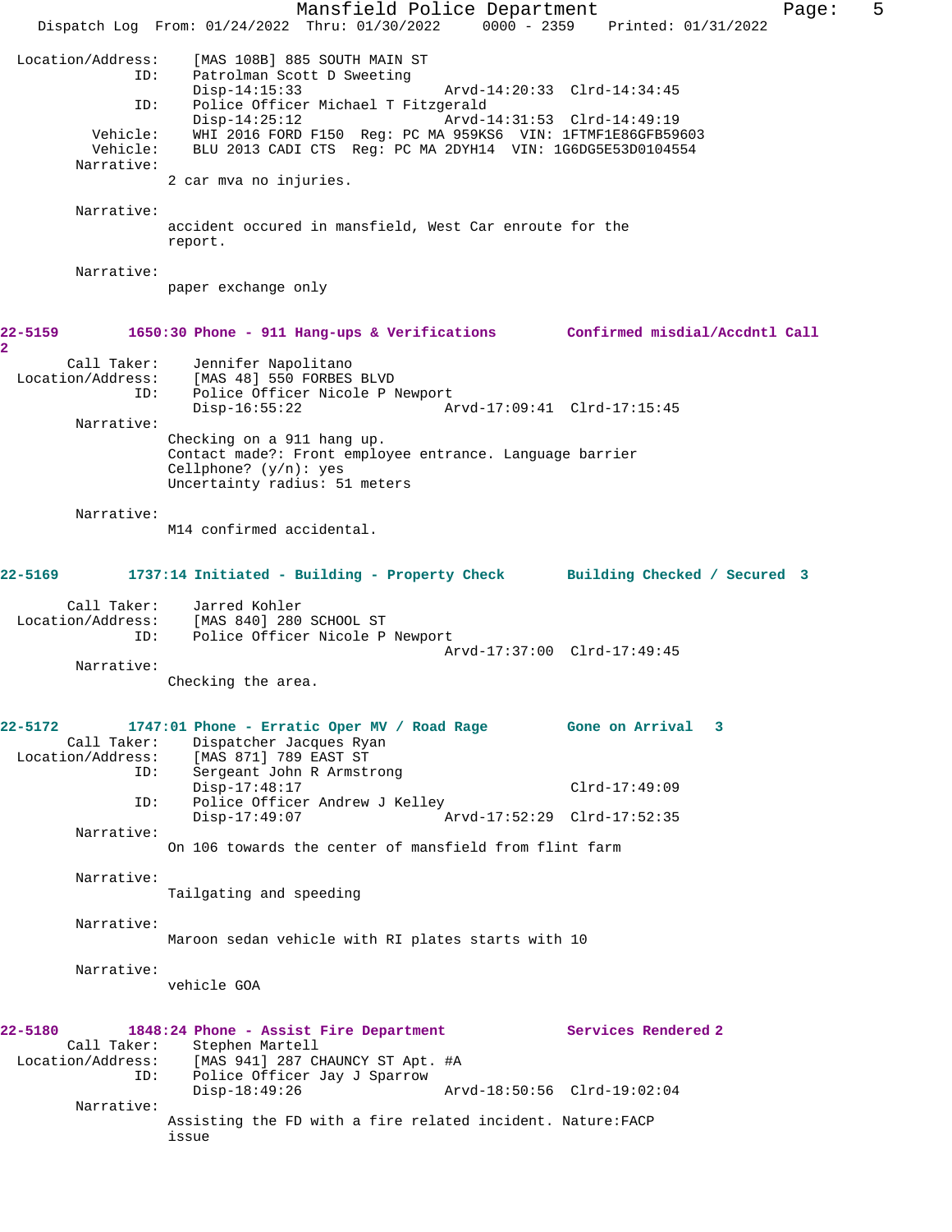Location/Address: [MAS 108B] 885 SOUTH MAIN ST
ID: Patrolman Scott D Sweeting
Disp-14:15:33 Arvd-14:20:33 Clrd-14:34:45
ID: Police Officer Michael T Fitzgerald
Disp-14:25:12 Arvd-14:31:53 Clrd-14:49:19
Vehicle: WHI 2016 FORD F150 Reg: PC MA 959KS6 VIN: 1FTMF1E86GFB59603
Vehicle: BLU 2013 CADI CTS Reg: PC MA 2DYH14 VIN: 1G6DG5E53D0104554
Narrative:
2 car mva no injuries.

Narrative:
accident occured in mansfield, West Car enroute for the report.

Narrative:
paper exchange only

**22-5159 1650:30 Phone - 911 Hang-ups & Verifications Confirmed misdial/Accdntl Call 2**

Call Taker: Jennifer Napolitano
Location/Address: [MAS 48] 550 FORBES BLVD
ID: Police Officer Nicole P Newport
Disp-16:55:22 Arvd-17:09:41 Clrd-17:15:45
Narrative:
Checking on a 911 hang up.
Contact made?: Front employee entrance. Language barrier
Cellphone? (y/n): yes
Uncertainty radius: 51 meters

Narrative:
M14 confirmed accidental.

**22-5169 1737:14 Initiated - Building - Property Check Building Checked / Secured 3**

Call Taker: Jarred Kohler
Location/Address: [MAS 840] 280 SCHOOL ST
ID: Police Officer Nicole P Newport
Arvd-17:37:00 Clrd-17:49:45
Narrative:
Checking the area.

**22-5172 1747:01 Phone - Erratic Oper MV / Road Rage Gone on Arrival 3**

Call Taker: Dispatcher Jacques Ryan
Location/Address: [MAS 871] 789 EAST ST
ID: Sergeant John R Armstrong
Disp-17:48:17 Clrd-17:49:09
ID: Police Officer Andrew J Kelley
Disp-17:49:07 Arvd-17:52:29 Clrd-17:52:35
Narrative:
On 106 towards the center of mansfield from flint farm

Narrative:
Tailgating and speeding

Narrative:
Maroon sedan vehicle with RI plates starts with 10

Narrative:
vehicle GOA

**22-5180 1848:24 Phone - Assist Fire Department Services Rendered 2**

Call Taker: Stephen Martell
Location/Address: [MAS 941] 287 CHAUNCY ST Apt. #A
ID: Police Officer Jay J Sparrow
Disp-18:49:26 Arvd-18:50:56 Clrd-19:02:04
Narrative:
Assisting the FD with a fire related incident. Nature:FACP issue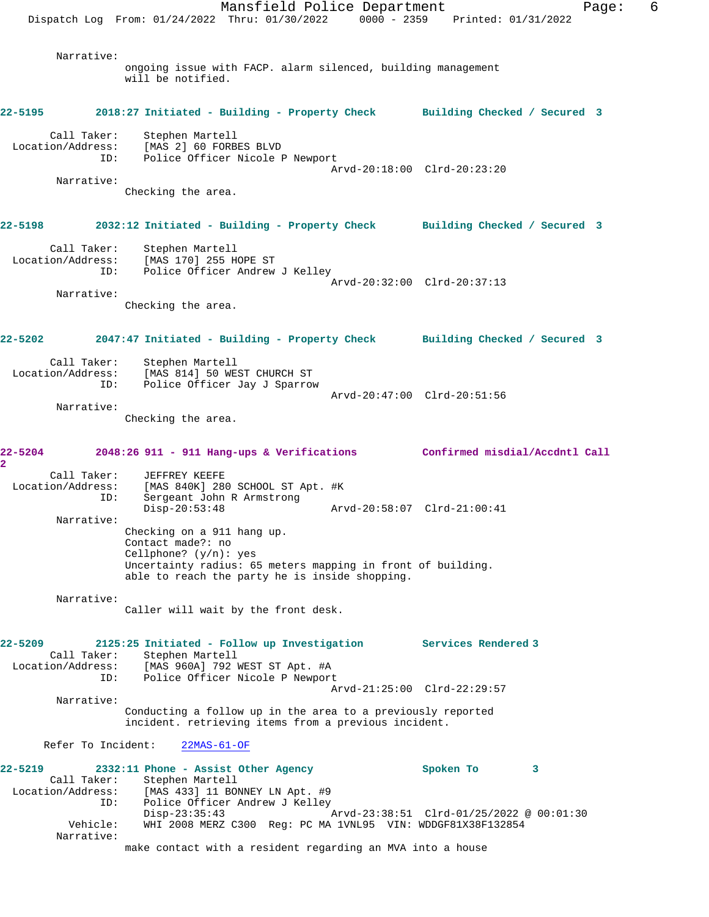Narrative:
ongoing issue with FACP. alarm silenced, building management will be notified.

**22-5195 2018:27 Initiated - Building - Property Check Building Checked / Secured 3**

Call Taker: Stephen Martell
Location/Address: [MAS 2] 60 FORBES BLVD
ID: Police Officer Nicole P Newport
Arvd-20:18:00 Clrd-20:23:20

Narrative:
Checking the area.

**22-5198 2032:12 Initiated - Building - Property Check Building Checked / Secured 3**

Call Taker: Stephen Martell
Location/Address: [MAS 170] 255 HOPE ST
ID: Police Officer Andrew J Kelley
Arvd-20:32:00 Clrd-20:37:13

Narrative:
Checking the area.

**22-5202 2047:47 Initiated - Building - Property Check Building Checked / Secured 3**

Call Taker: Stephen Martell
Location/Address: [MAS 814] 50 WEST CHURCH ST
ID: Police Officer Jay J Sparrow
Arvd-20:47:00 Clrd-20:51:56

Narrative:
Checking the area.

**22-5204 2048:26 911 - 911 Hang-ups & Verifications Confirmed misdial/Accdntl Call 2**

Call Taker: JEFFREY KEEFE
Location/Address: [MAS 840K] 280 SCHOOL ST Apt. #K
ID: Sergeant John R Armstrong
Disp-20:53:48 Arvd-20:58:07 Clrd-21:00:41

Narrative:
Checking on a 911 hang up.
Contact made?: no
Cellphone? (y/n): yes
Uncertainty radius: 65 meters mapping in front of building.
able to reach the party he is inside shopping.

Narrative:
Caller will wait by the front desk.

**22-5209 2125:25 Initiated - Follow up Investigation Services Rendered 3**

Call Taker: Stephen Martell
Location/Address: [MAS 960A] 792 WEST ST Apt. #A
ID: Police Officer Nicole P Newport
Arvd-21:25:00 Clrd-22:29:57

Narrative:
Conducting a follow up in the area to a previously reported incident. retrieving items from a previous incident.

Refer To Incident: 22MAS-61-OF

**22-5219 2332:11 Phone - Assist Other Agency Spoken To 3**

Call Taker: Stephen Martell
Location/Address: [MAS 433] 11 BONNEY LN Apt. #9
ID: Police Officer Andrew J Kelley
Disp-23:35:43 Arvd-23:38:51 Clrd-01/25/2022 @ 00:01:30
Vehicle: WHI 2008 MERZ C300 Reg: PC MA 1VNL95 VIN: WDDGF81X38F132854

Narrative:
make contact with a resident regarding an MVA into a house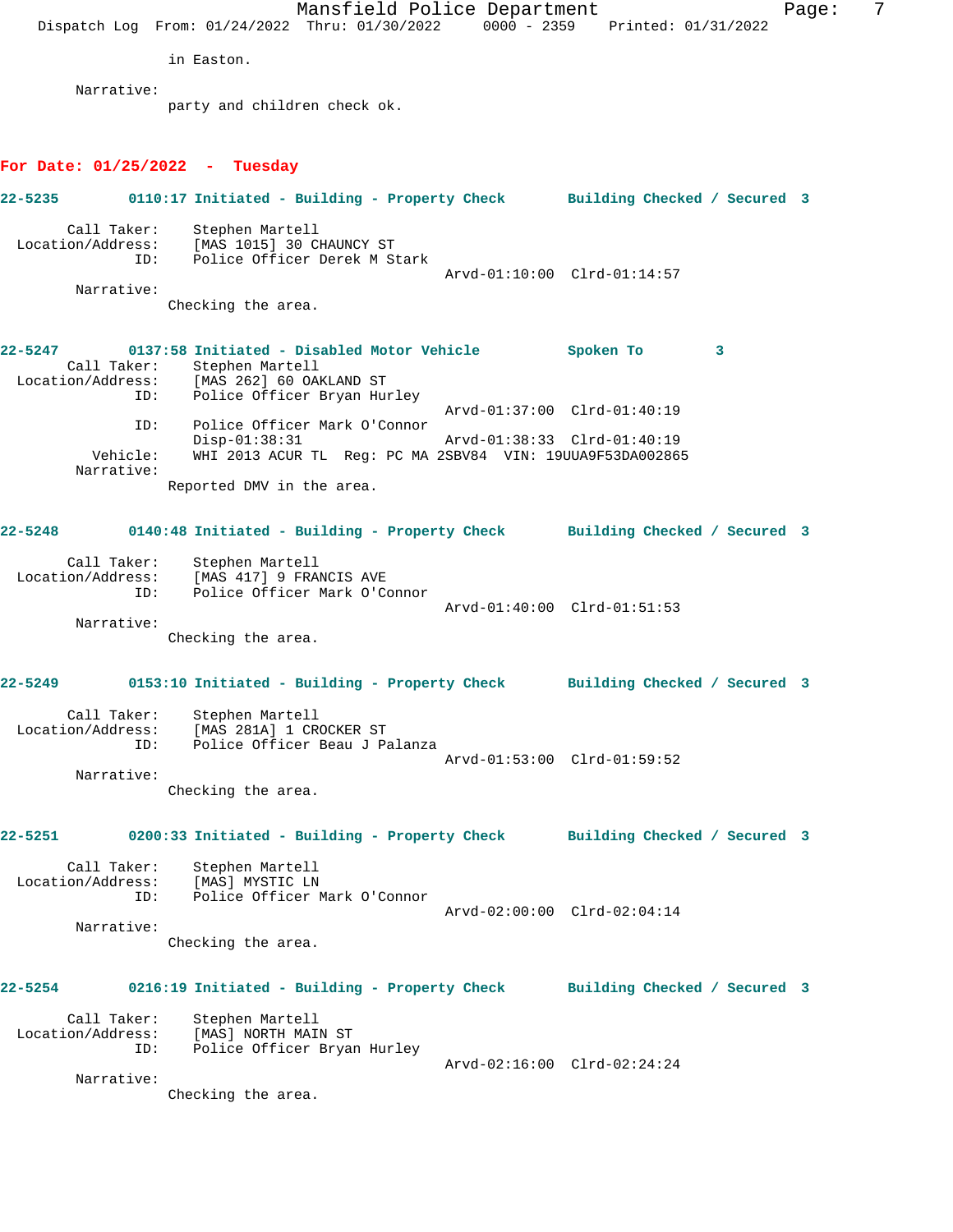in Easton.

Narrative:
party and children check ok.

## For Date: 01/25/2022 - Tuesday

**22-5235 0110:17 Initiated - Building - Property Check Building Checked / Secured 3**

Call Taker: Stephen Martell
Location/Address: [MAS 1015] 30 CHAUNCY ST
ID: Police Officer Derek M Stark
Arvd-01:10:00 Clrd-01:14:57

Narrative:
Checking the area.

**22-5247 0137:58 Initiated - Disabled Motor Vehicle Spoken To 3**

Call Taker: Stephen Martell
Location/Address: [MAS 262] 60 OAKLAND ST
ID: Police Officer Bryan Hurley
Arvd-01:37:00 Clrd-01:40:19
ID: Police Officer Mark O'Connor
Disp-01:38:31 Arvd-01:38:33 Clrd-01:40:19
Vehicle: WHI 2013 ACUR TL Reg: PC MA 2SBV84 VIN: 19UUA9F53DA002865

Narrative:
Reported DMV in the area.

**22-5248 0140:48 Initiated - Building - Property Check Building Checked / Secured 3**

Call Taker: Stephen Martell
Location/Address: [MAS 417] 9 FRANCIS AVE
ID: Police Officer Mark O'Connor
Arvd-01:40:00 Clrd-01:51:53

Narrative:
Checking the area.

**22-5249 0153:10 Initiated - Building - Property Check Building Checked / Secured 3**

Call Taker: Stephen Martell
Location/Address: [MAS 281A] 1 CROCKER ST
ID: Police Officer Beau J Palanza
Arvd-01:53:00 Clrd-01:59:52

Narrative:
Checking the area.

**22-5251 0200:33 Initiated - Building - Property Check Building Checked / Secured 3**

Call Taker: Stephen Martell
Location/Address: [MAS] MYSTIC LN
ID: Police Officer Mark O'Connor
Arvd-02:00:00 Clrd-02:04:14

Narrative:
Checking the area.

**22-5254 0216:19 Initiated - Building - Property Check Building Checked / Secured 3**

Call Taker: Stephen Martell
Location/Address: [MAS] NORTH MAIN ST
ID: Police Officer Bryan Hurley
Arvd-02:16:00 Clrd-02:24:24

Narrative:
Checking the area.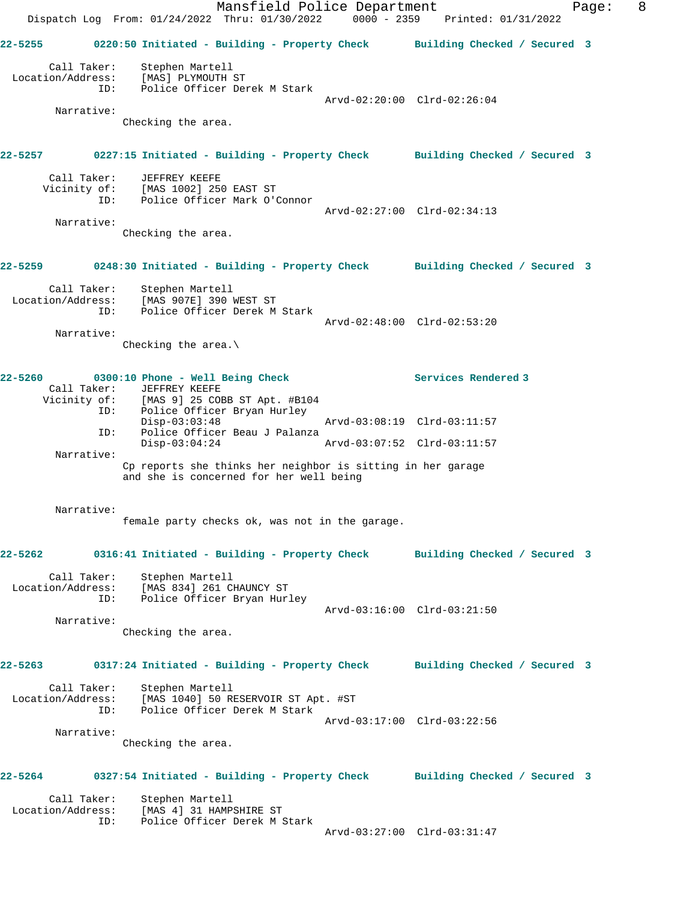**22-5255** 0220:50 Initiated - Building - Property Check Building Checked / Secured 3

Call Taker: Stephen Martell
Location/Address: [MAS] PLYMOUTH ST
ID: Police Officer Derek M Stark
Arvd-02:20:00 Clrd-02:26:04

Narrative:
Checking the area.

**22-5257** 0227:15 Initiated - Building - Property Check Building Checked / Secured 3

Call Taker: JEFFREY KEEFE
Vicinity of: [MAS 1002] 250 EAST ST
ID: Police Officer Mark O'Connor
Arvd-02:27:00 Clrd-02:34:13

Narrative:
Checking the area.

**22-5259** 0248:30 Initiated - Building - Property Check Building Checked / Secured 3

Call Taker: Stephen Martell
Location/Address: [MAS 907E] 390 WEST ST
ID: Police Officer Derek M Stark
Arvd-02:48:00 Clrd-02:53:20

Narrative:
Checking the area.\

**22-5260** 0300:10 Phone - Well Being Check Services Rendered 3

Call Taker: JEFFREY KEEFE
Vicinity of: [MAS 9] 25 COBB ST Apt. #B104
ID: Police Officer Bryan Hurley
Disp-03:03:48 Arvd-03:08:19 Clrd-03:11:57
ID: Police Officer Beau J Palanza
Disp-03:04:24 Arvd-03:07:52 Clrd-03:11:57

Narrative:
Cp reports she thinks her neighbor is sitting in her garage and she is concerned for her well being

Narrative:
female party checks ok, was not in the garage.

**22-5262** 0316:41 Initiated - Building - Property Check Building Checked / Secured 3

Call Taker: Stephen Martell
Location/Address: [MAS 834] 261 CHAUNCY ST
ID: Police Officer Bryan Hurley
Arvd-03:16:00 Clrd-03:21:50

Narrative:
Checking the area.

**22-5263** 0317:24 Initiated - Building - Property Check Building Checked / Secured 3

Call Taker: Stephen Martell
Location/Address: [MAS 1040] 50 RESERVOIR ST Apt. #ST
ID: Police Officer Derek M Stark
Arvd-03:17:00 Clrd-03:22:56

Narrative:
Checking the area.

**22-5264** 0327:54 Initiated - Building - Property Check Building Checked / Secured 3

Call Taker: Stephen Martell
Location/Address: [MAS 4] 31 HAMPSHIRE ST
ID: Police Officer Derek M Stark
Arvd-03:27:00 Clrd-03:31:47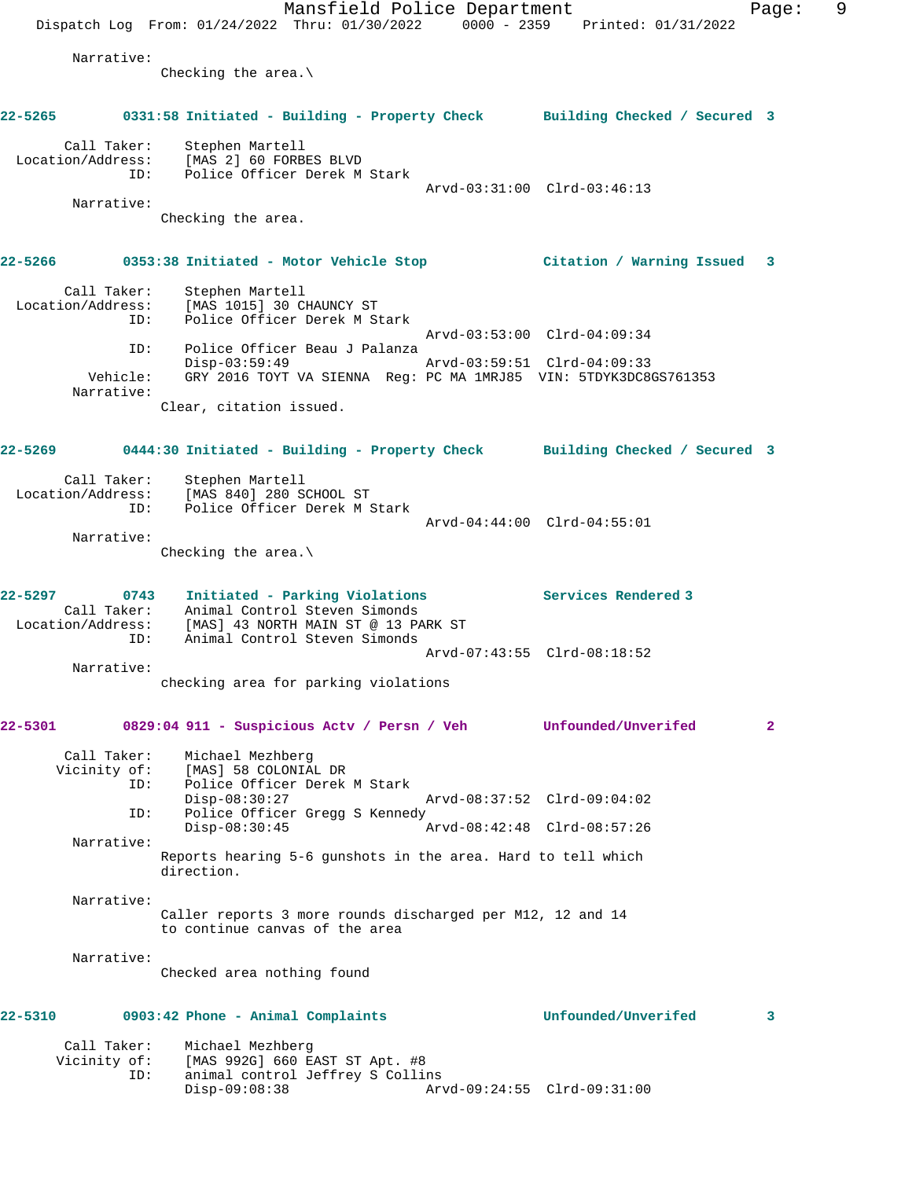Narrative:
Checking the area.\

**22-5265 0331:58 Initiated - Building - Property Check — Building Checked / Secured 3**

Call Taker: Stephen Martell
Location/Address: [MAS 2] 60 FORBES BLVD
ID: Police Officer Derek M Stark
Arvd-03:31:00 Clrd-03:46:13

Narrative:
Checking the area.

**22-5266 0353:38 Initiated - Motor Vehicle Stop — Citation / Warning Issued 3**

Call Taker: Stephen Martell
Location/Address: [MAS 1015] 30 CHAUNCY ST
ID: Police Officer Derek M Stark
Arvd-03:53:00 Clrd-04:09:34
ID: Police Officer Beau J Palanza
Disp-03:59:49 Arvd-03:59:51 Clrd-04:09:33
Vehicle: GRY 2016 TOYT VA SIENNA Reg: PC MA 1MRJ85 VIN: 5TDYK3DC8GS761353

Narrative:
Clear, citation issued.

**22-5269 0444:30 Initiated - Building - Property Check — Building Checked / Secured 3**

Call Taker: Stephen Martell
Location/Address: [MAS 840] 280 SCHOOL ST
ID: Police Officer Derek M Stark
Arvd-04:44:00 Clrd-04:55:01

Narrative:
Checking the area.\

**22-5297 0743 Initiated - Parking Violations — Services Rendered 3**

Call Taker: Animal Control Steven Simonds
Location/Address: [MAS] 43 NORTH MAIN ST @ 13 PARK ST
ID: Animal Control Steven Simonds
Arvd-07:43:55 Clrd-08:18:52

Narrative:
checking area for parking violations

**22-5301 0829:04 911 - Suspicious Actv / Persn / Veh — Unfounded/Unverifed 2**

Call Taker: Michael Mezhberg
Vicinity of: [MAS] 58 COLONIAL DR
ID: Police Officer Derek M Stark
Disp-08:30:27 Arvd-08:37:52 Clrd-09:04:02
ID: Police Officer Gregg S Kennedy
Disp-08:30:45 Arvd-08:42:48 Clrd-08:57:26

Narrative:
Reports hearing 5-6 gunshots in the area. Hard to tell which direction.

Narrative:
Caller reports 3 more rounds discharged per M12, 12 and 14 to continue canvas of the area

Narrative:
Checked area nothing found

**22-5310 0903:42 Phone - Animal Complaints — Unfounded/Unverifed 3**

Call Taker: Michael Mezhberg
Vicinity of: [MAS 992G] 660 EAST ST Apt. #8
ID: animal control Jeffrey S Collins
Disp-09:08:38 Arvd-09:24:55 Clrd-09:31:00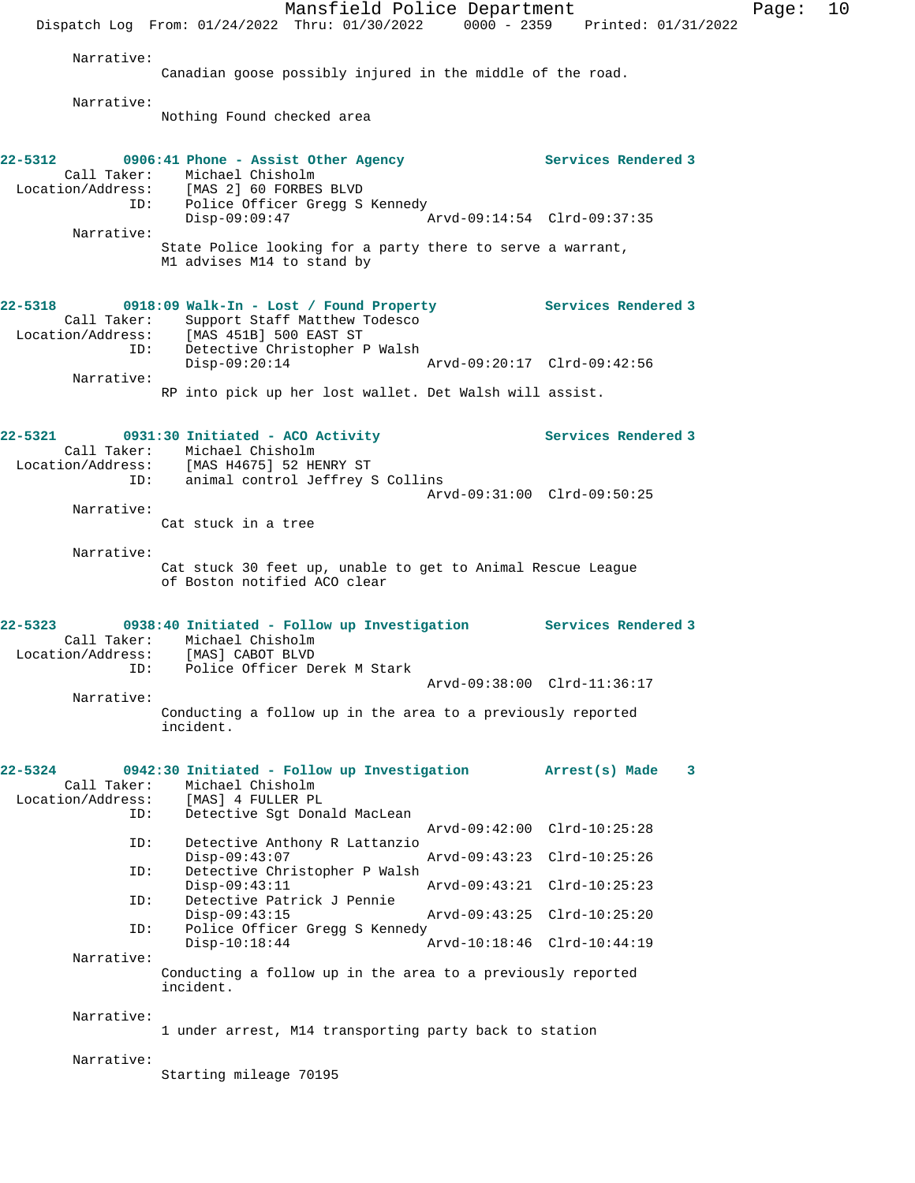Narrative:
Canadian goose possibly injured in the middle of the road.

Narrative:
Nothing Found checked area

**22-5312 0906:41 Phone - Assist Other Agency — Services Rendered 3**

Call Taker: Michael Chisholm
Location/Address: [MAS 2] 60 FORBES BLVD
ID: Police Officer Gregg S Kennedy
Disp-09:09:47 Arvd-09:14:54 Clrd-09:37:35

Narrative:
State Police looking for a party there to serve a warrant, M1 advises M14 to stand by

**22-5318 0918:09 Walk-In - Lost / Found Property — Services Rendered 3**

Call Taker: Support Staff Matthew Todesco
Location/Address: [MAS 451B] 500 EAST ST
ID: Detective Christopher P Walsh
Disp-09:20:14 Arvd-09:20:17 Clrd-09:42:56

Narrative:
RP into pick up her lost wallet. Det Walsh will assist.

**22-5321 0931:30 Initiated - ACO Activity — Services Rendered 3**

Call Taker: Michael Chisholm
Location/Address: [MAS H4675] 52 HENRY ST
ID: animal control Jeffrey S Collins
Arvd-09:31:00 Clrd-09:50:25

Narrative:
Cat stuck in a tree

Narrative:
Cat stuck 30 feet up, unable to get to Animal Rescue League of Boston notified ACO clear

**22-5323 0938:40 Initiated - Follow up Investigation — Services Rendered 3**

Call Taker: Michael Chisholm
Location/Address: [MAS] CABOT BLVD
ID: Police Officer Derek M Stark
Arvd-09:38:00 Clrd-11:36:17

Narrative:
Conducting a follow up in the area to a previously reported incident.

**22-5324 0942:30 Initiated - Follow up Investigation — Arrest(s) Made 3**

Call Taker: Michael Chisholm
Location/Address: [MAS] 4 FULLER PL
ID: Detective Sgt Donald MacLean
Arvd-09:42:00 Clrd-10:25:28
ID: Detective Anthony R Lattanzio
Disp-09:43:07 Arvd-09:43:23 Clrd-10:25:26
ID: Detective Christopher P Walsh
Disp-09:43:11 Arvd-09:43:21 Clrd-10:25:23
ID: Detective Patrick J Pennie
Disp-09:43:15 Arvd-09:43:25 Clrd-10:25:20
ID: Police Officer Gregg S Kennedy
Disp-10:18:44 Arvd-10:18:46 Clrd-10:44:19

Narrative:
Conducting a follow up in the area to a previously reported incident.

Narrative:
1 under arrest, M14 transporting party back to station

Narrative:
Starting mileage 70195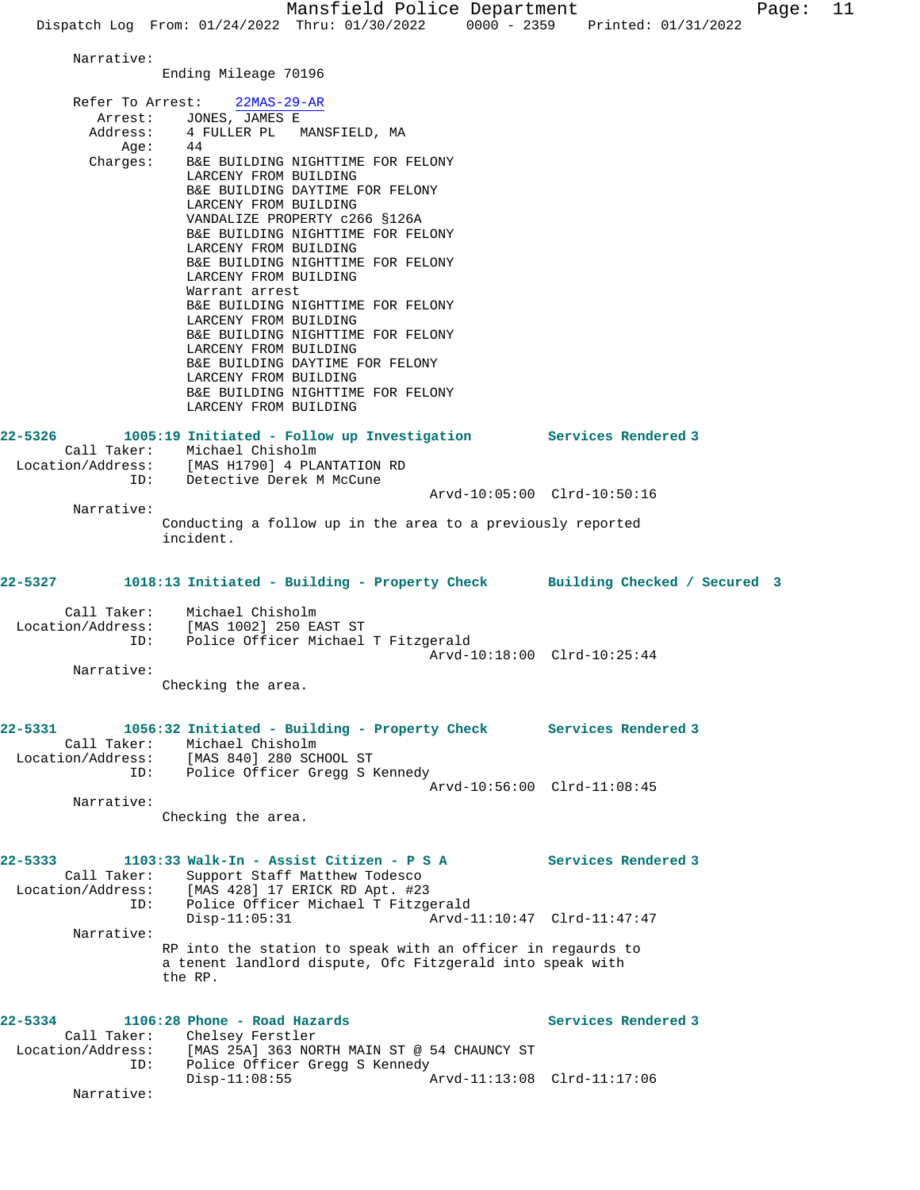Narrative:
Ending Mileage 70196

Refer To Arrest: 22MAS-29-AR
Arrest: JONES, JAMES E
Address: 4 FULLER PL MANSFIELD, MA
Age: 44
Charges:
B&E BUILDING NIGHTTIME FOR FELONY
LARCENY FROM BUILDING
B&E BUILDING DAYTIME FOR FELONY
LARCENY FROM BUILDING
VANDALIZE PROPERTY c266 §126A
B&E BUILDING NIGHTTIME FOR FELONY
LARCENY FROM BUILDING
B&E BUILDING NIGHTTIME FOR FELONY
LARCENY FROM BUILDING
Warrant arrest
B&E BUILDING NIGHTTIME FOR FELONY
LARCENY FROM BUILDING
B&E BUILDING NIGHTTIME FOR FELONY
LARCENY FROM BUILDING
B&E BUILDING DAYTIME FOR FELONY
LARCENY FROM BUILDING
B&E BUILDING NIGHTTIME FOR FELONY
LARCENY FROM BUILDING

**22-5326** 1005:19 Initiated - Follow up Investigation — Services Rendered 3
Call Taker: Michael Chisholm
Location/Address: [MAS H1790] 4 PLANTATION RD
ID: Detective Derek M McCune
Arvd-10:05:00 Clrd-10:50:16
Narrative:
Conducting a follow up in the area to a previously reported incident.

**22-5327** 1018:13 Initiated - Building - Property Check — Building Checked / Secured 3
Call Taker: Michael Chisholm
Location/Address: [MAS 1002] 250 EAST ST
ID: Police Officer Michael T Fitzgerald
Arvd-10:18:00 Clrd-10:25:44
Narrative:
Checking the area.

**22-5331** 1056:32 Initiated - Building - Property Check — Services Rendered 3
Call Taker: Michael Chisholm
Location/Address: [MAS 840] 280 SCHOOL ST
ID: Police Officer Gregg S Kennedy
Arvd-10:56:00 Clrd-11:08:45
Narrative:
Checking the area.

**22-5333** 1103:33 Walk-In - Assist Citizen - P S A — Services Rendered 3
Call Taker: Support Staff Matthew Todesco
Location/Address: [MAS 428] 17 ERICK RD Apt. #23
ID: Police Officer Michael T Fitzgerald
Disp-11:05:31 Arvd-11:10:47 Clrd-11:47:47
Narrative:
RP into the station to speak with an officer in regaurds to a tenent landlord dispute, Ofc Fitzgerald into speak with the RP.

**22-5334** 1106:28 Phone - Road Hazards — Services Rendered 3
Call Taker: Chelsey Ferstler
Location/Address: [MAS 25A] 363 NORTH MAIN ST @ 54 CHAUNCY ST
ID: Police Officer Gregg S Kennedy
Disp-11:08:55 Arvd-11:13:08 Clrd-11:17:06
Narrative: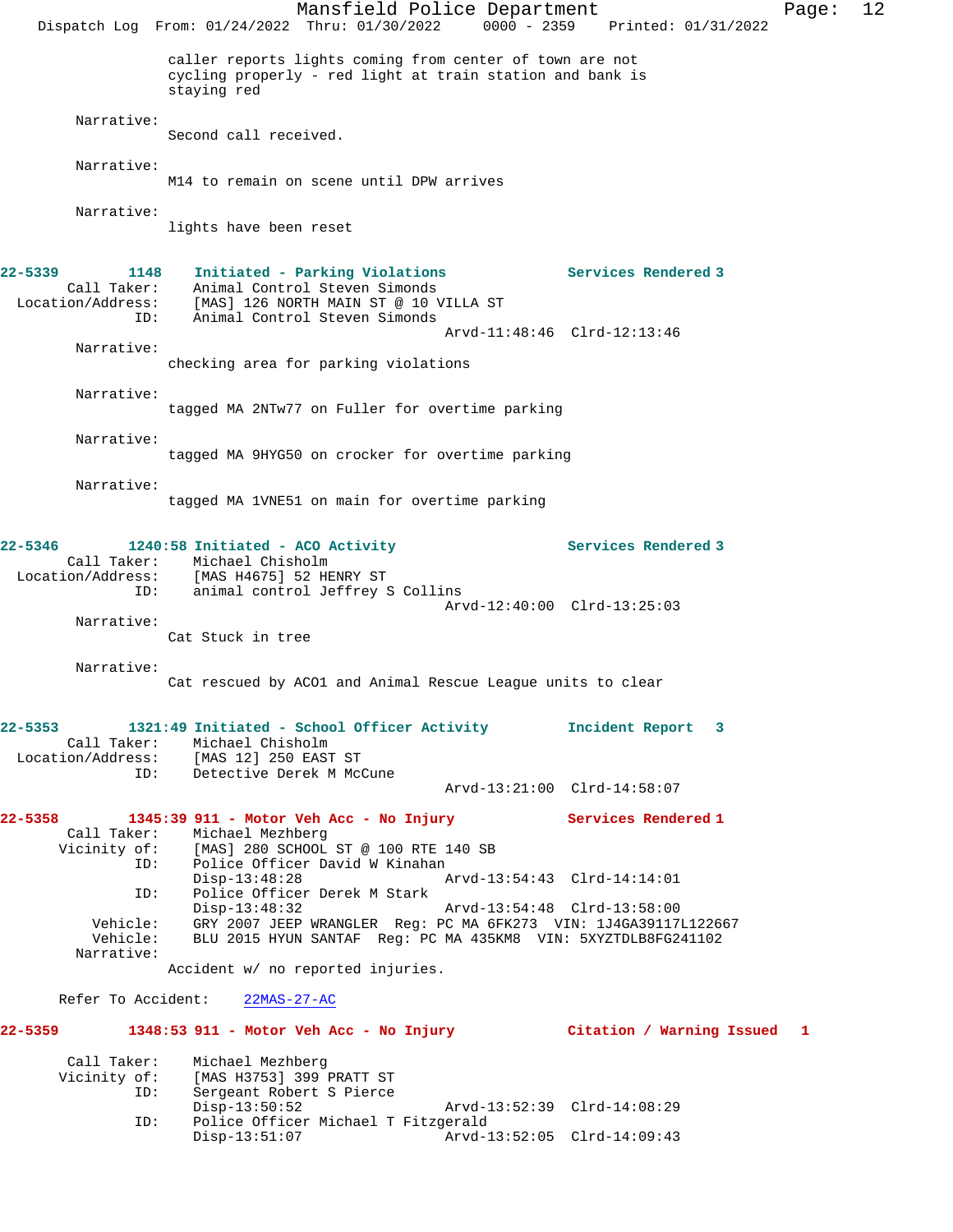caller reports lights coming from center of town are not cycling properly - red light at train station and bank is staying red

Narrative:
Second call received.

Narrative:
M14 to remain on scene until DPW arrives

Narrative:
lights have been reset

**22-5339 1148 Initiated - Parking Violations — Services Rendered 3**

Call Taker: Animal Control Steven Simonds
Location/Address: [MAS] 126 NORTH MAIN ST @ 10 VILLA ST
ID: Animal Control Steven Simonds
Arvd-11:48:46 Clrd-12:13:46

Narrative:
checking area for parking violations

Narrative:
tagged MA 2NTw77 on Fuller for overtime parking

Narrative:
tagged MA 9HYG50 on crocker for overtime parking

Narrative:
tagged MA 1VNE51 on main for overtime parking

**22-5346 1240:58 Initiated - ACO Activity — Services Rendered 3**

Call Taker: Michael Chisholm
Location/Address: [MAS H4675] 52 HENRY ST
ID: animal control Jeffrey S Collins
Arvd-12:40:00 Clrd-13:25:03

Narrative:
Cat Stuck in tree

Narrative:
Cat rescued by ACO1 and Animal Rescue League units to clear

**22-5353 1321:49 Initiated - School Officer Activity — Incident Report 3**

Call Taker: Michael Chisholm
Location/Address: [MAS 12] 250 EAST ST
ID: Detective Derek M McCune
Arvd-13:21:00 Clrd-14:58:07

**22-5358 1345:39 911 - Motor Veh Acc - No Injury — Services Rendered 1**

Call Taker: Michael Mezhberg
Vicinity of: [MAS] 280 SCHOOL ST @ 100 RTE 140 SB
ID: Police Officer David W Kinahan
Disp-13:48:28 Arvd-13:54:43 Clrd-14:14:01
ID: Police Officer Derek M Stark
Disp-13:48:32 Arvd-13:54:48 Clrd-13:58:00
Vehicle: GRY 2007 JEEP WRANGLER Reg: PC MA 6FK273 VIN: 1J4GA39117L122667
Vehicle: BLU 2015 HYUN SANTAF Reg: PC MA 435KM8 VIN: 5XYZTDLB8FG241102
Narrative:
Accident w/ no reported injuries.

Refer To Accident: 22MAS-27-AC

**22-5359 1348:53 911 - Motor Veh Acc - No Injury — Citation / Warning Issued 1**

Call Taker: Michael Mezhberg
Vicinity of: [MAS H3753] 399 PRATT ST
ID: Sergeant Robert S Pierce
Disp-13:50:52 Arvd-13:52:39 Clrd-14:08:29
ID: Police Officer Michael T Fitzgerald
Disp-13:51:07 Arvd-13:52:05 Clrd-14:09:43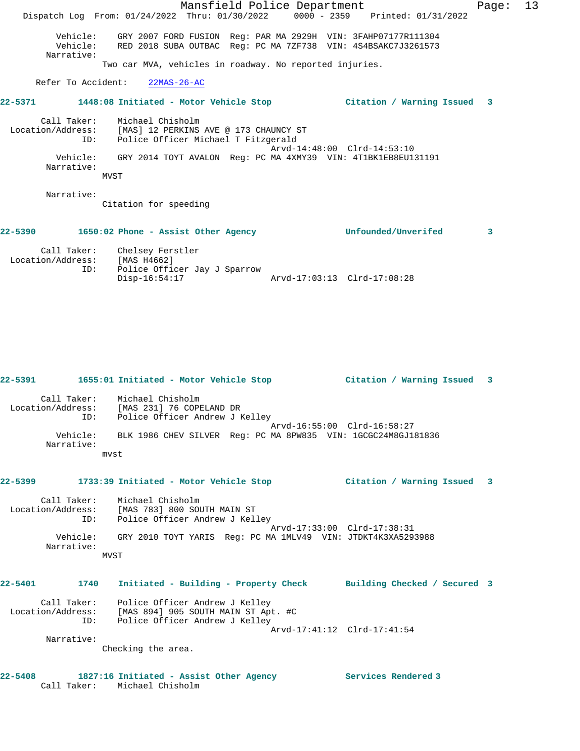Vehicle: GRY 2007 FORD FUSION Reg: PAR MA 2929H VIN: 3FAHP07177R111304
Vehicle: RED 2018 SUBA OUTBAC Reg: PC MA 7ZF738 VIN: 4S4BSAKC7J3261573
Narrative:
Two car MVA, vehicles in roadway. No reported injuries.

Refer To Accident: 22MAS-26-AC

**22-5371 1448:08 Initiated - Motor Vehicle Stop Citation / Warning Issued 3**

Call Taker: Michael Chisholm
Location/Address: [MAS] 12 PERKINS AVE @ 173 CHAUNCY ST
ID: Police Officer Michael T Fitzgerald
Arvd-14:48:00 Clrd-14:53:10
Vehicle: GRY 2014 TOYT AVALON Reg: PC MA 4XMY39 VIN: 4T1BK1EB8EU131191
Narrative:
MVST

Narrative:
Citation for speeding

**22-5390 1650:02 Phone - Assist Other Agency Unfounded/Unverifed 3**

Call Taker: Chelsey Ferstler
Location/Address: [MAS H4662]
ID: Police Officer Jay J Sparrow
Disp-16:54:17 Arvd-17:03:13 Clrd-17:08:28

**22-5391 1655:01 Initiated - Motor Vehicle Stop Citation / Warning Issued 3**

Call Taker: Michael Chisholm
Location/Address: [MAS 231] 76 COPELAND DR
ID: Police Officer Andrew J Kelley
Arvd-16:55:00 Clrd-16:58:27
Vehicle: BLK 1986 CHEV SILVER Reg: PC MA 8PW835 VIN: 1GCGC24M8GJ181836
Narrative:
mvst

**22-5399 1733:39 Initiated - Motor Vehicle Stop Citation / Warning Issued 3**

Call Taker: Michael Chisholm
Location/Address: [MAS 783] 800 SOUTH MAIN ST
ID: Police Officer Andrew J Kelley
Arvd-17:33:00 Clrd-17:38:31
Vehicle: GRY 2010 TOYT YARIS Reg: PC MA 1MLV49 VIN: JTDKT4K3XA5293988
Narrative:
MVST

**22-5401 1740 Initiated - Building - Property Check Building Checked / Secured 3**

Call Taker: Police Officer Andrew J Kelley
Location/Address: [MAS 894] 905 SOUTH MAIN ST Apt. #C
ID: Police Officer Andrew J Kelley
Arvd-17:41:12 Clrd-17:41:54
Narrative:
Checking the area.

**22-5408 1827:16 Initiated - Assist Other Agency Services Rendered 3**

Call Taker: Michael Chisholm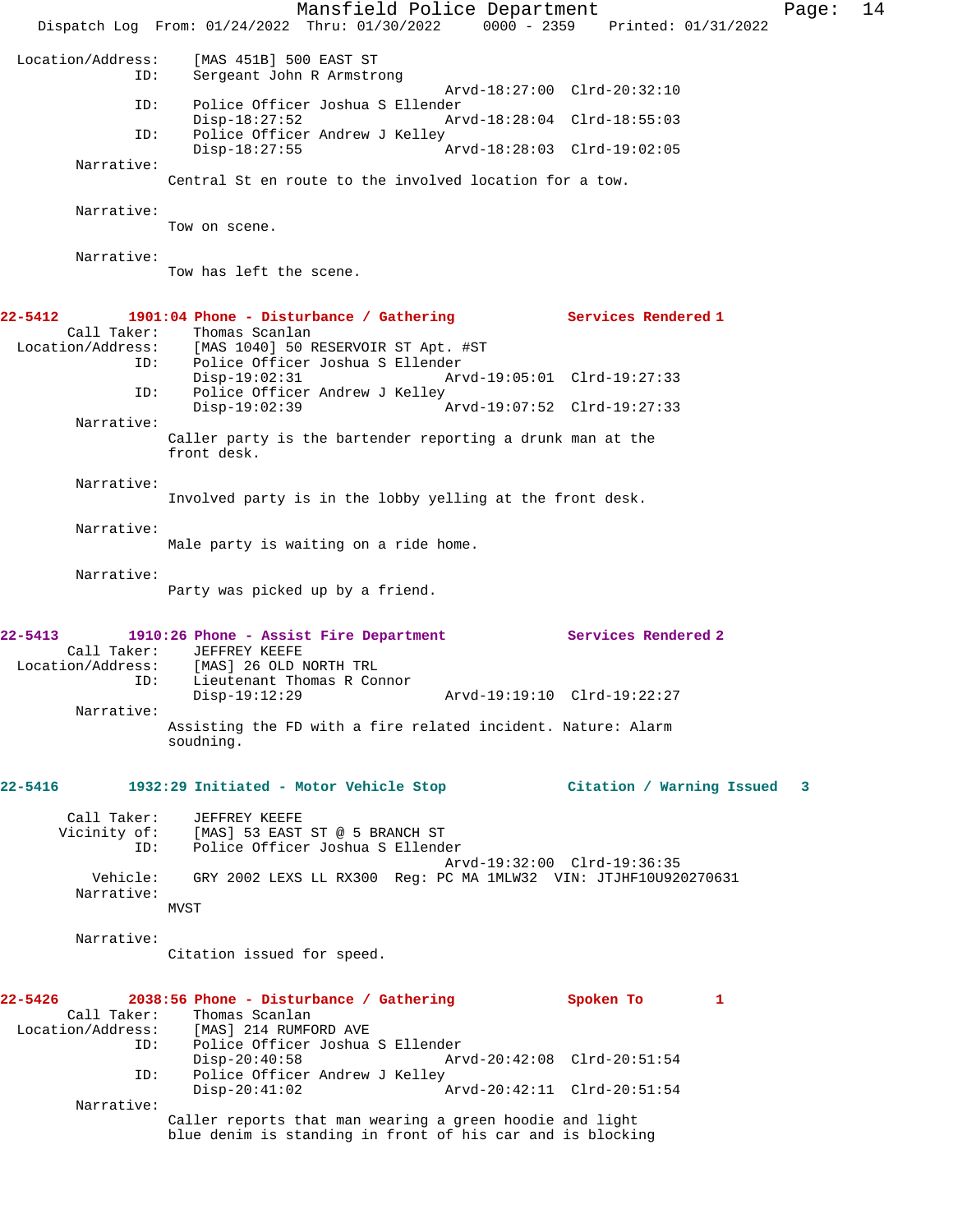```
Location/Address:    [MAS 451B] 500 EAST ST
              ID:    Sergeant John R Armstrong
                                                 Arvd-18:27:00  Clrd-20:32:10
              ID:    Police Officer Joshua S Ellender
                     Disp-18:27:52               Arvd-18:28:04  Clrd-18:55:03
              ID:    Police Officer Andrew J Kelley
                     Disp-18:27:55               Arvd-18:28:03  Clrd-19:02:05
       Narrative:
                  Central St en route to the involved location for a tow.

       Narrative:
                  Tow on scene.

       Narrative:
                  Tow has left the scene.


22-5412        1901:04 Phone - Disturbance / Gathering             Services Rendered 1
       Call Taker:    Thomas Scanlan
 Location/Address:    [MAS 1040] 50 RESERVOIR ST Apt. #ST
              ID:    Police Officer Joshua S Ellender
                     Disp-19:02:31               Arvd-19:05:01  Clrd-19:27:33
              ID:    Police Officer Andrew J Kelley
                     Disp-19:02:39               Arvd-19:07:52  Clrd-19:27:33
       Narrative:
                  Caller party is the bartender reporting a drunk man at the
                  front desk.

       Narrative:
                  Involved party is in the lobby yelling at the front desk.

       Narrative:
                  Male party is waiting on a ride home.

       Narrative:
                  Party was picked up by a friend.


22-5413        1910:26 Phone - Assist Fire Department              Services Rendered 2
       Call Taker:    JEFFREY KEEFE
 Location/Address:    [MAS] 26 OLD NORTH TRL
              ID:    Lieutenant Thomas R Connor
                     Disp-19:12:29               Arvd-19:19:10  Clrd-19:22:27
       Narrative:
                  Assisting the FD with a fire related incident. Nature: Alarm
                  soudning.


22-5416        1932:29 Initiated - Motor Vehicle Stop              Citation / Warning Issued   3

       Call Taker:    JEFFREY KEEFE
      Vicinity of:    [MAS] 53 EAST ST @ 5 BRANCH ST
              ID:    Police Officer Joshua S Ellender
                                                 Arvd-19:32:00  Clrd-19:36:35
         Vehicle:    GRY 2002 LEXS LL RX300  Reg: PC MA 1MLW32  VIN: JTJHF10U920270631
       Narrative:
                  MVST

       Narrative:
                  Citation issued for speed.


22-5426        2038:56 Phone - Disturbance / Gathering             Spoken To          1
       Call Taker:    Thomas Scanlan
 Location/Address:    [MAS] 214 RUMFORD AVE
              ID:    Police Officer Joshua S Ellender
                     Disp-20:40:58               Arvd-20:42:08  Clrd-20:51:54
              ID:    Police Officer Andrew J Kelley
                     Disp-20:41:02               Arvd-20:42:11  Clrd-20:51:54
       Narrative:
                  Caller reports that man wearing a green hoodie and light
                  blue denim is standing in front of his car and is blocking
```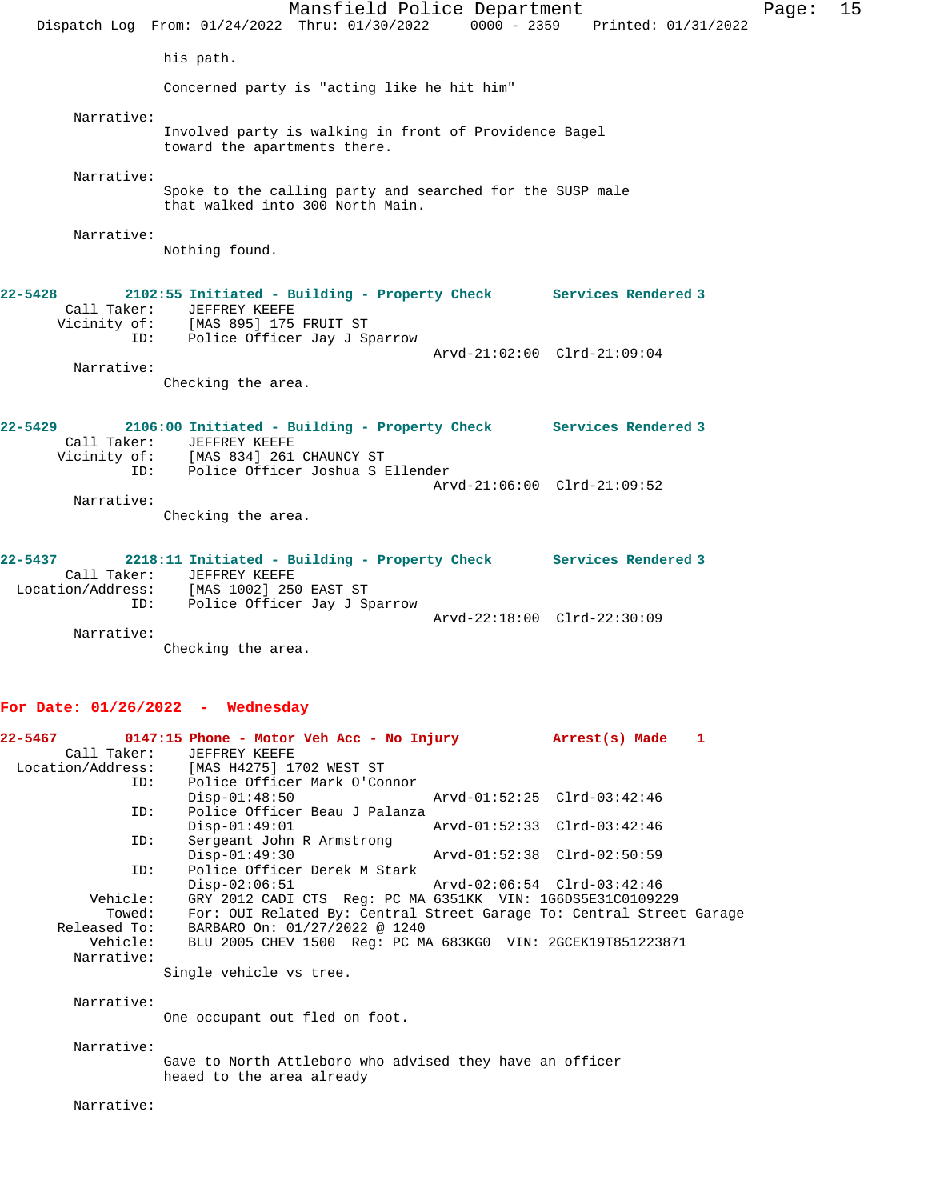his path.

Concerned party is "acting like he hit him"

Narrative:
Involved party is walking in front of Providence Bagel toward the apartments there.

Narrative:
Spoke to the calling party and searched for the SUSP male that walked into 300 North Main.

Narrative:
Nothing found.

**22-5428 2102:55 Initiated - Building - Property Check Services Rendered 3**

Call Taker: JEFFREY KEEFE
Vicinity of: [MAS 895] 175 FRUIT ST
ID: Police Officer Jay J Sparrow
Arvd-21:02:00 Clrd-21:09:04

Narrative:
Checking the area.

**22-5429 2106:00 Initiated - Building - Property Check Services Rendered 3**

Call Taker: JEFFREY KEEFE
Vicinity of: [MAS 834] 261 CHAUNCY ST
ID: Police Officer Joshua S Ellender
Arvd-21:06:00 Clrd-21:09:52

Narrative:
Checking the area.

**22-5437 2218:11 Initiated - Building - Property Check Services Rendered 3**

Call Taker: JEFFREY KEEFE
Location/Address: [MAS 1002] 250 EAST ST
ID: Police Officer Jay J Sparrow
Arvd-22:18:00 Clrd-22:30:09

Narrative:
Checking the area.

## For Date: 01/26/2022 - Wednesday

**22-5467 0147:15 Phone - Motor Veh Acc - No Injury Arrest(s) Made 1**

Call Taker: JEFFREY KEEFE
Location/Address: [MAS H4275] 1702 WEST ST
ID: Police Officer Mark O'Connor
Disp-01:48:50 Arvd-01:52:25 Clrd-03:42:46
ID: Police Officer Beau J Palanza
Disp-01:49:01 Arvd-01:52:33 Clrd-03:42:46
ID: Sergeant John R Armstrong
Disp-01:49:30 Arvd-01:52:38 Clrd-02:50:59
ID: Police Officer Derek M Stark
Disp-02:06:51 Arvd-02:06:54 Clrd-03:42:46
Vehicle: GRY 2012 CADI CTS Reg: PC MA 6351KK VIN: 1G6DS5E31C0109229
Towed: For: OUI Related By: Central Street Garage To: Central Street Garage
Released To: BARBARO On: 01/27/2022 @ 1240
Vehicle: BLU 2005 CHEV 1500 Reg: PC MA 683KG0 VIN: 2GCEK19T851223871

Narrative:
Single vehicle vs tree.

Narrative:
One occupant out fled on foot.

Narrative:
Gave to North Attleboro who advised they have an officer heaed to the area already

Narrative: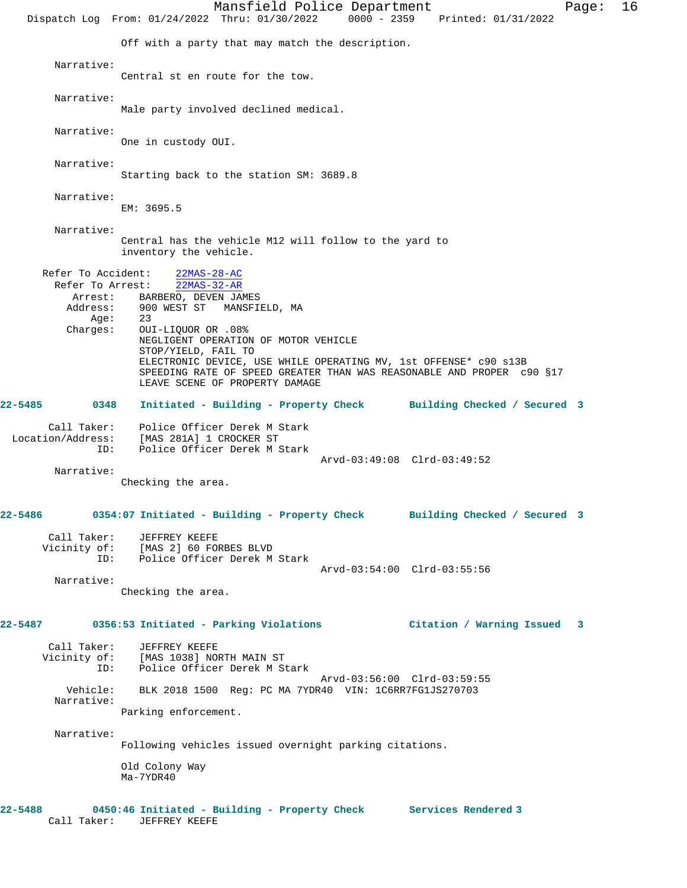Off with a party that may match the description.

Narrative:
Central st en route for the tow.

Narrative:
Male party involved declined medical.

Narrative:
One in custody OUI.

Narrative:
Starting back to the station SM: 3689.8

Narrative:
EM: 3695.5

Narrative:
Central has the vehicle M12 will follow to the yard to inventory the vehicle.

Refer To Accident: 22MAS-28-AC
Refer To Arrest: 22MAS-32-AR
Arrest: BARBERO, DEVEN JAMES
Address: 900 WEST ST MANSFIELD, MA
Age: 23
Charges: OUI-LIQUOR OR .08%
NEGLIGENT OPERATION OF MOTOR VEHICLE
STOP/YIELD, FAIL TO
ELECTRONIC DEVICE, USE WHILE OPERATING MV, 1st OFFENSE* c90 s13B
SPEEDING RATE OF SPEED GREATER THAN WAS REASONABLE AND PROPER c90 §17
LEAVE SCENE OF PROPERTY DAMAGE

**22-5485 0348 Initiated - Building - Property Check Building Checked / Secured 3**

Call Taker: Police Officer Derek M Stark
Location/Address: [MAS 281A] 1 CROCKER ST
ID: Police Officer Derek M Stark
Arvd-03:49:08 Clrd-03:49:52

Narrative:
Checking the area.

**22-5486 0354:07 Initiated - Building - Property Check Building Checked / Secured 3**

Call Taker: JEFFREY KEEFE
Vicinity of: [MAS 2] 60 FORBES BLVD
ID: Police Officer Derek M Stark
Arvd-03:54:00 Clrd-03:55:56

Narrative:
Checking the area.

**22-5487 0356:53 Initiated - Parking Violations Citation / Warning Issued 3**

Call Taker: JEFFREY KEEFE
Vicinity of: [MAS 1038] NORTH MAIN ST
ID: Police Officer Derek M Stark
Arvd-03:56:00 Clrd-03:59:55
Vehicle: BLK 2018 1500 Reg: PC MA 7YDR40 VIN: 1C6RR7FG1JS270703

Narrative:
Parking enforcement.

Narrative:
Following vehicles issued overnight parking citations.

Old Colony Way
Ma-7YDR40

**22-5488 0450:46 Initiated - Building - Property Check Services Rendered 3**

Call Taker: JEFFREY KEEFE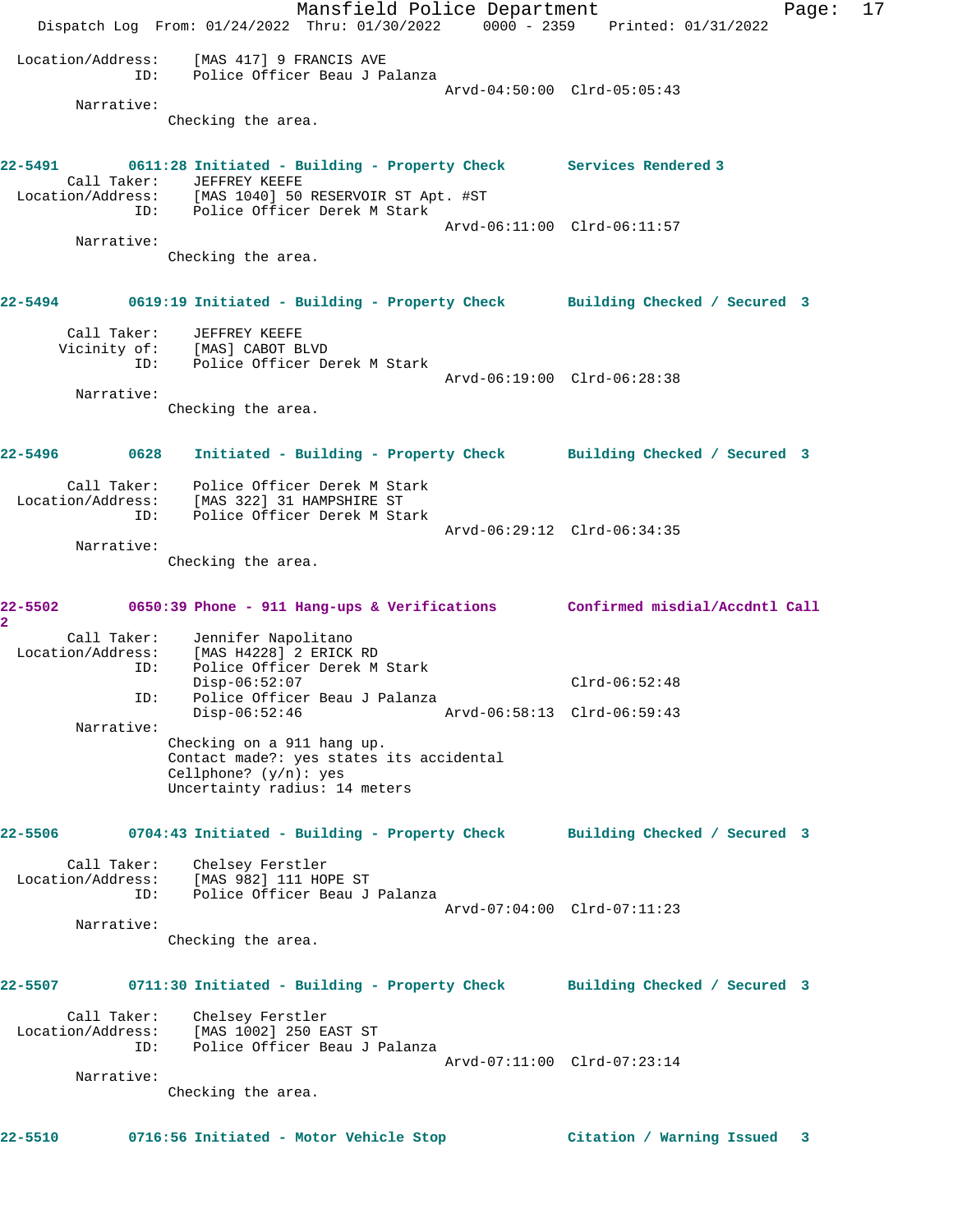Location/Address: [MAS 417] 9 FRANCIS AVE
ID: Police Officer Beau J Palanza
Arvd-04:50:00 Clrd-05:05:43

Narrative:
Checking the area.

**22-5491** 0611:28 Initiated - Building - Property Check **Services Rendered 3**

Call Taker: JEFFREY KEEFE
Location/Address: [MAS 1040] 50 RESERVOIR ST Apt. #ST
ID: Police Officer Derek M Stark
Arvd-06:11:00 Clrd-06:11:57

Narrative:
Checking the area.

**22-5494** 0619:19 Initiated - Building - Property Check **Building Checked / Secured 3**

Call Taker: JEFFREY KEEFE
Vicinity of: [MAS] CABOT BLVD
ID: Police Officer Derek M Stark
Arvd-06:19:00 Clrd-06:28:38

Narrative:
Checking the area.

**22-5496** 0628 Initiated - Building - Property Check **Building Checked / Secured 3**

Call Taker: Police Officer Derek M Stark
Location/Address: [MAS 322] 31 HAMPSHIRE ST
ID: Police Officer Derek M Stark
Arvd-06:29:12 Clrd-06:34:35

Narrative:
Checking the area.

**22-5502** 0650:39 Phone - 911 Hang-ups & Verifications **Confirmed misdial/Accdntl Call 2**

Call Taker: Jennifer Napolitano
Location/Address: [MAS H4228] 2 ERICK RD
ID: Police Officer Derek M Stark
Disp-06:52:07 Clrd-06:52:48
ID: Police Officer Beau J Palanza
Disp-06:52:46 Arvd-06:58:13 Clrd-06:59:43

Narrative:
Checking on a 911 hang up.
Contact made?: yes states its accidental
Cellphone? (y/n): yes
Uncertainty radius: 14 meters

**22-5506** 0704:43 Initiated - Building - Property Check **Building Checked / Secured 3**

Call Taker: Chelsey Ferstler
Location/Address: [MAS 982] 111 HOPE ST
ID: Police Officer Beau J Palanza
Arvd-07:04:00 Clrd-07:11:23

Narrative:
Checking the area.

**22-5507** 0711:30 Initiated - Building - Property Check **Building Checked / Secured 3**

Call Taker: Chelsey Ferstler
Location/Address: [MAS 1002] 250 EAST ST
ID: Police Officer Beau J Palanza
Arvd-07:11:00 Clrd-07:23:14

Narrative:
Checking the area.

**22-5510** 0716:56 Initiated - Motor Vehicle Stop **Citation / Warning Issued 3**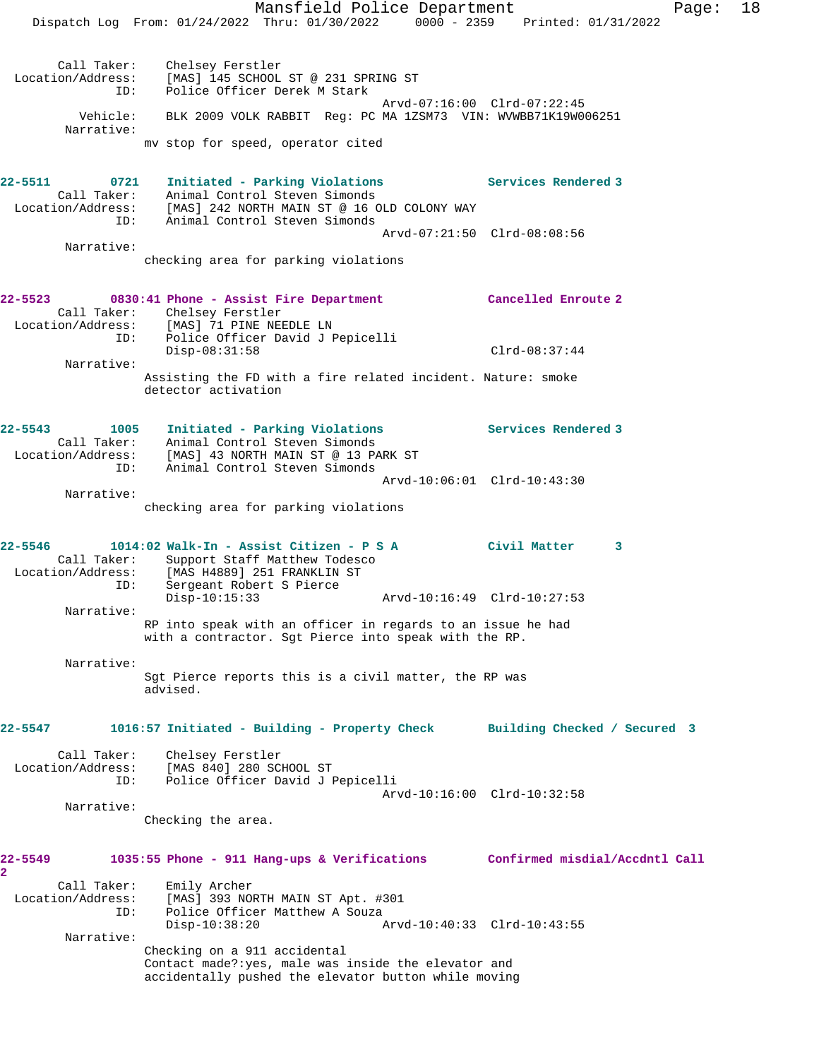Call Taker: Chelsey Ferstler
Location/Address: [MAS] 145 SCHOOL ST @ 231 SPRING ST
ID: Police Officer Derek M Stark
Arvd-07:16:00 Clrd-07:22:45
Vehicle: BLK 2009 VOLK RABBIT Reg: PC MA 1ZSM73 VIN: WVWBB71K19W006251
Narrative:
mv stop for speed, operator cited

**22-5511 0721 Initiated - Parking Violations — Services Rendered 3**
Call Taker: Animal Control Steven Simonds
Location/Address: [MAS] 242 NORTH MAIN ST @ 16 OLD COLONY WAY
ID: Animal Control Steven Simonds
Arvd-07:21:50 Clrd-08:08:56
Narrative:
checking area for parking violations

**22-5523 0830:41 Phone - Assist Fire Department — Cancelled Enroute 2**
Call Taker: Chelsey Ferstler
Location/Address: [MAS] 71 PINE NEEDLE LN
ID: Police Officer David J Pepicelli
Disp-08:31:58 Clrd-08:37:44
Narrative:
Assisting the FD with a fire related incident. Nature: smoke detector activation

**22-5543 1005 Initiated - Parking Violations — Services Rendered 3**
Call Taker: Animal Control Steven Simonds
Location/Address: [MAS] 43 NORTH MAIN ST @ 13 PARK ST
ID: Animal Control Steven Simonds
Arvd-10:06:01 Clrd-10:43:30
Narrative:
checking area for parking violations

**22-5546 1014:02 Walk-In - Assist Citizen - P S A — Civil Matter 3**
Call Taker: Support Staff Matthew Todesco
Location/Address: [MAS H4889] 251 FRANKLIN ST
ID: Sergeant Robert S Pierce
Disp-10:15:33 Arvd-10:16:49 Clrd-10:27:53
Narrative:
RP into speak with an officer in regards to an issue he had with a contractor. Sgt Pierce into speak with the RP.

Narrative:
Sgt Pierce reports this is a civil matter, the RP was advised.

**22-5547 1016:57 Initiated - Building - Property Check — Building Checked / Secured 3**
Call Taker: Chelsey Ferstler
Location/Address: [MAS 840] 280 SCHOOL ST
ID: Police Officer David J Pepicelli
Arvd-10:16:00 Clrd-10:32:58
Narrative:
Checking the area.

**22-5549 1035:55 Phone - 911 Hang-ups & Verifications — Confirmed misdial/Accdntl Call 2**
Call Taker: Emily Archer
Location/Address: [MAS] 393 NORTH MAIN ST Apt. #301
ID: Police Officer Matthew A Souza
Disp-10:38:20 Arvd-10:40:33 Clrd-10:43:55
Narrative:
Checking on a 911 accidental
Contact made?:yes, male was inside the elevator and accidentally pushed the elevator button while moving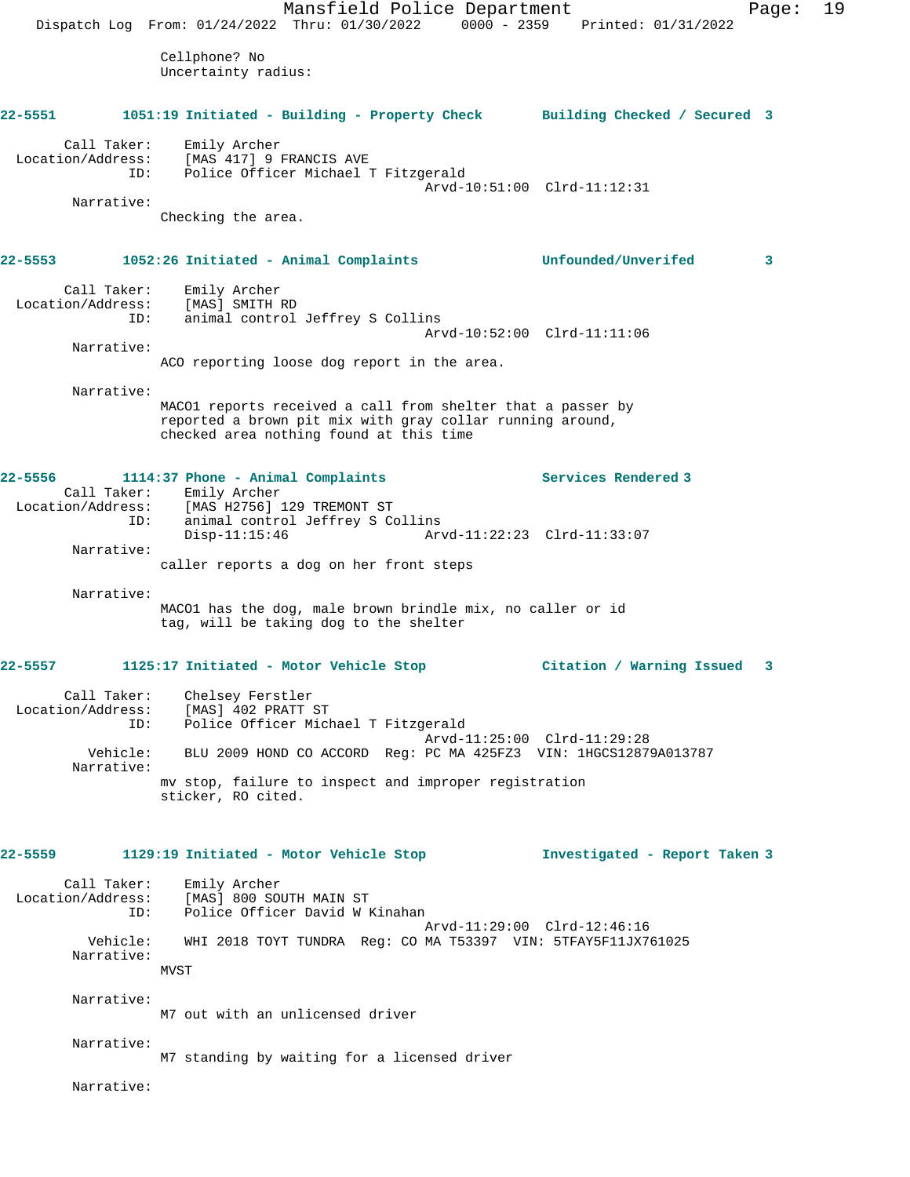Cellphone? No
Uncertainty radius:

**22-5551** **1051:19 Initiated - Building - Property Check** **Building Checked / Secured 3**

Call Taker: Emily Archer
Location/Address: [MAS 417] 9 FRANCIS AVE
ID: Police Officer Michael T Fitzgerald
Arvd-10:51:00 Clrd-11:12:31
Narrative:
Checking the area.

**22-5553** **1052:26 Initiated - Animal Complaints** **Unfounded/Unverifed 3**

Call Taker: Emily Archer
Location/Address: [MAS] SMITH RD
ID: animal control Jeffrey S Collins
Arvd-10:52:00 Clrd-11:11:06
Narrative:
ACO reporting loose dog report in the area.

Narrative:
MACO1 reports received a call from shelter that a passer by reported a brown pit mix with gray collar running around, checked area nothing found at this time

**22-5556** **1114:37 Phone - Animal Complaints** **Services Rendered 3**

Call Taker: Emily Archer
Location/Address: [MAS H2756] 129 TREMONT ST
ID: animal control Jeffrey S Collins
Disp-11:15:46 Arvd-11:22:23 Clrd-11:33:07
Narrative:
caller reports a dog on her front steps

Narrative:
MACO1 has the dog, male brown brindle mix, no caller or id tag, will be taking dog to the shelter

**22-5557** **1125:17 Initiated - Motor Vehicle Stop** **Citation / Warning Issued 3**

Call Taker: Chelsey Ferstler
Location/Address: [MAS] 402 PRATT ST
ID: Police Officer Michael T Fitzgerald
Arvd-11:25:00 Clrd-11:29:28
Vehicle: BLU 2009 HOND CO ACCORD Reg: PC MA 425FZ3 VIN: 1HGCS12879A013787
Narrative:
mv stop, failure to inspect and improper registration sticker, RO cited.

**22-5559** **1129:19 Initiated - Motor Vehicle Stop** **Investigated - Report Taken 3**

Call Taker: Emily Archer
Location/Address: [MAS] 800 SOUTH MAIN ST
ID: Police Officer David W Kinahan
Arvd-11:29:00 Clrd-12:46:16
Vehicle: WHI 2018 TOYT TUNDRA Reg: CO MA T53397 VIN: 5TFAY5F11JX761025
Narrative:
MVST

Narrative:
M7 out with an unlicensed driver

Narrative:
M7 standing by waiting for a licensed driver

Narrative: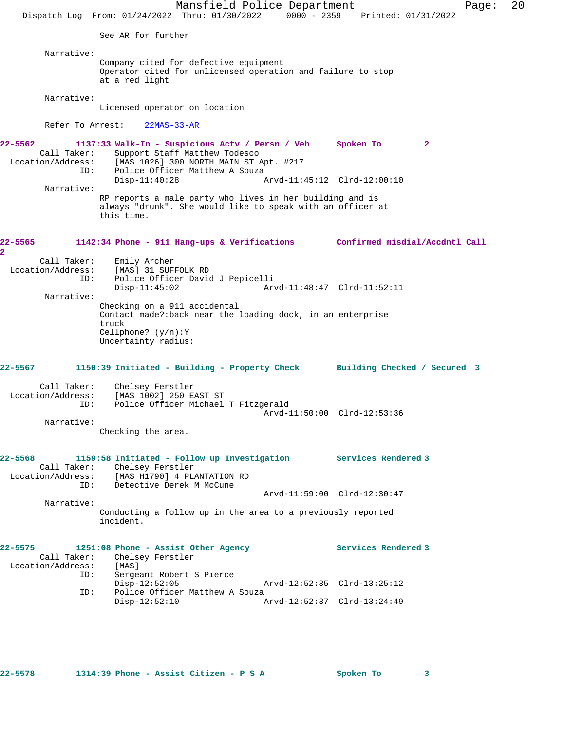See AR for further

Narrative:
Company cited for defective equipment
Operator cited for unlicensed operation and failure to stop at a red light

Narrative:
Licensed operator on location

Refer To Arrest: 22MAS-33-AR

**22-5562 1137:33 Walk-In - Suspicious Actv / Persn / Veh — Spoken To 2**

Call Taker: Support Staff Matthew Todesco
Location/Address: [MAS 1026] 300 NORTH MAIN ST Apt. #217
ID: Police Officer Matthew A Souza
Disp-11:40:28 Arvd-11:45:12 Clrd-12:00:10

Narrative:
RP reports a male party who lives in her building and is always "drunk". She would like to speak with an officer at this time.

**22-5565 1142:34 Phone - 911 Hang-ups & Verifications — Confirmed misdial/Accdntl Call 2**

Call Taker: Emily Archer
Location/Address: [MAS] 31 SUFFOLK RD
ID: Police Officer David J Pepicelli
Disp-11:45:02 Arvd-11:48:47 Clrd-11:52:11

Narrative:
Checking on a 911 accidental
Contact made?:back near the loading dock, in an enterprise truck
Cellphone? (y/n):Y
Uncertainty radius:

**22-5567 1150:39 Initiated - Building - Property Check — Building Checked / Secured 3**

Call Taker: Chelsey Ferstler
Location/Address: [MAS 1002] 250 EAST ST
ID: Police Officer Michael T Fitzgerald
Arvd-11:50:00 Clrd-12:53:36

Narrative:
Checking the area.

**22-5568 1159:58 Initiated - Follow up Investigation — Services Rendered 3**

Call Taker: Chelsey Ferstler
Location/Address: [MAS H1790] 4 PLANTATION RD
ID: Detective Derek M McCune
Arvd-11:59:00 Clrd-12:30:47

Narrative:
Conducting a follow up in the area to a previously reported incident.

**22-5575 1251:08 Phone - Assist Other Agency — Services Rendered 3**

Call Taker: Chelsey Ferstler
Location/Address: [MAS]
ID: Sergeant Robert S Pierce
Disp-12:52:05 Arvd-12:52:35 Clrd-13:25:12
ID: Police Officer Matthew A Souza
Disp-12:52:10 Arvd-12:52:37 Clrd-13:24:49

**22-5578 1314:39 Phone - Assist Citizen - P S A — Spoken To 3**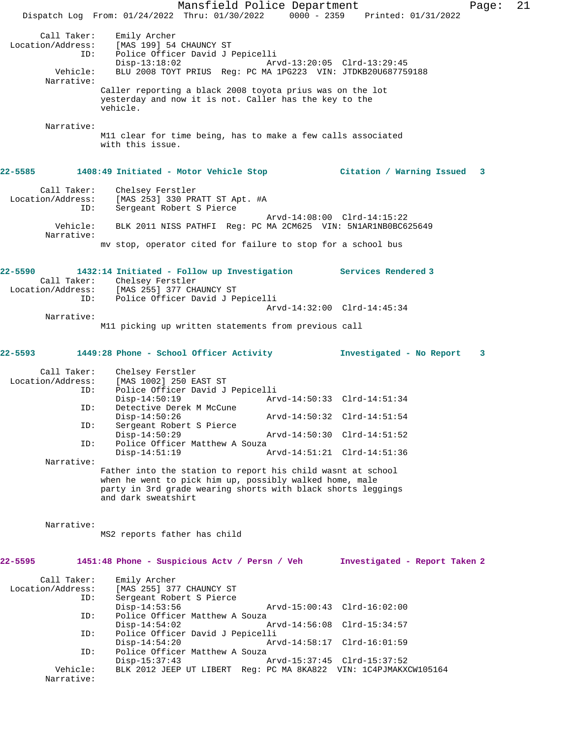```
Call Taker:    Emily Archer
Location/Address:    [MAS 199] 54 CHAUNCY ST
ID:    Police Officer David J Pepicelli
       Disp-13:18:02                 Arvd-13:20:05  Clrd-13:29:45
Vehicle:    BLU 2008 TOYT PRIUS  Reg: PC MA 1PG223  VIN: JTDKB20U687759188
Narrative:
       Caller reporting a black 2008 toyota prius was on the lot
       yesterday and now it is not. Caller has the key to the
       vehicle.

Narrative:
       M11 clear for time being, has to make a few calls associated
       with this issue.
```

**22-5585        1408:49 Initiated - Motor Vehicle Stop            Citation / Warning Issued   3**

```
Call Taker:    Chelsey Ferstler
Location/Address:    [MAS 253] 330 PRATT ST Apt. #A
ID:    Sergeant Robert S Pierce
                                     Arvd-14:08:00  Clrd-14:15:22
Vehicle:    BLK 2011 NISS PATHFI  Reg: PC MA 2CM625  VIN: 5N1AR1NB0BC625649
Narrative:
       mv stop, operator cited for failure to stop for a school bus
```

**22-5590        1432:14 Initiated - Follow up Investigation        Services Rendered 3**

```
Call Taker:    Chelsey Ferstler
Location/Address:    [MAS 255] 377 CHAUNCY ST
ID:    Police Officer David J Pepicelli
                                     Arvd-14:32:00  Clrd-14:45:34
Narrative:
       M11 picking up written statements from previous call
```

**22-5593        1449:28 Phone - School Officer Activity            Investigated - No Report    3**

```
Call Taker:    Chelsey Ferstler
Location/Address:    [MAS 1002] 250 EAST ST
ID:    Police Officer David J Pepicelli
       Disp-14:50:19                 Arvd-14:50:33  Clrd-14:51:34
ID:    Detective Derek M McCune
       Disp-14:50:26                 Arvd-14:50:32  Clrd-14:51:54
ID:    Sergeant Robert S Pierce
       Disp-14:50:29                 Arvd-14:50:30  Clrd-14:51:52
ID:    Police Officer Matthew A Souza
       Disp-14:51:19                 Arvd-14:51:21  Clrd-14:51:36
Narrative:
       Father into the station to report his child wasnt at school
       when he went to pick him up, possibly walked home, male
       party in 3rd grade wearing shorts with black shorts leggings
       and dark sweatshirt


Narrative:
       MS2 reports father has child
```

**22-5595        1451:48 Phone - Suspicious Actv / Persn / Veh       Investigated - Report Taken 2**

```
Call Taker:    Emily Archer
Location/Address:    [MAS 255] 377 CHAUNCY ST
ID:    Sergeant Robert S Pierce
       Disp-14:53:56                 Arvd-15:00:43  Clrd-16:02:00
ID:    Police Officer Matthew A Souza
       Disp-14:54:02                 Arvd-14:56:08  Clrd-15:34:57
ID:    Police Officer David J Pepicelli
       Disp-14:54:20                 Arvd-14:58:17  Clrd-16:01:59
ID:    Police Officer Matthew A Souza
       Disp-15:37:43                 Arvd-15:37:45  Clrd-15:37:52
Vehicle:    BLK 2012 JEEP UT LIBERT  Reg: PC MA 8KA822  VIN: 1C4PJMAKXCW105164
Narrative:
```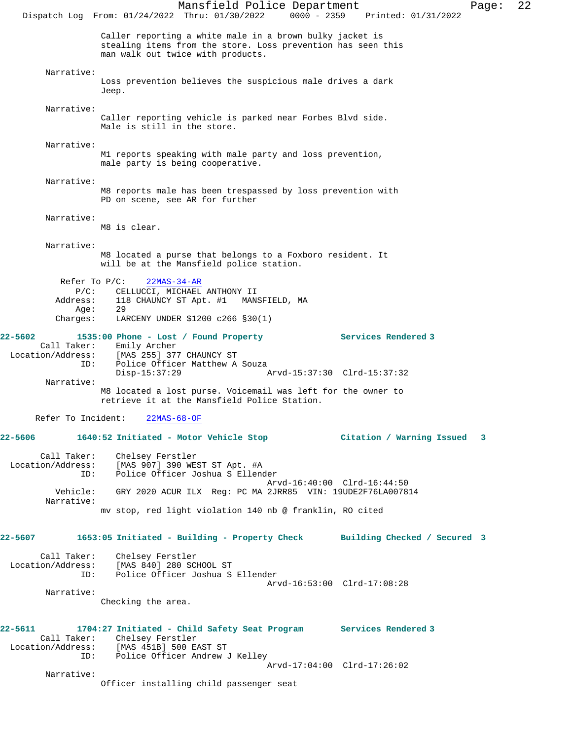Caller reporting a white male in a brown bulky jacket is stealing items from the store. Loss prevention has seen this man walk out twice with products.

Narrative:
Loss prevention believes the suspicious male drives a dark Jeep.

Narrative:
Caller reporting vehicle is parked near Forbes Blvd side. Male is still in the store.

Narrative:
M1 reports speaking with male party and loss prevention, male party is being cooperative.

Narrative:
M8 reports male has been trespassed by loss prevention with PD on scene, see AR for further

Narrative:
M8 is clear.

Narrative:
M8 located a purse that belongs to a Foxboro resident. It will be at the Mansfield police station.

Refer To P/C: 22MAS-34-AR
P/C: CELLUCCI, MICHAEL ANTHONY II
Address: 118 CHAUNCY ST Apt. #1 MANSFIELD, MA
Age: 29
Charges: LARCENY UNDER $1200 c266 §30(1)

**22-5602 1535:00 Phone - Lost / Found Property — Services Rendered 3**

Call Taker: Emily Archer
Location/Address: [MAS 255] 377 CHAUNCY ST
ID: Police Officer Matthew A Souza
Disp-15:37:29 Arvd-15:37:30 Clrd-15:37:32
Narrative:
M8 located a lost purse. Voicemail was left for the owner to retrieve it at the Mansfield Police Station.

Refer To Incident: 22MAS-68-OF

**22-5606 1640:52 Initiated - Motor Vehicle Stop — Citation / Warning Issued 3**

Call Taker: Chelsey Ferstler
Location/Address: [MAS 907] 390 WEST ST Apt. #A
ID: Police Officer Joshua S Ellender
Arvd-16:40:00 Clrd-16:44:50
Vehicle: GRY 2020 ACUR ILX Reg: PC MA 2JRR85 VIN: 19UDE2F76LA007814
Narrative:
mv stop, red light violation 140 nb @ franklin, RO cited

**22-5607 1653:05 Initiated - Building - Property Check — Building Checked / Secured 3**

Call Taker: Chelsey Ferstler
Location/Address: [MAS 840] 280 SCHOOL ST
ID: Police Officer Joshua S Ellender
Arvd-16:53:00 Clrd-17:08:28
Narrative:
Checking the area.

**22-5611 1704:27 Initiated - Child Safety Seat Program — Services Rendered 3**

Call Taker: Chelsey Ferstler
Location/Address: [MAS 451B] 500 EAST ST
ID: Police Officer Andrew J Kelley
Arvd-17:04:00 Clrd-17:26:02
Narrative:
Officer installing child passenger seat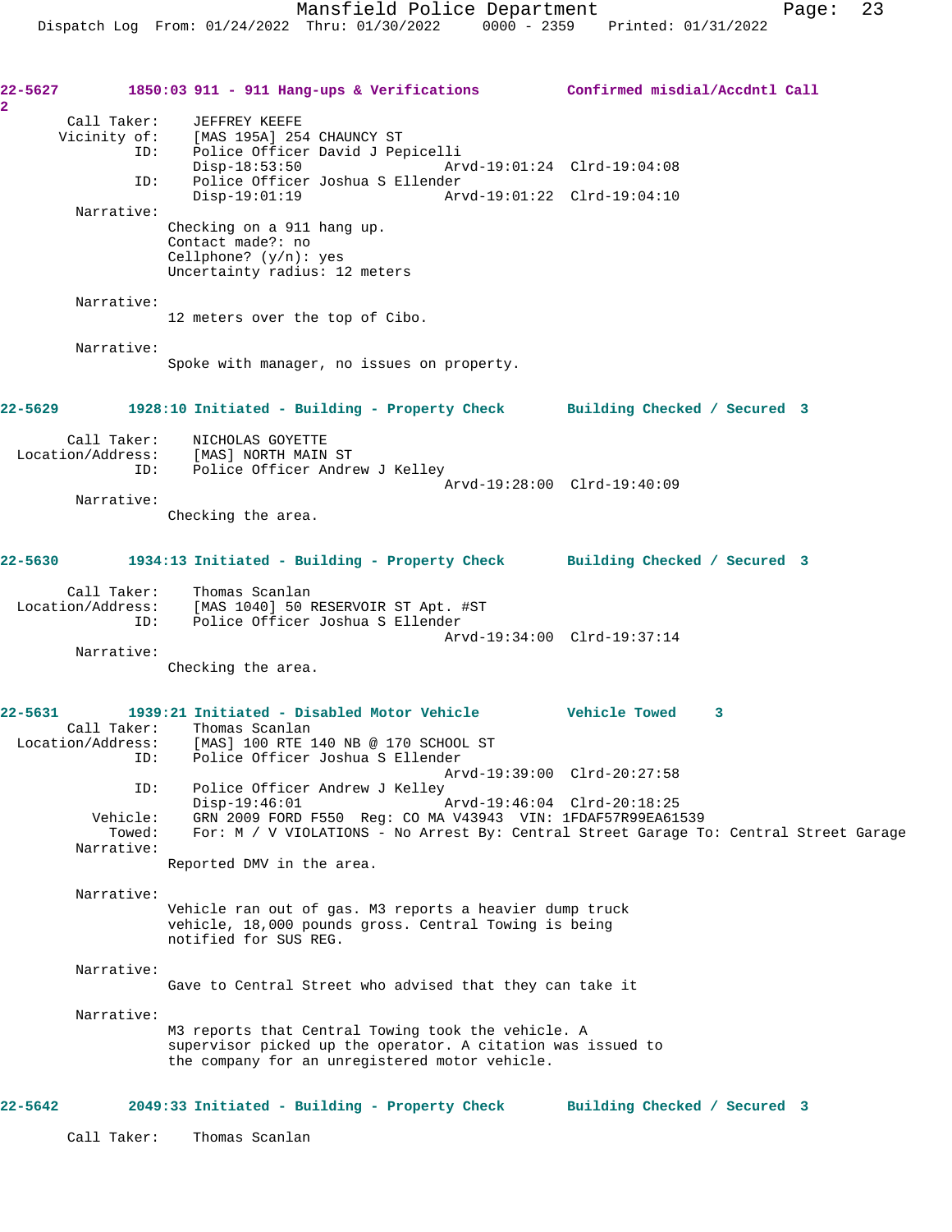**22-5627** 1850:03 911 - 911 Hang-ups & Verifications — Confirmed misdial/Accdntl Call 2

```
       Call Taker:    JEFFREY KEEFE
      Vicinity of:    [MAS 195A] 254 CHAUNCY ST
               ID:    Police Officer David J Pepicelli
                      Disp-18:53:50               Arvd-19:01:24  Clrd-19:04:08
               ID:    Police Officer Joshua S Ellender
                      Disp-19:01:19               Arvd-19:01:22  Clrd-19:04:10
        Narrative:
                      Checking on a 911 hang up.
                      Contact made?: no
                      Cellphone? (y/n): yes
                      Uncertainty radius: 12 meters

        Narrative:
                      12 meters over the top of Cibo.

        Narrative:
                      Spoke with manager, no issues on property.
```

**22-5629** 1928:10 Initiated - Building - Property Check — Building Checked / Secured 3

```
       Call Taker:    NICHOLAS GOYETTE
 Location/Address:    [MAS] NORTH MAIN ST
               ID:    Police Officer Andrew J Kelley
                                                  Arvd-19:28:00  Clrd-19:40:09
        Narrative:
                      Checking the area.
```

**22-5630** 1934:13 Initiated - Building - Property Check — Building Checked / Secured 3

```
       Call Taker:    Thomas Scanlan
 Location/Address:    [MAS 1040] 50 RESERVOIR ST Apt. #ST
               ID:    Police Officer Joshua S Ellender
                                                  Arvd-19:34:00  Clrd-19:37:14
        Narrative:
                      Checking the area.
```

**22-5631** 1939:21 Initiated - Disabled Motor Vehicle — Vehicle Towed 3

```
       Call Taker:    Thomas Scanlan
 Location/Address:    [MAS] 100 RTE 140 NB @ 170 SCHOOL ST
               ID:    Police Officer Joshua S Ellender
                                                  Arvd-19:39:00  Clrd-20:27:58
               ID:    Police Officer Andrew J Kelley
                      Disp-19:46:01               Arvd-19:46:04  Clrd-20:18:25
          Vehicle:    GRN 2009 FORD F550  Reg: CO MA V43943  VIN: 1FDAF57R99EA61539
            Towed:    For: M / V VIOLATIONS - No Arrest By: Central Street Garage To: Central Street Garage
        Narrative:
                      Reported DMV in the area.

        Narrative:
                      Vehicle ran out of gas. M3 reports a heavier dump truck
                      vehicle, 18,000 pounds gross. Central Towing is being
                      notified for SUS REG.

        Narrative:
                      Gave to Central Street who advised that they can take it

        Narrative:
                      M3 reports that Central Towing took the vehicle. A
                      supervisor picked up the operator. A citation was issued to
                      the company for an unregistered motor vehicle.
```

**22-5642** 2049:33 Initiated - Building - Property Check — Building Checked / Secured 3

```
       Call Taker:    Thomas Scanlan
```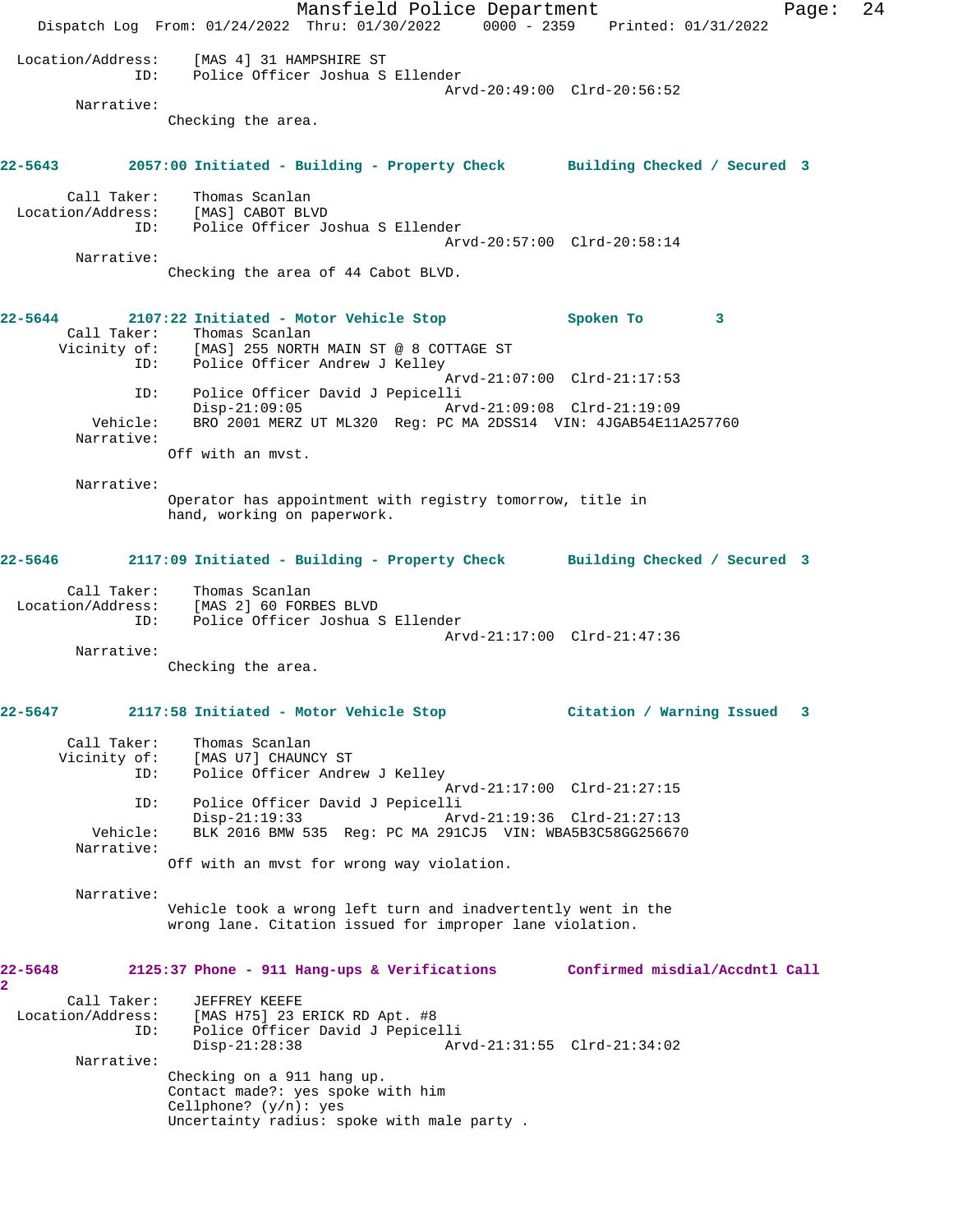Location/Address: [MAS 4] 31 HAMPSHIRE ST
ID: Police Officer Joshua S Ellender
Arvd-20:49:00 Clrd-20:56:52

Narrative:
Checking the area.

**22-5643 2057:00 Initiated - Building - Property Check — Building Checked / Secured 3**

Call Taker: Thomas Scanlan
Location/Address: [MAS] CABOT BLVD
ID: Police Officer Joshua S Ellender
Arvd-20:57:00 Clrd-20:58:14

Narrative:
Checking the area of 44 Cabot BLVD.

**22-5644 2107:22 Initiated - Motor Vehicle Stop — Spoken To 3**

Call Taker: Thomas Scanlan
Vicinity of: [MAS] 255 NORTH MAIN ST @ 8 COTTAGE ST
ID: Police Officer Andrew J Kelley
Arvd-21:07:00 Clrd-21:17:53
ID: Police Officer David J Pepicelli
Disp-21:09:05 Arvd-21:09:08 Clrd-21:19:09
Vehicle: BRO 2001 MERZ UT ML320 Reg: PC MA 2DSS14 VIN: 4JGAB54E11A257760

Narrative:
Off with an mvst.

Narrative:
Operator has appointment with registry tomorrow, title in hand, working on paperwork.

**22-5646 2117:09 Initiated - Building - Property Check — Building Checked / Secured 3**

Call Taker: Thomas Scanlan
Location/Address: [MAS 2] 60 FORBES BLVD
ID: Police Officer Joshua S Ellender
Arvd-21:17:00 Clrd-21:47:36

Narrative:
Checking the area.

**22-5647 2117:58 Initiated - Motor Vehicle Stop — Citation / Warning Issued 3**

Call Taker: Thomas Scanlan
Vicinity of: [MAS U7] CHAUNCY ST
ID: Police Officer Andrew J Kelley
Arvd-21:17:00 Clrd-21:27:15
ID: Police Officer David J Pepicelli
Disp-21:19:33 Arvd-21:19:36 Clrd-21:27:13
Vehicle: BLK 2016 BMW 535 Reg: PC MA 291CJ5 VIN: WBA5B3C58GG256670

Narrative:
Off with an mvst for wrong way violation.

Narrative:
Vehicle took a wrong left turn and inadvertently went in the wrong lane. Citation issued for improper lane violation.

**22-5648 2125:37 Phone - 911 Hang-ups & Verifications — Confirmed misdial/Accdntl Call 2**

Call Taker: JEFFREY KEEFE
Location/Address: [MAS H75] 23 ERICK RD Apt. #8
ID: Police Officer David J Pepicelli
Disp-21:28:38 Arvd-21:31:55 Clrd-21:34:02

Narrative:
Checking on a 911 hang up.
Contact made?: yes spoke with him
Cellphone? (y/n): yes
Uncertainty radius: spoke with male party .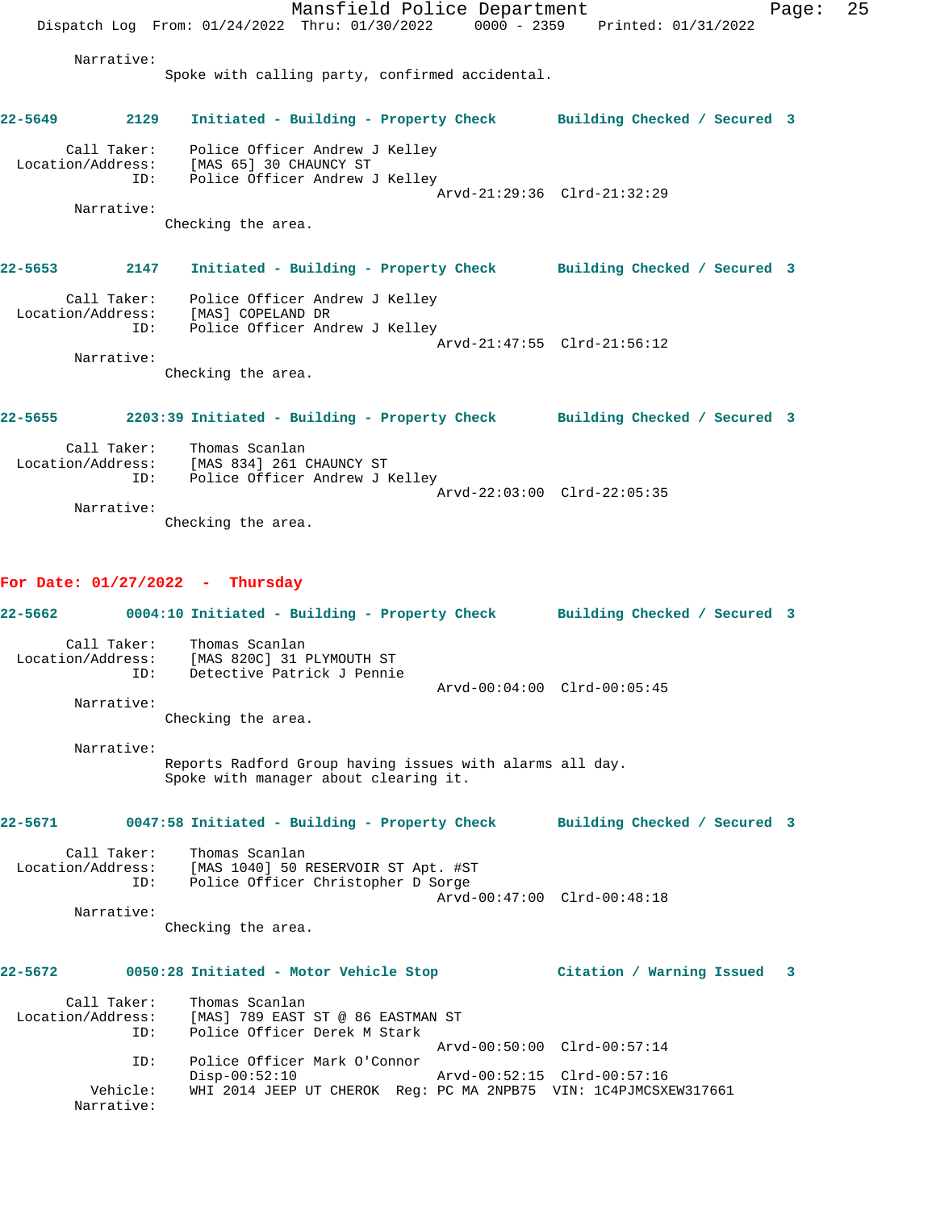Narrative:
Spoke with calling party, confirmed accidental.

**22-5649 2129 Initiated - Building - Property Check Building Checked / Secured 3**

Call Taker: Police Officer Andrew J Kelley
Location/Address: [MAS 65] 30 CHAUNCY ST
ID: Police Officer Andrew J Kelley
Arvd-21:29:36 Clrd-21:32:29
Narrative:
Checking the area.

**22-5653 2147 Initiated - Building - Property Check Building Checked / Secured 3**

Call Taker: Police Officer Andrew J Kelley
Location/Address: [MAS] COPELAND DR
ID: Police Officer Andrew J Kelley
Arvd-21:47:55 Clrd-21:56:12
Narrative:
Checking the area.

**22-5655 2203:39 Initiated - Building - Property Check Building Checked / Secured 3**

Call Taker: Thomas Scanlan
Location/Address: [MAS 834] 261 CHAUNCY ST
ID: Police Officer Andrew J Kelley
Arvd-22:03:00 Clrd-22:05:35
Narrative:
Checking the area.

## For Date: 01/27/2022 - Thursday

**22-5662 0004:10 Initiated - Building - Property Check Building Checked / Secured 3**

Call Taker: Thomas Scanlan
Location/Address: [MAS 820C] 31 PLYMOUTH ST
ID: Detective Patrick J Pennie
Arvd-00:04:00 Clrd-00:05:45
Narrative:
Checking the area.

Narrative:
Reports Radford Group having issues with alarms all day.
Spoke with manager about clearing it.

**22-5671 0047:58 Initiated - Building - Property Check Building Checked / Secured 3**

Call Taker: Thomas Scanlan
Location/Address: [MAS 1040] 50 RESERVOIR ST Apt. #ST
ID: Police Officer Christopher D Sorge
Arvd-00:47:00 Clrd-00:48:18
Narrative:
Checking the area.

**22-5672 0050:28 Initiated - Motor Vehicle Stop Citation / Warning Issued 3**

Call Taker: Thomas Scanlan
Location/Address: [MAS] 789 EAST ST @ 86 EASTMAN ST
ID: Police Officer Derek M Stark
Arvd-00:50:00 Clrd-00:57:14
ID: Police Officer Mark O'Connor
Disp-00:52:10 Arvd-00:52:15 Clrd-00:57:16
Vehicle: WHI 2014 JEEP UT CHEROK Reg: PC MA 2NPB75 VIN: 1C4PJMCSXEW317661
Narrative: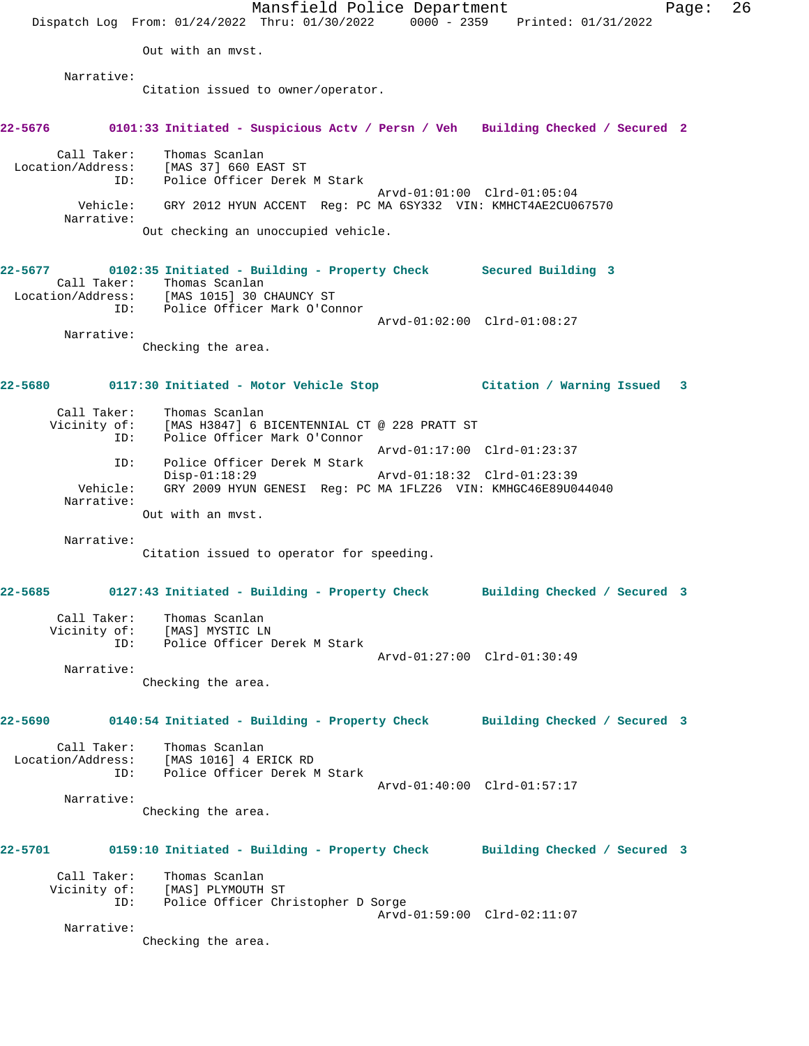Out with an mvst.

Narrative:
Citation issued to owner/operator.

**22-5676 0101:33 Initiated - Suspicious Actv / Persn / Veh Building Checked / Secured 2**

Call Taker: Thomas Scanlan
Location/Address: [MAS 37] 660 EAST ST
ID: Police Officer Derek M Stark
Arvd-01:01:00 Clrd-01:05:04
Vehicle: GRY 2012 HYUN ACCENT Reg: PC MA 6SY332 VIN: KMHCT4AE2CU067570
Narrative:
Out checking an unoccupied vehicle.

**22-5677 0102:35 Initiated - Building - Property Check Secured Building 3**

Call Taker: Thomas Scanlan
Location/Address: [MAS 1015] 30 CHAUNCY ST
ID: Police Officer Mark O'Connor
Arvd-01:02:00 Clrd-01:08:27
Narrative:
Checking the area.

**22-5680 0117:30 Initiated - Motor Vehicle Stop Citation / Warning Issued 3**

Call Taker: Thomas Scanlan
Vicinity of: [MAS H3847] 6 BICENTENNIAL CT @ 228 PRATT ST
ID: Police Officer Mark O'Connor
Arvd-01:17:00 Clrd-01:23:37
ID: Police Officer Derek M Stark
Disp-01:18:29 Arvd-01:18:32 Clrd-01:23:39
Vehicle: GRY 2009 HYUN GENESI Reg: PC MA 1FLZ26 VIN: KMHGC46E89U044040
Narrative:
Out with an mvst.

Narrative:
Citation issued to operator for speeding.

**22-5685 0127:43 Initiated - Building - Property Check Building Checked / Secured 3**

Call Taker: Thomas Scanlan
Vicinity of: [MAS] MYSTIC LN
ID: Police Officer Derek M Stark
Arvd-01:27:00 Clrd-01:30:49
Narrative:
Checking the area.

**22-5690 0140:54 Initiated - Building - Property Check Building Checked / Secured 3**

Call Taker: Thomas Scanlan
Location/Address: [MAS 1016] 4 ERICK RD
ID: Police Officer Derek M Stark
Arvd-01:40:00 Clrd-01:57:17
Narrative:
Checking the area.

**22-5701 0159:10 Initiated - Building - Property Check Building Checked / Secured 3**

Call Taker: Thomas Scanlan
Vicinity of: [MAS] PLYMOUTH ST
ID: Police Officer Christopher D Sorge
Arvd-01:59:00 Clrd-02:11:07
Narrative:
Checking the area.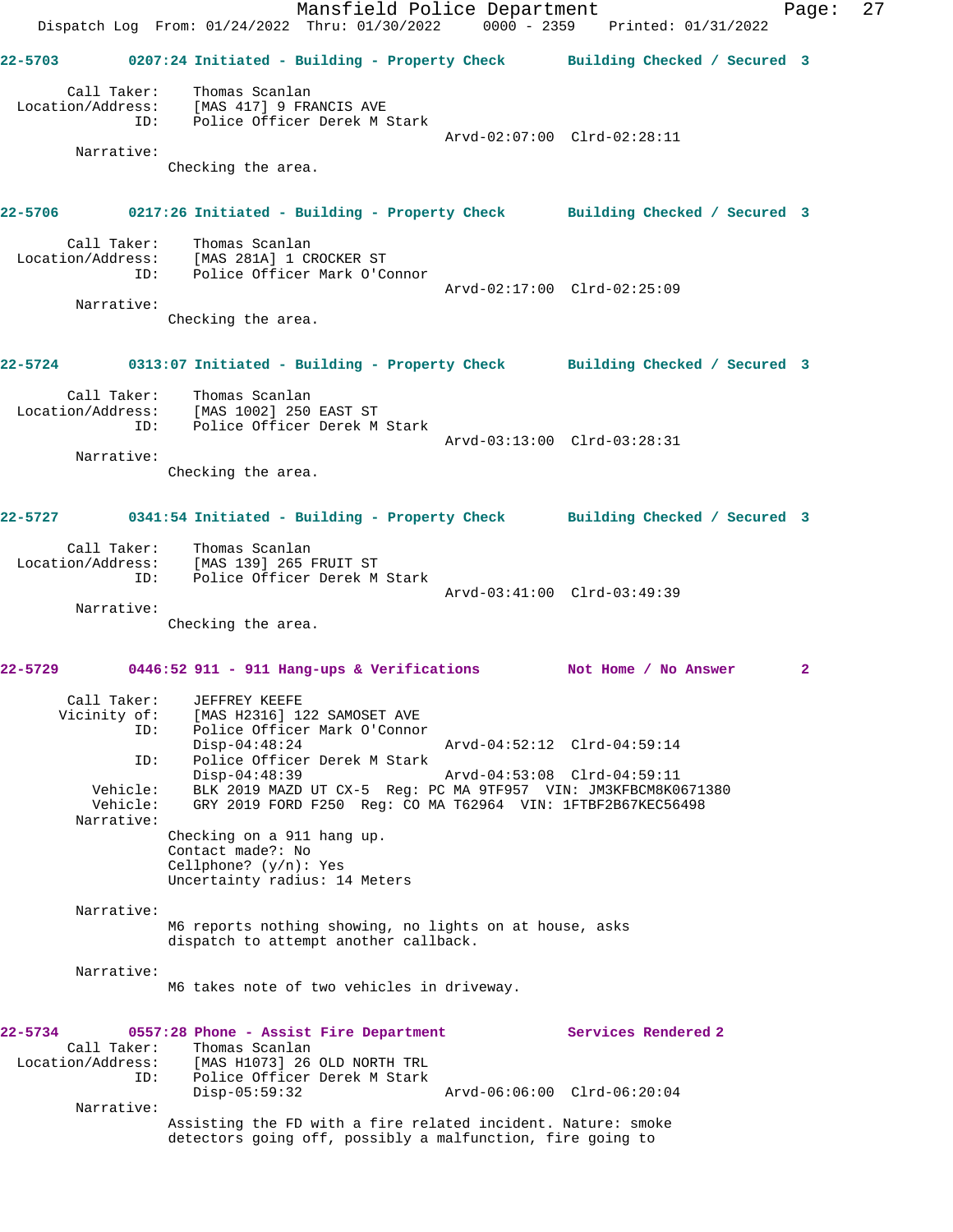**22-5703** 0207:24 Initiated - Building - Property Check — Building Checked / Secured 3

Call Taker: Thomas Scanlan
Location/Address: [MAS 417] 9 FRANCIS AVE
ID: Police Officer Derek M Stark
Arvd-02:07:00 Clrd-02:28:11

Narrative:
Checking the area.

**22-5706** 0217:26 Initiated - Building - Property Check — Building Checked / Secured 3

Call Taker: Thomas Scanlan
Location/Address: [MAS 281A] 1 CROCKER ST
ID: Police Officer Mark O'Connor
Arvd-02:17:00 Clrd-02:25:09

Narrative:
Checking the area.

**22-5724** 0313:07 Initiated - Building - Property Check — Building Checked / Secured 3

Call Taker: Thomas Scanlan
Location/Address: [MAS 1002] 250 EAST ST
ID: Police Officer Derek M Stark
Arvd-03:13:00 Clrd-03:28:31

Narrative:
Checking the area.

**22-5727** 0341:54 Initiated - Building - Property Check — Building Checked / Secured 3

Call Taker: Thomas Scanlan
Location/Address: [MAS 139] 265 FRUIT ST
ID: Police Officer Derek M Stark
Arvd-03:41:00 Clrd-03:49:39

Narrative:
Checking the area.

**22-5729** 0446:52 911 - 911 Hang-ups & Verifications — Not Home / No Answer 2

Call Taker: JEFFREY KEEFE
Vicinity of: [MAS H2316] 122 SAMOSET AVE
ID: Police Officer Mark O'Connor
Disp-04:48:24 Arvd-04:52:12 Clrd-04:59:14
ID: Police Officer Derek M Stark
Disp-04:48:39 Arvd-04:53:08 Clrd-04:59:11
Vehicle: BLK 2019 MAZD UT CX-5 Reg: PC MA 9TF957 VIN: JM3KFBCM8K0671380
Vehicle: GRY 2019 FORD F250 Reg: CO MA T62964 VIN: 1FTBF2B67KEC56498

Narrative:
Checking on a 911 hang up.
Contact made?: No
Cellphone? (y/n): Yes
Uncertainty radius: 14 Meters

Narrative:
M6 reports nothing showing, no lights on at house, asks dispatch to attempt another callback.

Narrative:
M6 takes note of two vehicles in driveway.

**22-5734** 0557:28 Phone - Assist Fire Department — Services Rendered 2

Call Taker: Thomas Scanlan
Location/Address: [MAS H1073] 26 OLD NORTH TRL
ID: Police Officer Derek M Stark
Disp-05:59:32 Arvd-06:06:00 Clrd-06:20:04

Narrative:
Assisting the FD with a fire related incident. Nature: smoke detectors going off, possibly a malfunction, fire going to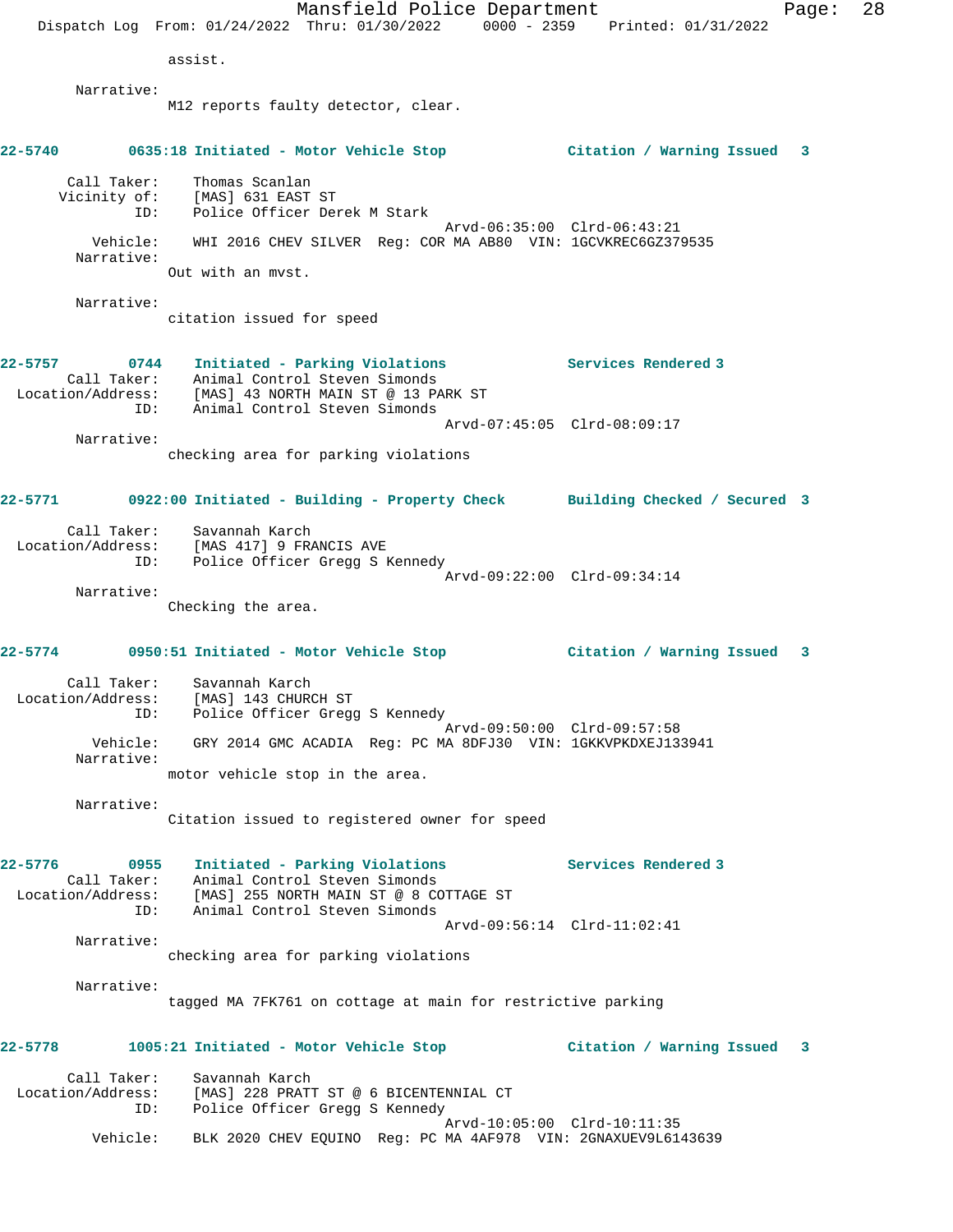assist.

Narrative:
M12 reports faulty detector, clear.

**22-5740 0635:18 Initiated - Motor Vehicle Stop Citation / Warning Issued 3**

Call Taker: Thomas Scanlan
Vicinity of: [MAS] 631 EAST ST
ID: Police Officer Derek M Stark
Arvd-06:35:00 Clrd-06:43:21
Vehicle: WHI 2016 CHEV SILVER Reg: COR MA AB80 VIN: 1GCVKREC6GZ379535
Narrative:
Out with an mvst.

Narrative:
citation issued for speed

**22-5757 0744 Initiated - Parking Violations Services Rendered 3**

Call Taker: Animal Control Steven Simonds
Location/Address: [MAS] 43 NORTH MAIN ST @ 13 PARK ST
ID: Animal Control Steven Simonds
Arvd-07:45:05 Clrd-08:09:17
Narrative:
checking area for parking violations

**22-5771 0922:00 Initiated - Building - Property Check Building Checked / Secured 3**

Call Taker: Savannah Karch
Location/Address: [MAS 417] 9 FRANCIS AVE
ID: Police Officer Gregg S Kennedy
Arvd-09:22:00 Clrd-09:34:14
Narrative:
Checking the area.

**22-5774 0950:51 Initiated - Motor Vehicle Stop Citation / Warning Issued 3**

Call Taker: Savannah Karch
Location/Address: [MAS] 143 CHURCH ST
ID: Police Officer Gregg S Kennedy
Arvd-09:50:00 Clrd-09:57:58
Vehicle: GRY 2014 GMC ACADIA Reg: PC MA 8DFJ30 VIN: 1GKKVPKDXEJ133941
Narrative:
motor vehicle stop in the area.

Narrative:
Citation issued to registered owner for speed

**22-5776 0955 Initiated - Parking Violations Services Rendered 3**

Call Taker: Animal Control Steven Simonds
Location/Address: [MAS] 255 NORTH MAIN ST @ 8 COTTAGE ST
ID: Animal Control Steven Simonds
Arvd-09:56:14 Clrd-11:02:41
Narrative:
checking area for parking violations

Narrative:
tagged MA 7FK761 on cottage at main for restrictive parking

**22-5778 1005:21 Initiated - Motor Vehicle Stop Citation / Warning Issued 3**

Call Taker: Savannah Karch
Location/Address: [MAS] 228 PRATT ST @ 6 BICENTENNIAL CT
ID: Police Officer Gregg S Kennedy
Arvd-10:05:00 Clrd-10:11:35
Vehicle: BLK 2020 CHEV EQUINO Reg: PC MA 4AF978 VIN: 2GNAXUEV9L6143639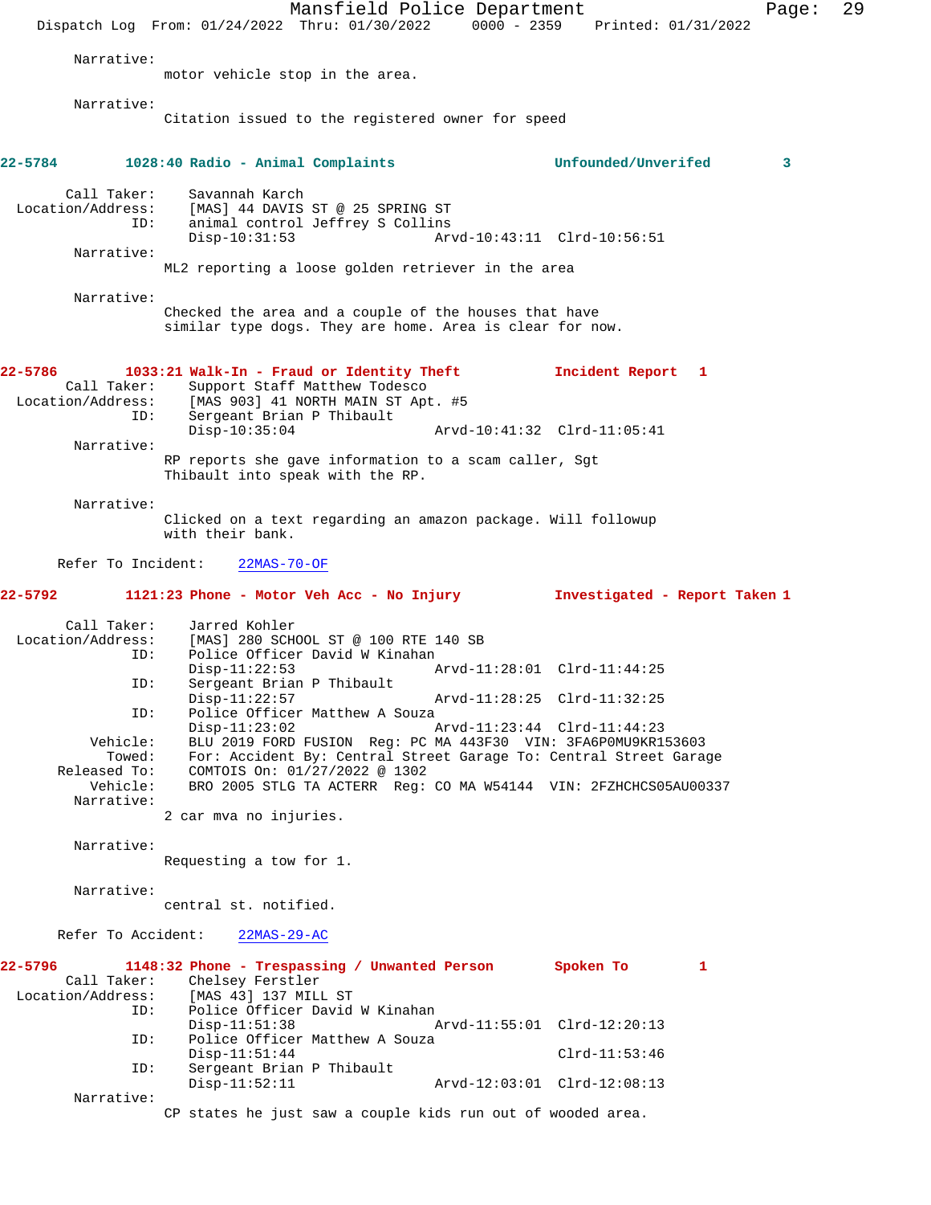Narrative:
motor vehicle stop in the area.

Narrative:
Citation issued to the registered owner for speed

**22-5784 1028:40 Radio - Animal Complaints Unfounded/Unverifed 3**

Call Taker: Savannah Karch
Location/Address: [MAS] 44 DAVIS ST @ 25 SPRING ST
ID: animal control Jeffrey S Collins
Disp-10:31:53 Arvd-10:43:11 Clrd-10:56:51

Narrative:
ML2 reporting a loose golden retriever in the area

Narrative:
Checked the area and a couple of the houses that have similar type dogs. They are home. Area is clear for now.

**22-5786 1033:21 Walk-In - Fraud or Identity Theft Incident Report 1**

Call Taker: Support Staff Matthew Todesco
Location/Address: [MAS 903] 41 NORTH MAIN ST Apt. #5
ID: Sergeant Brian P Thibault
Disp-10:35:04 Arvd-10:41:32 Clrd-11:05:41

Narrative:
RP reports she gave information to a scam caller, Sgt Thibault into speak with the RP.

Narrative:
Clicked on a text regarding an amazon package. Will followup with their bank.

Refer To Incident: 22MAS-70-OF

**22-5792 1121:23 Phone - Motor Veh Acc - No Injury Investigated - Report Taken 1**

Call Taker: Jarred Kohler
Location/Address: [MAS] 280 SCHOOL ST @ 100 RTE 140 SB
ID: Police Officer David W Kinahan
Disp-11:22:53 Arvd-11:28:01 Clrd-11:44:25
ID: Sergeant Brian P Thibault
Disp-11:22:57 Arvd-11:28:25 Clrd-11:32:25
ID: Police Officer Matthew A Souza
Disp-11:23:02 Arvd-11:23:44 Clrd-11:44:23
Vehicle: BLU 2019 FORD FUSION Reg: PC MA 443F30 VIN: 3FA6P0MU9KR153603
Towed: For: Accident By: Central Street Garage To: Central Street Garage
Released To: COMTOIS On: 01/27/2022 @ 1302
Vehicle: BRO 2005 STLG TA ACTERR Reg: CO MA W54144 VIN: 2FZHCHCS05AU00337

Narrative:
2 car mva no injuries.

Narrative:
Requesting a tow for 1.

Narrative:
central st. notified.

Refer To Accident: 22MAS-29-AC

**22-5796 1148:32 Phone - Trespassing / Unwanted Person Spoken To 1**

Call Taker: Chelsey Ferstler
Location/Address: [MAS 43] 137 MILL ST
ID: Police Officer David W Kinahan
Disp-11:51:38 Arvd-11:55:01 Clrd-12:20:13
ID: Police Officer Matthew A Souza
Disp-11:51:44 Clrd-11:53:46
ID: Sergeant Brian P Thibault
Disp-11:52:11 Arvd-12:03:01 Clrd-12:08:13

Narrative:
CP states he just saw a couple kids run out of wooded area.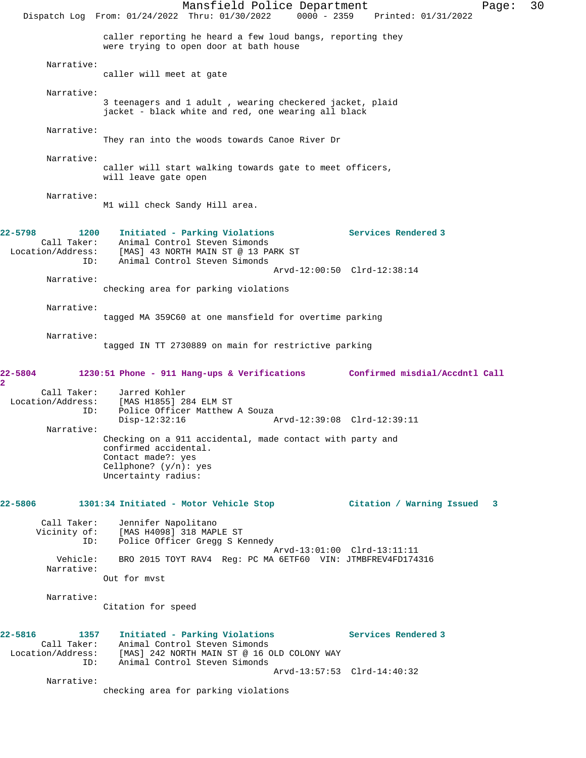caller reporting he heard a few loud bangs, reporting they were trying to open door at bath house

Narrative:
caller will meet at gate

Narrative:
3 teenagers and 1 adult , wearing checkered jacket, plaid jacket - black white and red, one wearing all black

Narrative:
They ran into the woods towards Canoe River Dr

Narrative:
caller will start walking towards gate to meet officers, will leave gate open

Narrative:
M1 will check Sandy Hill area.

**22-5798** 1200 **Initiated - Parking Violations** Services Rendered 3
Call Taker: Animal Control Steven Simonds
Location/Address: [MAS] 43 NORTH MAIN ST @ 13 PARK ST
ID: Animal Control Steven Simonds
Arvd-12:00:50 Clrd-12:38:14

Narrative:
checking area for parking violations

Narrative:
tagged MA 359C60 at one mansfield for overtime parking

Narrative:
tagged IN TT 2730889 on main for restrictive parking

**22-5804** 1230:51 **Phone - 911 Hang-ups & Verifications** Confirmed misdial/Accdntl Call 2
Call Taker: Jarred Kohler
Location/Address: [MAS H1855] 284 ELM ST
ID: Police Officer Matthew A Souza
Disp-12:32:16 Arvd-12:39:08 Clrd-12:39:11

Narrative:
Checking on a 911 accidental, made contact with party and confirmed accidental.
Contact made?: yes
Cellphone? (y/n): yes
Uncertainty radius:

**22-5806** 1301:34 **Initiated - Motor Vehicle Stop** Citation / Warning Issued 3
Call Taker: Jennifer Napolitano
Vicinity of: [MAS H4098] 318 MAPLE ST
ID: Police Officer Gregg S Kennedy
Arvd-13:01:00 Clrd-13:11:11
Vehicle: BRO 2015 TOYT RAV4 Reg: PC MA 6ETF60 VIN: JTMBFREV4FD174316

Narrative:
Out for mvst

Narrative:
Citation for speed

**22-5816** 1357 **Initiated - Parking Violations** Services Rendered 3
Call Taker: Animal Control Steven Simonds
Location/Address: [MAS] 242 NORTH MAIN ST @ 16 OLD COLONY WAY
ID: Animal Control Steven Simonds
Arvd-13:57:53 Clrd-14:40:32

Narrative:
checking area for parking violations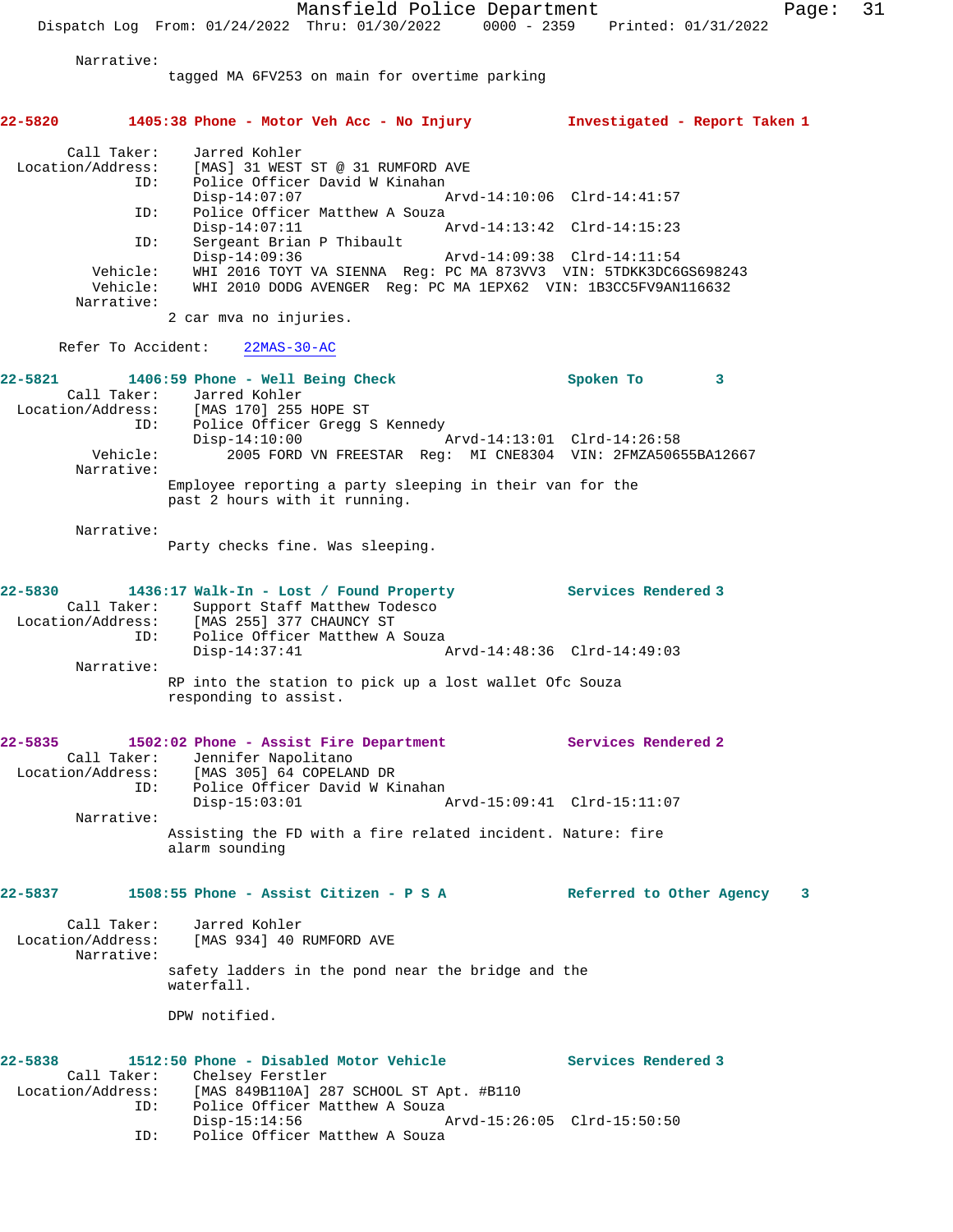Narrative:
tagged MA 6FV253 on main for overtime parking

**22-5820 1405:38 Phone - Motor Veh Acc - No Injury Investigated - Report Taken 1**

```
        Call Taker:    Jarred Kohler
  Location/Address:    [MAS] 31 WEST ST @ 31 RUMFORD AVE
                ID:    Police Officer David W Kinahan
                       Disp-14:07:07                Arvd-14:10:06  Clrd-14:41:57
                ID:    Police Officer Matthew A Souza
                       Disp-14:07:11                Arvd-14:13:42  Clrd-14:15:23
                ID:    Sergeant Brian P Thibault
                       Disp-14:09:36                Arvd-14:09:38  Clrd-14:11:54
           Vehicle:    WHI 2016 TOYT VA SIENNA  Reg: PC MA 873VV3  VIN: 5TDKK3DC6GS698243
           Vehicle:    WHI 2010 DODG AVENGER  Reg: PC MA 1EPX62  VIN: 1B3CC5FV9AN116632
         Narrative:
                2 car mva no injuries.

      Refer To Accident:    22MAS-30-AC
```

**22-5821 1406:59 Phone - Well Being Check Spoken To 3**

```
        Call Taker:    Jarred Kohler
  Location/Address:    [MAS 170] 255 HOPE ST
                ID:    Police Officer Gregg S Kennedy
                       Disp-14:10:00                Arvd-14:13:01  Clrd-14:26:58
           Vehicle:       2005 FORD VN FREESTAR  Reg:  MI CNE8304  VIN: 2FMZA50655BA12667
         Narrative:
                Employee reporting a party sleeping in their van for the
                past 2 hours with it running.

         Narrative:
                Party checks fine. Was sleeping.
```

**22-5830 1436:17 Walk-In - Lost / Found Property Services Rendered 3**

```
        Call Taker:    Support Staff Matthew Todesco
  Location/Address:    [MAS 255] 377 CHAUNCY ST
                ID:    Police Officer Matthew A Souza
                       Disp-14:37:41                Arvd-14:48:36  Clrd-14:49:03
         Narrative:
                RP into the station to pick up a lost wallet Ofc Souza
                responding to assist.
```

**22-5835 1502:02 Phone - Assist Fire Department Services Rendered 2**

```
        Call Taker:    Jennifer Napolitano
  Location/Address:    [MAS 305] 64 COPELAND DR
                ID:    Police Officer David W Kinahan
                       Disp-15:03:01                Arvd-15:09:41  Clrd-15:11:07
         Narrative:
                Assisting the FD with a fire related incident. Nature: fire
                alarm sounding
```

**22-5837 1508:55 Phone - Assist Citizen - P S A Referred to Other Agency 3**

```
        Call Taker:    Jarred Kohler
  Location/Address:    [MAS 934] 40 RUMFORD AVE
         Narrative:
                safety ladders in the pond near the bridge and the
                waterfall.

                DPW notified.
```

**22-5838 1512:50 Phone - Disabled Motor Vehicle Services Rendered 3**

```
        Call Taker:    Chelsey Ferstler
  Location/Address:    [MAS 849B110A] 287 SCHOOL ST Apt. #B110
                ID:    Police Officer Matthew A Souza
                       Disp-15:14:56                Arvd-15:26:05  Clrd-15:50:50
                ID:    Police Officer Matthew A Souza
```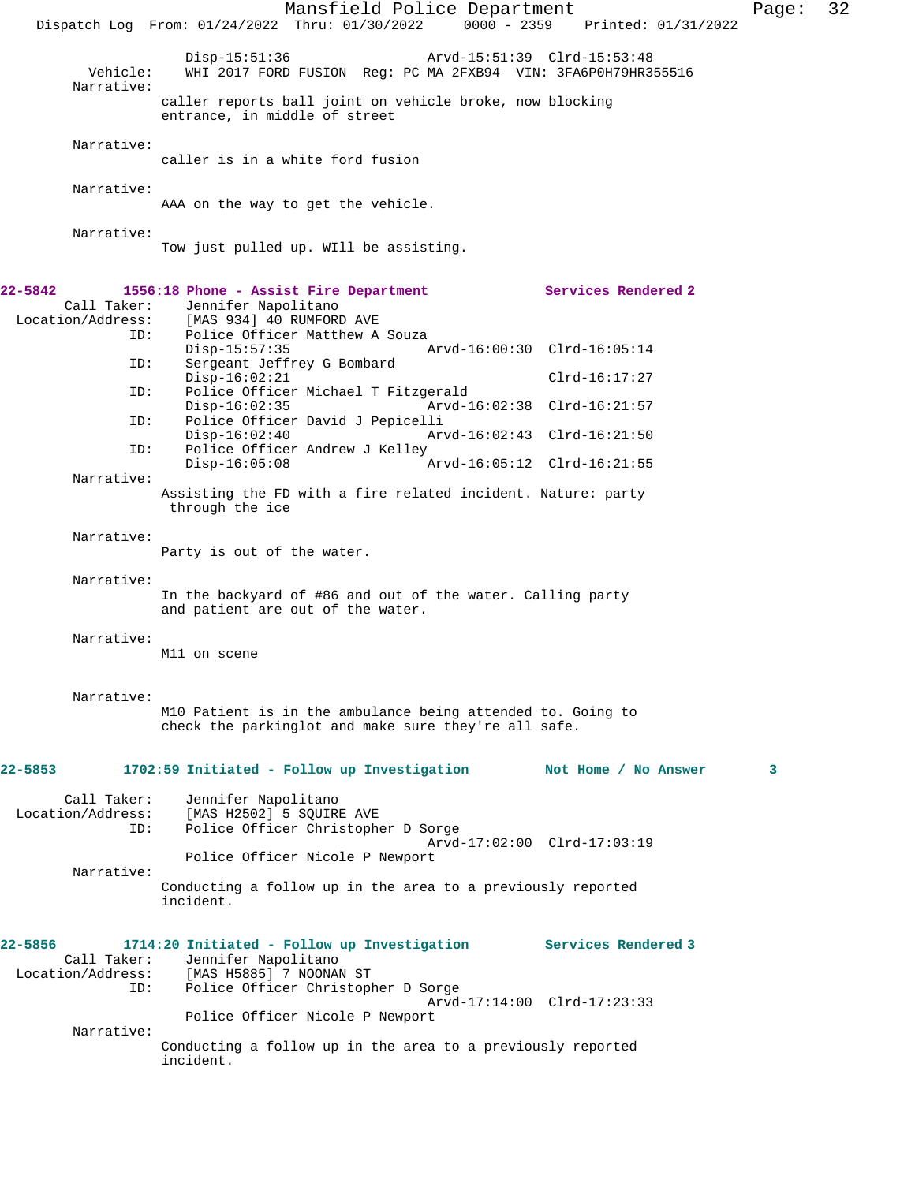Disp-15:51:36 Arvd-15:51:39 Clrd-15:53:48
Vehicle: WHI 2017 FORD FUSION Reg: PC MA 2FXB94 VIN: 3FA6P0H79HR355516
Narrative:
caller reports ball joint on vehicle broke, now blocking entrance, in middle of street

Narrative:
caller is in a white ford fusion

Narrative:
AAA on the way to get the vehicle.

Narrative:
Tow just pulled up. WIll be assisting.

**22-5842 1556:18 Phone - Assist Fire Department Services Rendered 2**
Call Taker: Jennifer Napolitano
Location/Address: [MAS 934] 40 RUMFORD AVE
ID: Police Officer Matthew A Souza
Disp-15:57:35 Arvd-16:00:30 Clrd-16:05:14
ID: Sergeant Jeffrey G Bombard
Disp-16:02:21 Clrd-16:17:27
ID: Police Officer Michael T Fitzgerald
Disp-16:02:35 Arvd-16:02:38 Clrd-16:21:57
ID: Police Officer David J Pepicelli
Disp-16:02:40 Arvd-16:02:43 Clrd-16:21:50
ID: Police Officer Andrew J Kelley
Disp-16:05:08 Arvd-16:05:12 Clrd-16:21:55
Narrative:
Assisting the FD with a fire related incident. Nature: party through the ice

Narrative:
Party is out of the water.

Narrative:
In the backyard of #86 and out of the water. Calling party and patient are out of the water.

Narrative:
M11 on scene

Narrative:
M10 Patient is in the ambulance being attended to. Going to check the parkinglot and make sure they're all safe.

**22-5853 1702:59 Initiated - Follow up Investigation Not Home / No Answer 3**

Call Taker: Jennifer Napolitano
Location/Address: [MAS H2502] 5 SQUIRE AVE
ID: Police Officer Christopher D Sorge
Arvd-17:02:00 Clrd-17:03:19
Police Officer Nicole P Newport
Narrative:
Conducting a follow up in the area to a previously reported incident.

**22-5856 1714:20 Initiated - Follow up Investigation Services Rendered 3**
Call Taker: Jennifer Napolitano
Location/Address: [MAS H5885] 7 NOONAN ST
ID: Police Officer Christopher D Sorge
Arvd-17:14:00 Clrd-17:23:33
Police Officer Nicole P Newport
Narrative:
Conducting a follow up in the area to a previously reported incident.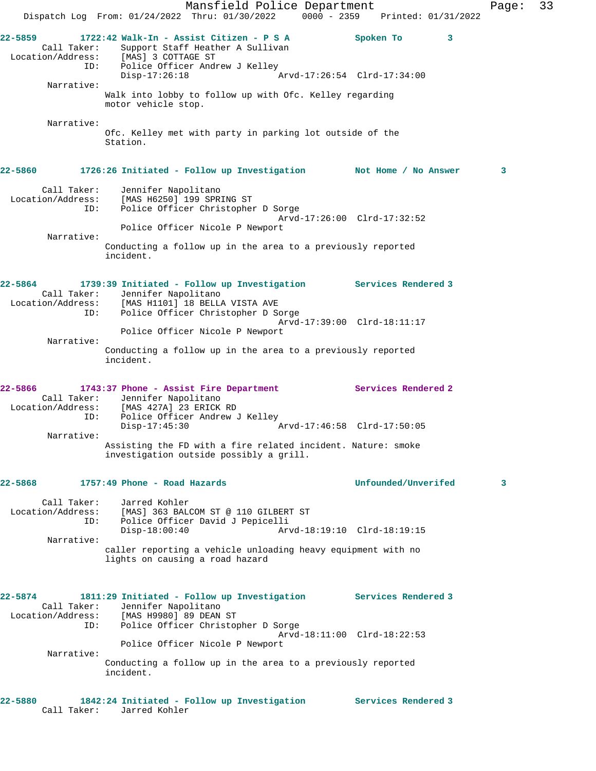**22-5859** **1722:42 Walk-In - Assist Citizen - P S A** **Spoken To 3**

Call Taker: Support Staff Heather A Sullivan
Location/Address: [MAS] 3 COTTAGE ST
ID: Police Officer Andrew J Kelley
Disp-17:26:18 Arvd-17:26:54 Clrd-17:34:00

Narrative:
Walk into lobby to follow up with Ofc. Kelley regarding motor vehicle stop.

Narrative:
Ofc. Kelley met with party in parking lot outside of the Station.

**22-5860** **1726:26 Initiated - Follow up Investigation** **Not Home / No Answer 3**

Call Taker: Jennifer Napolitano
Location/Address: [MAS H6250] 199 SPRING ST
ID: Police Officer Christopher D Sorge
Arvd-17:26:00 Clrd-17:32:52
Police Officer Nicole P Newport

Narrative:
Conducting a follow up in the area to a previously reported incident.

**22-5864** **1739:39 Initiated - Follow up Investigation** **Services Rendered 3**

Call Taker: Jennifer Napolitano
Location/Address: [MAS H1101] 18 BELLA VISTA AVE
ID: Police Officer Christopher D Sorge
Arvd-17:39:00 Clrd-18:11:17
Police Officer Nicole P Newport

Narrative:
Conducting a follow up in the area to a previously reported incident.

**22-5866** **1743:37 Phone - Assist Fire Department** **Services Rendered 2**

Call Taker: Jennifer Napolitano
Location/Address: [MAS 427A] 23 ERICK RD
ID: Police Officer Andrew J Kelley
Disp-17:45:30 Arvd-17:46:58 Clrd-17:50:05

Narrative:
Assisting the FD with a fire related incident. Nature: smoke investigation outside possibly a grill.

**22-5868** **1757:49 Phone - Road Hazards** **Unfounded/Unverifed 3**

Call Taker: Jarred Kohler
Location/Address: [MAS] 363 BALCOM ST @ 110 GILBERT ST
ID: Police Officer David J Pepicelli
Disp-18:00:40 Arvd-18:19:10 Clrd-18:19:15

Narrative:
caller reporting a vehicle unloading heavy equipment with no lights on causing a road hazard

**22-5874** **1811:29 Initiated - Follow up Investigation** **Services Rendered 3**

Call Taker: Jennifer Napolitano
Location/Address: [MAS H9980] 89 DEAN ST
ID: Police Officer Christopher D Sorge
Arvd-18:11:00 Clrd-18:22:53
Police Officer Nicole P Newport

Narrative:
Conducting a follow up in the area to a previously reported incident.

**22-5880** **1842:24 Initiated - Follow up Investigation** **Services Rendered 3**

Call Taker: Jarred Kohler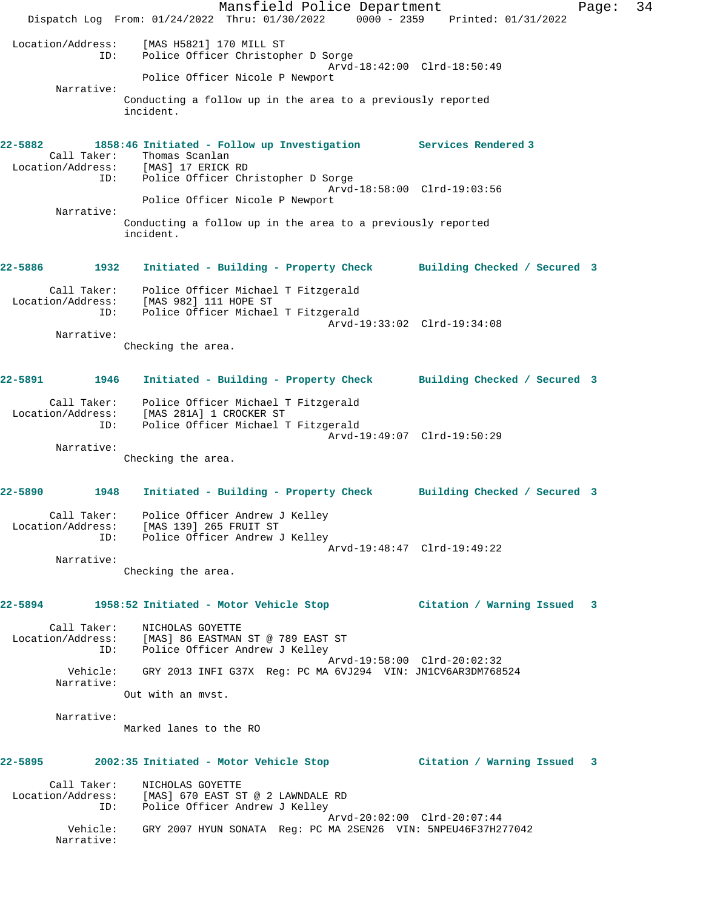Location/Address: [MAS H5821] 170 MILL ST
ID: Police Officer Christopher D Sorge
Arvd-18:42:00 Clrd-18:50:49
Police Officer Nicole P Newport
Narrative:
Conducting a follow up in the area to a previously reported incident.

**22-5882 1858:46 Initiated - Follow up Investigation Services Rendered 3**

Call Taker: Thomas Scanlan
Location/Address: [MAS] 17 ERICK RD
ID: Police Officer Christopher D Sorge
Arvd-18:58:00 Clrd-19:03:56
Police Officer Nicole P Newport
Narrative:
Conducting a follow up in the area to a previously reported incident.

**22-5886 1932 Initiated - Building - Property Check Building Checked / Secured 3**

Call Taker: Police Officer Michael T Fitzgerald
Location/Address: [MAS 982] 111 HOPE ST
ID: Police Officer Michael T Fitzgerald
Arvd-19:33:02 Clrd-19:34:08
Narrative:
Checking the area.

**22-5891 1946 Initiated - Building - Property Check Building Checked / Secured 3**

Call Taker: Police Officer Michael T Fitzgerald
Location/Address: [MAS 281A] 1 CROCKER ST
ID: Police Officer Michael T Fitzgerald
Arvd-19:49:07 Clrd-19:50:29
Narrative:
Checking the area.

**22-5890 1948 Initiated - Building - Property Check Building Checked / Secured 3**

Call Taker: Police Officer Andrew J Kelley
Location/Address: [MAS 139] 265 FRUIT ST
ID: Police Officer Andrew J Kelley
Arvd-19:48:47 Clrd-19:49:22
Narrative:
Checking the area.

**22-5894 1958:52 Initiated - Motor Vehicle Stop Citation / Warning Issued 3**

Call Taker: NICHOLAS GOYETTE
Location/Address: [MAS] 86 EASTMAN ST @ 789 EAST ST
ID: Police Officer Andrew J Kelley
Arvd-19:58:00 Clrd-20:02:32
Vehicle: GRY 2013 INFI G37X Reg: PC MA 6VJ294 VIN: JN1CV6AR3DM768524
Narrative:
Out with an mvst.

Narrative:
Marked lanes to the RO

**22-5895 2002:35 Initiated - Motor Vehicle Stop Citation / Warning Issued 3**

Call Taker: NICHOLAS GOYETTE
Location/Address: [MAS] 670 EAST ST @ 2 LAWNDALE RD
ID: Police Officer Andrew J Kelley
Arvd-20:02:00 Clrd-20:07:44
Vehicle: GRY 2007 HYUN SONATA Reg: PC MA 2SEN26 VIN: 5NPEU46F37H277042
Narrative: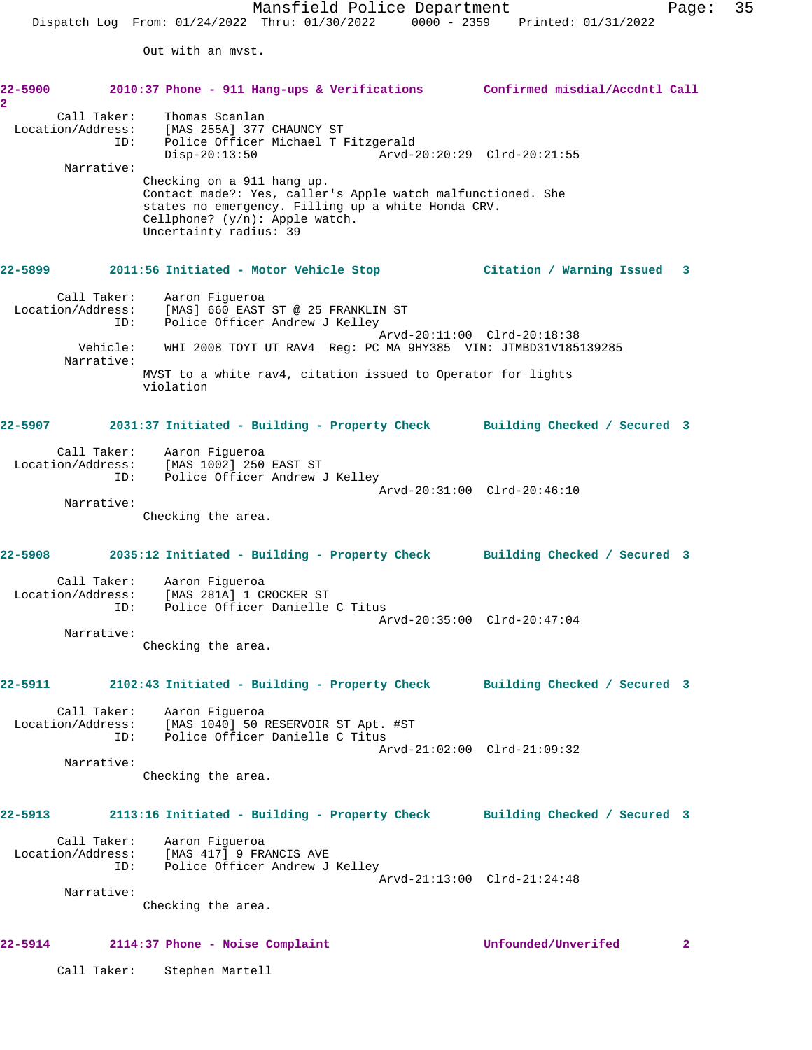Out with an mvst.

**22-5900 2010:37 Phone - 911 Hang-ups & Verifications Confirmed misdial/Accdntl Call 2**

Call Taker: Thomas Scanlan
Location/Address: [MAS 255A] 377 CHAUNCY ST
ID: Police Officer Michael T Fitzgerald
Disp-20:13:50 Arvd-20:20:29 Clrd-20:21:55
Narrative:
Checking on a 911 hang up.
Contact made?: Yes, caller's Apple watch malfunctioned. She states no emergency. Filling up a white Honda CRV.
Cellphone? (y/n): Apple watch.
Uncertainty radius: 39

**22-5899 2011:56 Initiated - Motor Vehicle Stop Citation / Warning Issued 3**

Call Taker: Aaron Figueroa
Location/Address: [MAS] 660 EAST ST @ 25 FRANKLIN ST
ID: Police Officer Andrew J Kelley
Arvd-20:11:00 Clrd-20:18:38
Vehicle: WHI 2008 TOYT UT RAV4 Reg: PC MA 9HY385 VIN: JTMBD31V185139285
Narrative:
MVST to a white rav4, citation issued to Operator for lights violation

**22-5907 2031:37 Initiated - Building - Property Check Building Checked / Secured 3**

Call Taker: Aaron Figueroa
Location/Address: [MAS 1002] 250 EAST ST
ID: Police Officer Andrew J Kelley
Arvd-20:31:00 Clrd-20:46:10
Narrative:
Checking the area.

**22-5908 2035:12 Initiated - Building - Property Check Building Checked / Secured 3**

Call Taker: Aaron Figueroa
Location/Address: [MAS 281A] 1 CROCKER ST
ID: Police Officer Danielle C Titus
Arvd-20:35:00 Clrd-20:47:04
Narrative:
Checking the area.

**22-5911 2102:43 Initiated - Building - Property Check Building Checked / Secured 3**

Call Taker: Aaron Figueroa
Location/Address: [MAS 1040] 50 RESERVOIR ST Apt. #ST
ID: Police Officer Danielle C Titus
Arvd-21:02:00 Clrd-21:09:32
Narrative:
Checking the area.

**22-5913 2113:16 Initiated - Building - Property Check Building Checked / Secured 3**

Call Taker: Aaron Figueroa
Location/Address: [MAS 417] 9 FRANCIS AVE
ID: Police Officer Andrew J Kelley
Arvd-21:13:00 Clrd-21:24:48
Narrative:
Checking the area.

**22-5914 2114:37 Phone - Noise Complaint Unfounded/Unverifed 2**

Call Taker: Stephen Martell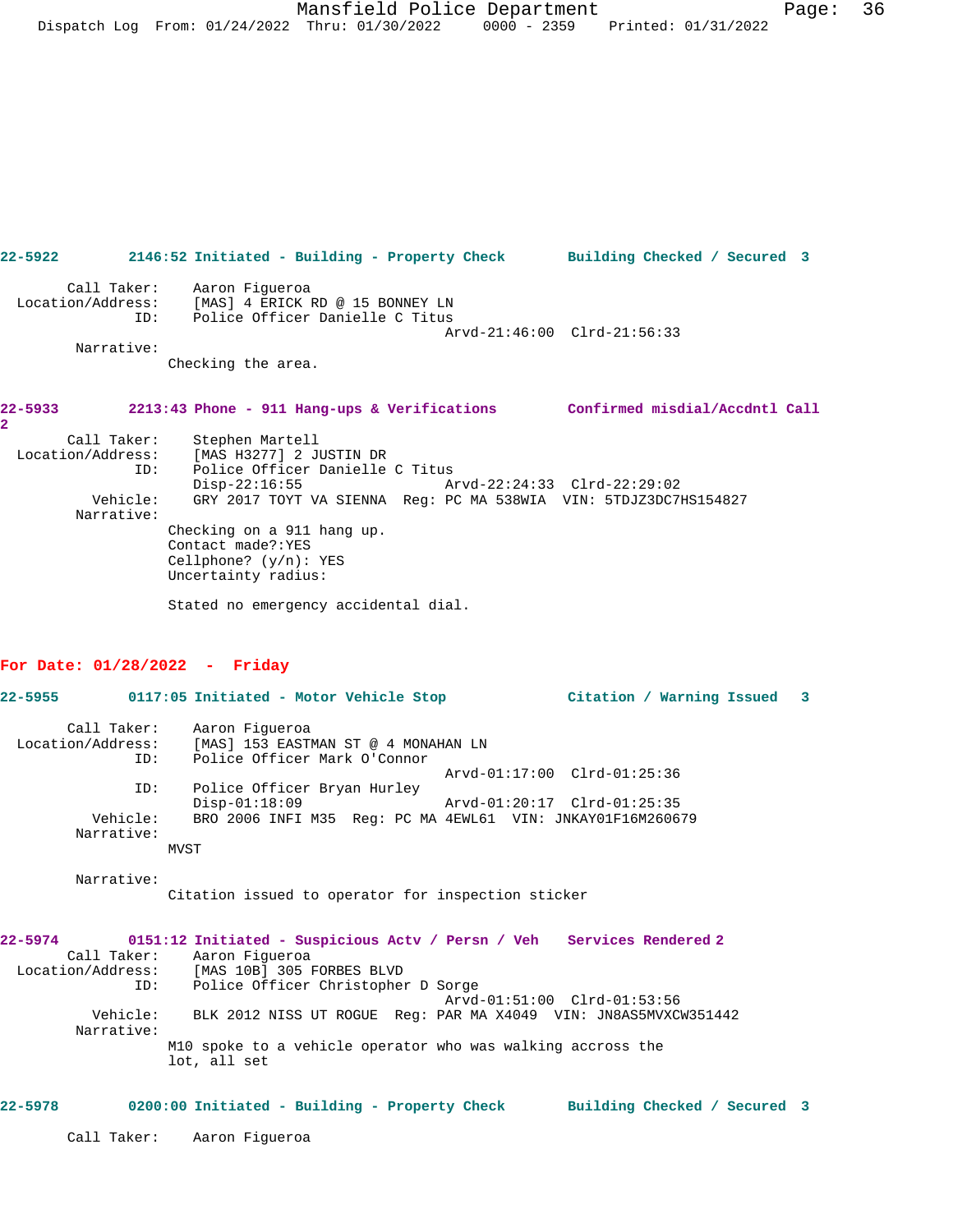**22-5922** **2146:52 Initiated - Building - Property Check** **Building Checked / Secured 3**

Call Taker: Aaron Figueroa
Location/Address: [MAS] 4 ERICK RD @ 15 BONNEY LN
ID: Police Officer Danielle C Titus
Arvd-21:46:00 Clrd-21:56:33
Narrative:
Checking the area.

**22-5933** **2213:43 Phone - 911 Hang-ups & Verifications** **Confirmed misdial/Accdntl Call 2**

Call Taker: Stephen Martell
Location/Address: [MAS H3277] 2 JUSTIN DR
ID: Police Officer Danielle C Titus
Disp-22:16:55 Arvd-22:24:33 Clrd-22:29:02
Vehicle: GRY 2017 TOYT VA SIENNA Reg: PC MA 538WIA VIN: 5TDJZ3DC7HS154827
Narrative:
Checking on a 911 hang up.
Contact made?:YES
Cellphone? (y/n): YES
Uncertainty radius:

Stated no emergency accidental dial.

## For Date: 01/28/2022 - Friday

**22-5955** **0117:05 Initiated - Motor Vehicle Stop** **Citation / Warning Issued 3**

Call Taker: Aaron Figueroa
Location/Address: [MAS] 153 EASTMAN ST @ 4 MONAHAN LN
ID: Police Officer Mark O'Connor
Arvd-01:17:00 Clrd-01:25:36
ID: Police Officer Bryan Hurley
Disp-01:18:09 Arvd-01:20:17 Clrd-01:25:35
Vehicle: BRO 2006 INFI M35 Reg: PC MA 4EWL61 VIN: JNKAY01F16M260679
Narrative:
MVST

Narrative:
Citation issued to operator for inspection sticker

**22-5974** **0151:12 Initiated - Suspicious Actv / Persn / Veh** **Services Rendered 2**

Call Taker: Aaron Figueroa
Location/Address: [MAS 10B] 305 FORBES BLVD
ID: Police Officer Christopher D Sorge
Arvd-01:51:00 Clrd-01:53:56
Vehicle: BLK 2012 NISS UT ROGUE Reg: PAR MA X4049 VIN: JN8AS5MVXCW351442
Narrative:
M10 spoke to a vehicle operator who was walking accross the lot, all set

**22-5978** **0200:00 Initiated - Building - Property Check** **Building Checked / Secured 3**

Call Taker: Aaron Figueroa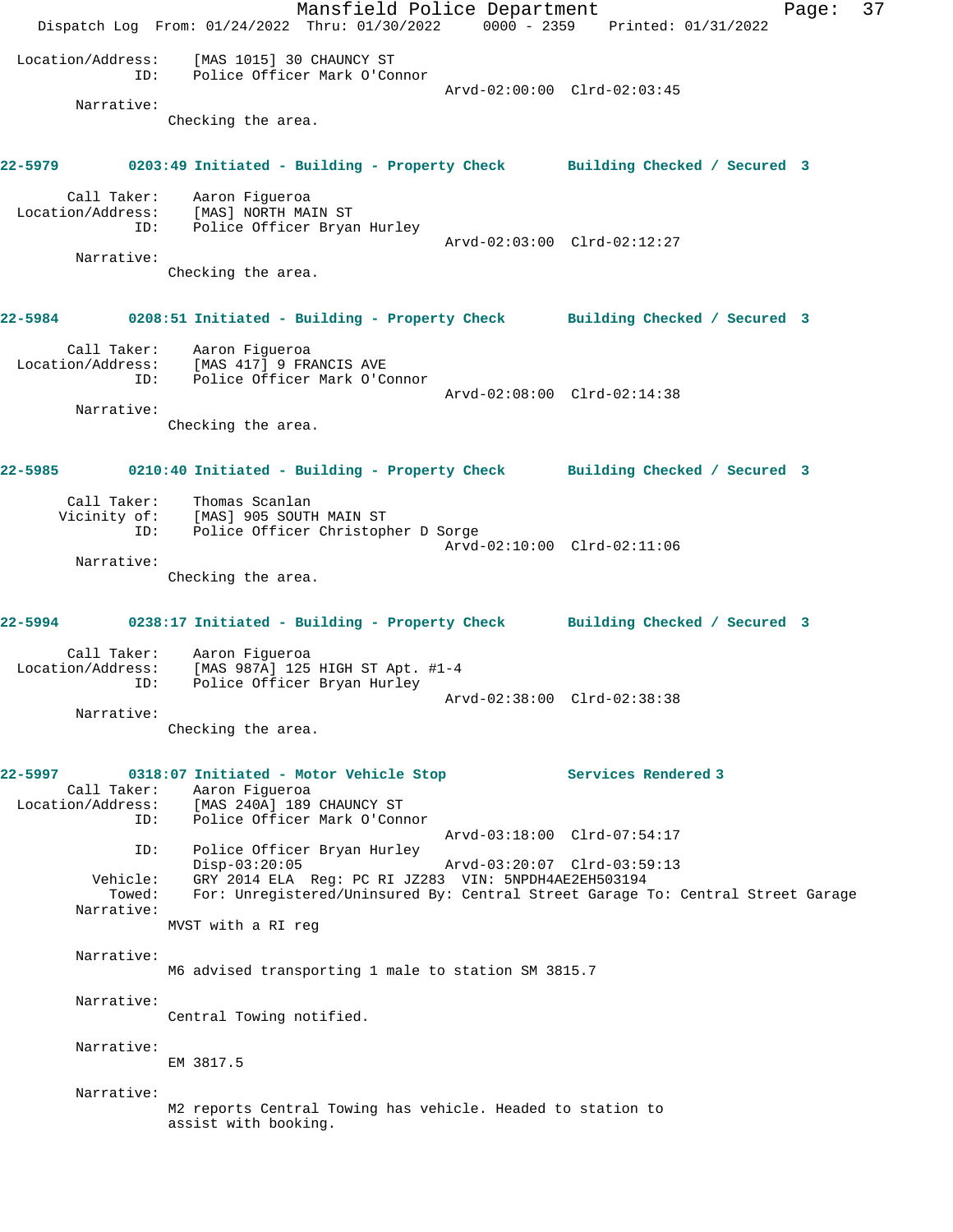Location/Address: [MAS 1015] 30 CHAUNCY ST
ID: Police Officer Mark O'Connor
Arvd-02:00:00 Clrd-02:03:45

Narrative:
Checking the area.

**22-5979 0203:49 Initiated - Building - Property Check Building Checked / Secured 3**

Call Taker: Aaron Figueroa
Location/Address: [MAS] NORTH MAIN ST
ID: Police Officer Bryan Hurley
Arvd-02:03:00 Clrd-02:12:27

Narrative:
Checking the area.

**22-5984 0208:51 Initiated - Building - Property Check Building Checked / Secured 3**

Call Taker: Aaron Figueroa
Location/Address: [MAS 417] 9 FRANCIS AVE
ID: Police Officer Mark O'Connor
Arvd-02:08:00 Clrd-02:14:38

Narrative:
Checking the area.

**22-5985 0210:40 Initiated - Building - Property Check Building Checked / Secured 3**

Call Taker: Thomas Scanlan
Vicinity of: [MAS] 905 SOUTH MAIN ST
ID: Police Officer Christopher D Sorge
Arvd-02:10:00 Clrd-02:11:06

Narrative:
Checking the area.

**22-5994 0238:17 Initiated - Building - Property Check Building Checked / Secured 3**

Call Taker: Aaron Figueroa
Location/Address: [MAS 987A] 125 HIGH ST Apt. #1-4
ID: Police Officer Bryan Hurley
Arvd-02:38:00 Clrd-02:38:38

Narrative:
Checking the area.

**22-5997 0318:07 Initiated - Motor Vehicle Stop Services Rendered 3**

Call Taker: Aaron Figueroa
Location/Address: [MAS 240A] 189 CHAUNCY ST
ID: Police Officer Mark O'Connor
Arvd-03:18:00 Clrd-07:54:17
ID: Police Officer Bryan Hurley
Disp-03:20:05 Arvd-03:20:07 Clrd-03:59:13
Vehicle: GRY 2014 ELA Reg: PC RI JZ283 VIN: 5NPDH4AE2EH503194
Towed: For: Unregistered/Uninsured By: Central Street Garage To: Central Street Garage

Narrative:
MVST with a RI reg

Narrative:
M6 advised transporting 1 male to station SM 3815.7

Narrative:
Central Towing notified.

Narrative:
EM 3817.5

Narrative:
M2 reports Central Towing has vehicle. Headed to station to assist with booking.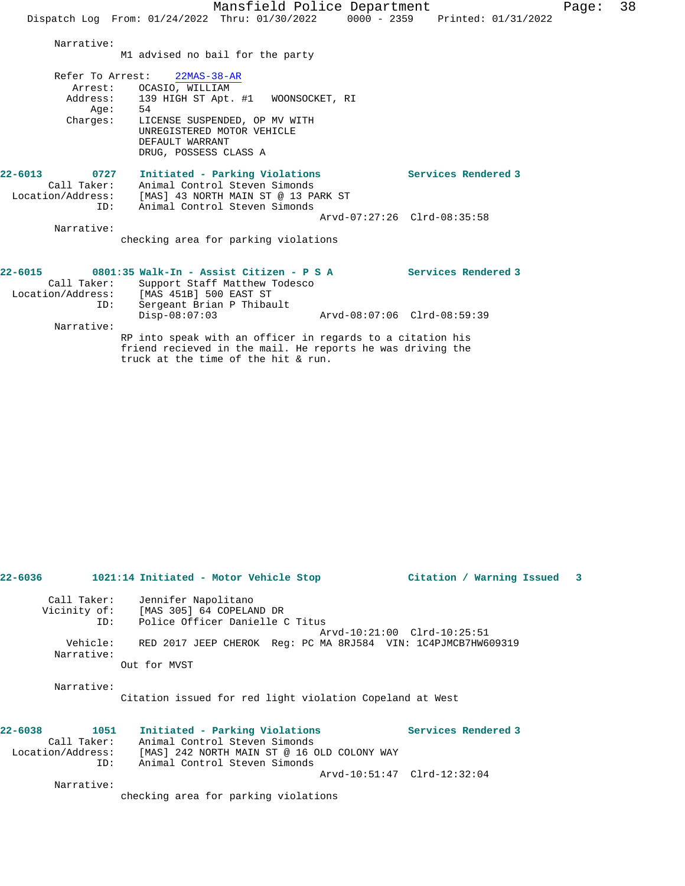Narrative:
M1 advised no bail for the party

Refer To Arrest: 22MAS-38-AR
Arrest: OCASIO, WILLIAM
Address: 139 HIGH ST Apt. #1 WOONSOCKET, RI
Age: 54
Charges: LICENSE SUSPENDED, OP MV WITH
UNREGISTERED MOTOR VEHICLE
DEFAULT WARRANT
DRUG, POSSESS CLASS A

**22-6013 0727 Initiated - Parking Violations Services Rendered 3**
Call Taker: Animal Control Steven Simonds
Location/Address: [MAS] 43 NORTH MAIN ST @ 13 PARK ST
ID: Animal Control Steven Simonds
Arvd-07:27:26 Clrd-08:35:58
Narrative:
checking area for parking violations

**22-6015 0801:35 Walk-In - Assist Citizen - P S A Services Rendered 3**
Call Taker: Support Staff Matthew Todesco
Location/Address: [MAS 451B] 500 EAST ST
ID: Sergeant Brian P Thibault
Disp-08:07:03 Arvd-08:07:06 Clrd-08:59:39
Narrative:
RP into speak with an officer in regards to a citation his friend recieved in the mail. He reports he was driving the truck at the time of the hit & run.

**22-6036 1021:14 Initiated - Motor Vehicle Stop Citation / Warning Issued 3**
Call Taker: Jennifer Napolitano
Vicinity of: [MAS 305] 64 COPELAND DR
ID: Police Officer Danielle C Titus
Arvd-10:21:00 Clrd-10:25:51
Vehicle: RED 2017 JEEP CHEROK Reg: PC MA 8RJ584 VIN: 1C4PJMCB7HW609319
Narrative:
Out for MVST

Narrative:
Citation issued for red light violation Copeland at West

**22-6038 1051 Initiated - Parking Violations Services Rendered 3**
Call Taker: Animal Control Steven Simonds
Location/Address: [MAS] 242 NORTH MAIN ST @ 16 OLD COLONY WAY
ID: Animal Control Steven Simonds
Arvd-10:51:47 Clrd-12:32:04
Narrative:
checking area for parking violations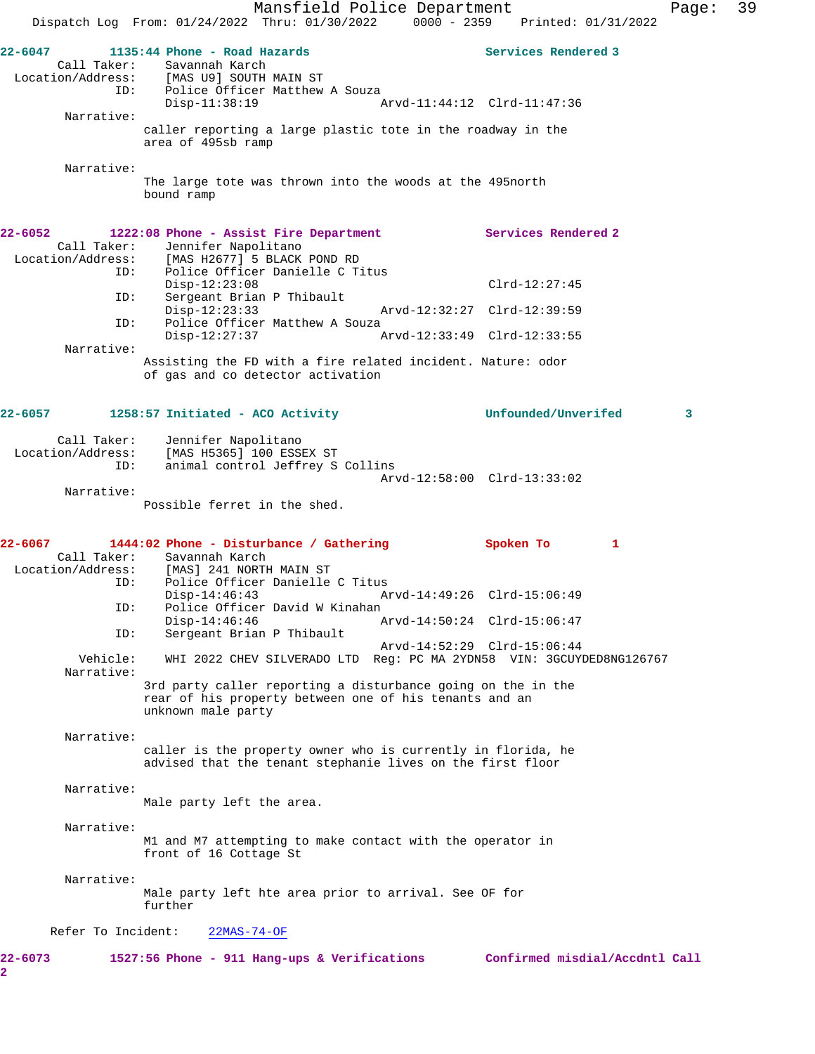**22-6047 1135:44 Phone - Road Hazards** — **Services Rendered 3**

Call Taker: Savannah Karch
Location/Address: [MAS U9] SOUTH MAIN ST
ID: Police Officer Matthew A Souza
Disp-11:38:19 Arvd-11:44:12 Clrd-11:47:36

Narrative:
caller reporting a large plastic tote in the roadway in the area of 495sb ramp

Narrative:
The large tote was thrown into the woods at the 495north bound ramp

**22-6052 1222:08 Phone - Assist Fire Department** — **Services Rendered 2**

Call Taker: Jennifer Napolitano
Location/Address: [MAS H2677] 5 BLACK POND RD
ID: Police Officer Danielle C Titus
Disp-12:23:08 Clrd-12:27:45
ID: Sergeant Brian P Thibault
Disp-12:23:33 Arvd-12:32:27 Clrd-12:39:59
ID: Police Officer Matthew A Souza
Disp-12:27:37 Arvd-12:33:49 Clrd-12:33:55

Narrative:
Assisting the FD with a fire related incident. Nature: odor of gas and co detector activation

**22-6057 1258:57 Initiated - ACO Activity** — **Unfounded/Unverifed 3**

Call Taker: Jennifer Napolitano
Location/Address: [MAS H5365] 100 ESSEX ST
ID: animal control Jeffrey S Collins
Arvd-12:58:00 Clrd-13:33:02

Narrative:
Possible ferret in the shed.

**22-6067 1444:02 Phone - Disturbance / Gathering** — **Spoken To 1**

Call Taker: Savannah Karch
Location/Address: [MAS] 241 NORTH MAIN ST
ID: Police Officer Danielle C Titus
Disp-14:46:43 Arvd-14:49:26 Clrd-15:06:49
ID: Police Officer David W Kinahan
Disp-14:46:46 Arvd-14:50:24 Clrd-15:06:47
ID: Sergeant Brian P Thibault
Arvd-14:52:29 Clrd-15:06:44
Vehicle: WHI 2022 CHEV SILVERADO LTD Reg: PC MA 2YDN58 VIN: 3GCUYDED8NG126767

Narrative:
3rd party caller reporting a disturbance going on the in the rear of his property between one of his tenants and an unknown male party

Narrative:
caller is the property owner who is currently in florida, he advised that the tenant stephanie lives on the first floor

Narrative:
Male party left the area.

Narrative:
M1 and M7 attempting to make contact with the operator in front of 16 Cottage St

Narrative:
Male party left hte area prior to arrival. See OF for further

Refer To Incident: 22MAS-74-OF

**22-6073 1527:56 Phone - 911 Hang-ups & Verifications** — **Confirmed misdial/Accdntl Call 2**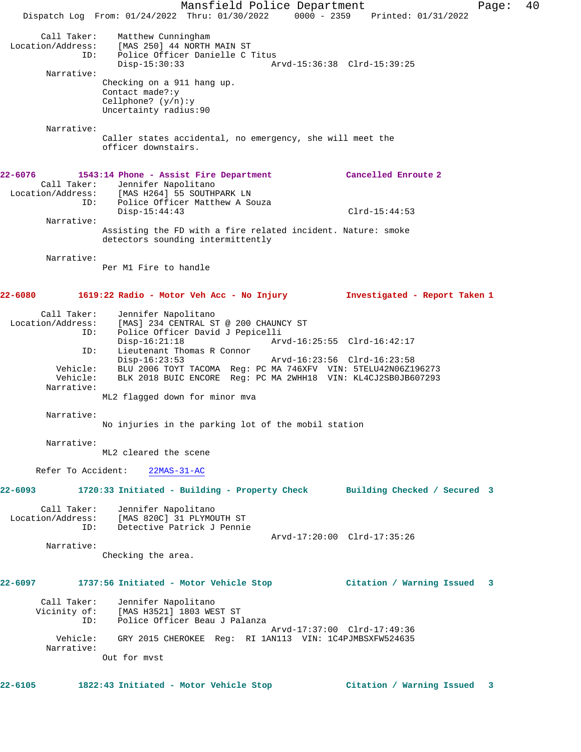Call Taker: Matthew Cunningham
Location/Address: [MAS 250] 44 NORTH MAIN ST
ID: Police Officer Danielle C Titus
Disp-15:30:33 Arvd-15:36:38 Clrd-15:39:25

Narrative:
Checking on a 911 hang up.
Contact made?:y
Cellphone? (y/n):y
Uncertainty radius:90

Narrative:
Caller states accidental, no emergency, she will meet the officer downstairs.

**22-6076 1543:14 Phone - Assist Fire Department Cancelled Enroute 2**

Call Taker: Jennifer Napolitano
Location/Address: [MAS H264] 55 SOUTHPARK LN
ID: Police Officer Matthew A Souza
Disp-15:44:43 Clrd-15:44:53

Narrative:
Assisting the FD with a fire related incident. Nature: smoke detectors sounding intermittently

Narrative:
Per M1 Fire to handle

**22-6080 1619:22 Radio - Motor Veh Acc - No Injury Investigated - Report Taken 1**

Call Taker: Jennifer Napolitano
Location/Address: [MAS] 234 CENTRAL ST @ 200 CHAUNCY ST
ID: Police Officer David J Pepicelli
Disp-16:21:18 Arvd-16:25:55 Clrd-16:42:17
ID: Lieutenant Thomas R Connor
Disp-16:23:53 Arvd-16:23:56 Clrd-16:23:58
Vehicle: BLU 2006 TOYT TACOMA Reg: PC MA 746XFV VIN: 5TELU42N06Z196273
Vehicle: BLK 2018 BUIC ENCORE Reg: PC MA 2WHH18 VIN: KL4CJ2SB0JB607293

Narrative:
ML2 flagged down for minor mva

Narrative:
No injuries in the parking lot of the mobil station

Narrative:
ML2 cleared the scene

Refer To Accident: 22MAS-31-AC

**22-6093 1720:33 Initiated - Building - Property Check Building Checked / Secured 3**

Call Taker: Jennifer Napolitano
Location/Address: [MAS 820C] 31 PLYMOUTH ST
ID: Detective Patrick J Pennie
Arvd-17:20:00 Clrd-17:35:26

Narrative:
Checking the area.

**22-6097 1737:56 Initiated - Motor Vehicle Stop Citation / Warning Issued 3**

Call Taker: Jennifer Napolitano
Vicinity of: [MAS H3521] 1803 WEST ST
ID: Police Officer Beau J Palanza
Arvd-17:37:00 Clrd-17:49:36
Vehicle: GRY 2015 CHEROKEE Reg: RI 1AN113 VIN: 1C4PJMBSXFW524635

Narrative:
Out for mvst

**22-6105 1822:43 Initiated - Motor Vehicle Stop Citation / Warning Issued 3**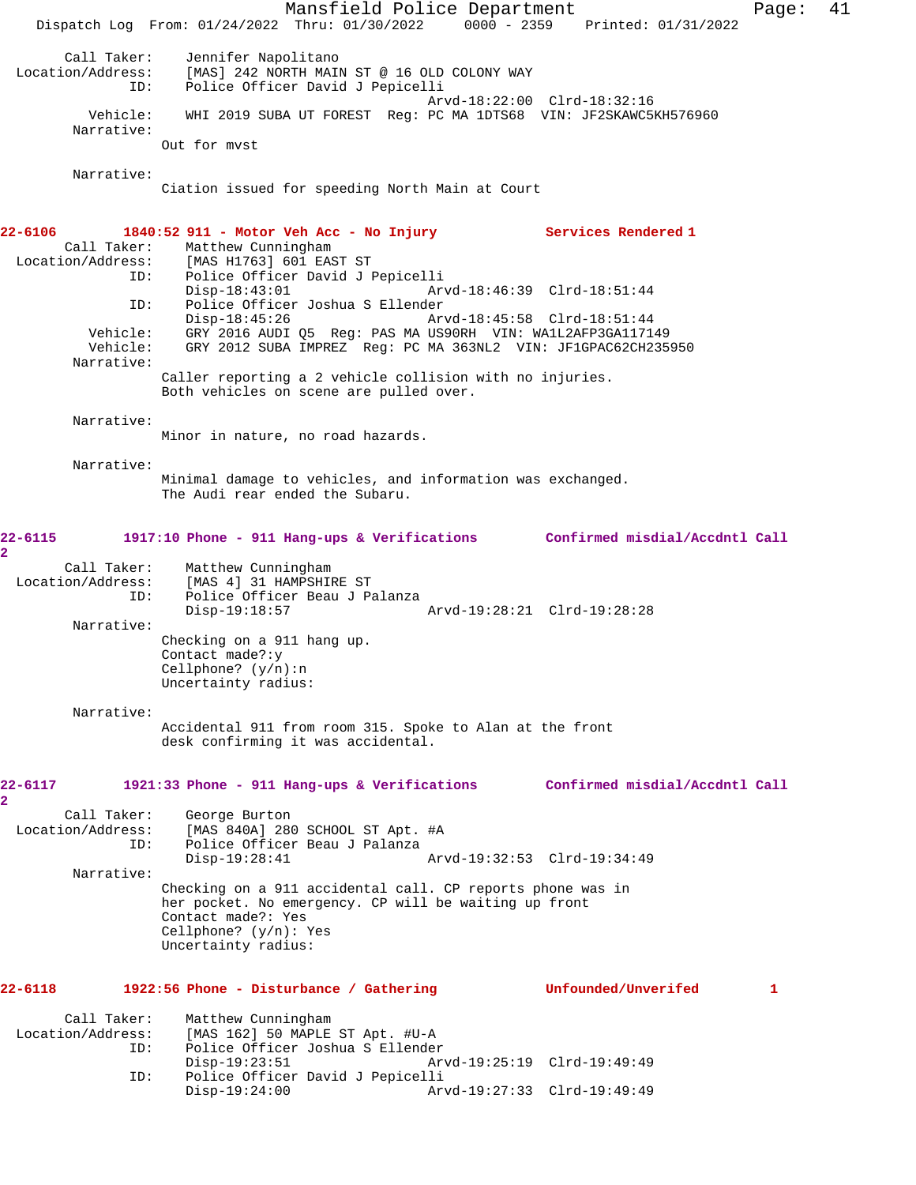Call Taker: Jennifer Napolitano
Location/Address: [MAS] 242 NORTH MAIN ST @ 16 OLD COLONY WAY
ID: Police Officer David J Pepicelli
Arvd-18:22:00 Clrd-18:32:16
Vehicle: WHI 2019 SUBA UT FOREST Reg: PC MA 1DTS68 VIN: JF2SKAWC5KH576960
Narrative:
Out for mvst

Narrative:
Ciation issued for speeding North Main at Court

**22-6106 1840:52 911 - Motor Veh Acc - No Injury Services Rendered 1**

Call Taker: Matthew Cunningham
Location/Address: [MAS H1763] 601 EAST ST
ID: Police Officer David J Pepicelli
Disp-18:43:01 Arvd-18:46:39 Clrd-18:51:44
ID: Police Officer Joshua S Ellender
Disp-18:45:26 Arvd-18:45:58 Clrd-18:51:44
Vehicle: GRY 2016 AUDI Q5 Reg: PAS MA US90RH VIN: WA1L2AFP3GA117149
Vehicle: GRY 2012 SUBA IMPREZ Reg: PC MA 363NL2 VIN: JF1GPAC62CH235950
Narrative:
Caller reporting a 2 vehicle collision with no injuries.
Both vehicles on scene are pulled over.

Narrative:
Minor in nature, no road hazards.

Narrative:
Minimal damage to vehicles, and information was exchanged.
The Audi rear ended the Subaru.

**22-6115 1917:10 Phone - 911 Hang-ups & Verifications Confirmed misdial/Accdntl Call 2**

Call Taker: Matthew Cunningham
Location/Address: [MAS 4] 31 HAMPSHIRE ST
ID: Police Officer Beau J Palanza
Disp-19:18:57 Arvd-19:28:21 Clrd-19:28:28
Narrative:
Checking on a 911 hang up.
Contact made?:y
Cellphone? (y/n):n
Uncertainty radius:

Narrative:
Accidental 911 from room 315. Spoke to Alan at the front
desk confirming it was accidental.

**22-6117 1921:33 Phone - 911 Hang-ups & Verifications Confirmed misdial/Accdntl Call 2**

Call Taker: George Burton
Location/Address: [MAS 840A] 280 SCHOOL ST Apt. #A
ID: Police Officer Beau J Palanza
Disp-19:28:41 Arvd-19:32:53 Clrd-19:34:49
Narrative:
Checking on a 911 accidental call. CP reports phone was in
her pocket. No emergency. CP will be waiting up front
Contact made?: Yes
Cellphone? (y/n): Yes
Uncertainty radius:

**22-6118 1922:56 Phone - Disturbance / Gathering Unfounded/Unverifed 1**

Call Taker: Matthew Cunningham
Location/Address: [MAS 162] 50 MAPLE ST Apt. #U-A
ID: Police Officer Joshua S Ellender
Disp-19:23:51 Arvd-19:25:19 Clrd-19:49:49
ID: Police Officer David J Pepicelli
Disp-19:24:00 Arvd-19:27:33 Clrd-19:49:49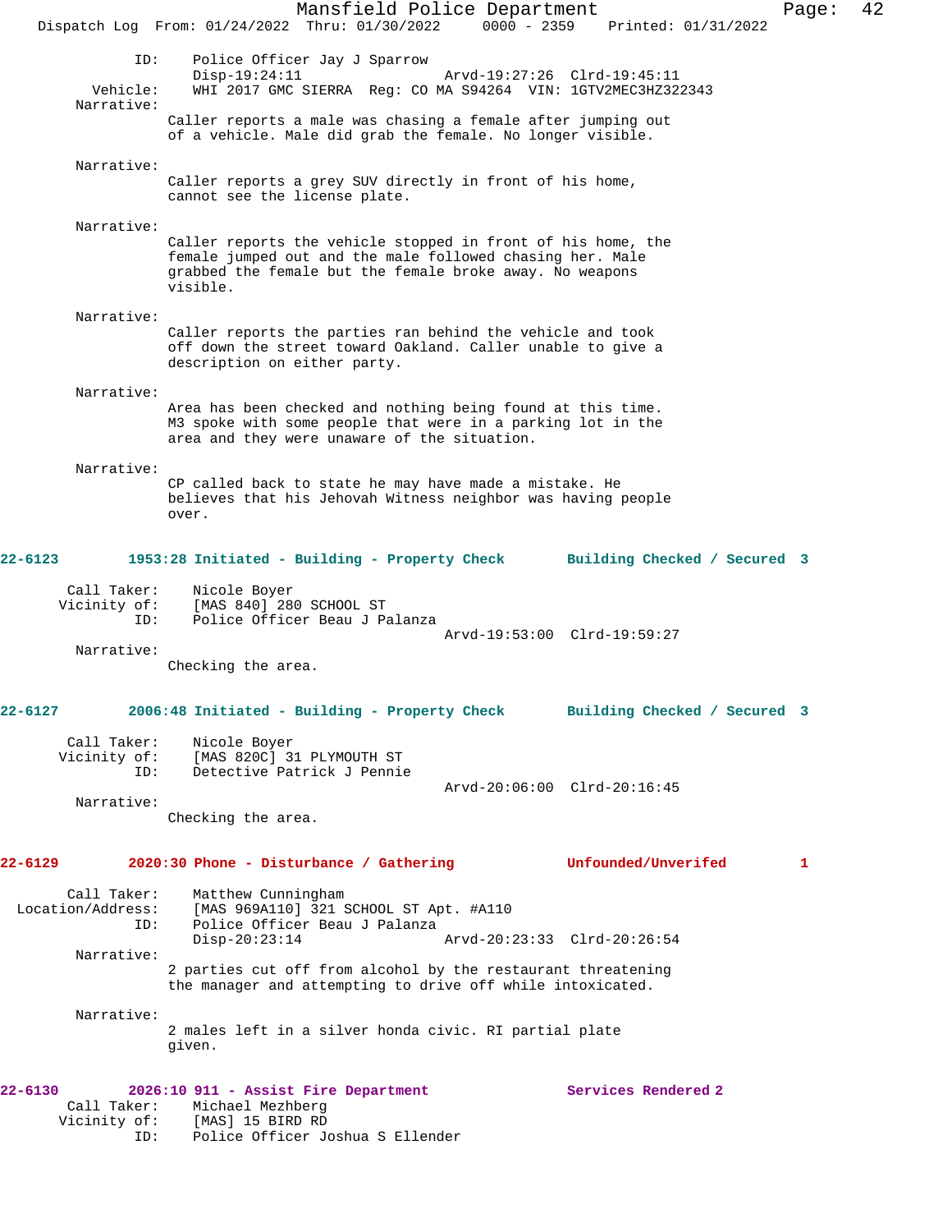ID: Police Officer Jay J Sparrow
Disp-19:24:11 Arvd-19:27:26 Clrd-19:45:11
Vehicle: WHI 2017 GMC SIERRA Reg: CO MA S94264 VIN: 1GTV2MEC3HZ322343
Narrative:
Caller reports a male was chasing a female after jumping out of a vehicle. Male did grab the female. No longer visible.

Narrative:
Caller reports a grey SUV directly in front of his home, cannot see the license plate.

Narrative:
Caller reports the vehicle stopped in front of his home, the female jumped out and the male followed chasing her. Male grabbed the female but the female broke away. No weapons visible.

Narrative:
Caller reports the parties ran behind the vehicle and took off down the street toward Oakland. Caller unable to give a description on either party.

Narrative:
Area has been checked and nothing being found at this time. M3 spoke with some people that were in a parking lot in the area and they were unaware of the situation.

Narrative:
CP called back to state he may have made a mistake. He believes that his Jehovah Witness neighbor was having people over.

**22-6123 1953:28 Initiated - Building - Property Check Building Checked / Secured 3**

Call Taker: Nicole Boyer
Vicinity of: [MAS 840] 280 SCHOOL ST
ID: Police Officer Beau J Palanza
Arvd-19:53:00 Clrd-19:59:27
Narrative:
Checking the area.

**22-6127 2006:48 Initiated - Building - Property Check Building Checked / Secured 3**

Call Taker: Nicole Boyer
Vicinity of: [MAS 820C] 31 PLYMOUTH ST
ID: Detective Patrick J Pennie
Arvd-20:06:00 Clrd-20:16:45
Narrative:
Checking the area.

**22-6129 2020:30 Phone - Disturbance / Gathering Unfounded/Unverifed 1**

Call Taker: Matthew Cunningham
Location/Address: [MAS 969A110] 321 SCHOOL ST Apt. #A110
ID: Police Officer Beau J Palanza
Disp-20:23:14 Arvd-20:23:33 Clrd-20:26:54
Narrative:
2 parties cut off from alcohol by the restaurant threatening the manager and attempting to drive off while intoxicated.

Narrative:
2 males left in a silver honda civic. RI partial plate given.

**22-6130 2026:10 911 - Assist Fire Department Services Rendered 2**
Call Taker: Michael Mezhberg
Vicinity of: [MAS] 15 BIRD RD
ID: Police Officer Joshua S Ellender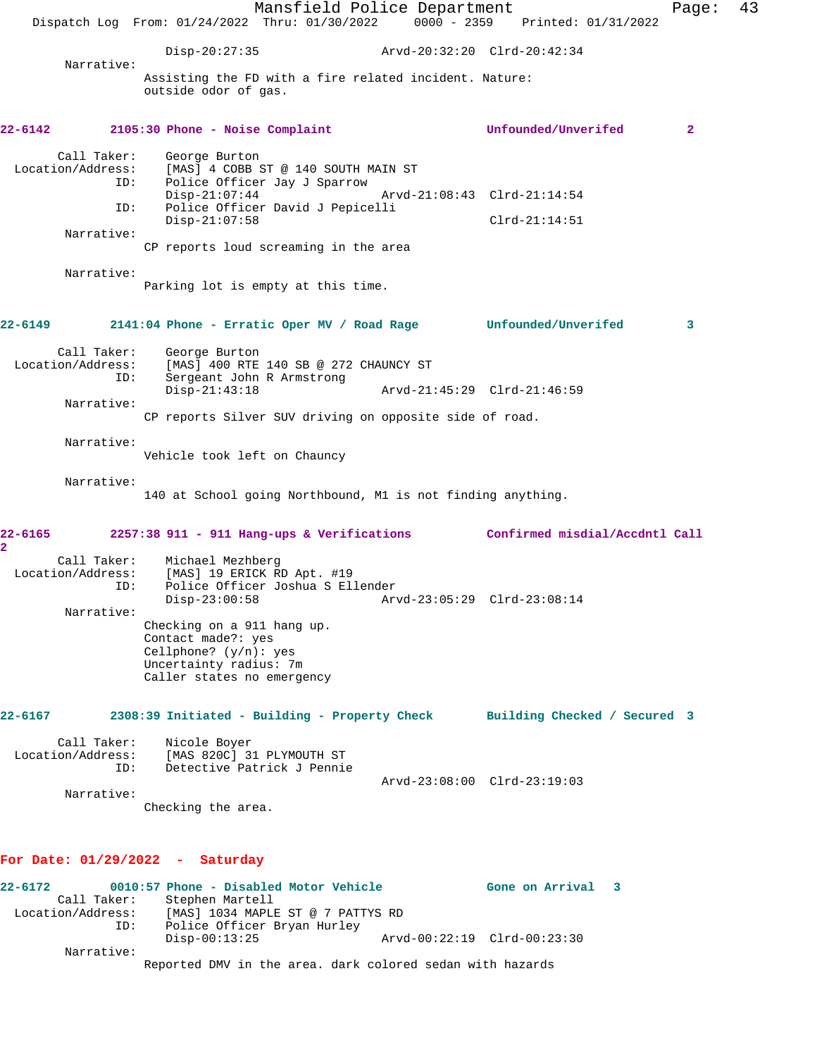Disp-20:27:35 Arvd-20:32:20 Clrd-20:42:34

Narrative:
Assisting the FD with a fire related incident. Nature: outside odor of gas.

**22-6142 2105:30 Phone - Noise Complaint Unfounded/Unverifed 2**

Call Taker: George Burton
Location/Address: [MAS] 4 COBB ST @ 140 SOUTH MAIN ST
ID: Police Officer Jay J Sparrow
Disp-21:07:44 Arvd-21:08:43 Clrd-21:14:54
ID: Police Officer David J Pepicelli
Disp-21:07:58 Clrd-21:14:51

Narrative:
CP reports loud screaming in the area

Narrative:
Parking lot is empty at this time.

**22-6149 2141:04 Phone - Erratic Oper MV / Road Rage Unfounded/Unverifed 3**

Call Taker: George Burton
Location/Address: [MAS] 400 RTE 140 SB @ 272 CHAUNCY ST
ID: Sergeant John R Armstrong
Disp-21:43:18 Arvd-21:45:29 Clrd-21:46:59

Narrative:
CP reports Silver SUV driving on opposite side of road.

Narrative:
Vehicle took left on Chauncy

Narrative:
140 at School going Northbound, M1 is not finding anything.

**22-6165 2257:38 911 - 911 Hang-ups & Verifications Confirmed misdial/Accdntl Call 2**

Call Taker: Michael Mezhberg
Location/Address: [MAS] 19 ERICK RD Apt. #19
ID: Police Officer Joshua S Ellender
Disp-23:00:58 Arvd-23:05:29 Clrd-23:08:14

Narrative:
Checking on a 911 hang up.
Contact made?: yes
Cellphone? (y/n): yes
Uncertainty radius: 7m
Caller states no emergency

**22-6167 2308:39 Initiated - Building - Property Check Building Checked / Secured 3**

Call Taker: Nicole Boyer
Location/Address: [MAS 820C] 31 PLYMOUTH ST
ID: Detective Patrick J Pennie
Arvd-23:08:00 Clrd-23:19:03

Narrative:
Checking the area.

## For Date: 01/29/2022 - Saturday

**22-6172 0010:57 Phone - Disabled Motor Vehicle Gone on Arrival 3**

Call Taker: Stephen Martell
Location/Address: [MAS] 1034 MAPLE ST @ 7 PATTYS RD
ID: Police Officer Bryan Hurley
Disp-00:13:25 Arvd-00:22:19 Clrd-00:23:30

Narrative:
Reported DMV in the area. dark colored sedan with hazards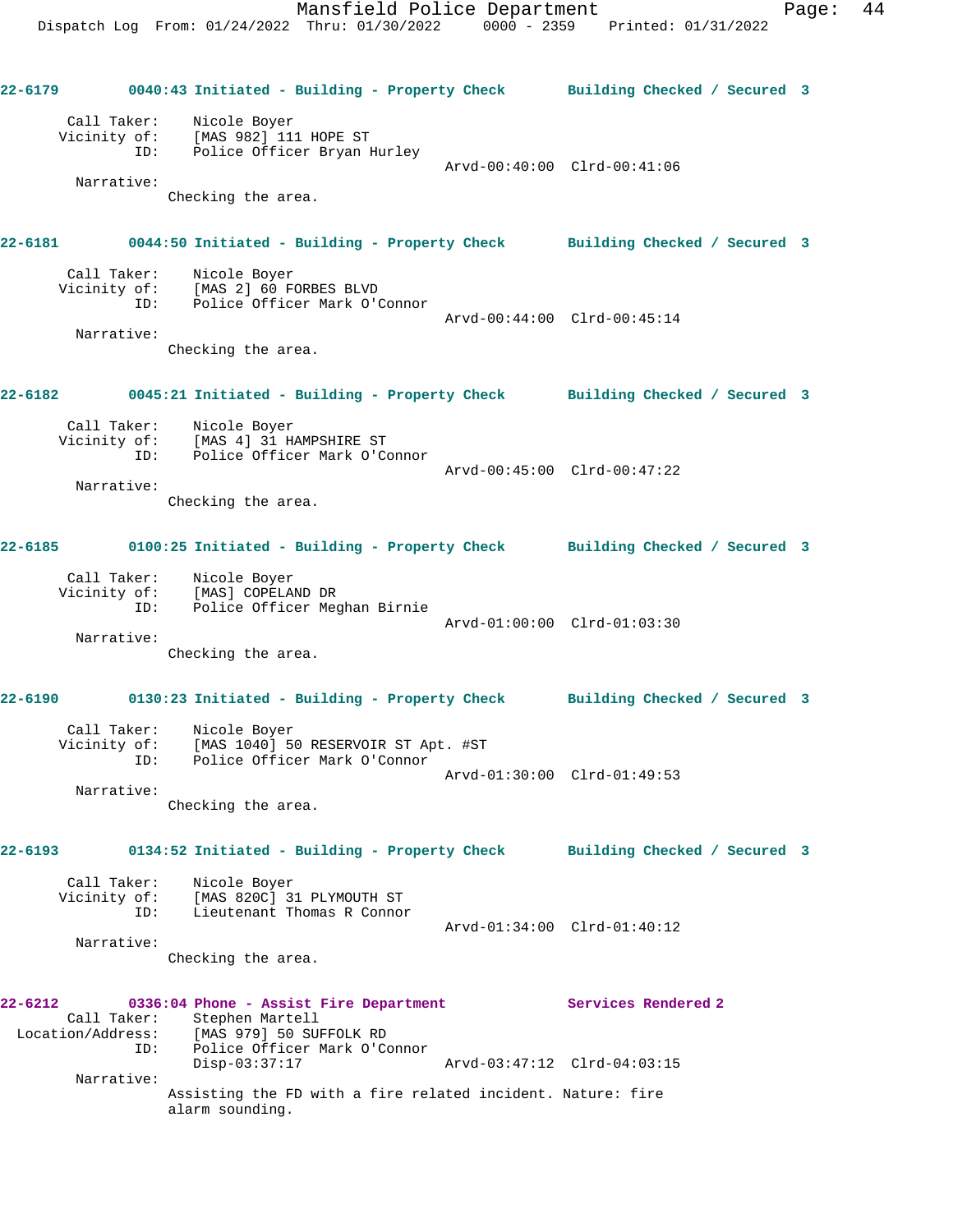**22-6179** 0040:43 Initiated - Building - Property Check — Building Checked / Secured 3

Call Taker: Nicole Boyer
Vicinity of: [MAS 982] 111 HOPE ST
ID: Police Officer Bryan Hurley
Arvd-00:40:00 Clrd-00:41:06

Narrative:
Checking the area.

**22-6181** 0044:50 Initiated - Building - Property Check — Building Checked / Secured 3

Call Taker: Nicole Boyer
Vicinity of: [MAS 2] 60 FORBES BLVD
ID: Police Officer Mark O'Connor
Arvd-00:44:00 Clrd-00:45:14

Narrative:
Checking the area.

**22-6182** 0045:21 Initiated - Building - Property Check — Building Checked / Secured 3

Call Taker: Nicole Boyer
Vicinity of: [MAS 4] 31 HAMPSHIRE ST
ID: Police Officer Mark O'Connor
Arvd-00:45:00 Clrd-00:47:22

Narrative:
Checking the area.

**22-6185** 0100:25 Initiated - Building - Property Check — Building Checked / Secured 3

Call Taker: Nicole Boyer
Vicinity of: [MAS] COPELAND DR
ID: Police Officer Meghan Birnie
Arvd-01:00:00 Clrd-01:03:30

Narrative:
Checking the area.

**22-6190** 0130:23 Initiated - Building - Property Check — Building Checked / Secured 3

Call Taker: Nicole Boyer
Vicinity of: [MAS 1040] 50 RESERVOIR ST Apt. #ST
ID: Police Officer Mark O'Connor
Arvd-01:30:00 Clrd-01:49:53

Narrative:
Checking the area.

**22-6193** 0134:52 Initiated - Building - Property Check — Building Checked / Secured 3

Call Taker: Nicole Boyer
Vicinity of: [MAS 820C] 31 PLYMOUTH ST
ID: Lieutenant Thomas R Connor
Arvd-01:34:00 Clrd-01:40:12

Narrative:
Checking the area.

**22-6212** 0336:04 Phone - Assist Fire Department — Services Rendered 2

Call Taker: Stephen Martell
Location/Address: [MAS 979] 50 SUFFOLK RD
ID: Police Officer Mark O'Connor
Disp-03:37:17 Arvd-03:47:12 Clrd-04:03:15

Narrative:
Assisting the FD with a fire related incident. Nature: fire alarm sounding.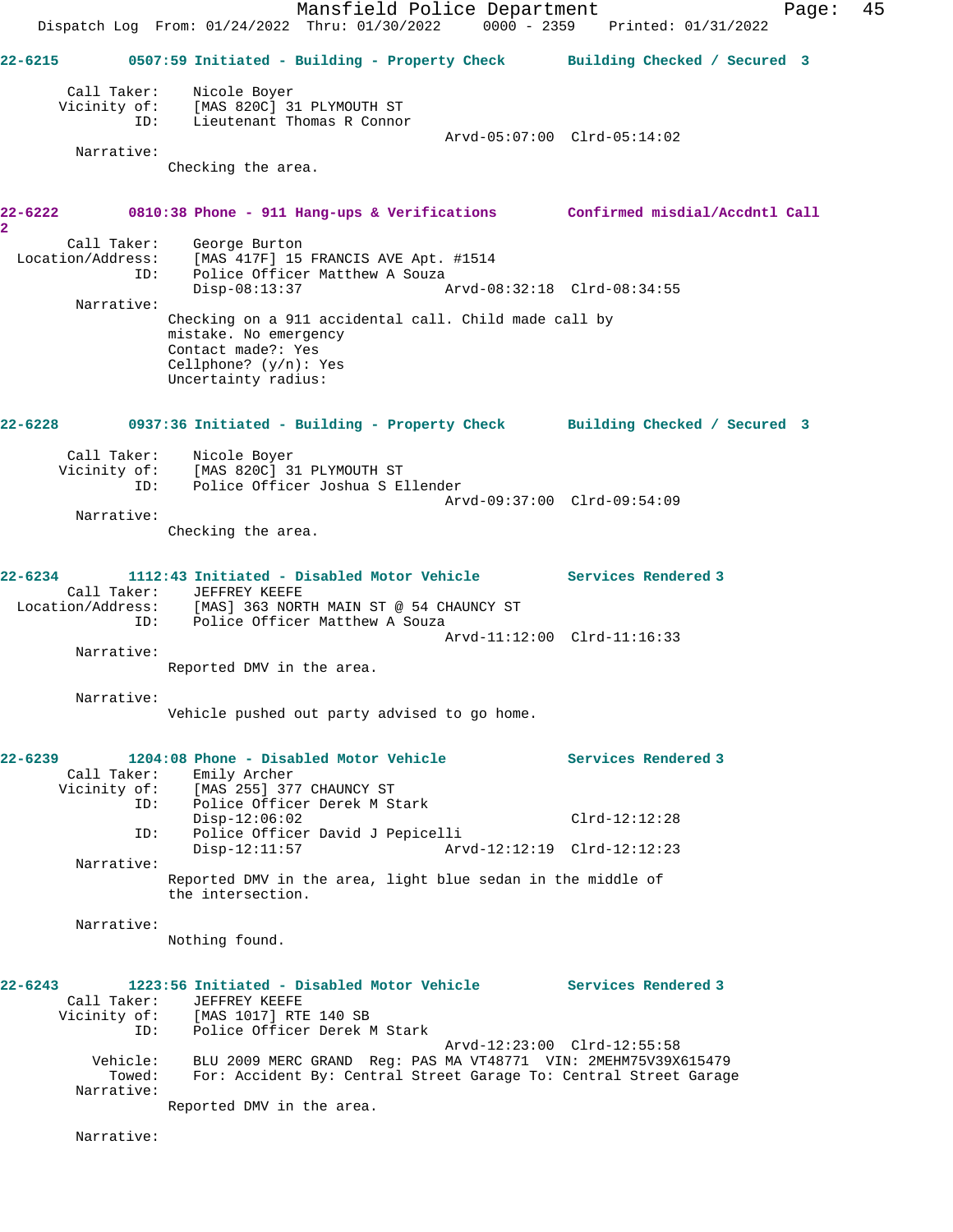**22-6215** 0507:59 Initiated - Building - Property Check — Building Checked / Secured 3

```
Call Taker:    Nicole Boyer
Vicinity of:   [MAS 820C] 31 PLYMOUTH ST
        ID:    Lieutenant Thomas R Connor
                                       Arvd-05:07:00  Clrd-05:14:02
Narrative:
        Checking the area.
```

**22-6222** 0810:38 Phone - 911 Hang-ups & Verifications — Confirmed misdial/Accdntl Call 2

```
Call Taker:         George Burton
Location/Address:   [MAS 417F] 15 FRANCIS AVE Apt. #1514
              ID:   Police Officer Matthew A Souza
                    Disp-08:13:37          Arvd-08:32:18  Clrd-08:34:55
Narrative:
        Checking on a 911 accidental call. Child made call by
        mistake. No emergency
        Contact made?: Yes
        Cellphone? (y/n): Yes
        Uncertainty radius:
```

**22-6228** 0937:36 Initiated - Building - Property Check — Building Checked / Secured 3

```
Call Taker:    Nicole Boyer
Vicinity of:   [MAS 820C] 31 PLYMOUTH ST
        ID:    Police Officer Joshua S Ellender
                                       Arvd-09:37:00  Clrd-09:54:09
Narrative:
        Checking the area.
```

**22-6234** 1112:43 Initiated - Disabled Motor Vehicle — Services Rendered 3

```
Call Taker:         JEFFREY KEEFE
Location/Address:   [MAS] 363 NORTH MAIN ST @ 54 CHAUNCY ST
              ID:   Police Officer Matthew A Souza
                                       Arvd-11:12:00  Clrd-11:16:33
Narrative:
        Reported DMV in the area.

Narrative:
        Vehicle pushed out party advised to go home.
```

**22-6239** 1204:08 Phone - Disabled Motor Vehicle — Services Rendered 3

```
Call Taker:    Emily Archer
Vicinity of:   [MAS 255] 377 CHAUNCY ST
        ID:    Police Officer Derek M Stark
               Disp-12:06:02                          Clrd-12:12:28
        ID:    Police Officer David J Pepicelli
               Disp-12:11:57          Arvd-12:12:19  Clrd-12:12:23
Narrative:
        Reported DMV in the area, light blue sedan in the middle of
        the intersection.

Narrative:
        Nothing found.
```

**22-6243** 1223:56 Initiated - Disabled Motor Vehicle — Services Rendered 3

```
Call Taker:    JEFFREY KEEFE
Vicinity of:   [MAS 1017] RTE 140 SB
        ID:    Police Officer Derek M Stark
                                       Arvd-12:23:00  Clrd-12:55:58
   Vehicle:    BLU 2009 MERC GRAND  Reg: PAS MA VT48771  VIN: 2MEHM75V39X615479
     Towed:    For: Accident By: Central Street Garage To: Central Street Garage
Narrative:
        Reported DMV in the area.

Narrative:
```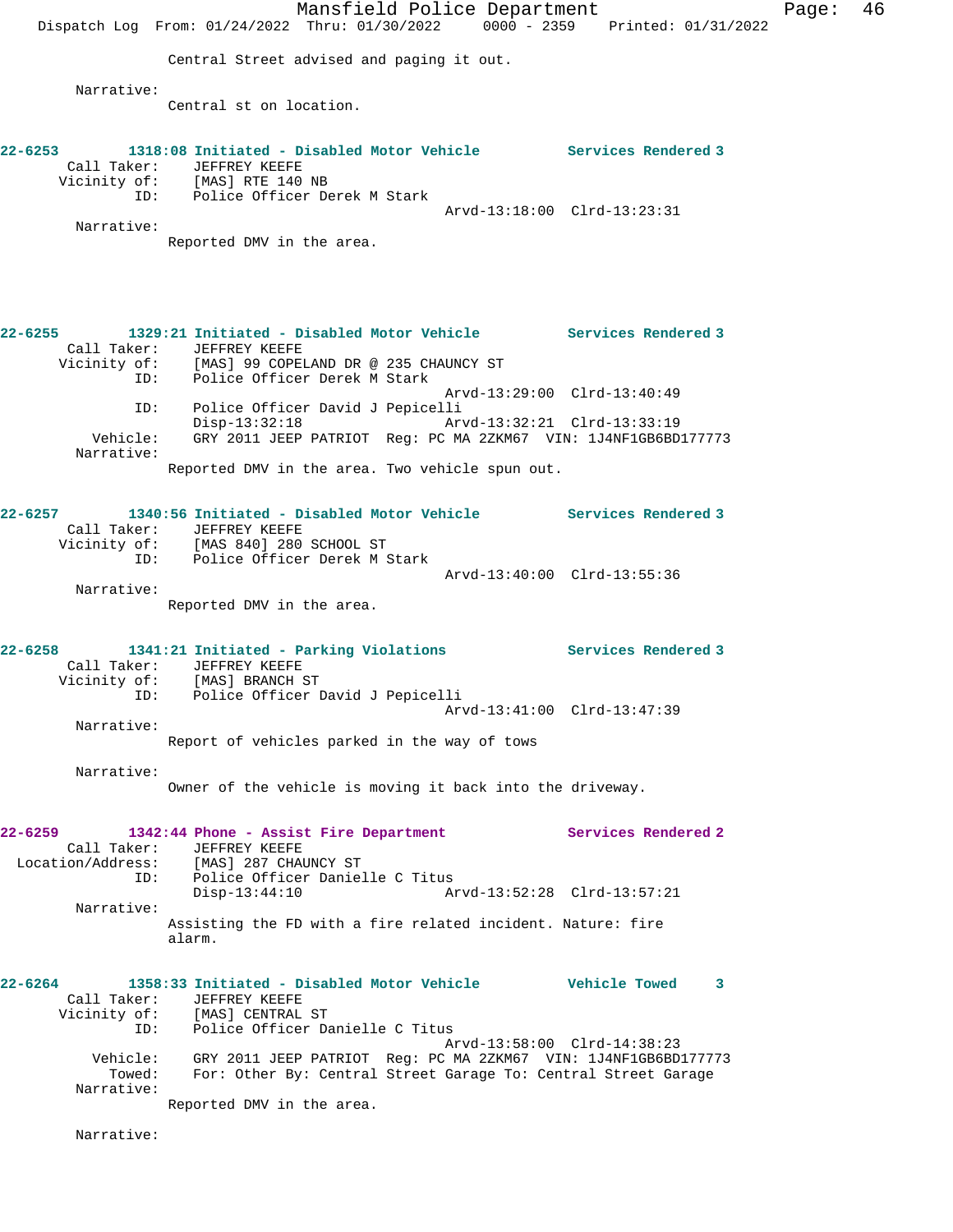Central Street advised and paging it out.

Narrative:
Central st on location.

**22-6253** 1318:08 Initiated - Disabled Motor Vehicle Services Rendered 3
Call Taker: JEFFREY KEEFE
Vicinity of: [MAS] RTE 140 NB
ID: Police Officer Derek M Stark
Arvd-13:18:00 Clrd-13:23:31
Narrative:
Reported DMV in the area.

**22-6255** 1329:21 Initiated - Disabled Motor Vehicle Services Rendered 3
Call Taker: JEFFREY KEEFE
Vicinity of: [MAS] 99 COPELAND DR @ 235 CHAUNCY ST
ID: Police Officer Derek M Stark
Arvd-13:29:00 Clrd-13:40:49
ID: Police Officer David J Pepicelli
Disp-13:32:18 Arvd-13:32:21 Clrd-13:33:19
Vehicle: GRY 2011 JEEP PATRIOT Reg: PC MA 2ZKM67 VIN: 1J4NF1GB6BD177773
Narrative:
Reported DMV in the area. Two vehicle spun out.

**22-6257** 1340:56 Initiated - Disabled Motor Vehicle Services Rendered 3
Call Taker: JEFFREY KEEFE
Vicinity of: [MAS 840] 280 SCHOOL ST
ID: Police Officer Derek M Stark
Arvd-13:40:00 Clrd-13:55:36
Narrative:
Reported DMV in the area.

**22-6258** 1341:21 Initiated - Parking Violations Services Rendered 3
Call Taker: JEFFREY KEEFE
Vicinity of: [MAS] BRANCH ST
ID: Police Officer David J Pepicelli
Arvd-13:41:00 Clrd-13:47:39
Narrative:
Report of vehicles parked in the way of tows

Narrative:
Owner of the vehicle is moving it back into the driveway.

**22-6259** 1342:44 Phone - Assist Fire Department Services Rendered 2
Call Taker: JEFFREY KEEFE
Location/Address: [MAS] 287 CHAUNCY ST
ID: Police Officer Danielle C Titus
Disp-13:44:10 Arvd-13:52:28 Clrd-13:57:21
Narrative:
Assisting the FD with a fire related incident. Nature: fire alarm.

**22-6264** 1358:33 Initiated - Disabled Motor Vehicle Vehicle Towed 3
Call Taker: JEFFREY KEEFE
Vicinity of: [MAS] CENTRAL ST
ID: Police Officer Danielle C Titus
Arvd-13:58:00 Clrd-14:38:23
Vehicle: GRY 2011 JEEP PATRIOT Reg: PC MA 2ZKM67 VIN: 1J4NF1GB6BD177773
Towed: For: Other By: Central Street Garage To: Central Street Garage
Narrative:
Reported DMV in the area.

Narrative: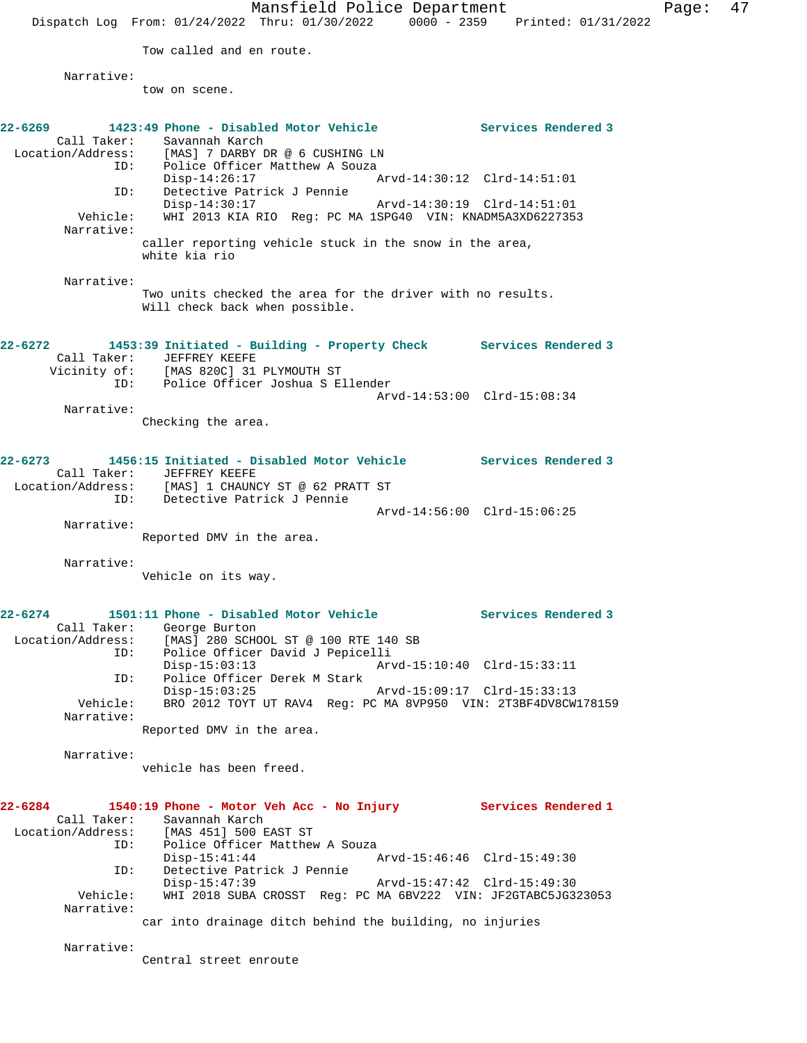Tow called and en route.

Narrative:
tow on scene.

**22-6269 1423:49 Phone - Disabled Motor Vehicle — Services Rendered 3**

Call Taker: Savannah Karch
Location/Address: [MAS] 7 DARBY DR @ 6 CUSHING LN
ID: Police Officer Matthew A Souza
Disp-14:26:17 Arvd-14:30:12 Clrd-14:51:01
ID: Detective Patrick J Pennie
Disp-14:30:17 Arvd-14:30:19 Clrd-14:51:01
Vehicle: WHI 2013 KIA RIO Reg: PC MA 1SPG40 VIN: KNADM5A3XD6227353
Narrative:
caller reporting vehicle stuck in the snow in the area, white kia rio

Narrative:
Two units checked the area for the driver with no results. Will check back when possible.

**22-6272 1453:39 Initiated - Building - Property Check — Services Rendered 3**

Call Taker: JEFFREY KEEFE
Vicinity of: [MAS 820C] 31 PLYMOUTH ST
ID: Police Officer Joshua S Ellender
Arvd-14:53:00 Clrd-15:08:34
Narrative:
Checking the area.

**22-6273 1456:15 Initiated - Disabled Motor Vehicle — Services Rendered 3**

Call Taker: JEFFREY KEEFE
Location/Address: [MAS] 1 CHAUNCY ST @ 62 PRATT ST
ID: Detective Patrick J Pennie
Arvd-14:56:00 Clrd-15:06:25
Narrative:
Reported DMV in the area.

Narrative:
Vehicle on its way.

**22-6274 1501:11 Phone - Disabled Motor Vehicle — Services Rendered 3**

Call Taker: George Burton
Location/Address: [MAS] 280 SCHOOL ST @ 100 RTE 140 SB
ID: Police Officer David J Pepicelli
Disp-15:03:13 Arvd-15:10:40 Clrd-15:33:11
ID: Police Officer Derek M Stark
Disp-15:03:25 Arvd-15:09:17 Clrd-15:33:13
Vehicle: BRO 2012 TOYT UT RAV4 Reg: PC MA 8VP950 VIN: 2T3BF4DV8CW178159
Narrative:
Reported DMV in the area.

Narrative:
vehicle has been freed.

**22-6284 1540:19 Phone - Motor Veh Acc - No Injury — Services Rendered 1**

Call Taker: Savannah Karch
Location/Address: [MAS 451] 500 EAST ST
ID: Police Officer Matthew A Souza
Disp-15:41:44 Arvd-15:46:46 Clrd-15:49:30
ID: Detective Patrick J Pennie
Disp-15:47:39 Arvd-15:47:42 Clrd-15:49:30
Vehicle: WHI 2018 SUBA CROSST Reg: PC MA 6BV222 VIN: JF2GTABC5JG323053
Narrative:
car into drainage ditch behind the building, no injuries

Narrative:
Central street enroute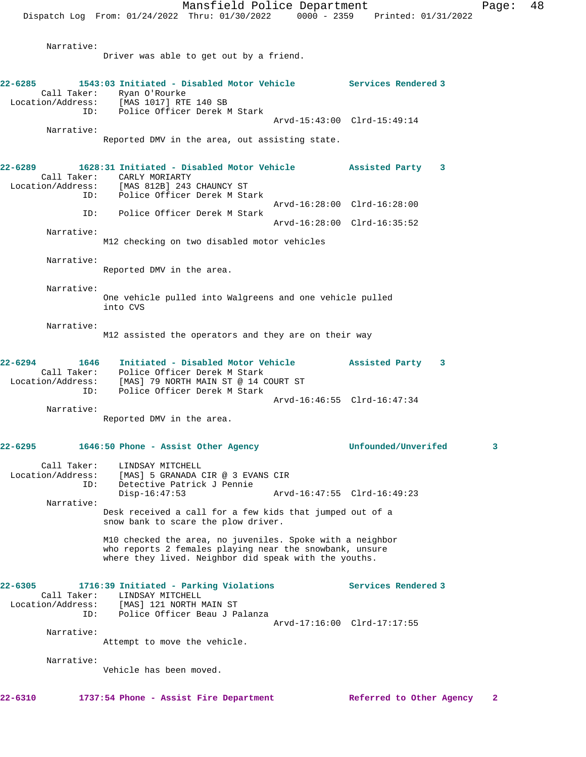Narrative:
Driver was able to get out by a friend.

**22-6285 1543:03 Initiated - Disabled Motor Vehicle — Services Rendered 3**

Call Taker: Ryan O'Rourke
Location/Address: [MAS 1017] RTE 140 SB
ID: Police Officer Derek M Stark
Arvd-15:43:00 Clrd-15:49:14

Narrative:
Reported DMV in the area, out assisting state.

**22-6289 1628:31 Initiated - Disabled Motor Vehicle — Assisted Party 3**

Call Taker: CARLY MORIARTY
Location/Address: [MAS 812B] 243 CHAUNCY ST
ID: Police Officer Derek M Stark
Arvd-16:28:00 Clrd-16:28:00
ID: Police Officer Derek M Stark
Arvd-16:28:00 Clrd-16:35:52

Narrative:
M12 checking on two disabled motor vehicles

Narrative:
Reported DMV in the area.

Narrative:
One vehicle pulled into Walgreens and one vehicle pulled into CVS

Narrative:
M12 assisted the operators and they are on their way

**22-6294 1646 Initiated - Disabled Motor Vehicle — Assisted Party 3**

Call Taker: Police Officer Derek M Stark
Location/Address: [MAS] 79 NORTH MAIN ST @ 14 COURT ST
ID: Police Officer Derek M Stark
Arvd-16:46:55 Clrd-16:47:34

Narrative:
Reported DMV in the area.

**22-6295 1646:50 Phone - Assist Other Agency — Unfounded/Unverifed 3**

Call Taker: LINDSAY MITCHELL
Location/Address: [MAS] 5 GRANADA CIR @ 3 EVANS CIR
ID: Detective Patrick J Pennie
Disp-16:47:53 Arvd-16:47:55 Clrd-16:49:23

Narrative:
Desk received a call for a few kids that jumped out of a snow bank to scare the plow driver.

M10 checked the area, no juveniles. Spoke with a neighbor who reports 2 females playing near the snowbank, unsure where they lived. Neighbor did speak with the youths.

**22-6305 1716:39 Initiated - Parking Violations — Services Rendered 3**

Call Taker: LINDSAY MITCHELL
Location/Address: [MAS] 121 NORTH MAIN ST
ID: Police Officer Beau J Palanza
Arvd-17:16:00 Clrd-17:17:55

Narrative:
Attempt to move the vehicle.

Narrative:
Vehicle has been moved.

**22-6310 1737:54 Phone - Assist Fire Department — Referred to Other Agency 2**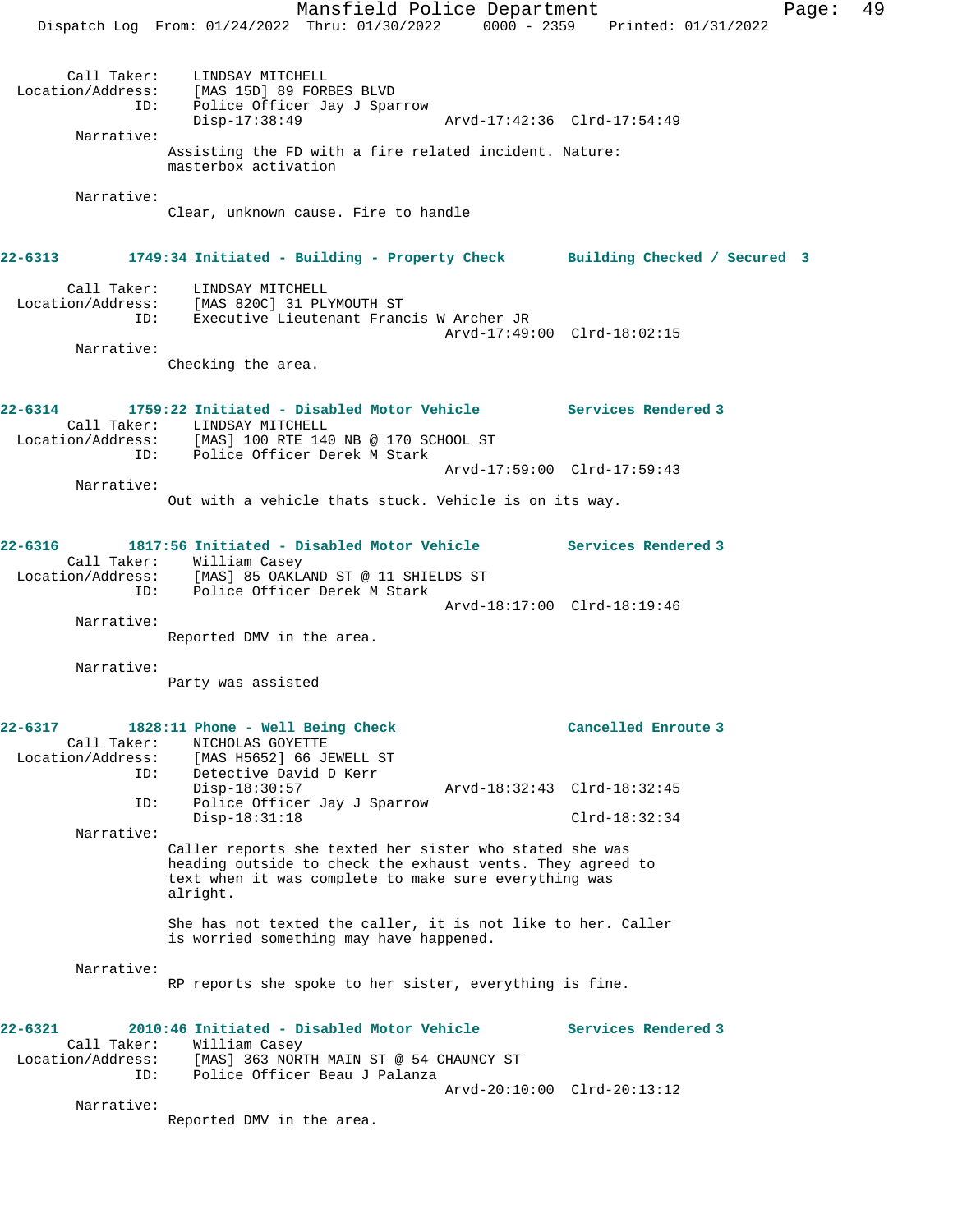Call Taker: LINDSAY MITCHELL
Location/Address: [MAS 15D] 89 FORBES BLVD
ID: Police Officer Jay J Sparrow
Disp-17:38:49 Arvd-17:42:36 Clrd-17:54:49

Narrative:
Assisting the FD with a fire related incident. Nature: masterbox activation

Narrative:
Clear, unknown cause. Fire to handle

**22-6313 1749:34 Initiated - Building - Property Check Building Checked / Secured 3**

Call Taker: LINDSAY MITCHELL
Location/Address: [MAS 820C] 31 PLYMOUTH ST
ID: Executive Lieutenant Francis W Archer JR
Arvd-17:49:00 Clrd-18:02:15

Narrative:
Checking the area.

**22-6314 1759:22 Initiated - Disabled Motor Vehicle Services Rendered 3**

Call Taker: LINDSAY MITCHELL
Location/Address: [MAS] 100 RTE 140 NB @ 170 SCHOOL ST
ID: Police Officer Derek M Stark
Arvd-17:59:00 Clrd-17:59:43

Narrative:
Out with a vehicle thats stuck. Vehicle is on its way.

**22-6316 1817:56 Initiated - Disabled Motor Vehicle Services Rendered 3**

Call Taker: William Casey
Location/Address: [MAS] 85 OAKLAND ST @ 11 SHIELDS ST
ID: Police Officer Derek M Stark
Arvd-18:17:00 Clrd-18:19:46

Narrative:
Reported DMV in the area.

Narrative:
Party was assisted

**22-6317 1828:11 Phone - Well Being Check Cancelled Enroute 3**

Call Taker: NICHOLAS GOYETTE
Location/Address: [MAS H5652] 66 JEWELL ST
ID: Detective David D Kerr
Disp-18:30:57 Arvd-18:32:43 Clrd-18:32:45
ID: Police Officer Jay J Sparrow
Disp-18:31:18 Clrd-18:32:34

Narrative:
Caller reports she texted her sister who stated she was heading outside to check the exhaust vents. They agreed to text when it was complete to make sure everything was alright.

She has not texted the caller, it is not like to her. Caller is worried something may have happened.

Narrative:
RP reports she spoke to her sister, everything is fine.

**22-6321 2010:46 Initiated - Disabled Motor Vehicle Services Rendered 3**

Call Taker: William Casey
Location/Address: [MAS] 363 NORTH MAIN ST @ 54 CHAUNCY ST
ID: Police Officer Beau J Palanza
Arvd-20:10:00 Clrd-20:13:12

Narrative:
Reported DMV in the area.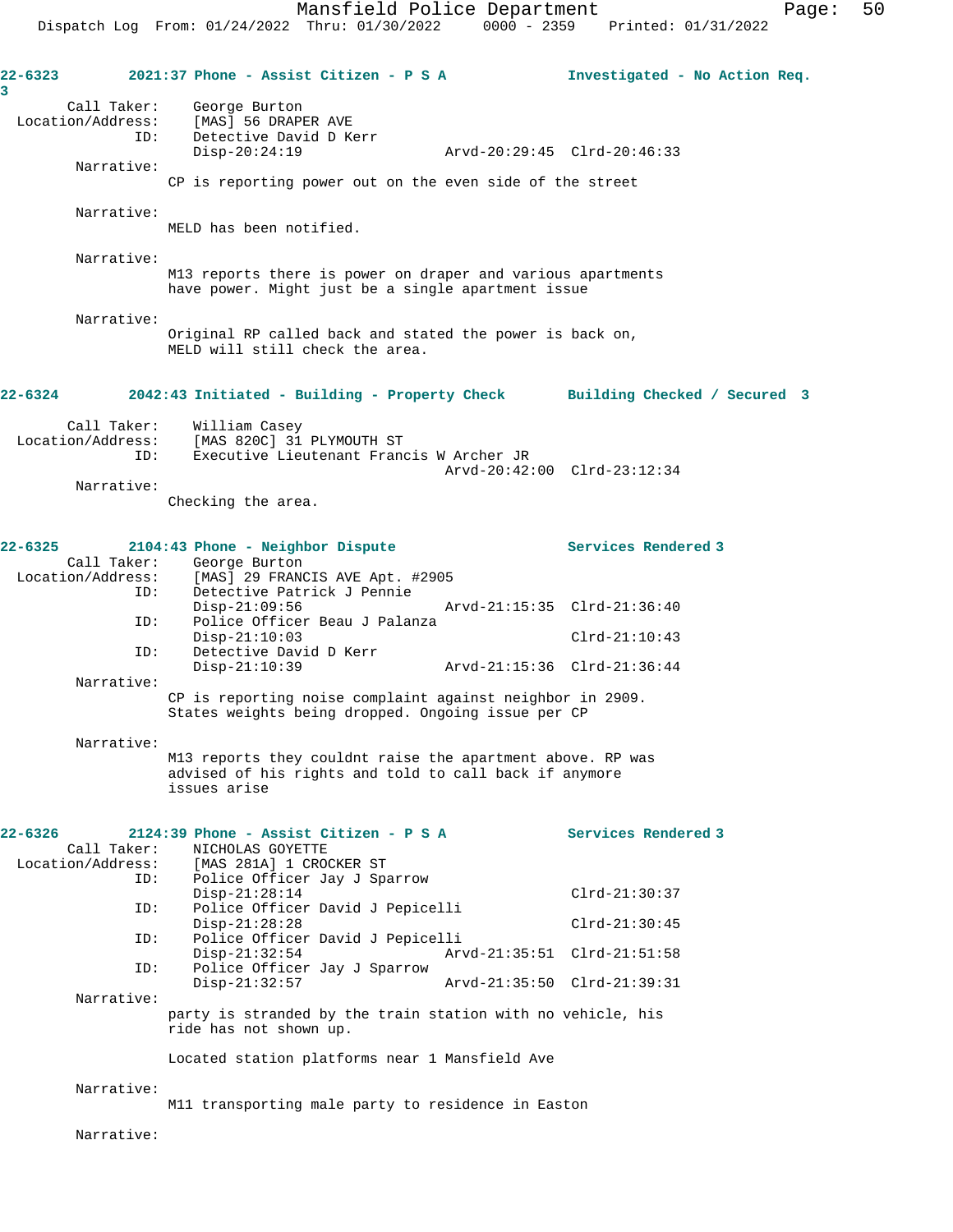**22-6323 2021:37 Phone - Assist Citizen - P S A Investigated - No Action Req. 3**

Call Taker: George Burton
Location/Address: [MAS] 56 DRAPER AVE
ID: Detective David D Kerr
Disp-20:24:19 Arvd-20:29:45 Clrd-20:46:33

Narrative:
CP is reporting power out on the even side of the street

Narrative:
MELD has been notified.

Narrative:
M13 reports there is power on draper and various apartments have power. Might just be a single apartment issue

Narrative:
Original RP called back and stated the power is back on, MELD will still check the area.

**22-6324 2042:43 Initiated - Building - Property Check Building Checked / Secured 3**

Call Taker: William Casey
Location/Address: [MAS 820C] 31 PLYMOUTH ST
ID: Executive Lieutenant Francis W Archer JR
Arvd-20:42:00 Clrd-23:12:34

Narrative:
Checking the area.

**22-6325 2104:43 Phone - Neighbor Dispute Services Rendered 3**

Call Taker: George Burton
Location/Address: [MAS] 29 FRANCIS AVE Apt. #2905
ID: Detective Patrick J Pennie
Disp-21:09:56 Arvd-21:15:35 Clrd-21:36:40
ID: Police Officer Beau J Palanza
Disp-21:10:03 Clrd-21:10:43
ID: Detective David D Kerr
Disp-21:10:39 Arvd-21:15:36 Clrd-21:36:44

Narrative:
CP is reporting noise complaint against neighbor in 2909. States weights being dropped. Ongoing issue per CP

Narrative:
M13 reports they couldnt raise the apartment above. RP was advised of his rights and told to call back if anymore issues arise

**22-6326 2124:39 Phone - Assist Citizen - P S A Services Rendered 3**

Call Taker: NICHOLAS GOYETTE
Location/Address: [MAS 281A] 1 CROCKER ST
ID: Police Officer Jay J Sparrow
Disp-21:28:14 Clrd-21:30:37
ID: Police Officer David J Pepicelli
Disp-21:28:28 Clrd-21:30:45
ID: Police Officer David J Pepicelli
Disp-21:32:54 Arvd-21:35:51 Clrd-21:51:58
ID: Police Officer Jay J Sparrow
Disp-21:32:57 Arvd-21:35:50 Clrd-21:39:31

Narrative:
party is stranded by the train station with no vehicle, his ride has not shown up.

Located station platforms near 1 Mansfield Ave

Narrative:
M11 transporting male party to residence in Easton

Narrative: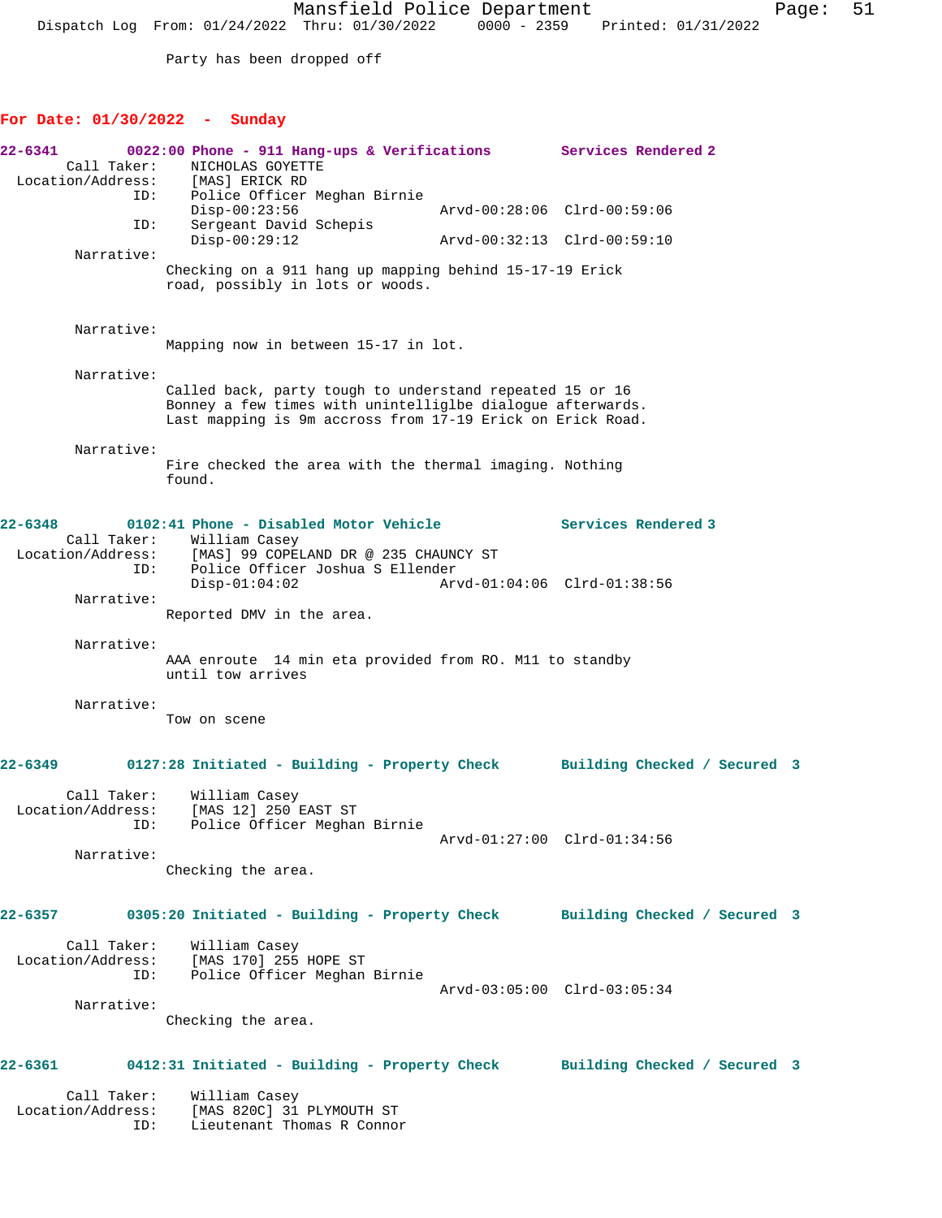Party has been dropped off

## For Date: 01/30/2022 - Sunday

**22-6341** 0022:00 Phone - 911 Hang-ups & Verifications — Services Rendered 2

Call Taker: NICHOLAS GOYETTE
Location/Address: [MAS] ERICK RD
ID: Police Officer Meghan Birnie
Disp-00:23:56 Arvd-00:28:06 Clrd-00:59:06
ID: Sergeant David Schepis
Disp-00:29:12 Arvd-00:32:13 Clrd-00:59:10

Narrative:
Checking on a 911 hang up mapping behind 15-17-19 Erick road, possibly in lots or woods.

Narrative:
Mapping now in between 15-17 in lot.

Narrative:
Called back, party tough to understand repeated 15 or 16 Bonney a few times with unintelliglbe dialogue afterwards. Last mapping is 9m accross from 17-19 Erick on Erick Road.

Narrative:
Fire checked the area with the thermal imaging. Nothing found.

**22-6348** 0102:41 Phone - Disabled Motor Vehicle — Services Rendered 3

Call Taker: William Casey
Location/Address: [MAS] 99 COPELAND DR @ 235 CHAUNCY ST
ID: Police Officer Joshua S Ellender
Disp-01:04:02 Arvd-01:04:06 Clrd-01:38:56

Narrative:
Reported DMV in the area.

Narrative:
AAA enroute 14 min eta provided from RO. M11 to standby until tow arrives

Narrative:
Tow on scene

**22-6349** 0127:28 Initiated - Building - Property Check — Building Checked / Secured 3

Call Taker: William Casey
Location/Address: [MAS 12] 250 EAST ST
ID: Police Officer Meghan Birnie
Arvd-01:27:00 Clrd-01:34:56

Narrative:
Checking the area.

**22-6357** 0305:20 Initiated - Building - Property Check — Building Checked / Secured 3

Call Taker: William Casey
Location/Address: [MAS 170] 255 HOPE ST
ID: Police Officer Meghan Birnie
Arvd-03:05:00 Clrd-03:05:34

Narrative:
Checking the area.

**22-6361** 0412:31 Initiated - Building - Property Check — Building Checked / Secured 3

Call Taker: William Casey
Location/Address: [MAS 820C] 31 PLYMOUTH ST
ID: Lieutenant Thomas R Connor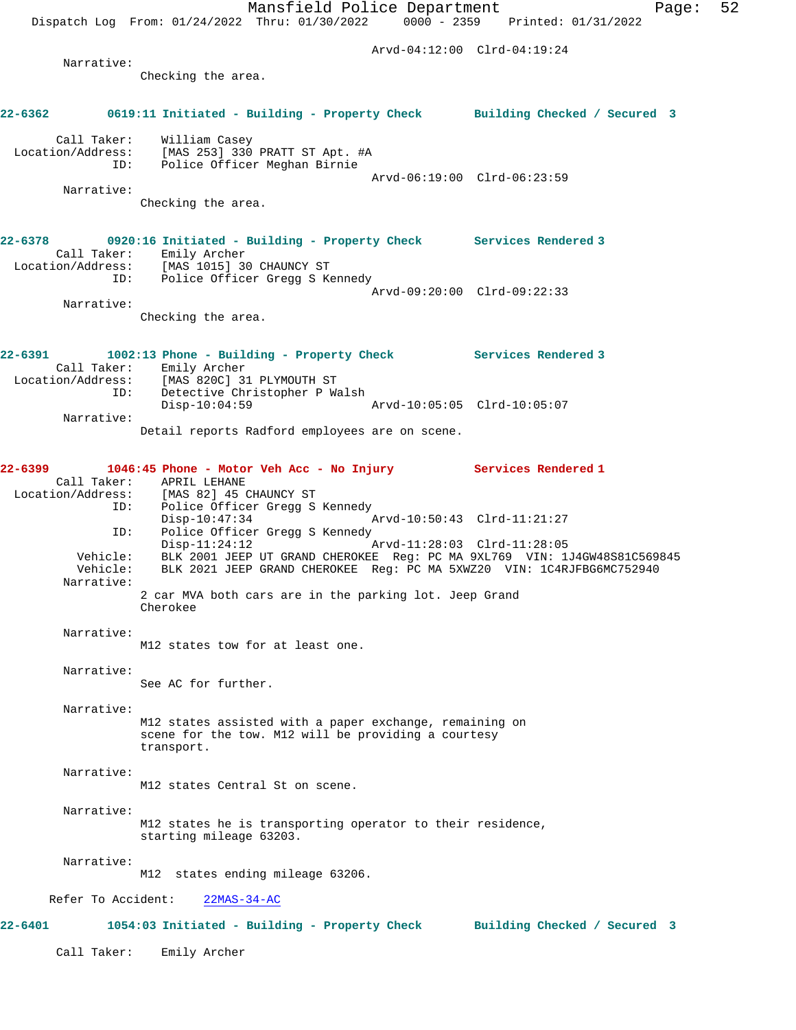Arvd-04:12:00 Clrd-04:19:24

Narrative:
Checking the area.

**22-6362 0619:11 Initiated - Building - Property Check Building Checked / Secured 3**

Call Taker: William Casey
Location/Address: [MAS 253] 330 PRATT ST Apt. #A
ID: Police Officer Meghan Birnie
Arvd-06:19:00 Clrd-06:23:59

Narrative:
Checking the area.

**22-6378 0920:16 Initiated - Building - Property Check Services Rendered 3**

Call Taker: Emily Archer
Location/Address: [MAS 1015] 30 CHAUNCY ST
ID: Police Officer Gregg S Kennedy
Arvd-09:20:00 Clrd-09:22:33

Narrative:
Checking the area.

**22-6391 1002:13 Phone - Building - Property Check Services Rendered 3**

Call Taker: Emily Archer
Location/Address: [MAS 820C] 31 PLYMOUTH ST
ID: Detective Christopher P Walsh
Disp-10:04:59 Arvd-10:05:05 Clrd-10:05:07

Narrative:
Detail reports Radford employees are on scene.

**22-6399 1046:45 Phone - Motor Veh Acc - No Injury Services Rendered 1**

Call Taker: APRIL LEHANE
Location/Address: [MAS 82] 45 CHAUNCY ST
ID: Police Officer Gregg S Kennedy
Disp-10:47:34 Arvd-10:50:43 Clrd-11:21:27
ID: Police Officer Gregg S Kennedy
Disp-11:24:12 Arvd-11:28:03 Clrd-11:28:05
Vehicle: BLK 2001 JEEP UT GRAND CHEROKEE Reg: PC MA 9XL769 VIN: 1J4GW48S81C569845
Vehicle: BLK 2021 JEEP GRAND CHEROKEE Reg: PC MA 5XWZ20 VIN: 1C4RJFBG6MC752940

Narrative:
2 car MVA both cars are in the parking lot. Jeep Grand Cherokee

Narrative:
M12 states tow for at least one.

Narrative:
See AC for further.

Narrative:
M12 states assisted with a paper exchange, remaining on scene for the tow. M12 will be providing a courtesy transport.

Narrative:
M12 states Central St on scene.

Narrative:
M12 states he is transporting operator to their residence, starting mileage 63203.

Narrative:
M12 states ending mileage 63206.

Refer To Accident: 22MAS-34-AC

**22-6401 1054:03 Initiated - Building - Property Check Building Checked / Secured 3**

Call Taker: Emily Archer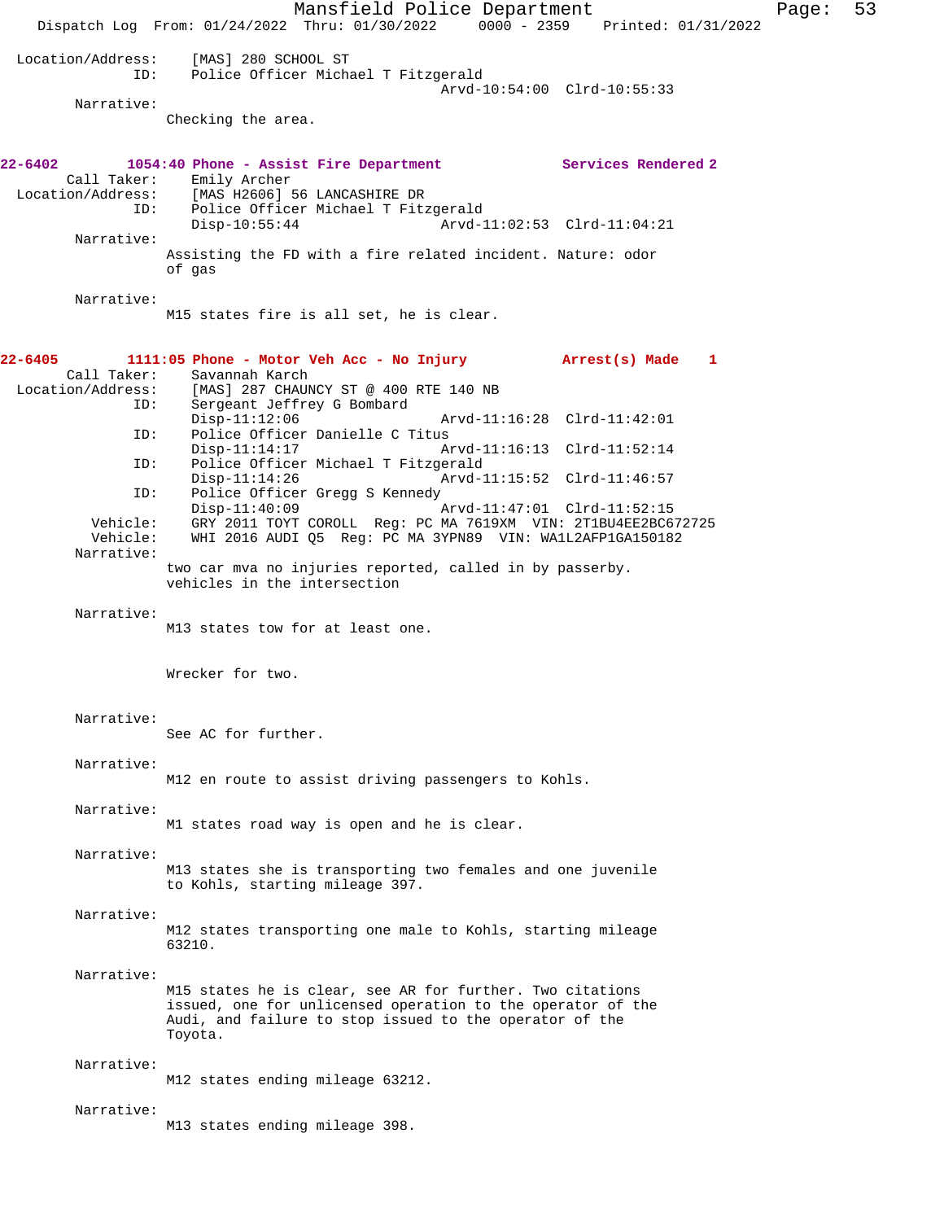Location/Address: [MAS] 280 SCHOOL ST
ID: Police Officer Michael T Fitzgerald
Arvd-10:54:00 Clrd-10:55:33

Narrative:
Checking the area.

**22-6402 1054:40 Phone - Assist Fire Department Services Rendered 2**

Call Taker: Emily Archer
Location/Address: [MAS H2606] 56 LANCASHIRE DR
ID: Police Officer Michael T Fitzgerald
Disp-10:55:44 Arvd-11:02:53 Clrd-11:04:21

Narrative:
Assisting the FD with a fire related incident. Nature: odor of gas

Narrative:
M15 states fire is all set, he is clear.

**22-6405 1111:05 Phone - Motor Veh Acc - No Injury Arrest(s) Made 1**

Call Taker: Savannah Karch
Location/Address: [MAS] 287 CHAUNCY ST @ 400 RTE 140 NB
ID: Sergeant Jeffrey G Bombard
Disp-11:12:06 Arvd-11:16:28 Clrd-11:42:01
ID: Police Officer Danielle C Titus
Disp-11:14:17 Arvd-11:16:13 Clrd-11:52:14
ID: Police Officer Michael T Fitzgerald
Disp-11:14:26 Arvd-11:15:52 Clrd-11:46:57
ID: Police Officer Gregg S Kennedy
Disp-11:40:09 Arvd-11:47:01 Clrd-11:52:15
Vehicle: GRY 2011 TOYT COROLL Reg: PC MA 7619XM VIN: 2T1BU4EE2BC672725
Vehicle: WHI 2016 AUDI Q5 Reg: PC MA 3YPN89 VIN: WA1L2AFP1GA150182

Narrative:
two car mva no injuries reported, called in by passerby. vehicles in the intersection

Narrative:
M13 states tow for at least one.

Wrecker for two.

Narrative:
See AC for further.

Narrative:
M12 en route to assist driving passengers to Kohls.

Narrative:
M1 states road way is open and he is clear.

Narrative:
M13 states she is transporting two females and one juvenile to Kohls, starting mileage 397.

Narrative:
M12 states transporting one male to Kohls, starting mileage 63210.

Narrative:
M15 states he is clear, see AR for further. Two citations issued, one for unlicensed operation to the operator of the Audi, and failure to stop issued to the operator of the Toyota.

Narrative:
M12 states ending mileage 63212.

Narrative:
M13 states ending mileage 398.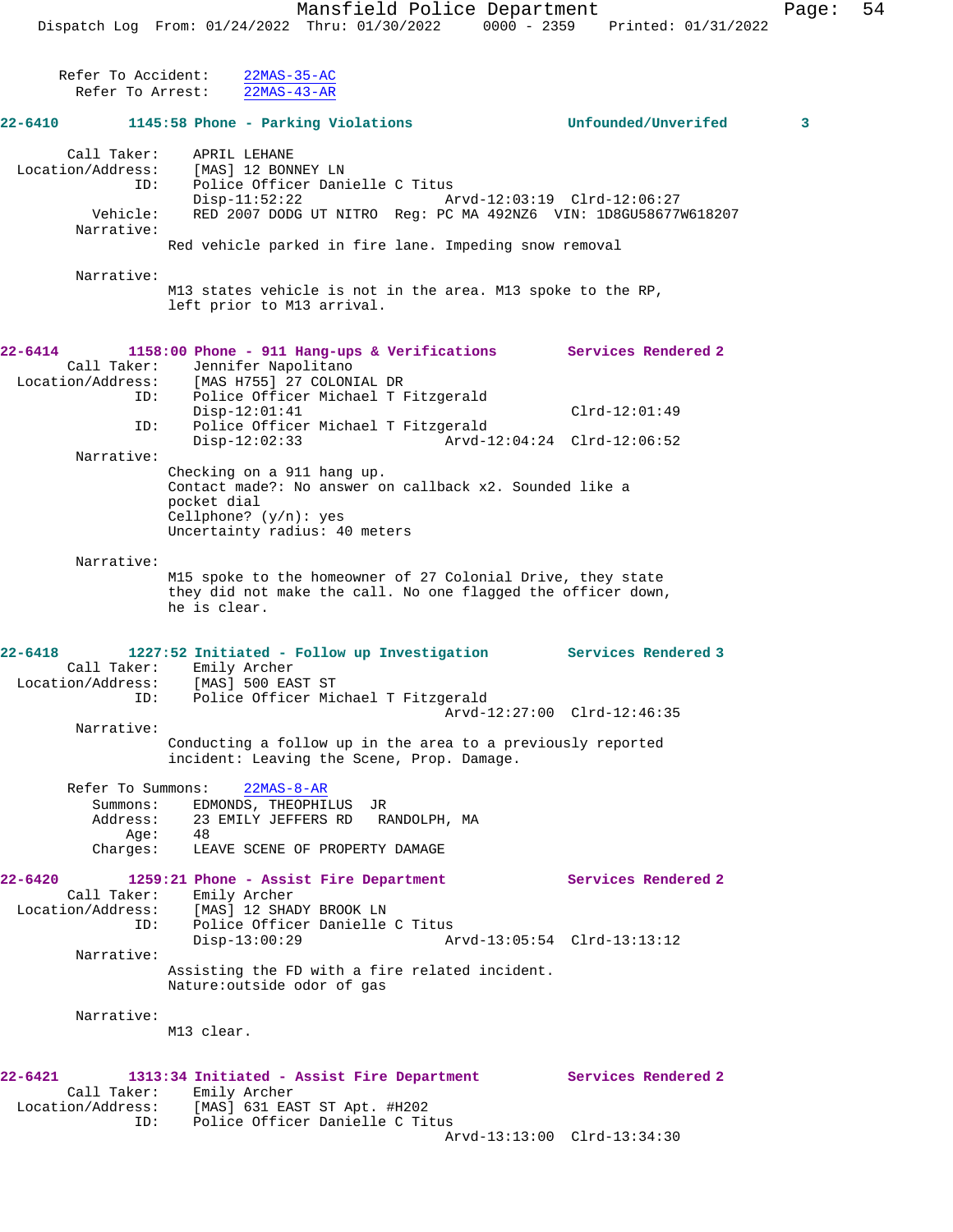Refer To Accident: 22MAS-35-AC
Refer To Arrest: 22MAS-43-AR

**22-6410 1145:58 Phone - Parking Violations Unfounded/Unverifed 3**

Call Taker: APRIL LEHANE
Location/Address: [MAS] 12 BONNEY LN
ID: Police Officer Danielle C Titus
Disp-11:52:22 Arvd-12:03:19 Clrd-12:06:27
Vehicle: RED 2007 DODG UT NITRO Reg: PC MA 492NZ6 VIN: 1D8GU58677W618207
Narrative:
Red vehicle parked in fire lane. Impeding snow removal

Narrative:
M13 states vehicle is not in the area. M13 spoke to the RP, left prior to M13 arrival.

**22-6414 1158:00 Phone - 911 Hang-ups & Verifications Services Rendered 2**

Call Taker: Jennifer Napolitano
Location/Address: [MAS H755] 27 COLONIAL DR
ID: Police Officer Michael T Fitzgerald
Disp-12:01:41 Clrd-12:01:49
ID: Police Officer Michael T Fitzgerald
Disp-12:02:33 Arvd-12:04:24 Clrd-12:06:52
Narrative:
Checking on a 911 hang up.
Contact made?: No answer on callback x2. Sounded like a pocket dial
Cellphone? (y/n): yes
Uncertainty radius: 40 meters

Narrative:
M15 spoke to the homeowner of 27 Colonial Drive, they state they did not make the call. No one flagged the officer down, he is clear.

**22-6418 1227:52 Initiated - Follow up Investigation Services Rendered 3**

Call Taker: Emily Archer
Location/Address: [MAS] 500 EAST ST
ID: Police Officer Michael T Fitzgerald
Arvd-12:27:00 Clrd-12:46:35
Narrative:
Conducting a follow up in the area to a previously reported incident: Leaving the Scene, Prop. Damage.

Refer To Summons: 22MAS-8-AR
Summons: EDMONDS, THEOPHILUS JR
Address: 23 EMILY JEFFERS RD RANDOLPH, MA
Age: 48
Charges: LEAVE SCENE OF PROPERTY DAMAGE

**22-6420 1259:21 Phone - Assist Fire Department Services Rendered 2**

Call Taker: Emily Archer
Location/Address: [MAS] 12 SHADY BROOK LN
ID: Police Officer Danielle C Titus
Disp-13:00:29 Arvd-13:05:54 Clrd-13:13:12
Narrative:
Assisting the FD with a fire related incident.
Nature:outside odor of gas

Narrative:
M13 clear.

**22-6421 1313:34 Initiated - Assist Fire Department Services Rendered 2**

Call Taker: Emily Archer
Location/Address: [MAS] 631 EAST ST Apt. #H202
ID: Police Officer Danielle C Titus
Arvd-13:13:00 Clrd-13:34:30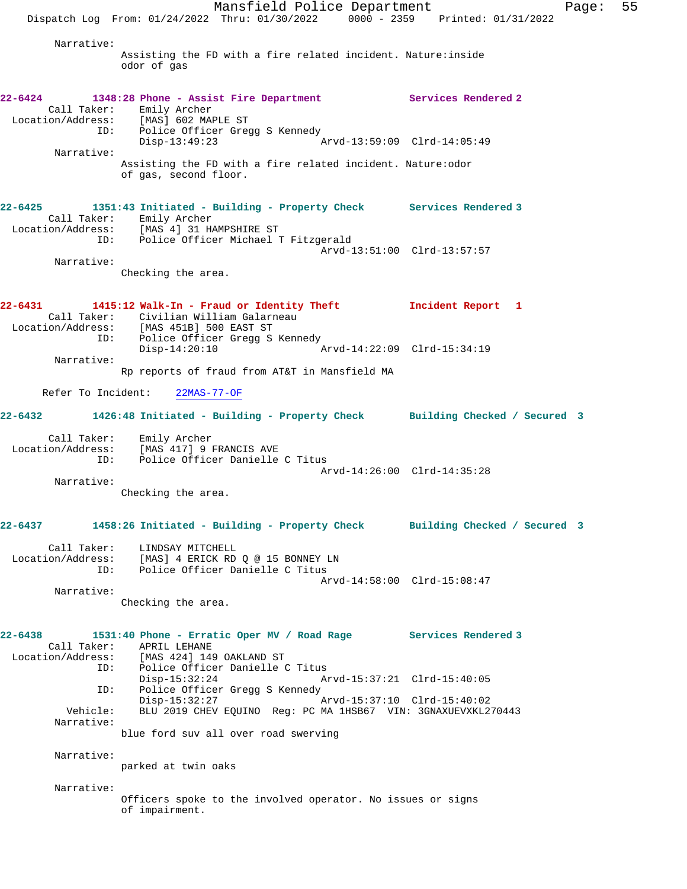Narrative:
Assisting the FD with a fire related incident. Nature:inside odor of gas

**22-6424** 1348:28 Phone - Assist Fire Department — Services Rendered 2

Call Taker: Emily Archer
Location/Address: [MAS] 602 MAPLE ST
ID: Police Officer Gregg S Kennedy
Disp-13:49:23 Arvd-13:59:09 Clrd-14:05:49

Narrative:
Assisting the FD with a fire related incident. Nature:odor of gas, second floor.

**22-6425** 1351:43 Initiated - Building - Property Check — Services Rendered 3

Call Taker: Emily Archer
Location/Address: [MAS 4] 31 HAMPSHIRE ST
ID: Police Officer Michael T Fitzgerald
Arvd-13:51:00 Clrd-13:57:57

Narrative:
Checking the area.

**22-6431** 1415:12 Walk-In - Fraud or Identity Theft — Incident Report 1

Call Taker: Civilian William Galarneau
Location/Address: [MAS 451B] 500 EAST ST
ID: Police Officer Gregg S Kennedy
Disp-14:20:10 Arvd-14:22:09 Clrd-15:34:19

Narrative:
Rp reports of fraud from AT&T in Mansfield MA

Refer To Incident: 22MAS-77-OF

**22-6432** 1426:48 Initiated - Building - Property Check — Building Checked / Secured 3

Call Taker: Emily Archer
Location/Address: [MAS 417] 9 FRANCIS AVE
ID: Police Officer Danielle C Titus
Arvd-14:26:00 Clrd-14:35:28

Narrative:
Checking the area.

**22-6437** 1458:26 Initiated - Building - Property Check — Building Checked / Secured 3

Call Taker: LINDSAY MITCHELL
Location/Address: [MAS] 4 ERICK RD Q @ 15 BONNEY LN
ID: Police Officer Danielle C Titus
Arvd-14:58:00 Clrd-15:08:47

Narrative:
Checking the area.

**22-6438** 1531:40 Phone - Erratic Oper MV / Road Rage — Services Rendered 3

Call Taker: APRIL LEHANE
Location/Address: [MAS 424] 149 OAKLAND ST
ID: Police Officer Danielle C Titus
Disp-15:32:24 Arvd-15:37:21 Clrd-15:40:05
ID: Police Officer Gregg S Kennedy
Disp-15:32:27 Arvd-15:37:10 Clrd-15:40:02
Vehicle: BLU 2019 CHEV EQUINO Reg: PC MA 1HSB67 VIN: 3GNAXUEVXKL270443

Narrative:
blue ford suv all over road swerving

Narrative:
parked at twin oaks

Narrative:
Officers spoke to the involved operator. No issues or signs of impairment.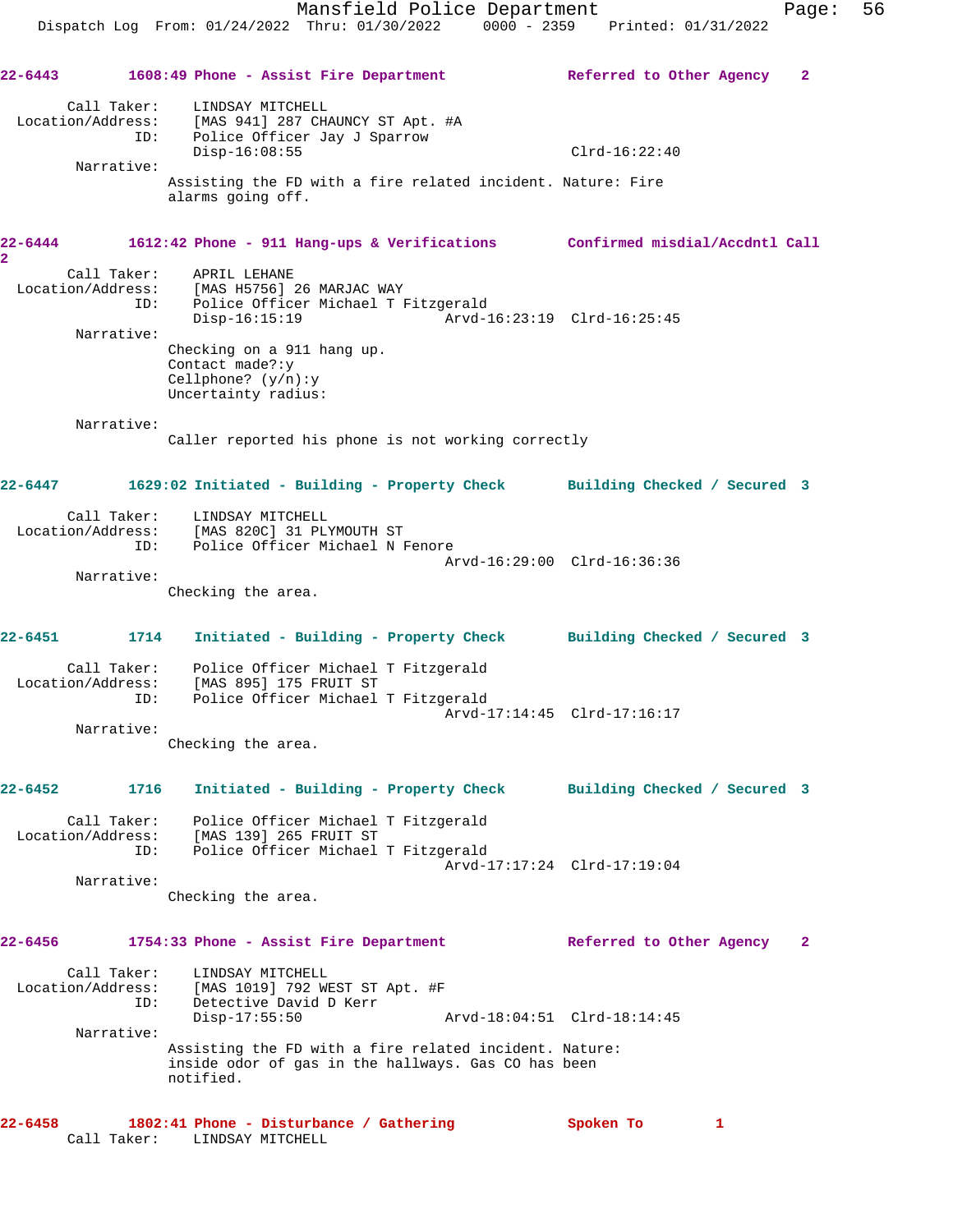22-6443 1608:49 Phone - Assist Fire Department Referred to Other Agency 2

Call Taker: LINDSAY MITCHELL
Location/Address: [MAS 941] 287 CHAUNCY ST Apt. #A
ID: Police Officer Jay J Sparrow
Disp-16:08:55 Clrd-16:22:40
Narrative:
Assisting the FD with a fire related incident. Nature: Fire alarms going off.

22-6444 1612:42 Phone - 911 Hang-ups & Verifications Confirmed misdial/Accdntl Call 2

Call Taker: APRIL LEHANE
Location/Address: [MAS H5756] 26 MARJAC WAY
ID: Police Officer Michael T Fitzgerald
Disp-16:15:19 Arvd-16:23:19 Clrd-16:25:45
Narrative:
Checking on a 911 hang up.
Contact made?:y
Cellphone? (y/n):y
Uncertainty radius:

Narrative:
Caller reported his phone is not working correctly

22-6447 1629:02 Initiated - Building - Property Check Building Checked / Secured 3

Call Taker: LINDSAY MITCHELL
Location/Address: [MAS 820C] 31 PLYMOUTH ST
ID: Police Officer Michael N Fenore
Arvd-16:29:00 Clrd-16:36:36
Narrative:
Checking the area.

22-6451 1714 Initiated - Building - Property Check Building Checked / Secured 3

Call Taker: Police Officer Michael T Fitzgerald
Location/Address: [MAS 895] 175 FRUIT ST
ID: Police Officer Michael T Fitzgerald
Arvd-17:14:45 Clrd-17:16:17
Narrative:
Checking the area.

22-6452 1716 Initiated - Building - Property Check Building Checked / Secured 3

Call Taker: Police Officer Michael T Fitzgerald
Location/Address: [MAS 139] 265 FRUIT ST
ID: Police Officer Michael T Fitzgerald
Arvd-17:17:24 Clrd-17:19:04
Narrative:
Checking the area.

22-6456 1754:33 Phone - Assist Fire Department Referred to Other Agency 2

Call Taker: LINDSAY MITCHELL
Location/Address: [MAS 1019] 792 WEST ST Apt. #F
ID: Detective David D Kerr
Disp-17:55:50 Arvd-18:04:51 Clrd-18:14:45
Narrative:
Assisting the FD with a fire related incident. Nature: inside odor of gas in the hallways. Gas CO has been notified.

22-6458 1802:41 Phone - Disturbance / Gathering Spoken To 1
Call Taker: LINDSAY MITCHELL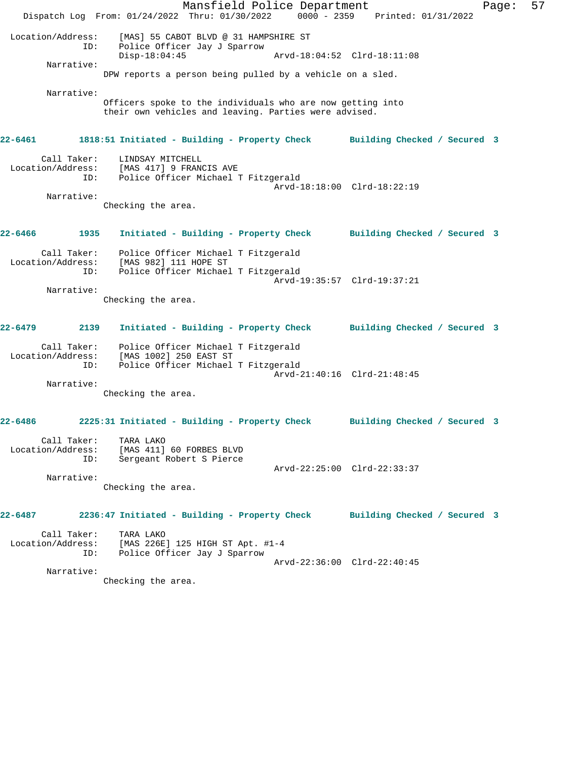Location/Address: [MAS] 55 CABOT BLVD @ 31 HAMPSHIRE ST
ID: Police Officer Jay J Sparrow
Disp-18:04:45 Arvd-18:04:52 Clrd-18:11:08

Narrative:
DPW reports a person being pulled by a vehicle on a sled.

Narrative:
Officers spoke to the individuals who are now getting into their own vehicles and leaving. Parties were advised.

**22-6461 1818:51 Initiated - Building - Property Check Building Checked / Secured 3**

Call Taker: LINDSAY MITCHELL
Location/Address: [MAS 417] 9 FRANCIS AVE
ID: Police Officer Michael T Fitzgerald
Arvd-18:18:00 Clrd-18:22:19

Narrative:
Checking the area.

**22-6466 1935 Initiated - Building - Property Check Building Checked / Secured 3**

Call Taker: Police Officer Michael T Fitzgerald
Location/Address: [MAS 982] 111 HOPE ST
ID: Police Officer Michael T Fitzgerald
Arvd-19:35:57 Clrd-19:37:21

Narrative:
Checking the area.

**22-6479 2139 Initiated - Building - Property Check Building Checked / Secured 3**

Call Taker: Police Officer Michael T Fitzgerald
Location/Address: [MAS 1002] 250 EAST ST
ID: Police Officer Michael T Fitzgerald
Arvd-21:40:16 Clrd-21:48:45

Narrative:
Checking the area.

**22-6486 2225:31 Initiated - Building - Property Check Building Checked / Secured 3**

Call Taker: TARA LAKO
Location/Address: [MAS 411] 60 FORBES BLVD
ID: Sergeant Robert S Pierce
Arvd-22:25:00 Clrd-22:33:37

Narrative:
Checking the area.

**22-6487 2236:47 Initiated - Building - Property Check Building Checked / Secured 3**

Call Taker: TARA LAKO
Location/Address: [MAS 226E] 125 HIGH ST Apt. #1-4
ID: Police Officer Jay J Sparrow
Arvd-22:36:00 Clrd-22:40:45

Narrative:
Checking the area.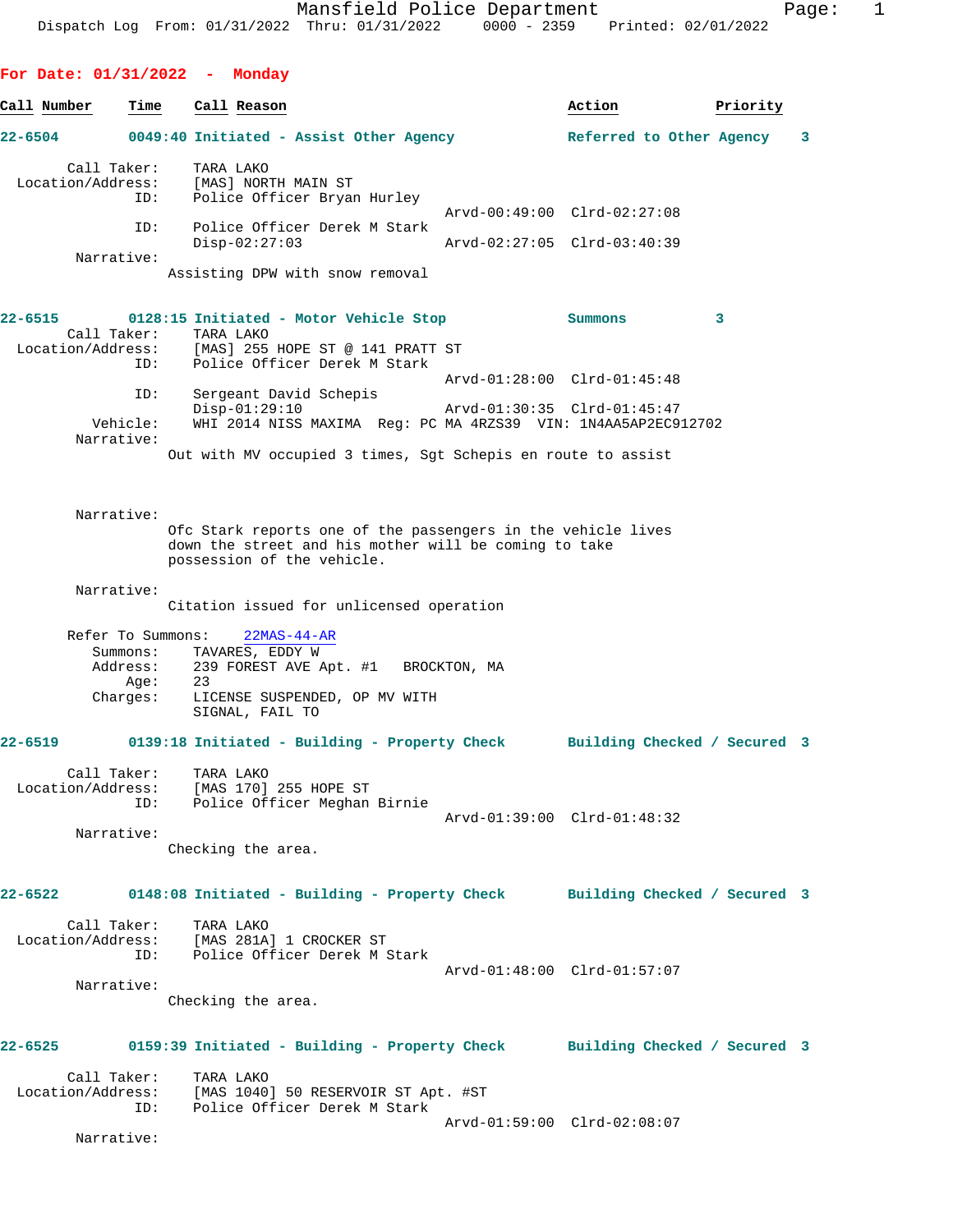**For Date: 01/31/2022 - Monday**

| Call Number | Time | Call Reason | Action | Priority |
|---|---|---|---|---|

**22-6504** 0049:40 Initiated - Assist Other Agency — Referred to Other Agency — 3

Call Taker: TARA LAKO
Location/Address: [MAS] NORTH MAIN ST
ID: Police Officer Bryan Hurley
Arvd-00:49:00 Clrd-02:27:08
ID: Police Officer Derek M Stark
Disp-02:27:03 Arvd-02:27:05 Clrd-03:40:39
Narrative:
Assisting DPW with snow removal

**22-6515** 0128:15 Initiated - Motor Vehicle Stop — Summons — 3

Call Taker: TARA LAKO
Location/Address: [MAS] 255 HOPE ST @ 141 PRATT ST
ID: Police Officer Derek M Stark
Arvd-01:28:00 Clrd-01:45:48
ID: Sergeant David Schepis
Disp-01:29:10 Arvd-01:30:35 Clrd-01:45:47
Vehicle: WHI 2014 NISS MAXIMA Reg: PC MA 4RZS39 VIN: 1N4AA5AP2EC912702
Narrative:
Out with MV occupied 3 times, Sgt Schepis en route to assist

Narrative:
Ofc Stark reports one of the passengers in the vehicle lives down the street and his mother will be coming to take possession of the vehicle.

Narrative:
Citation issued for unlicensed operation

Refer To Summons: 22MAS-44-AR
Summons: TAVARES, EDDY W
Address: 239 FOREST AVE Apt. #1 BROCKTON, MA
Age: 23
Charges: LICENSE SUSPENDED, OP MV WITH
SIGNAL, FAIL TO

**22-6519** 0139:18 Initiated - Building - Property Check — Building Checked / Secured — 3

Call Taker: TARA LAKO
Location/Address: [MAS 170] 255 HOPE ST
ID: Police Officer Meghan Birnie
Arvd-01:39:00 Clrd-01:48:32
Narrative:
Checking the area.

**22-6522** 0148:08 Initiated - Building - Property Check — Building Checked / Secured — 3

Call Taker: TARA LAKO
Location/Address: [MAS 281A] 1 CROCKER ST
ID: Police Officer Derek M Stark
Arvd-01:48:00 Clrd-01:57:07
Narrative:
Checking the area.

**22-6525** 0159:39 Initiated - Building - Property Check — Building Checked / Secured — 3

Call Taker: TARA LAKO
Location/Address: [MAS 1040] 50 RESERVOIR ST Apt. #ST
ID: Police Officer Derek M Stark
Arvd-01:59:00 Clrd-02:08:07
Narrative: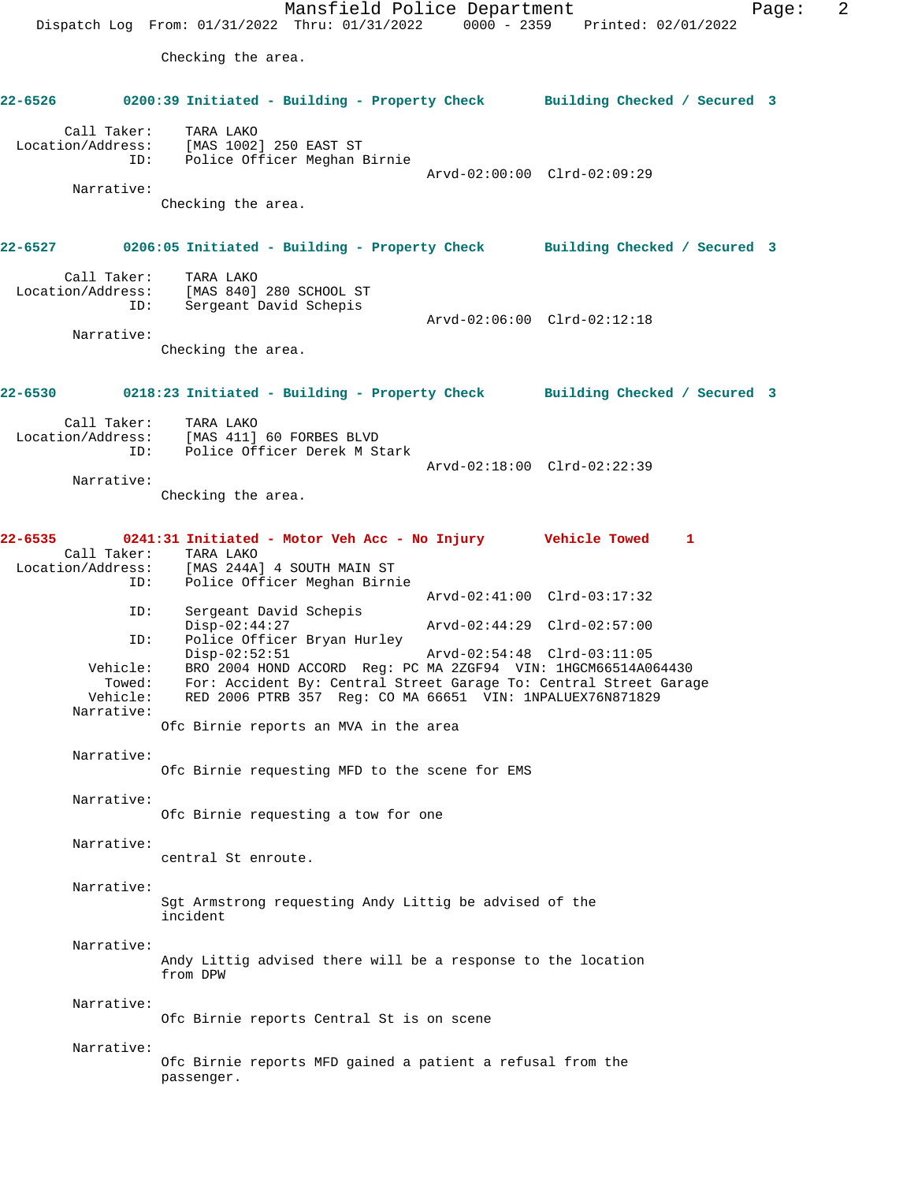Checking the area.

**22-6526 0200:39 Initiated - Building - Property Check Building Checked / Secured 3**

```
        Call Taker:    TARA LAKO
  Location/Address:    [MAS 1002] 250 EAST ST
                ID:    Police Officer Meghan Birnie
                                            Arvd-02:00:00  Clrd-02:09:29
         Narrative:
                 Checking the area.
```

**22-6527 0206:05 Initiated - Building - Property Check Building Checked / Secured 3**

```
        Call Taker:    TARA LAKO
  Location/Address:    [MAS 840] 280 SCHOOL ST
                ID:    Sergeant David Schepis
                                            Arvd-02:06:00  Clrd-02:12:18
         Narrative:
                 Checking the area.
```

**22-6530 0218:23 Initiated - Building - Property Check Building Checked / Secured 3**

```
        Call Taker:    TARA LAKO
  Location/Address:    [MAS 411] 60 FORBES BLVD
                ID:    Police Officer Derek M Stark
                                            Arvd-02:18:00  Clrd-02:22:39
         Narrative:
                 Checking the area.
```

**22-6535 0241:31 Initiated - Motor Veh Acc - No Injury Vehicle Towed 1**

```
        Call Taker:    TARA LAKO
  Location/Address:    [MAS 244A] 4 SOUTH MAIN ST
                ID:    Police Officer Meghan Birnie
                                            Arvd-02:41:00  Clrd-03:17:32
                ID:    Sergeant David Schepis
                       Disp-02:44:27        Arvd-02:44:29  Clrd-02:57:00
                ID:    Police Officer Bryan Hurley
                       Disp-02:52:51        Arvd-02:54:48  Clrd-03:11:05
           Vehicle:    BRO 2004 HOND ACCORD  Reg: PC MA 2ZGF94  VIN: 1HGCM66514A064430
             Towed:    For: Accident By: Central Street Garage To: Central Street Garage
           Vehicle:    RED 2006 PTRB 357  Reg: CO MA 66651  VIN: 1NPALUEX76N871829
         Narrative:
                 Ofc Birnie reports an MVA in the area

         Narrative:
                 Ofc Birnie requesting MFD to the scene for EMS

         Narrative:
                 Ofc Birnie requesting a tow for one

         Narrative:
                 central St enroute.

         Narrative:
                 Sgt Armstrong requesting Andy Littig be advised of the
                 incident

         Narrative:
                 Andy Littig advised there will be a response to the location
                 from DPW

         Narrative:
                 Ofc Birnie reports Central St is on scene

         Narrative:
                 Ofc Birnie reports MFD gained a patient a refusal from the
                 passenger.
```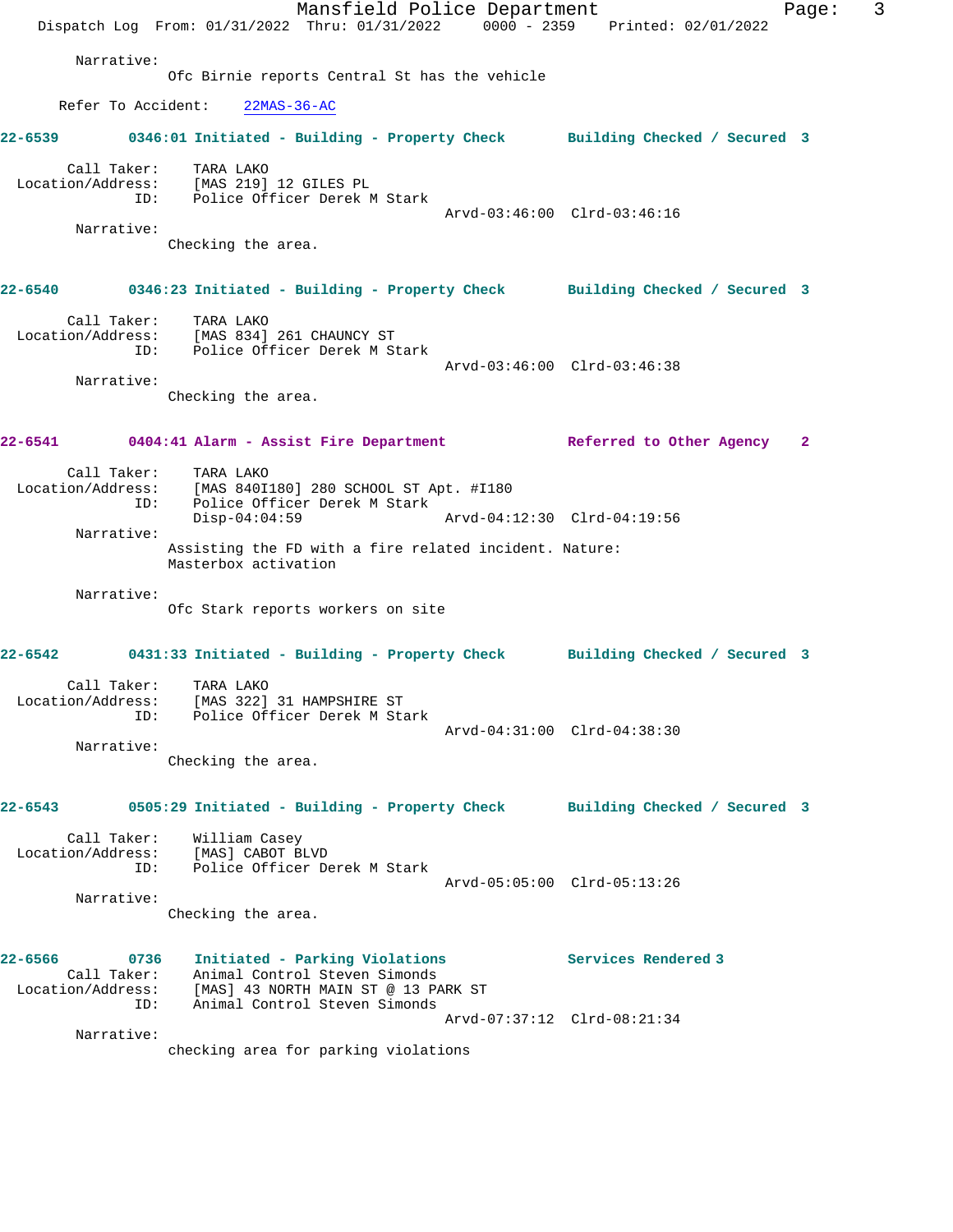Narrative:
Ofc Birnie reports Central St has the vehicle

Refer To Accident: 22MAS-36-AC

**22-6539** 0346:01 **Initiated - Building - Property Check** Building Checked / Secured 3

Call Taker: TARA LAKO
Location/Address: [MAS 219] 12 GILES PL
ID: Police Officer Derek M Stark
Arvd-03:46:00 Clrd-03:46:16

Narrative:
Checking the area.

**22-6540** 0346:23 **Initiated - Building - Property Check** Building Checked / Secured 3

Call Taker: TARA LAKO
Location/Address: [MAS 834] 261 CHAUNCY ST
ID: Police Officer Derek M Stark
Arvd-03:46:00 Clrd-03:46:38

Narrative:
Checking the area.

**22-6541** 0404:41 **Alarm - Assist Fire Department** Referred to Other Agency 2

Call Taker: TARA LAKO
Location/Address: [MAS 840I180] 280 SCHOOL ST Apt. #I180
ID: Police Officer Derek M Stark
Disp-04:04:59 Arvd-04:12:30 Clrd-04:19:56

Narrative:
Assisting the FD with a fire related incident. Nature: Masterbox activation

Narrative:
Ofc Stark reports workers on site

**22-6542** 0431:33 **Initiated - Building - Property Check** Building Checked / Secured 3

Call Taker: TARA LAKO
Location/Address: [MAS 322] 31 HAMPSHIRE ST
ID: Police Officer Derek M Stark
Arvd-04:31:00 Clrd-04:38:30

Narrative:
Checking the area.

**22-6543** 0505:29 **Initiated - Building - Property Check** Building Checked / Secured 3

Call Taker: William Casey
Location/Address: [MAS] CABOT BLVD
ID: Police Officer Derek M Stark
Arvd-05:05:00 Clrd-05:13:26

Narrative:
Checking the area.

**22-6566** 0736 **Initiated - Parking Violations** Services Rendered 3

Call Taker: Animal Control Steven Simonds
Location/Address: [MAS] 43 NORTH MAIN ST @ 13 PARK ST
ID: Animal Control Steven Simonds
Arvd-07:37:12 Clrd-08:21:34

Narrative:
checking area for parking violations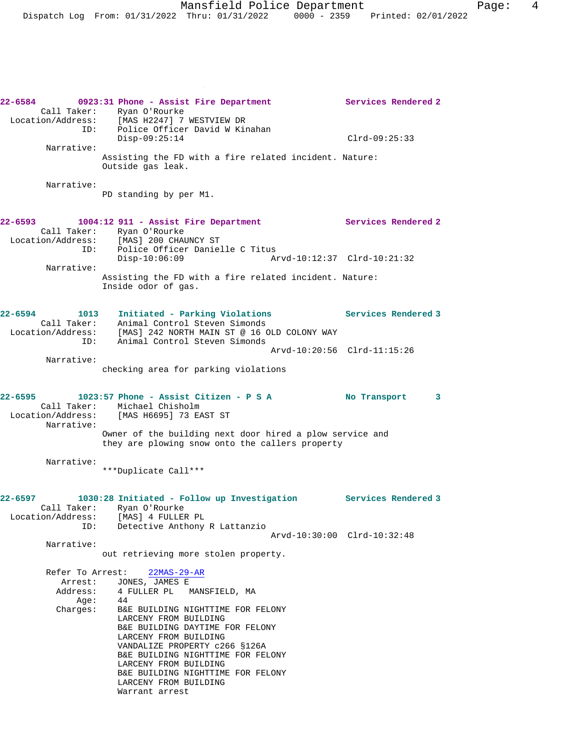**22-6584** 0923:31 Phone - Assist Fire Department — Services Rendered 2

Call Taker: Ryan O'Rourke
Location/Address: [MAS H2247] 7 WESTVIEW DR
ID: Police Officer David W Kinahan
Disp-09:25:14 Clrd-09:25:33

Narrative:
Assisting the FD with a fire related incident. Nature: Outside gas leak.

Narrative:
PD standing by per M1.

**22-6593** 1004:12 911 - Assist Fire Department — Services Rendered 2

Call Taker: Ryan O'Rourke
Location/Address: [MAS] 200 CHAUNCY ST
ID: Police Officer Danielle C Titus
Disp-10:06:09 Arvd-10:12:37 Clrd-10:21:32

Narrative:
Assisting the FD with a fire related incident. Nature: Inside odor of gas.

**22-6594** 1013 Initiated - Parking Violations — Services Rendered 3

Call Taker: Animal Control Steven Simonds
Location/Address: [MAS] 242 NORTH MAIN ST @ 16 OLD COLONY WAY
ID: Animal Control Steven Simonds
Arvd-10:20:56 Clrd-11:15:26

Narrative:
checking area for parking violations

**22-6595** 1023:57 Phone - Assist Citizen - P S A — No Transport 3

Call Taker: Michael Chisholm
Location/Address: [MAS H6695] 73 EAST ST

Narrative:
Owner of the building next door hired a plow service and they are plowing snow onto the callers property

Narrative:
***Duplicate Call***

**22-6597** 1030:28 Initiated - Follow up Investigation — Services Rendered 3

Call Taker: Ryan O'Rourke
Location/Address: [MAS] 4 FULLER PL
ID: Detective Anthony R Lattanzio
Arvd-10:30:00 Clrd-10:32:48

Narrative:
out retrieving more stolen property.

Refer To Arrest: 22MAS-29-AR
Arrest: JONES, JAMES E
Address: 4 FULLER PL MANSFIELD, MA
Age: 44
Charges:
B&E BUILDING NIGHTTIME FOR FELONY
LARCENY FROM BUILDING
B&E BUILDING DAYTIME FOR FELONY
LARCENY FROM BUILDING
VANDALIZE PROPERTY c266 §126A
B&E BUILDING NIGHTTIME FOR FELONY
LARCENY FROM BUILDING
B&E BUILDING NIGHTTIME FOR FELONY
LARCENY FROM BUILDING
Warrant arrest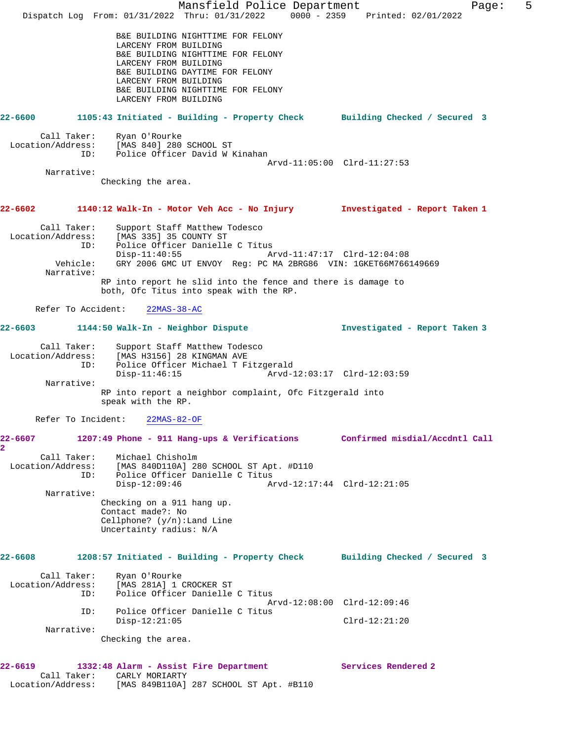B&E BUILDING NIGHTTIME FOR FELONY
LARCENY FROM BUILDING
B&E BUILDING NIGHTTIME FOR FELONY
LARCENY FROM BUILDING
B&E BUILDING DAYTIME FOR FELONY
LARCENY FROM BUILDING
B&E BUILDING NIGHTTIME FOR FELONY
LARCENY FROM BUILDING

**22-6600 1105:43 Initiated - Building - Property Check — Building Checked / Secured 3**

Call Taker: Ryan O'Rourke
Location/Address: [MAS 840] 280 SCHOOL ST
ID: Police Officer David W Kinahan
Arvd-11:05:00 Clrd-11:27:53
Narrative:
Checking the area.

**22-6602 1140:12 Walk-In - Motor Veh Acc - No Injury — Investigated - Report Taken 1**

Call Taker: Support Staff Matthew Todesco
Location/Address: [MAS 335] 35 COUNTY ST
ID: Police Officer Danielle C Titus
Disp-11:40:55 Arvd-11:47:17 Clrd-12:04:08
Vehicle: GRY 2006 GMC UT ENVOY Reg: PC MA 2BRG86 VIN: 1GKET66M766149669
Narrative:
RP into report he slid into the fence and there is damage to both, Ofc Titus into speak with the RP.

Refer To Accident: 22MAS-38-AC

**22-6603 1144:50 Walk-In - Neighbor Dispute — Investigated - Report Taken 3**

Call Taker: Support Staff Matthew Todesco
Location/Address: [MAS H3156] 28 KINGMAN AVE
ID: Police Officer Michael T Fitzgerald
Disp-11:46:15 Arvd-12:03:17 Clrd-12:03:59
Narrative:
RP into report a neighbor complaint, Ofc Fitzgerald into speak with the RP.

Refer To Incident: 22MAS-82-OF

**22-6607 1207:49 Phone - 911 Hang-ups & Verifications — Confirmed misdial/Accdntl Call 2**

Call Taker: Michael Chisholm
Location/Address: [MAS 840D110A] 280 SCHOOL ST Apt. #D110
ID: Police Officer Danielle C Titus
Disp-12:09:46 Arvd-12:17:44 Clrd-12:21:05
Narrative:
Checking on a 911 hang up.
Contact made?: No
Cellphone? (y/n):Land Line
Uncertainty radius: N/A

**22-6608 1208:57 Initiated - Building - Property Check — Building Checked / Secured 3**

Call Taker: Ryan O'Rourke
Location/Address: [MAS 281A] 1 CROCKER ST
ID: Police Officer Danielle C Titus
Arvd-12:08:00 Clrd-12:09:46
ID: Police Officer Danielle C Titus
Disp-12:21:05 Clrd-12:21:20
Narrative:
Checking the area.

**22-6619 1332:48 Alarm - Assist Fire Department — Services Rendered 2**

Call Taker: CARLY MORIARTY
Location/Address: [MAS 849B110A] 287 SCHOOL ST Apt. #B110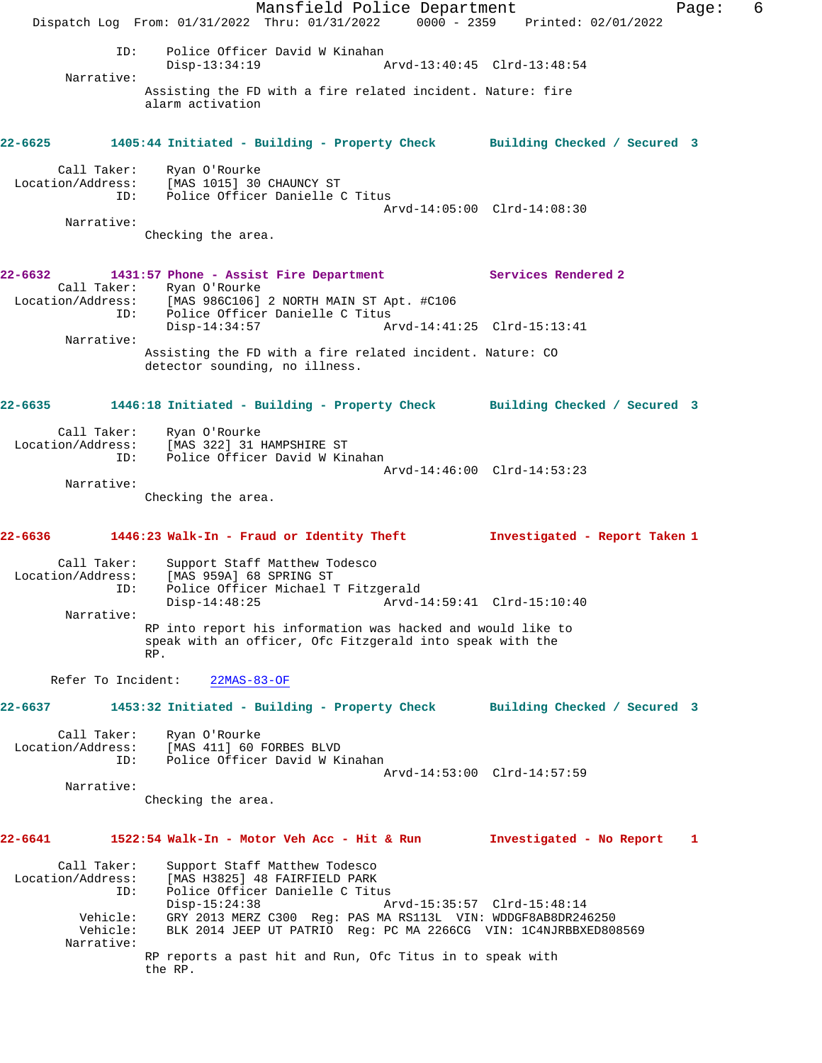ID: Police Officer David W Kinahan
Disp-13:34:19 Arvd-13:40:45 Clrd-13:48:54

Narrative:
Assisting the FD with a fire related incident. Nature: fire alarm activation

**22-6625 1405:44 Initiated - Building - Property Check Building Checked / Secured 3**

Call Taker: Ryan O'Rourke
Location/Address: [MAS 1015] 30 CHAUNCY ST
ID: Police Officer Danielle C Titus
Arvd-14:05:00 Clrd-14:08:30

Narrative:
Checking the area.

**22-6632 1431:57 Phone - Assist Fire Department Services Rendered 2**

Call Taker: Ryan O'Rourke
Location/Address: [MAS 986C106] 2 NORTH MAIN ST Apt. #C106
ID: Police Officer Danielle C Titus
Disp-14:34:57 Arvd-14:41:25 Clrd-15:13:41

Narrative:
Assisting the FD with a fire related incident. Nature: CO detector sounding, no illness.

**22-6635 1446:18 Initiated - Building - Property Check Building Checked / Secured 3**

Call Taker: Ryan O'Rourke
Location/Address: [MAS 322] 31 HAMPSHIRE ST
ID: Police Officer David W Kinahan
Arvd-14:46:00 Clrd-14:53:23

Narrative:
Checking the area.

**22-6636 1446:23 Walk-In - Fraud or Identity Theft Investigated - Report Taken 1**

Call Taker: Support Staff Matthew Todesco
Location/Address: [MAS 959A] 68 SPRING ST
ID: Police Officer Michael T Fitzgerald
Disp-14:48:25 Arvd-14:59:41 Clrd-15:10:40

Narrative:
RP into report his information was hacked and would like to speak with an officer, Ofc Fitzgerald into speak with the RP.

Refer To Incident: 22MAS-83-OF

**22-6637 1453:32 Initiated - Building - Property Check Building Checked / Secured 3**

Call Taker: Ryan O'Rourke
Location/Address: [MAS 411] 60 FORBES BLVD
ID: Police Officer David W Kinahan
Arvd-14:53:00 Clrd-14:57:59

Narrative:
Checking the area.

**22-6641 1522:54 Walk-In - Motor Veh Acc - Hit & Run Investigated - No Report 1**

Call Taker: Support Staff Matthew Todesco
Location/Address: [MAS H3825] 48 FAIRFIELD PARK
ID: Police Officer Danielle C Titus
Disp-15:24:38 Arvd-15:35:57 Clrd-15:48:14
Vehicle: GRY 2013 MERZ C300 Reg: PAS MA RS113L VIN: WDDGF8AB8DR246250
Vehicle: BLK 2014 JEEP UT PATRIO Reg: PC MA 2266CG VIN: 1C4NJRBBXED808569

Narrative:
RP reports a past hit and Run, Ofc Titus in to speak with the RP.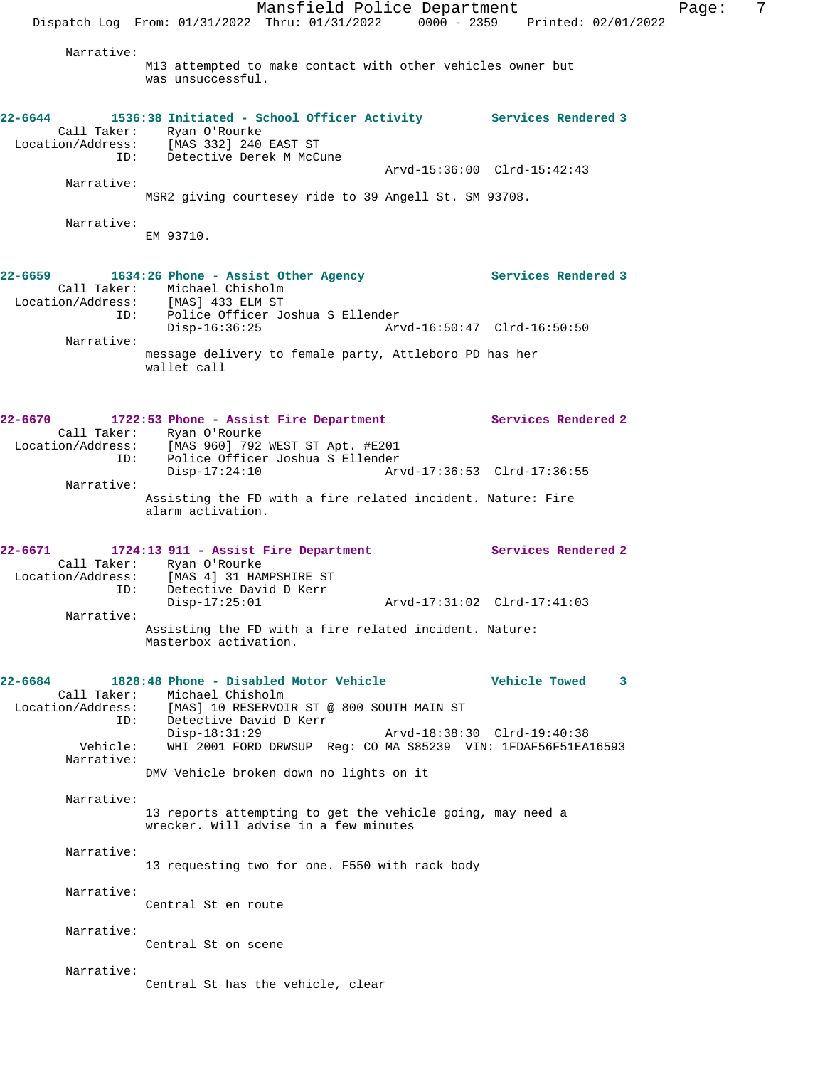Narrative:
M13 attempted to make contact with other vehicles owner but was unsuccessful.

**22-6644 1536:38 Initiated - School Officer Activity — Services Rendered 3**

Call Taker: Ryan O'Rourke
Location/Address: [MAS 332] 240 EAST ST
ID: Detective Derek M McCune
Arvd-15:36:00 Clrd-15:42:43

Narrative:
MSR2 giving courtesey ride to 39 Angell St. SM 93708.

Narrative:
EM 93710.

**22-6659 1634:26 Phone - Assist Other Agency — Services Rendered 3**

Call Taker: Michael Chisholm
Location/Address: [MAS] 433 ELM ST
ID: Police Officer Joshua S Ellender
Disp-16:36:25 Arvd-16:50:47 Clrd-16:50:50

Narrative:
message delivery to female party, Attleboro PD has her wallet call

**22-6670 1722:53 Phone - Assist Fire Department — Services Rendered 2**

Call Taker: Ryan O'Rourke
Location/Address: [MAS 960] 792 WEST ST Apt. #E201
ID: Police Officer Joshua S Ellender
Disp-17:24:10 Arvd-17:36:53 Clrd-17:36:55

Narrative:
Assisting the FD with a fire related incident. Nature: Fire alarm activation.

**22-6671 1724:13 911 - Assist Fire Department — Services Rendered 2**

Call Taker: Ryan O'Rourke
Location/Address: [MAS 4] 31 HAMPSHIRE ST
ID: Detective David D Kerr
Disp-17:25:01 Arvd-17:31:02 Clrd-17:41:03

Narrative:
Assisting the FD with a fire related incident. Nature: Masterbox activation.

**22-6684 1828:48 Phone - Disabled Motor Vehicle — Vehicle Towed 3**

Call Taker: Michael Chisholm
Location/Address: [MAS] 10 RESERVOIR ST @ 800 SOUTH MAIN ST
ID: Detective David D Kerr
Disp-18:31:29 Arvd-18:38:30 Clrd-19:40:38
Vehicle: WHI 2001 FORD DRWSUP Reg: CO MA S85239 VIN: 1FDAF56F51EA16593

Narrative:
DMV Vehicle broken down no lights on it

Narrative:
13 reports attempting to get the vehicle going, may need a wrecker. Will advise in a few minutes

Narrative:
13 requesting two for one. F550 with rack body

Narrative:
Central St en route

Narrative:
Central St on scene

Narrative:
Central St has the vehicle, clear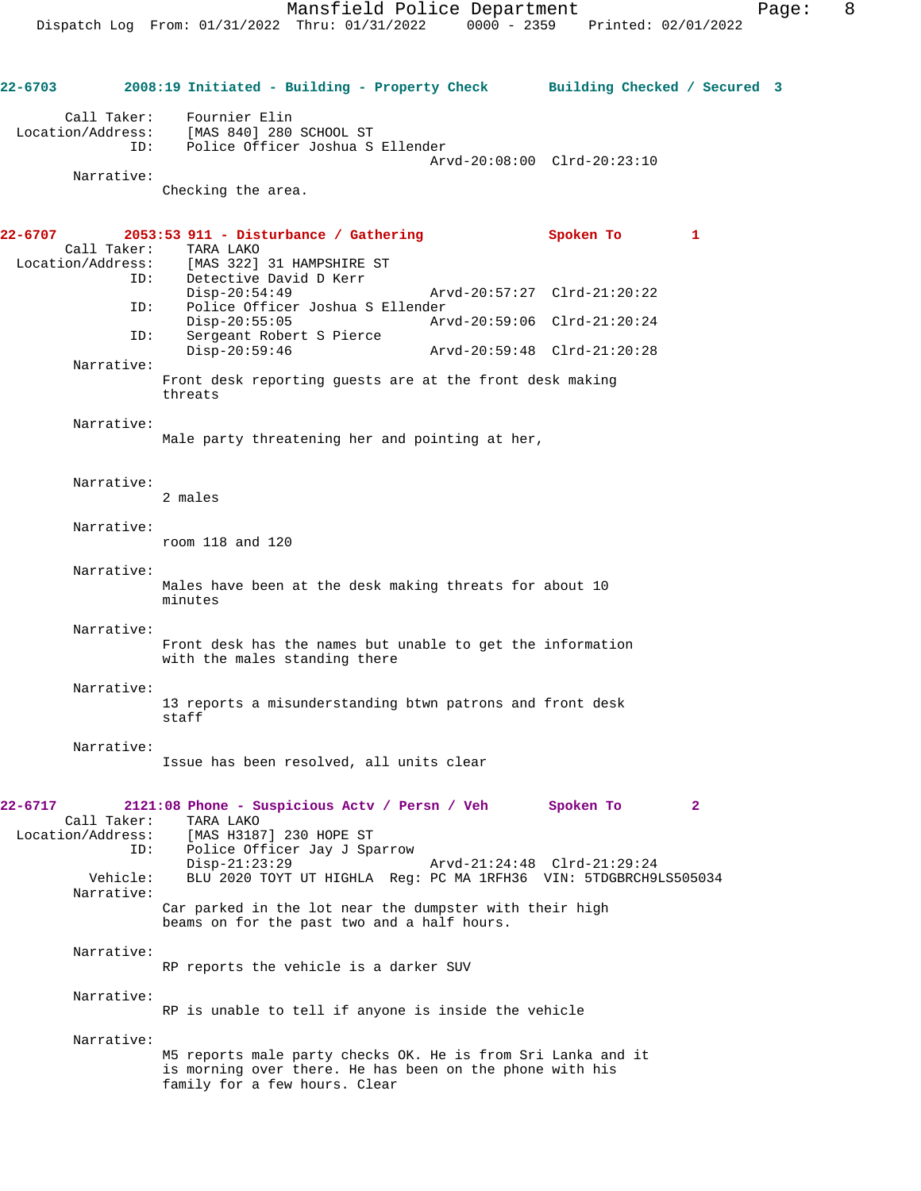**22-6703** 2008:19 Initiated - Building - Property Check — Building Checked / Secured 3

Call Taker: Fournier Elin
Location/Address: [MAS 840] 280 SCHOOL ST
ID: Police Officer Joshua S Ellender
Arvd-20:08:00 Clrd-20:23:10

Narrative:
Checking the area.

**22-6707** 2053:53 911 - Disturbance / Gathering — Spoken To 1

Call Taker: TARA LAKO
Location/Address: [MAS 322] 31 HAMPSHIRE ST
ID: Detective David D Kerr
Disp-20:54:49 Arvd-20:57:27 Clrd-21:20:22
ID: Police Officer Joshua S Ellender
Disp-20:55:05 Arvd-20:59:06 Clrd-21:20:24
ID: Sergeant Robert S Pierce
Disp-20:59:46 Arvd-20:59:48 Clrd-21:20:28

Narrative:
Front desk reporting guests are at the front desk making threats

Narrative:
Male party threatening her and pointing at her,

Narrative:
2 males

Narrative:
room 118 and 120

Narrative:
Males have been at the desk making threats for about 10 minutes

Narrative:
Front desk has the names but unable to get the information with the males standing there

Narrative:
13 reports a misunderstanding btwn patrons and front desk staff

Narrative:
Issue has been resolved, all units clear

**22-6717** 2121:08 Phone - Suspicious Actv / Persn / Veh — Spoken To 2

Call Taker: TARA LAKO
Location/Address: [MAS H3187] 230 HOPE ST
ID: Police Officer Jay J Sparrow
Disp-21:23:29 Arvd-21:24:48 Clrd-21:29:24
Vehicle: BLU 2020 TOYT UT HIGHLA Reg: PC MA 1RFH36 VIN: 5TDGBRCH9LS505034

Narrative:
Car parked in the lot near the dumpster with their high beams on for the past two and a half hours.

Narrative:
RP reports the vehicle is a darker SUV

Narrative:
RP is unable to tell if anyone is inside the vehicle

Narrative:
M5 reports male party checks OK. He is from Sri Lanka and it is morning over there. He has been on the phone with his family for a few hours. Clear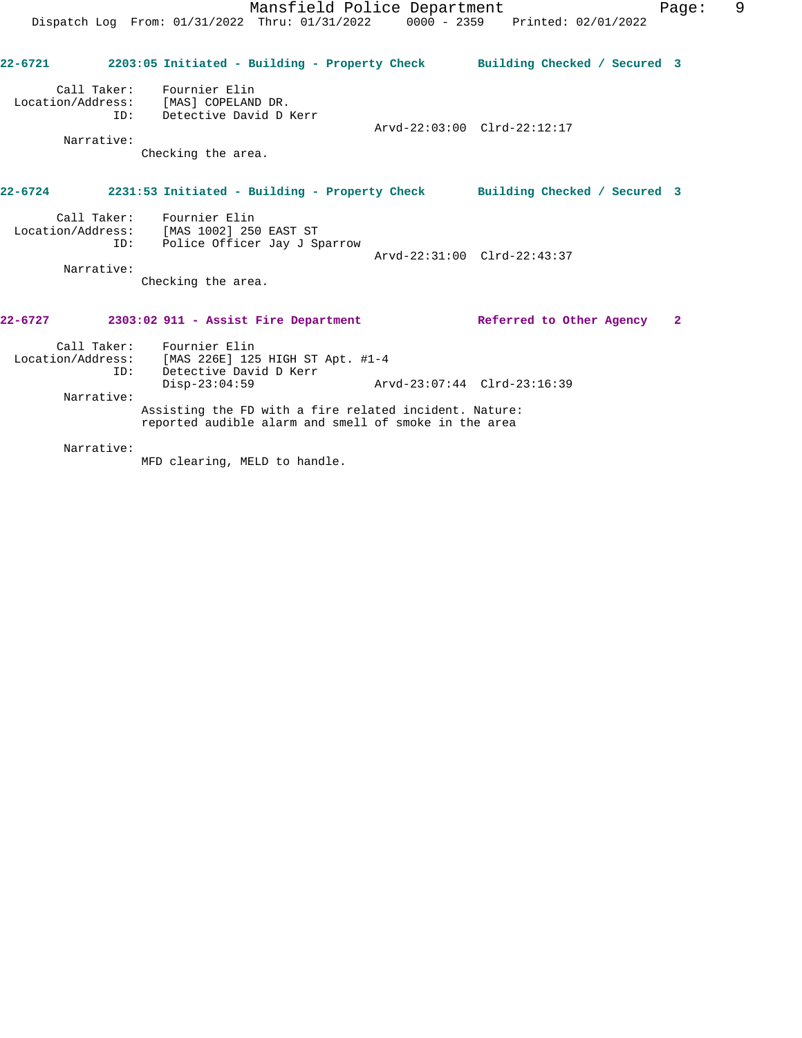**22-6721 2203:05 Initiated - Building - Property Check — Building Checked / Secured 3**

Call Taker: Fournier Elin
Location/Address: [MAS] COPELAND DR.
ID: Detective David D Kerr
Arvd-22:03:00 Clrd-22:12:17

Narrative:
Checking the area.

**22-6724 2231:53 Initiated - Building - Property Check — Building Checked / Secured 3**

Call Taker: Fournier Elin
Location/Address: [MAS 1002] 250 EAST ST
ID: Police Officer Jay J Sparrow
Arvd-22:31:00 Clrd-22:43:37

Narrative:
Checking the area.

**22-6727 2303:02 911 - Assist Fire Department — Referred to Other Agency 2**

Call Taker: Fournier Elin
Location/Address: [MAS 226E] 125 HIGH ST Apt. #1-4
ID: Detective David D Kerr
Disp-23:04:59 Arvd-23:07:44 Clrd-23:16:39

Narrative:
Assisting the FD with a fire related incident. Nature: reported audible alarm and smell of smoke in the area

Narrative:
MFD clearing, MELD to handle.